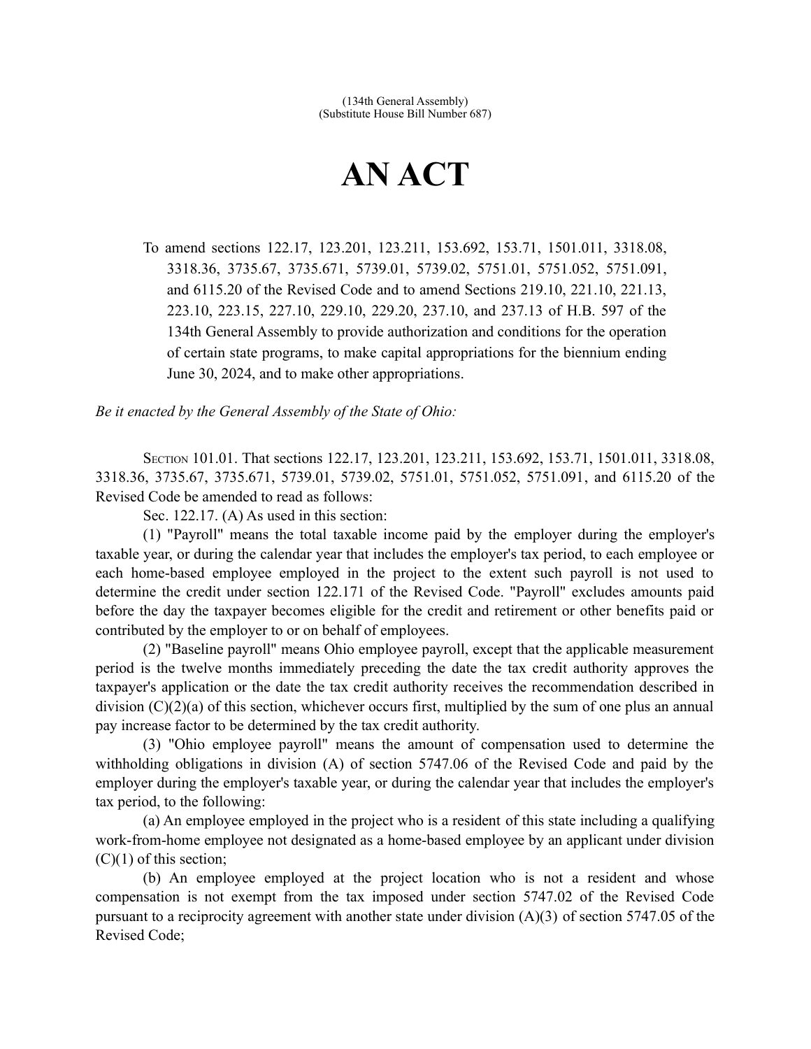(134th General Assembly)
(Substitute House Bill Number 687)

# AN ACT

To amend sections 122.17, 123.201, 123.211, 153.692, 153.71, 1501.011, 3318.08, 3318.36, 3735.67, 3735.671, 5739.01, 5739.02, 5751.01, 5751.052, 5751.091, and 6115.20 of the Revised Code and to amend Sections 219.10, 221.10, 221.13, 223.10, 223.15, 227.10, 229.10, 229.20, 237.10, and 237.13 of H.B. 597 of the 134th General Assembly to provide authorization and conditions for the operation of certain state programs, to make capital appropriations for the biennium ending June 30, 2024, and to make other appropriations.

*Be it enacted by the General Assembly of the State of Ohio:*

SECTION 101.01. That sections 122.17, 123.201, 123.211, 153.692, 153.71, 1501.011, 3318.08, 3318.36, 3735.67, 3735.671, 5739.01, 5739.02, 5751.01, 5751.052, 5751.091, and 6115.20 of the Revised Code be amended to read as follows:

Sec. 122.17. (A) As used in this section:

(1) "Payroll" means the total taxable income paid by the employer during the employer's taxable year, or during the calendar year that includes the employer's tax period, to each employee or each home-based employee employed in the project to the extent such payroll is not used to determine the credit under section 122.171 of the Revised Code. "Payroll" excludes amounts paid before the day the taxpayer becomes eligible for the credit and retirement or other benefits paid or contributed by the employer to or on behalf of employees.

(2) "Baseline payroll" means Ohio employee payroll, except that the applicable measurement period is the twelve months immediately preceding the date the tax credit authority approves the taxpayer's application or the date the tax credit authority receives the recommendation described in division (C)(2)(a) of this section, whichever occurs first, multiplied by the sum of one plus an annual pay increase factor to be determined by the tax credit authority.

(3) "Ohio employee payroll" means the amount of compensation used to determine the withholding obligations in division (A) of section 5747.06 of the Revised Code and paid by the employer during the employer's taxable year, or during the calendar year that includes the employer's tax period, to the following:

(a) An employee employed in the project who is a resident of this state including a qualifying work-from-home employee not designated as a home-based employee by an applicant under division (C)(1) of this section;

(b) An employee employed at the project location who is not a resident and whose compensation is not exempt from the tax imposed under section 5747.02 of the Revised Code pursuant to a reciprocity agreement with another state under division (A)(3) of section 5747.05 of the Revised Code;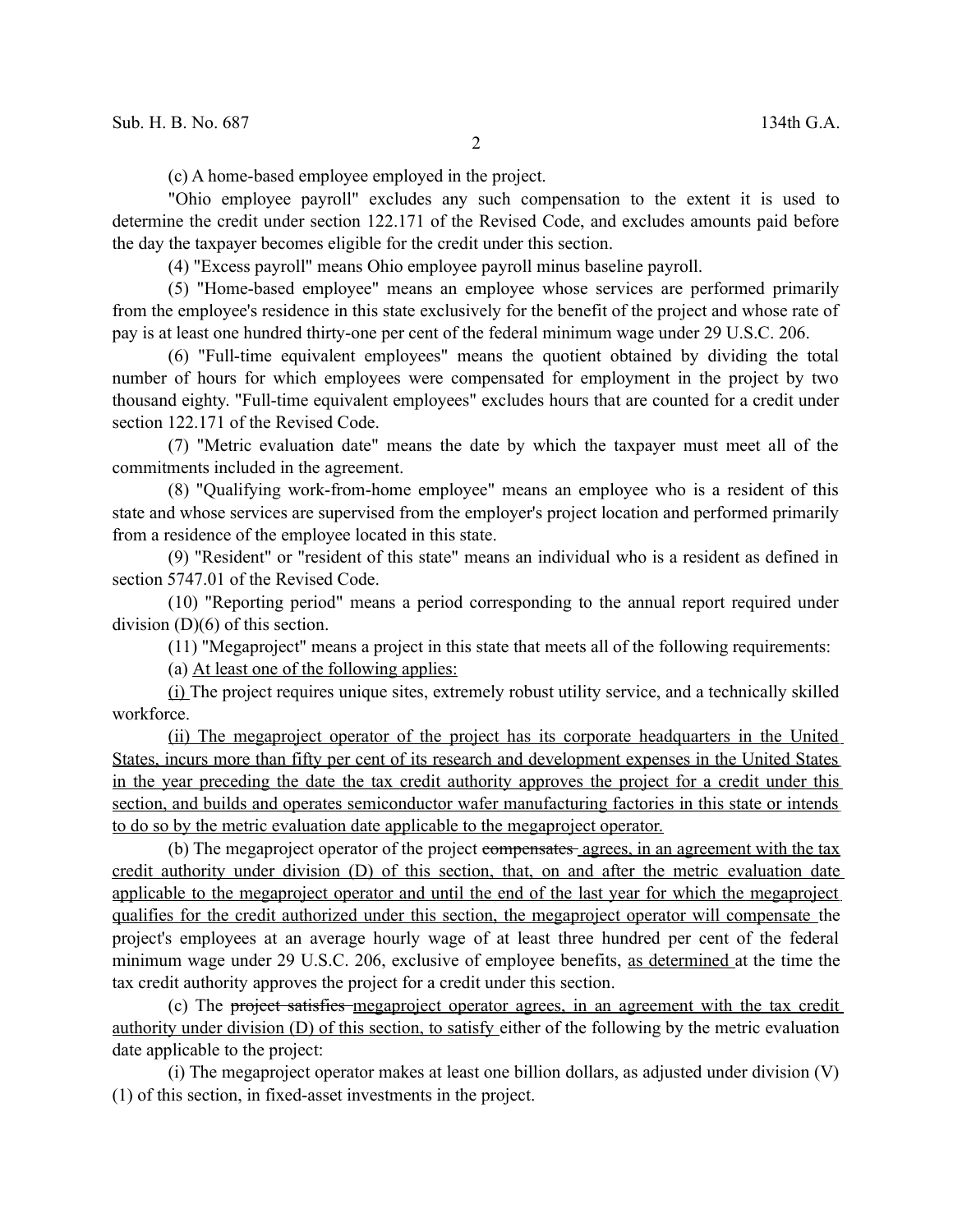(c) A home-based employee employed in the project.

"Ohio employee payroll" excludes any such compensation to the extent it is used to determine the credit under section 122.171 of the Revised Code, and excludes amounts paid before the day the taxpayer becomes eligible for the credit under this section.

(4) "Excess payroll" means Ohio employee payroll minus baseline payroll.

(5) "Home-based employee" means an employee whose services are performed primarily from the employee's residence in this state exclusively for the benefit of the project and whose rate of pay is at least one hundred thirty-one per cent of the federal minimum wage under 29 U.S.C. 206.

(6) "Full-time equivalent employees" means the quotient obtained by dividing the total number of hours for which employees were compensated for employment in the project by two thousand eighty. "Full-time equivalent employees" excludes hours that are counted for a credit under section 122.171 of the Revised Code.

(7) "Metric evaluation date" means the date by which the taxpayer must meet all of the commitments included in the agreement.

(8) "Qualifying work-from-home employee" means an employee who is a resident of this state and whose services are supervised from the employer's project location and performed primarily from a residence of the employee located in this state.

(9) "Resident" or "resident of this state" means an individual who is a resident as defined in section 5747.01 of the Revised Code.

(10) "Reporting period" means a period corresponding to the annual report required under division (D)(6) of this section.

(11) "Megaproject" means a project in this state that meets all of the following requirements:

(a) At least one of the following applies:

(i) The project requires unique sites, extremely robust utility service, and a technically skilled workforce.

(ii) The megaproject operator of the project has its corporate headquarters in the United States, incurs more than fifty per cent of its research and development expenses in the United States in the year preceding the date the tax credit authority approves the project for a credit under this section, and builds and operates semiconductor wafer manufacturing factories in this state or intends to do so by the metric evaluation date applicable to the megaproject operator.

(b) The megaproject operator of the project ~~compensates~~ agrees, in an agreement with the tax credit authority under division (D) of this section, that, on and after the metric evaluation date applicable to the megaproject operator and until the end of the last year for which the megaproject qualifies for the credit authorized under this section, the megaproject operator will compensate the project's employees at an average hourly wage of at least three hundred per cent of the federal minimum wage under 29 U.S.C. 206, exclusive of employee benefits, as determined at the time the tax credit authority approves the project for a credit under this section.

(c) The ~~project satisfies~~ megaproject operator agrees, in an agreement with the tax credit authority under division (D) of this section, to satisfy either of the following by the metric evaluation date applicable to the project:

(i) The megaproject operator makes at least one billion dollars, as adjusted under division (V)(1) of this section, in fixed-asset investments in the project.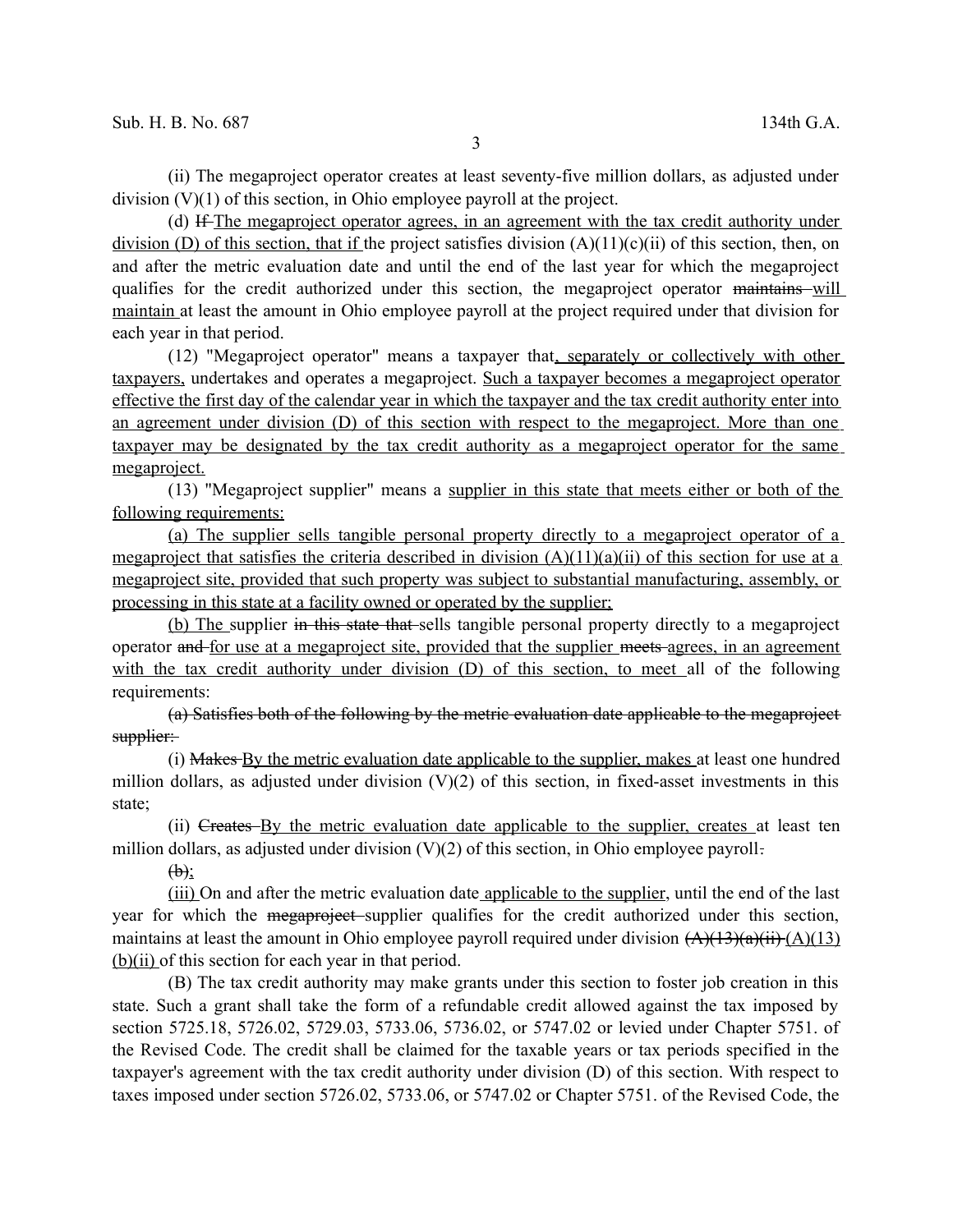(ii) The megaproject operator creates at least seventy-five million dollars, as adjusted under division (V)(1) of this section, in Ohio employee payroll at the project.

(d) ~~If~~ The megaproject operator agrees, in an agreement with the tax credit authority under division (D) of this section, that if the project satisfies division (A)(11)(c)(ii) of this section, then, on and after the metric evaluation date and until the end of the last year for which the megaproject qualifies for the credit authorized under this section, the megaproject operator ~~maintains~~ will maintain at least the amount in Ohio employee payroll at the project required under that division for each year in that period.

(12) "Megaproject operator" means a taxpayer that, separately or collectively with other taxpayers, undertakes and operates a megaproject. Such a taxpayer becomes a megaproject operator effective the first day of the calendar year in which the taxpayer and the tax credit authority enter into an agreement under division (D) of this section with respect to the megaproject. More than one taxpayer may be designated by the tax credit authority as a megaproject operator for the same megaproject.

(13) "Megaproject supplier" means a supplier in this state that meets either or both of the following requirements:

(a) The supplier sells tangible personal property directly to a megaproject operator of a megaproject that satisfies the criteria described in division (A)(11)(a)(ii) of this section for use at a megaproject site, provided that such property was subject to substantial manufacturing, assembly, or processing in this state at a facility owned or operated by the supplier;

(b) The supplier ~~in this state that~~ sells tangible personal property directly to a megaproject operator ~~and~~ for use at a megaproject site, provided that the supplier ~~meets~~ agrees, in an agreement with the tax credit authority under division (D) of this section, to meet all of the following requirements:

~~(a) Satisfies both of the following by the metric evaluation date applicable to the megaproject supplier:~~

(i) ~~Makes~~ By the metric evaluation date applicable to the supplier, makes at least one hundred million dollars, as adjusted under division (V)(2) of this section, in fixed-asset investments in this state;

(ii) ~~Creates~~ By the metric evaluation date applicable to the supplier, creates at least ten million dollars, as adjusted under division (V)(2) of this section, in Ohio employee payroll~~.~~

~~(b)~~;

(iii) On and after the metric evaluation date applicable to the supplier, until the end of the last year for which the ~~megaproject~~ supplier qualifies for the credit authorized under this section, maintains at least the amount in Ohio employee payroll required under division ~~(A)(13)(a)(ii)~~ (A)(13)(b)(ii) of this section for each year in that period.

(B) The tax credit authority may make grants under this section to foster job creation in this state. Such a grant shall take the form of a refundable credit allowed against the tax imposed by section 5725.18, 5726.02, 5729.03, 5733.06, 5736.02, or 5747.02 or levied under Chapter 5751. of the Revised Code. The credit shall be claimed for the taxable years or tax periods specified in the taxpayer's agreement with the tax credit authority under division (D) of this section. With respect to taxes imposed under section 5726.02, 5733.06, or 5747.02 or Chapter 5751. of the Revised Code, the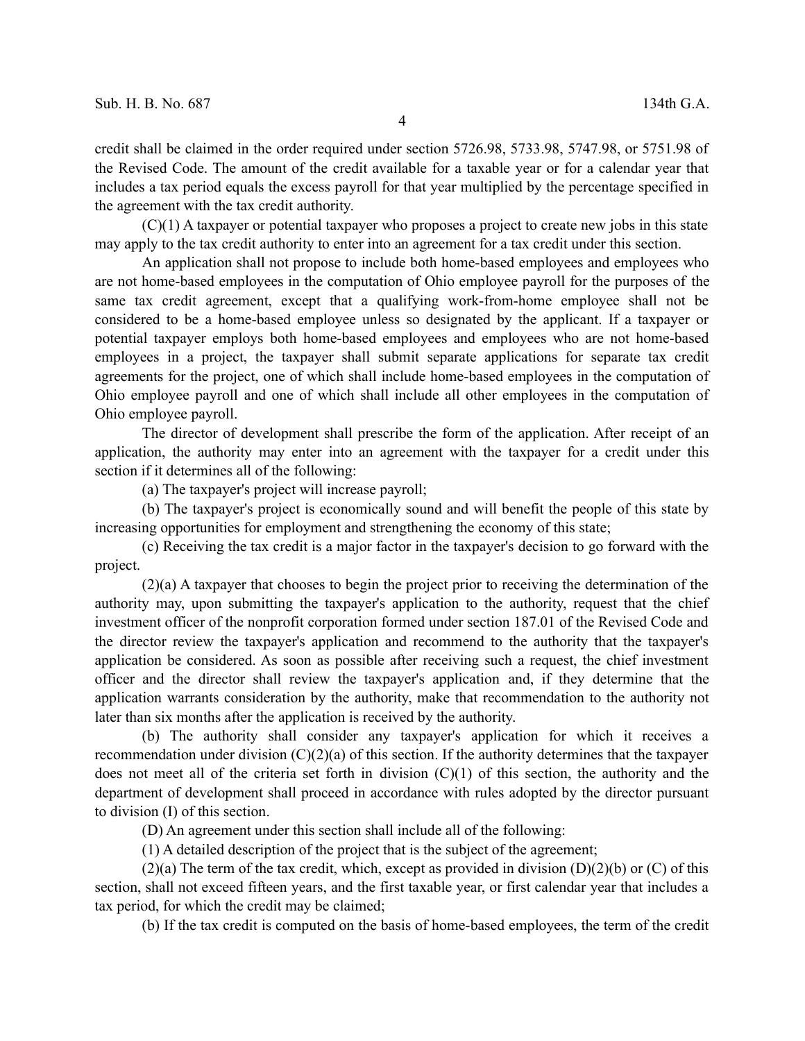credit shall be claimed in the order required under section 5726.98, 5733.98, 5747.98, or 5751.98 of the Revised Code. The amount of the credit available for a taxable year or for a calendar year that includes a tax period equals the excess payroll for that year multiplied by the percentage specified in the agreement with the tax credit authority.

(C)(1) A taxpayer or potential taxpayer who proposes a project to create new jobs in this state may apply to the tax credit authority to enter into an agreement for a tax credit under this section.

An application shall not propose to include both home-based employees and employees who are not home-based employees in the computation of Ohio employee payroll for the purposes of the same tax credit agreement, except that a qualifying work-from-home employee shall not be considered to be a home-based employee unless so designated by the applicant. If a taxpayer or potential taxpayer employs both home-based employees and employees who are not home-based employees in a project, the taxpayer shall submit separate applications for separate tax credit agreements for the project, one of which shall include home-based employees in the computation of Ohio employee payroll and one of which shall include all other employees in the computation of Ohio employee payroll.

The director of development shall prescribe the form of the application. After receipt of an application, the authority may enter into an agreement with the taxpayer for a credit under this section if it determines all of the following:

(a) The taxpayer's project will increase payroll;

(b) The taxpayer's project is economically sound and will benefit the people of this state by increasing opportunities for employment and strengthening the economy of this state;

(c) Receiving the tax credit is a major factor in the taxpayer's decision to go forward with the project.

(2)(a) A taxpayer that chooses to begin the project prior to receiving the determination of the authority may, upon submitting the taxpayer's application to the authority, request that the chief investment officer of the nonprofit corporation formed under section 187.01 of the Revised Code and the director review the taxpayer's application and recommend to the authority that the taxpayer's application be considered. As soon as possible after receiving such a request, the chief investment officer and the director shall review the taxpayer's application and, if they determine that the application warrants consideration by the authority, make that recommendation to the authority not later than six months after the application is received by the authority.

(b) The authority shall consider any taxpayer's application for which it receives a recommendation under division (C)(2)(a) of this section. If the authority determines that the taxpayer does not meet all of the criteria set forth in division (C)(1) of this section, the authority and the department of development shall proceed in accordance with rules adopted by the director pursuant to division (I) of this section.

(D) An agreement under this section shall include all of the following:

(1) A detailed description of the project that is the subject of the agreement;

(2)(a) The term of the tax credit, which, except as provided in division (D)(2)(b) or (C) of this section, shall not exceed fifteen years, and the first taxable year, or first calendar year that includes a tax period, for which the credit may be claimed;

(b) If the tax credit is computed on the basis of home-based employees, the term of the credit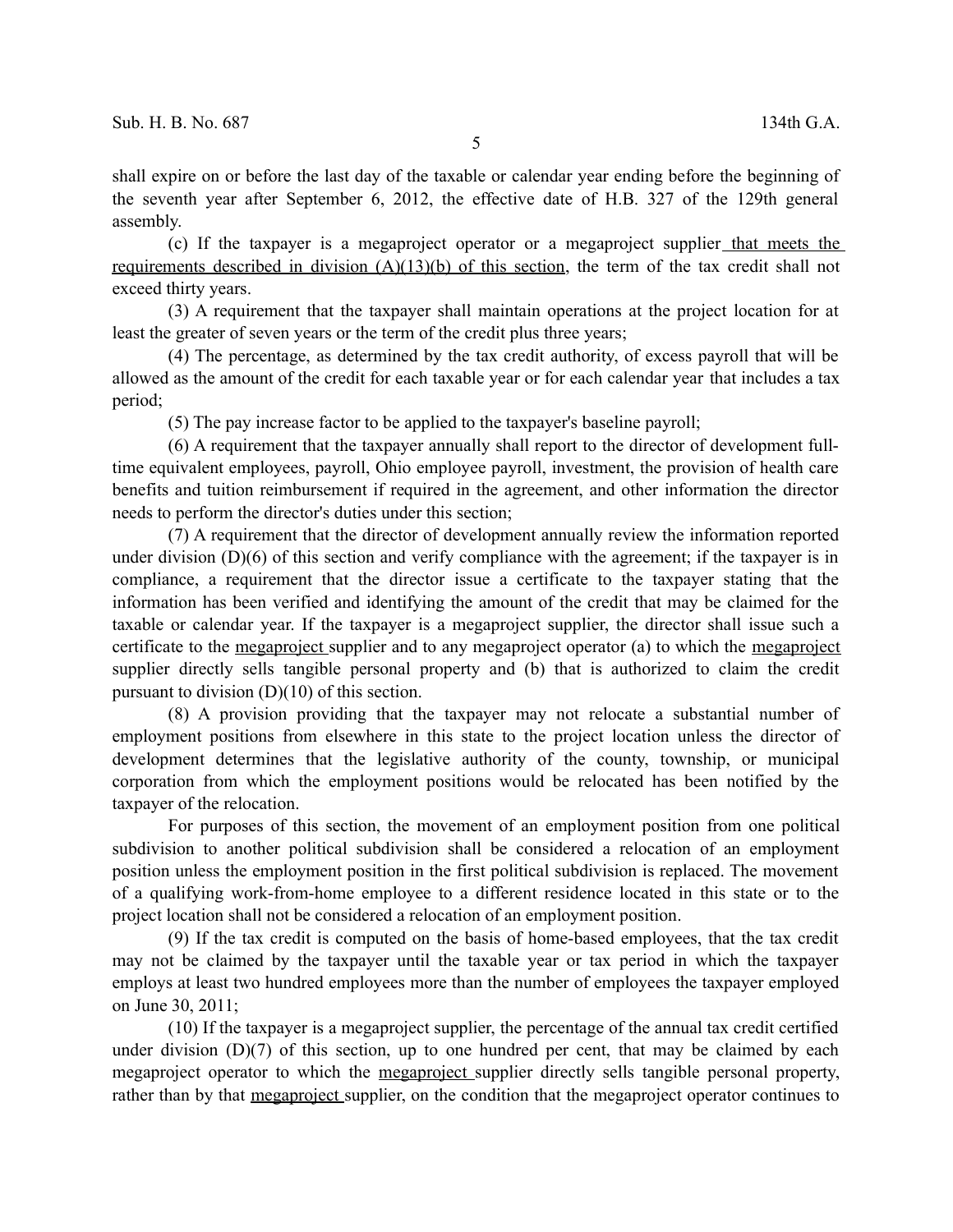shall expire on or before the last day of the taxable or calendar year ending before the beginning of the seventh year after September 6, 2012, the effective date of H.B. 327 of the 129th general assembly.

(c) If the taxpayer is a megaproject operator or a megaproject supplier that meets the requirements described in division (A)(13)(b) of this section, the term of the tax credit shall not exceed thirty years.

(3) A requirement that the taxpayer shall maintain operations at the project location for at least the greater of seven years or the term of the credit plus three years;

(4) The percentage, as determined by the tax credit authority, of excess payroll that will be allowed as the amount of the credit for each taxable year or for each calendar year that includes a tax period;

(5) The pay increase factor to be applied to the taxpayer's baseline payroll;

(6) A requirement that the taxpayer annually shall report to the director of development full-time equivalent employees, payroll, Ohio employee payroll, investment, the provision of health care benefits and tuition reimbursement if required in the agreement, and other information the director needs to perform the director's duties under this section;

(7) A requirement that the director of development annually review the information reported under division (D)(6) of this section and verify compliance with the agreement; if the taxpayer is in compliance, a requirement that the director issue a certificate to the taxpayer stating that the information has been verified and identifying the amount of the credit that may be claimed for the taxable or calendar year. If the taxpayer is a megaproject supplier, the director shall issue such a certificate to the megaproject supplier and to any megaproject operator (a) to which the megaproject supplier directly sells tangible personal property and (b) that is authorized to claim the credit pursuant to division (D)(10) of this section.

(8) A provision providing that the taxpayer may not relocate a substantial number of employment positions from elsewhere in this state to the project location unless the director of development determines that the legislative authority of the county, township, or municipal corporation from which the employment positions would be relocated has been notified by the taxpayer of the relocation.

For purposes of this section, the movement of an employment position from one political subdivision to another political subdivision shall be considered a relocation of an employment position unless the employment position in the first political subdivision is replaced. The movement of a qualifying work-from-home employee to a different residence located in this state or to the project location shall not be considered a relocation of an employment position.

(9) If the tax credit is computed on the basis of home-based employees, that the tax credit may not be claimed by the taxpayer until the taxable year or tax period in which the taxpayer employs at least two hundred employees more than the number of employees the taxpayer employed on June 30, 2011;

(10) If the taxpayer is a megaproject supplier, the percentage of the annual tax credit certified under division (D)(7) of this section, up to one hundred per cent, that may be claimed by each megaproject operator to which the megaproject supplier directly sells tangible personal property, rather than by that megaproject supplier, on the condition that the megaproject operator continues to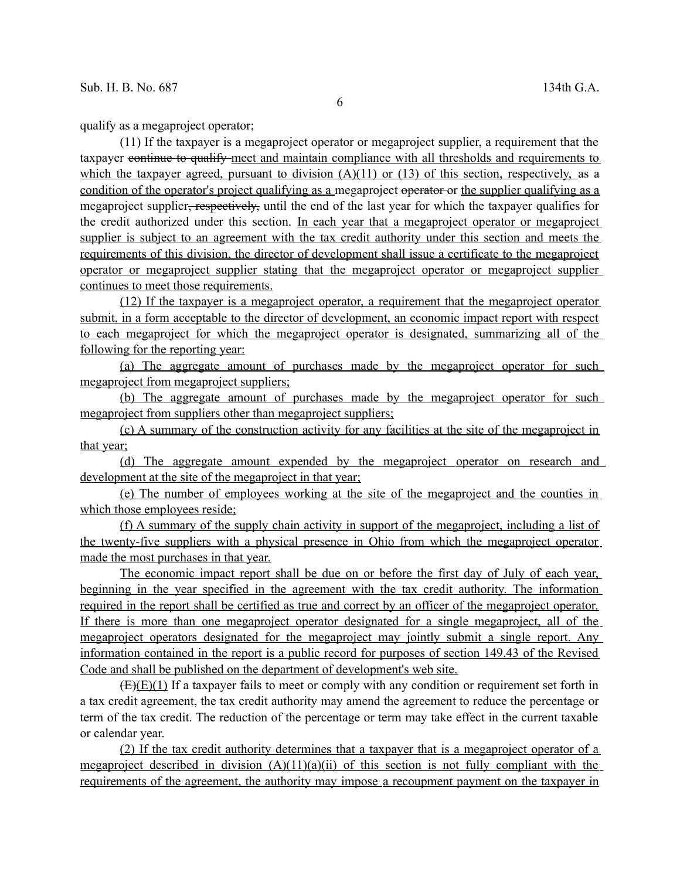qualify as a megaproject operator;

(11) If the taxpayer is a megaproject operator or megaproject supplier, a requirement that the taxpayer ~~continue to qualify~~ meet and maintain compliance with all thresholds and requirements to which the taxpayer agreed, pursuant to division (A)(11) or (13) of this section, respectively, as a condition of the operator's project qualifying as a megaproject ~~operator~~ or the supplier qualifying as a megaproject supplier~~, respectively,~~ until the end of the last year for which the taxpayer qualifies for the credit authorized under this section. In each year that a megaproject operator or megaproject supplier is subject to an agreement with the tax credit authority under this section and meets the requirements of this division, the director of development shall issue a certificate to the megaproject operator or megaproject supplier stating that the megaproject operator or megaproject supplier continues to meet those requirements.

(12) If the taxpayer is a megaproject operator, a requirement that the megaproject operator submit, in a form acceptable to the director of development, an economic impact report with respect to each megaproject for which the megaproject operator is designated, summarizing all of the following for the reporting year:

(a) The aggregate amount of purchases made by the megaproject operator for such megaproject from megaproject suppliers;

(b) The aggregate amount of purchases made by the megaproject operator for such megaproject from suppliers other than megaproject suppliers;

(c) A summary of the construction activity for any facilities at the site of the megaproject in that year;

(d) The aggregate amount expended by the megaproject operator on research and development at the site of the megaproject in that year;

(e) The number of employees working at the site of the megaproject and the counties in which those employees reside;

(f) A summary of the supply chain activity in support of the megaproject, including a list of the twenty-five suppliers with a physical presence in Ohio from which the megaproject operator made the most purchases in that year.

The economic impact report shall be due on or before the first day of July of each year, beginning in the year specified in the agreement with the tax credit authority. The information required in the report shall be certified as true and correct by an officer of the megaproject operator. If there is more than one megaproject operator designated for a single megaproject, all of the megaproject operators designated for the megaproject may jointly submit a single report. Any information contained in the report is a public record for purposes of section 149.43 of the Revised Code and shall be published on the department of development's web site.

~~(E)~~(E)(1) If a taxpayer fails to meet or comply with any condition or requirement set forth in a tax credit agreement, the tax credit authority may amend the agreement to reduce the percentage or term of the tax credit. The reduction of the percentage or term may take effect in the current taxable or calendar year.

(2) If the tax credit authority determines that a taxpayer that is a megaproject operator of a megaproject described in division (A)(11)(a)(ii) of this section is not fully compliant with the requirements of the agreement, the authority may impose a recoupment payment on the taxpayer in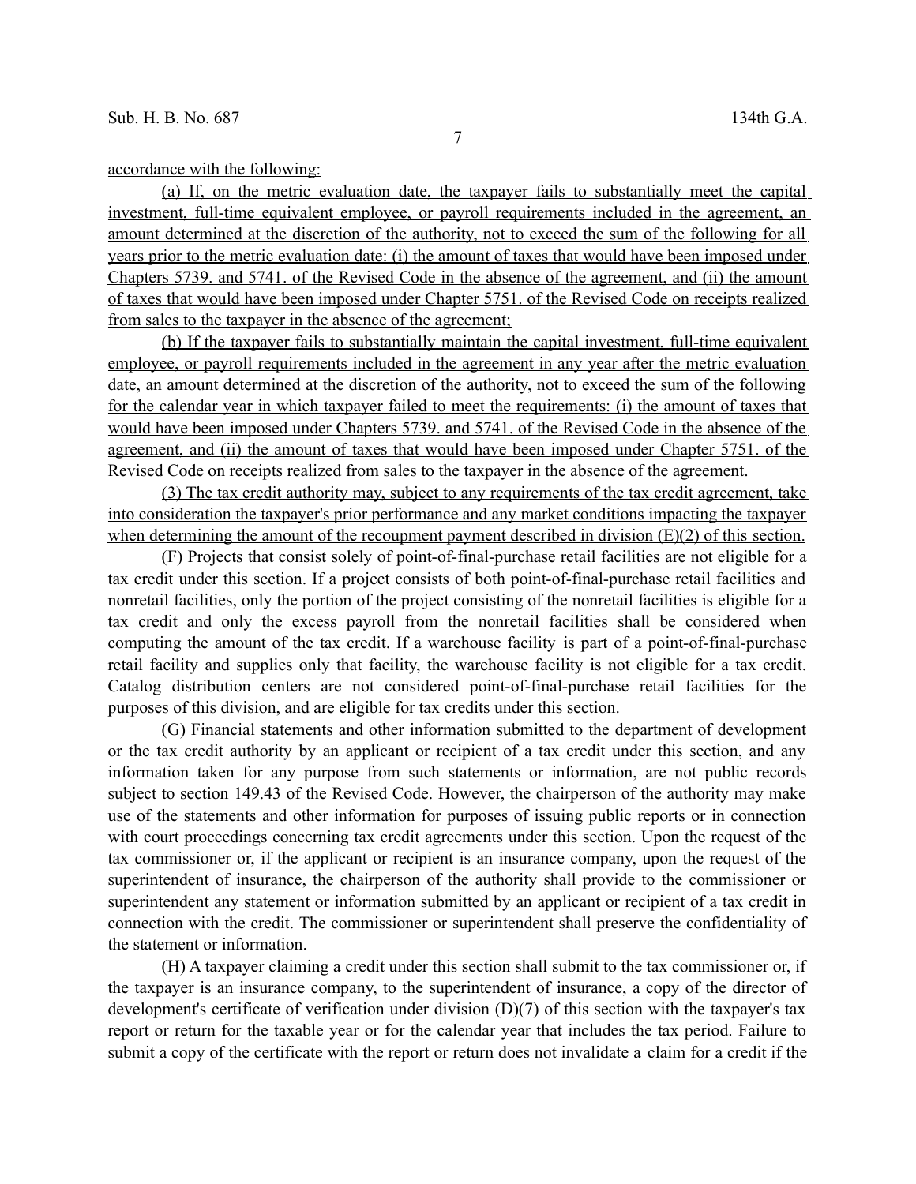accordance with the following:

(a) If, on the metric evaluation date, the taxpayer fails to substantially meet the capital investment, full-time equivalent employee, or payroll requirements included in the agreement, an amount determined at the discretion of the authority, not to exceed the sum of the following for all years prior to the metric evaluation date: (i) the amount of taxes that would have been imposed under Chapters 5739. and 5741. of the Revised Code in the absence of the agreement, and (ii) the amount of taxes that would have been imposed under Chapter 5751. of the Revised Code on receipts realized from sales to the taxpayer in the absence of the agreement;

(b) If the taxpayer fails to substantially maintain the capital investment, full-time equivalent employee, or payroll requirements included in the agreement in any year after the metric evaluation date, an amount determined at the discretion of the authority, not to exceed the sum of the following for the calendar year in which taxpayer failed to meet the requirements: (i) the amount of taxes that would have been imposed under Chapters 5739. and 5741. of the Revised Code in the absence of the agreement, and (ii) the amount of taxes that would have been imposed under Chapter 5751. of the Revised Code on receipts realized from sales to the taxpayer in the absence of the agreement.

(3) The tax credit authority may, subject to any requirements of the tax credit agreement, take into consideration the taxpayer's prior performance and any market conditions impacting the taxpayer when determining the amount of the recoupment payment described in division (E)(2) of this section.

(F) Projects that consist solely of point-of-final-purchase retail facilities are not eligible for a tax credit under this section. If a project consists of both point-of-final-purchase retail facilities and nonretail facilities, only the portion of the project consisting of the nonretail facilities is eligible for a tax credit and only the excess payroll from the nonretail facilities shall be considered when computing the amount of the tax credit. If a warehouse facility is part of a point-of-final-purchase retail facility and supplies only that facility, the warehouse facility is not eligible for a tax credit. Catalog distribution centers are not considered point-of-final-purchase retail facilities for the purposes of this division, and are eligible for tax credits under this section.

(G) Financial statements and other information submitted to the department of development or the tax credit authority by an applicant or recipient of a tax credit under this section, and any information taken for any purpose from such statements or information, are not public records subject to section 149.43 of the Revised Code. However, the chairperson of the authority may make use of the statements and other information for purposes of issuing public reports or in connection with court proceedings concerning tax credit agreements under this section. Upon the request of the tax commissioner or, if the applicant or recipient is an insurance company, upon the request of the superintendent of insurance, the chairperson of the authority shall provide to the commissioner or superintendent any statement or information submitted by an applicant or recipient of a tax credit in connection with the credit. The commissioner or superintendent shall preserve the confidentiality of the statement or information.

(H) A taxpayer claiming a credit under this section shall submit to the tax commissioner or, if the taxpayer is an insurance company, to the superintendent of insurance, a copy of the director of development's certificate of verification under division (D)(7) of this section with the taxpayer's tax report or return for the taxable year or for the calendar year that includes the tax period. Failure to submit a copy of the certificate with the report or return does not invalidate a claim for a credit if the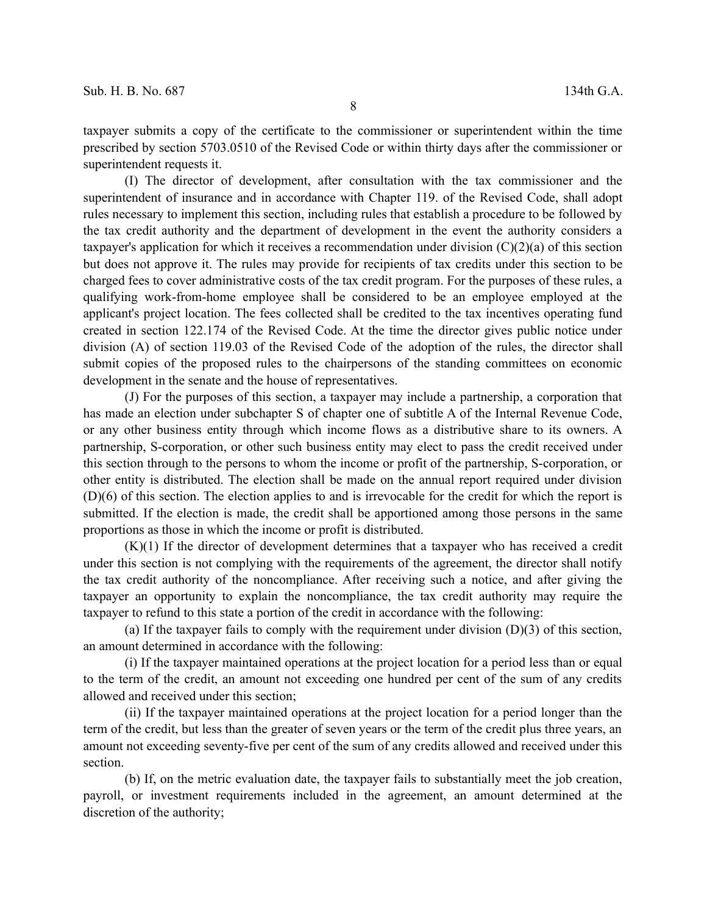taxpayer submits a copy of the certificate to the commissioner or superintendent within the time prescribed by section 5703.0510 of the Revised Code or within thirty days after the commissioner or superintendent requests it.

(I) The director of development, after consultation with the tax commissioner and the superintendent of insurance and in accordance with Chapter 119. of the Revised Code, shall adopt rules necessary to implement this section, including rules that establish a procedure to be followed by the tax credit authority and the department of development in the event the authority considers a taxpayer's application for which it receives a recommendation under division (C)(2)(a) of this section but does not approve it. The rules may provide for recipients of tax credits under this section to be charged fees to cover administrative costs of the tax credit program. For the purposes of these rules, a qualifying work-from-home employee shall be considered to be an employee employed at the applicant's project location. The fees collected shall be credited to the tax incentives operating fund created in section 122.174 of the Revised Code. At the time the director gives public notice under division (A) of section 119.03 of the Revised Code of the adoption of the rules, the director shall submit copies of the proposed rules to the chairpersons of the standing committees on economic development in the senate and the house of representatives.

(J) For the purposes of this section, a taxpayer may include a partnership, a corporation that has made an election under subchapter S of chapter one of subtitle A of the Internal Revenue Code, or any other business entity through which income flows as a distributive share to its owners. A partnership, S-corporation, or other such business entity may elect to pass the credit received under this section through to the persons to whom the income or profit of the partnership, S-corporation, or other entity is distributed. The election shall be made on the annual report required under division (D)(6) of this section. The election applies to and is irrevocable for the credit for which the report is submitted. If the election is made, the credit shall be apportioned among those persons in the same proportions as those in which the income or profit is distributed.

(K)(1) If the director of development determines that a taxpayer who has received a credit under this section is not complying with the requirements of the agreement, the director shall notify the tax credit authority of the noncompliance. After receiving such a notice, and after giving the taxpayer an opportunity to explain the noncompliance, the tax credit authority may require the taxpayer to refund to this state a portion of the credit in accordance with the following:

(a) If the taxpayer fails to comply with the requirement under division (D)(3) of this section, an amount determined in accordance with the following:

(i) If the taxpayer maintained operations at the project location for a period less than or equal to the term of the credit, an amount not exceeding one hundred per cent of the sum of any credits allowed and received under this section;

(ii) If the taxpayer maintained operations at the project location for a period longer than the term of the credit, but less than the greater of seven years or the term of the credit plus three years, an amount not exceeding seventy-five per cent of the sum of any credits allowed and received under this section.

(b) If, on the metric evaluation date, the taxpayer fails to substantially meet the job creation, payroll, or investment requirements included in the agreement, an amount determined at the discretion of the authority;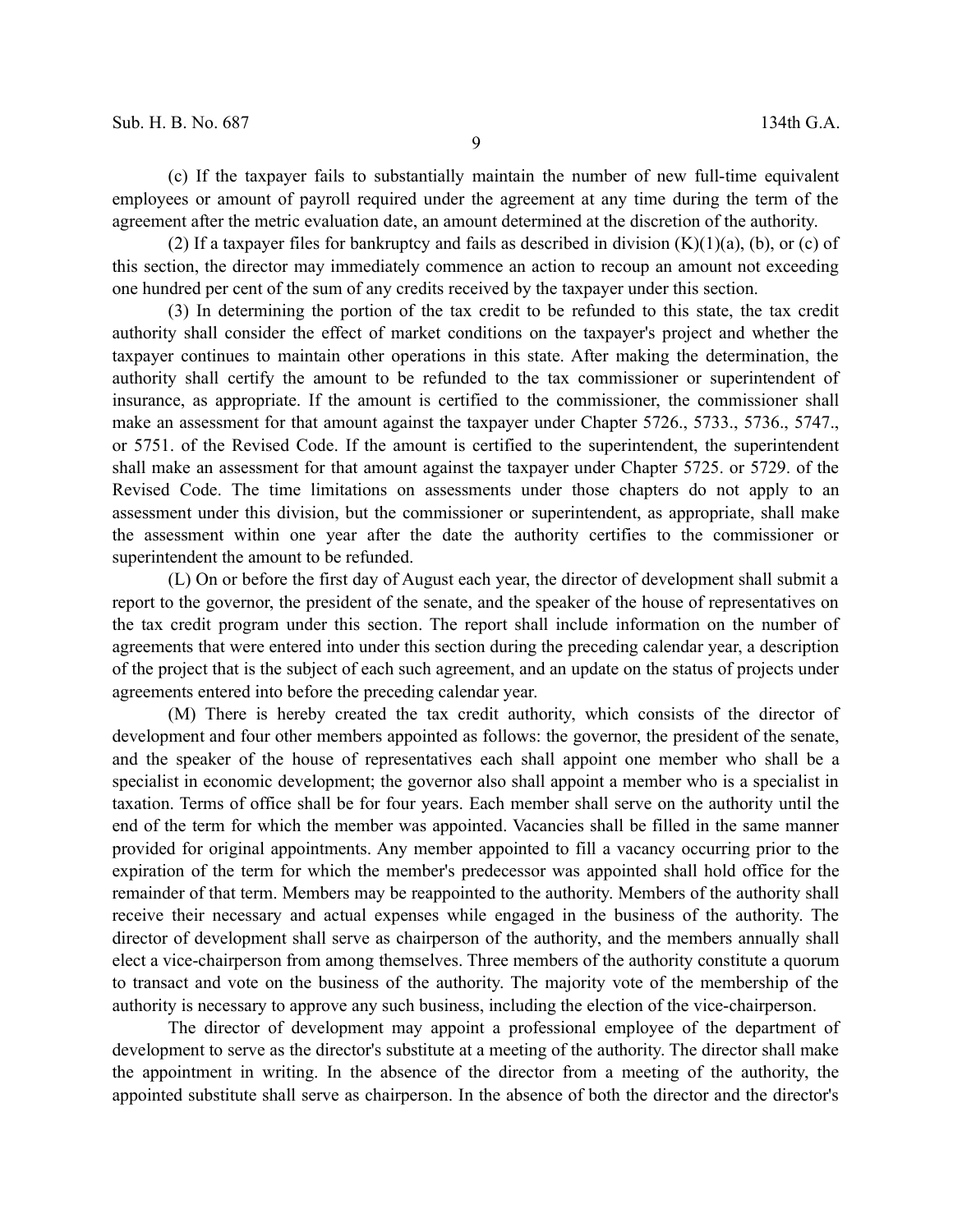(c) If the taxpayer fails to substantially maintain the number of new full-time equivalent employees or amount of payroll required under the agreement at any time during the term of the agreement after the metric evaluation date, an amount determined at the discretion of the authority.

(2) If a taxpayer files for bankruptcy and fails as described in division (K)(1)(a), (b), or (c) of this section, the director may immediately commence an action to recoup an amount not exceeding one hundred per cent of the sum of any credits received by the taxpayer under this section.

(3) In determining the portion of the tax credit to be refunded to this state, the tax credit authority shall consider the effect of market conditions on the taxpayer's project and whether the taxpayer continues to maintain other operations in this state. After making the determination, the authority shall certify the amount to be refunded to the tax commissioner or superintendent of insurance, as appropriate. If the amount is certified to the commissioner, the commissioner shall make an assessment for that amount against the taxpayer under Chapter 5726., 5733., 5736., 5747., or 5751. of the Revised Code. If the amount is certified to the superintendent, the superintendent shall make an assessment for that amount against the taxpayer under Chapter 5725. or 5729. of the Revised Code. The time limitations on assessments under those chapters do not apply to an assessment under this division, but the commissioner or superintendent, as appropriate, shall make the assessment within one year after the date the authority certifies to the commissioner or superintendent the amount to be refunded.

(L) On or before the first day of August each year, the director of development shall submit a report to the governor, the president of the senate, and the speaker of the house of representatives on the tax credit program under this section. The report shall include information on the number of agreements that were entered into under this section during the preceding calendar year, a description of the project that is the subject of each such agreement, and an update on the status of projects under agreements entered into before the preceding calendar year.

(M) There is hereby created the tax credit authority, which consists of the director of development and four other members appointed as follows: the governor, the president of the senate, and the speaker of the house of representatives each shall appoint one member who shall be a specialist in economic development; the governor also shall appoint a member who is a specialist in taxation. Terms of office shall be for four years. Each member shall serve on the authority until the end of the term for which the member was appointed. Vacancies shall be filled in the same manner provided for original appointments. Any member appointed to fill a vacancy occurring prior to the expiration of the term for which the member's predecessor was appointed shall hold office for the remainder of that term. Members may be reappointed to the authority. Members of the authority shall receive their necessary and actual expenses while engaged in the business of the authority. The director of development shall serve as chairperson of the authority, and the members annually shall elect a vice-chairperson from among themselves. Three members of the authority constitute a quorum to transact and vote on the business of the authority. The majority vote of the membership of the authority is necessary to approve any such business, including the election of the vice-chairperson.

The director of development may appoint a professional employee of the department of development to serve as the director's substitute at a meeting of the authority. The director shall make the appointment in writing. In the absence of the director from a meeting of the authority, the appointed substitute shall serve as chairperson. In the absence of both the director and the director's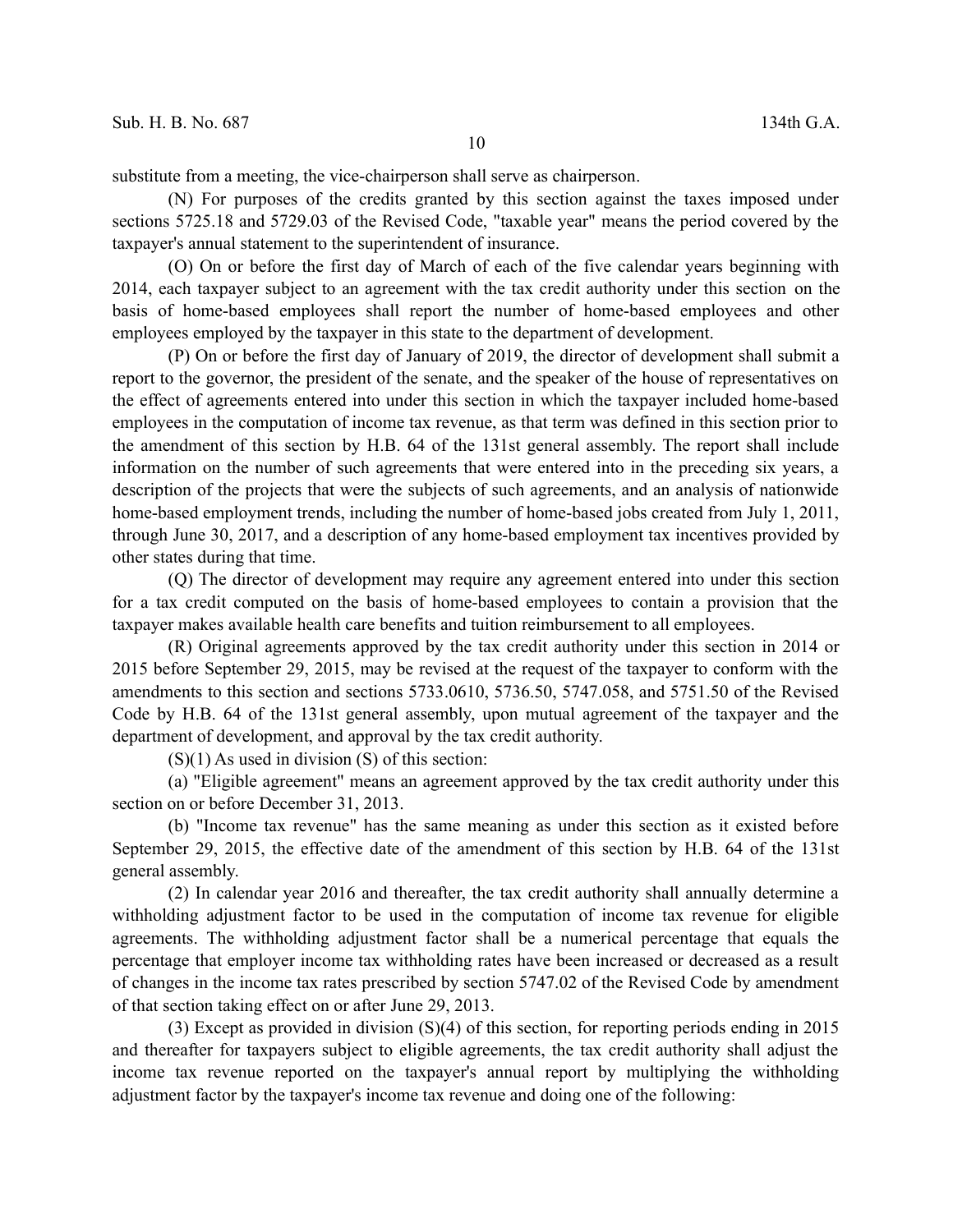substitute from a meeting, the vice-chairperson shall serve as chairperson.

(N) For purposes of the credits granted by this section against the taxes imposed under sections 5725.18 and 5729.03 of the Revised Code, "taxable year" means the period covered by the taxpayer's annual statement to the superintendent of insurance.

(O) On or before the first day of March of each of the five calendar years beginning with 2014, each taxpayer subject to an agreement with the tax credit authority under this section on the basis of home-based employees shall report the number of home-based employees and other employees employed by the taxpayer in this state to the department of development.

(P) On or before the first day of January of 2019, the director of development shall submit a report to the governor, the president of the senate, and the speaker of the house of representatives on the effect of agreements entered into under this section in which the taxpayer included home-based employees in the computation of income tax revenue, as that term was defined in this section prior to the amendment of this section by H.B. 64 of the 131st general assembly. The report shall include information on the number of such agreements that were entered into in the preceding six years, a description of the projects that were the subjects of such agreements, and an analysis of nationwide home-based employment trends, including the number of home-based jobs created from July 1, 2011, through June 30, 2017, and a description of any home-based employment tax incentives provided by other states during that time.

(Q) The director of development may require any agreement entered into under this section for a tax credit computed on the basis of home-based employees to contain a provision that the taxpayer makes available health care benefits and tuition reimbursement to all employees.

(R) Original agreements approved by the tax credit authority under this section in 2014 or 2015 before September 29, 2015, may be revised at the request of the taxpayer to conform with the amendments to this section and sections 5733.0610, 5736.50, 5747.058, and 5751.50 of the Revised Code by H.B. 64 of the 131st general assembly, upon mutual agreement of the taxpayer and the department of development, and approval by the tax credit authority.

(S)(1) As used in division (S) of this section:

(a) "Eligible agreement" means an agreement approved by the tax credit authority under this section on or before December 31, 2013.

(b) "Income tax revenue" has the same meaning as under this section as it existed before September 29, 2015, the effective date of the amendment of this section by H.B. 64 of the 131st general assembly.

(2) In calendar year 2016 and thereafter, the tax credit authority shall annually determine a withholding adjustment factor to be used in the computation of income tax revenue for eligible agreements. The withholding adjustment factor shall be a numerical percentage that equals the percentage that employer income tax withholding rates have been increased or decreased as a result of changes in the income tax rates prescribed by section 5747.02 of the Revised Code by amendment of that section taking effect on or after June 29, 2013.

(3) Except as provided in division (S)(4) of this section, for reporting periods ending in 2015 and thereafter for taxpayers subject to eligible agreements, the tax credit authority shall adjust the income tax revenue reported on the taxpayer's annual report by multiplying the withholding adjustment factor by the taxpayer's income tax revenue and doing one of the following: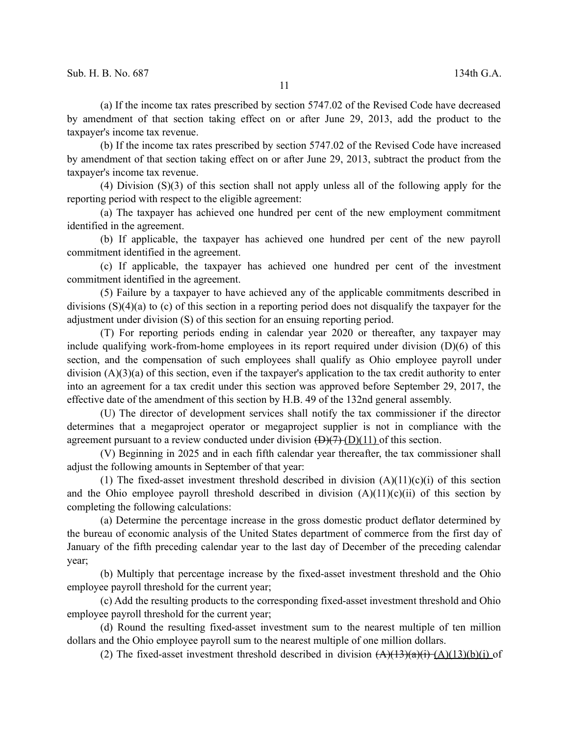(a) If the income tax rates prescribed by section 5747.02 of the Revised Code have decreased by amendment of that section taking effect on or after June 29, 2013, add the product to the taxpayer's income tax revenue.

(b) If the income tax rates prescribed by section 5747.02 of the Revised Code have increased by amendment of that section taking effect on or after June 29, 2013, subtract the product from the taxpayer's income tax revenue.

(4) Division (S)(3) of this section shall not apply unless all of the following apply for the reporting period with respect to the eligible agreement:

(a) The taxpayer has achieved one hundred per cent of the new employment commitment identified in the agreement.

(b) If applicable, the taxpayer has achieved one hundred per cent of the new payroll commitment identified in the agreement.

(c) If applicable, the taxpayer has achieved one hundred per cent of the investment commitment identified in the agreement.

(5) Failure by a taxpayer to have achieved any of the applicable commitments described in divisions (S)(4)(a) to (c) of this section in a reporting period does not disqualify the taxpayer for the adjustment under division (S) of this section for an ensuing reporting period.

(T) For reporting periods ending in calendar year 2020 or thereafter, any taxpayer may include qualifying work-from-home employees in its report required under division (D)(6) of this section, and the compensation of such employees shall qualify as Ohio employee payroll under division (A)(3)(a) of this section, even if the taxpayer's application to the tax credit authority to enter into an agreement for a tax credit under this section was approved before September 29, 2017, the effective date of the amendment of this section by H.B. 49 of the 132nd general assembly.

(U) The director of development services shall notify the tax commissioner if the director determines that a megaproject operator or megaproject supplier is not in compliance with the agreement pursuant to a review conducted under division ~~(D)(7)~~ (D)(11) of this section.

(V) Beginning in 2025 and in each fifth calendar year thereafter, the tax commissioner shall adjust the following amounts in September of that year:

(1) The fixed-asset investment threshold described in division (A)(11)(c)(i) of this section and the Ohio employee payroll threshold described in division (A)(11)(c)(ii) of this section by completing the following calculations:

(a) Determine the percentage increase in the gross domestic product deflator determined by the bureau of economic analysis of the United States department of commerce from the first day of January of the fifth preceding calendar year to the last day of December of the preceding calendar year;

(b) Multiply that percentage increase by the fixed-asset investment threshold and the Ohio employee payroll threshold for the current year;

(c) Add the resulting products to the corresponding fixed-asset investment threshold and Ohio employee payroll threshold for the current year;

(d) Round the resulting fixed-asset investment sum to the nearest multiple of ten million dollars and the Ohio employee payroll sum to the nearest multiple of one million dollars.

(2) The fixed-asset investment threshold described in division ~~(A)(13)(a)(i)~~ (A)(13)(b)(i) of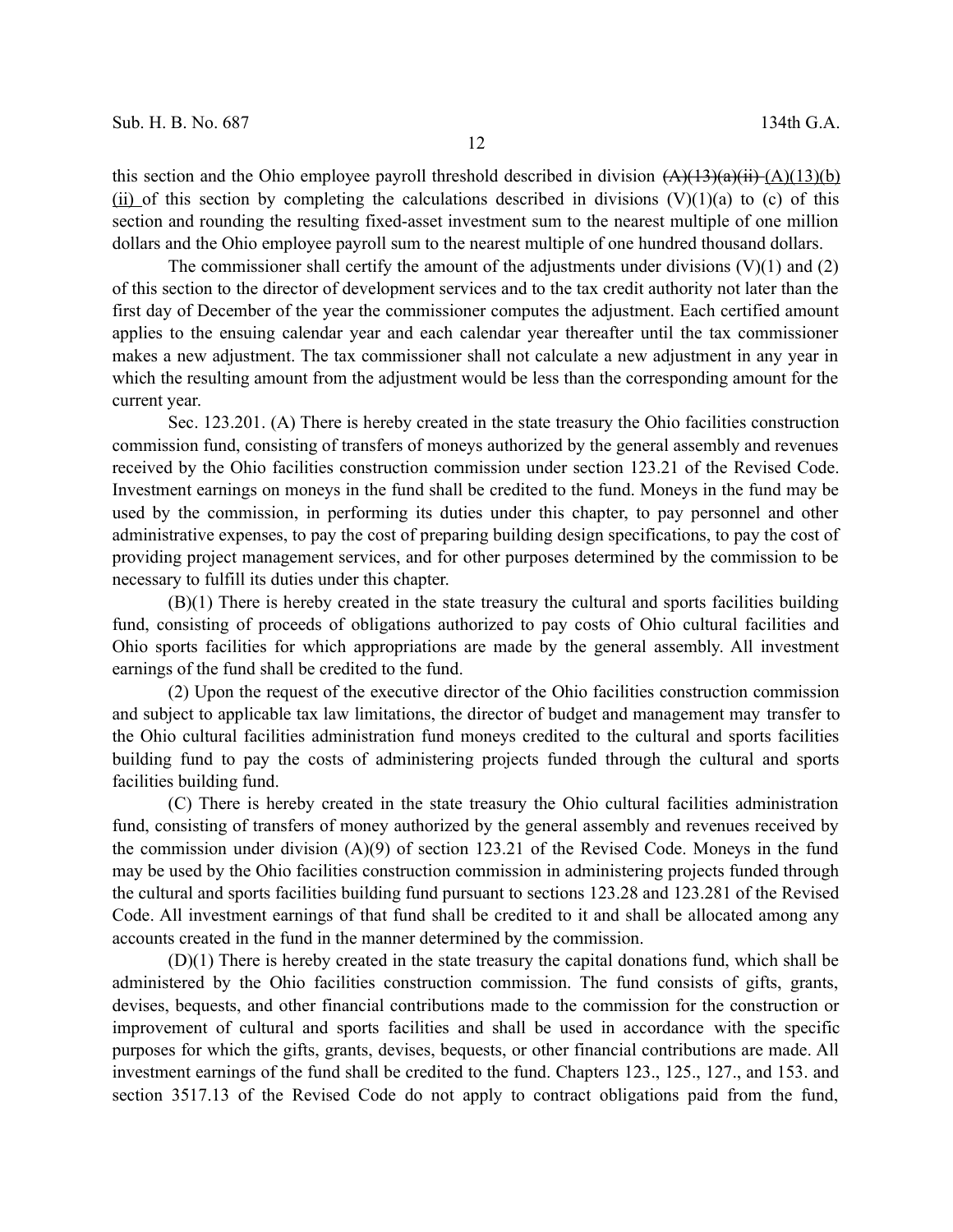this section and the Ohio employee payroll threshold described in division ~~(A)(13)(a)(ii)~~ (A)(13)(b)(ii) of this section by completing the calculations described in divisions (V)(1)(a) to (c) of this section and rounding the resulting fixed-asset investment sum to the nearest multiple of one million dollars and the Ohio employee payroll sum to the nearest multiple of one hundred thousand dollars.

The commissioner shall certify the amount of the adjustments under divisions (V)(1) and (2) of this section to the director of development services and to the tax credit authority not later than the first day of December of the year the commissioner computes the adjustment. Each certified amount applies to the ensuing calendar year and each calendar year thereafter until the tax commissioner makes a new adjustment. The tax commissioner shall not calculate a new adjustment in any year in which the resulting amount from the adjustment would be less than the corresponding amount for the current year.

Sec. 123.201. (A) There is hereby created in the state treasury the Ohio facilities construction commission fund, consisting of transfers of moneys authorized by the general assembly and revenues received by the Ohio facilities construction commission under section 123.21 of the Revised Code. Investment earnings on moneys in the fund shall be credited to the fund. Moneys in the fund may be used by the commission, in performing its duties under this chapter, to pay personnel and other administrative expenses, to pay the cost of preparing building design specifications, to pay the cost of providing project management services, and for other purposes determined by the commission to be necessary to fulfill its duties under this chapter.

(B)(1) There is hereby created in the state treasury the cultural and sports facilities building fund, consisting of proceeds of obligations authorized to pay costs of Ohio cultural facilities and Ohio sports facilities for which appropriations are made by the general assembly. All investment earnings of the fund shall be credited to the fund.

(2) Upon the request of the executive director of the Ohio facilities construction commission and subject to applicable tax law limitations, the director of budget and management may transfer to the Ohio cultural facilities administration fund moneys credited to the cultural and sports facilities building fund to pay the costs of administering projects funded through the cultural and sports facilities building fund.

(C) There is hereby created in the state treasury the Ohio cultural facilities administration fund, consisting of transfers of money authorized by the general assembly and revenues received by the commission under division (A)(9) of section 123.21 of the Revised Code. Moneys in the fund may be used by the Ohio facilities construction commission in administering projects funded through the cultural and sports facilities building fund pursuant to sections 123.28 and 123.281 of the Revised Code. All investment earnings of that fund shall be credited to it and shall be allocated among any accounts created in the fund in the manner determined by the commission.

(D)(1) There is hereby created in the state treasury the capital donations fund, which shall be administered by the Ohio facilities construction commission. The fund consists of gifts, grants, devises, bequests, and other financial contributions made to the commission for the construction or improvement of cultural and sports facilities and shall be used in accordance with the specific purposes for which the gifts, grants, devises, bequests, or other financial contributions are made. All investment earnings of the fund shall be credited to the fund. Chapters 123., 125., 127., and 153. and section 3517.13 of the Revised Code do not apply to contract obligations paid from the fund,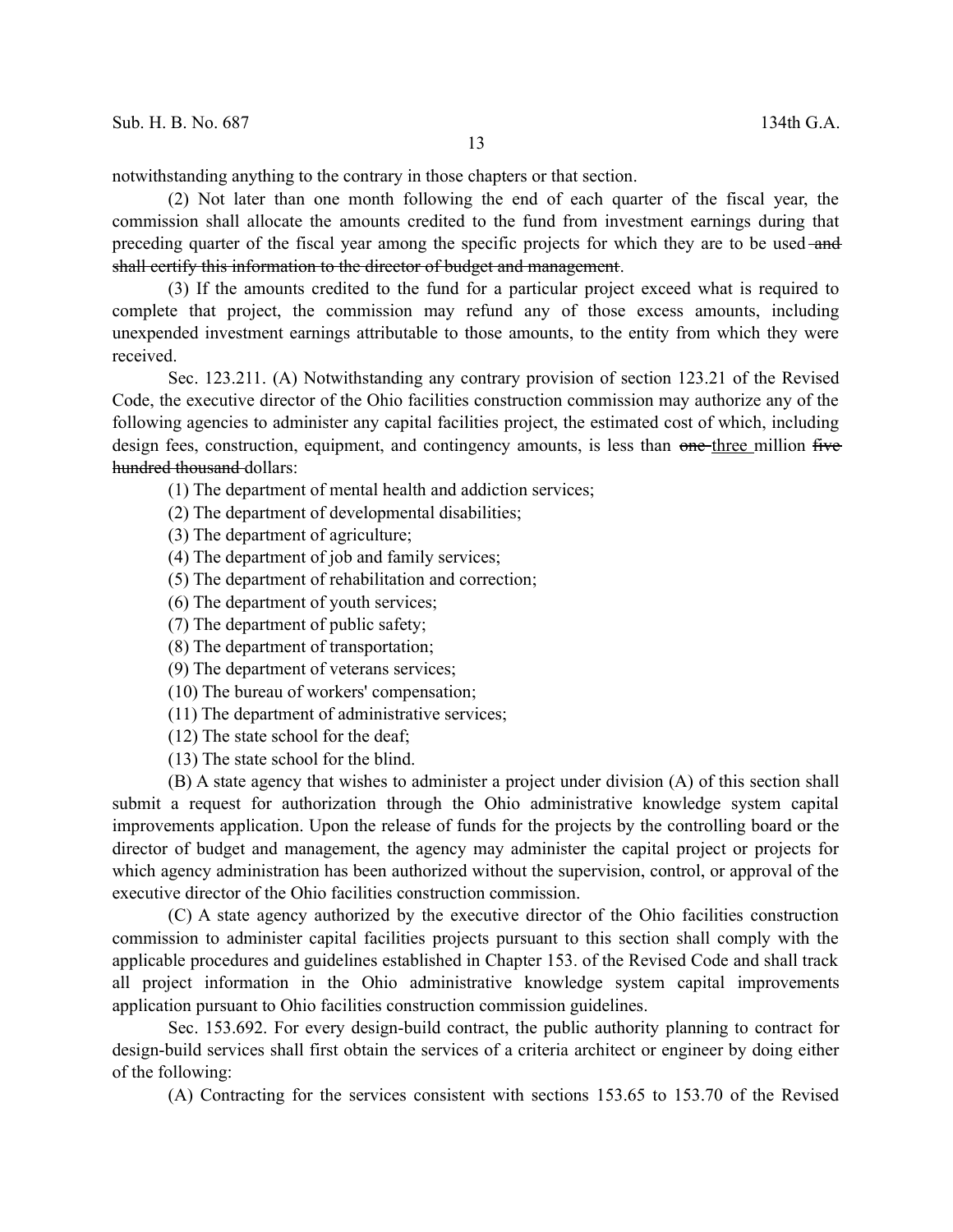notwithstanding anything to the contrary in those chapters or that section.

(2) Not later than one month following the end of each quarter of the fiscal year, the commission shall allocate the amounts credited to the fund from investment earnings during that preceding quarter of the fiscal year among the specific projects for which they are to be used ~~and shall certify this information to the director of budget and management~~.

(3) If the amounts credited to the fund for a particular project exceed what is required to complete that project, the commission may refund any of those excess amounts, including unexpended investment earnings attributable to those amounts, to the entity from which they were received.

Sec. 123.211. (A) Notwithstanding any contrary provision of section 123.21 of the Revised Code, the executive director of the Ohio facilities construction commission may authorize any of the following agencies to administer any capital facilities project, the estimated cost of which, including design fees, construction, equipment, and contingency amounts, is less than ~~one~~ <u>three</u> million ~~five hundred thousand~~ dollars:

(1) The department of mental health and addiction services;

(2) The department of developmental disabilities;

(3) The department of agriculture;

(4) The department of job and family services;

(5) The department of rehabilitation and correction;

(6) The department of youth services;

(7) The department of public safety;

(8) The department of transportation;

(9) The department of veterans services;

(10) The bureau of workers' compensation;

(11) The department of administrative services;

(12) The state school for the deaf;

(13) The state school for the blind.

(B) A state agency that wishes to administer a project under division (A) of this section shall submit a request for authorization through the Ohio administrative knowledge system capital improvements application. Upon the release of funds for the projects by the controlling board or the director of budget and management, the agency may administer the capital project or projects for which agency administration has been authorized without the supervision, control, or approval of the executive director of the Ohio facilities construction commission.

(C) A state agency authorized by the executive director of the Ohio facilities construction commission to administer capital facilities projects pursuant to this section shall comply with the applicable procedures and guidelines established in Chapter 153. of the Revised Code and shall track all project information in the Ohio administrative knowledge system capital improvements application pursuant to Ohio facilities construction commission guidelines.

Sec. 153.692. For every design-build contract, the public authority planning to contract for design-build services shall first obtain the services of a criteria architect or engineer by doing either of the following:

(A) Contracting for the services consistent with sections 153.65 to 153.70 of the Revised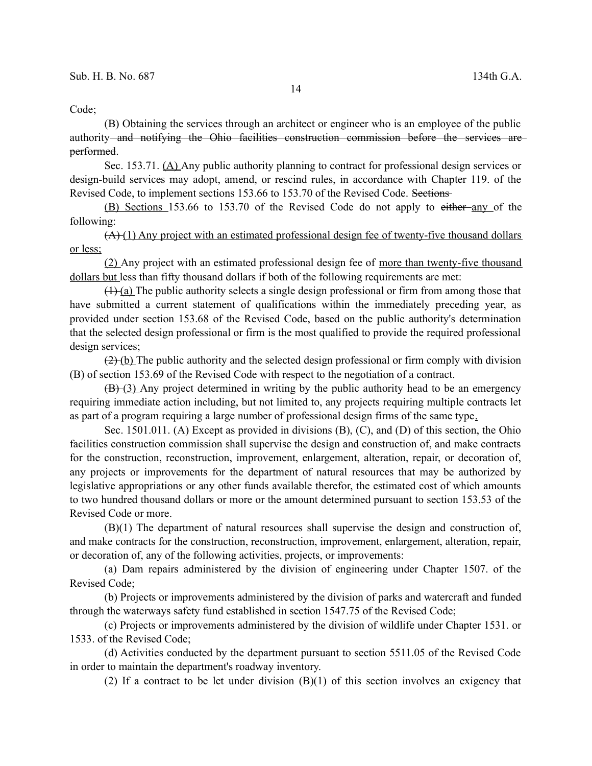Code;

(B) Obtaining the services through an architect or engineer who is an employee of the public authority ~~and notifying the Ohio facilities construction commission before the services are performed~~.

Sec. 153.71. <u>(A)</u> Any public authority planning to contract for professional design services or design-build services may adopt, amend, or rescind rules, in accordance with Chapter 119. of the Revised Code, to implement sections 153.66 to 153.70 of the Revised Code. ~~Sections~~

<u>(B) Sections</u> 153.66 to 153.70 of the Revised Code do not apply to ~~either~~ <u>any</u> of the following:

~~(A)~~ <u>(1) Any project with an estimated professional design fee of twenty-five thousand dollars or less;</u>

<u>(2)</u> Any project with an estimated professional design fee of <u>more than twenty-five thousand dollars but</u> less than fifty thousand dollars if both of the following requirements are met:

~~(1)~~ <u>(a)</u> The public authority selects a single design professional or firm from among those that have submitted a current statement of qualifications within the immediately preceding year, as provided under section 153.68 of the Revised Code, based on the public authority's determination that the selected design professional or firm is the most qualified to provide the required professional design services;

~~(2)~~ <u>(b)</u> The public authority and the selected design professional or firm comply with division (B) of section 153.69 of the Revised Code with respect to the negotiation of a contract.

~~(B)~~ <u>(3)</u> Any project determined in writing by the public authority head to be an emergency requiring immediate action including, but not limited to, any projects requiring multiple contracts let as part of a program requiring a large number of professional design firms of the same type<u>.</u>

Sec. 1501.011. (A) Except as provided in divisions (B), (C), and (D) of this section, the Ohio facilities construction commission shall supervise the design and construction of, and make contracts for the construction, reconstruction, improvement, enlargement, alteration, repair, or decoration of, any projects or improvements for the department of natural resources that may be authorized by legislative appropriations or any other funds available therefor, the estimated cost of which amounts to two hundred thousand dollars or more or the amount determined pursuant to section 153.53 of the Revised Code or more.

(B)(1) The department of natural resources shall supervise the design and construction of, and make contracts for the construction, reconstruction, improvement, enlargement, alteration, repair, or decoration of, any of the following activities, projects, or improvements:

(a) Dam repairs administered by the division of engineering under Chapter 1507. of the Revised Code;

(b) Projects or improvements administered by the division of parks and watercraft and funded through the waterways safety fund established in section 1547.75 of the Revised Code;

(c) Projects or improvements administered by the division of wildlife under Chapter 1531. or 1533. of the Revised Code;

(d) Activities conducted by the department pursuant to section 5511.05 of the Revised Code in order to maintain the department's roadway inventory.

(2) If a contract to be let under division (B)(1) of this section involves an exigency that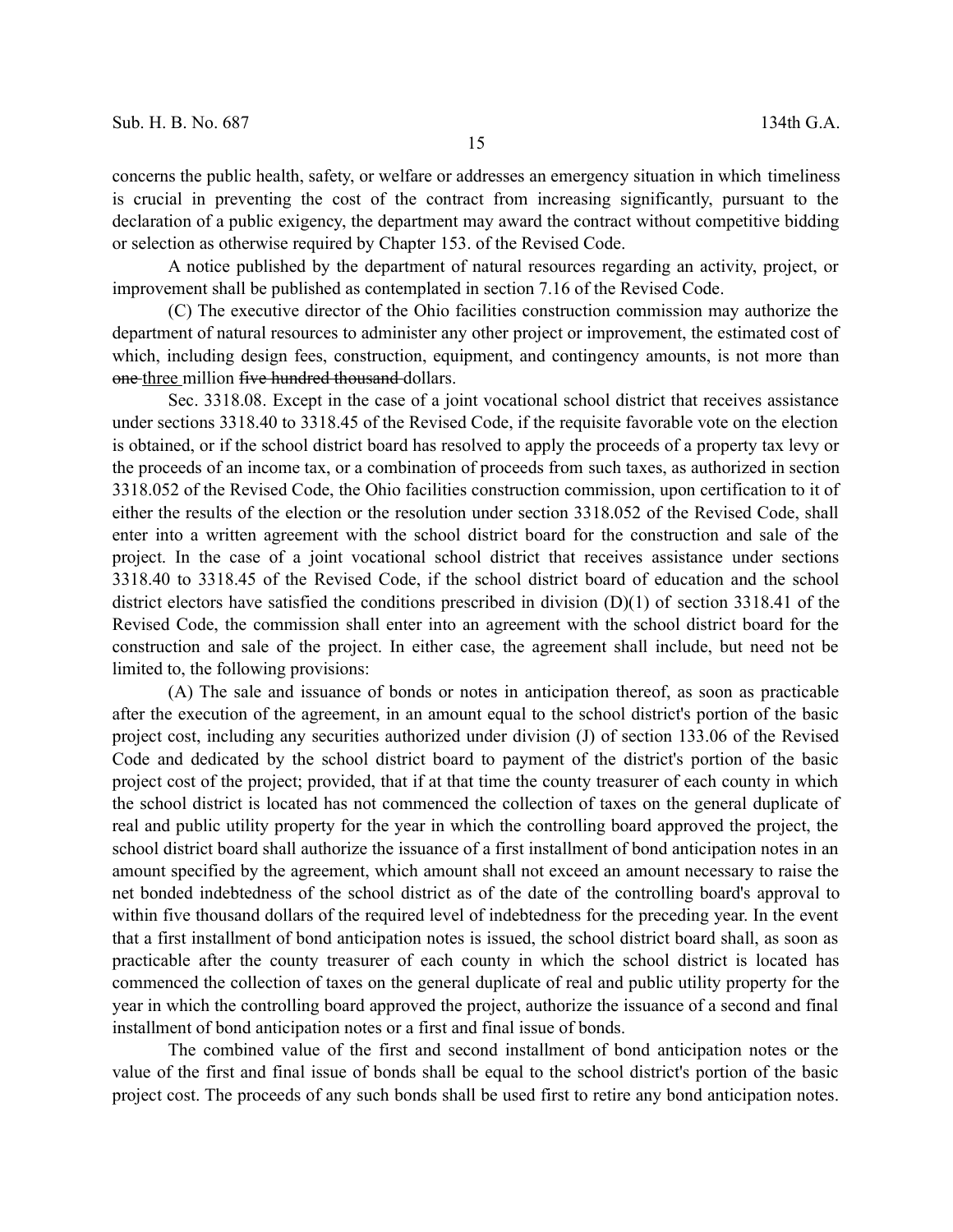concerns the public health, safety, or welfare or addresses an emergency situation in which timeliness is crucial in preventing the cost of the contract from increasing significantly, pursuant to the declaration of a public exigency, the department may award the contract without competitive bidding or selection as otherwise required by Chapter 153. of the Revised Code.

A notice published by the department of natural resources regarding an activity, project, or improvement shall be published as contemplated in section 7.16 of the Revised Code.

(C) The executive director of the Ohio facilities construction commission may authorize the department of natural resources to administer any other project or improvement, the estimated cost of which, including design fees, construction, equipment, and contingency amounts, is not more than ~~one~~ three million ~~five hundred thousand~~ dollars.

Sec. 3318.08. Except in the case of a joint vocational school district that receives assistance under sections 3318.40 to 3318.45 of the Revised Code, if the requisite favorable vote on the election is obtained, or if the school district board has resolved to apply the proceeds of a property tax levy or the proceeds of an income tax, or a combination of proceeds from such taxes, as authorized in section 3318.052 of the Revised Code, the Ohio facilities construction commission, upon certification to it of either the results of the election or the resolution under section 3318.052 of the Revised Code, shall enter into a written agreement with the school district board for the construction and sale of the project. In the case of a joint vocational school district that receives assistance under sections 3318.40 to 3318.45 of the Revised Code, if the school district board of education and the school district electors have satisfied the conditions prescribed in division (D)(1) of section 3318.41 of the Revised Code, the commission shall enter into an agreement with the school district board for the construction and sale of the project. In either case, the agreement shall include, but need not be limited to, the following provisions:

(A) The sale and issuance of bonds or notes in anticipation thereof, as soon as practicable after the execution of the agreement, in an amount equal to the school district's portion of the basic project cost, including any securities authorized under division (J) of section 133.06 of the Revised Code and dedicated by the school district board to payment of the district's portion of the basic project cost of the project; provided, that if at that time the county treasurer of each county in which the school district is located has not commenced the collection of taxes on the general duplicate of real and public utility property for the year in which the controlling board approved the project, the school district board shall authorize the issuance of a first installment of bond anticipation notes in an amount specified by the agreement, which amount shall not exceed an amount necessary to raise the net bonded indebtedness of the school district as of the date of the controlling board's approval to within five thousand dollars of the required level of indebtedness for the preceding year. In the event that a first installment of bond anticipation notes is issued, the school district board shall, as soon as practicable after the county treasurer of each county in which the school district is located has commenced the collection of taxes on the general duplicate of real and public utility property for the year in which the controlling board approved the project, authorize the issuance of a second and final installment of bond anticipation notes or a first and final issue of bonds.

The combined value of the first and second installment of bond anticipation notes or the value of the first and final issue of bonds shall be equal to the school district's portion of the basic project cost. The proceeds of any such bonds shall be used first to retire any bond anticipation notes.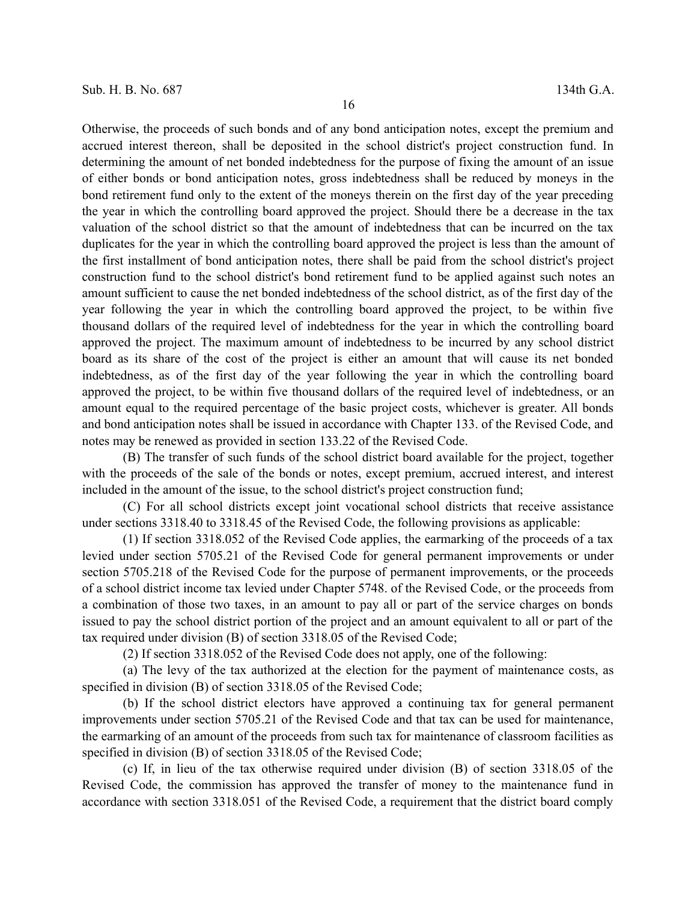Otherwise, the proceeds of such bonds and of any bond anticipation notes, except the premium and accrued interest thereon, shall be deposited in the school district's project construction fund. In determining the amount of net bonded indebtedness for the purpose of fixing the amount of an issue of either bonds or bond anticipation notes, gross indebtedness shall be reduced by moneys in the bond retirement fund only to the extent of the moneys therein on the first day of the year preceding the year in which the controlling board approved the project. Should there be a decrease in the tax valuation of the school district so that the amount of indebtedness that can be incurred on the tax duplicates for the year in which the controlling board approved the project is less than the amount of the first installment of bond anticipation notes, there shall be paid from the school district's project construction fund to the school district's bond retirement fund to be applied against such notes an amount sufficient to cause the net bonded indebtedness of the school district, as of the first day of the year following the year in which the controlling board approved the project, to be within five thousand dollars of the required level of indebtedness for the year in which the controlling board approved the project. The maximum amount of indebtedness to be incurred by any school district board as its share of the cost of the project is either an amount that will cause its net bonded indebtedness, as of the first day of the year following the year in which the controlling board approved the project, to be within five thousand dollars of the required level of indebtedness, or an amount equal to the required percentage of the basic project costs, whichever is greater. All bonds and bond anticipation notes shall be issued in accordance with Chapter 133. of the Revised Code, and notes may be renewed as provided in section 133.22 of the Revised Code.

(B) The transfer of such funds of the school district board available for the project, together with the proceeds of the sale of the bonds or notes, except premium, accrued interest, and interest included in the amount of the issue, to the school district's project construction fund;

(C) For all school districts except joint vocational school districts that receive assistance under sections 3318.40 to 3318.45 of the Revised Code, the following provisions as applicable:

(1) If section 3318.052 of the Revised Code applies, the earmarking of the proceeds of a tax levied under section 5705.21 of the Revised Code for general permanent improvements or under section 5705.218 of the Revised Code for the purpose of permanent improvements, or the proceeds of a school district income tax levied under Chapter 5748. of the Revised Code, or the proceeds from a combination of those two taxes, in an amount to pay all or part of the service charges on bonds issued to pay the school district portion of the project and an amount equivalent to all or part of the tax required under division (B) of section 3318.05 of the Revised Code;

(2) If section 3318.052 of the Revised Code does not apply, one of the following:

(a) The levy of the tax authorized at the election for the payment of maintenance costs, as specified in division (B) of section 3318.05 of the Revised Code;

(b) If the school district electors have approved a continuing tax for general permanent improvements under section 5705.21 of the Revised Code and that tax can be used for maintenance, the earmarking of an amount of the proceeds from such tax for maintenance of classroom facilities as specified in division (B) of section 3318.05 of the Revised Code;

(c) If, in lieu of the tax otherwise required under division (B) of section 3318.05 of the Revised Code, the commission has approved the transfer of money to the maintenance fund in accordance with section 3318.051 of the Revised Code, a requirement that the district board comply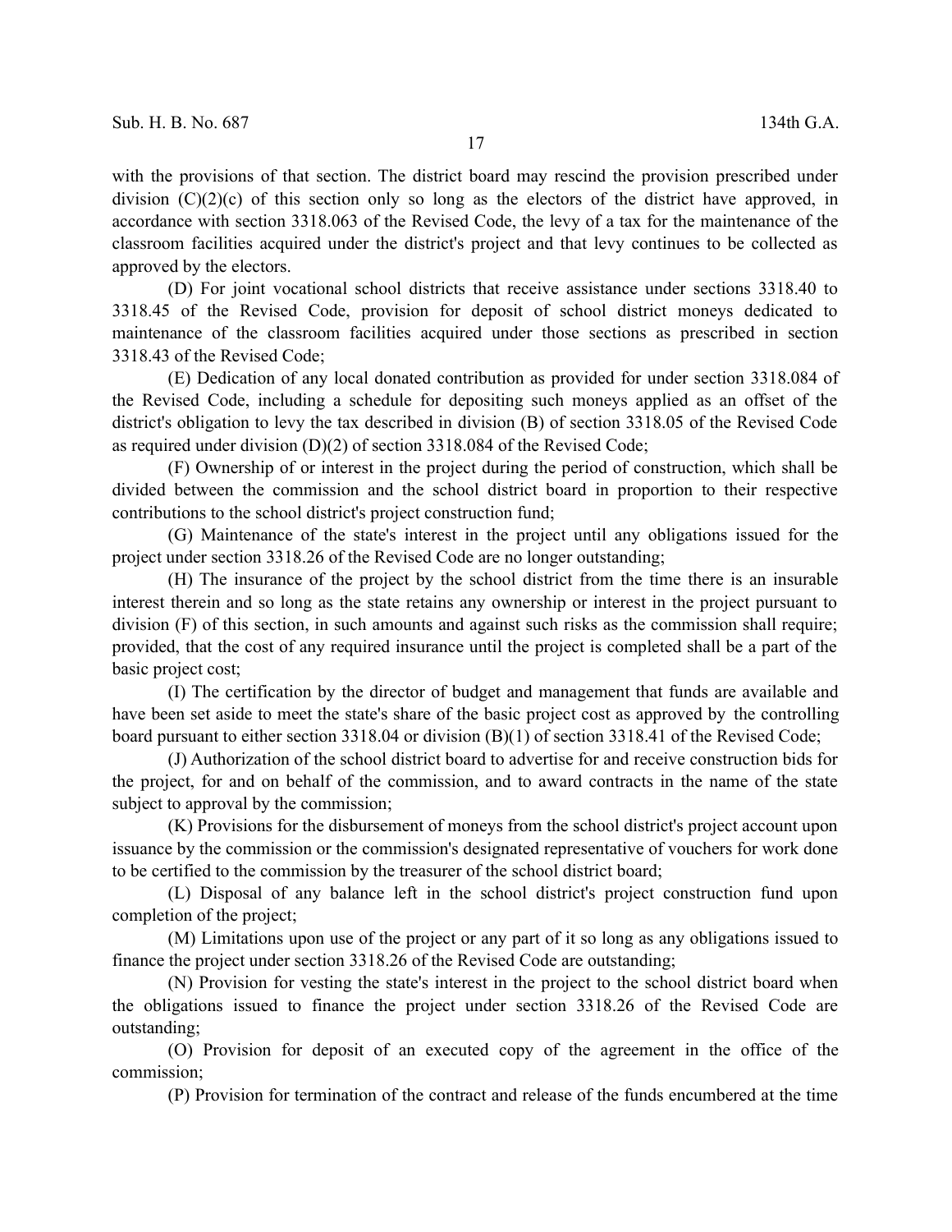with the provisions of that section. The district board may rescind the provision prescribed under division (C)(2)(c) of this section only so long as the electors of the district have approved, in accordance with section 3318.063 of the Revised Code, the levy of a tax for the maintenance of the classroom facilities acquired under the district's project and that levy continues to be collected as approved by the electors.

(D) For joint vocational school districts that receive assistance under sections 3318.40 to 3318.45 of the Revised Code, provision for deposit of school district moneys dedicated to maintenance of the classroom facilities acquired under those sections as prescribed in section 3318.43 of the Revised Code;

(E) Dedication of any local donated contribution as provided for under section 3318.084 of the Revised Code, including a schedule for depositing such moneys applied as an offset of the district's obligation to levy the tax described in division (B) of section 3318.05 of the Revised Code as required under division (D)(2) of section 3318.084 of the Revised Code;

(F) Ownership of or interest in the project during the period of construction, which shall be divided between the commission and the school district board in proportion to their respective contributions to the school district's project construction fund;

(G) Maintenance of the state's interest in the project until any obligations issued for the project under section 3318.26 of the Revised Code are no longer outstanding;

(H) The insurance of the project by the school district from the time there is an insurable interest therein and so long as the state retains any ownership or interest in the project pursuant to division (F) of this section, in such amounts and against such risks as the commission shall require; provided, that the cost of any required insurance until the project is completed shall be a part of the basic project cost;

(I) The certification by the director of budget and management that funds are available and have been set aside to meet the state's share of the basic project cost as approved by the controlling board pursuant to either section 3318.04 or division (B)(1) of section 3318.41 of the Revised Code;

(J) Authorization of the school district board to advertise for and receive construction bids for the project, for and on behalf of the commission, and to award contracts in the name of the state subject to approval by the commission;

(K) Provisions for the disbursement of moneys from the school district's project account upon issuance by the commission or the commission's designated representative of vouchers for work done to be certified to the commission by the treasurer of the school district board;

(L) Disposal of any balance left in the school district's project construction fund upon completion of the project;

(M) Limitations upon use of the project or any part of it so long as any obligations issued to finance the project under section 3318.26 of the Revised Code are outstanding;

(N) Provision for vesting the state's interest in the project to the school district board when the obligations issued to finance the project under section 3318.26 of the Revised Code are outstanding;

(O) Provision for deposit of an executed copy of the agreement in the office of the commission;

(P) Provision for termination of the contract and release of the funds encumbered at the time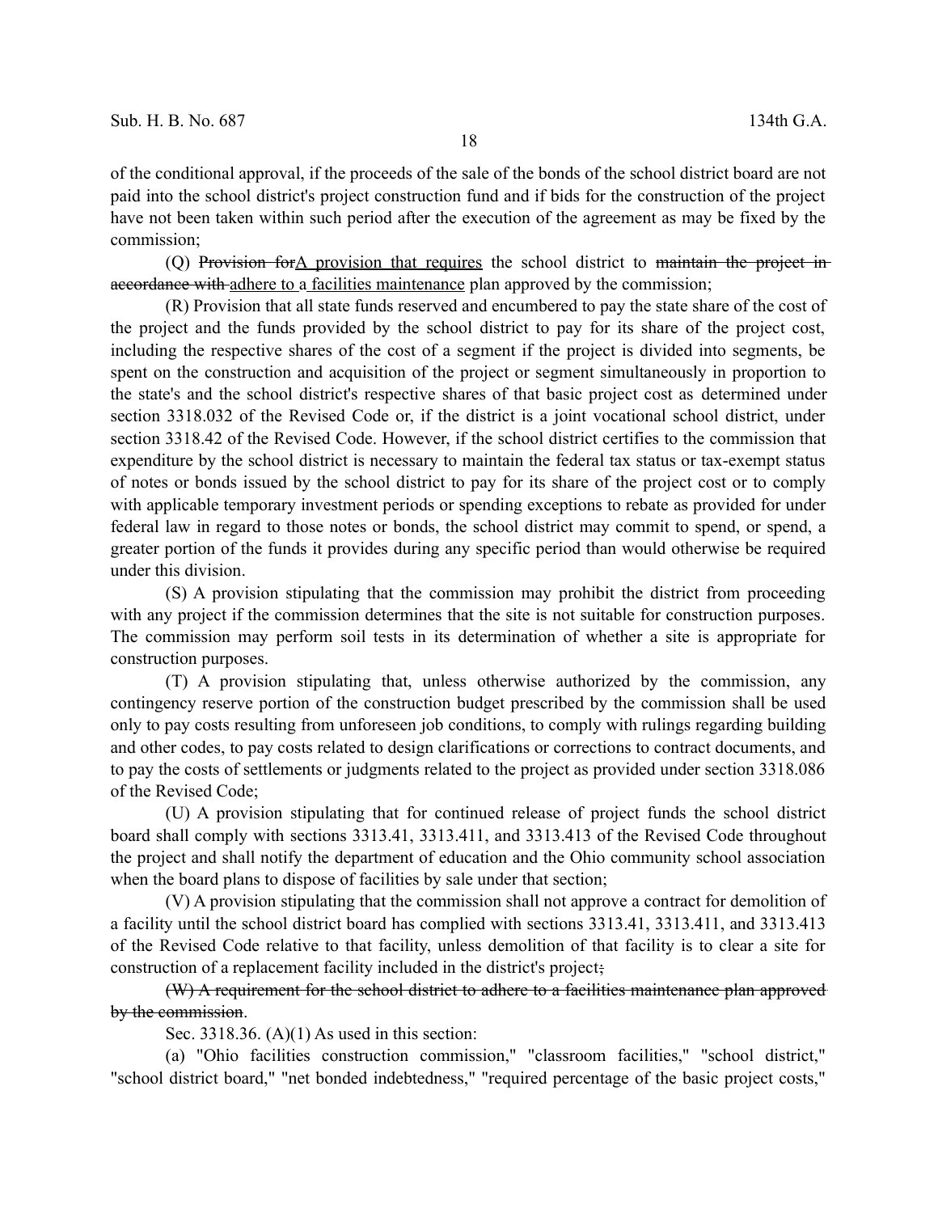of the conditional approval, if the proceeds of the sale of the bonds of the school district board are not paid into the school district's project construction fund and if bids for the construction of the project have not been taken within such period after the execution of the agreement as may be fixed by the commission;

(Q) ~~Provision for~~<u>A provision that requires</u> the school district to ~~maintain the project in accordance with~~ <u>adhere to a</u> <u>facilities maintenance</u> plan approved by the commission;

(R) Provision that all state funds reserved and encumbered to pay the state share of the cost of the project and the funds provided by the school district to pay for its share of the project cost, including the respective shares of the cost of a segment if the project is divided into segments, be spent on the construction and acquisition of the project or segment simultaneously in proportion to the state's and the school district's respective shares of that basic project cost as determined under section 3318.032 of the Revised Code or, if the district is a joint vocational school district, under section 3318.42 of the Revised Code. However, if the school district certifies to the commission that expenditure by the school district is necessary to maintain the federal tax status or tax-exempt status of notes or bonds issued by the school district to pay for its share of the project cost or to comply with applicable temporary investment periods or spending exceptions to rebate as provided for under federal law in regard to those notes or bonds, the school district may commit to spend, or spend, a greater portion of the funds it provides during any specific period than would otherwise be required under this division.

(S) A provision stipulating that the commission may prohibit the district from proceeding with any project if the commission determines that the site is not suitable for construction purposes. The commission may perform soil tests in its determination of whether a site is appropriate for construction purposes.

(T) A provision stipulating that, unless otherwise authorized by the commission, any contingency reserve portion of the construction budget prescribed by the commission shall be used only to pay costs resulting from unforeseen job conditions, to comply with rulings regarding building and other codes, to pay costs related to design clarifications or corrections to contract documents, and to pay the costs of settlements or judgments related to the project as provided under section 3318.086 of the Revised Code;

(U) A provision stipulating that for continued release of project funds the school district board shall comply with sections 3313.41, 3313.411, and 3313.413 of the Revised Code throughout the project and shall notify the department of education and the Ohio community school association when the board plans to dispose of facilities by sale under that section;

(V) A provision stipulating that the commission shall not approve a contract for demolition of a facility until the school district board has complied with sections 3313.41, 3313.411, and 3313.413 of the Revised Code relative to that facility, unless demolition of that facility is to clear a site for construction of a replacement facility included in the district's project~~;~~

~~(W) A requirement for the school district to adhere to a facilities maintenance plan approved by the commission~~.

Sec. 3318.36. (A)(1) As used in this section:

(a) "Ohio facilities construction commission," "classroom facilities," "school district," "school district board," "net bonded indebtedness," "required percentage of the basic project costs,"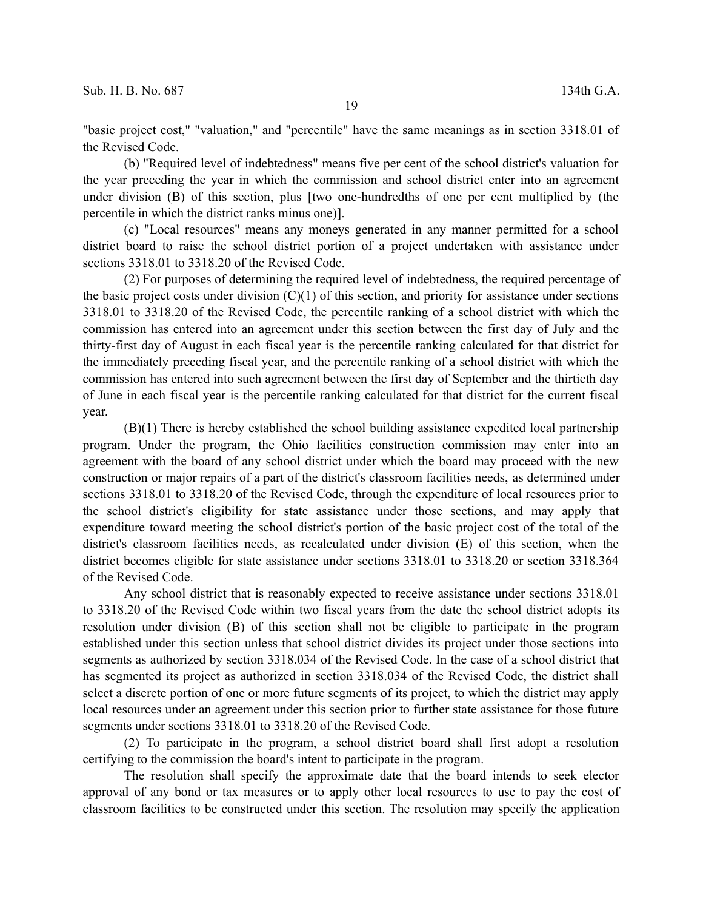"basic project cost," "valuation," and "percentile" have the same meanings as in section 3318.01 of the Revised Code.

(b) "Required level of indebtedness" means five per cent of the school district's valuation for the year preceding the year in which the commission and school district enter into an agreement under division (B) of this section, plus [two one-hundredths of one per cent multiplied by (the percentile in which the district ranks minus one)].

(c) "Local resources" means any moneys generated in any manner permitted for a school district board to raise the school district portion of a project undertaken with assistance under sections 3318.01 to 3318.20 of the Revised Code.

(2) For purposes of determining the required level of indebtedness, the required percentage of the basic project costs under division (C)(1) of this section, and priority for assistance under sections 3318.01 to 3318.20 of the Revised Code, the percentile ranking of a school district with which the commission has entered into an agreement under this section between the first day of July and the thirty-first day of August in each fiscal year is the percentile ranking calculated for that district for the immediately preceding fiscal year, and the percentile ranking of a school district with which the commission has entered into such agreement between the first day of September and the thirtieth day of June in each fiscal year is the percentile ranking calculated for that district for the current fiscal year.

(B)(1) There is hereby established the school building assistance expedited local partnership program. Under the program, the Ohio facilities construction commission may enter into an agreement with the board of any school district under which the board may proceed with the new construction or major repairs of a part of the district's classroom facilities needs, as determined under sections 3318.01 to 3318.20 of the Revised Code, through the expenditure of local resources prior to the school district's eligibility for state assistance under those sections, and may apply that expenditure toward meeting the school district's portion of the basic project cost of the total of the district's classroom facilities needs, as recalculated under division (E) of this section, when the district becomes eligible for state assistance under sections 3318.01 to 3318.20 or section 3318.364 of the Revised Code.

Any school district that is reasonably expected to receive assistance under sections 3318.01 to 3318.20 of the Revised Code within two fiscal years from the date the school district adopts its resolution under division (B) of this section shall not be eligible to participate in the program established under this section unless that school district divides its project under those sections into segments as authorized by section 3318.034 of the Revised Code. In the case of a school district that has segmented its project as authorized in section 3318.034 of the Revised Code, the district shall select a discrete portion of one or more future segments of its project, to which the district may apply local resources under an agreement under this section prior to further state assistance for those future segments under sections 3318.01 to 3318.20 of the Revised Code.

(2) To participate in the program, a school district board shall first adopt a resolution certifying to the commission the board's intent to participate in the program.

The resolution shall specify the approximate date that the board intends to seek elector approval of any bond or tax measures or to apply other local resources to use to pay the cost of classroom facilities to be constructed under this section. The resolution may specify the application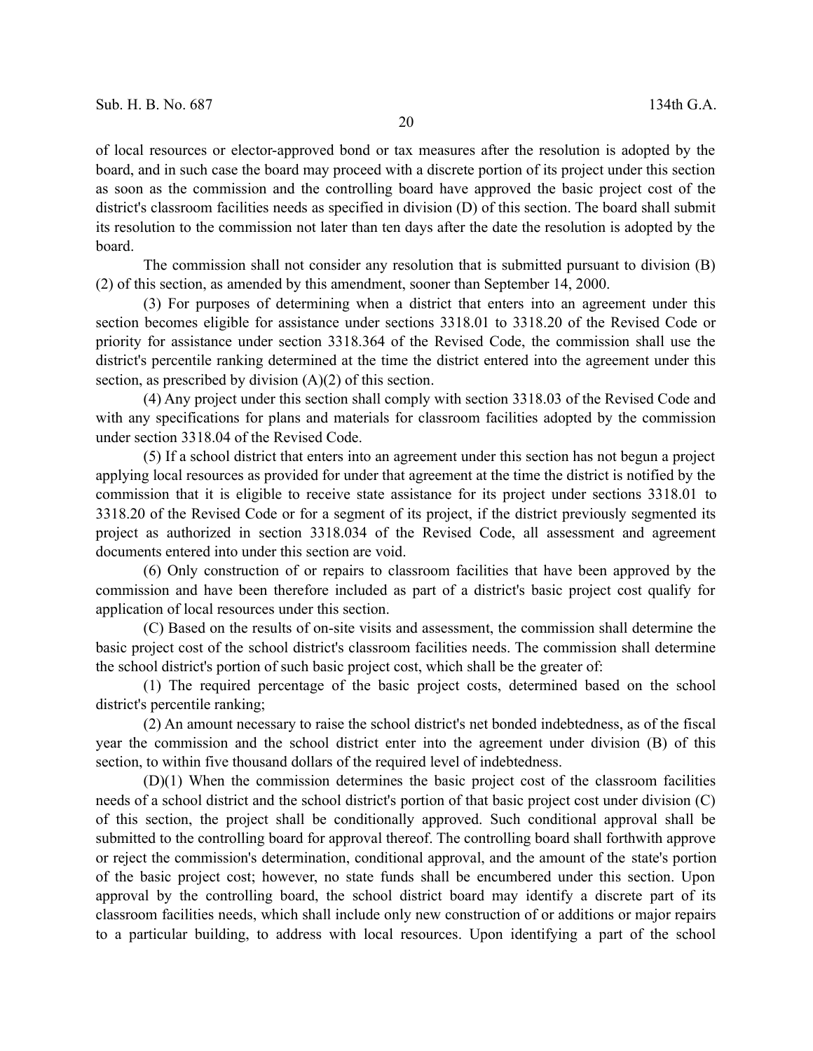of local resources or elector-approved bond or tax measures after the resolution is adopted by the board, and in such case the board may proceed with a discrete portion of its project under this section as soon as the commission and the controlling board have approved the basic project cost of the district's classroom facilities needs as specified in division (D) of this section. The board shall submit its resolution to the commission not later than ten days after the date the resolution is adopted by the board.

The commission shall not consider any resolution that is submitted pursuant to division (B)(2) of this section, as amended by this amendment, sooner than September 14, 2000.

(3) For purposes of determining when a district that enters into an agreement under this section becomes eligible for assistance under sections 3318.01 to 3318.20 of the Revised Code or priority for assistance under section 3318.364 of the Revised Code, the commission shall use the district's percentile ranking determined at the time the district entered into the agreement under this section, as prescribed by division (A)(2) of this section.

(4) Any project under this section shall comply with section 3318.03 of the Revised Code and with any specifications for plans and materials for classroom facilities adopted by the commission under section 3318.04 of the Revised Code.

(5) If a school district that enters into an agreement under this section has not begun a project applying local resources as provided for under that agreement at the time the district is notified by the commission that it is eligible to receive state assistance for its project under sections 3318.01 to 3318.20 of the Revised Code or for a segment of its project, if the district previously segmented its project as authorized in section 3318.034 of the Revised Code, all assessment and agreement documents entered into under this section are void.

(6) Only construction of or repairs to classroom facilities that have been approved by the commission and have been therefore included as part of a district's basic project cost qualify for application of local resources under this section.

(C) Based on the results of on-site visits and assessment, the commission shall determine the basic project cost of the school district's classroom facilities needs. The commission shall determine the school district's portion of such basic project cost, which shall be the greater of:

(1) The required percentage of the basic project costs, determined based on the school district's percentile ranking;

(2) An amount necessary to raise the school district's net bonded indebtedness, as of the fiscal year the commission and the school district enter into the agreement under division (B) of this section, to within five thousand dollars of the required level of indebtedness.

(D)(1) When the commission determines the basic project cost of the classroom facilities needs of a school district and the school district's portion of that basic project cost under division (C) of this section, the project shall be conditionally approved. Such conditional approval shall be submitted to the controlling board for approval thereof. The controlling board shall forthwith approve or reject the commission's determination, conditional approval, and the amount of the state's portion of the basic project cost; however, no state funds shall be encumbered under this section. Upon approval by the controlling board, the school district board may identify a discrete part of its classroom facilities needs, which shall include only new construction of or additions or major repairs to a particular building, to address with local resources. Upon identifying a part of the school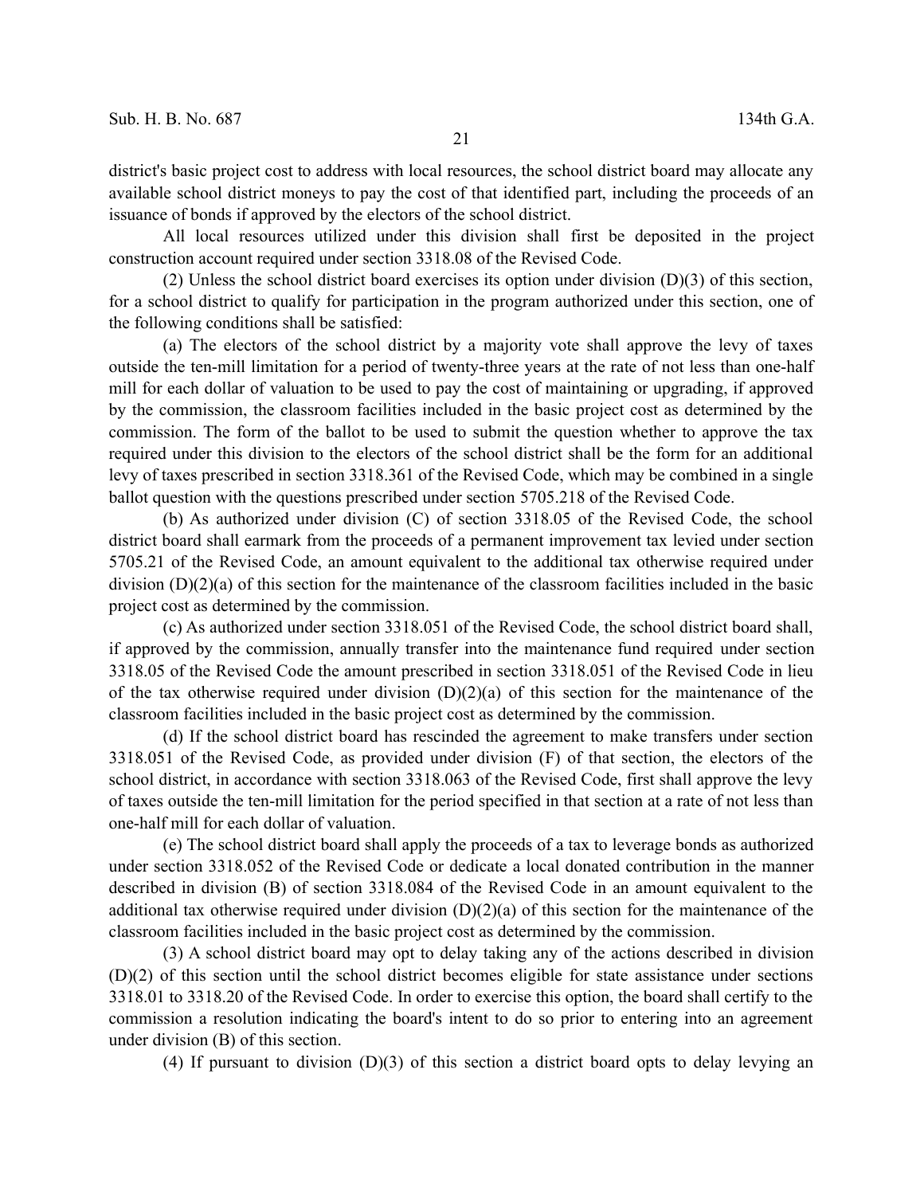district's basic project cost to address with local resources, the school district board may allocate any available school district moneys to pay the cost of that identified part, including the proceeds of an issuance of bonds if approved by the electors of the school district.

All local resources utilized under this division shall first be deposited in the project construction account required under section 3318.08 of the Revised Code.

(2) Unless the school district board exercises its option under division (D)(3) of this section, for a school district to qualify for participation in the program authorized under this section, one of the following conditions shall be satisfied:

(a) The electors of the school district by a majority vote shall approve the levy of taxes outside the ten-mill limitation for a period of twenty-three years at the rate of not less than one-half mill for each dollar of valuation to be used to pay the cost of maintaining or upgrading, if approved by the commission, the classroom facilities included in the basic project cost as determined by the commission. The form of the ballot to be used to submit the question whether to approve the tax required under this division to the electors of the school district shall be the form for an additional levy of taxes prescribed in section 3318.361 of the Revised Code, which may be combined in a single ballot question with the questions prescribed under section 5705.218 of the Revised Code.

(b) As authorized under division (C) of section 3318.05 of the Revised Code, the school district board shall earmark from the proceeds of a permanent improvement tax levied under section 5705.21 of the Revised Code, an amount equivalent to the additional tax otherwise required under division (D)(2)(a) of this section for the maintenance of the classroom facilities included in the basic project cost as determined by the commission.

(c) As authorized under section 3318.051 of the Revised Code, the school district board shall, if approved by the commission, annually transfer into the maintenance fund required under section 3318.05 of the Revised Code the amount prescribed in section 3318.051 of the Revised Code in lieu of the tax otherwise required under division (D)(2)(a) of this section for the maintenance of the classroom facilities included in the basic project cost as determined by the commission.

(d) If the school district board has rescinded the agreement to make transfers under section 3318.051 of the Revised Code, as provided under division (F) of that section, the electors of the school district, in accordance with section 3318.063 of the Revised Code, first shall approve the levy of taxes outside the ten-mill limitation for the period specified in that section at a rate of not less than one-half mill for each dollar of valuation.

(e) The school district board shall apply the proceeds of a tax to leverage bonds as authorized under section 3318.052 of the Revised Code or dedicate a local donated contribution in the manner described in division (B) of section 3318.084 of the Revised Code in an amount equivalent to the additional tax otherwise required under division (D)(2)(a) of this section for the maintenance of the classroom facilities included in the basic project cost as determined by the commission.

(3) A school district board may opt to delay taking any of the actions described in division (D)(2) of this section until the school district becomes eligible for state assistance under sections 3318.01 to 3318.20 of the Revised Code. In order to exercise this option, the board shall certify to the commission a resolution indicating the board's intent to do so prior to entering into an agreement under division (B) of this section.

(4) If pursuant to division (D)(3) of this section a district board opts to delay levying an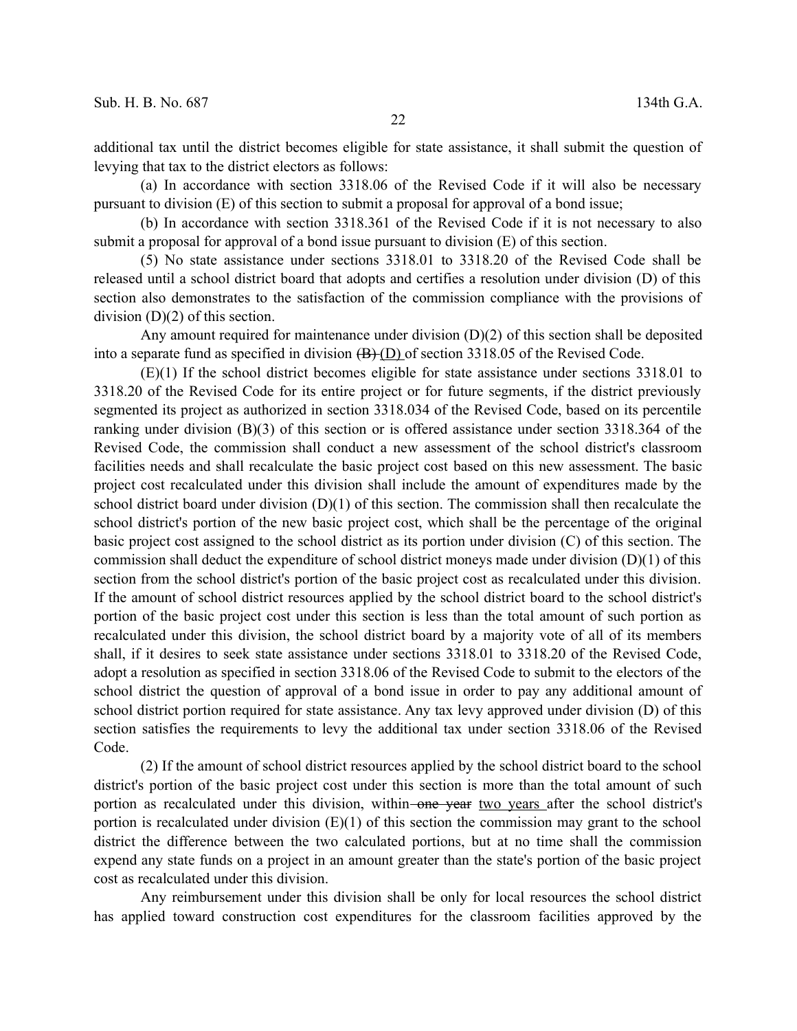additional tax until the district becomes eligible for state assistance, it shall submit the question of levying that tax to the district electors as follows:

(a) In accordance with section 3318.06 of the Revised Code if it will also be necessary pursuant to division (E) of this section to submit a proposal for approval of a bond issue;

(b) In accordance with section 3318.361 of the Revised Code if it is not necessary to also submit a proposal for approval of a bond issue pursuant to division (E) of this section.

(5) No state assistance under sections 3318.01 to 3318.20 of the Revised Code shall be released until a school district board that adopts and certifies a resolution under division (D) of this section also demonstrates to the satisfaction of the commission compliance with the provisions of division (D)(2) of this section.

Any amount required for maintenance under division (D)(2) of this section shall be deposited into a separate fund as specified in division ~~(B)~~ (D) of section 3318.05 of the Revised Code.

(E)(1) If the school district becomes eligible for state assistance under sections 3318.01 to 3318.20 of the Revised Code for its entire project or for future segments, if the district previously segmented its project as authorized in section 3318.034 of the Revised Code, based on its percentile ranking under division (B)(3) of this section or is offered assistance under section 3318.364 of the Revised Code, the commission shall conduct a new assessment of the school district's classroom facilities needs and shall recalculate the basic project cost based on this new assessment. The basic project cost recalculated under this division shall include the amount of expenditures made by the school district board under division (D)(1) of this section. The commission shall then recalculate the school district's portion of the new basic project cost, which shall be the percentage of the original basic project cost assigned to the school district as its portion under division (C) of this section. The commission shall deduct the expenditure of school district moneys made under division (D)(1) of this section from the school district's portion of the basic project cost as recalculated under this division. If the amount of school district resources applied by the school district board to the school district's portion of the basic project cost under this section is less than the total amount of such portion as recalculated under this division, the school district board by a majority vote of all of its members shall, if it desires to seek state assistance under sections 3318.01 to 3318.20 of the Revised Code, adopt a resolution as specified in section 3318.06 of the Revised Code to submit to the electors of the school district the question of approval of a bond issue in order to pay any additional amount of school district portion required for state assistance. Any tax levy approved under division (D) of this section satisfies the requirements to levy the additional tax under section 3318.06 of the Revised Code.

(2) If the amount of school district resources applied by the school district board to the school district's portion of the basic project cost under this section is more than the total amount of such portion as recalculated under this division, within ~~one year~~ two years after the school district's portion is recalculated under division (E)(1) of this section the commission may grant to the school district the difference between the two calculated portions, but at no time shall the commission expend any state funds on a project in an amount greater than the state's portion of the basic project cost as recalculated under this division.

Any reimbursement under this division shall be only for local resources the school district has applied toward construction cost expenditures for the classroom facilities approved by the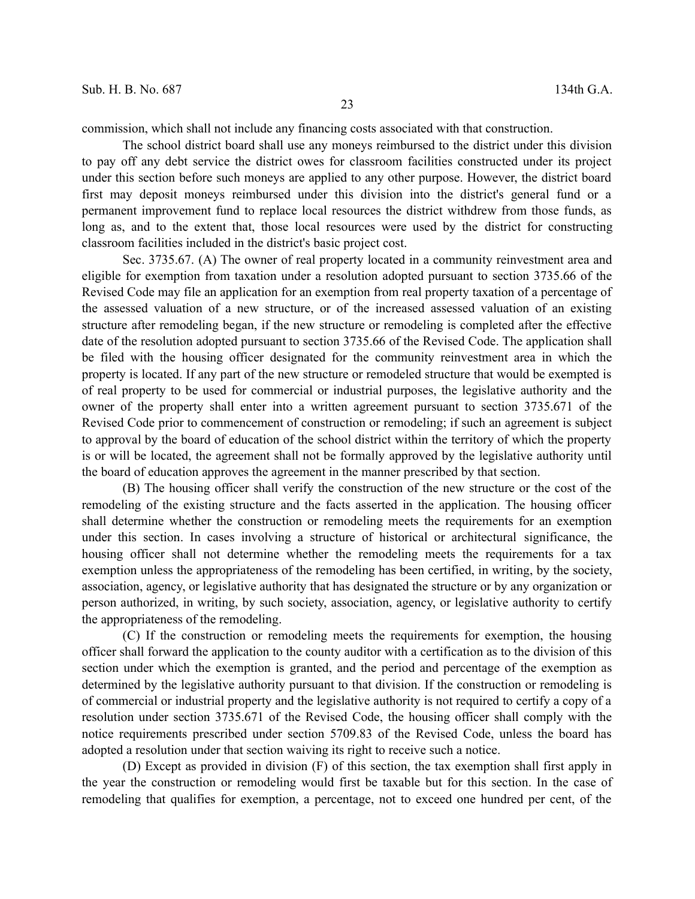commission, which shall not include any financing costs associated with that construction.

The school district board shall use any moneys reimbursed to the district under this division to pay off any debt service the district owes for classroom facilities constructed under its project under this section before such moneys are applied to any other purpose. However, the district board first may deposit moneys reimbursed under this division into the district's general fund or a permanent improvement fund to replace local resources the district withdrew from those funds, as long as, and to the extent that, those local resources were used by the district for constructing classroom facilities included in the district's basic project cost.

Sec. 3735.67. (A) The owner of real property located in a community reinvestment area and eligible for exemption from taxation under a resolution adopted pursuant to section 3735.66 of the Revised Code may file an application for an exemption from real property taxation of a percentage of the assessed valuation of a new structure, or of the increased assessed valuation of an existing structure after remodeling began, if the new structure or remodeling is completed after the effective date of the resolution adopted pursuant to section 3735.66 of the Revised Code. The application shall be filed with the housing officer designated for the community reinvestment area in which the property is located. If any part of the new structure or remodeled structure that would be exempted is of real property to be used for commercial or industrial purposes, the legislative authority and the owner of the property shall enter into a written agreement pursuant to section 3735.671 of the Revised Code prior to commencement of construction or remodeling; if such an agreement is subject to approval by the board of education of the school district within the territory of which the property is or will be located, the agreement shall not be formally approved by the legislative authority until the board of education approves the agreement in the manner prescribed by that section.

(B) The housing officer shall verify the construction of the new structure or the cost of the remodeling of the existing structure and the facts asserted in the application. The housing officer shall determine whether the construction or remodeling meets the requirements for an exemption under this section. In cases involving a structure of historical or architectural significance, the housing officer shall not determine whether the remodeling meets the requirements for a tax exemption unless the appropriateness of the remodeling has been certified, in writing, by the society, association, agency, or legislative authority that has designated the structure or by any organization or person authorized, in writing, by such society, association, agency, or legislative authority to certify the appropriateness of the remodeling.

(C) If the construction or remodeling meets the requirements for exemption, the housing officer shall forward the application to the county auditor with a certification as to the division of this section under which the exemption is granted, and the period and percentage of the exemption as determined by the legislative authority pursuant to that division. If the construction or remodeling is of commercial or industrial property and the legislative authority is not required to certify a copy of a resolution under section 3735.671 of the Revised Code, the housing officer shall comply with the notice requirements prescribed under section 5709.83 of the Revised Code, unless the board has adopted a resolution under that section waiving its right to receive such a notice.

(D) Except as provided in division (F) of this section, the tax exemption shall first apply in the year the construction or remodeling would first be taxable but for this section. In the case of remodeling that qualifies for exemption, a percentage, not to exceed one hundred per cent, of the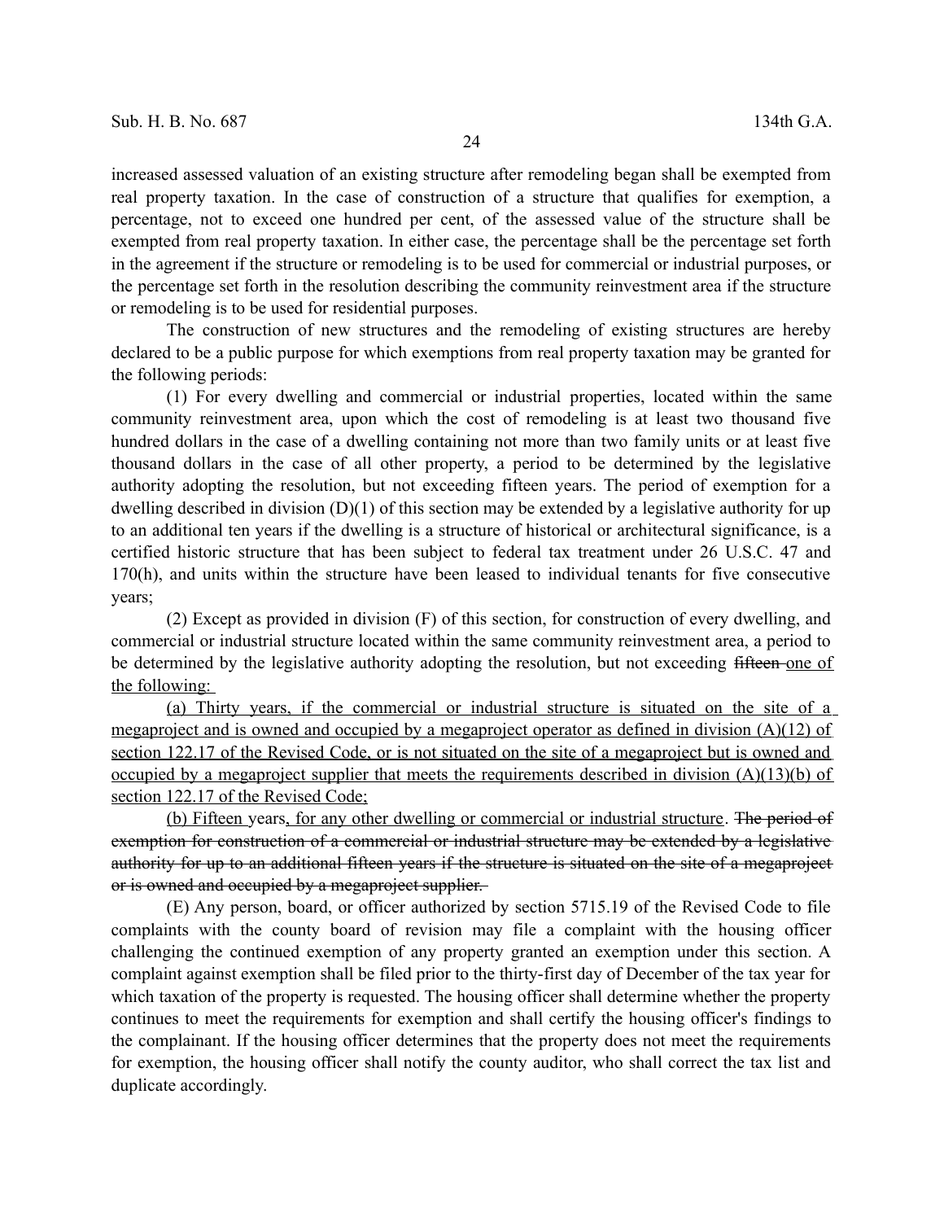increased assessed valuation of an existing structure after remodeling began shall be exempted from real property taxation. In the case of construction of a structure that qualifies for exemption, a percentage, not to exceed one hundred per cent, of the assessed value of the structure shall be exempted from real property taxation. In either case, the percentage shall be the percentage set forth in the agreement if the structure or remodeling is to be used for commercial or industrial purposes, or the percentage set forth in the resolution describing the community reinvestment area if the structure or remodeling is to be used for residential purposes.

The construction of new structures and the remodeling of existing structures are hereby declared to be a public purpose for which exemptions from real property taxation may be granted for the following periods:

(1) For every dwelling and commercial or industrial properties, located within the same community reinvestment area, upon which the cost of remodeling is at least two thousand five hundred dollars in the case of a dwelling containing not more than two family units or at least five thousand dollars in the case of all other property, a period to be determined by the legislative authority adopting the resolution, but not exceeding fifteen years. The period of exemption for a dwelling described in division (D)(1) of this section may be extended by a legislative authority for up to an additional ten years if the dwelling is a structure of historical or architectural significance, is a certified historic structure that has been subject to federal tax treatment under 26 U.S.C. 47 and 170(h), and units within the structure have been leased to individual tenants for five consecutive years;

(2) Except as provided in division (F) of this section, for construction of every dwelling, and commercial or industrial structure located within the same community reinvestment area, a period to be determined by the legislative authority adopting the resolution, but not exceeding ~~fifteen~~ <u>one of the following:</u>

<u>(a) Thirty years, if the commercial or industrial structure is situated on the site of a megaproject and is owned and occupied by a megaproject operator as defined in division (A)(12) of section 122.17 of the Revised Code, or is not situated on the site of a megaproject but is owned and occupied by a megaproject supplier that meets the requirements described in division (A)(13)(b) of section 122.17 of the Revised Code;</u>

<u>(b) Fifteen</u> years<u>, for any other dwelling or commercial or industrial structure</u>. ~~The period of exemption for construction of a commercial or industrial structure may be extended by a legislative authority for up to an additional fifteen years if the structure is situated on the site of a megaproject or is owned and occupied by a megaproject supplier.~~

(E) Any person, board, or officer authorized by section 5715.19 of the Revised Code to file complaints with the county board of revision may file a complaint with the housing officer challenging the continued exemption of any property granted an exemption under this section. A complaint against exemption shall be filed prior to the thirty-first day of December of the tax year for which taxation of the property is requested. The housing officer shall determine whether the property continues to meet the requirements for exemption and shall certify the housing officer's findings to the complainant. If the housing officer determines that the property does not meet the requirements for exemption, the housing officer shall notify the county auditor, who shall correct the tax list and duplicate accordingly.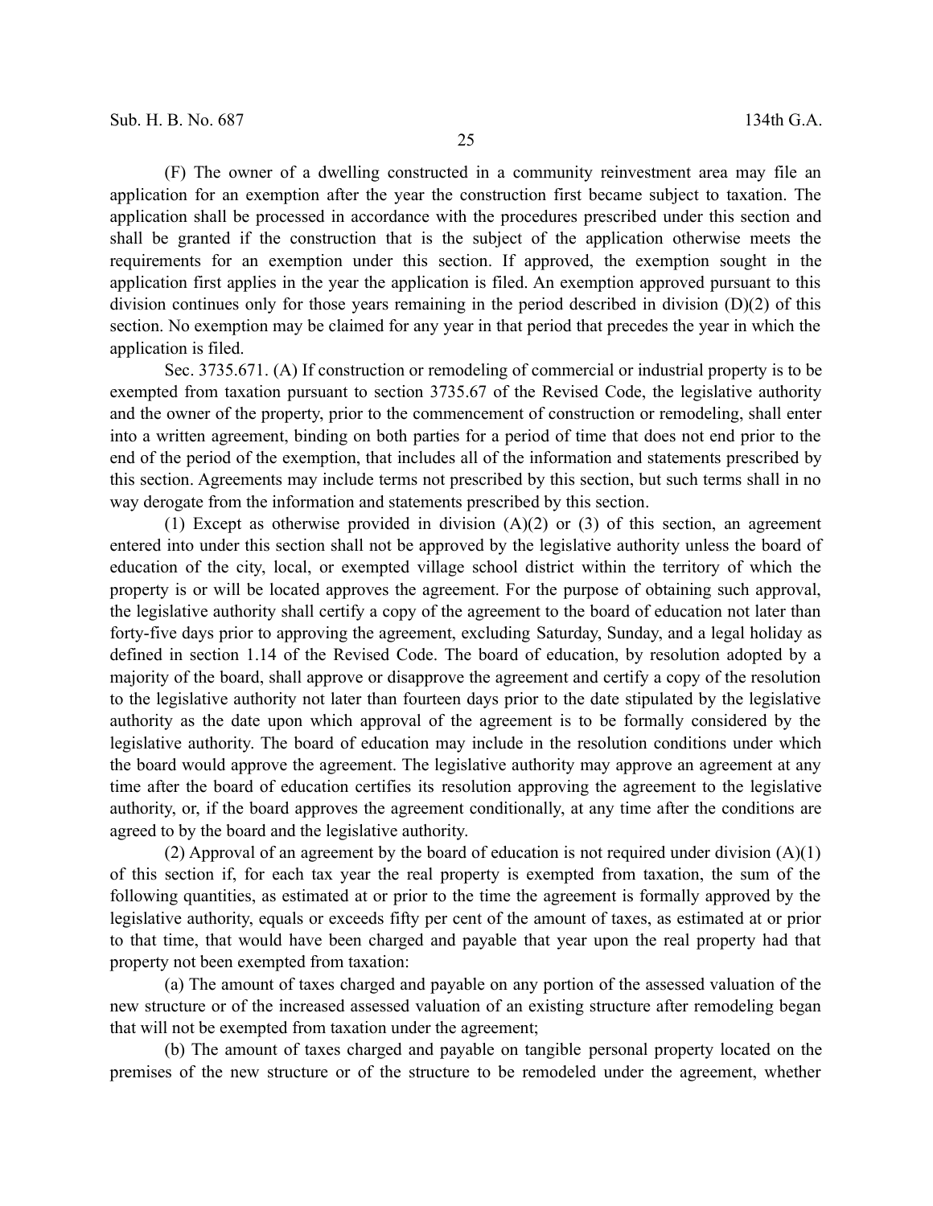(F) The owner of a dwelling constructed in a community reinvestment area may file an application for an exemption after the year the construction first became subject to taxation. The application shall be processed in accordance with the procedures prescribed under this section and shall be granted if the construction that is the subject of the application otherwise meets the requirements for an exemption under this section. If approved, the exemption sought in the application first applies in the year the application is filed. An exemption approved pursuant to this division continues only for those years remaining in the period described in division (D)(2) of this section. No exemption may be claimed for any year in that period that precedes the year in which the application is filed.

Sec. 3735.671. (A) If construction or remodeling of commercial or industrial property is to be exempted from taxation pursuant to section 3735.67 of the Revised Code, the legislative authority and the owner of the property, prior to the commencement of construction or remodeling, shall enter into a written agreement, binding on both parties for a period of time that does not end prior to the end of the period of the exemption, that includes all of the information and statements prescribed by this section. Agreements may include terms not prescribed by this section, but such terms shall in no way derogate from the information and statements prescribed by this section.

(1) Except as otherwise provided in division (A)(2) or (3) of this section, an agreement entered into under this section shall not be approved by the legislative authority unless the board of education of the city, local, or exempted village school district within the territory of which the property is or will be located approves the agreement. For the purpose of obtaining such approval, the legislative authority shall certify a copy of the agreement to the board of education not later than forty-five days prior to approving the agreement, excluding Saturday, Sunday, and a legal holiday as defined in section 1.14 of the Revised Code. The board of education, by resolution adopted by a majority of the board, shall approve or disapprove the agreement and certify a copy of the resolution to the legislative authority not later than fourteen days prior to the date stipulated by the legislative authority as the date upon which approval of the agreement is to be formally considered by the legislative authority. The board of education may include in the resolution conditions under which the board would approve the agreement. The legislative authority may approve an agreement at any time after the board of education certifies its resolution approving the agreement to the legislative authority, or, if the board approves the agreement conditionally, at any time after the conditions are agreed to by the board and the legislative authority.

(2) Approval of an agreement by the board of education is not required under division (A)(1) of this section if, for each tax year the real property is exempted from taxation, the sum of the following quantities, as estimated at or prior to the time the agreement is formally approved by the legislative authority, equals or exceeds fifty per cent of the amount of taxes, as estimated at or prior to that time, that would have been charged and payable that year upon the real property had that property not been exempted from taxation:

(a) The amount of taxes charged and payable on any portion of the assessed valuation of the new structure or of the increased assessed valuation of an existing structure after remodeling began that will not be exempted from taxation under the agreement;

(b) The amount of taxes charged and payable on tangible personal property located on the premises of the new structure or of the structure to be remodeled under the agreement, whether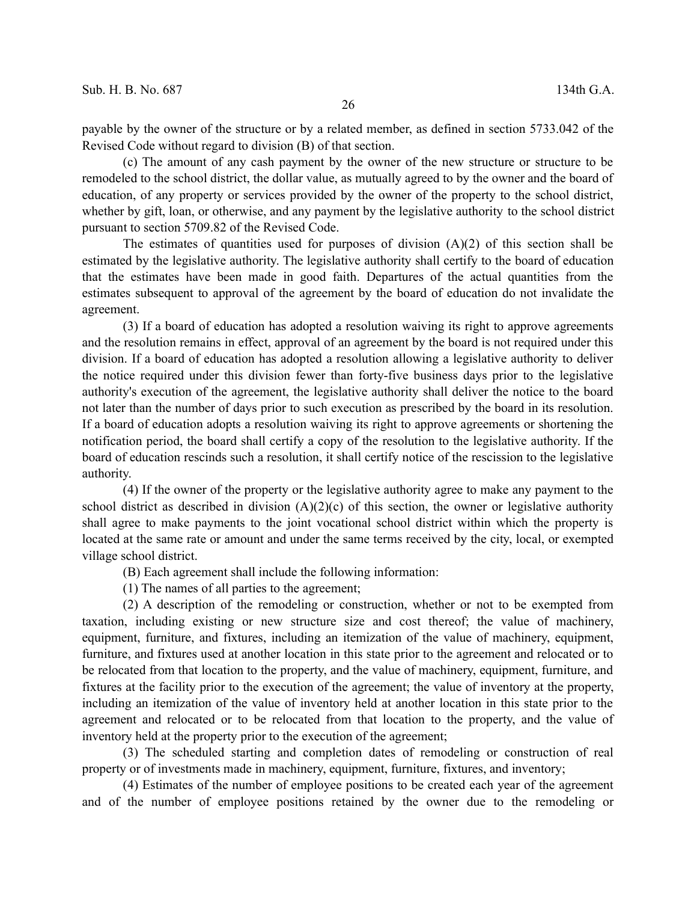payable by the owner of the structure or by a related member, as defined in section 5733.042 of the Revised Code without regard to division (B) of that section.

(c) The amount of any cash payment by the owner of the new structure or structure to be remodeled to the school district, the dollar value, as mutually agreed to by the owner and the board of education, of any property or services provided by the owner of the property to the school district, whether by gift, loan, or otherwise, and any payment by the legislative authority to the school district pursuant to section 5709.82 of the Revised Code.

The estimates of quantities used for purposes of division (A)(2) of this section shall be estimated by the legislative authority. The legislative authority shall certify to the board of education that the estimates have been made in good faith. Departures of the actual quantities from the estimates subsequent to approval of the agreement by the board of education do not invalidate the agreement.

(3) If a board of education has adopted a resolution waiving its right to approve agreements and the resolution remains in effect, approval of an agreement by the board is not required under this division. If a board of education has adopted a resolution allowing a legislative authority to deliver the notice required under this division fewer than forty-five business days prior to the legislative authority's execution of the agreement, the legislative authority shall deliver the notice to the board not later than the number of days prior to such execution as prescribed by the board in its resolution. If a board of education adopts a resolution waiving its right to approve agreements or shortening the notification period, the board shall certify a copy of the resolution to the legislative authority. If the board of education rescinds such a resolution, it shall certify notice of the rescission to the legislative authority.

(4) If the owner of the property or the legislative authority agree to make any payment to the school district as described in division (A)(2)(c) of this section, the owner or legislative authority shall agree to make payments to the joint vocational school district within which the property is located at the same rate or amount and under the same terms received by the city, local, or exempted village school district.

(B) Each agreement shall include the following information:

(1) The names of all parties to the agreement;

(2) A description of the remodeling or construction, whether or not to be exempted from taxation, including existing or new structure size and cost thereof; the value of machinery, equipment, furniture, and fixtures, including an itemization of the value of machinery, equipment, furniture, and fixtures used at another location in this state prior to the agreement and relocated or to be relocated from that location to the property, and the value of machinery, equipment, furniture, and fixtures at the facility prior to the execution of the agreement; the value of inventory at the property, including an itemization of the value of inventory held at another location in this state prior to the agreement and relocated or to be relocated from that location to the property, and the value of inventory held at the property prior to the execution of the agreement;

(3) The scheduled starting and completion dates of remodeling or construction of real property or of investments made in machinery, equipment, furniture, fixtures, and inventory;

(4) Estimates of the number of employee positions to be created each year of the agreement and of the number of employee positions retained by the owner due to the remodeling or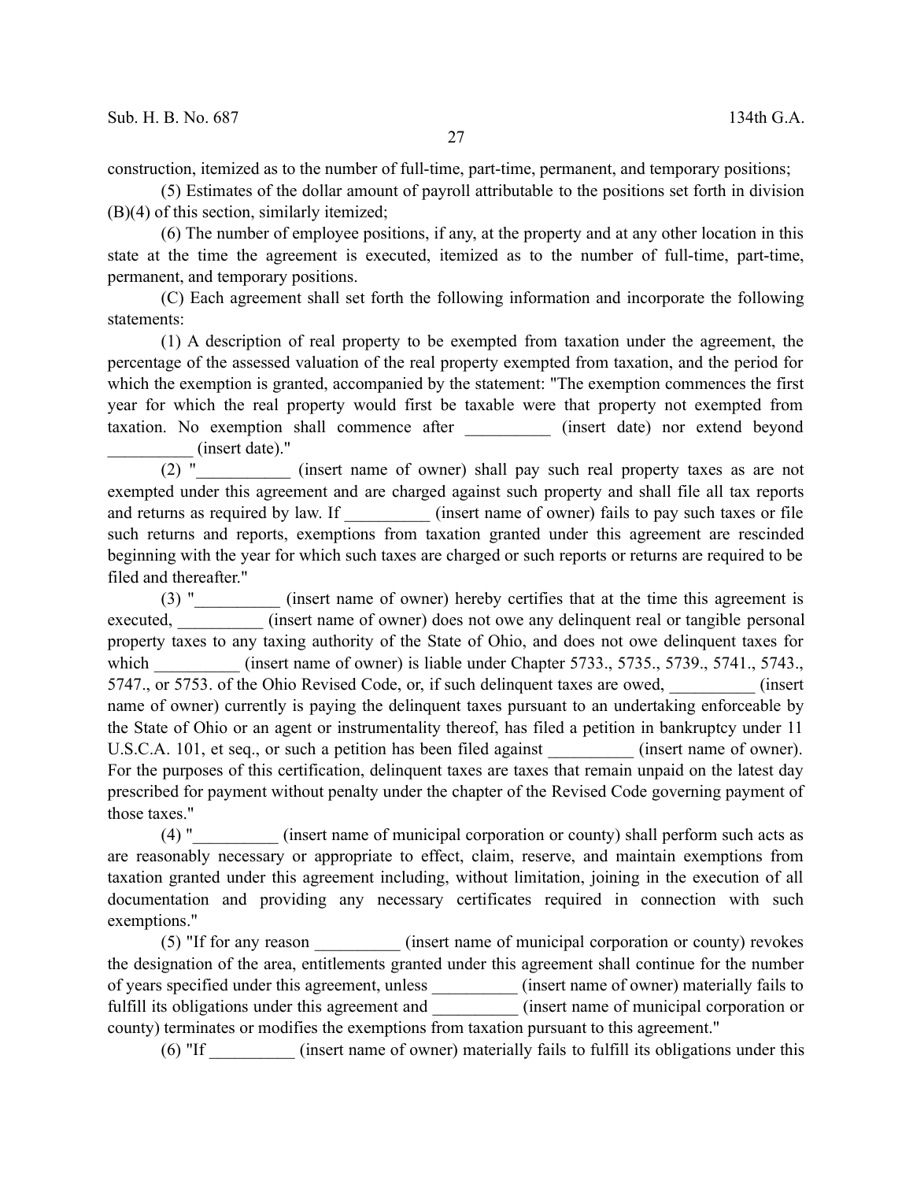construction, itemized as to the number of full-time, part-time, permanent, and temporary positions;

(5) Estimates of the dollar amount of payroll attributable to the positions set forth in division (B)(4) of this section, similarly itemized;

(6) The number of employee positions, if any, at the property and at any other location in this state at the time the agreement is executed, itemized as to the number of full-time, part-time, permanent, and temporary positions.

(C) Each agreement shall set forth the following information and incorporate the following statements:

(1) A description of real property to be exempted from taxation under the agreement, the percentage of the assessed valuation of the real property exempted from taxation, and the period for which the exemption is granted, accompanied by the statement: "The exemption commences the first year for which the real property would first be taxable were that property not exempted from taxation. No exemption shall commence after __________ (insert date) nor extend beyond __________ (insert date)."

(2) "___________ (insert name of owner) shall pay such real property taxes as are not exempted under this agreement and are charged against such property and shall file all tax reports and returns as required by law. If __________ (insert name of owner) fails to pay such taxes or file such returns and reports, exemptions from taxation granted under this agreement are rescinded beginning with the year for which such taxes are charged or such reports or returns are required to be filed and thereafter."

(3) "__________ (insert name of owner) hereby certifies that at the time this agreement is executed, __________ (insert name of owner) does not owe any delinquent real or tangible personal property taxes to any taxing authority of the State of Ohio, and does not owe delinquent taxes for which __________ (insert name of owner) is liable under Chapter 5733., 5735., 5739., 5741., 5743., 5747., or 5753. of the Ohio Revised Code, or, if such delinquent taxes are owed, __________ (insert name of owner) currently is paying the delinquent taxes pursuant to an undertaking enforceable by the State of Ohio or an agent or instrumentality thereof, has filed a petition in bankruptcy under 11 U.S.C.A. 101, et seq., or such a petition has been filed against __________ (insert name of owner). For the purposes of this certification, delinquent taxes are taxes that remain unpaid on the latest day prescribed for payment without penalty under the chapter of the Revised Code governing payment of those taxes."

(4) "__________ (insert name of municipal corporation or county) shall perform such acts as are reasonably necessary or appropriate to effect, claim, reserve, and maintain exemptions from taxation granted under this agreement including, without limitation, joining in the execution of all documentation and providing any necessary certificates required in connection with such exemptions."

(5) "If for any reason __________ (insert name of municipal corporation or county) revokes the designation of the area, entitlements granted under this agreement shall continue for the number of years specified under this agreement, unless __________ (insert name of owner) materially fails to fulfill its obligations under this agreement and __________ (insert name of municipal corporation or county) terminates or modifies the exemptions from taxation pursuant to this agreement."

(6) "If __________ (insert name of owner) materially fails to fulfill its obligations under this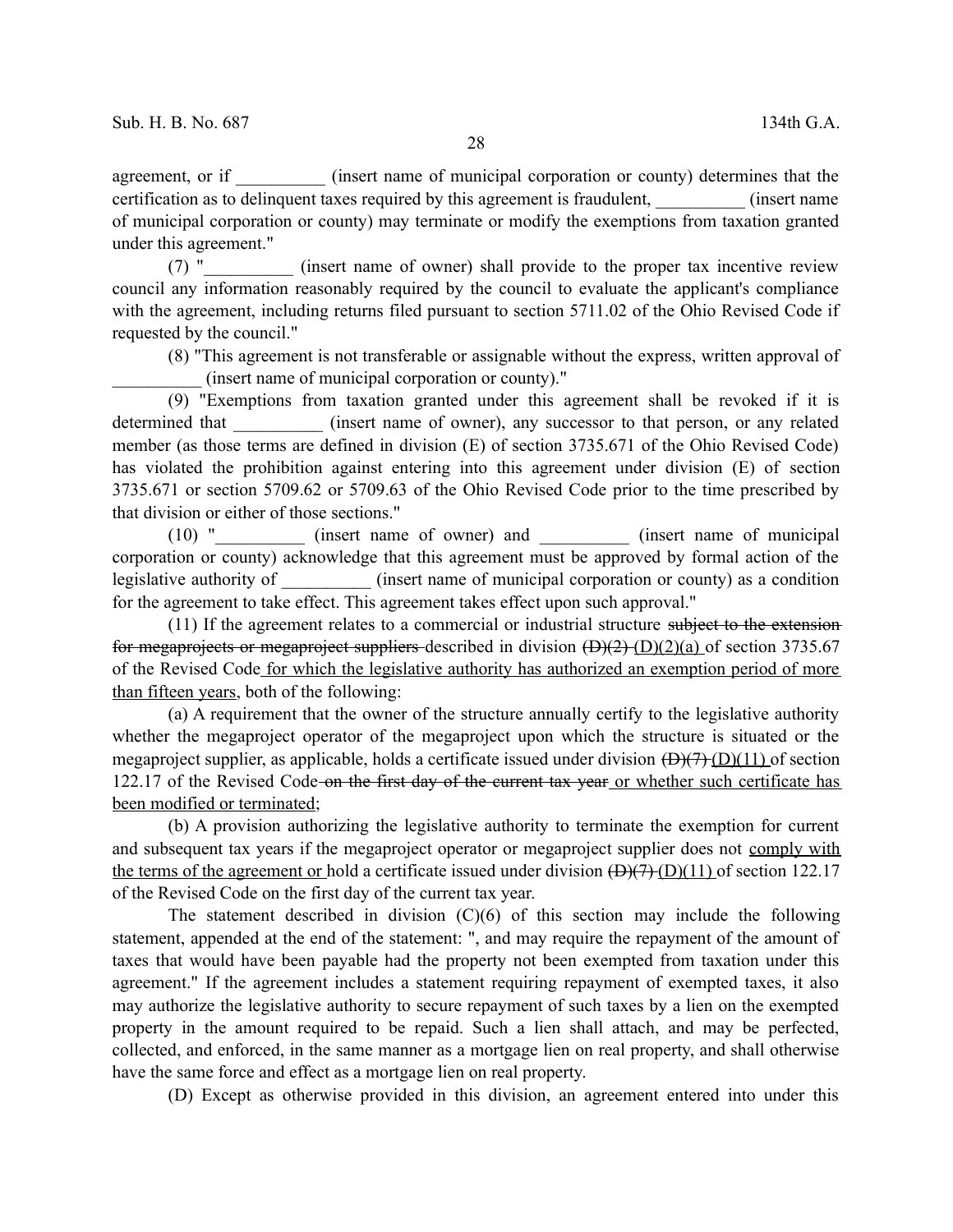agreement, or if __________ (insert name of municipal corporation or county) determines that the certification as to delinquent taxes required by this agreement is fraudulent, __________ (insert name of municipal corporation or county) may terminate or modify the exemptions from taxation granted under this agreement."

(7) "__________ (insert name of owner) shall provide to the proper tax incentive review council any information reasonably required by the council to evaluate the applicant's compliance with the agreement, including returns filed pursuant to section 5711.02 of the Ohio Revised Code if requested by the council."

(8) "This agreement is not transferable or assignable without the express, written approval of __________ (insert name of municipal corporation or county)."

(9) "Exemptions from taxation granted under this agreement shall be revoked if it is determined that __________ (insert name of owner), any successor to that person, or any related member (as those terms are defined in division (E) of section 3735.671 of the Ohio Revised Code) has violated the prohibition against entering into this agreement under division (E) of section 3735.671 or section 5709.62 or 5709.63 of the Ohio Revised Code prior to the time prescribed by that division or either of those sections."

(10) "__________ (insert name of owner) and __________ (insert name of municipal corporation or county) acknowledge that this agreement must be approved by formal action of the legislative authority of __________ (insert name of municipal corporation or county) as a condition for the agreement to take effect. This agreement takes effect upon such approval."

(11) If the agreement relates to a commercial or industrial structure ~~subject to the extension for megaprojects or megaproject suppliers~~ described in division ~~(D)(2)~~ (D)(2)(a) of section 3735.67 of the Revised Code for which the legislative authority has authorized an exemption period of more than fifteen years, both of the following:

(a) A requirement that the owner of the structure annually certify to the legislative authority whether the megaproject operator of the megaproject upon which the structure is situated or the megaproject supplier, as applicable, holds a certificate issued under division ~~(D)(7)~~ (D)(11) of section 122.17 of the Revised Code ~~on the first day of the current tax year~~ or whether such certificate has been modified or terminated;

(b) A provision authorizing the legislative authority to terminate the exemption for current and subsequent tax years if the megaproject operator or megaproject supplier does not comply with the terms of the agreement or hold a certificate issued under division ~~(D)(7)~~ (D)(11) of section 122.17 of the Revised Code on the first day of the current tax year.

The statement described in division (C)(6) of this section may include the following statement, appended at the end of the statement: ", and may require the repayment of the amount of taxes that would have been payable had the property not been exempted from taxation under this agreement." If the agreement includes a statement requiring repayment of exempted taxes, it also may authorize the legislative authority to secure repayment of such taxes by a lien on the exempted property in the amount required to be repaid. Such a lien shall attach, and may be perfected, collected, and enforced, in the same manner as a mortgage lien on real property, and shall otherwise have the same force and effect as a mortgage lien on real property.

(D) Except as otherwise provided in this division, an agreement entered into under this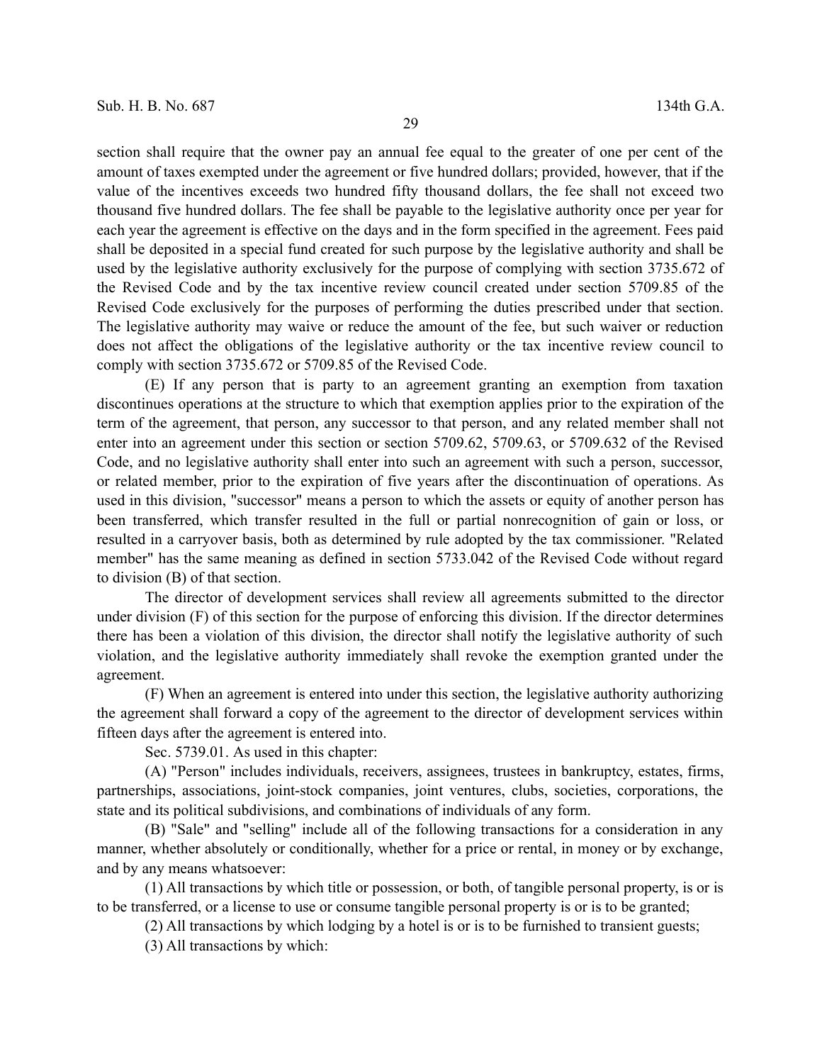section shall require that the owner pay an annual fee equal to the greater of one per cent of the amount of taxes exempted under the agreement or five hundred dollars; provided, however, that if the value of the incentives exceeds two hundred fifty thousand dollars, the fee shall not exceed two thousand five hundred dollars. The fee shall be payable to the legislative authority once per year for each year the agreement is effective on the days and in the form specified in the agreement. Fees paid shall be deposited in a special fund created for such purpose by the legislative authority and shall be used by the legislative authority exclusively for the purpose of complying with section 3735.672 of the Revised Code and by the tax incentive review council created under section 5709.85 of the Revised Code exclusively for the purposes of performing the duties prescribed under that section. The legislative authority may waive or reduce the amount of the fee, but such waiver or reduction does not affect the obligations of the legislative authority or the tax incentive review council to comply with section 3735.672 or 5709.85 of the Revised Code.

(E) If any person that is party to an agreement granting an exemption from taxation discontinues operations at the structure to which that exemption applies prior to the expiration of the term of the agreement, that person, any successor to that person, and any related member shall not enter into an agreement under this section or section 5709.62, 5709.63, or 5709.632 of the Revised Code, and no legislative authority shall enter into such an agreement with such a person, successor, or related member, prior to the expiration of five years after the discontinuation of operations. As used in this division, "successor" means a person to which the assets or equity of another person has been transferred, which transfer resulted in the full or partial nonrecognition of gain or loss, or resulted in a carryover basis, both as determined by rule adopted by the tax commissioner. "Related member" has the same meaning as defined in section 5733.042 of the Revised Code without regard to division (B) of that section.

The director of development services shall review all agreements submitted to the director under division (F) of this section for the purpose of enforcing this division. If the director determines there has been a violation of this division, the director shall notify the legislative authority of such violation, and the legislative authority immediately shall revoke the exemption granted under the agreement.

(F) When an agreement is entered into under this section, the legislative authority authorizing the agreement shall forward a copy of the agreement to the director of development services within fifteen days after the agreement is entered into.

Sec. 5739.01. As used in this chapter:

(A) "Person" includes individuals, receivers, assignees, trustees in bankruptcy, estates, firms, partnerships, associations, joint-stock companies, joint ventures, clubs, societies, corporations, the state and its political subdivisions, and combinations of individuals of any form.

(B) "Sale" and "selling" include all of the following transactions for a consideration in any manner, whether absolutely or conditionally, whether for a price or rental, in money or by exchange, and by any means whatsoever:

(1) All transactions by which title or possession, or both, of tangible personal property, is or is to be transferred, or a license to use or consume tangible personal property is or is to be granted;

(2) All transactions by which lodging by a hotel is or is to be furnished to transient guests;

(3) All transactions by which: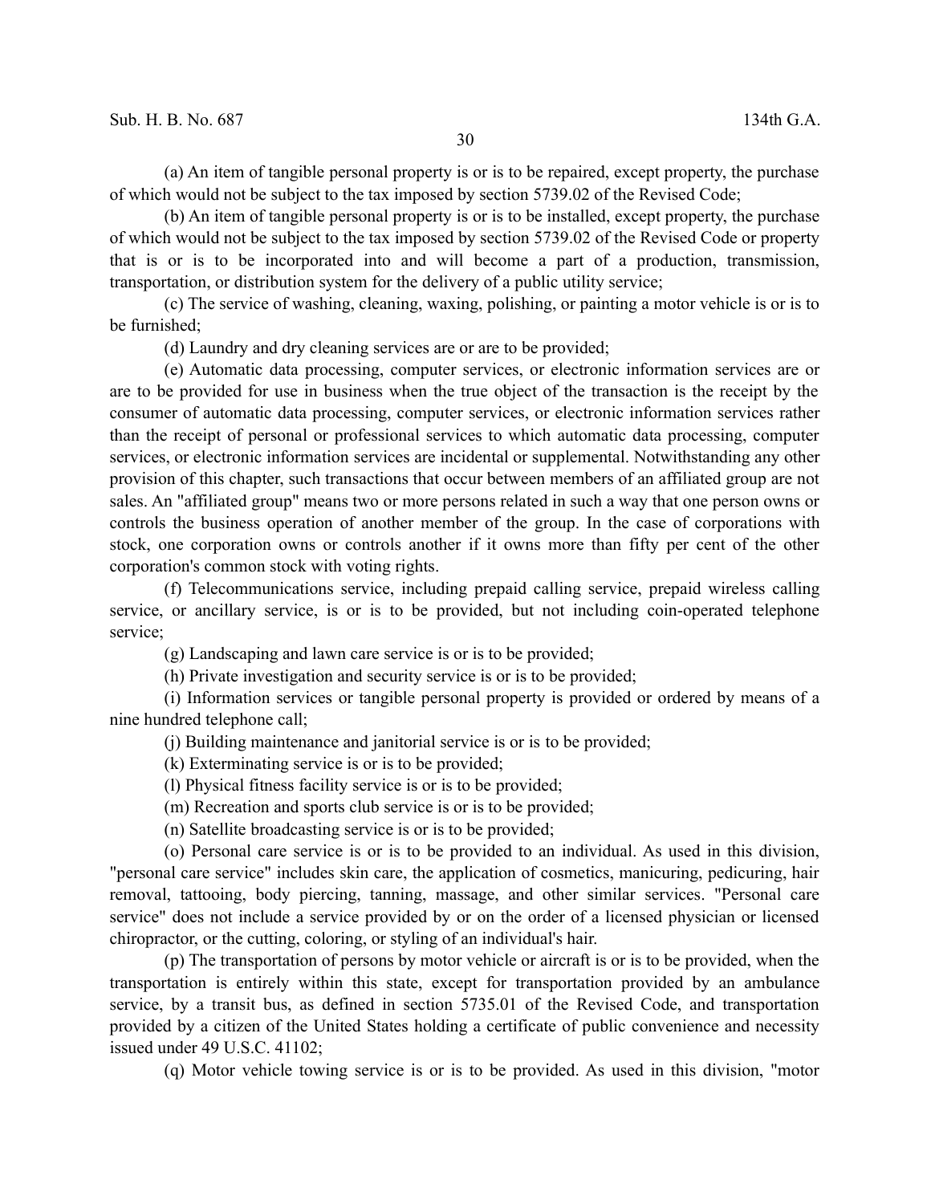(a) An item of tangible personal property is or is to be repaired, except property, the purchase of which would not be subject to the tax imposed by section 5739.02 of the Revised Code;

(b) An item of tangible personal property is or is to be installed, except property, the purchase of which would not be subject to the tax imposed by section 5739.02 of the Revised Code or property that is or is to be incorporated into and will become a part of a production, transmission, transportation, or distribution system for the delivery of a public utility service;

(c) The service of washing, cleaning, waxing, polishing, or painting a motor vehicle is or is to be furnished;

(d) Laundry and dry cleaning services are or are to be provided;

(e) Automatic data processing, computer services, or electronic information services are or are to be provided for use in business when the true object of the transaction is the receipt by the consumer of automatic data processing, computer services, or electronic information services rather than the receipt of personal or professional services to which automatic data processing, computer services, or electronic information services are incidental or supplemental. Notwithstanding any other provision of this chapter, such transactions that occur between members of an affiliated group are not sales. An "affiliated group" means two or more persons related in such a way that one person owns or controls the business operation of another member of the group. In the case of corporations with stock, one corporation owns or controls another if it owns more than fifty per cent of the other corporation's common stock with voting rights.

(f) Telecommunications service, including prepaid calling service, prepaid wireless calling service, or ancillary service, is or is to be provided, but not including coin-operated telephone service;

(g) Landscaping and lawn care service is or is to be provided;

(h) Private investigation and security service is or is to be provided;

(i) Information services or tangible personal property is provided or ordered by means of a nine hundred telephone call;

(j) Building maintenance and janitorial service is or is to be provided;

(k) Exterminating service is or is to be provided;

(l) Physical fitness facility service is or is to be provided;

(m) Recreation and sports club service is or is to be provided;

(n) Satellite broadcasting service is or is to be provided;

(o) Personal care service is or is to be provided to an individual. As used in this division, "personal care service" includes skin care, the application of cosmetics, manicuring, pedicuring, hair removal, tattooing, body piercing, tanning, massage, and other similar services. "Personal care service" does not include a service provided by or on the order of a licensed physician or licensed chiropractor, or the cutting, coloring, or styling of an individual's hair.

(p) The transportation of persons by motor vehicle or aircraft is or is to be provided, when the transportation is entirely within this state, except for transportation provided by an ambulance service, by a transit bus, as defined in section 5735.01 of the Revised Code, and transportation provided by a citizen of the United States holding a certificate of public convenience and necessity issued under 49 U.S.C. 41102;

(q) Motor vehicle towing service is or is to be provided. As used in this division, "motor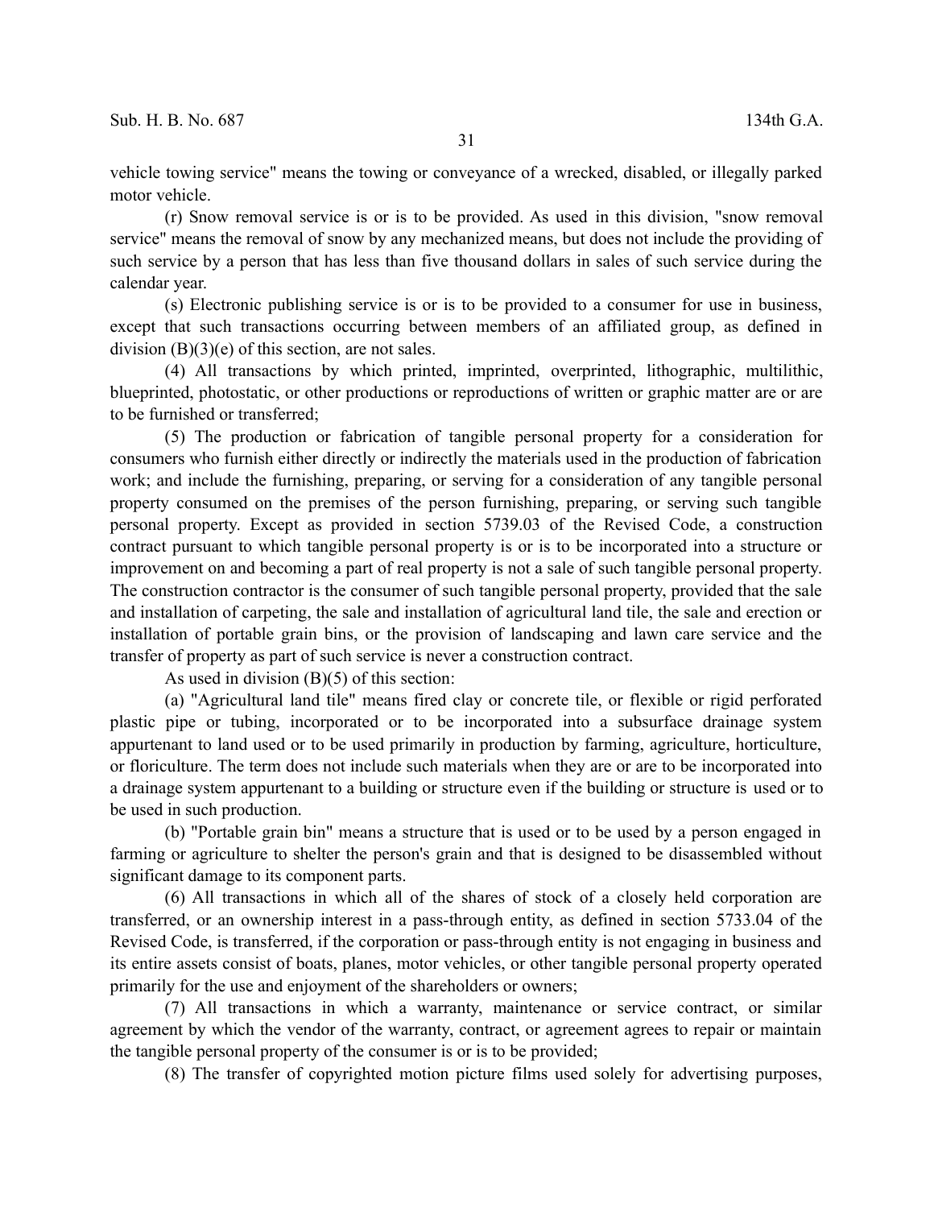vehicle towing service" means the towing or conveyance of a wrecked, disabled, or illegally parked motor vehicle.

(r) Snow removal service is or is to be provided. As used in this division, "snow removal service" means the removal of snow by any mechanized means, but does not include the providing of such service by a person that has less than five thousand dollars in sales of such service during the calendar year.

(s) Electronic publishing service is or is to be provided to a consumer for use in business, except that such transactions occurring between members of an affiliated group, as defined in division (B)(3)(e) of this section, are not sales.

(4) All transactions by which printed, imprinted, overprinted, lithographic, multilithic, blueprinted, photostatic, or other productions or reproductions of written or graphic matter are or are to be furnished or transferred;

(5) The production or fabrication of tangible personal property for a consideration for consumers who furnish either directly or indirectly the materials used in the production of fabrication work; and include the furnishing, preparing, or serving for a consideration of any tangible personal property consumed on the premises of the person furnishing, preparing, or serving such tangible personal property. Except as provided in section 5739.03 of the Revised Code, a construction contract pursuant to which tangible personal property is or is to be incorporated into a structure or improvement on and becoming a part of real property is not a sale of such tangible personal property. The construction contractor is the consumer of such tangible personal property, provided that the sale and installation of carpeting, the sale and installation of agricultural land tile, the sale and erection or installation of portable grain bins, or the provision of landscaping and lawn care service and the transfer of property as part of such service is never a construction contract.

As used in division (B)(5) of this section:

(a) "Agricultural land tile" means fired clay or concrete tile, or flexible or rigid perforated plastic pipe or tubing, incorporated or to be incorporated into a subsurface drainage system appurtenant to land used or to be used primarily in production by farming, agriculture, horticulture, or floriculture. The term does not include such materials when they are or are to be incorporated into a drainage system appurtenant to a building or structure even if the building or structure is used or to be used in such production.

(b) "Portable grain bin" means a structure that is used or to be used by a person engaged in farming or agriculture to shelter the person's grain and that is designed to be disassembled without significant damage to its component parts.

(6) All transactions in which all of the shares of stock of a closely held corporation are transferred, or an ownership interest in a pass-through entity, as defined in section 5733.04 of the Revised Code, is transferred, if the corporation or pass-through entity is not engaging in business and its entire assets consist of boats, planes, motor vehicles, or other tangible personal property operated primarily for the use and enjoyment of the shareholders or owners;

(7) All transactions in which a warranty, maintenance or service contract, or similar agreement by which the vendor of the warranty, contract, or agreement agrees to repair or maintain the tangible personal property of the consumer is or is to be provided;

(8) The transfer of copyrighted motion picture films used solely for advertising purposes,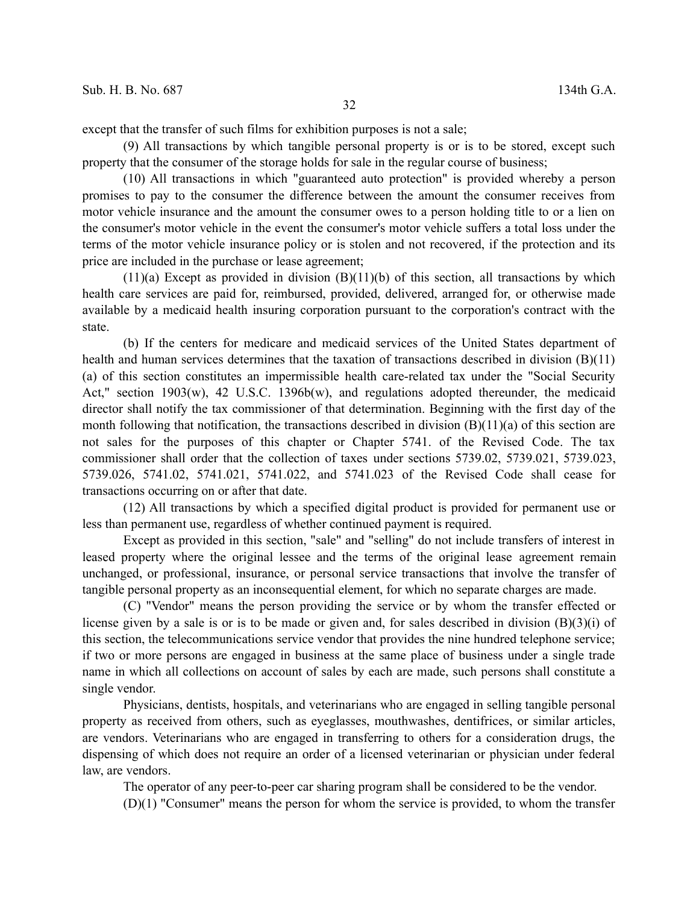except that the transfer of such films for exhibition purposes is not a sale;

(9) All transactions by which tangible personal property is or is to be stored, except such property that the consumer of the storage holds for sale in the regular course of business;

(10) All transactions in which "guaranteed auto protection" is provided whereby a person promises to pay to the consumer the difference between the amount the consumer receives from motor vehicle insurance and the amount the consumer owes to a person holding title to or a lien on the consumer's motor vehicle in the event the consumer's motor vehicle suffers a total loss under the terms of the motor vehicle insurance policy or is stolen and not recovered, if the protection and its price are included in the purchase or lease agreement;

(11)(a) Except as provided in division (B)(11)(b) of this section, all transactions by which health care services are paid for, reimbursed, provided, delivered, arranged for, or otherwise made available by a medicaid health insuring corporation pursuant to the corporation's contract with the state.

(b) If the centers for medicare and medicaid services of the United States department of health and human services determines that the taxation of transactions described in division (B)(11)(a) of this section constitutes an impermissible health care-related tax under the "Social Security Act," section 1903(w), 42 U.S.C. 1396b(w), and regulations adopted thereunder, the medicaid director shall notify the tax commissioner of that determination. Beginning with the first day of the month following that notification, the transactions described in division (B)(11)(a) of this section are not sales for the purposes of this chapter or Chapter 5741. of the Revised Code. The tax commissioner shall order that the collection of taxes under sections 5739.02, 5739.021, 5739.023, 5739.026, 5741.02, 5741.021, 5741.022, and 5741.023 of the Revised Code shall cease for transactions occurring on or after that date.

(12) All transactions by which a specified digital product is provided for permanent use or less than permanent use, regardless of whether continued payment is required.

Except as provided in this section, "sale" and "selling" do not include transfers of interest in leased property where the original lessee and the terms of the original lease agreement remain unchanged, or professional, insurance, or personal service transactions that involve the transfer of tangible personal property as an inconsequential element, for which no separate charges are made.

(C) "Vendor" means the person providing the service or by whom the transfer effected or license given by a sale is or is to be made or given and, for sales described in division (B)(3)(i) of this section, the telecommunications service vendor that provides the nine hundred telephone service; if two or more persons are engaged in business at the same place of business under a single trade name in which all collections on account of sales by each are made, such persons shall constitute a single vendor.

Physicians, dentists, hospitals, and veterinarians who are engaged in selling tangible personal property as received from others, such as eyeglasses, mouthwashes, dentifrices, or similar articles, are vendors. Veterinarians who are engaged in transferring to others for a consideration drugs, the dispensing of which does not require an order of a licensed veterinarian or physician under federal law, are vendors.

The operator of any peer-to-peer car sharing program shall be considered to be the vendor.

(D)(1) "Consumer" means the person for whom the service is provided, to whom the transfer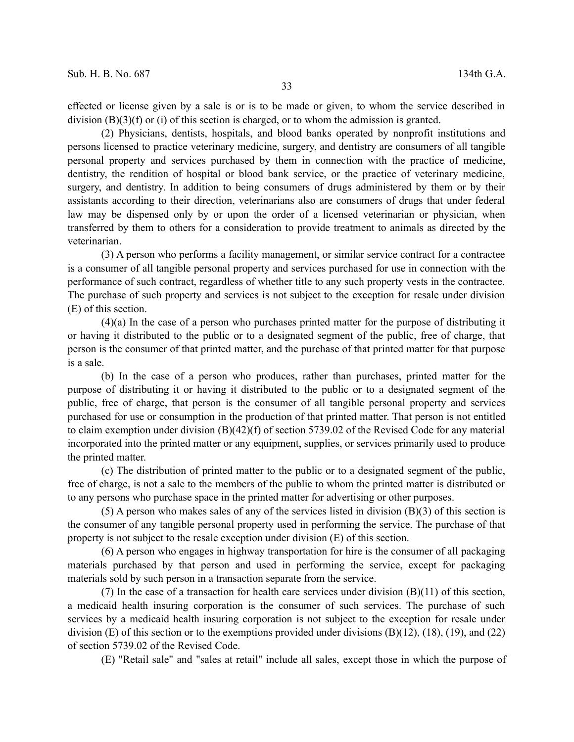effected or license given by a sale is or is to be made or given, to whom the service described in division (B)(3)(f) or (i) of this section is charged, or to whom the admission is granted.

(2) Physicians, dentists, hospitals, and blood banks operated by nonprofit institutions and persons licensed to practice veterinary medicine, surgery, and dentistry are consumers of all tangible personal property and services purchased by them in connection with the practice of medicine, dentistry, the rendition of hospital or blood bank service, or the practice of veterinary medicine, surgery, and dentistry. In addition to being consumers of drugs administered by them or by their assistants according to their direction, veterinarians also are consumers of drugs that under federal law may be dispensed only by or upon the order of a licensed veterinarian or physician, when transferred by them to others for a consideration to provide treatment to animals as directed by the veterinarian.

(3) A person who performs a facility management, or similar service contract for a contractee is a consumer of all tangible personal property and services purchased for use in connection with the performance of such contract, regardless of whether title to any such property vests in the contractee. The purchase of such property and services is not subject to the exception for resale under division (E) of this section.

(4)(a) In the case of a person who purchases printed matter for the purpose of distributing it or having it distributed to the public or to a designated segment of the public, free of charge, that person is the consumer of that printed matter, and the purchase of that printed matter for that purpose is a sale.

(b) In the case of a person who produces, rather than purchases, printed matter for the purpose of distributing it or having it distributed to the public or to a designated segment of the public, free of charge, that person is the consumer of all tangible personal property and services purchased for use or consumption in the production of that printed matter. That person is not entitled to claim exemption under division (B)(42)(f) of section 5739.02 of the Revised Code for any material incorporated into the printed matter or any equipment, supplies, or services primarily used to produce the printed matter.

(c) The distribution of printed matter to the public or to a designated segment of the public, free of charge, is not a sale to the members of the public to whom the printed matter is distributed or to any persons who purchase space in the printed matter for advertising or other purposes.

(5) A person who makes sales of any of the services listed in division (B)(3) of this section is the consumer of any tangible personal property used in performing the service. The purchase of that property is not subject to the resale exception under division (E) of this section.

(6) A person who engages in highway transportation for hire is the consumer of all packaging materials purchased by that person and used in performing the service, except for packaging materials sold by such person in a transaction separate from the service.

(7) In the case of a transaction for health care services under division (B)(11) of this section, a medicaid health insuring corporation is the consumer of such services. The purchase of such services by a medicaid health insuring corporation is not subject to the exception for resale under division (E) of this section or to the exemptions provided under divisions (B)(12), (18), (19), and (22) of section 5739.02 of the Revised Code.

(E) "Retail sale" and "sales at retail" include all sales, except those in which the purpose of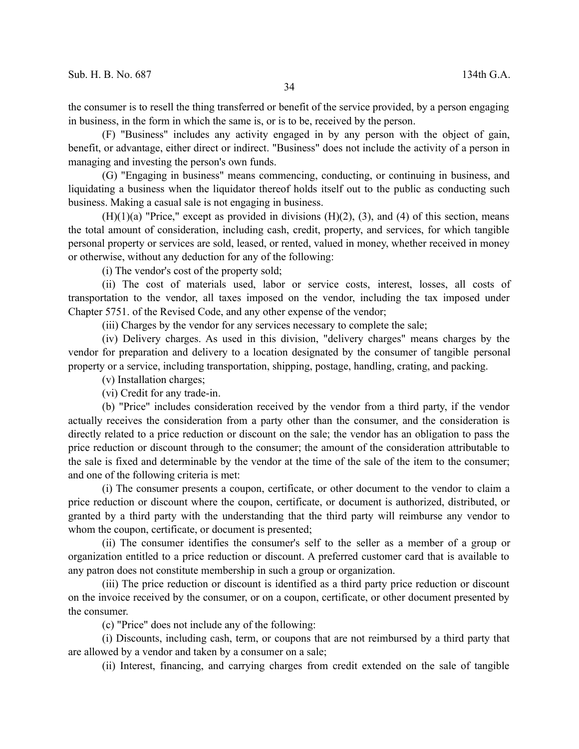the consumer is to resell the thing transferred or benefit of the service provided, by a person engaging in business, in the form in which the same is, or is to be, received by the person.

(F) "Business" includes any activity engaged in by any person with the object of gain, benefit, or advantage, either direct or indirect. "Business" does not include the activity of a person in managing and investing the person's own funds.

(G) "Engaging in business" means commencing, conducting, or continuing in business, and liquidating a business when the liquidator thereof holds itself out to the public as conducting such business. Making a casual sale is not engaging in business.

(H)(1)(a) "Price," except as provided in divisions (H)(2), (3), and (4) of this section, means the total amount of consideration, including cash, credit, property, and services, for which tangible personal property or services are sold, leased, or rented, valued in money, whether received in money or otherwise, without any deduction for any of the following:

(i) The vendor's cost of the property sold;

(ii) The cost of materials used, labor or service costs, interest, losses, all costs of transportation to the vendor, all taxes imposed on the vendor, including the tax imposed under Chapter 5751. of the Revised Code, and any other expense of the vendor;

(iii) Charges by the vendor for any services necessary to complete the sale;

(iv) Delivery charges. As used in this division, "delivery charges" means charges by the vendor for preparation and delivery to a location designated by the consumer of tangible personal property or a service, including transportation, shipping, postage, handling, crating, and packing.

(v) Installation charges;

(vi) Credit for any trade-in.

(b) "Price" includes consideration received by the vendor from a third party, if the vendor actually receives the consideration from a party other than the consumer, and the consideration is directly related to a price reduction or discount on the sale; the vendor has an obligation to pass the price reduction or discount through to the consumer; the amount of the consideration attributable to the sale is fixed and determinable by the vendor at the time of the sale of the item to the consumer; and one of the following criteria is met:

(i) The consumer presents a coupon, certificate, or other document to the vendor to claim a price reduction or discount where the coupon, certificate, or document is authorized, distributed, or granted by a third party with the understanding that the third party will reimburse any vendor to whom the coupon, certificate, or document is presented;

(ii) The consumer identifies the consumer's self to the seller as a member of a group or organization entitled to a price reduction or discount. A preferred customer card that is available to any patron does not constitute membership in such a group or organization.

(iii) The price reduction or discount is identified as a third party price reduction or discount on the invoice received by the consumer, or on a coupon, certificate, or other document presented by the consumer.

(c) "Price" does not include any of the following:

(i) Discounts, including cash, term, or coupons that are not reimbursed by a third party that are allowed by a vendor and taken by a consumer on a sale;

(ii) Interest, financing, and carrying charges from credit extended on the sale of tangible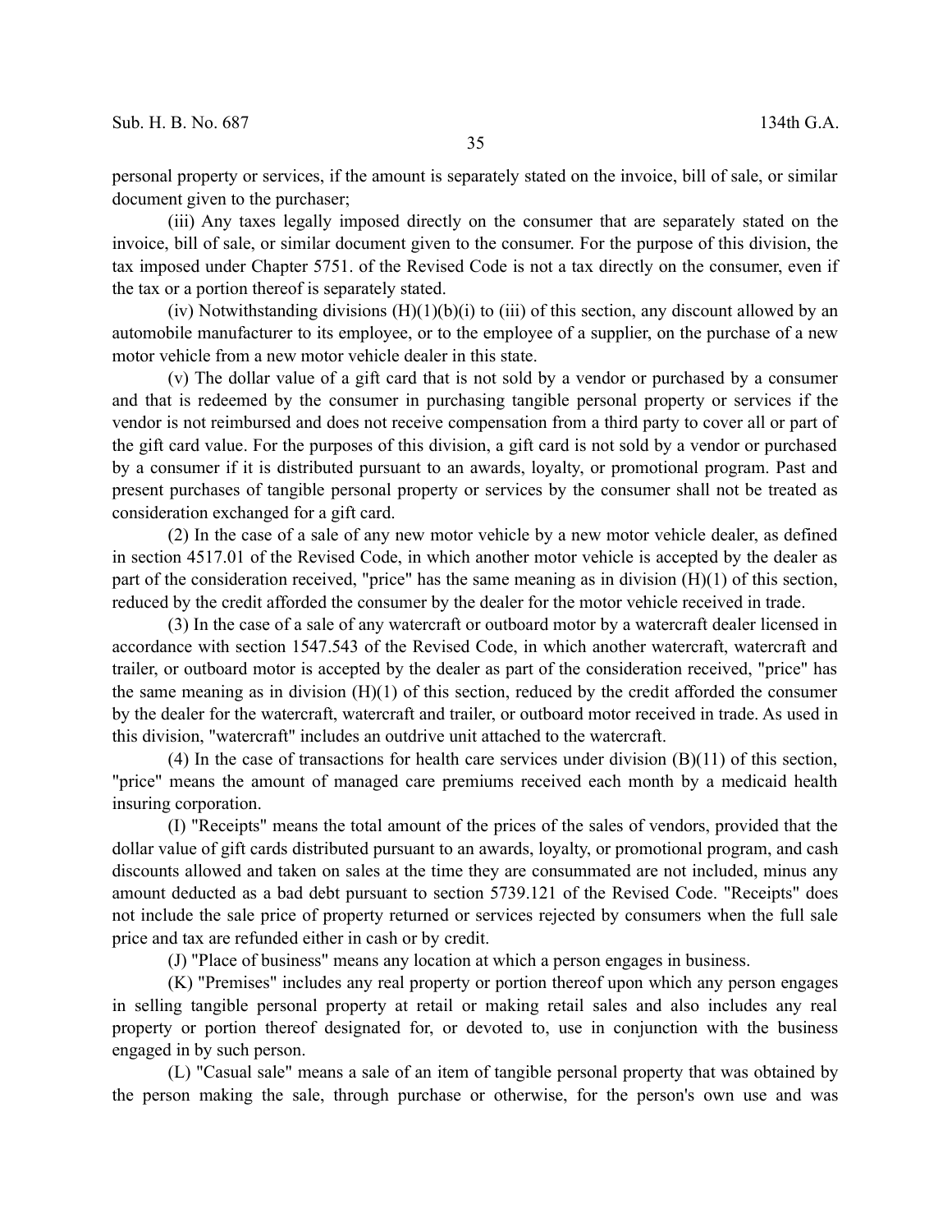personal property or services, if the amount is separately stated on the invoice, bill of sale, or similar document given to the purchaser;

(iii) Any taxes legally imposed directly on the consumer that are separately stated on the invoice, bill of sale, or similar document given to the consumer. For the purpose of this division, the tax imposed under Chapter 5751. of the Revised Code is not a tax directly on the consumer, even if the tax or a portion thereof is separately stated.

(iv) Notwithstanding divisions (H)(1)(b)(i) to (iii) of this section, any discount allowed by an automobile manufacturer to its employee, or to the employee of a supplier, on the purchase of a new motor vehicle from a new motor vehicle dealer in this state.

(v) The dollar value of a gift card that is not sold by a vendor or purchased by a consumer and that is redeemed by the consumer in purchasing tangible personal property or services if the vendor is not reimbursed and does not receive compensation from a third party to cover all or part of the gift card value. For the purposes of this division, a gift card is not sold by a vendor or purchased by a consumer if it is distributed pursuant to an awards, loyalty, or promotional program. Past and present purchases of tangible personal property or services by the consumer shall not be treated as consideration exchanged for a gift card.

(2) In the case of a sale of any new motor vehicle by a new motor vehicle dealer, as defined in section 4517.01 of the Revised Code, in which another motor vehicle is accepted by the dealer as part of the consideration received, "price" has the same meaning as in division (H)(1) of this section, reduced by the credit afforded the consumer by the dealer for the motor vehicle received in trade.

(3) In the case of a sale of any watercraft or outboard motor by a watercraft dealer licensed in accordance with section 1547.543 of the Revised Code, in which another watercraft, watercraft and trailer, or outboard motor is accepted by the dealer as part of the consideration received, "price" has the same meaning as in division (H)(1) of this section, reduced by the credit afforded the consumer by the dealer for the watercraft, watercraft and trailer, or outboard motor received in trade. As used in this division, "watercraft" includes an outdrive unit attached to the watercraft.

(4) In the case of transactions for health care services under division (B)(11) of this section, "price" means the amount of managed care premiums received each month by a medicaid health insuring corporation.

(I) "Receipts" means the total amount of the prices of the sales of vendors, provided that the dollar value of gift cards distributed pursuant to an awards, loyalty, or promotional program, and cash discounts allowed and taken on sales at the time they are consummated are not included, minus any amount deducted as a bad debt pursuant to section 5739.121 of the Revised Code. "Receipts" does not include the sale price of property returned or services rejected by consumers when the full sale price and tax are refunded either in cash or by credit.

(J) "Place of business" means any location at which a person engages in business.

(K) "Premises" includes any real property or portion thereof upon which any person engages in selling tangible personal property at retail or making retail sales and also includes any real property or portion thereof designated for, or devoted to, use in conjunction with the business engaged in by such person.

(L) "Casual sale" means a sale of an item of tangible personal property that was obtained by the person making the sale, through purchase or otherwise, for the person's own use and was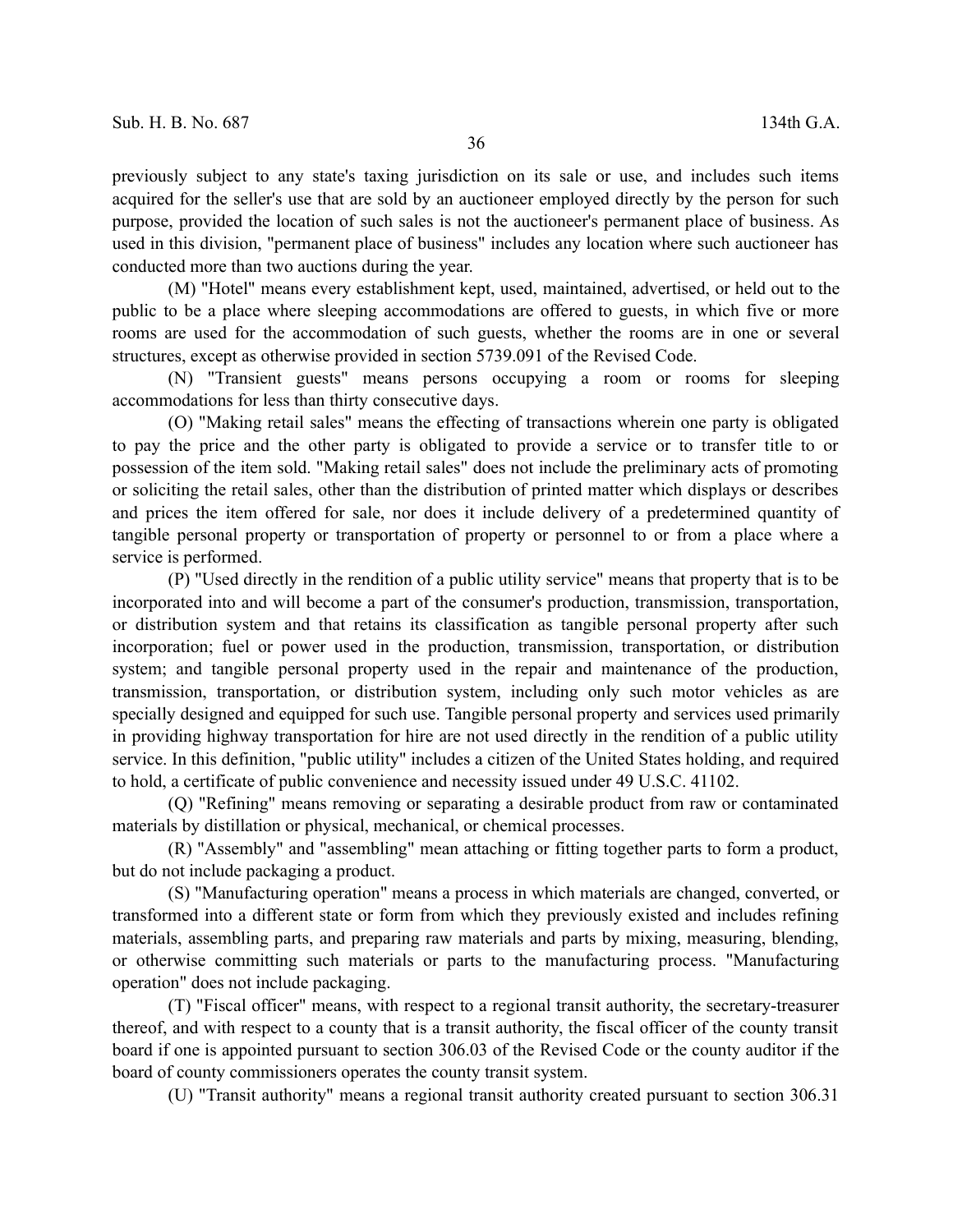previously subject to any state's taxing jurisdiction on its sale or use, and includes such items acquired for the seller's use that are sold by an auctioneer employed directly by the person for such purpose, provided the location of such sales is not the auctioneer's permanent place of business. As used in this division, "permanent place of business" includes any location where such auctioneer has conducted more than two auctions during the year.

(M) "Hotel" means every establishment kept, used, maintained, advertised, or held out to the public to be a place where sleeping accommodations are offered to guests, in which five or more rooms are used for the accommodation of such guests, whether the rooms are in one or several structures, except as otherwise provided in section 5739.091 of the Revised Code.

(N) "Transient guests" means persons occupying a room or rooms for sleeping accommodations for less than thirty consecutive days.

(O) "Making retail sales" means the effecting of transactions wherein one party is obligated to pay the price and the other party is obligated to provide a service or to transfer title to or possession of the item sold. "Making retail sales" does not include the preliminary acts of promoting or soliciting the retail sales, other than the distribution of printed matter which displays or describes and prices the item offered for sale, nor does it include delivery of a predetermined quantity of tangible personal property or transportation of property or personnel to or from a place where a service is performed.

(P) "Used directly in the rendition of a public utility service" means that property that is to be incorporated into and will become a part of the consumer's production, transmission, transportation, or distribution system and that retains its classification as tangible personal property after such incorporation; fuel or power used in the production, transmission, transportation, or distribution system; and tangible personal property used in the repair and maintenance of the production, transmission, transportation, or distribution system, including only such motor vehicles as are specially designed and equipped for such use. Tangible personal property and services used primarily in providing highway transportation for hire are not used directly in the rendition of a public utility service. In this definition, "public utility" includes a citizen of the United States holding, and required to hold, a certificate of public convenience and necessity issued under 49 U.S.C. 41102.

(Q) "Refining" means removing or separating a desirable product from raw or contaminated materials by distillation or physical, mechanical, or chemical processes.

(R) "Assembly" and "assembling" mean attaching or fitting together parts to form a product, but do not include packaging a product.

(S) "Manufacturing operation" means a process in which materials are changed, converted, or transformed into a different state or form from which they previously existed and includes refining materials, assembling parts, and preparing raw materials and parts by mixing, measuring, blending, or otherwise committing such materials or parts to the manufacturing process. "Manufacturing operation" does not include packaging.

(T) "Fiscal officer" means, with respect to a regional transit authority, the secretary-treasurer thereof, and with respect to a county that is a transit authority, the fiscal officer of the county transit board if one is appointed pursuant to section 306.03 of the Revised Code or the county auditor if the board of county commissioners operates the county transit system.

(U) "Transit authority" means a regional transit authority created pursuant to section 306.31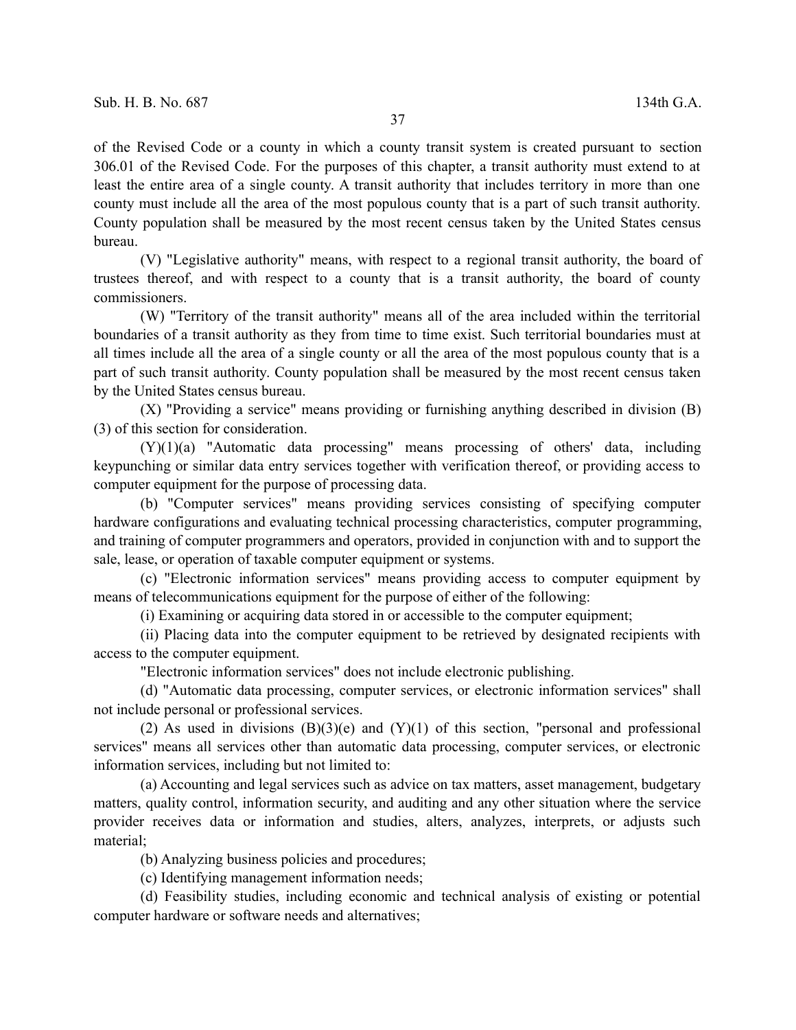of the Revised Code or a county in which a county transit system is created pursuant to section 306.01 of the Revised Code. For the purposes of this chapter, a transit authority must extend to at least the entire area of a single county. A transit authority that includes territory in more than one county must include all the area of the most populous county that is a part of such transit authority. County population shall be measured by the most recent census taken by the United States census bureau.

(V) "Legislative authority" means, with respect to a regional transit authority, the board of trustees thereof, and with respect to a county that is a transit authority, the board of county commissioners.

(W) "Territory of the transit authority" means all of the area included within the territorial boundaries of a transit authority as they from time to time exist. Such territorial boundaries must at all times include all the area of a single county or all the area of the most populous county that is a part of such transit authority. County population shall be measured by the most recent census taken by the United States census bureau.

(X) "Providing a service" means providing or furnishing anything described in division (B)(3) of this section for consideration.

(Y)(1)(a) "Automatic data processing" means processing of others' data, including keypunching or similar data entry services together with verification thereof, or providing access to computer equipment for the purpose of processing data.

(b) "Computer services" means providing services consisting of specifying computer hardware configurations and evaluating technical processing characteristics, computer programming, and training of computer programmers and operators, provided in conjunction with and to support the sale, lease, or operation of taxable computer equipment or systems.

(c) "Electronic information services" means providing access to computer equipment by means of telecommunications equipment for the purpose of either of the following:

(i) Examining or acquiring data stored in or accessible to the computer equipment;

(ii) Placing data into the computer equipment to be retrieved by designated recipients with access to the computer equipment.

"Electronic information services" does not include electronic publishing.

(d) "Automatic data processing, computer services, or electronic information services" shall not include personal or professional services.

(2) As used in divisions (B)(3)(e) and (Y)(1) of this section, "personal and professional services" means all services other than automatic data processing, computer services, or electronic information services, including but not limited to:

(a) Accounting and legal services such as advice on tax matters, asset management, budgetary matters, quality control, information security, and auditing and any other situation where the service provider receives data or information and studies, alters, analyzes, interprets, or adjusts such material;

(b) Analyzing business policies and procedures;

(c) Identifying management information needs;

(d) Feasibility studies, including economic and technical analysis of existing or potential computer hardware or software needs and alternatives;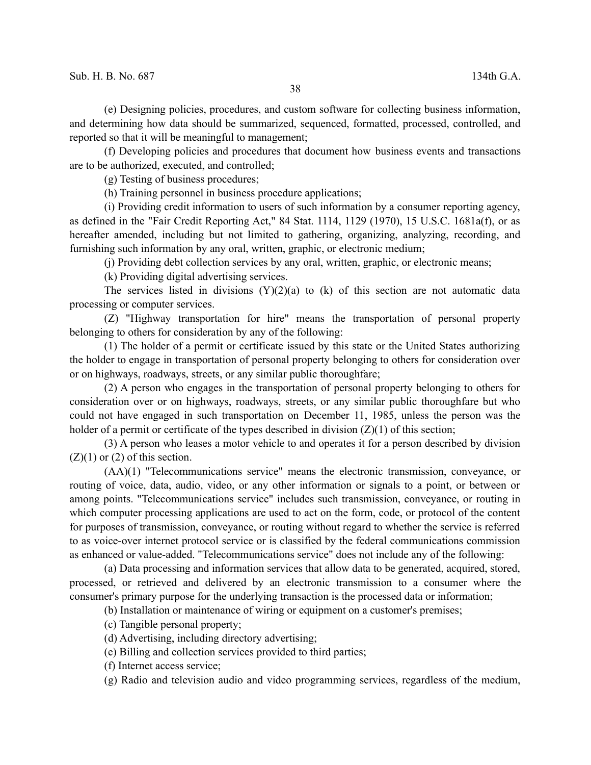(e) Designing policies, procedures, and custom software for collecting business information, and determining how data should be summarized, sequenced, formatted, processed, controlled, and reported so that it will be meaningful to management;

(f) Developing policies and procedures that document how business events and transactions are to be authorized, executed, and controlled;

(g) Testing of business procedures;

(h) Training personnel in business procedure applications;

(i) Providing credit information to users of such information by a consumer reporting agency, as defined in the "Fair Credit Reporting Act," 84 Stat. 1114, 1129 (1970), 15 U.S.C. 1681a(f), or as hereafter amended, including but not limited to gathering, organizing, analyzing, recording, and furnishing such information by any oral, written, graphic, or electronic medium;

(j) Providing debt collection services by any oral, written, graphic, or electronic means;

(k) Providing digital advertising services.

The services listed in divisions (Y)(2)(a) to (k) of this section are not automatic data processing or computer services.

(Z) "Highway transportation for hire" means the transportation of personal property belonging to others for consideration by any of the following:

(1) The holder of a permit or certificate issued by this state or the United States authorizing the holder to engage in transportation of personal property belonging to others for consideration over or on highways, roadways, streets, or any similar public thoroughfare;

(2) A person who engages in the transportation of personal property belonging to others for consideration over or on highways, roadways, streets, or any similar public thoroughfare but who could not have engaged in such transportation on December 11, 1985, unless the person was the holder of a permit or certificate of the types described in division (Z)(1) of this section;

(3) A person who leases a motor vehicle to and operates it for a person described by division (Z)(1) or (2) of this section.

(AA)(1) "Telecommunications service" means the electronic transmission, conveyance, or routing of voice, data, audio, video, or any other information or signals to a point, or between or among points. "Telecommunications service" includes such transmission, conveyance, or routing in which computer processing applications are used to act on the form, code, or protocol of the content for purposes of transmission, conveyance, or routing without regard to whether the service is referred to as voice-over internet protocol service or is classified by the federal communications commission as enhanced or value-added. "Telecommunications service" does not include any of the following:

(a) Data processing and information services that allow data to be generated, acquired, stored, processed, or retrieved and delivered by an electronic transmission to a consumer where the consumer's primary purpose for the underlying transaction is the processed data or information;

(b) Installation or maintenance of wiring or equipment on a customer's premises;

(c) Tangible personal property;

(d) Advertising, including directory advertising;

(e) Billing and collection services provided to third parties;

(f) Internet access service;

(g) Radio and television audio and video programming services, regardless of the medium,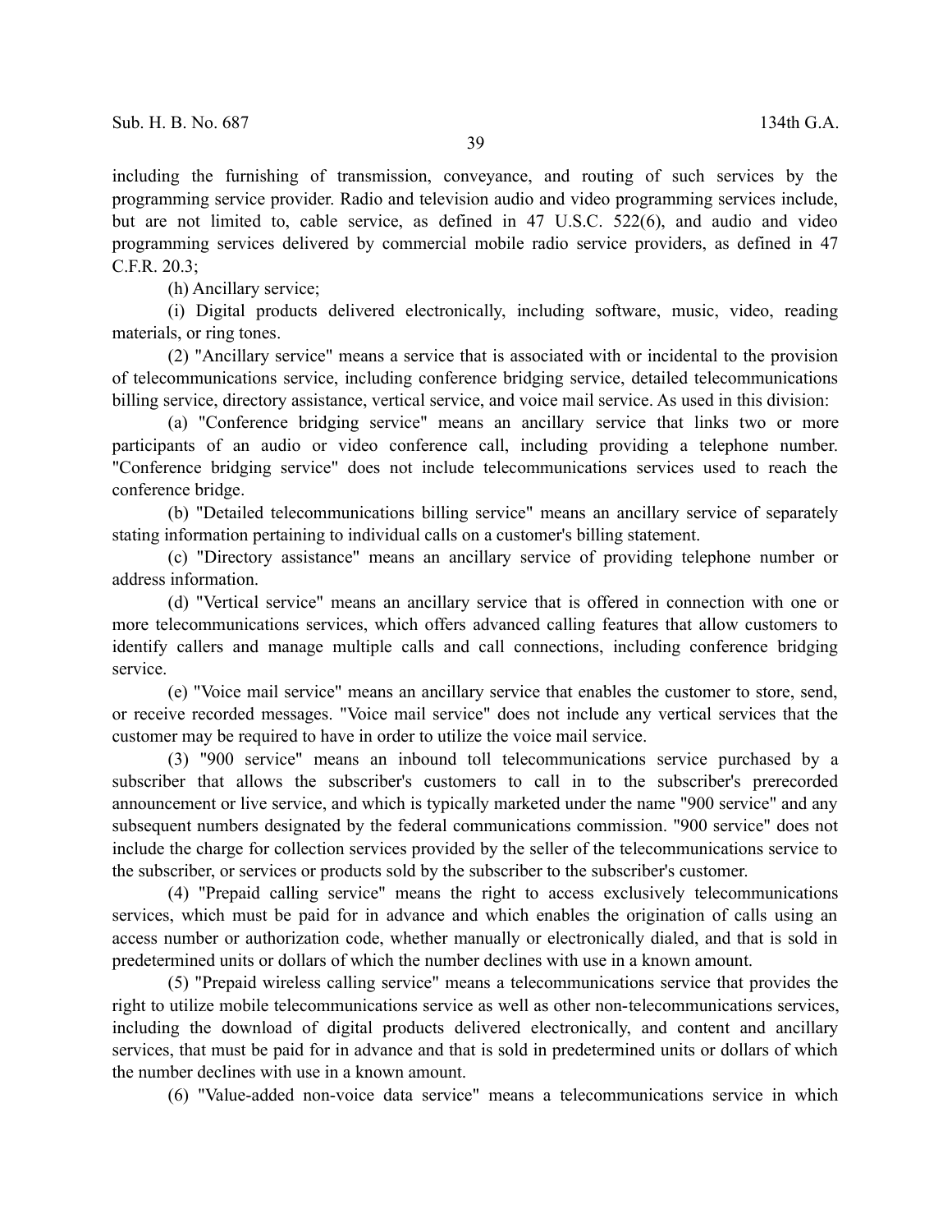including the furnishing of transmission, conveyance, and routing of such services by the programming service provider. Radio and television audio and video programming services include, but are not limited to, cable service, as defined in 47 U.S.C. 522(6), and audio and video programming services delivered by commercial mobile radio service providers, as defined in 47 C.F.R. 20.3;

(h) Ancillary service;

(i) Digital products delivered electronically, including software, music, video, reading materials, or ring tones.

(2) "Ancillary service" means a service that is associated with or incidental to the provision of telecommunications service, including conference bridging service, detailed telecommunications billing service, directory assistance, vertical service, and voice mail service. As used in this division:

(a) "Conference bridging service" means an ancillary service that links two or more participants of an audio or video conference call, including providing a telephone number. "Conference bridging service" does not include telecommunications services used to reach the conference bridge.

(b) "Detailed telecommunications billing service" means an ancillary service of separately stating information pertaining to individual calls on a customer's billing statement.

(c) "Directory assistance" means an ancillary service of providing telephone number or address information.

(d) "Vertical service" means an ancillary service that is offered in connection with one or more telecommunications services, which offers advanced calling features that allow customers to identify callers and manage multiple calls and call connections, including conference bridging service.

(e) "Voice mail service" means an ancillary service that enables the customer to store, send, or receive recorded messages. "Voice mail service" does not include any vertical services that the customer may be required to have in order to utilize the voice mail service.

(3) "900 service" means an inbound toll telecommunications service purchased by a subscriber that allows the subscriber's customers to call in to the subscriber's prerecorded announcement or live service, and which is typically marketed under the name "900 service" and any subsequent numbers designated by the federal communications commission. "900 service" does not include the charge for collection services provided by the seller of the telecommunications service to the subscriber, or services or products sold by the subscriber to the subscriber's customer.

(4) "Prepaid calling service" means the right to access exclusively telecommunications services, which must be paid for in advance and which enables the origination of calls using an access number or authorization code, whether manually or electronically dialed, and that is sold in predetermined units or dollars of which the number declines with use in a known amount.

(5) "Prepaid wireless calling service" means a telecommunications service that provides the right to utilize mobile telecommunications service as well as other non-telecommunications services, including the download of digital products delivered electronically, and content and ancillary services, that must be paid for in advance and that is sold in predetermined units or dollars of which the number declines with use in a known amount.

(6) "Value-added non-voice data service" means a telecommunications service in which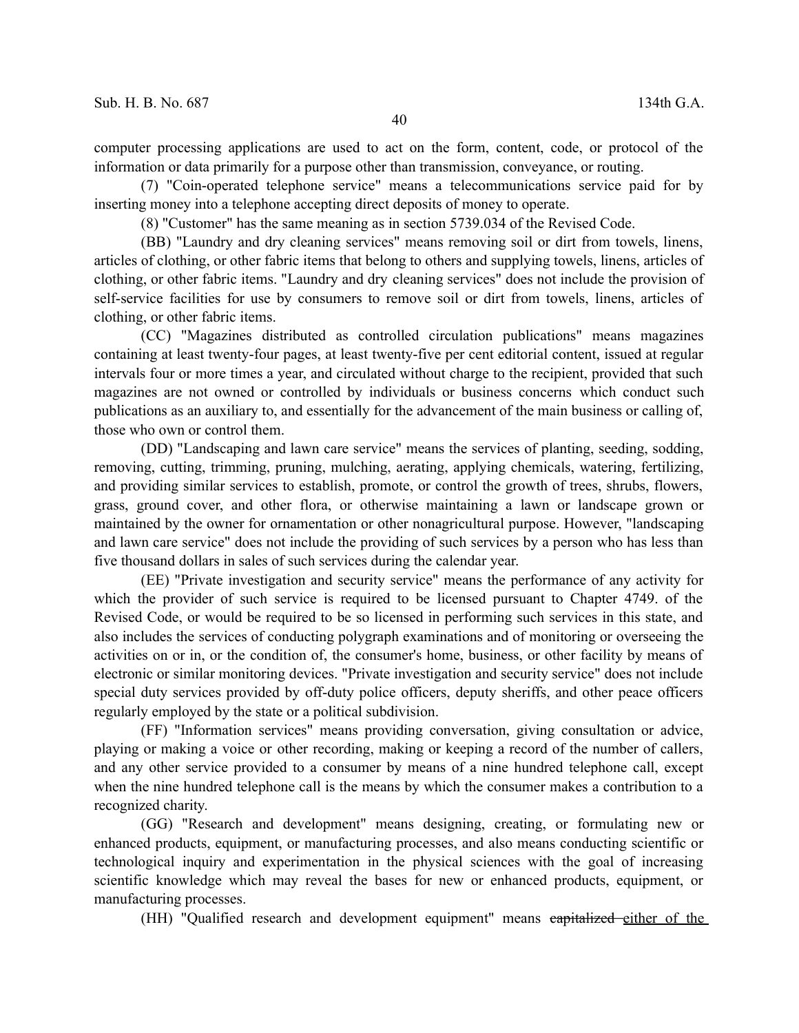computer processing applications are used to act on the form, content, code, or protocol of the information or data primarily for a purpose other than transmission, conveyance, or routing.

(7) "Coin-operated telephone service" means a telecommunications service paid for by inserting money into a telephone accepting direct deposits of money to operate.

(8) "Customer" has the same meaning as in section 5739.034 of the Revised Code.

(BB) "Laundry and dry cleaning services" means removing soil or dirt from towels, linens, articles of clothing, or other fabric items that belong to others and supplying towels, linens, articles of clothing, or other fabric items. "Laundry and dry cleaning services" does not include the provision of self-service facilities for use by consumers to remove soil or dirt from towels, linens, articles of clothing, or other fabric items.

(CC) "Magazines distributed as controlled circulation publications" means magazines containing at least twenty-four pages, at least twenty-five per cent editorial content, issued at regular intervals four or more times a year, and circulated without charge to the recipient, provided that such magazines are not owned or controlled by individuals or business concerns which conduct such publications as an auxiliary to, and essentially for the advancement of the main business or calling of, those who own or control them.

(DD) "Landscaping and lawn care service" means the services of planting, seeding, sodding, removing, cutting, trimming, pruning, mulching, aerating, applying chemicals, watering, fertilizing, and providing similar services to establish, promote, or control the growth of trees, shrubs, flowers, grass, ground cover, and other flora, or otherwise maintaining a lawn or landscape grown or maintained by the owner for ornamentation or other nonagricultural purpose. However, "landscaping and lawn care service" does not include the providing of such services by a person who has less than five thousand dollars in sales of such services during the calendar year.

(EE) "Private investigation and security service" means the performance of any activity for which the provider of such service is required to be licensed pursuant to Chapter 4749. of the Revised Code, or would be required to be so licensed in performing such services in this state, and also includes the services of conducting polygraph examinations and of monitoring or overseeing the activities on or in, or the condition of, the consumer's home, business, or other facility by means of electronic or similar monitoring devices. "Private investigation and security service" does not include special duty services provided by off-duty police officers, deputy sheriffs, and other peace officers regularly employed by the state or a political subdivision.

(FF) "Information services" means providing conversation, giving consultation or advice, playing or making a voice or other recording, making or keeping a record of the number of callers, and any other service provided to a consumer by means of a nine hundred telephone call, except when the nine hundred telephone call is the means by which the consumer makes a contribution to a recognized charity.

(GG) "Research and development" means designing, creating, or formulating new or enhanced products, equipment, or manufacturing processes, and also means conducting scientific or technological inquiry and experimentation in the physical sciences with the goal of increasing scientific knowledge which may reveal the bases for new or enhanced products, equipment, or manufacturing processes.

(HH) "Qualified research and development equipment" means ~~capitalized~~ either of the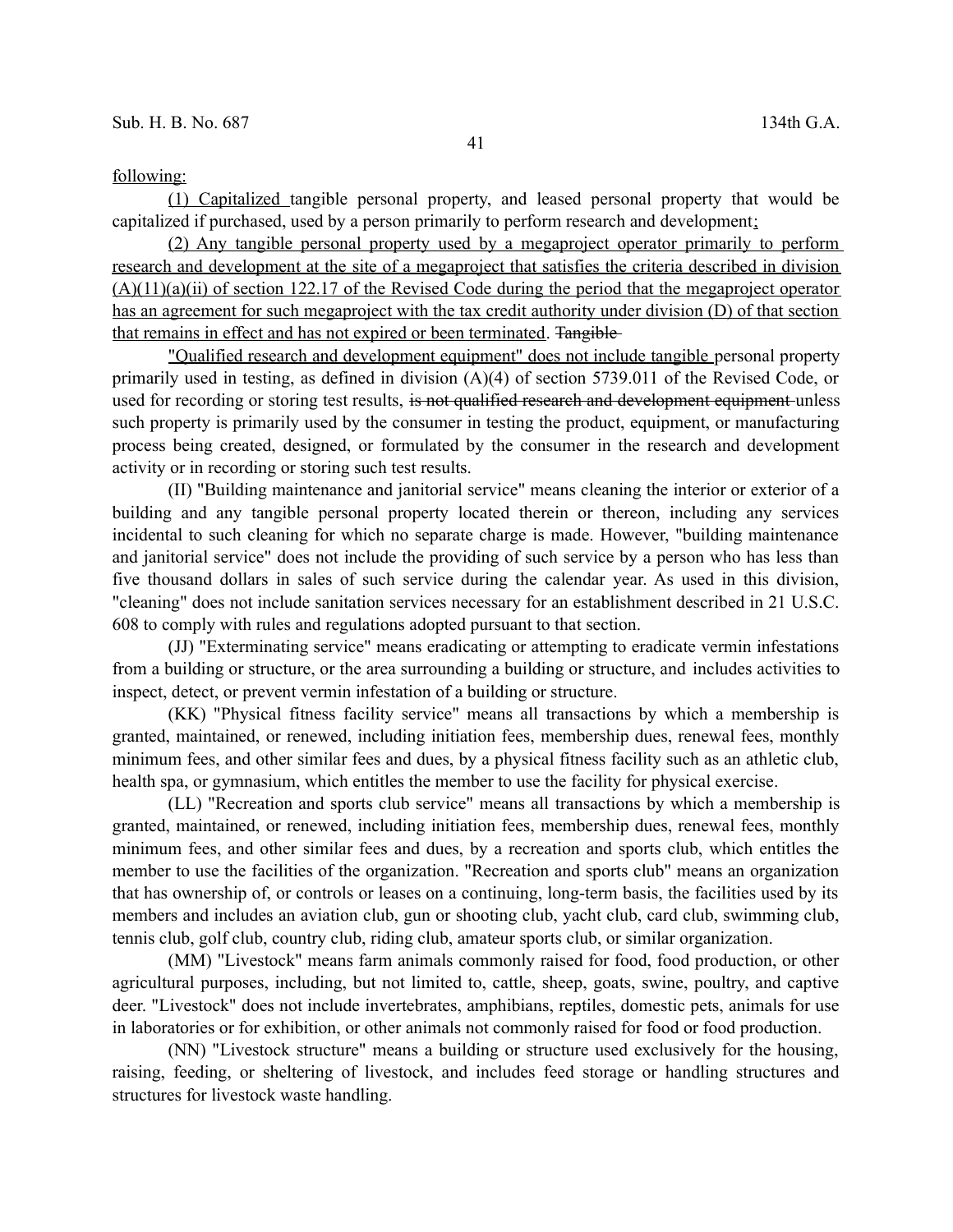following:

(1) Capitalized tangible personal property, and leased personal property that would be capitalized if purchased, used by a person primarily to perform research and development;

(2) Any tangible personal property used by a megaproject operator primarily to perform research and development at the site of a megaproject that satisfies the criteria described in division (A)(11)(a)(ii) of section 122.17 of the Revised Code during the period that the megaproject operator has an agreement for such megaproject with the tax credit authority under division (D) of that section that remains in effect and has not expired or been terminated. ~~Tangible~~

"Qualified research and development equipment" does not include tangible personal property primarily used in testing, as defined in division (A)(4) of section 5739.011 of the Revised Code, or used for recording or storing test results, ~~is not qualified research and development equipment~~ unless such property is primarily used by the consumer in testing the product, equipment, or manufacturing process being created, designed, or formulated by the consumer in the research and development activity or in recording or storing such test results.

(II) "Building maintenance and janitorial service" means cleaning the interior or exterior of a building and any tangible personal property located therein or thereon, including any services incidental to such cleaning for which no separate charge is made. However, "building maintenance and janitorial service" does not include the providing of such service by a person who has less than five thousand dollars in sales of such service during the calendar year. As used in this division, "cleaning" does not include sanitation services necessary for an establishment described in 21 U.S.C. 608 to comply with rules and regulations adopted pursuant to that section.

(JJ) "Exterminating service" means eradicating or attempting to eradicate vermin infestations from a building or structure, or the area surrounding a building or structure, and includes activities to inspect, detect, or prevent vermin infestation of a building or structure.

(KK) "Physical fitness facility service" means all transactions by which a membership is granted, maintained, or renewed, including initiation fees, membership dues, renewal fees, monthly minimum fees, and other similar fees and dues, by a physical fitness facility such as an athletic club, health spa, or gymnasium, which entitles the member to use the facility for physical exercise.

(LL) "Recreation and sports club service" means all transactions by which a membership is granted, maintained, or renewed, including initiation fees, membership dues, renewal fees, monthly minimum fees, and other similar fees and dues, by a recreation and sports club, which entitles the member to use the facilities of the organization. "Recreation and sports club" means an organization that has ownership of, or controls or leases on a continuing, long-term basis, the facilities used by its members and includes an aviation club, gun or shooting club, yacht club, card club, swimming club, tennis club, golf club, country club, riding club, amateur sports club, or similar organization.

(MM) "Livestock" means farm animals commonly raised for food, food production, or other agricultural purposes, including, but not limited to, cattle, sheep, goats, swine, poultry, and captive deer. "Livestock" does not include invertebrates, amphibians, reptiles, domestic pets, animals for use in laboratories or for exhibition, or other animals not commonly raised for food or food production.

(NN) "Livestock structure" means a building or structure used exclusively for the housing, raising, feeding, or sheltering of livestock, and includes feed storage or handling structures and structures for livestock waste handling.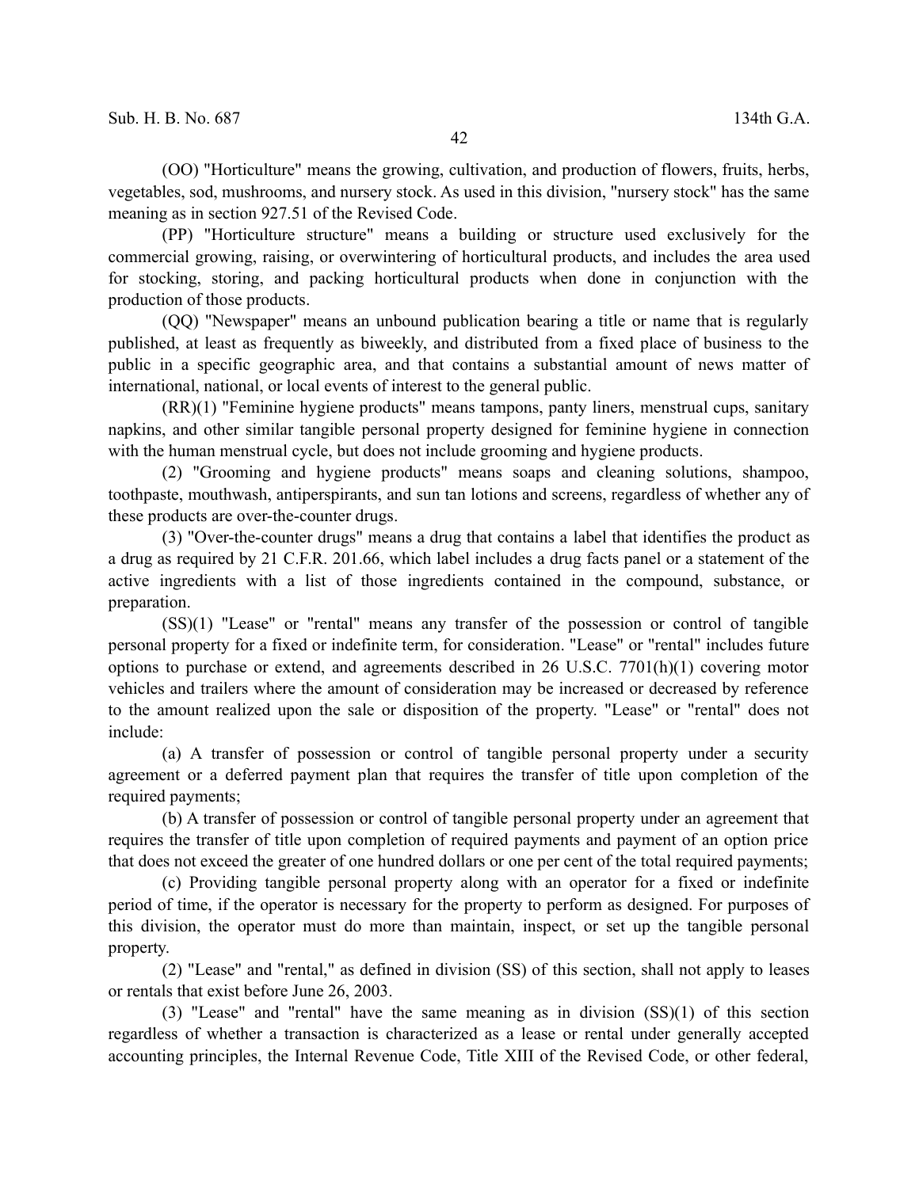(OO) "Horticulture" means the growing, cultivation, and production of flowers, fruits, herbs, vegetables, sod, mushrooms, and nursery stock. As used in this division, "nursery stock" has the same meaning as in section 927.51 of the Revised Code.

(PP) "Horticulture structure" means a building or structure used exclusively for the commercial growing, raising, or overwintering of horticultural products, and includes the area used for stocking, storing, and packing horticultural products when done in conjunction with the production of those products.

(QQ) "Newspaper" means an unbound publication bearing a title or name that is regularly published, at least as frequently as biweekly, and distributed from a fixed place of business to the public in a specific geographic area, and that contains a substantial amount of news matter of international, national, or local events of interest to the general public.

(RR)(1) "Feminine hygiene products" means tampons, panty liners, menstrual cups, sanitary napkins, and other similar tangible personal property designed for feminine hygiene in connection with the human menstrual cycle, but does not include grooming and hygiene products.

(2) "Grooming and hygiene products" means soaps and cleaning solutions, shampoo, toothpaste, mouthwash, antiperspirants, and sun tan lotions and screens, regardless of whether any of these products are over-the-counter drugs.

(3) "Over-the-counter drugs" means a drug that contains a label that identifies the product as a drug as required by 21 C.F.R. 201.66, which label includes a drug facts panel or a statement of the active ingredients with a list of those ingredients contained in the compound, substance, or preparation.

(SS)(1) "Lease" or "rental" means any transfer of the possession or control of tangible personal property for a fixed or indefinite term, for consideration. "Lease" or "rental" includes future options to purchase or extend, and agreements described in 26 U.S.C. 7701(h)(1) covering motor vehicles and trailers where the amount of consideration may be increased or decreased by reference to the amount realized upon the sale or disposition of the property. "Lease" or "rental" does not include:

(a) A transfer of possession or control of tangible personal property under a security agreement or a deferred payment plan that requires the transfer of title upon completion of the required payments;

(b) A transfer of possession or control of tangible personal property under an agreement that requires the transfer of title upon completion of required payments and payment of an option price that does not exceed the greater of one hundred dollars or one per cent of the total required payments;

(c) Providing tangible personal property along with an operator for a fixed or indefinite period of time, if the operator is necessary for the property to perform as designed. For purposes of this division, the operator must do more than maintain, inspect, or set up the tangible personal property.

(2) "Lease" and "rental," as defined in division (SS) of this section, shall not apply to leases or rentals that exist before June 26, 2003.

(3) "Lease" and "rental" have the same meaning as in division (SS)(1) of this section regardless of whether a transaction is characterized as a lease or rental under generally accepted accounting principles, the Internal Revenue Code, Title XIII of the Revised Code, or other federal,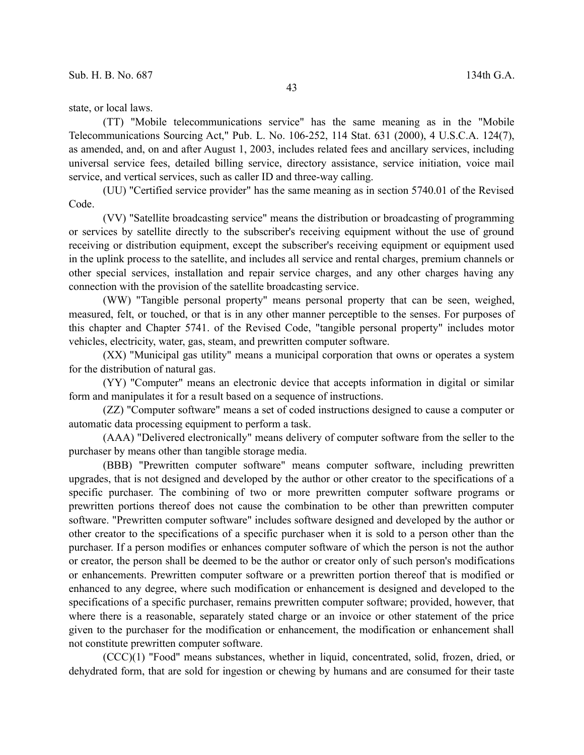state, or local laws.

(TT) "Mobile telecommunications service" has the same meaning as in the "Mobile Telecommunications Sourcing Act," Pub. L. No. 106-252, 114 Stat. 631 (2000), 4 U.S.C.A. 124(7), as amended, and, on and after August 1, 2003, includes related fees and ancillary services, including universal service fees, detailed billing service, directory assistance, service initiation, voice mail service, and vertical services, such as caller ID and three-way calling.

(UU) "Certified service provider" has the same meaning as in section 5740.01 of the Revised Code.

(VV) "Satellite broadcasting service" means the distribution or broadcasting of programming or services by satellite directly to the subscriber's receiving equipment without the use of ground receiving or distribution equipment, except the subscriber's receiving equipment or equipment used in the uplink process to the satellite, and includes all service and rental charges, premium channels or other special services, installation and repair service charges, and any other charges having any connection with the provision of the satellite broadcasting service.

(WW) "Tangible personal property" means personal property that can be seen, weighed, measured, felt, or touched, or that is in any other manner perceptible to the senses. For purposes of this chapter and Chapter 5741. of the Revised Code, "tangible personal property" includes motor vehicles, electricity, water, gas, steam, and prewritten computer software.

(XX) "Municipal gas utility" means a municipal corporation that owns or operates a system for the distribution of natural gas.

(YY) "Computer" means an electronic device that accepts information in digital or similar form and manipulates it for a result based on a sequence of instructions.

(ZZ) "Computer software" means a set of coded instructions designed to cause a computer or automatic data processing equipment to perform a task.

(AAA) "Delivered electronically" means delivery of computer software from the seller to the purchaser by means other than tangible storage media.

(BBB) "Prewritten computer software" means computer software, including prewritten upgrades, that is not designed and developed by the author or other creator to the specifications of a specific purchaser. The combining of two or more prewritten computer software programs or prewritten portions thereof does not cause the combination to be other than prewritten computer software. "Prewritten computer software" includes software designed and developed by the author or other creator to the specifications of a specific purchaser when it is sold to a person other than the purchaser. If a person modifies or enhances computer software of which the person is not the author or creator, the person shall be deemed to be the author or creator only of such person's modifications or enhancements. Prewritten computer software or a prewritten portion thereof that is modified or enhanced to any degree, where such modification or enhancement is designed and developed to the specifications of a specific purchaser, remains prewritten computer software; provided, however, that where there is a reasonable, separately stated charge or an invoice or other statement of the price given to the purchaser for the modification or enhancement, the modification or enhancement shall not constitute prewritten computer software.

(CCC)(1) "Food" means substances, whether in liquid, concentrated, solid, frozen, dried, or dehydrated form, that are sold for ingestion or chewing by humans and are consumed for their taste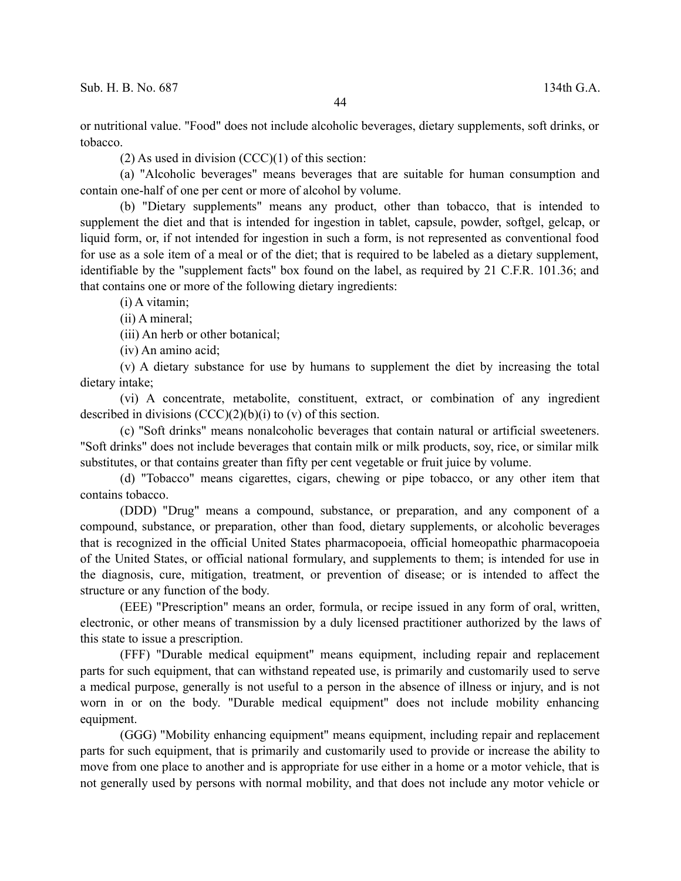or nutritional value. "Food" does not include alcoholic beverages, dietary supplements, soft drinks, or tobacco.

(2) As used in division (CCC)(1) of this section:

(a) "Alcoholic beverages" means beverages that are suitable for human consumption and contain one-half of one per cent or more of alcohol by volume.

(b) "Dietary supplements" means any product, other than tobacco, that is intended to supplement the diet and that is intended for ingestion in tablet, capsule, powder, softgel, gelcap, or liquid form, or, if not intended for ingestion in such a form, is not represented as conventional food for use as a sole item of a meal or of the diet; that is required to be labeled as a dietary supplement, identifiable by the "supplement facts" box found on the label, as required by 21 C.F.R. 101.36; and that contains one or more of the following dietary ingredients:

(i) A vitamin;

(ii) A mineral;

(iii) An herb or other botanical;

(iv) An amino acid;

(v) A dietary substance for use by humans to supplement the diet by increasing the total dietary intake;

(vi) A concentrate, metabolite, constituent, extract, or combination of any ingredient described in divisions (CCC)(2)(b)(i) to (v) of this section.

(c) "Soft drinks" means nonalcoholic beverages that contain natural or artificial sweeteners. "Soft drinks" does not include beverages that contain milk or milk products, soy, rice, or similar milk substitutes, or that contains greater than fifty per cent vegetable or fruit juice by volume.

(d) "Tobacco" means cigarettes, cigars, chewing or pipe tobacco, or any other item that contains tobacco.

(DDD) "Drug" means a compound, substance, or preparation, and any component of a compound, substance, or preparation, other than food, dietary supplements, or alcoholic beverages that is recognized in the official United States pharmacopoeia, official homeopathic pharmacopoeia of the United States, or official national formulary, and supplements to them; is intended for use in the diagnosis, cure, mitigation, treatment, or prevention of disease; or is intended to affect the structure or any function of the body.

(EEE) "Prescription" means an order, formula, or recipe issued in any form of oral, written, electronic, or other means of transmission by a duly licensed practitioner authorized by the laws of this state to issue a prescription.

(FFF) "Durable medical equipment" means equipment, including repair and replacement parts for such equipment, that can withstand repeated use, is primarily and customarily used to serve a medical purpose, generally is not useful to a person in the absence of illness or injury, and is not worn in or on the body. "Durable medical equipment" does not include mobility enhancing equipment.

(GGG) "Mobility enhancing equipment" means equipment, including repair and replacement parts for such equipment, that is primarily and customarily used to provide or increase the ability to move from one place to another and is appropriate for use either in a home or a motor vehicle, that is not generally used by persons with normal mobility, and that does not include any motor vehicle or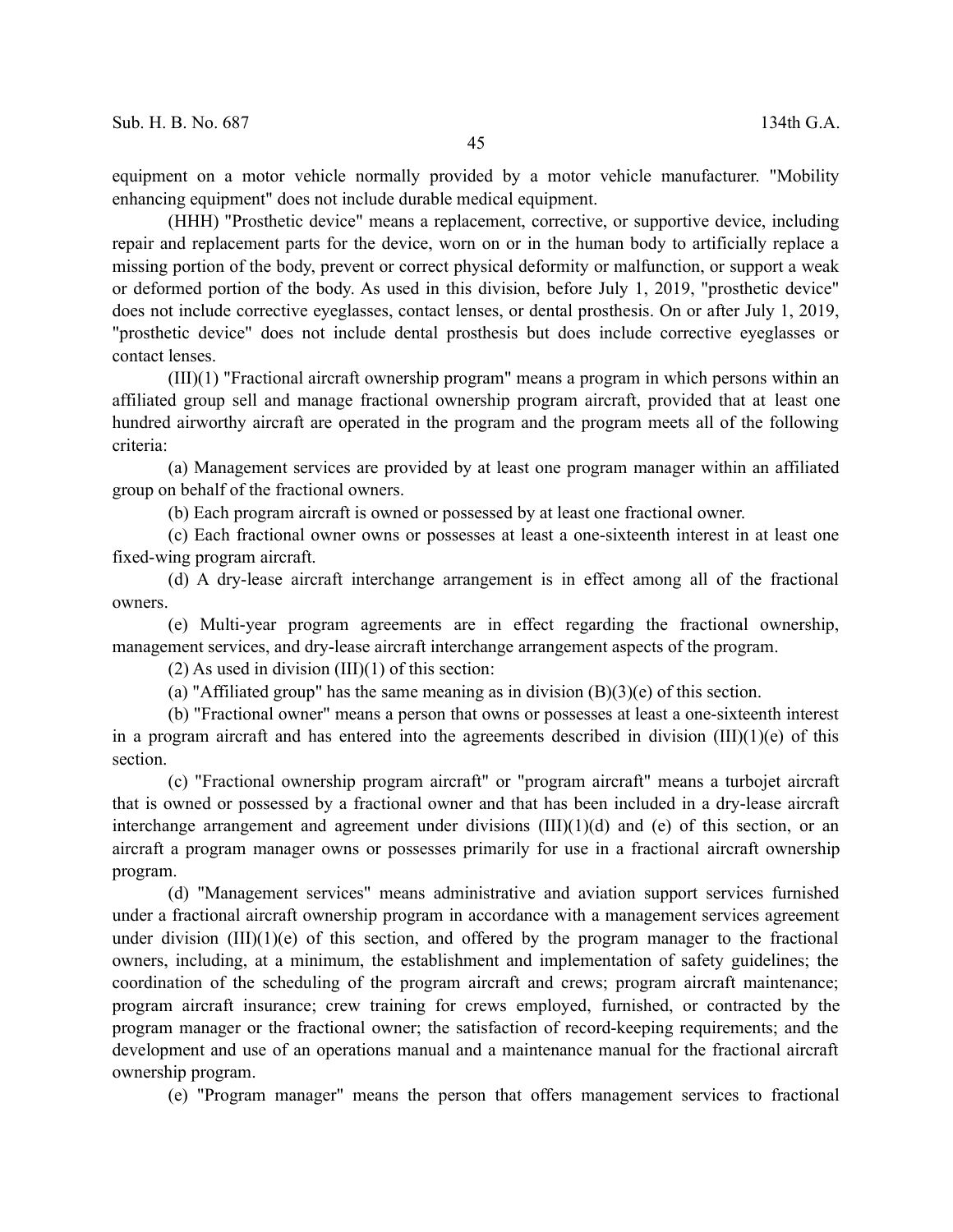equipment on a motor vehicle normally provided by a motor vehicle manufacturer. "Mobility enhancing equipment" does not include durable medical equipment.

(HHH) "Prosthetic device" means a replacement, corrective, or supportive device, including repair and replacement parts for the device, worn on or in the human body to artificially replace a missing portion of the body, prevent or correct physical deformity or malfunction, or support a weak or deformed portion of the body. As used in this division, before July 1, 2019, "prosthetic device" does not include corrective eyeglasses, contact lenses, or dental prosthesis. On or after July 1, 2019, "prosthetic device" does not include dental prosthesis but does include corrective eyeglasses or contact lenses.

(III)(1) "Fractional aircraft ownership program" means a program in which persons within an affiliated group sell and manage fractional ownership program aircraft, provided that at least one hundred airworthy aircraft are operated in the program and the program meets all of the following criteria:

(a) Management services are provided by at least one program manager within an affiliated group on behalf of the fractional owners.

(b) Each program aircraft is owned or possessed by at least one fractional owner.

(c) Each fractional owner owns or possesses at least a one-sixteenth interest in at least one fixed-wing program aircraft.

(d) A dry-lease aircraft interchange arrangement is in effect among all of the fractional owners.

(e) Multi-year program agreements are in effect regarding the fractional ownership, management services, and dry-lease aircraft interchange arrangement aspects of the program.

(2) As used in division (III)(1) of this section:

(a) "Affiliated group" has the same meaning as in division (B)(3)(e) of this section.

(b) "Fractional owner" means a person that owns or possesses at least a one-sixteenth interest in a program aircraft and has entered into the agreements described in division (III)(1)(e) of this section.

(c) "Fractional ownership program aircraft" or "program aircraft" means a turbojet aircraft that is owned or possessed by a fractional owner and that has been included in a dry-lease aircraft interchange arrangement and agreement under divisions (III)(1)(d) and (e) of this section, or an aircraft a program manager owns or possesses primarily for use in a fractional aircraft ownership program.

(d) "Management services" means administrative and aviation support services furnished under a fractional aircraft ownership program in accordance with a management services agreement under division (III)(1)(e) of this section, and offered by the program manager to the fractional owners, including, at a minimum, the establishment and implementation of safety guidelines; the coordination of the scheduling of the program aircraft and crews; program aircraft maintenance; program aircraft insurance; crew training for crews employed, furnished, or contracted by the program manager or the fractional owner; the satisfaction of record-keeping requirements; and the development and use of an operations manual and a maintenance manual for the fractional aircraft ownership program.

(e) "Program manager" means the person that offers management services to fractional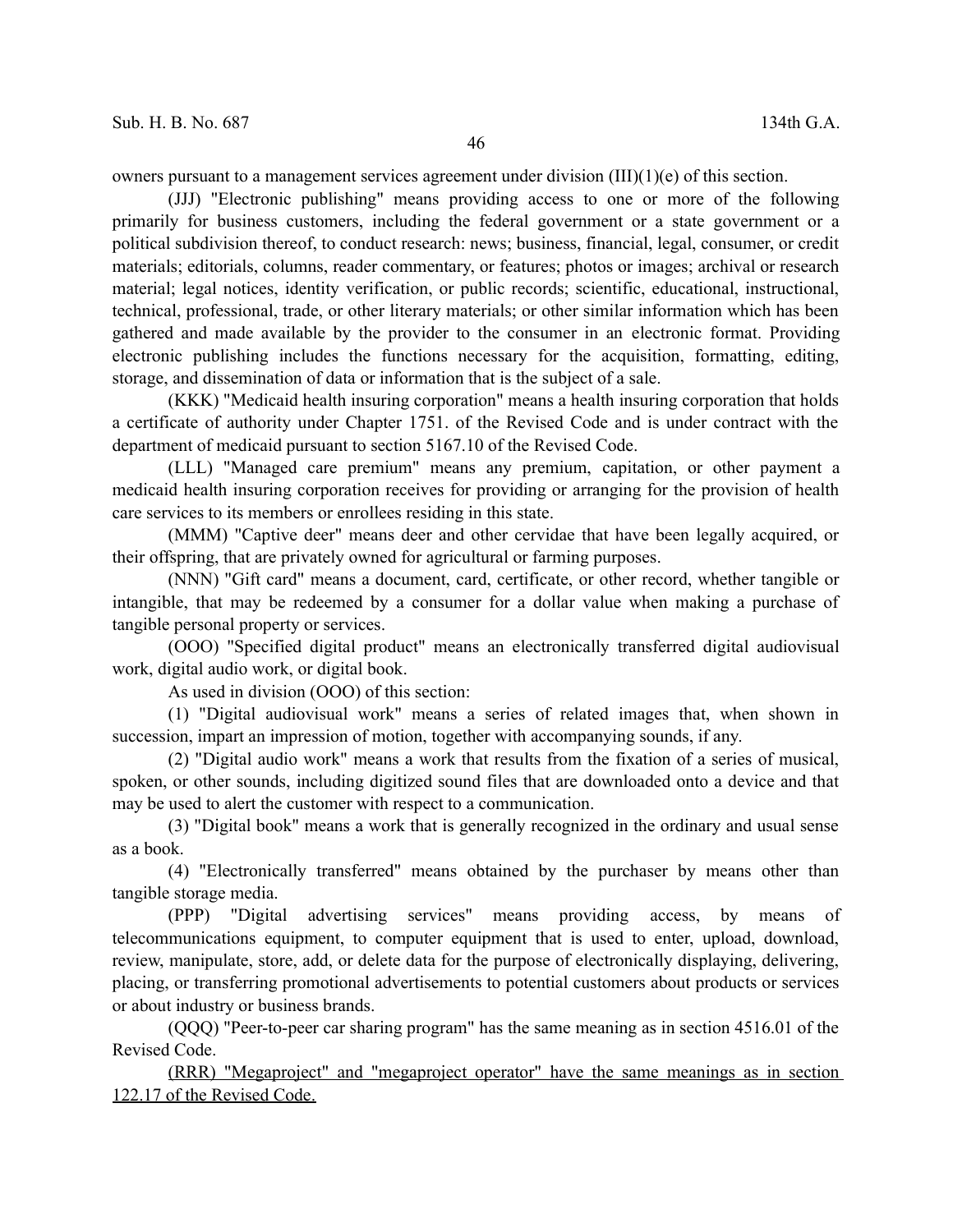owners pursuant to a management services agreement under division (III)(1)(e) of this section.

(JJJ) "Electronic publishing" means providing access to one or more of the following primarily for business customers, including the federal government or a state government or a political subdivision thereof, to conduct research: news; business, financial, legal, consumer, or credit materials; editorials, columns, reader commentary, or features; photos or images; archival or research material; legal notices, identity verification, or public records; scientific, educational, instructional, technical, professional, trade, or other literary materials; or other similar information which has been gathered and made available by the provider to the consumer in an electronic format. Providing electronic publishing includes the functions necessary for the acquisition, formatting, editing, storage, and dissemination of data or information that is the subject of a sale.

(KKK) "Medicaid health insuring corporation" means a health insuring corporation that holds a certificate of authority under Chapter 1751. of the Revised Code and is under contract with the department of medicaid pursuant to section 5167.10 of the Revised Code.

(LLL) "Managed care premium" means any premium, capitation, or other payment a medicaid health insuring corporation receives for providing or arranging for the provision of health care services to its members or enrollees residing in this state.

(MMM) "Captive deer" means deer and other cervidae that have been legally acquired, or their offspring, that are privately owned for agricultural or farming purposes.

(NNN) "Gift card" means a document, card, certificate, or other record, whether tangible or intangible, that may be redeemed by a consumer for a dollar value when making a purchase of tangible personal property or services.

(OOO) "Specified digital product" means an electronically transferred digital audiovisual work, digital audio work, or digital book.

As used in division (OOO) of this section:

(1) "Digital audiovisual work" means a series of related images that, when shown in succession, impart an impression of motion, together with accompanying sounds, if any.

(2) "Digital audio work" means a work that results from the fixation of a series of musical, spoken, or other sounds, including digitized sound files that are downloaded onto a device and that may be used to alert the customer with respect to a communication.

(3) "Digital book" means a work that is generally recognized in the ordinary and usual sense as a book.

(4) "Electronically transferred" means obtained by the purchaser by means other than tangible storage media.

(PPP) "Digital advertising services" means providing access, by means of telecommunications equipment, to computer equipment that is used to enter, upload, download, review, manipulate, store, add, or delete data for the purpose of electronically displaying, delivering, placing, or transferring promotional advertisements to potential customers about products or services or about industry or business brands.

(QQQ) "Peer-to-peer car sharing program" has the same meaning as in section 4516.01 of the Revised Code.

<u>(RRR) "Megaproject" and "megaproject operator" have the same meanings as in section 122.17 of the Revised Code.</u>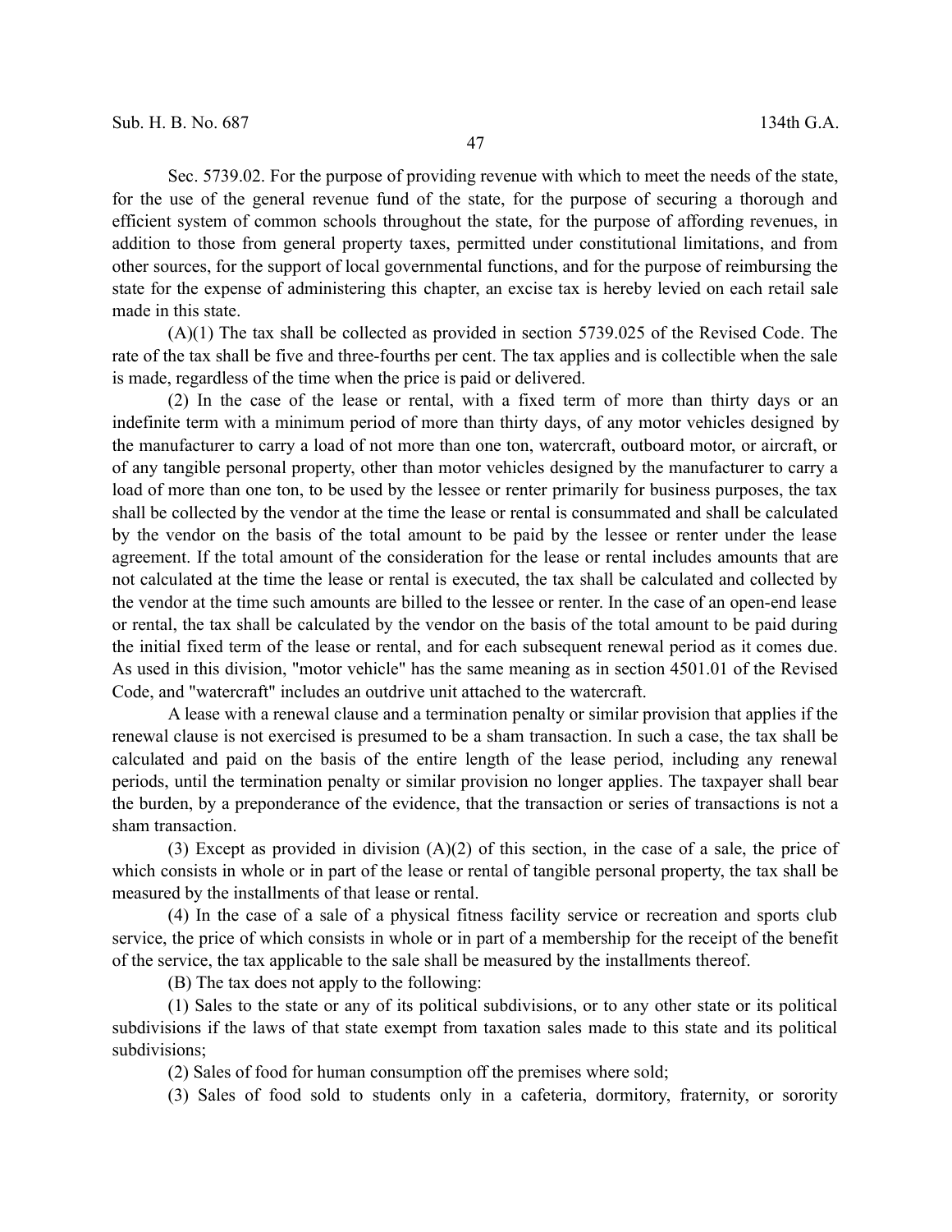Sec. 5739.02. For the purpose of providing revenue with which to meet the needs of the state, for the use of the general revenue fund of the state, for the purpose of securing a thorough and efficient system of common schools throughout the state, for the purpose of affording revenues, in addition to those from general property taxes, permitted under constitutional limitations, and from other sources, for the support of local governmental functions, and for the purpose of reimbursing the state for the expense of administering this chapter, an excise tax is hereby levied on each retail sale made in this state.

(A)(1) The tax shall be collected as provided in section 5739.025 of the Revised Code. The rate of the tax shall be five and three-fourths per cent. The tax applies and is collectible when the sale is made, regardless of the time when the price is paid or delivered.

(2) In the case of the lease or rental, with a fixed term of more than thirty days or an indefinite term with a minimum period of more than thirty days, of any motor vehicles designed by the manufacturer to carry a load of not more than one ton, watercraft, outboard motor, or aircraft, or of any tangible personal property, other than motor vehicles designed by the manufacturer to carry a load of more than one ton, to be used by the lessee or renter primarily for business purposes, the tax shall be collected by the vendor at the time the lease or rental is consummated and shall be calculated by the vendor on the basis of the total amount to be paid by the lessee or renter under the lease agreement. If the total amount of the consideration for the lease or rental includes amounts that are not calculated at the time the lease or rental is executed, the tax shall be calculated and collected by the vendor at the time such amounts are billed to the lessee or renter. In the case of an open-end lease or rental, the tax shall be calculated by the vendor on the basis of the total amount to be paid during the initial fixed term of the lease or rental, and for each subsequent renewal period as it comes due. As used in this division, "motor vehicle" has the same meaning as in section 4501.01 of the Revised Code, and "watercraft" includes an outdrive unit attached to the watercraft.

A lease with a renewal clause and a termination penalty or similar provision that applies if the renewal clause is not exercised is presumed to be a sham transaction. In such a case, the tax shall be calculated and paid on the basis of the entire length of the lease period, including any renewal periods, until the termination penalty or similar provision no longer applies. The taxpayer shall bear the burden, by a preponderance of the evidence, that the transaction or series of transactions is not a sham transaction.

(3) Except as provided in division (A)(2) of this section, in the case of a sale, the price of which consists in whole or in part of the lease or rental of tangible personal property, the tax shall be measured by the installments of that lease or rental.

(4) In the case of a sale of a physical fitness facility service or recreation and sports club service, the price of which consists in whole or in part of a membership for the receipt of the benefit of the service, the tax applicable to the sale shall be measured by the installments thereof.

(B) The tax does not apply to the following:

(1) Sales to the state or any of its political subdivisions, or to any other state or its political subdivisions if the laws of that state exempt from taxation sales made to this state and its political subdivisions;

(2) Sales of food for human consumption off the premises where sold;

(3) Sales of food sold to students only in a cafeteria, dormitory, fraternity, or sorority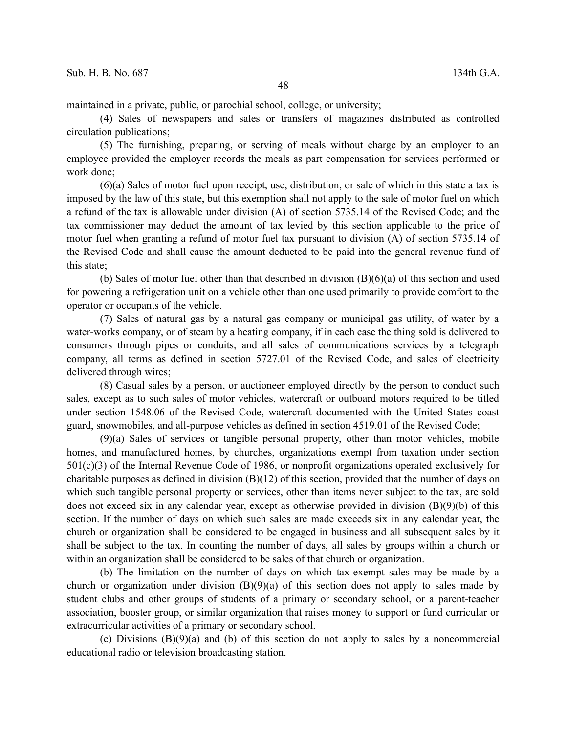maintained in a private, public, or parochial school, college, or university;

(4) Sales of newspapers and sales or transfers of magazines distributed as controlled circulation publications;

(5) The furnishing, preparing, or serving of meals without charge by an employer to an employee provided the employer records the meals as part compensation for services performed or work done;

(6)(a) Sales of motor fuel upon receipt, use, distribution, or sale of which in this state a tax is imposed by the law of this state, but this exemption shall not apply to the sale of motor fuel on which a refund of the tax is allowable under division (A) of section 5735.14 of the Revised Code; and the tax commissioner may deduct the amount of tax levied by this section applicable to the price of motor fuel when granting a refund of motor fuel tax pursuant to division (A) of section 5735.14 of the Revised Code and shall cause the amount deducted to be paid into the general revenue fund of this state;

(b) Sales of motor fuel other than that described in division (B)(6)(a) of this section and used for powering a refrigeration unit on a vehicle other than one used primarily to provide comfort to the operator or occupants of the vehicle.

(7) Sales of natural gas by a natural gas company or municipal gas utility, of water by a water-works company, or of steam by a heating company, if in each case the thing sold is delivered to consumers through pipes or conduits, and all sales of communications services by a telegraph company, all terms as defined in section 5727.01 of the Revised Code, and sales of electricity delivered through wires;

(8) Casual sales by a person, or auctioneer employed directly by the person to conduct such sales, except as to such sales of motor vehicles, watercraft or outboard motors required to be titled under section 1548.06 of the Revised Code, watercraft documented with the United States coast guard, snowmobiles, and all-purpose vehicles as defined in section 4519.01 of the Revised Code;

(9)(a) Sales of services or tangible personal property, other than motor vehicles, mobile homes, and manufactured homes, by churches, organizations exempt from taxation under section 501(c)(3) of the Internal Revenue Code of 1986, or nonprofit organizations operated exclusively for charitable purposes as defined in division (B)(12) of this section, provided that the number of days on which such tangible personal property or services, other than items never subject to the tax, are sold does not exceed six in any calendar year, except as otherwise provided in division (B)(9)(b) of this section. If the number of days on which such sales are made exceeds six in any calendar year, the church or organization shall be considered to be engaged in business and all subsequent sales by it shall be subject to the tax. In counting the number of days, all sales by groups within a church or within an organization shall be considered to be sales of that church or organization.

(b) The limitation on the number of days on which tax-exempt sales may be made by a church or organization under division (B)(9)(a) of this section does not apply to sales made by student clubs and other groups of students of a primary or secondary school, or a parent-teacher association, booster group, or similar organization that raises money to support or fund curricular or extracurricular activities of a primary or secondary school.

(c) Divisions (B)(9)(a) and (b) of this section do not apply to sales by a noncommercial educational radio or television broadcasting station.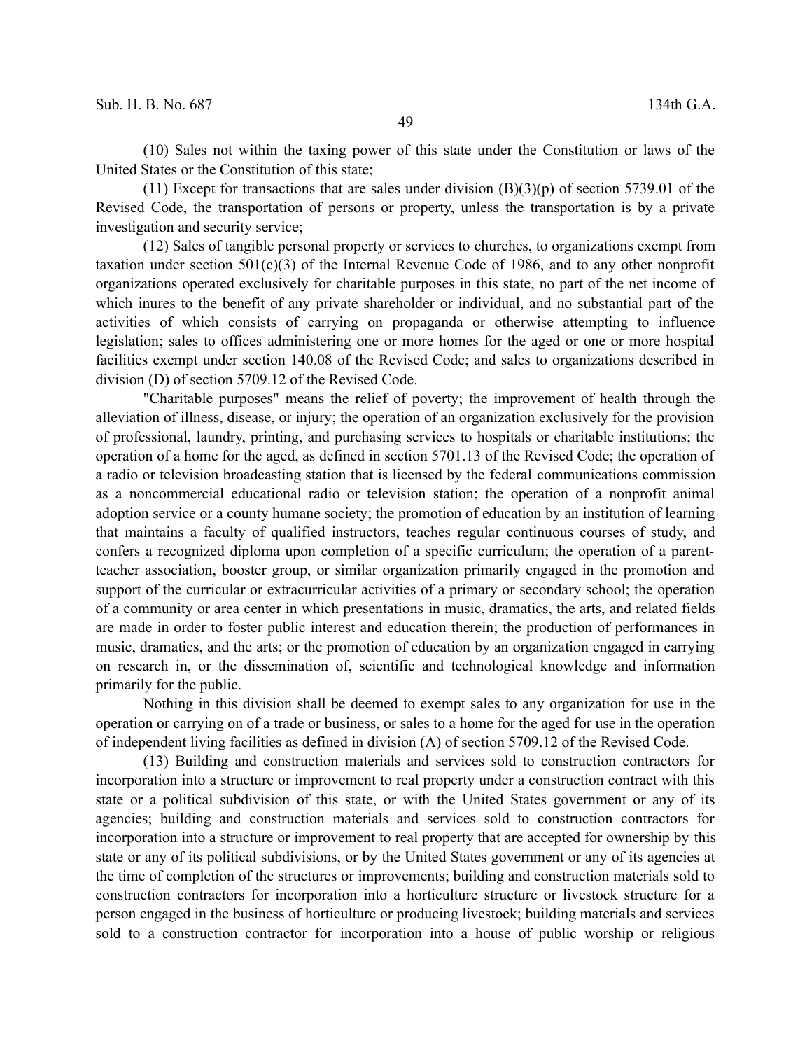(10) Sales not within the taxing power of this state under the Constitution or laws of the United States or the Constitution of this state;

(11) Except for transactions that are sales under division (B)(3)(p) of section 5739.01 of the Revised Code, the transportation of persons or property, unless the transportation is by a private investigation and security service;

(12) Sales of tangible personal property or services to churches, to organizations exempt from taxation under section 501(c)(3) of the Internal Revenue Code of 1986, and to any other nonprofit organizations operated exclusively for charitable purposes in this state, no part of the net income of which inures to the benefit of any private shareholder or individual, and no substantial part of the activities of which consists of carrying on propaganda or otherwise attempting to influence legislation; sales to offices administering one or more homes for the aged or one or more hospital facilities exempt under section 140.08 of the Revised Code; and sales to organizations described in division (D) of section 5709.12 of the Revised Code.

"Charitable purposes" means the relief of poverty; the improvement of health through the alleviation of illness, disease, or injury; the operation of an organization exclusively for the provision of professional, laundry, printing, and purchasing services to hospitals or charitable institutions; the operation of a home for the aged, as defined in section 5701.13 of the Revised Code; the operation of a radio or television broadcasting station that is licensed by the federal communications commission as a noncommercial educational radio or television station; the operation of a nonprofit animal adoption service or a county humane society; the promotion of education by an institution of learning that maintains a faculty of qualified instructors, teaches regular continuous courses of study, and confers a recognized diploma upon completion of a specific curriculum; the operation of a parent-teacher association, booster group, or similar organization primarily engaged in the promotion and support of the curricular or extracurricular activities of a primary or secondary school; the operation of a community or area center in which presentations in music, dramatics, the arts, and related fields are made in order to foster public interest and education therein; the production of performances in music, dramatics, and the arts; or the promotion of education by an organization engaged in carrying on research in, or the dissemination of, scientific and technological knowledge and information primarily for the public.

Nothing in this division shall be deemed to exempt sales to any organization for use in the operation or carrying on of a trade or business, or sales to a home for the aged for use in the operation of independent living facilities as defined in division (A) of section 5709.12 of the Revised Code.

(13) Building and construction materials and services sold to construction contractors for incorporation into a structure or improvement to real property under a construction contract with this state or a political subdivision of this state, or with the United States government or any of its agencies; building and construction materials and services sold to construction contractors for incorporation into a structure or improvement to real property that are accepted for ownership by this state or any of its political subdivisions, or by the United States government or any of its agencies at the time of completion of the structures or improvements; building and construction materials sold to construction contractors for incorporation into a horticulture structure or livestock structure for a person engaged in the business of horticulture or producing livestock; building materials and services sold to a construction contractor for incorporation into a house of public worship or religious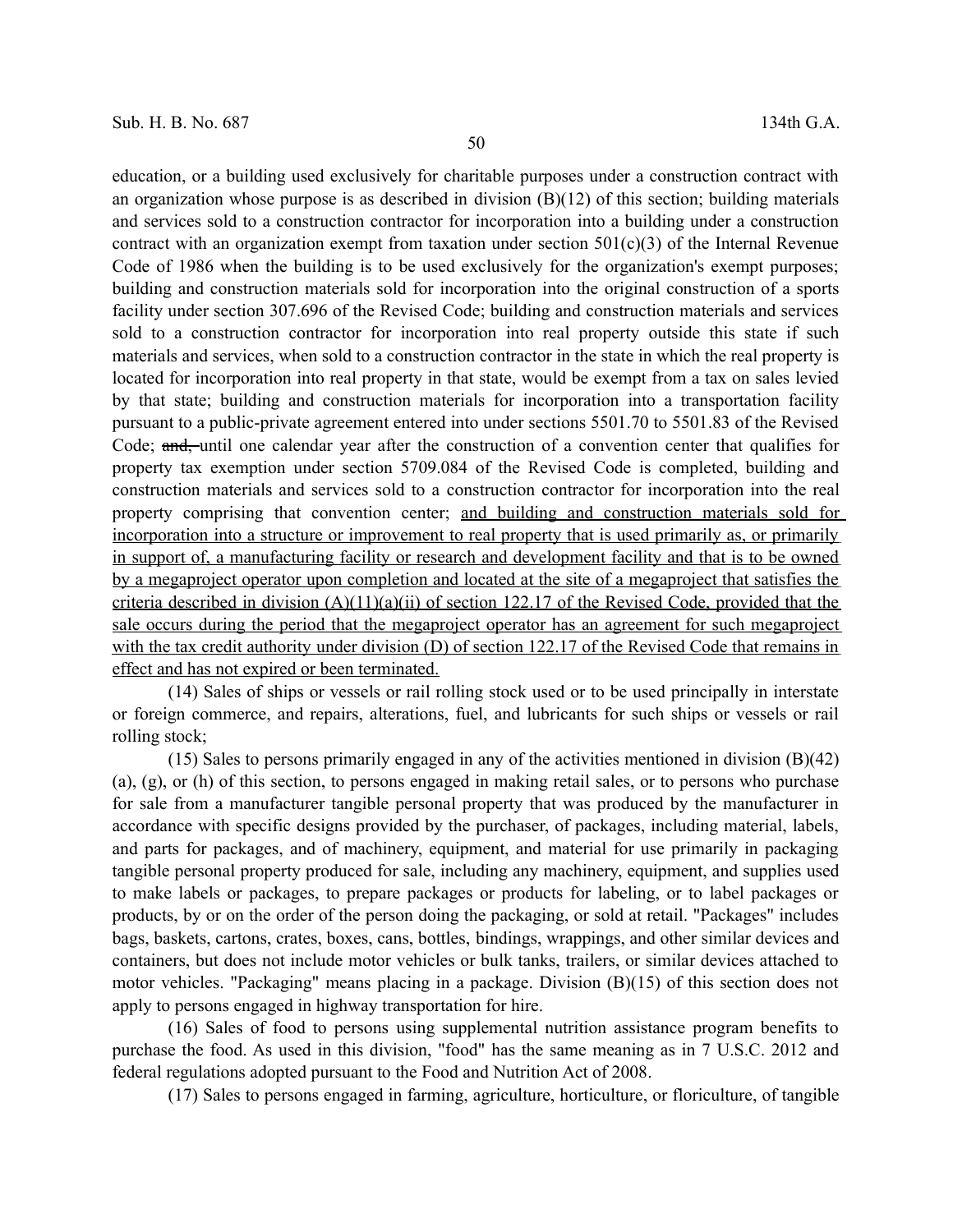education, or a building used exclusively for charitable purposes under a construction contract with an organization whose purpose is as described in division (B)(12) of this section; building materials and services sold to a construction contractor for incorporation into a building under a construction contract with an organization exempt from taxation under section 501(c)(3) of the Internal Revenue Code of 1986 when the building is to be used exclusively for the organization's exempt purposes; building and construction materials sold for incorporation into the original construction of a sports facility under section 307.696 of the Revised Code; building and construction materials and services sold to a construction contractor for incorporation into real property outside this state if such materials and services, when sold to a construction contractor in the state in which the real property is located for incorporation into real property in that state, would be exempt from a tax on sales levied by that state; building and construction materials for incorporation into a transportation facility pursuant to a public-private agreement entered into under sections 5501.70 to 5501.83 of the Revised Code; ~~and,~~ until one calendar year after the construction of a convention center that qualifies for property tax exemption under section 5709.084 of the Revised Code is completed, building and construction materials and services sold to a construction contractor for incorporation into the real property comprising that convention center; <u>and building and construction materials sold for incorporation into a structure or improvement to real property that is used primarily as, or primarily in support of, a manufacturing facility or research and development facility and that is to be owned by a megaproject operator upon completion and located at the site of a megaproject that satisfies the criteria described in division (A)(11)(a)(ii) of section 122.17 of the Revised Code, provided that the sale occurs during the period that the megaproject operator has an agreement for such megaproject with the tax credit authority under division (D) of section 122.17 of the Revised Code that remains in effect and has not expired or been terminated.</u>

(14) Sales of ships or vessels or rail rolling stock used or to be used principally in interstate or foreign commerce, and repairs, alterations, fuel, and lubricants for such ships or vessels or rail rolling stock;

(15) Sales to persons primarily engaged in any of the activities mentioned in division (B)(42)(a), (g), or (h) of this section, to persons engaged in making retail sales, or to persons who purchase for sale from a manufacturer tangible personal property that was produced by the manufacturer in accordance with specific designs provided by the purchaser, of packages, including material, labels, and parts for packages, and of machinery, equipment, and material for use primarily in packaging tangible personal property produced for sale, including any machinery, equipment, and supplies used to make labels or packages, to prepare packages or products for labeling, or to label packages or products, by or on the order of the person doing the packaging, or sold at retail. "Packages" includes bags, baskets, cartons, crates, boxes, cans, bottles, bindings, wrappings, and other similar devices and containers, but does not include motor vehicles or bulk tanks, trailers, or similar devices attached to motor vehicles. "Packaging" means placing in a package. Division (B)(15) of this section does not apply to persons engaged in highway transportation for hire.

(16) Sales of food to persons using supplemental nutrition assistance program benefits to purchase the food. As used in this division, "food" has the same meaning as in 7 U.S.C. 2012 and federal regulations adopted pursuant to the Food and Nutrition Act of 2008.

(17) Sales to persons engaged in farming, agriculture, horticulture, or floriculture, of tangible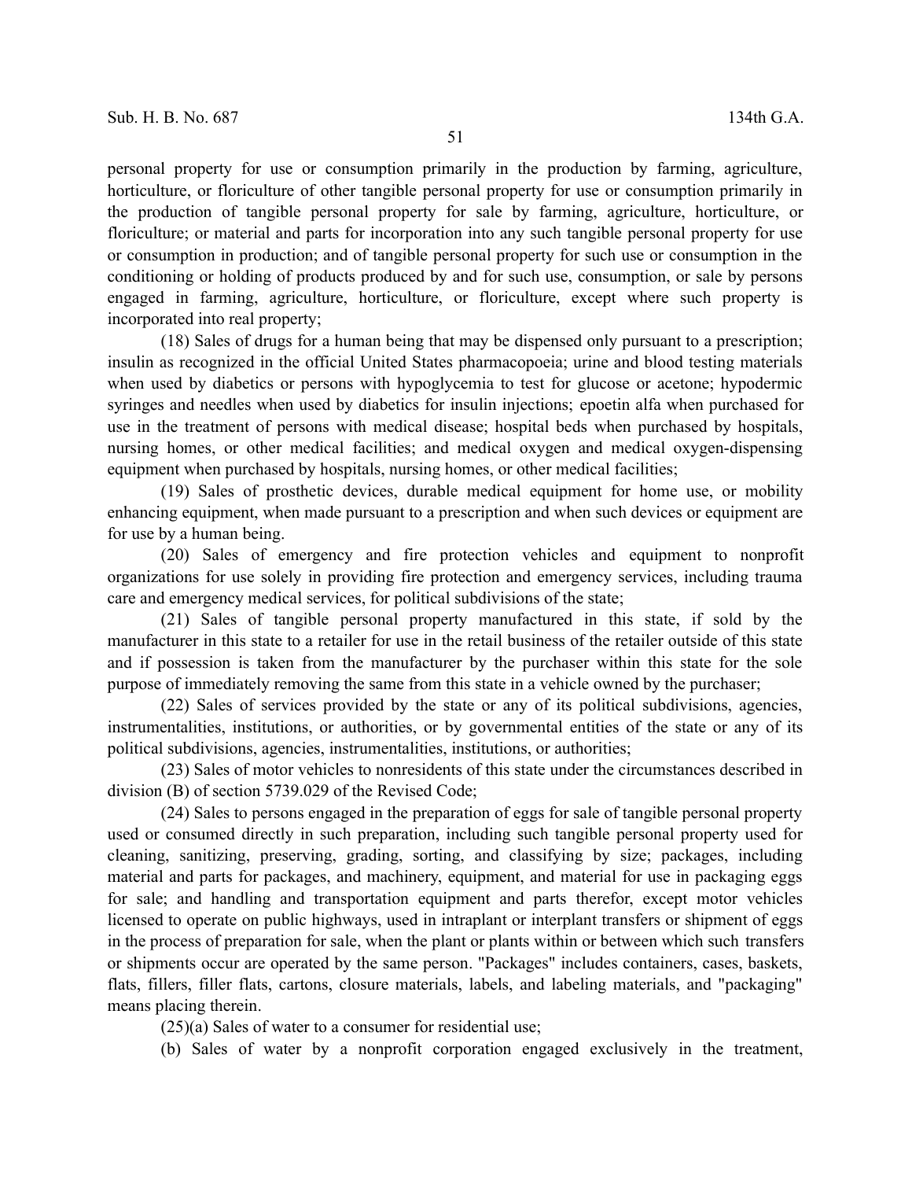personal property for use or consumption primarily in the production by farming, agriculture, horticulture, or floriculture of other tangible personal property for use or consumption primarily in the production of tangible personal property for sale by farming, agriculture, horticulture, or floriculture; or material and parts for incorporation into any such tangible personal property for use or consumption in production; and of tangible personal property for such use or consumption in the conditioning or holding of products produced by and for such use, consumption, or sale by persons engaged in farming, agriculture, horticulture, or floriculture, except where such property is incorporated into real property;

(18) Sales of drugs for a human being that may be dispensed only pursuant to a prescription; insulin as recognized in the official United States pharmacopoeia; urine and blood testing materials when used by diabetics or persons with hypoglycemia to test for glucose or acetone; hypodermic syringes and needles when used by diabetics for insulin injections; epoetin alfa when purchased for use in the treatment of persons with medical disease; hospital beds when purchased by hospitals, nursing homes, or other medical facilities; and medical oxygen and medical oxygen-dispensing equipment when purchased by hospitals, nursing homes, or other medical facilities;

(19) Sales of prosthetic devices, durable medical equipment for home use, or mobility enhancing equipment, when made pursuant to a prescription and when such devices or equipment are for use by a human being.

(20) Sales of emergency and fire protection vehicles and equipment to nonprofit organizations for use solely in providing fire protection and emergency services, including trauma care and emergency medical services, for political subdivisions of the state;

(21) Sales of tangible personal property manufactured in this state, if sold by the manufacturer in this state to a retailer for use in the retail business of the retailer outside of this state and if possession is taken from the manufacturer by the purchaser within this state for the sole purpose of immediately removing the same from this state in a vehicle owned by the purchaser;

(22) Sales of services provided by the state or any of its political subdivisions, agencies, instrumentalities, institutions, or authorities, or by governmental entities of the state or any of its political subdivisions, agencies, instrumentalities, institutions, or authorities;

(23) Sales of motor vehicles to nonresidents of this state under the circumstances described in division (B) of section 5739.029 of the Revised Code;

(24) Sales to persons engaged in the preparation of eggs for sale of tangible personal property used or consumed directly in such preparation, including such tangible personal property used for cleaning, sanitizing, preserving, grading, sorting, and classifying by size; packages, including material and parts for packages, and machinery, equipment, and material for use in packaging eggs for sale; and handling and transportation equipment and parts therefor, except motor vehicles licensed to operate on public highways, used in intraplant or interplant transfers or shipment of eggs in the process of preparation for sale, when the plant or plants within or between which such transfers or shipments occur are operated by the same person. "Packages" includes containers, cases, baskets, flats, fillers, filler flats, cartons, closure materials, labels, and labeling materials, and "packaging" means placing therein.

(25)(a) Sales of water to a consumer for residential use;

(b) Sales of water by a nonprofit corporation engaged exclusively in the treatment,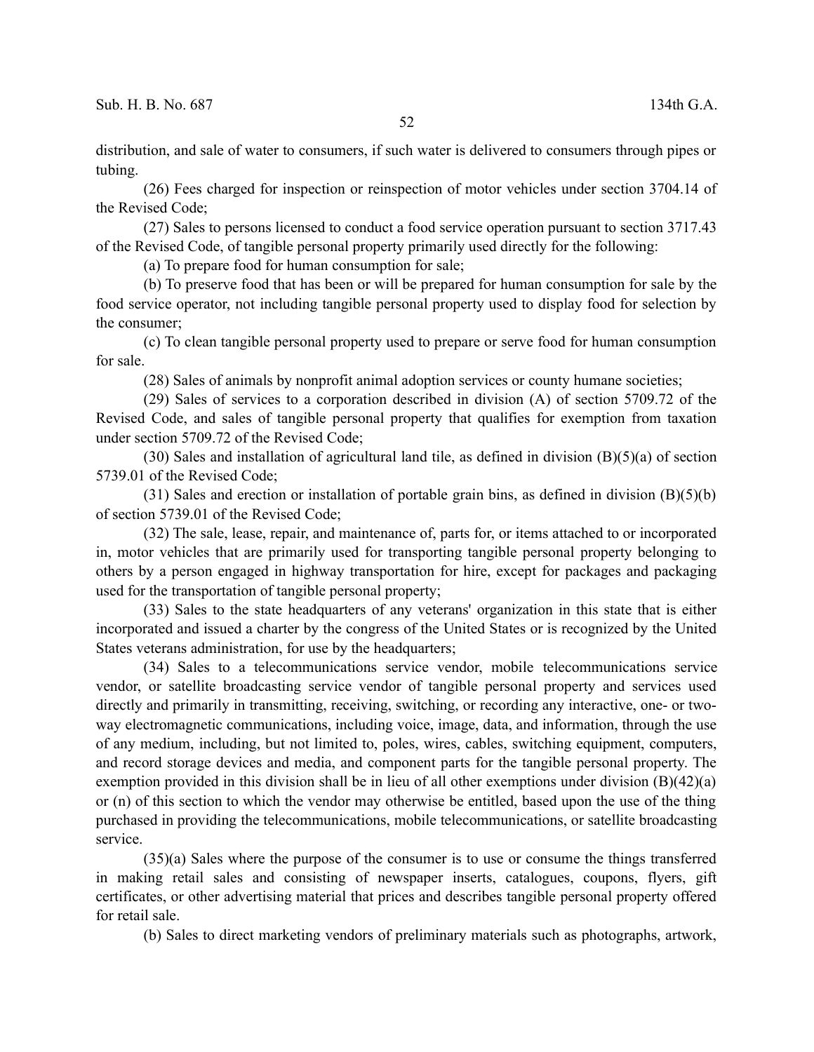distribution, and sale of water to consumers, if such water is delivered to consumers through pipes or tubing.

(26) Fees charged for inspection or reinspection of motor vehicles under section 3704.14 of the Revised Code;

(27) Sales to persons licensed to conduct a food service operation pursuant to section 3717.43 of the Revised Code, of tangible personal property primarily used directly for the following:

(a) To prepare food for human consumption for sale;

(b) To preserve food that has been or will be prepared for human consumption for sale by the food service operator, not including tangible personal property used to display food for selection by the consumer;

(c) To clean tangible personal property used to prepare or serve food for human consumption for sale.

(28) Sales of animals by nonprofit animal adoption services or county humane societies;

(29) Sales of services to a corporation described in division (A) of section 5709.72 of the Revised Code, and sales of tangible personal property that qualifies for exemption from taxation under section 5709.72 of the Revised Code;

(30) Sales and installation of agricultural land tile, as defined in division (B)(5)(a) of section 5739.01 of the Revised Code;

(31) Sales and erection or installation of portable grain bins, as defined in division (B)(5)(b) of section 5739.01 of the Revised Code;

(32) The sale, lease, repair, and maintenance of, parts for, or items attached to or incorporated in, motor vehicles that are primarily used for transporting tangible personal property belonging to others by a person engaged in highway transportation for hire, except for packages and packaging used for the transportation of tangible personal property;

(33) Sales to the state headquarters of any veterans' organization in this state that is either incorporated and issued a charter by the congress of the United States or is recognized by the United States veterans administration, for use by the headquarters;

(34) Sales to a telecommunications service vendor, mobile telecommunications service vendor, or satellite broadcasting service vendor of tangible personal property and services used directly and primarily in transmitting, receiving, switching, or recording any interactive, one- or two-way electromagnetic communications, including voice, image, data, and information, through the use of any medium, including, but not limited to, poles, wires, cables, switching equipment, computers, and record storage devices and media, and component parts for the tangible personal property. The exemption provided in this division shall be in lieu of all other exemptions under division (B)(42)(a) or (n) of this section to which the vendor may otherwise be entitled, based upon the use of the thing purchased in providing the telecommunications, mobile telecommunications, or satellite broadcasting service.

(35)(a) Sales where the purpose of the consumer is to use or consume the things transferred in making retail sales and consisting of newspaper inserts, catalogues, coupons, flyers, gift certificates, or other advertising material that prices and describes tangible personal property offered for retail sale.

(b) Sales to direct marketing vendors of preliminary materials such as photographs, artwork,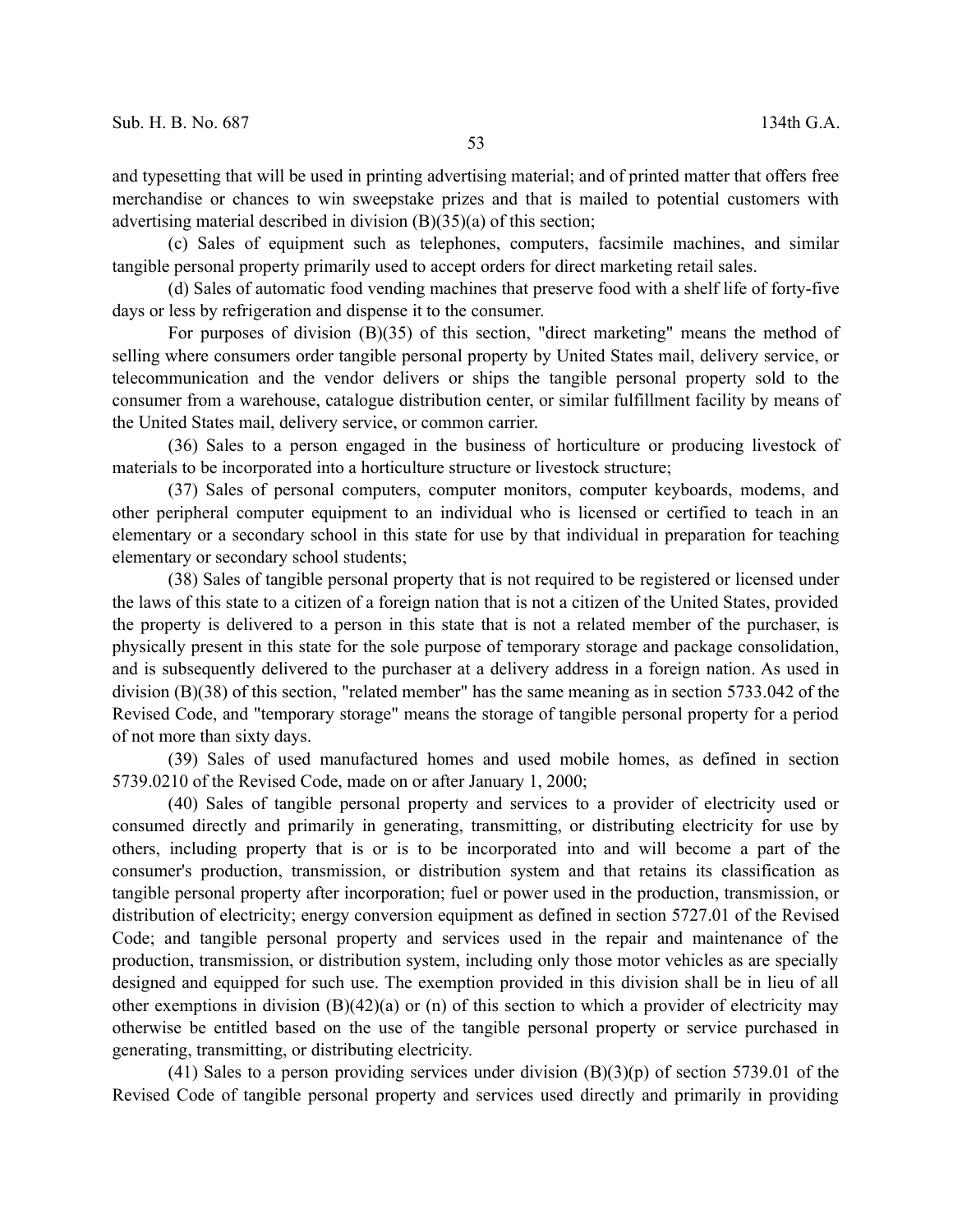and typesetting that will be used in printing advertising material; and of printed matter that offers free merchandise or chances to win sweepstake prizes and that is mailed to potential customers with advertising material described in division (B)(35)(a) of this section;

(c) Sales of equipment such as telephones, computers, facsimile machines, and similar tangible personal property primarily used to accept orders for direct marketing retail sales.

(d) Sales of automatic food vending machines that preserve food with a shelf life of forty-five days or less by refrigeration and dispense it to the consumer.

For purposes of division (B)(35) of this section, "direct marketing" means the method of selling where consumers order tangible personal property by United States mail, delivery service, or telecommunication and the vendor delivers or ships the tangible personal property sold to the consumer from a warehouse, catalogue distribution center, or similar fulfillment facility by means of the United States mail, delivery service, or common carrier.

(36) Sales to a person engaged in the business of horticulture or producing livestock of materials to be incorporated into a horticulture structure or livestock structure;

(37) Sales of personal computers, computer monitors, computer keyboards, modems, and other peripheral computer equipment to an individual who is licensed or certified to teach in an elementary or a secondary school in this state for use by that individual in preparation for teaching elementary or secondary school students;

(38) Sales of tangible personal property that is not required to be registered or licensed under the laws of this state to a citizen of a foreign nation that is not a citizen of the United States, provided the property is delivered to a person in this state that is not a related member of the purchaser, is physically present in this state for the sole purpose of temporary storage and package consolidation, and is subsequently delivered to the purchaser at a delivery address in a foreign nation. As used in division (B)(38) of this section, "related member" has the same meaning as in section 5733.042 of the Revised Code, and "temporary storage" means the storage of tangible personal property for a period of not more than sixty days.

(39) Sales of used manufactured homes and used mobile homes, as defined in section 5739.0210 of the Revised Code, made on or after January 1, 2000;

(40) Sales of tangible personal property and services to a provider of electricity used or consumed directly and primarily in generating, transmitting, or distributing electricity for use by others, including property that is or is to be incorporated into and will become a part of the consumer's production, transmission, or distribution system and that retains its classification as tangible personal property after incorporation; fuel or power used in the production, transmission, or distribution of electricity; energy conversion equipment as defined in section 5727.01 of the Revised Code; and tangible personal property and services used in the repair and maintenance of the production, transmission, or distribution system, including only those motor vehicles as are specially designed and equipped for such use. The exemption provided in this division shall be in lieu of all other exemptions in division (B)(42)(a) or (n) of this section to which a provider of electricity may otherwise be entitled based on the use of the tangible personal property or service purchased in generating, transmitting, or distributing electricity.

(41) Sales to a person providing services under division (B)(3)(p) of section 5739.01 of the Revised Code of tangible personal property and services used directly and primarily in providing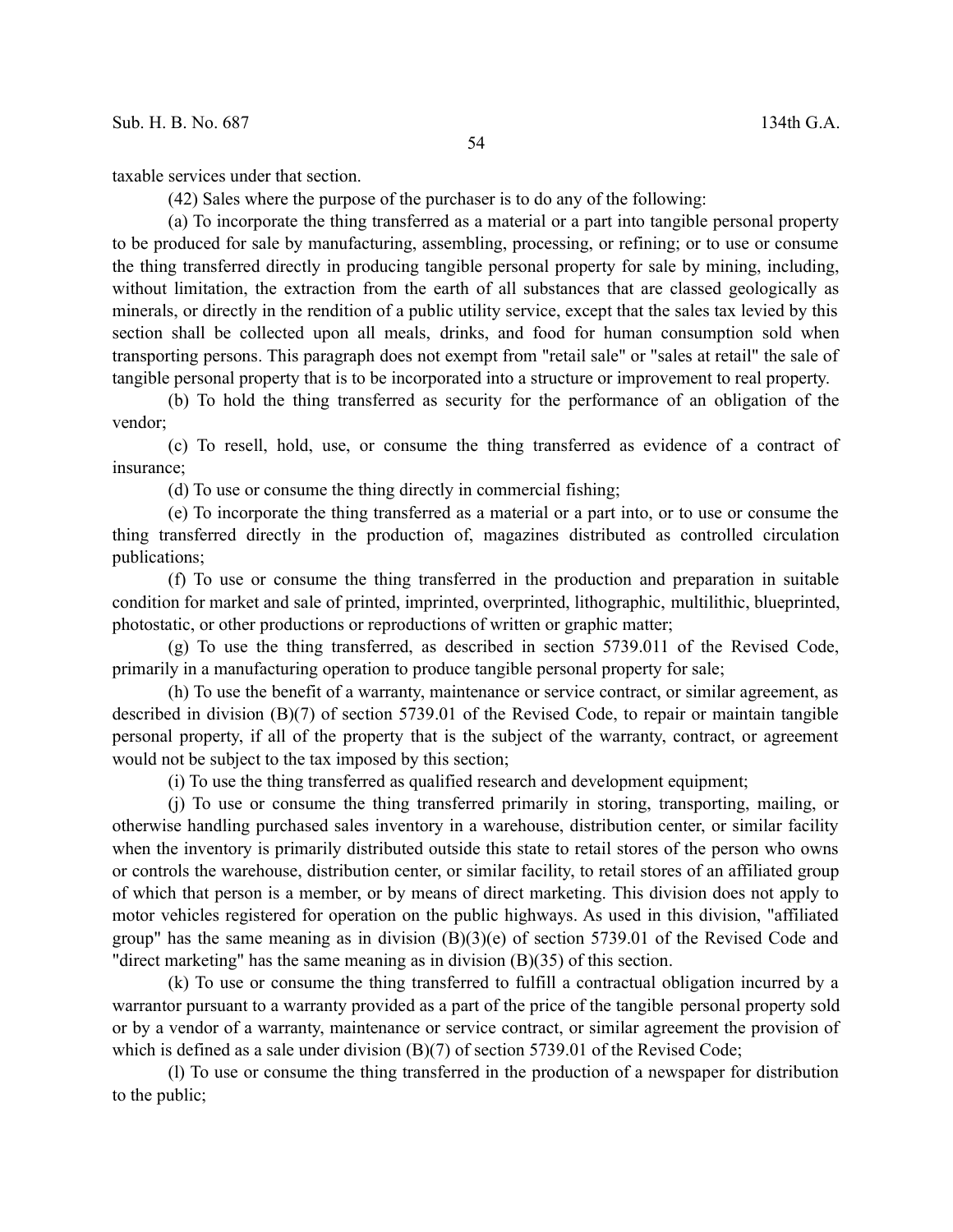taxable services under that section.

(42) Sales where the purpose of the purchaser is to do any of the following:

(a) To incorporate the thing transferred as a material or a part into tangible personal property to be produced for sale by manufacturing, assembling, processing, or refining; or to use or consume the thing transferred directly in producing tangible personal property for sale by mining, including, without limitation, the extraction from the earth of all substances that are classed geologically as minerals, or directly in the rendition of a public utility service, except that the sales tax levied by this section shall be collected upon all meals, drinks, and food for human consumption sold when transporting persons. This paragraph does not exempt from "retail sale" or "sales at retail" the sale of tangible personal property that is to be incorporated into a structure or improvement to real property.

(b) To hold the thing transferred as security for the performance of an obligation of the vendor;

(c) To resell, hold, use, or consume the thing transferred as evidence of a contract of insurance;

(d) To use or consume the thing directly in commercial fishing;

(e) To incorporate the thing transferred as a material or a part into, or to use or consume the thing transferred directly in the production of, magazines distributed as controlled circulation publications;

(f) To use or consume the thing transferred in the production and preparation in suitable condition for market and sale of printed, imprinted, overprinted, lithographic, multilithic, blueprinted, photostatic, or other productions or reproductions of written or graphic matter;

(g) To use the thing transferred, as described in section 5739.011 of the Revised Code, primarily in a manufacturing operation to produce tangible personal property for sale;

(h) To use the benefit of a warranty, maintenance or service contract, or similar agreement, as described in division (B)(7) of section 5739.01 of the Revised Code, to repair or maintain tangible personal property, if all of the property that is the subject of the warranty, contract, or agreement would not be subject to the tax imposed by this section;

(i) To use the thing transferred as qualified research and development equipment;

(j) To use or consume the thing transferred primarily in storing, transporting, mailing, or otherwise handling purchased sales inventory in a warehouse, distribution center, or similar facility when the inventory is primarily distributed outside this state to retail stores of the person who owns or controls the warehouse, distribution center, or similar facility, to retail stores of an affiliated group of which that person is a member, or by means of direct marketing. This division does not apply to motor vehicles registered for operation on the public highways. As used in this division, "affiliated group" has the same meaning as in division (B)(3)(e) of section 5739.01 of the Revised Code and "direct marketing" has the same meaning as in division (B)(35) of this section.

(k) To use or consume the thing transferred to fulfill a contractual obligation incurred by a warrantor pursuant to a warranty provided as a part of the price of the tangible personal property sold or by a vendor of a warranty, maintenance or service contract, or similar agreement the provision of which is defined as a sale under division (B)(7) of section 5739.01 of the Revised Code;

(l) To use or consume the thing transferred in the production of a newspaper for distribution to the public;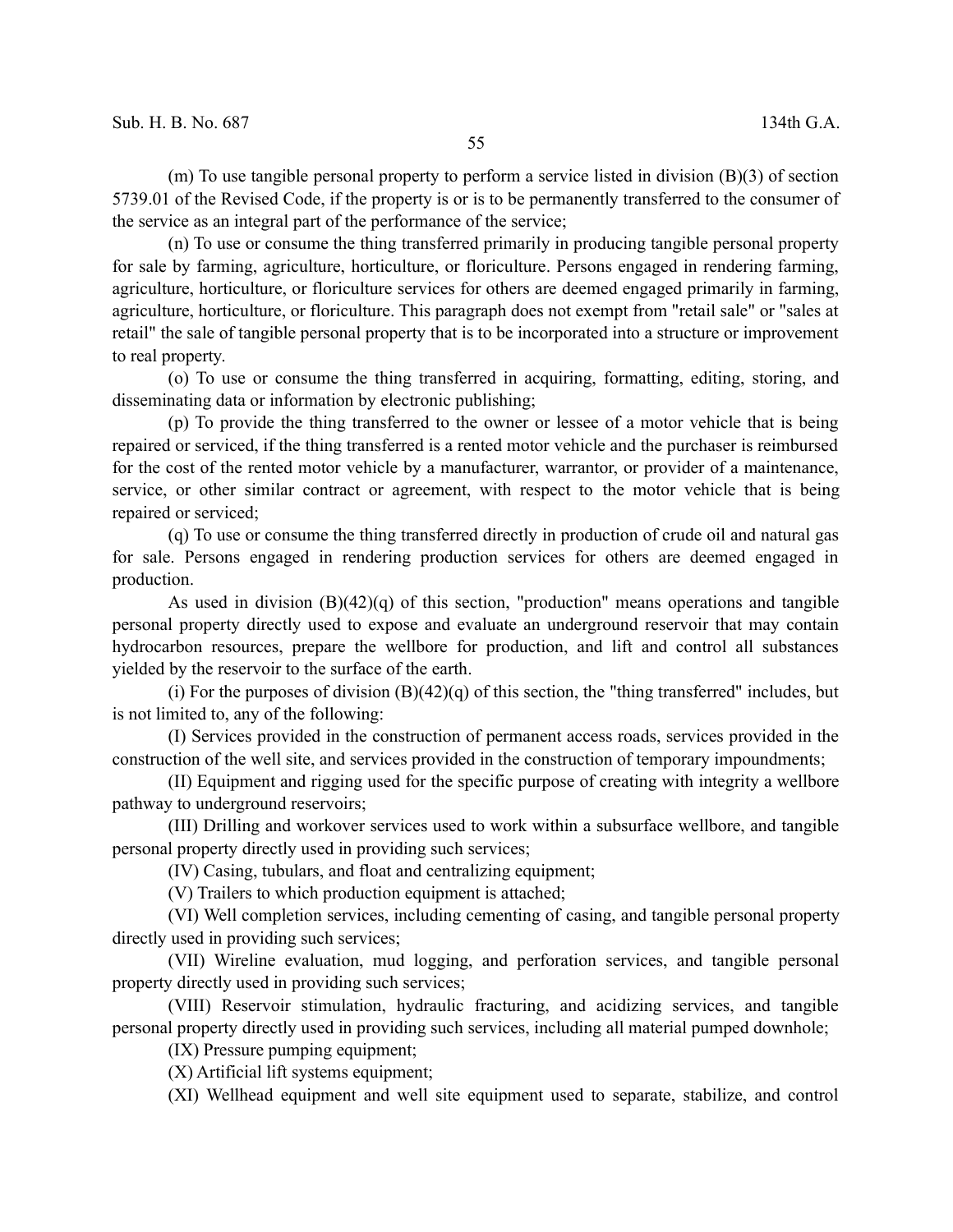(m) To use tangible personal property to perform a service listed in division (B)(3) of section 5739.01 of the Revised Code, if the property is or is to be permanently transferred to the consumer of the service as an integral part of the performance of the service;

(n) To use or consume the thing transferred primarily in producing tangible personal property for sale by farming, agriculture, horticulture, or floriculture. Persons engaged in rendering farming, agriculture, horticulture, or floriculture services for others are deemed engaged primarily in farming, agriculture, horticulture, or floriculture. This paragraph does not exempt from "retail sale" or "sales at retail" the sale of tangible personal property that is to be incorporated into a structure or improvement to real property.

(o) To use or consume the thing transferred in acquiring, formatting, editing, storing, and disseminating data or information by electronic publishing;

(p) To provide the thing transferred to the owner or lessee of a motor vehicle that is being repaired or serviced, if the thing transferred is a rented motor vehicle and the purchaser is reimbursed for the cost of the rented motor vehicle by a manufacturer, warrantor, or provider of a maintenance, service, or other similar contract or agreement, with respect to the motor vehicle that is being repaired or serviced;

(q) To use or consume the thing transferred directly in production of crude oil and natural gas for sale. Persons engaged in rendering production services for others are deemed engaged in production.

As used in division (B)(42)(q) of this section, "production" means operations and tangible personal property directly used to expose and evaluate an underground reservoir that may contain hydrocarbon resources, prepare the wellbore for production, and lift and control all substances yielded by the reservoir to the surface of the earth.

(i) For the purposes of division (B)(42)(q) of this section, the "thing transferred" includes, but is not limited to, any of the following:

(I) Services provided in the construction of permanent access roads, services provided in the construction of the well site, and services provided in the construction of temporary impoundments;

(II) Equipment and rigging used for the specific purpose of creating with integrity a wellbore pathway to underground reservoirs;

(III) Drilling and workover services used to work within a subsurface wellbore, and tangible personal property directly used in providing such services;

(IV) Casing, tubulars, and float and centralizing equipment;

(V) Trailers to which production equipment is attached;

(VI) Well completion services, including cementing of casing, and tangible personal property directly used in providing such services;

(VII) Wireline evaluation, mud logging, and perforation services, and tangible personal property directly used in providing such services;

(VIII) Reservoir stimulation, hydraulic fracturing, and acidizing services, and tangible personal property directly used in providing such services, including all material pumped downhole;

(IX) Pressure pumping equipment;

(X) Artificial lift systems equipment;

(XI) Wellhead equipment and well site equipment used to separate, stabilize, and control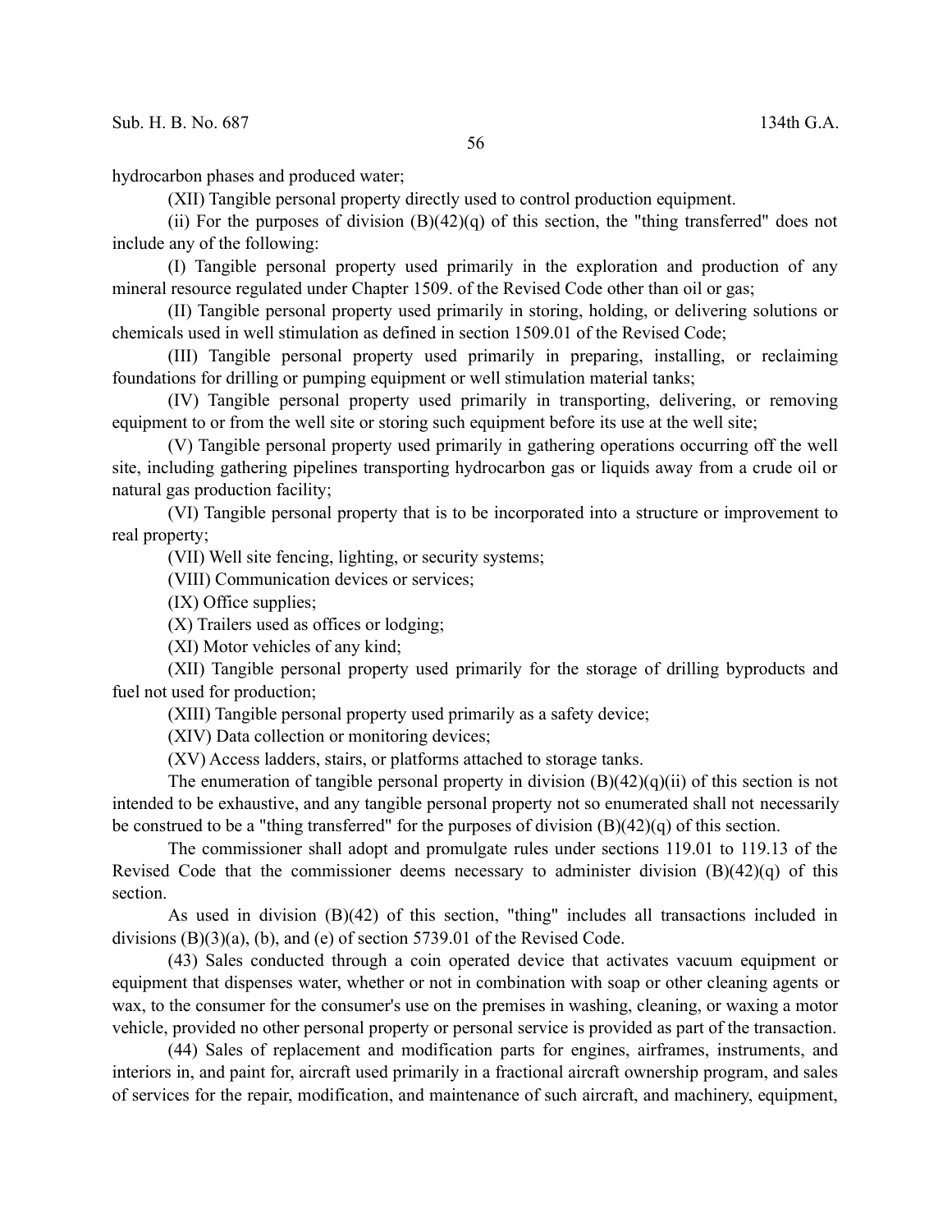hydrocarbon phases and produced water;

(XII) Tangible personal property directly used to control production equipment.

(ii) For the purposes of division (B)(42)(q) of this section, the "thing transferred" does not include any of the following:

(I) Tangible personal property used primarily in the exploration and production of any mineral resource regulated under Chapter 1509. of the Revised Code other than oil or gas;

(II) Tangible personal property used primarily in storing, holding, or delivering solutions or chemicals used in well stimulation as defined in section 1509.01 of the Revised Code;

(III) Tangible personal property used primarily in preparing, installing, or reclaiming foundations for drilling or pumping equipment or well stimulation material tanks;

(IV) Tangible personal property used primarily in transporting, delivering, or removing equipment to or from the well site or storing such equipment before its use at the well site;

(V) Tangible personal property used primarily in gathering operations occurring off the well site, including gathering pipelines transporting hydrocarbon gas or liquids away from a crude oil or natural gas production facility;

(VI) Tangible personal property that is to be incorporated into a structure or improvement to real property;

(VII) Well site fencing, lighting, or security systems;

(VIII) Communication devices or services;

(IX) Office supplies;

(X) Trailers used as offices or lodging;

(XI) Motor vehicles of any kind;

(XII) Tangible personal property used primarily for the storage of drilling byproducts and fuel not used for production;

(XIII) Tangible personal property used primarily as a safety device;

(XIV) Data collection or monitoring devices;

(XV) Access ladders, stairs, or platforms attached to storage tanks.

The enumeration of tangible personal property in division (B)(42)(q)(ii) of this section is not intended to be exhaustive, and any tangible personal property not so enumerated shall not necessarily be construed to be a "thing transferred" for the purposes of division (B)(42)(q) of this section.

The commissioner shall adopt and promulgate rules under sections 119.01 to 119.13 of the Revised Code that the commissioner deems necessary to administer division (B)(42)(q) of this section.

As used in division (B)(42) of this section, "thing" includes all transactions included in divisions (B)(3)(a), (b), and (e) of section 5739.01 of the Revised Code.

(43) Sales conducted through a coin operated device that activates vacuum equipment or equipment that dispenses water, whether or not in combination with soap or other cleaning agents or wax, to the consumer for the consumer's use on the premises in washing, cleaning, or waxing a motor vehicle, provided no other personal property or personal service is provided as part of the transaction.

(44) Sales of replacement and modification parts for engines, airframes, instruments, and interiors in, and paint for, aircraft used primarily in a fractional aircraft ownership program, and sales of services for the repair, modification, and maintenance of such aircraft, and machinery, equipment,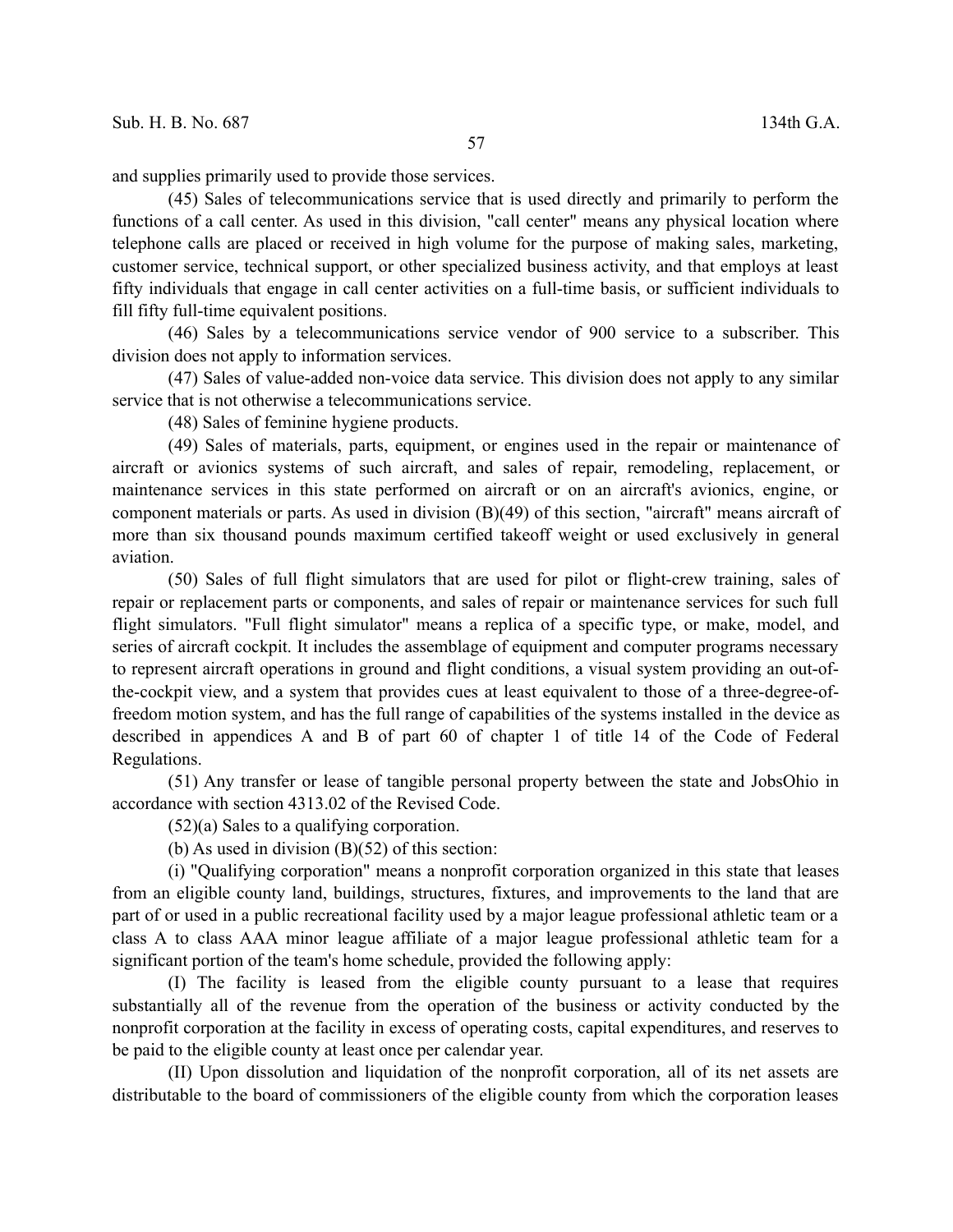and supplies primarily used to provide those services.

(45) Sales of telecommunications service that is used directly and primarily to perform the functions of a call center. As used in this division, "call center" means any physical location where telephone calls are placed or received in high volume for the purpose of making sales, marketing, customer service, technical support, or other specialized business activity, and that employs at least fifty individuals that engage in call center activities on a full-time basis, or sufficient individuals to fill fifty full-time equivalent positions.

(46) Sales by a telecommunications service vendor of 900 service to a subscriber. This division does not apply to information services.

(47) Sales of value-added non-voice data service. This division does not apply to any similar service that is not otherwise a telecommunications service.

(48) Sales of feminine hygiene products.

(49) Sales of materials, parts, equipment, or engines used in the repair or maintenance of aircraft or avionics systems of such aircraft, and sales of repair, remodeling, replacement, or maintenance services in this state performed on aircraft or on an aircraft's avionics, engine, or component materials or parts. As used in division (B)(49) of this section, "aircraft" means aircraft of more than six thousand pounds maximum certified takeoff weight or used exclusively in general aviation.

(50) Sales of full flight simulators that are used for pilot or flight-crew training, sales of repair or replacement parts or components, and sales of repair or maintenance services for such full flight simulators. "Full flight simulator" means a replica of a specific type, or make, model, and series of aircraft cockpit. It includes the assemblage of equipment and computer programs necessary to represent aircraft operations in ground and flight conditions, a visual system providing an out-of-the-cockpit view, and a system that provides cues at least equivalent to those of a three-degree-of-freedom motion system, and has the full range of capabilities of the systems installed in the device as described in appendices A and B of part 60 of chapter 1 of title 14 of the Code of Federal Regulations.

(51) Any transfer or lease of tangible personal property between the state and JobsOhio in accordance with section 4313.02 of the Revised Code.

(52)(a) Sales to a qualifying corporation.

(b) As used in division (B)(52) of this section:

(i) "Qualifying corporation" means a nonprofit corporation organized in this state that leases from an eligible county land, buildings, structures, fixtures, and improvements to the land that are part of or used in a public recreational facility used by a major league professional athletic team or a class A to class AAA minor league affiliate of a major league professional athletic team for a significant portion of the team's home schedule, provided the following apply:

(I) The facility is leased from the eligible county pursuant to a lease that requires substantially all of the revenue from the operation of the business or activity conducted by the nonprofit corporation at the facility in excess of operating costs, capital expenditures, and reserves to be paid to the eligible county at least once per calendar year.

(II) Upon dissolution and liquidation of the nonprofit corporation, all of its net assets are distributable to the board of commissioners of the eligible county from which the corporation leases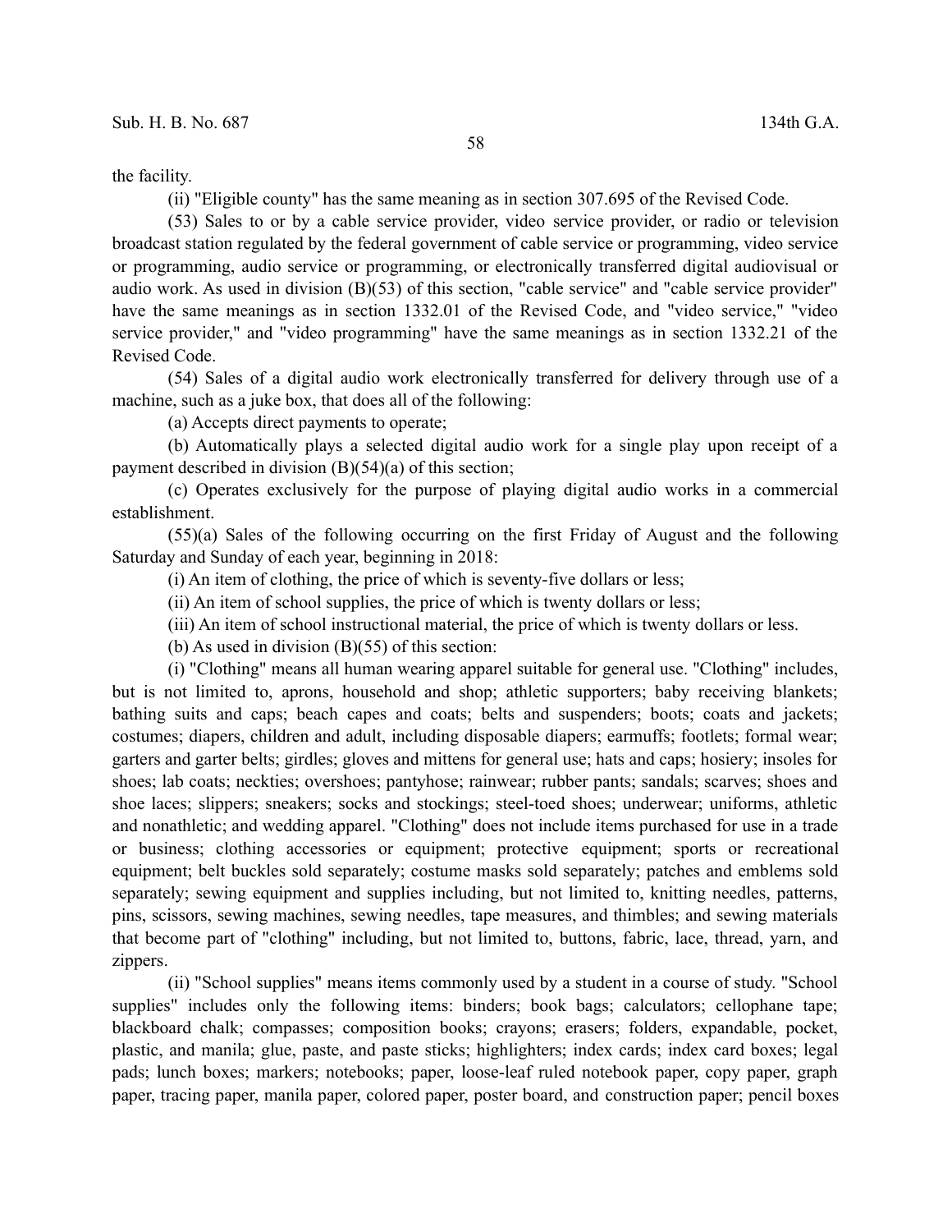the facility.

(ii) "Eligible county" has the same meaning as in section 307.695 of the Revised Code.

(53) Sales to or by a cable service provider, video service provider, or radio or television broadcast station regulated by the federal government of cable service or programming, video service or programming, audio service or programming, or electronically transferred digital audiovisual or audio work. As used in division (B)(53) of this section, "cable service" and "cable service provider" have the same meanings as in section 1332.01 of the Revised Code, and "video service," "video service provider," and "video programming" have the same meanings as in section 1332.21 of the Revised Code.

(54) Sales of a digital audio work electronically transferred for delivery through use of a machine, such as a juke box, that does all of the following:

(a) Accepts direct payments to operate;

(b) Automatically plays a selected digital audio work for a single play upon receipt of a payment described in division (B)(54)(a) of this section;

(c) Operates exclusively for the purpose of playing digital audio works in a commercial establishment.

(55)(a) Sales of the following occurring on the first Friday of August and the following Saturday and Sunday of each year, beginning in 2018:

(i) An item of clothing, the price of which is seventy-five dollars or less;

(ii) An item of school supplies, the price of which is twenty dollars or less;

(iii) An item of school instructional material, the price of which is twenty dollars or less.

(b) As used in division (B)(55) of this section:

(i) "Clothing" means all human wearing apparel suitable for general use. "Clothing" includes, but is not limited to, aprons, household and shop; athletic supporters; baby receiving blankets; bathing suits and caps; beach capes and coats; belts and suspenders; boots; coats and jackets; costumes; diapers, children and adult, including disposable diapers; earmuffs; footlets; formal wear; garters and garter belts; girdles; gloves and mittens for general use; hats and caps; hosiery; insoles for shoes; lab coats; neckties; overshoes; pantyhose; rainwear; rubber pants; sandals; scarves; shoes and shoe laces; slippers; sneakers; socks and stockings; steel-toed shoes; underwear; uniforms, athletic and nonathletic; and wedding apparel. "Clothing" does not include items purchased for use in a trade or business; clothing accessories or equipment; protective equipment; sports or recreational equipment; belt buckles sold separately; costume masks sold separately; patches and emblems sold separately; sewing equipment and supplies including, but not limited to, knitting needles, patterns, pins, scissors, sewing machines, sewing needles, tape measures, and thimbles; and sewing materials that become part of "clothing" including, but not limited to, buttons, fabric, lace, thread, yarn, and zippers.

(ii) "School supplies" means items commonly used by a student in a course of study. "School supplies" includes only the following items: binders; book bags; calculators; cellophane tape; blackboard chalk; compasses; composition books; crayons; erasers; folders, expandable, pocket, plastic, and manila; glue, paste, and paste sticks; highlighters; index cards; index card boxes; legal pads; lunch boxes; markers; notebooks; paper, loose-leaf ruled notebook paper, copy paper, graph paper, tracing paper, manila paper, colored paper, poster board, and construction paper; pencil boxes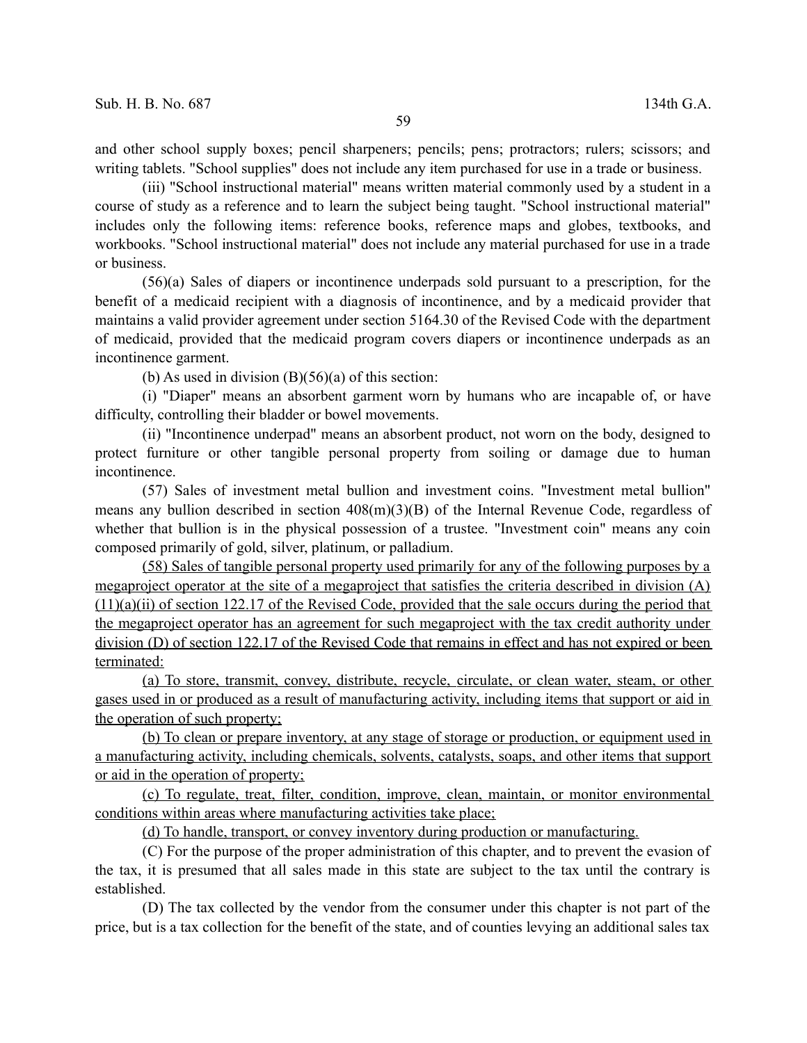and other school supply boxes; pencil sharpeners; pencils; pens; protractors; rulers; scissors; and writing tablets. "School supplies" does not include any item purchased for use in a trade or business.

(iii) "School instructional material" means written material commonly used by a student in a course of study as a reference and to learn the subject being taught. "School instructional material" includes only the following items: reference books, reference maps and globes, textbooks, and workbooks. "School instructional material" does not include any material purchased for use in a trade or business.

(56)(a) Sales of diapers or incontinence underpads sold pursuant to a prescription, for the benefit of a medicaid recipient with a diagnosis of incontinence, and by a medicaid provider that maintains a valid provider agreement under section 5164.30 of the Revised Code with the department of medicaid, provided that the medicaid program covers diapers or incontinence underpads as an incontinence garment.

(b) As used in division (B)(56)(a) of this section:

(i) "Diaper" means an absorbent garment worn by humans who are incapable of, or have difficulty, controlling their bladder or bowel movements.

(ii) "Incontinence underpad" means an absorbent product, not worn on the body, designed to protect furniture or other tangible personal property from soiling or damage due to human incontinence.

(57) Sales of investment metal bullion and investment coins. "Investment metal bullion" means any bullion described in section 408(m)(3)(B) of the Internal Revenue Code, regardless of whether that bullion is in the physical possession of a trustee. "Investment coin" means any coin composed primarily of gold, silver, platinum, or palladium.

<u>(58) Sales of tangible personal property used primarily for any of the following purposes by a megaproject operator at the site of a megaproject that satisfies the criteria described in division (A)(11)(a)(ii) of section 122.17 of the Revised Code, provided that the sale occurs during the period that the megaproject operator has an agreement for such megaproject with the tax credit authority under division (D) of section 122.17 of the Revised Code that remains in effect and has not expired or been terminated:</u>

<u>(a) To store, transmit, convey, distribute, recycle, circulate, or clean water, steam, or other gases used in or produced as a result of manufacturing activity, including items that support or aid in the operation of such property;</u>

<u>(b) To clean or prepare inventory, at any stage of storage or production, or equipment used in a manufacturing activity, including chemicals, solvents, catalysts, soaps, and other items that support or aid in the operation of property;</u>

<u>(c) To regulate, treat, filter, condition, improve, clean, maintain, or monitor environmental conditions within areas where manufacturing activities take place;</u>

<u>(d) To handle, transport, or convey inventory during production or manufacturing.</u>

(C) For the purpose of the proper administration of this chapter, and to prevent the evasion of the tax, it is presumed that all sales made in this state are subject to the tax until the contrary is established.

(D) The tax collected by the vendor from the consumer under this chapter is not part of the price, but is a tax collection for the benefit of the state, and of counties levying an additional sales tax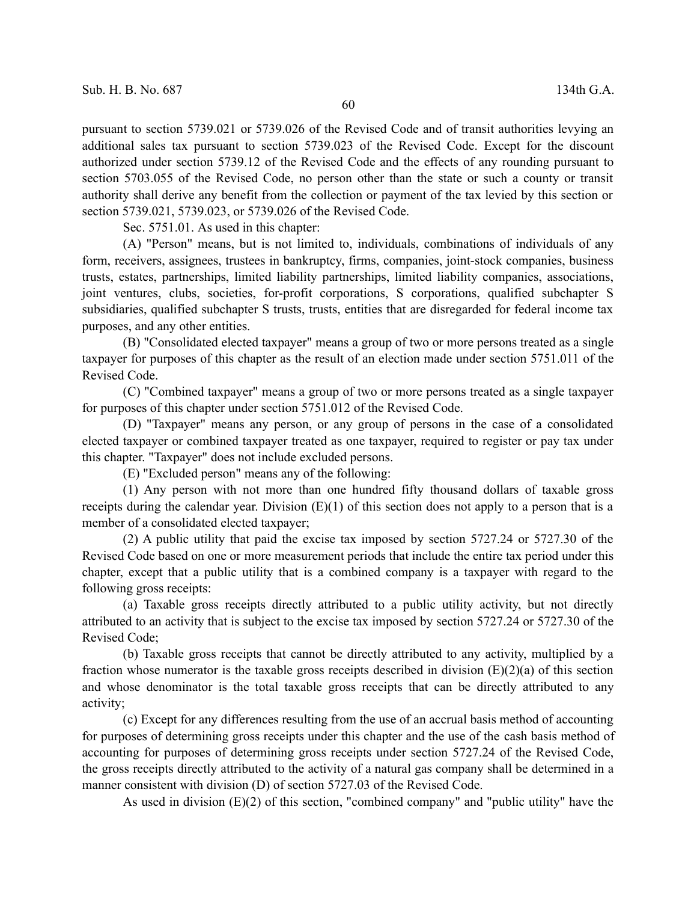pursuant to section 5739.021 or 5739.026 of the Revised Code and of transit authorities levying an additional sales tax pursuant to section 5739.023 of the Revised Code. Except for the discount authorized under section 5739.12 of the Revised Code and the effects of any rounding pursuant to section 5703.055 of the Revised Code, no person other than the state or such a county or transit authority shall derive any benefit from the collection or payment of the tax levied by this section or section 5739.021, 5739.023, or 5739.026 of the Revised Code.

Sec. 5751.01. As used in this chapter:

(A) "Person" means, but is not limited to, individuals, combinations of individuals of any form, receivers, assignees, trustees in bankruptcy, firms, companies, joint-stock companies, business trusts, estates, partnerships, limited liability partnerships, limited liability companies, associations, joint ventures, clubs, societies, for-profit corporations, S corporations, qualified subchapter S subsidiaries, qualified subchapter S trusts, trusts, entities that are disregarded for federal income tax purposes, and any other entities.

(B) "Consolidated elected taxpayer" means a group of two or more persons treated as a single taxpayer for purposes of this chapter as the result of an election made under section 5751.011 of the Revised Code.

(C) "Combined taxpayer" means a group of two or more persons treated as a single taxpayer for purposes of this chapter under section 5751.012 of the Revised Code.

(D) "Taxpayer" means any person, or any group of persons in the case of a consolidated elected taxpayer or combined taxpayer treated as one taxpayer, required to register or pay tax under this chapter. "Taxpayer" does not include excluded persons.

(E) "Excluded person" means any of the following:

(1) Any person with not more than one hundred fifty thousand dollars of taxable gross receipts during the calendar year. Division (E)(1) of this section does not apply to a person that is a member of a consolidated elected taxpayer;

(2) A public utility that paid the excise tax imposed by section 5727.24 or 5727.30 of the Revised Code based on one or more measurement periods that include the entire tax period under this chapter, except that a public utility that is a combined company is a taxpayer with regard to the following gross receipts:

(a) Taxable gross receipts directly attributed to a public utility activity, but not directly attributed to an activity that is subject to the excise tax imposed by section 5727.24 or 5727.30 of the Revised Code;

(b) Taxable gross receipts that cannot be directly attributed to any activity, multiplied by a fraction whose numerator is the taxable gross receipts described in division (E)(2)(a) of this section and whose denominator is the total taxable gross receipts that can be directly attributed to any activity;

(c) Except for any differences resulting from the use of an accrual basis method of accounting for purposes of determining gross receipts under this chapter and the use of the cash basis method of accounting for purposes of determining gross receipts under section 5727.24 of the Revised Code, the gross receipts directly attributed to the activity of a natural gas company shall be determined in a manner consistent with division (D) of section 5727.03 of the Revised Code.

As used in division (E)(2) of this section, "combined company" and "public utility" have the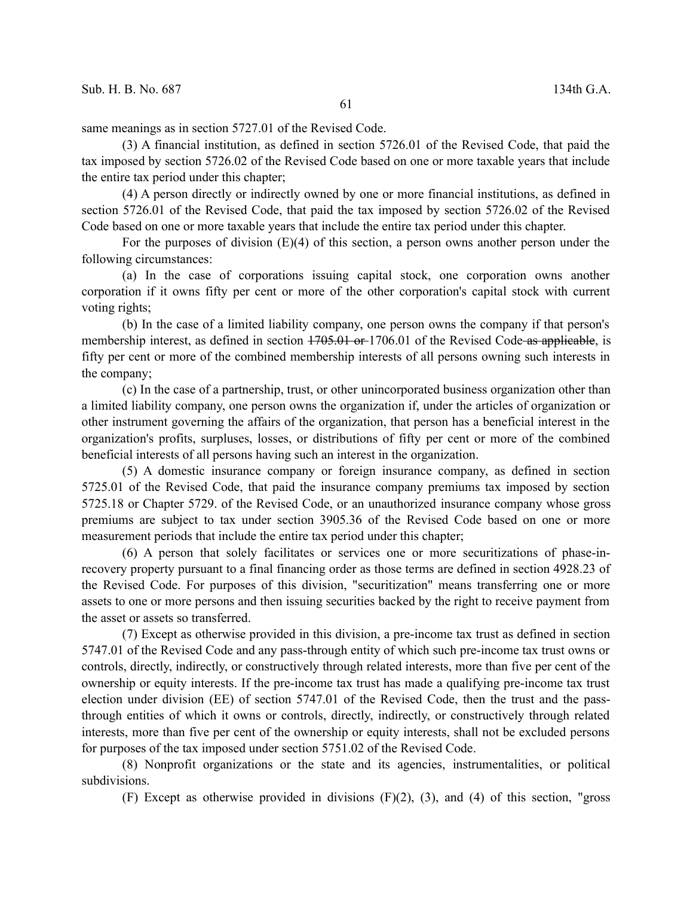same meanings as in section 5727.01 of the Revised Code.

(3) A financial institution, as defined in section 5726.01 of the Revised Code, that paid the tax imposed by section 5726.02 of the Revised Code based on one or more taxable years that include the entire tax period under this chapter;

(4) A person directly or indirectly owned by one or more financial institutions, as defined in section 5726.01 of the Revised Code, that paid the tax imposed by section 5726.02 of the Revised Code based on one or more taxable years that include the entire tax period under this chapter.

For the purposes of division (E)(4) of this section, a person owns another person under the following circumstances:

(a) In the case of corporations issuing capital stock, one corporation owns another corporation if it owns fifty per cent or more of the other corporation's capital stock with current voting rights;

(b) In the case of a limited liability company, one person owns the company if that person's membership interest, as defined in section ~~1705.01 or~~ 1706.01 of the Revised Code~~ as applicable~~, is fifty per cent or more of the combined membership interests of all persons owning such interests in the company;

(c) In the case of a partnership, trust, or other unincorporated business organization other than a limited liability company, one person owns the organization if, under the articles of organization or other instrument governing the affairs of the organization, that person has a beneficial interest in the organization's profits, surpluses, losses, or distributions of fifty per cent or more of the combined beneficial interests of all persons having such an interest in the organization.

(5) A domestic insurance company or foreign insurance company, as defined in section 5725.01 of the Revised Code, that paid the insurance company premiums tax imposed by section 5725.18 or Chapter 5729. of the Revised Code, or an unauthorized insurance company whose gross premiums are subject to tax under section 3905.36 of the Revised Code based on one or more measurement periods that include the entire tax period under this chapter;

(6) A person that solely facilitates or services one or more securitizations of phase-in-recovery property pursuant to a final financing order as those terms are defined in section 4928.23 of the Revised Code. For purposes of this division, "securitization" means transferring one or more assets to one or more persons and then issuing securities backed by the right to receive payment from the asset or assets so transferred.

(7) Except as otherwise provided in this division, a pre-income tax trust as defined in section 5747.01 of the Revised Code and any pass-through entity of which such pre-income tax trust owns or controls, directly, indirectly, or constructively through related interests, more than five per cent of the ownership or equity interests. If the pre-income tax trust has made a qualifying pre-income tax trust election under division (EE) of section 5747.01 of the Revised Code, then the trust and the pass-through entities of which it owns or controls, directly, indirectly, or constructively through related interests, more than five per cent of the ownership or equity interests, shall not be excluded persons for purposes of the tax imposed under section 5751.02 of the Revised Code.

(8) Nonprofit organizations or the state and its agencies, instrumentalities, or political subdivisions.

(F) Except as otherwise provided in divisions (F)(2), (3), and (4) of this section, "gross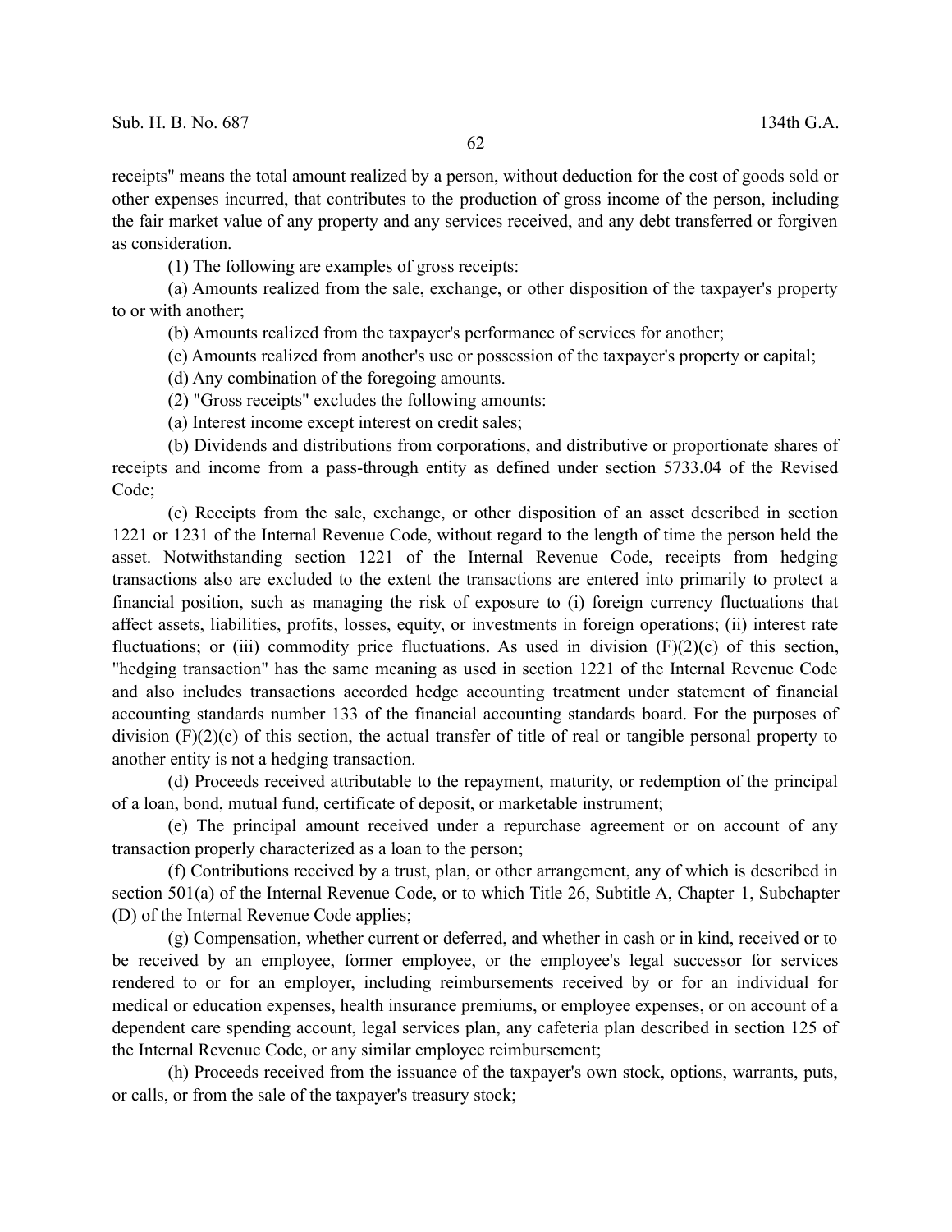receipts" means the total amount realized by a person, without deduction for the cost of goods sold or other expenses incurred, that contributes to the production of gross income of the person, including the fair market value of any property and any services received, and any debt transferred or forgiven as consideration.

(1) The following are examples of gross receipts:

(a) Amounts realized from the sale, exchange, or other disposition of the taxpayer's property to or with another;

(b) Amounts realized from the taxpayer's performance of services for another;

(c) Amounts realized from another's use or possession of the taxpayer's property or capital;

(d) Any combination of the foregoing amounts.

(2) "Gross receipts" excludes the following amounts:

(a) Interest income except interest on credit sales;

(b) Dividends and distributions from corporations, and distributive or proportionate shares of receipts and income from a pass-through entity as defined under section 5733.04 of the Revised Code;

(c) Receipts from the sale, exchange, or other disposition of an asset described in section 1221 or 1231 of the Internal Revenue Code, without regard to the length of time the person held the asset. Notwithstanding section 1221 of the Internal Revenue Code, receipts from hedging transactions also are excluded to the extent the transactions are entered into primarily to protect a financial position, such as managing the risk of exposure to (i) foreign currency fluctuations that affect assets, liabilities, profits, losses, equity, or investments in foreign operations; (ii) interest rate fluctuations; or (iii) commodity price fluctuations. As used in division (F)(2)(c) of this section, "hedging transaction" has the same meaning as used in section 1221 of the Internal Revenue Code and also includes transactions accorded hedge accounting treatment under statement of financial accounting standards number 133 of the financial accounting standards board. For the purposes of division (F)(2)(c) of this section, the actual transfer of title of real or tangible personal property to another entity is not a hedging transaction.

(d) Proceeds received attributable to the repayment, maturity, or redemption of the principal of a loan, bond, mutual fund, certificate of deposit, or marketable instrument;

(e) The principal amount received under a repurchase agreement or on account of any transaction properly characterized as a loan to the person;

(f) Contributions received by a trust, plan, or other arrangement, any of which is described in section 501(a) of the Internal Revenue Code, or to which Title 26, Subtitle A, Chapter 1, Subchapter (D) of the Internal Revenue Code applies;

(g) Compensation, whether current or deferred, and whether in cash or in kind, received or to be received by an employee, former employee, or the employee's legal successor for services rendered to or for an employer, including reimbursements received by or for an individual for medical or education expenses, health insurance premiums, or employee expenses, or on account of a dependent care spending account, legal services plan, any cafeteria plan described in section 125 of the Internal Revenue Code, or any similar employee reimbursement;

(h) Proceeds received from the issuance of the taxpayer's own stock, options, warrants, puts, or calls, or from the sale of the taxpayer's treasury stock;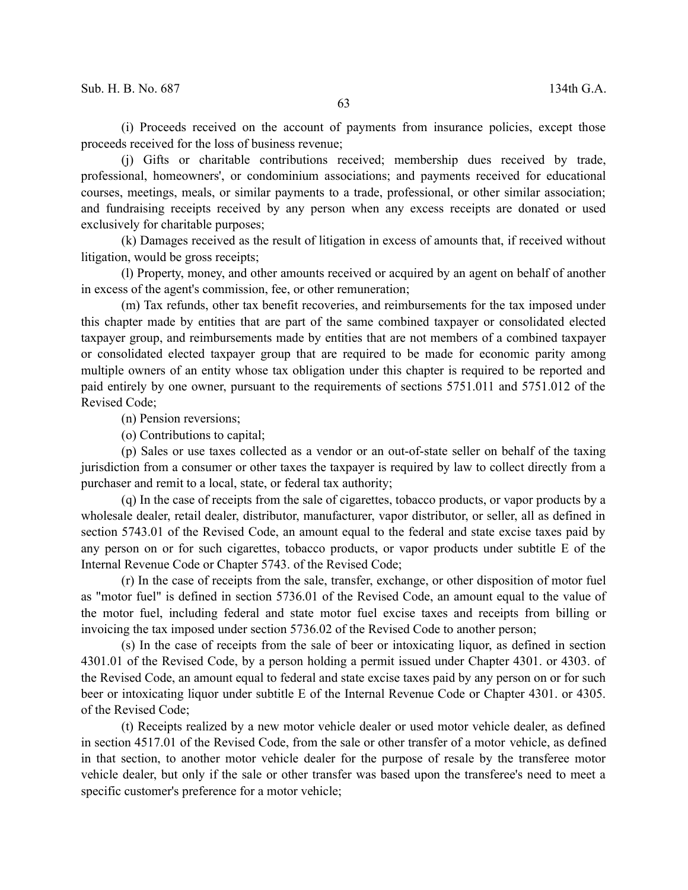(i) Proceeds received on the account of payments from insurance policies, except those proceeds received for the loss of business revenue;

(j) Gifts or charitable contributions received; membership dues received by trade, professional, homeowners', or condominium associations; and payments received for educational courses, meetings, meals, or similar payments to a trade, professional, or other similar association; and fundraising receipts received by any person when any excess receipts are donated or used exclusively for charitable purposes;

(k) Damages received as the result of litigation in excess of amounts that, if received without litigation, would be gross receipts;

(l) Property, money, and other amounts received or acquired by an agent on behalf of another in excess of the agent's commission, fee, or other remuneration;

(m) Tax refunds, other tax benefit recoveries, and reimbursements for the tax imposed under this chapter made by entities that are part of the same combined taxpayer or consolidated elected taxpayer group, and reimbursements made by entities that are not members of a combined taxpayer or consolidated elected taxpayer group that are required to be made for economic parity among multiple owners of an entity whose tax obligation under this chapter is required to be reported and paid entirely by one owner, pursuant to the requirements of sections 5751.011 and 5751.012 of the Revised Code;

(n) Pension reversions;

(o) Contributions to capital;

(p) Sales or use taxes collected as a vendor or an out-of-state seller on behalf of the taxing jurisdiction from a consumer or other taxes the taxpayer is required by law to collect directly from a purchaser and remit to a local, state, or federal tax authority;

(q) In the case of receipts from the sale of cigarettes, tobacco products, or vapor products by a wholesale dealer, retail dealer, distributor, manufacturer, vapor distributor, or seller, all as defined in section 5743.01 of the Revised Code, an amount equal to the federal and state excise taxes paid by any person on or for such cigarettes, tobacco products, or vapor products under subtitle E of the Internal Revenue Code or Chapter 5743. of the Revised Code;

(r) In the case of receipts from the sale, transfer, exchange, or other disposition of motor fuel as "motor fuel" is defined in section 5736.01 of the Revised Code, an amount equal to the value of the motor fuel, including federal and state motor fuel excise taxes and receipts from billing or invoicing the tax imposed under section 5736.02 of the Revised Code to another person;

(s) In the case of receipts from the sale of beer or intoxicating liquor, as defined in section 4301.01 of the Revised Code, by a person holding a permit issued under Chapter 4301. or 4303. of the Revised Code, an amount equal to federal and state excise taxes paid by any person on or for such beer or intoxicating liquor under subtitle E of the Internal Revenue Code or Chapter 4301. or 4305. of the Revised Code;

(t) Receipts realized by a new motor vehicle dealer or used motor vehicle dealer, as defined in section 4517.01 of the Revised Code, from the sale or other transfer of a motor vehicle, as defined in that section, to another motor vehicle dealer for the purpose of resale by the transferee motor vehicle dealer, but only if the sale or other transfer was based upon the transferee's need to meet a specific customer's preference for a motor vehicle;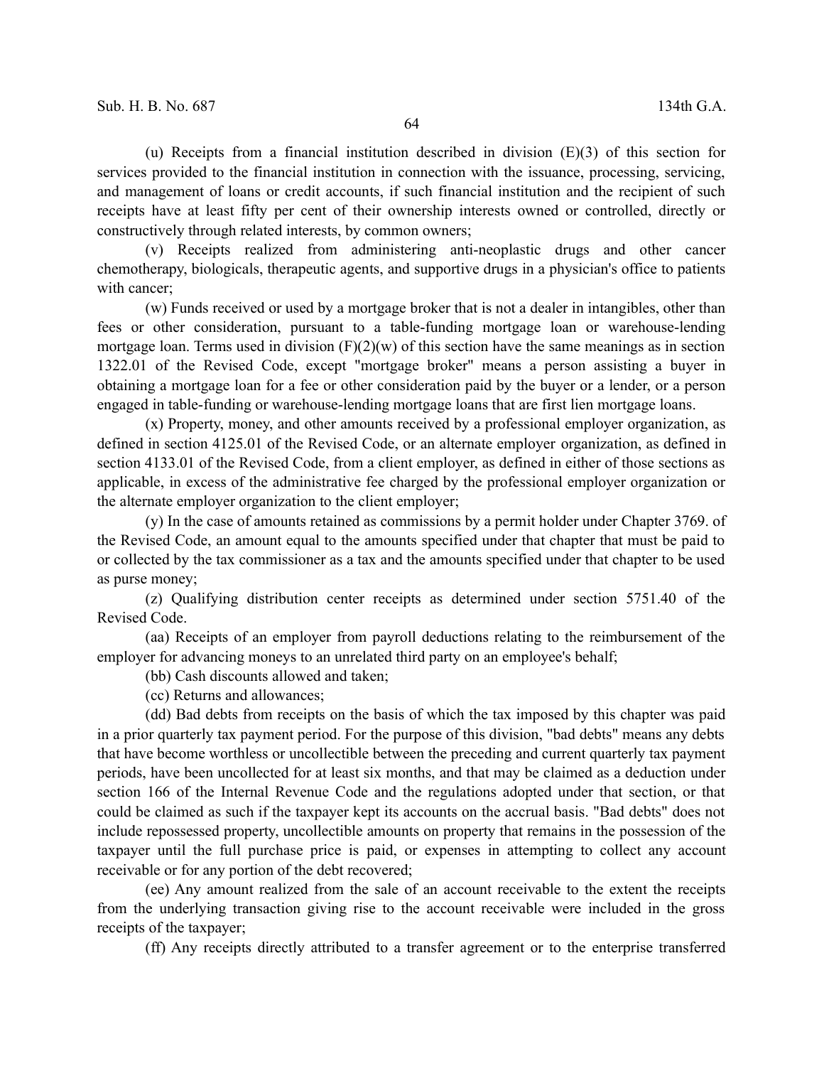(u) Receipts from a financial institution described in division (E)(3) of this section for services provided to the financial institution in connection with the issuance, processing, servicing, and management of loans or credit accounts, if such financial institution and the recipient of such receipts have at least fifty per cent of their ownership interests owned or controlled, directly or constructively through related interests, by common owners;

(v) Receipts realized from administering anti-neoplastic drugs and other cancer chemotherapy, biologicals, therapeutic agents, and supportive drugs in a physician's office to patients with cancer;

(w) Funds received or used by a mortgage broker that is not a dealer in intangibles, other than fees or other consideration, pursuant to a table-funding mortgage loan or warehouse-lending mortgage loan. Terms used in division (F)(2)(w) of this section have the same meanings as in section 1322.01 of the Revised Code, except "mortgage broker" means a person assisting a buyer in obtaining a mortgage loan for a fee or other consideration paid by the buyer or a lender, or a person engaged in table-funding or warehouse-lending mortgage loans that are first lien mortgage loans.

(x) Property, money, and other amounts received by a professional employer organization, as defined in section 4125.01 of the Revised Code, or an alternate employer organization, as defined in section 4133.01 of the Revised Code, from a client employer, as defined in either of those sections as applicable, in excess of the administrative fee charged by the professional employer organization or the alternate employer organization to the client employer;

(y) In the case of amounts retained as commissions by a permit holder under Chapter 3769. of the Revised Code, an amount equal to the amounts specified under that chapter that must be paid to or collected by the tax commissioner as a tax and the amounts specified under that chapter to be used as purse money;

(z) Qualifying distribution center receipts as determined under section 5751.40 of the Revised Code.

(aa) Receipts of an employer from payroll deductions relating to the reimbursement of the employer for advancing moneys to an unrelated third party on an employee's behalf;

(bb) Cash discounts allowed and taken;

(cc) Returns and allowances;

(dd) Bad debts from receipts on the basis of which the tax imposed by this chapter was paid in a prior quarterly tax payment period. For the purpose of this division, "bad debts" means any debts that have become worthless or uncollectible between the preceding and current quarterly tax payment periods, have been uncollected for at least six months, and that may be claimed as a deduction under section 166 of the Internal Revenue Code and the regulations adopted under that section, or that could be claimed as such if the taxpayer kept its accounts on the accrual basis. "Bad debts" does not include repossessed property, uncollectible amounts on property that remains in the possession of the taxpayer until the full purchase price is paid, or expenses in attempting to collect any account receivable or for any portion of the debt recovered;

(ee) Any amount realized from the sale of an account receivable to the extent the receipts from the underlying transaction giving rise to the account receivable were included in the gross receipts of the taxpayer;

(ff) Any receipts directly attributed to a transfer agreement or to the enterprise transferred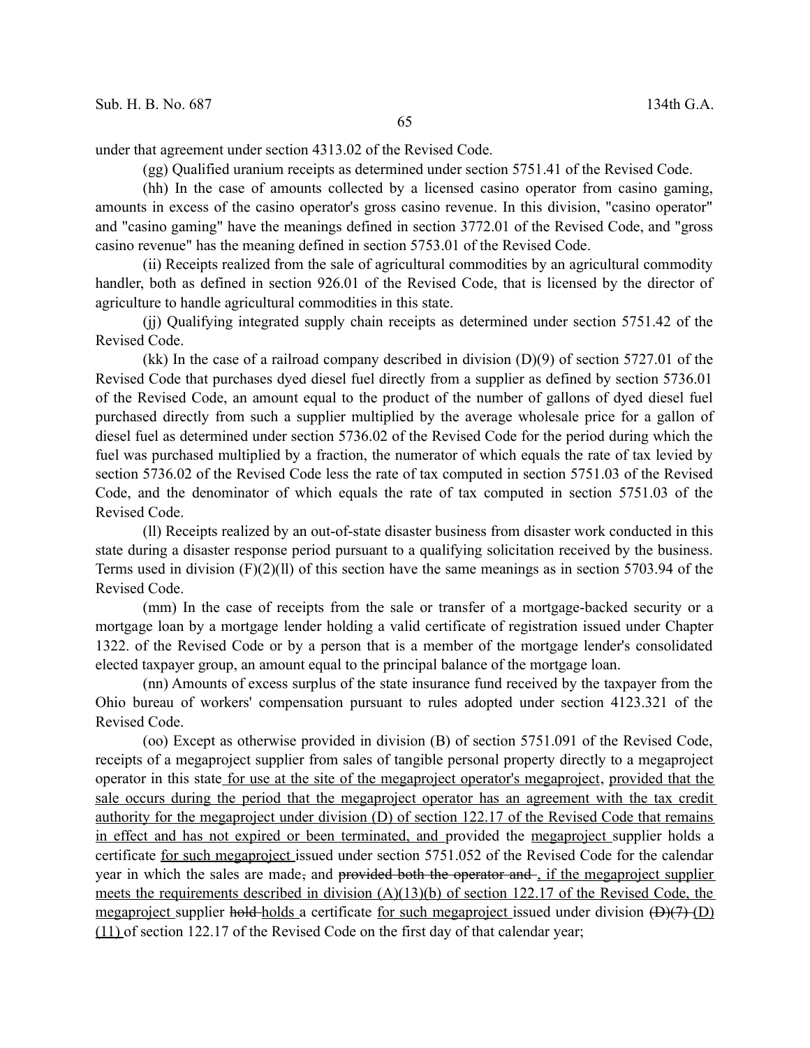under that agreement under section 4313.02 of the Revised Code.

(gg) Qualified uranium receipts as determined under section 5751.41 of the Revised Code.

(hh) In the case of amounts collected by a licensed casino operator from casino gaming, amounts in excess of the casino operator's gross casino revenue. In this division, "casino operator" and "casino gaming" have the meanings defined in section 3772.01 of the Revised Code, and "gross casino revenue" has the meaning defined in section 5753.01 of the Revised Code.

(ii) Receipts realized from the sale of agricultural commodities by an agricultural commodity handler, both as defined in section 926.01 of the Revised Code, that is licensed by the director of agriculture to handle agricultural commodities in this state.

(jj) Qualifying integrated supply chain receipts as determined under section 5751.42 of the Revised Code.

(kk) In the case of a railroad company described in division (D)(9) of section 5727.01 of the Revised Code that purchases dyed diesel fuel directly from a supplier as defined by section 5736.01 of the Revised Code, an amount equal to the product of the number of gallons of dyed diesel fuel purchased directly from such a supplier multiplied by the average wholesale price for a gallon of diesel fuel as determined under section 5736.02 of the Revised Code for the period during which the fuel was purchased multiplied by a fraction, the numerator of which equals the rate of tax levied by section 5736.02 of the Revised Code less the rate of tax computed in section 5751.03 of the Revised Code, and the denominator of which equals the rate of tax computed in section 5751.03 of the Revised Code.

(ll) Receipts realized by an out-of-state disaster business from disaster work conducted in this state during a disaster response period pursuant to a qualifying solicitation received by the business. Terms used in division (F)(2)(ll) of this section have the same meanings as in section 5703.94 of the Revised Code.

(mm) In the case of receipts from the sale or transfer of a mortgage-backed security or a mortgage loan by a mortgage lender holding a valid certificate of registration issued under Chapter 1322. of the Revised Code or by a person that is a member of the mortgage lender's consolidated elected taxpayer group, an amount equal to the principal balance of the mortgage loan.

(nn) Amounts of excess surplus of the state insurance fund received by the taxpayer from the Ohio bureau of workers' compensation pursuant to rules adopted under section 4123.321 of the Revised Code.

(oo) Except as otherwise provided in division (B) of section 5751.091 of the Revised Code, receipts of a megaproject supplier from sales of tangible personal property directly to a megaproject operator in this state for use at the site of the megaproject operator's megaproject, provided that the sale occurs during the period that the megaproject operator has an agreement with the tax credit authority for the megaproject under division (D) of section 122.17 of the Revised Code that remains in effect and has not expired or been terminated, and provided the megaproject supplier holds a certificate for such megaproject issued under section 5751.052 of the Revised Code for the calendar year in which the sales are made, and ~~provided both the operator and~~ , if the megaproject supplier meets the requirements described in division (A)(13)(b) of section 122.17 of the Revised Code, the megaproject supplier ~~hold~~ holds a certificate for such megaproject issued under division ~~(D)(7)~~ (D)(11) of section 122.17 of the Revised Code on the first day of that calendar year;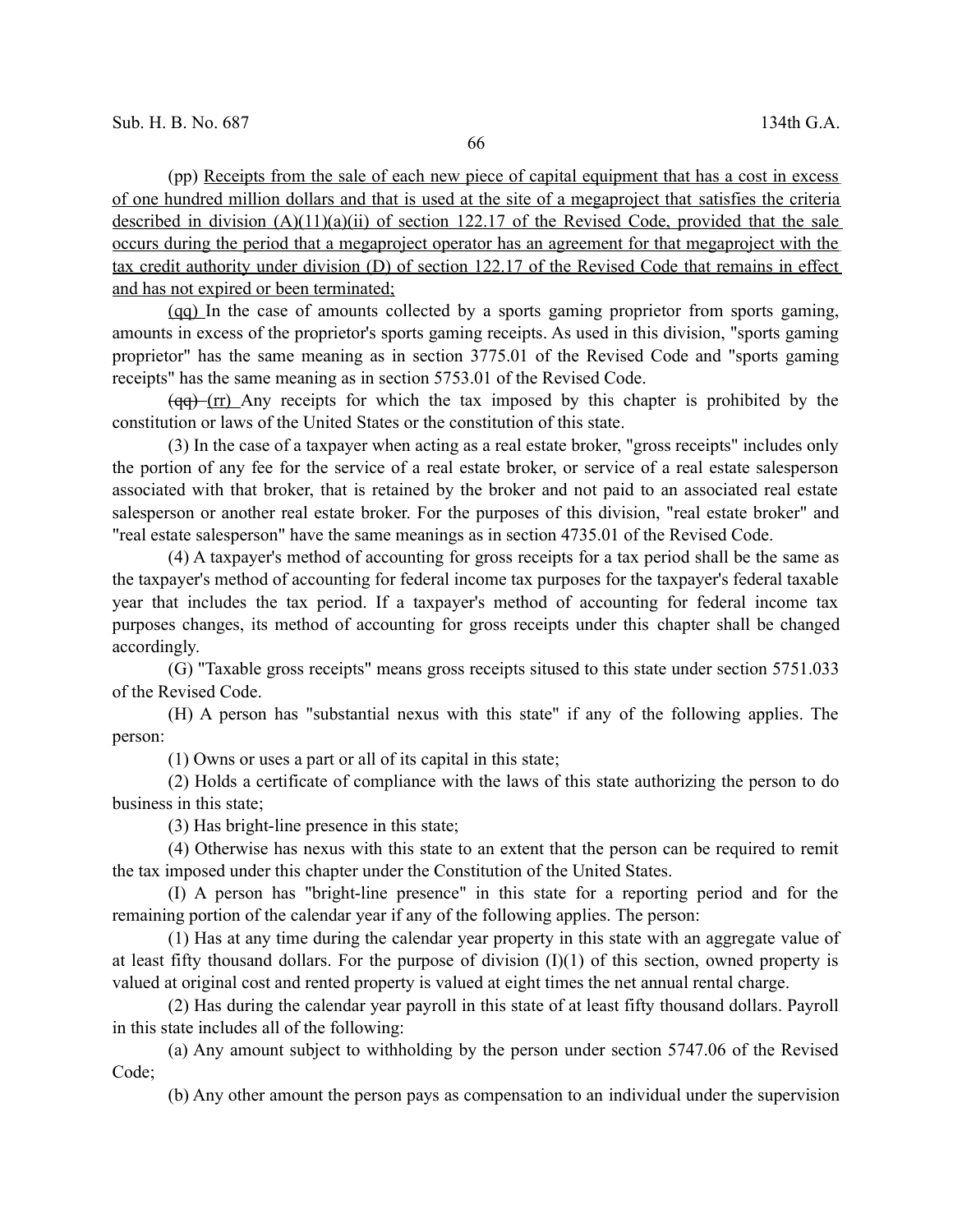(pp) Receipts from the sale of each new piece of capital equipment that has a cost in excess of one hundred million dollars and that is used at the site of a megaproject that satisfies the criteria described in division (A)(11)(a)(ii) of section 122.17 of the Revised Code, provided that the sale occurs during the period that a megaproject operator has an agreement for that megaproject with the tax credit authority under division (D) of section 122.17 of the Revised Code that remains in effect and has not expired or been terminated;

(qq) In the case of amounts collected by a sports gaming proprietor from sports gaming, amounts in excess of the proprietor's sports gaming receipts. As used in this division, "sports gaming proprietor" has the same meaning as in section 3775.01 of the Revised Code and "sports gaming receipts" has the same meaning as in section 5753.01 of the Revised Code.

~~(qq)~~ (rr) Any receipts for which the tax imposed by this chapter is prohibited by the constitution or laws of the United States or the constitution of this state.

(3) In the case of a taxpayer when acting as a real estate broker, "gross receipts" includes only the portion of any fee for the service of a real estate broker, or service of a real estate salesperson associated with that broker, that is retained by the broker and not paid to an associated real estate salesperson or another real estate broker. For the purposes of this division, "real estate broker" and "real estate salesperson" have the same meanings as in section 4735.01 of the Revised Code.

(4) A taxpayer's method of accounting for gross receipts for a tax period shall be the same as the taxpayer's method of accounting for federal income tax purposes for the taxpayer's federal taxable year that includes the tax period. If a taxpayer's method of accounting for federal income tax purposes changes, its method of accounting for gross receipts under this chapter shall be changed accordingly.

(G) "Taxable gross receipts" means gross receipts sitused to this state under section 5751.033 of the Revised Code.

(H) A person has "substantial nexus with this state" if any of the following applies. The person:

(1) Owns or uses a part or all of its capital in this state;

(2) Holds a certificate of compliance with the laws of this state authorizing the person to do business in this state;

(3) Has bright-line presence in this state;

(4) Otherwise has nexus with this state to an extent that the person can be required to remit the tax imposed under this chapter under the Constitution of the United States.

(I) A person has "bright-line presence" in this state for a reporting period and for the remaining portion of the calendar year if any of the following applies. The person:

(1) Has at any time during the calendar year property in this state with an aggregate value of at least fifty thousand dollars. For the purpose of division (I)(1) of this section, owned property is valued at original cost and rented property is valued at eight times the net annual rental charge.

(2) Has during the calendar year payroll in this state of at least fifty thousand dollars. Payroll in this state includes all of the following:

(a) Any amount subject to withholding by the person under section 5747.06 of the Revised Code;

(b) Any other amount the person pays as compensation to an individual under the supervision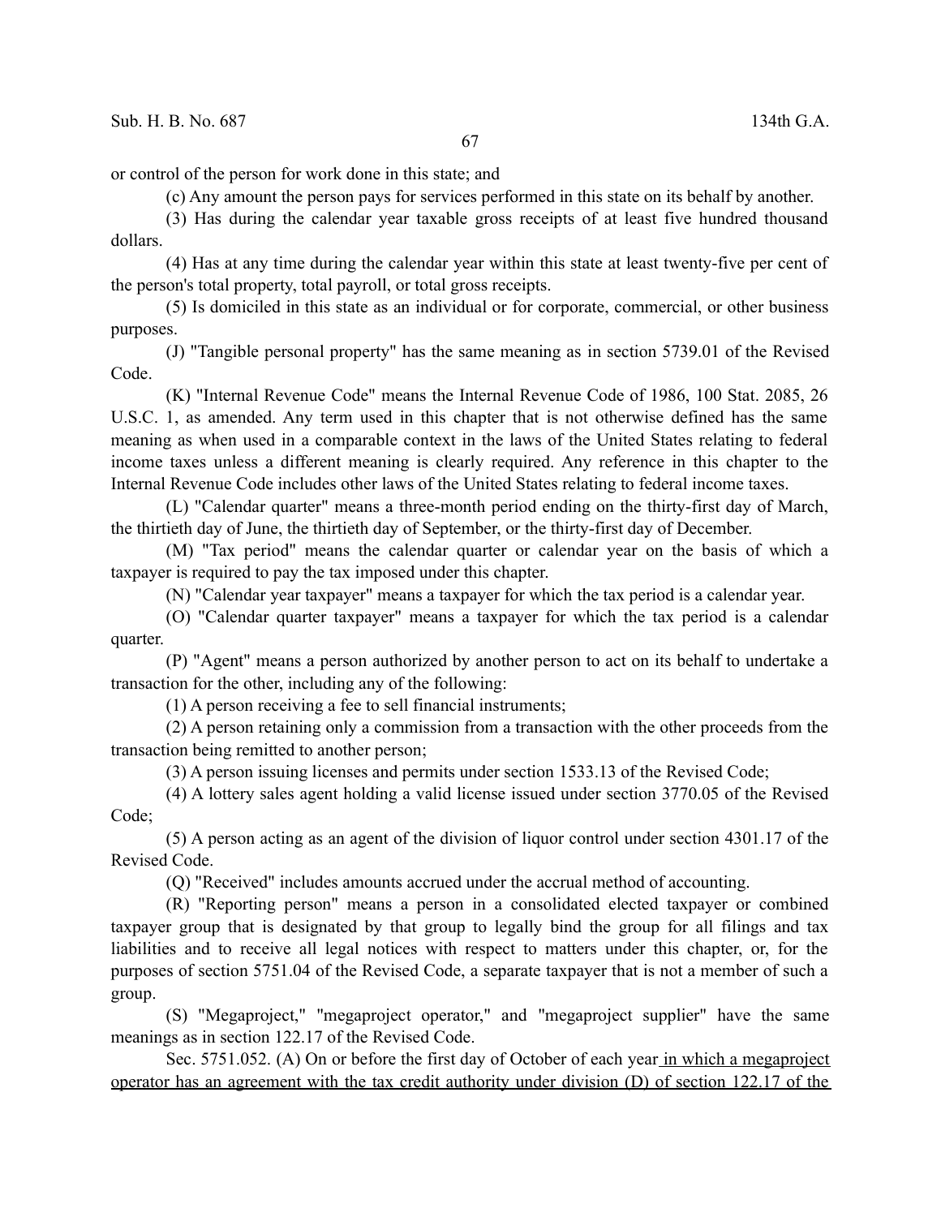or control of the person for work done in this state; and

(c) Any amount the person pays for services performed in this state on its behalf by another.

(3) Has during the calendar year taxable gross receipts of at least five hundred thousand dollars.

(4) Has at any time during the calendar year within this state at least twenty-five per cent of the person's total property, total payroll, or total gross receipts.

(5) Is domiciled in this state as an individual or for corporate, commercial, or other business purposes.

(J) "Tangible personal property" has the same meaning as in section 5739.01 of the Revised Code.

(K) "Internal Revenue Code" means the Internal Revenue Code of 1986, 100 Stat. 2085, 26 U.S.C. 1, as amended. Any term used in this chapter that is not otherwise defined has the same meaning as when used in a comparable context in the laws of the United States relating to federal income taxes unless a different meaning is clearly required. Any reference in this chapter to the Internal Revenue Code includes other laws of the United States relating to federal income taxes.

(L) "Calendar quarter" means a three-month period ending on the thirty-first day of March, the thirtieth day of June, the thirtieth day of September, or the thirty-first day of December.

(M) "Tax period" means the calendar quarter or calendar year on the basis of which a taxpayer is required to pay the tax imposed under this chapter.

(N) "Calendar year taxpayer" means a taxpayer for which the tax period is a calendar year.

(O) "Calendar quarter taxpayer" means a taxpayer for which the tax period is a calendar quarter.

(P) "Agent" means a person authorized by another person to act on its behalf to undertake a transaction for the other, including any of the following:

(1) A person receiving a fee to sell financial instruments;

(2) A person retaining only a commission from a transaction with the other proceeds from the transaction being remitted to another person;

(3) A person issuing licenses and permits under section 1533.13 of the Revised Code;

(4) A lottery sales agent holding a valid license issued under section 3770.05 of the Revised Code;

(5) A person acting as an agent of the division of liquor control under section 4301.17 of the Revised Code.

(Q) "Received" includes amounts accrued under the accrual method of accounting.

(R) "Reporting person" means a person in a consolidated elected taxpayer or combined taxpayer group that is designated by that group to legally bind the group for all filings and tax liabilities and to receive all legal notices with respect to matters under this chapter, or, for the purposes of section 5751.04 of the Revised Code, a separate taxpayer that is not a member of such a group.

(S) "Megaproject," "megaproject operator," and "megaproject supplier" have the same meanings as in section 122.17 of the Revised Code.

Sec. 5751.052. (A) On or before the first day of October of each year in which a megaproject operator has an agreement with the tax credit authority under division (D) of section 122.17 of the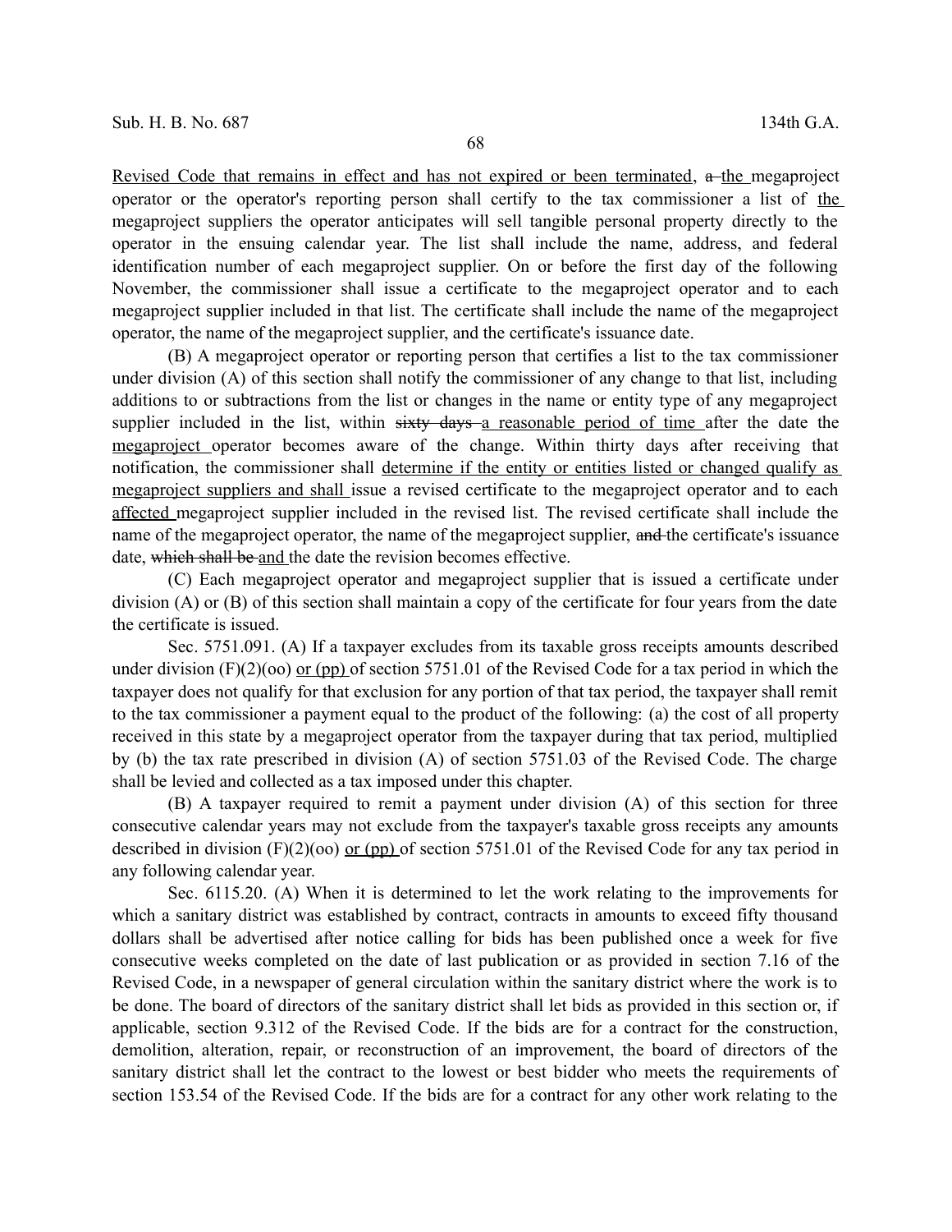<u>Revised Code that remains in effect and has not expired or been terminated</u>, ~~a~~ <u>the</u> megaproject operator or the operator's reporting person shall certify to the tax commissioner a list of <u>the</u> megaproject suppliers the operator anticipates will sell tangible personal property directly to the operator in the ensuing calendar year. The list shall include the name, address, and federal identification number of each megaproject supplier. On or before the first day of the following November, the commissioner shall issue a certificate to the megaproject operator and to each megaproject supplier included in that list. The certificate shall include the name of the megaproject operator, the name of the megaproject supplier, and the certificate's issuance date.

(B) A megaproject operator or reporting person that certifies a list to the tax commissioner under division (A) of this section shall notify the commissioner of any change to that list, including additions to or subtractions from the list or changes in the name or entity type of any megaproject supplier included in the list, within ~~sixty days~~ <u>a reasonable period of time</u> after the date the <u>megaproject</u> operator becomes aware of the change. Within thirty days after receiving that notification, the commissioner shall <u>determine if the entity or entities listed or changed qualify as megaproject suppliers and shall</u> issue a revised certificate to the megaproject operator and to each <u>affected</u> megaproject supplier included in the revised list. The revised certificate shall include the name of the megaproject operator, the name of the megaproject supplier, ~~and~~ the certificate's issuance date, ~~which shall be~~ <u>and</u> the date the revision becomes effective.

(C) Each megaproject operator and megaproject supplier that is issued a certificate under division (A) or (B) of this section shall maintain a copy of the certificate for four years from the date the certificate is issued.

Sec. 5751.091. (A) If a taxpayer excludes from its taxable gross receipts amounts described under division (F)(2)(oo) <u>or (pp)</u> of section 5751.01 of the Revised Code for a tax period in which the taxpayer does not qualify for that exclusion for any portion of that tax period, the taxpayer shall remit to the tax commissioner a payment equal to the product of the following: (a) the cost of all property received in this state by a megaproject operator from the taxpayer during that tax period, multiplied by (b) the tax rate prescribed in division (A) of section 5751.03 of the Revised Code. The charge shall be levied and collected as a tax imposed under this chapter.

(B) A taxpayer required to remit a payment under division (A) of this section for three consecutive calendar years may not exclude from the taxpayer's taxable gross receipts any amounts described in division (F)(2)(oo) <u>or (pp)</u> of section 5751.01 of the Revised Code for any tax period in any following calendar year.

Sec. 6115.20. (A) When it is determined to let the work relating to the improvements for which a sanitary district was established by contract, contracts in amounts to exceed fifty thousand dollars shall be advertised after notice calling for bids has been published once a week for five consecutive weeks completed on the date of last publication or as provided in section 7.16 of the Revised Code, in a newspaper of general circulation within the sanitary district where the work is to be done. The board of directors of the sanitary district shall let bids as provided in this section or, if applicable, section 9.312 of the Revised Code. If the bids are for a contract for the construction, demolition, alteration, repair, or reconstruction of an improvement, the board of directors of the sanitary district shall let the contract to the lowest or best bidder who meets the requirements of section 153.54 of the Revised Code. If the bids are for a contract for any other work relating to the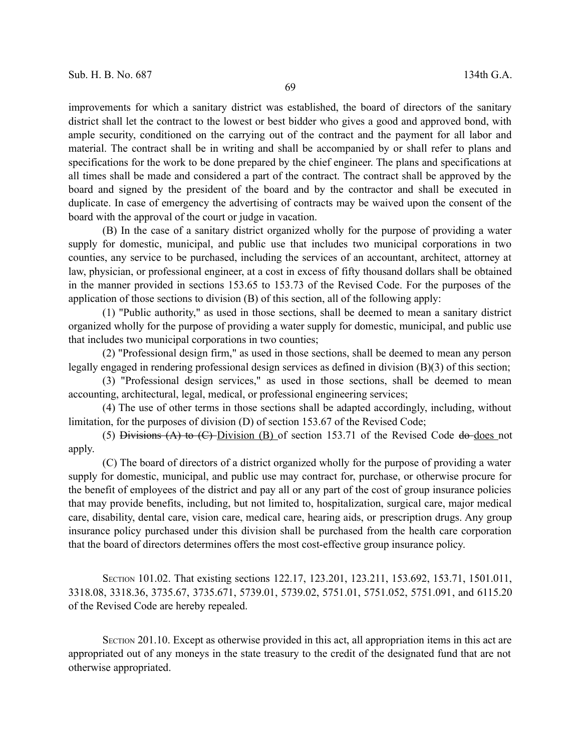improvements for which a sanitary district was established, the board of directors of the sanitary district shall let the contract to the lowest or best bidder who gives a good and approved bond, with ample security, conditioned on the carrying out of the contract and the payment for all labor and material. The contract shall be in writing and shall be accompanied by or shall refer to plans and specifications for the work to be done prepared by the chief engineer. The plans and specifications at all times shall be made and considered a part of the contract. The contract shall be approved by the board and signed by the president of the board and by the contractor and shall be executed in duplicate. In case of emergency the advertising of contracts may be waived upon the consent of the board with the approval of the court or judge in vacation.

(B) In the case of a sanitary district organized wholly for the purpose of providing a water supply for domestic, municipal, and public use that includes two municipal corporations in two counties, any service to be purchased, including the services of an accountant, architect, attorney at law, physician, or professional engineer, at a cost in excess of fifty thousand dollars shall be obtained in the manner provided in sections 153.65 to 153.73 of the Revised Code. For the purposes of the application of those sections to division (B) of this section, all of the following apply:

(1) "Public authority," as used in those sections, shall be deemed to mean a sanitary district organized wholly for the purpose of providing a water supply for domestic, municipal, and public use that includes two municipal corporations in two counties;

(2) "Professional design firm," as used in those sections, shall be deemed to mean any person legally engaged in rendering professional design services as defined in division (B)(3) of this section;

(3) "Professional design services," as used in those sections, shall be deemed to mean accounting, architectural, legal, medical, or professional engineering services;

(4) The use of other terms in those sections shall be adapted accordingly, including, without limitation, for the purposes of division (D) of section 153.67 of the Revised Code;

(5) ~~Divisions (A) to (C)~~ Division (B) of section 153.71 of the Revised Code ~~do~~ does not apply.

(C) The board of directors of a district organized wholly for the purpose of providing a water supply for domestic, municipal, and public use may contract for, purchase, or otherwise procure for the benefit of employees of the district and pay all or any part of the cost of group insurance policies that may provide benefits, including, but not limited to, hospitalization, surgical care, major medical care, disability, dental care, vision care, medical care, hearing aids, or prescription drugs. Any group insurance policy purchased under this division shall be purchased from the health care corporation that the board of directors determines offers the most cost-effective group insurance policy.

SECTION 101.02. That existing sections 122.17, 123.201, 123.211, 153.692, 153.71, 1501.011, 3318.08, 3318.36, 3735.67, 3735.671, 5739.01, 5739.02, 5751.01, 5751.052, 5751.091, and 6115.20 of the Revised Code are hereby repealed.

SECTION 201.10. Except as otherwise provided in this act, all appropriation items in this act are appropriated out of any moneys in the state treasury to the credit of the designated fund that are not otherwise appropriated.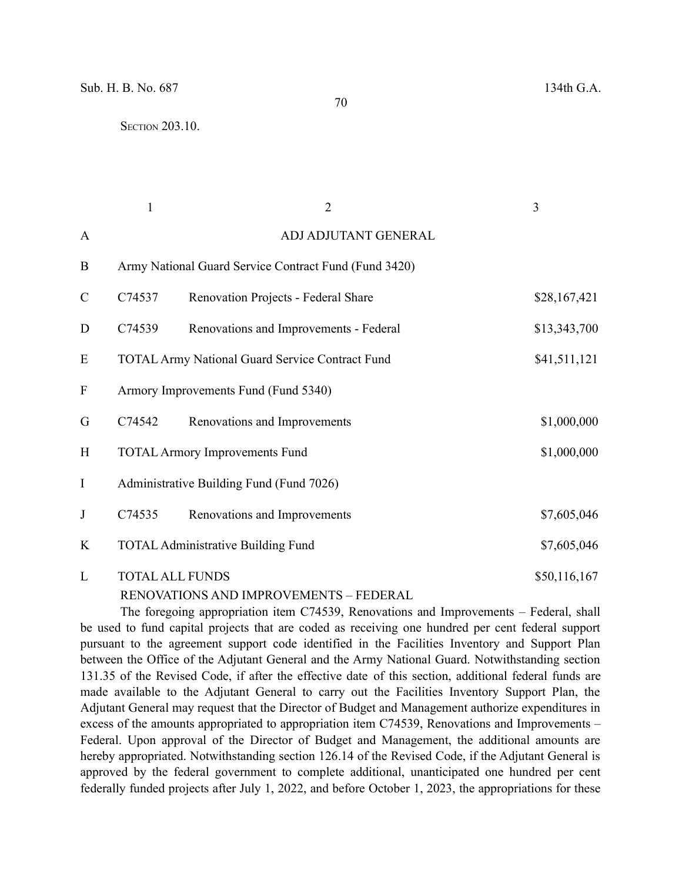SECTION 203.10.

| | 1 | 2 | 3 |
|---|---|---|---|
| A | | ADJ ADJUTANT GENERAL | |
| B | Army National Guard Service Contract Fund (Fund 3420) | | |
| C | C74537 | Renovation Projects - Federal Share | $28,167,421 |
| D | C74539 | Renovations and Improvements - Federal | $13,343,700 |
| E | TOTAL Army National Guard Service Contract Fund | | $41,511,121 |
| F | Armory Improvements Fund (Fund 5340) | | |
| G | C74542 | Renovations and Improvements | $1,000,000 |
| H | TOTAL Armory Improvements Fund | | $1,000,000 |
| I | Administrative Building Fund (Fund 7026) | | |
| J | C74535 | Renovations and Improvements | $7,605,046 |
| K | TOTAL Administrative Building Fund | | $7,605,046 |
| L | TOTAL ALL FUNDS | | $50,116,167 |

RENOVATIONS AND IMPROVEMENTS – FEDERAL

The foregoing appropriation item C74539, Renovations and Improvements – Federal, shall be used to fund capital projects that are coded as receiving one hundred per cent federal support pursuant to the agreement support code identified in the Facilities Inventory and Support Plan between the Office of the Adjutant General and the Army National Guard. Notwithstanding section 131.35 of the Revised Code, if after the effective date of this section, additional federal funds are made available to the Adjutant General to carry out the Facilities Inventory Support Plan, the Adjutant General may request that the Director of Budget and Management authorize expenditures in excess of the amounts appropriated to appropriation item C74539, Renovations and Improvements – Federal. Upon approval of the Director of Budget and Management, the additional amounts are hereby appropriated. Notwithstanding section 126.14 of the Revised Code, if the Adjutant General is approved by the federal government to complete additional, unanticipated one hundred per cent federally funded projects after July 1, 2022, and before October 1, 2023, the appropriations for these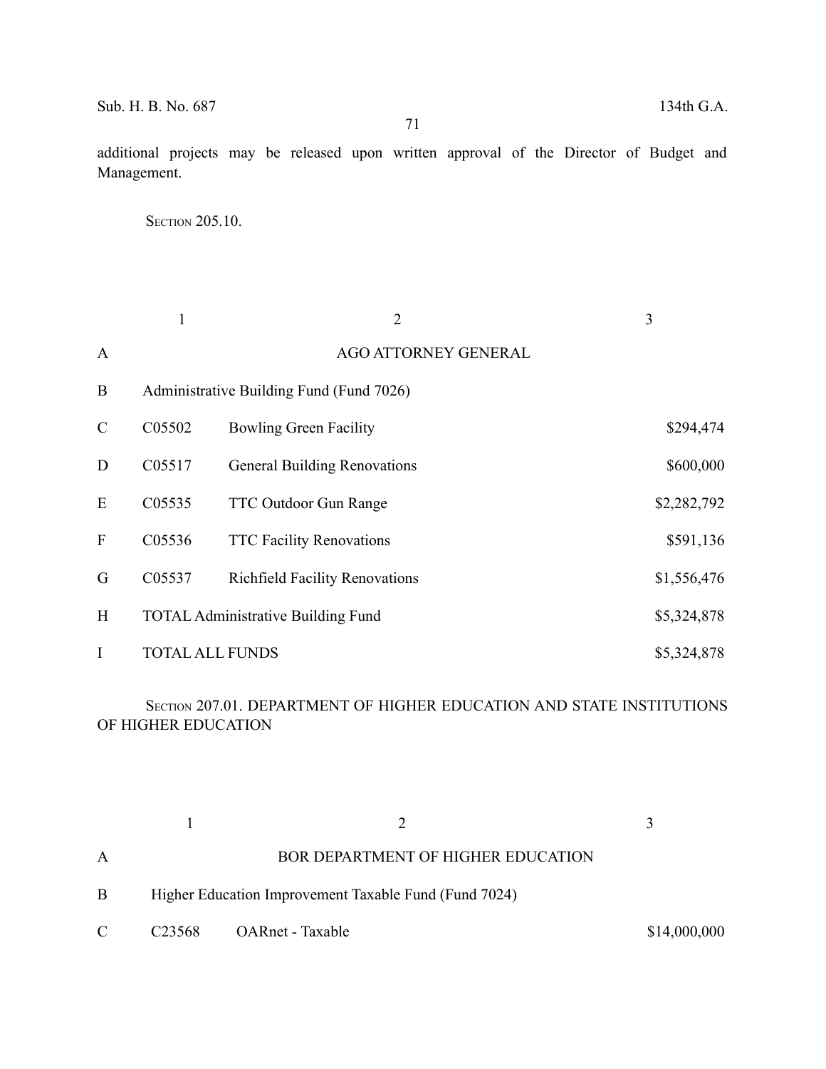additional projects may be released upon written approval of the Director of Budget and Management.

SECTION 205.10.

| | 1 | 2 | 3 |
|---|---|---|---|
| A | | AGO ATTORNEY GENERAL | |
| B | Administrative Building Fund (Fund 7026) | | |
| C | C05502 | Bowling Green Facility | $294,474 |
| D | C05517 | General Building Renovations | $600,000 |
| E | C05535 | TTC Outdoor Gun Range | $2,282,792 |
| F | C05536 | TTC Facility Renovations | $591,136 |
| G | C05537 | Richfield Facility Renovations | $1,556,476 |
| H | TOTAL Administrative Building Fund | | $5,324,878 |
| I | TOTAL ALL FUNDS | | $5,324,878 |

SECTION 207.01. DEPARTMENT OF HIGHER EDUCATION AND STATE INSTITUTIONS OF HIGHER EDUCATION

| | 1 | 2 | 3 |
|---|---|---|---|
| A | | BOR DEPARTMENT OF HIGHER EDUCATION | |
| B | Higher Education Improvement Taxable Fund (Fund 7024) | | |
| C | C23568 | OARnet - Taxable | $14,000,000 |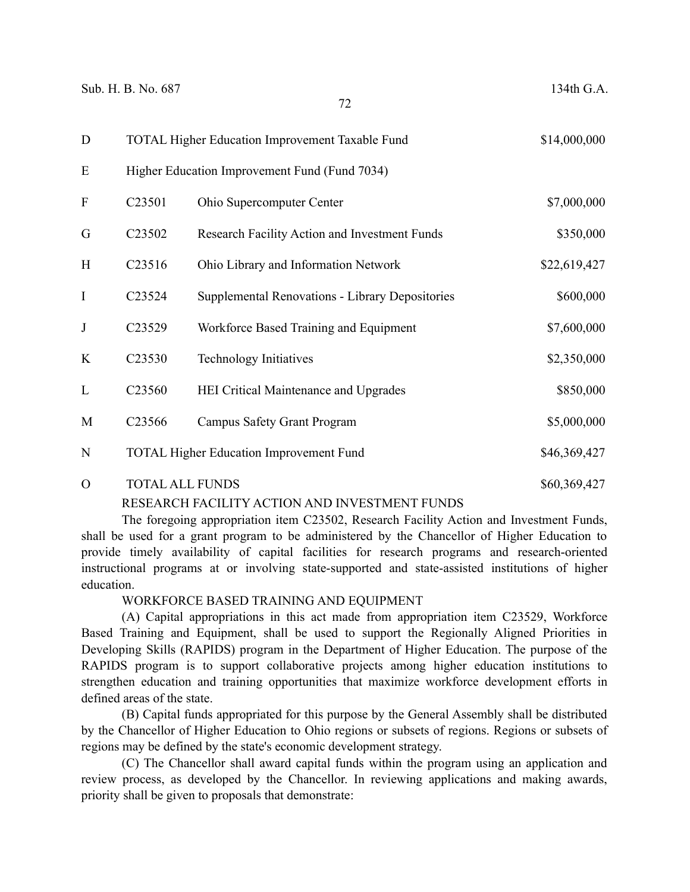| | | | |
|---|---|---|---|
| D | TOTAL Higher Education Improvement Taxable Fund | | $14,000,000 |
| E | Higher Education Improvement Fund (Fund 7034) | | |
| F | C23501 | Ohio Supercomputer Center | $7,000,000 |
| G | C23502 | Research Facility Action and Investment Funds | $350,000 |
| H | C23516 | Ohio Library and Information Network | $22,619,427 |
| I | C23524 | Supplemental Renovations - Library Depositories | $600,000 |
| J | C23529 | Workforce Based Training and Equipment | $7,600,000 |
| K | C23530 | Technology Initiatives | $2,350,000 |
| L | C23560 | HEI Critical Maintenance and Upgrades | $850,000 |
| M | C23566 | Campus Safety Grant Program | $5,000,000 |
| N | TOTAL Higher Education Improvement Fund | | $46,369,427 |
| O | TOTAL ALL FUNDS | | $60,369,427 |

RESEARCH FACILITY ACTION AND INVESTMENT FUNDS

The foregoing appropriation item C23502, Research Facility Action and Investment Funds, shall be used for a grant program to be administered by the Chancellor of Higher Education to provide timely availability of capital facilities for research programs and research-oriented instructional programs at or involving state-supported and state-assisted institutions of higher education.

WORKFORCE BASED TRAINING AND EQUIPMENT

(A) Capital appropriations in this act made from appropriation item C23529, Workforce Based Training and Equipment, shall be used to support the Regionally Aligned Priorities in Developing Skills (RAPIDS) program in the Department of Higher Education. The purpose of the RAPIDS program is to support collaborative projects among higher education institutions to strengthen education and training opportunities that maximize workforce development efforts in defined areas of the state.

(B) Capital funds appropriated for this purpose by the General Assembly shall be distributed by the Chancellor of Higher Education to Ohio regions or subsets of regions. Regions or subsets of regions may be defined by the state's economic development strategy.

(C) The Chancellor shall award capital funds within the program using an application and review process, as developed by the Chancellor. In reviewing applications and making awards, priority shall be given to proposals that demonstrate: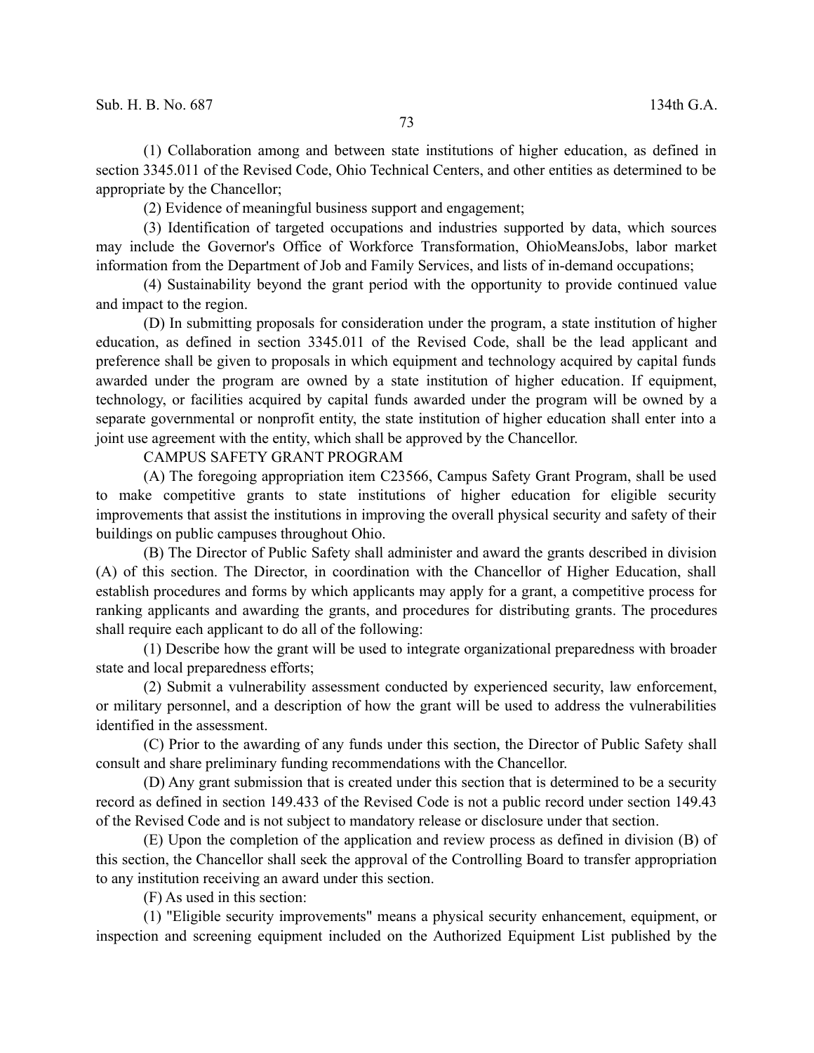(1) Collaboration among and between state institutions of higher education, as defined in section 3345.011 of the Revised Code, Ohio Technical Centers, and other entities as determined to be appropriate by the Chancellor;

(2) Evidence of meaningful business support and engagement;

(3) Identification of targeted occupations and industries supported by data, which sources may include the Governor's Office of Workforce Transformation, OhioMeansJobs, labor market information from the Department of Job and Family Services, and lists of in-demand occupations;

(4) Sustainability beyond the grant period with the opportunity to provide continued value and impact to the region.

(D) In submitting proposals for consideration under the program, a state institution of higher education, as defined in section 3345.011 of the Revised Code, shall be the lead applicant and preference shall be given to proposals in which equipment and technology acquired by capital funds awarded under the program are owned by a state institution of higher education. If equipment, technology, or facilities acquired by capital funds awarded under the program will be owned by a separate governmental or nonprofit entity, the state institution of higher education shall enter into a joint use agreement with the entity, which shall be approved by the Chancellor.

CAMPUS SAFETY GRANT PROGRAM

(A) The foregoing appropriation item C23566, Campus Safety Grant Program, shall be used to make competitive grants to state institutions of higher education for eligible security improvements that assist the institutions in improving the overall physical security and safety of their buildings on public campuses throughout Ohio.

(B) The Director of Public Safety shall administer and award the grants described in division (A) of this section. The Director, in coordination with the Chancellor of Higher Education, shall establish procedures and forms by which applicants may apply for a grant, a competitive process for ranking applicants and awarding the grants, and procedures for distributing grants. The procedures shall require each applicant to do all of the following:

(1) Describe how the grant will be used to integrate organizational preparedness with broader state and local preparedness efforts;

(2) Submit a vulnerability assessment conducted by experienced security, law enforcement, or military personnel, and a description of how the grant will be used to address the vulnerabilities identified in the assessment.

(C) Prior to the awarding of any funds under this section, the Director of Public Safety shall consult and share preliminary funding recommendations with the Chancellor.

(D) Any grant submission that is created under this section that is determined to be a security record as defined in section 149.433 of the Revised Code is not a public record under section 149.43 of the Revised Code and is not subject to mandatory release or disclosure under that section.

(E) Upon the completion of the application and review process as defined in division (B) of this section, the Chancellor shall seek the approval of the Controlling Board to transfer appropriation to any institution receiving an award under this section.

(F) As used in this section:

(1) "Eligible security improvements" means a physical security enhancement, equipment, or inspection and screening equipment included on the Authorized Equipment List published by the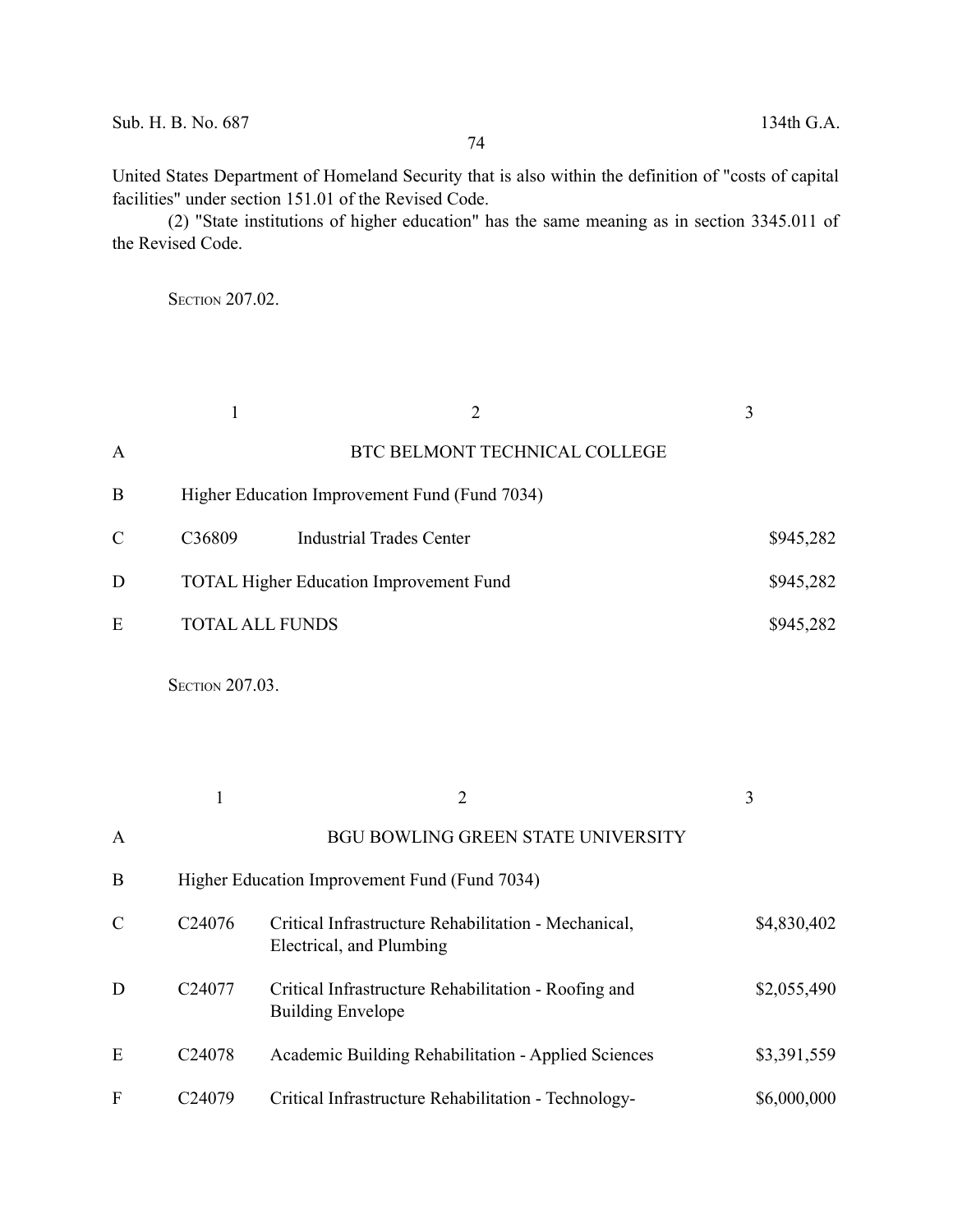United States Department of Homeland Security that is also within the definition of "costs of capital facilities" under section 151.01 of the Revised Code.

(2) "State institutions of higher education" has the same meaning as in section 3345.011 of the Revised Code.

SECTION 207.02.

| | 1 | 2 | 3 |
|---|---|---|---|
| A | | BTC BELMONT TECHNICAL COLLEGE | |
| B | Higher Education Improvement Fund (Fund 7034) | | |
| C | C36809 | Industrial Trades Center | $945,282 |
| D | TOTAL Higher Education Improvement Fund | | $945,282 |
| E | TOTAL ALL FUNDS | | $945,282 |

SECTION 207.03.

| | 1 | 2 | 3 |
|---|---|---|---|
| A | | BGU BOWLING GREEN STATE UNIVERSITY | |
| B | Higher Education Improvement Fund (Fund 7034) | | |
| C | C24076 | Critical Infrastructure Rehabilitation - Mechanical, Electrical, and Plumbing | $4,830,402 |
| D | C24077 | Critical Infrastructure Rehabilitation - Roofing and Building Envelope | $2,055,490 |
| E | C24078 | Academic Building Rehabilitation - Applied Sciences | $3,391,559 |
| F | C24079 | Critical Infrastructure Rehabilitation - Technology- | $6,000,000 |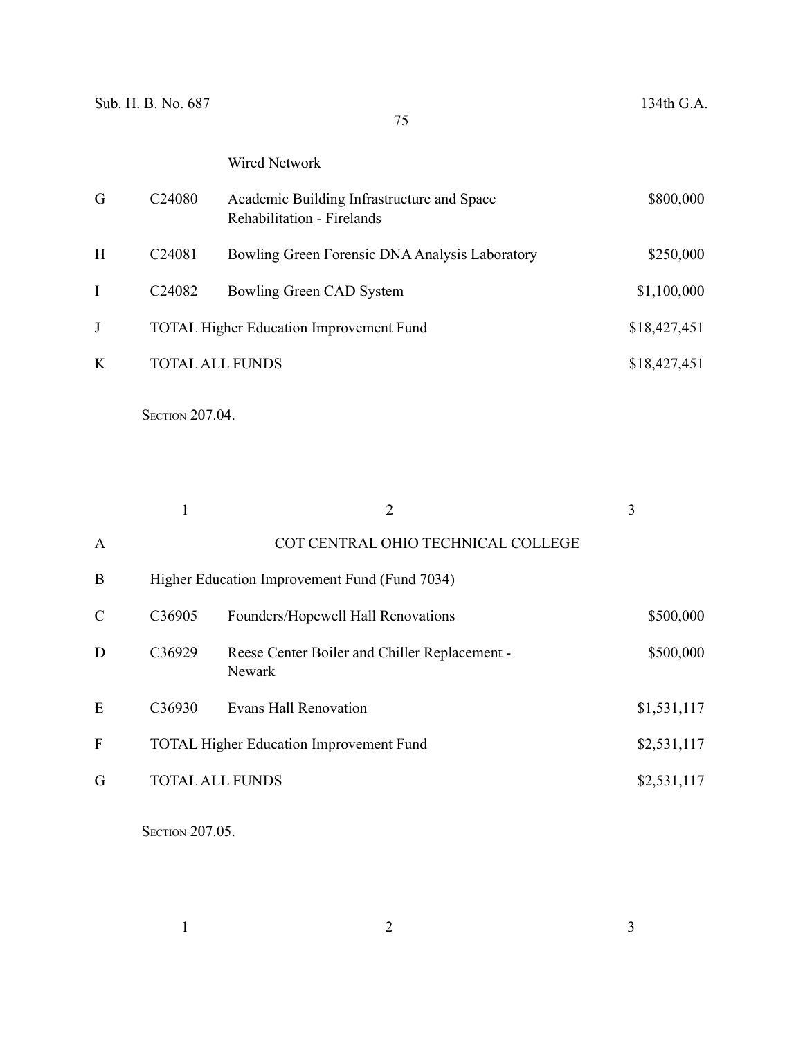| | | Wired Network | |
|---|---|---|---|
| G | C24080 | Academic Building Infrastructure and Space Rehabilitation - Firelands | $800,000 |
| H | C24081 | Bowling Green Forensic DNA Analysis Laboratory | $250,000 |
| I | C24082 | Bowling Green CAD System | $1,100,000 |
| J | TOTAL Higher Education Improvement Fund | | $18,427,451 |
| K | TOTAL ALL FUNDS | | $18,427,451 |

SECTION 207.04.

| | 1 | 2 | 3 |
|---|---|---|---|
| A | | COT CENTRAL OHIO TECHNICAL COLLEGE | |
| B | Higher Education Improvement Fund (Fund 7034) | | |
| C | C36905 | Founders/Hopewell Hall Renovations | $500,000 |
| D | C36929 | Reese Center Boiler and Chiller Replacement - Newark | $500,000 |
| E | C36930 | Evans Hall Renovation | $1,531,117 |
| F | TOTAL Higher Education Improvement Fund | | $2,531,117 |
| G | TOTAL ALL FUNDS | | $2,531,117 |

SECTION 207.05.

| | 1 | 2 | 3 |
|---|---|---|---|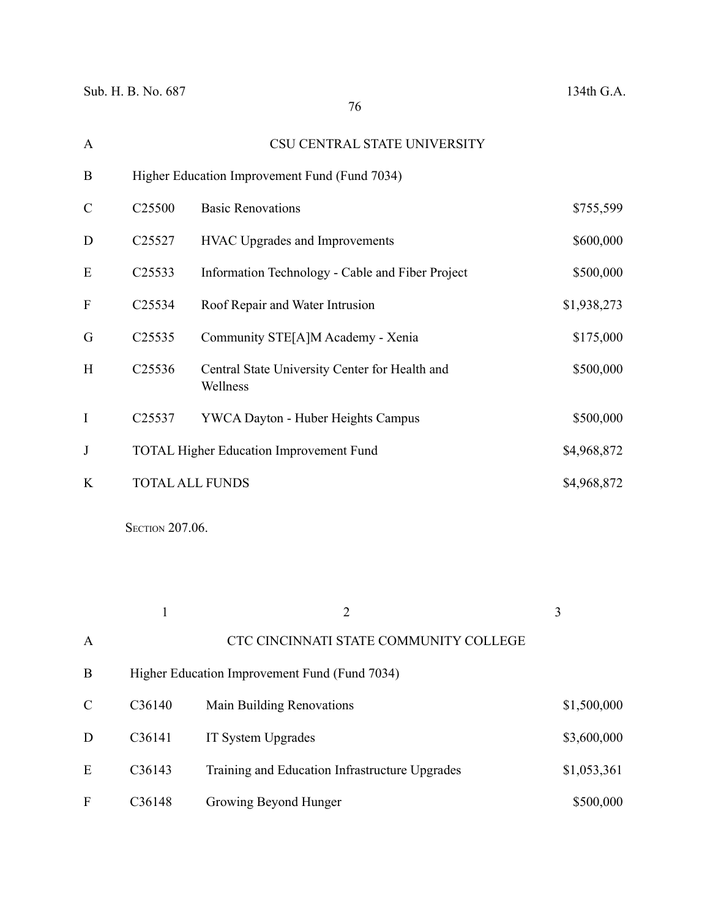| | | | |
|---|---|---|---|
| A | CSU CENTRAL STATE UNIVERSITY | | |
| B | Higher Education Improvement Fund (Fund 7034) | | |
| C | C25500 | Basic Renovations | $755,599 |
| D | C25527 | HVAC Upgrades and Improvements | $600,000 |
| E | C25533 | Information Technology - Cable and Fiber Project | $500,000 |
| F | C25534 | Roof Repair and Water Intrusion | $1,938,273 |
| G | C25535 | Community STE[A]M Academy - Xenia | $175,000 |
| H | C25536 | Central State University Center for Health and Wellness | $500,000 |
| I | C25537 | YWCA Dayton - Huber Heights Campus | $500,000 |
| J | TOTAL Higher Education Improvement Fund | | $4,968,872 |
| K | TOTAL ALL FUNDS | | $4,968,872 |

SECTION 207.06.

| | 1 | 2 | 3 |
|---|---|---|---|
| A | CTC CINCINNATI STATE COMMUNITY COLLEGE | | |
| B | Higher Education Improvement Fund (Fund 7034) | | |
| C | C36140 | Main Building Renovations | $1,500,000 |
| D | C36141 | IT System Upgrades | $3,600,000 |
| E | C36143 | Training and Education Infrastructure Upgrades | $1,053,361 |
| F | C36148 | Growing Beyond Hunger | $500,000 |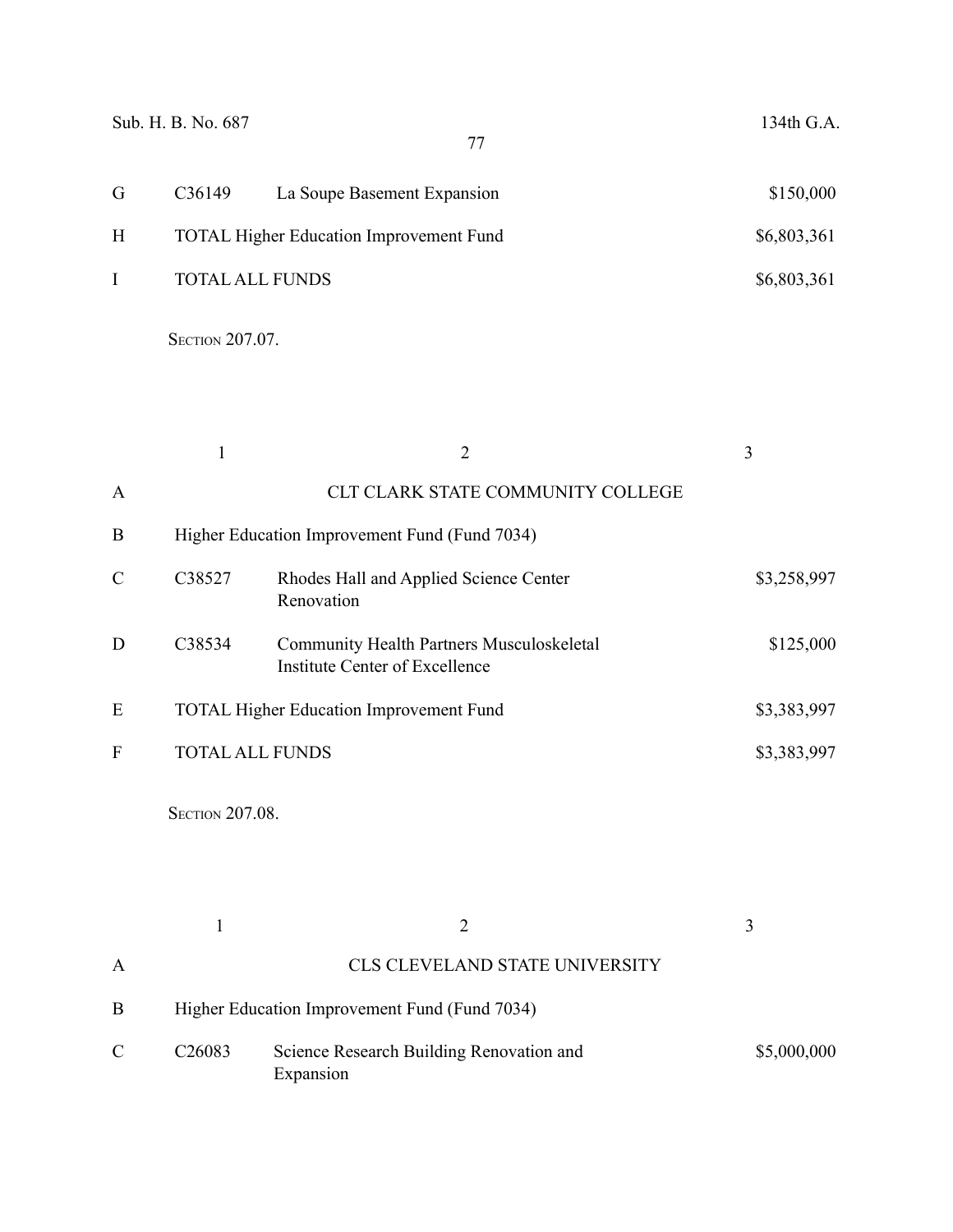| | | | |
|---|---|---|---|
| G | C36149 | La Soupe Basement Expansion | $150,000 |
| H | TOTAL Higher Education Improvement Fund | | $6,803,361 |
| I | TOTAL ALL FUNDS | | $6,803,361 |

Section 207.07.

| | 1 | 2 | 3 |
|---|---|---|---|
| A | | CLT CLARK STATE COMMUNITY COLLEGE | |
| B | Higher Education Improvement Fund (Fund 7034) | | |
| C | C38527 | Rhodes Hall and Applied Science Center Renovation | $3,258,997 |
| D | C38534 | Community Health Partners Musculoskeletal Institute Center of Excellence | $125,000 |
| E | TOTAL Higher Education Improvement Fund | | $3,383,997 |
| F | TOTAL ALL FUNDS | | $3,383,997 |

Section 207.08.

| | 1 | 2 | 3 |
|---|---|---|---|
| A | | CLS CLEVELAND STATE UNIVERSITY | |
| B | Higher Education Improvement Fund (Fund 7034) | | |
| C | C26083 | Science Research Building Renovation and Expansion | $5,000,000 |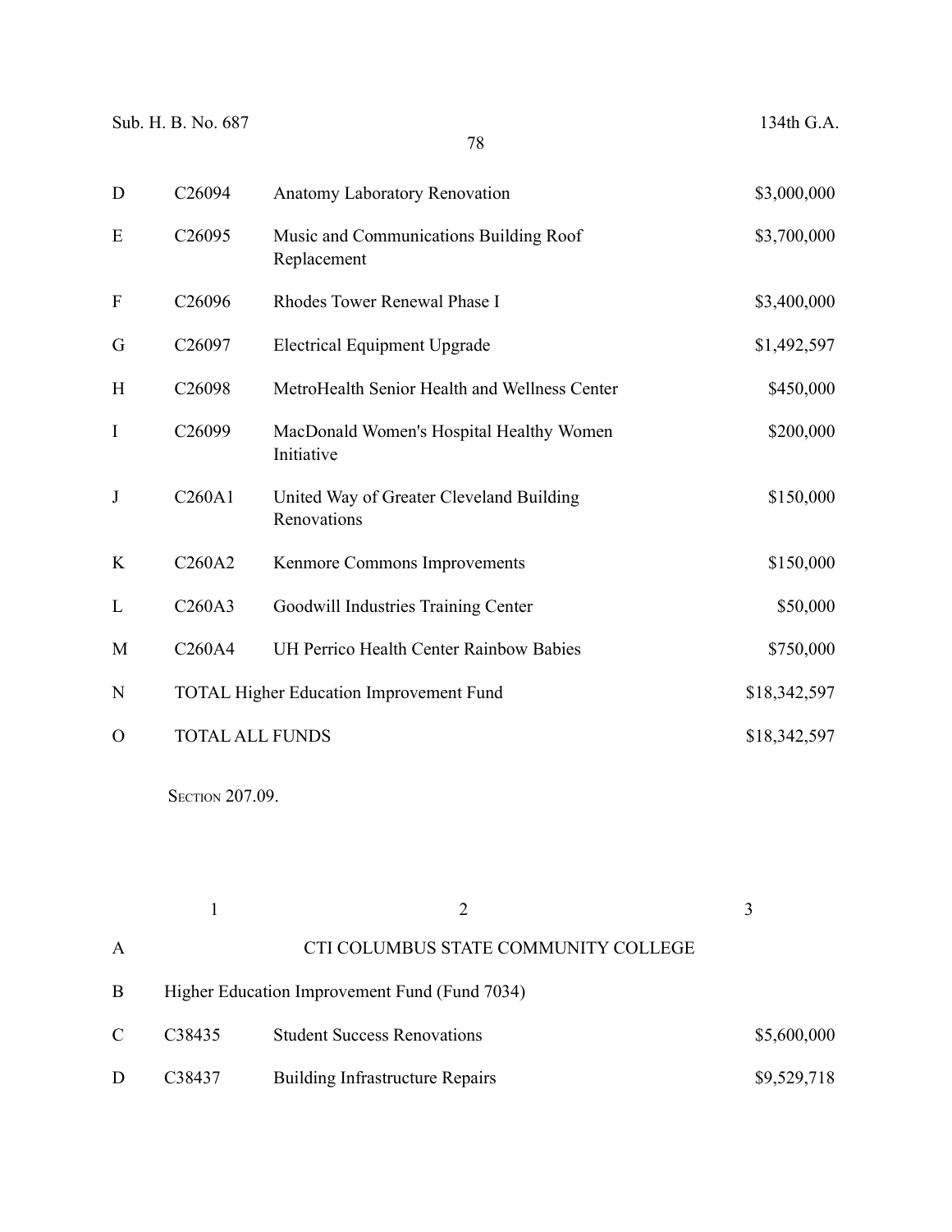| | | | |
|---|---|---|---|
| D | C26094 | Anatomy Laboratory Renovation | $3,000,000 |
| E | C26095 | Music and Communications Building Roof Replacement | $3,700,000 |
| F | C26096 | Rhodes Tower Renewal Phase I | $3,400,000 |
| G | C26097 | Electrical Equipment Upgrade | $1,492,597 |
| H | C26098 | MetroHealth Senior Health and Wellness Center | $450,000 |
| I | C26099 | MacDonald Women's Hospital Healthy Women Initiative | $200,000 |
| J | C260A1 | United Way of Greater Cleveland Building Renovations | $150,000 |
| K | C260A2 | Kenmore Commons Improvements | $150,000 |
| L | C260A3 | Goodwill Industries Training Center | $50,000 |
| M | C260A4 | UH Perrico Health Center Rainbow Babies | $750,000 |
| N | TOTAL Higher Education Improvement Fund | | $18,342,597 |
| O | TOTAL ALL FUNDS | | $18,342,597 |

SECTION 207.09.

| | 1 | 2 | 3 |
|---|---|---|---|
| A | | CTI COLUMBUS STATE COMMUNITY COLLEGE | |
| B | Higher Education Improvement Fund (Fund 7034) | | |
| C | C38435 | Student Success Renovations | $5,600,000 |
| D | C38437 | Building Infrastructure Repairs | $9,529,718 |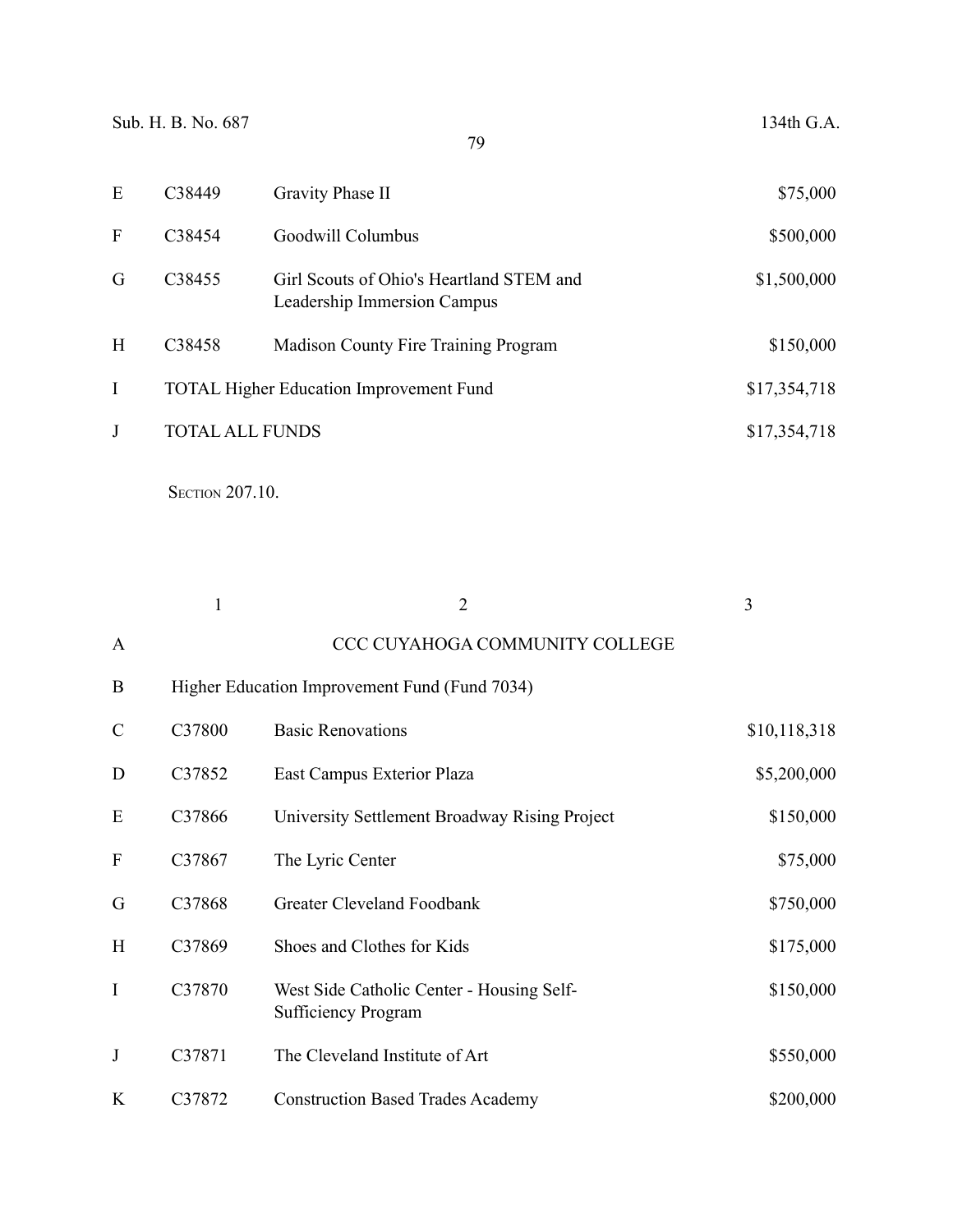| | | | |
|---|---|---|---|
| E | C38449 | Gravity Phase II | $75,000 |
| F | C38454 | Goodwill Columbus | $500,000 |
| G | C38455 | Girl Scouts of Ohio's Heartland STEM and Leadership Immersion Campus | $1,500,000 |
| H | C38458 | Madison County Fire Training Program | $150,000 |
| I | TOTAL Higher Education Improvement Fund | | $17,354,718 |
| J | TOTAL ALL FUNDS | | $17,354,718 |

Section 207.10.

| | 1 | 2 | 3 |
|---|---|---|---|
| A | | CCC CUYAHOGA COMMUNITY COLLEGE | |
| B | Higher Education Improvement Fund (Fund 7034) | | |
| C | C37800 | Basic Renovations | $10,118,318 |
| D | C37852 | East Campus Exterior Plaza | $5,200,000 |
| E | C37866 | University Settlement Broadway Rising Project | $150,000 |
| F | C37867 | The Lyric Center | $75,000 |
| G | C37868 | Greater Cleveland Foodbank | $750,000 |
| H | C37869 | Shoes and Clothes for Kids | $175,000 |
| I | C37870 | West Side Catholic Center - Housing Self-Sufficiency Program | $150,000 |
| J | C37871 | The Cleveland Institute of Art | $550,000 |
| K | C37872 | Construction Based Trades Academy | $200,000 |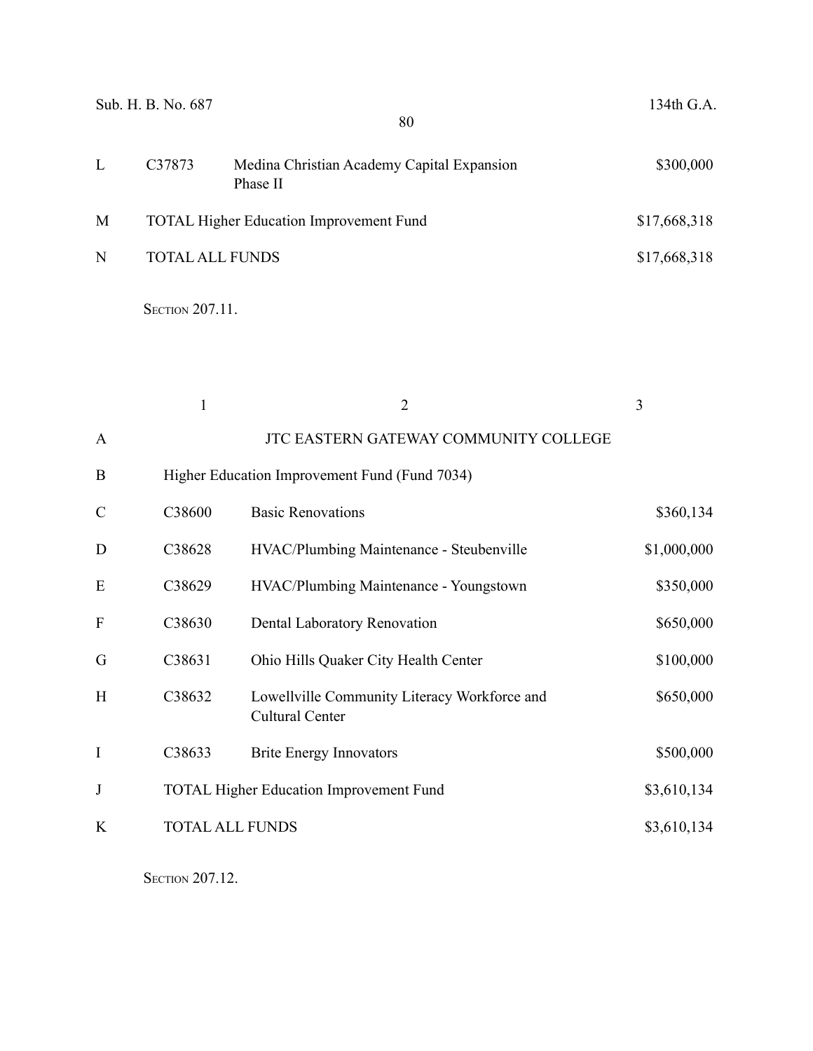| | | | |
|---|---|---|---|
| L | C37873 | Medina Christian Academy Capital Expansion Phase II | $300,000 |
| M | TOTAL Higher Education Improvement Fund | | $17,668,318 |
| N | TOTAL ALL FUNDS | | $17,668,318 |

SECTION 207.11.

| | 1 | 2 | 3 |
|---|---|---|---|
| A | | JTC EASTERN GATEWAY COMMUNITY COLLEGE | |
| B | Higher Education Improvement Fund (Fund 7034) | | |
| C | C38600 | Basic Renovations | $360,134 |
| D | C38628 | HVAC/Plumbing Maintenance - Steubenville | $1,000,000 |
| E | C38629 | HVAC/Plumbing Maintenance - Youngstown | $350,000 |
| F | C38630 | Dental Laboratory Renovation | $650,000 |
| G | C38631 | Ohio Hills Quaker City Health Center | $100,000 |
| H | C38632 | Lowellville Community Literacy Workforce and Cultural Center | $650,000 |
| I | C38633 | Brite Energy Innovators | $500,000 |
| J | TOTAL Higher Education Improvement Fund | | $3,610,134 |
| K | TOTAL ALL FUNDS | | $3,610,134 |

SECTION 207.12.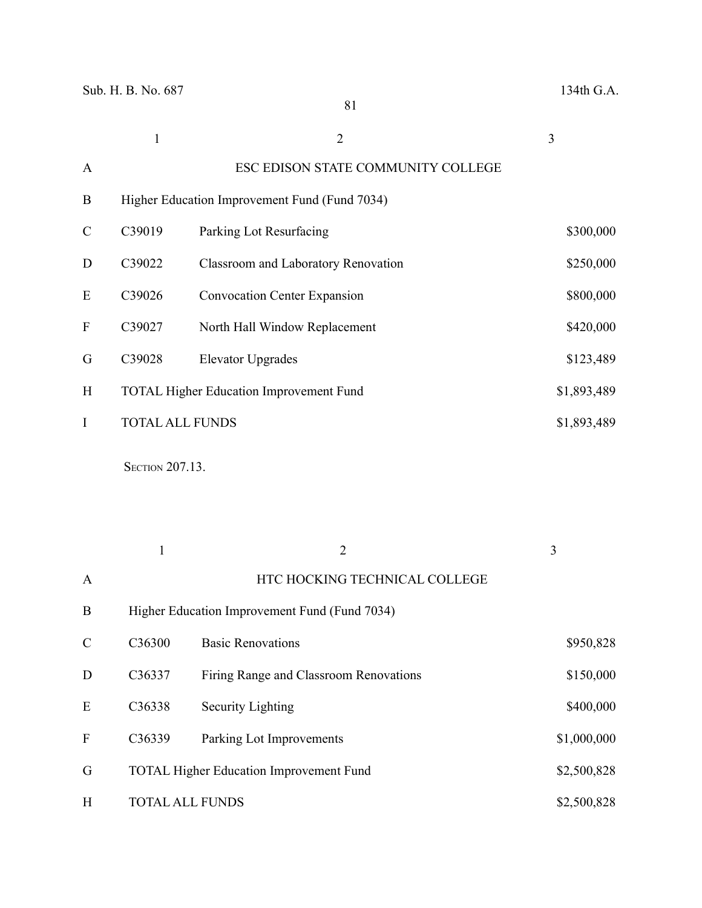| | 1 | 2 | 3 |
|---|---|---|---|
| A | | ESC EDISON STATE COMMUNITY COLLEGE | |
| B | Higher Education Improvement Fund (Fund 7034) | | |
| C | C39019 | Parking Lot Resurfacing | $300,000 |
| D | C39022 | Classroom and Laboratory Renovation | $250,000 |
| E | C39026 | Convocation Center Expansion | $800,000 |
| F | C39027 | North Hall Window Replacement | $420,000 |
| G | C39028 | Elevator Upgrades | $123,489 |
| H | TOTAL Higher Education Improvement Fund | | $1,893,489 |
| I | TOTAL ALL FUNDS | | $1,893,489 |

SECTION 207.13.

| | 1 | 2 | 3 |
|---|---|---|---|
| A | | HTC HOCKING TECHNICAL COLLEGE | |
| B | Higher Education Improvement Fund (Fund 7034) | | |
| C | C36300 | Basic Renovations | $950,828 |
| D | C36337 | Firing Range and Classroom Renovations | $150,000 |
| E | C36338 | Security Lighting | $400,000 |
| F | C36339 | Parking Lot Improvements | $1,000,000 |
| G | TOTAL Higher Education Improvement Fund | | $2,500,828 |
| H | TOTAL ALL FUNDS | | $2,500,828 |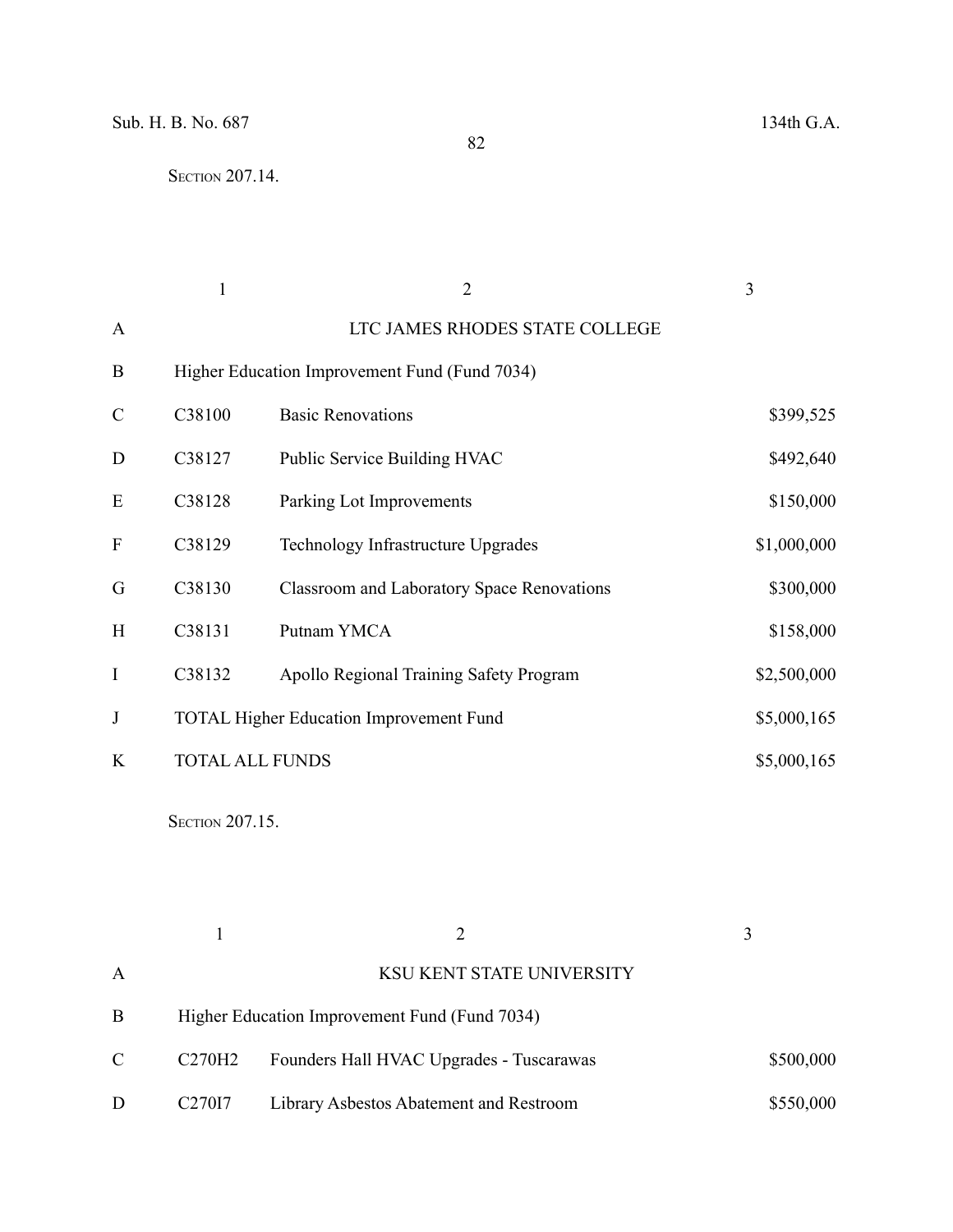Section 207.14.

| | 1 | 2 | 3 |
|---|---|---|---|
| A | | LTC JAMES RHODES STATE COLLEGE | |
| B | Higher Education Improvement Fund (Fund 7034) | | |
| C | C38100 | Basic Renovations | $399,525 |
| D | C38127 | Public Service Building HVAC | $492,640 |
| E | C38128 | Parking Lot Improvements | $150,000 |
| F | C38129 | Technology Infrastructure Upgrades | $1,000,000 |
| G | C38130 | Classroom and Laboratory Space Renovations | $300,000 |
| H | C38131 | Putnam YMCA | $158,000 |
| I | C38132 | Apollo Regional Training Safety Program | $2,500,000 |
| J | TOTAL Higher Education Improvement Fund | | $5,000,165 |
| K | TOTAL ALL FUNDS | | $5,000,165 |

Section 207.15.

| | 1 | 2 | 3 |
|---|---|---|---|
| A | | KSU KENT STATE UNIVERSITY | |
| B | Higher Education Improvement Fund (Fund 7034) | | |
| C | C270H2 | Founders Hall HVAC Upgrades - Tuscarawas | $500,000 |
| D | C270I7 | Library Asbestos Abatement and Restroom | $550,000 |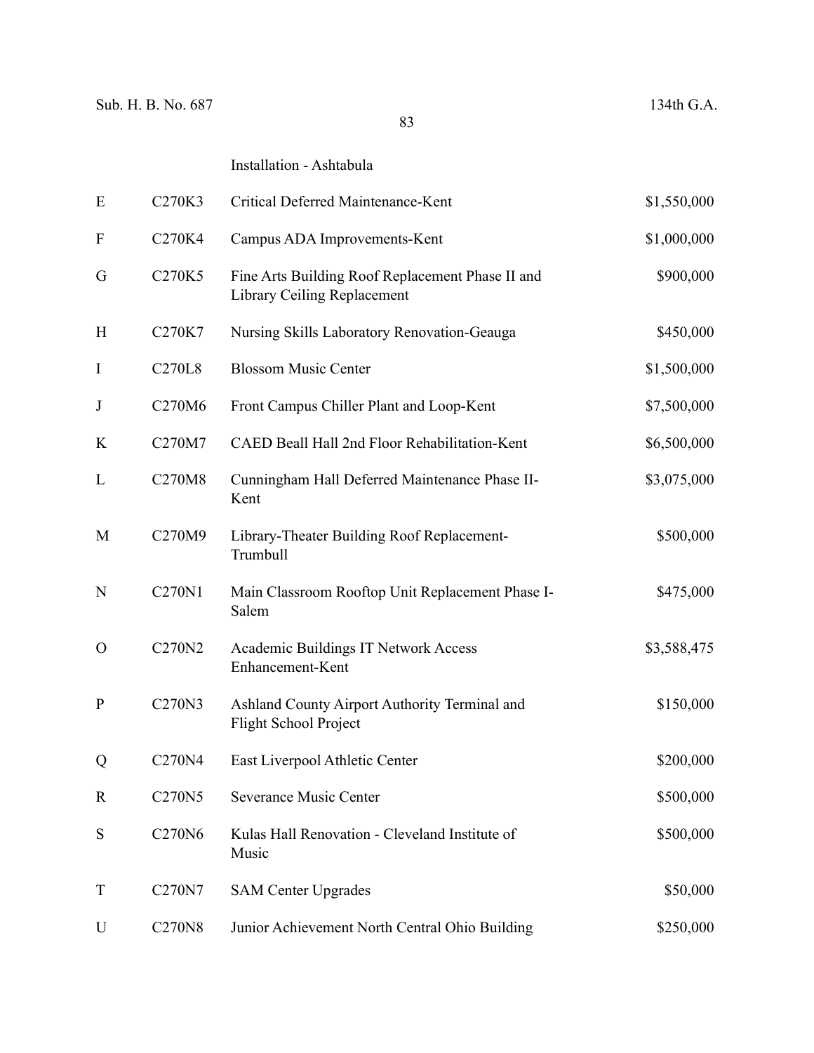| | | | |
|---|---|---|---|
| | | Installation - Ashtabula | |
| E | C270K3 | Critical Deferred Maintenance-Kent | $1,550,000 |
| F | C270K4 | Campus ADA Improvements-Kent | $1,000,000 |
| G | C270K5 | Fine Arts Building Roof Replacement Phase II and Library Ceiling Replacement | $900,000 |
| H | C270K7 | Nursing Skills Laboratory Renovation-Geauga | $450,000 |
| I | C270L8 | Blossom Music Center | $1,500,000 |
| J | C270M6 | Front Campus Chiller Plant and Loop-Kent | $7,500,000 |
| K | C270M7 | CAED Beall Hall 2nd Floor Rehabilitation-Kent | $6,500,000 |
| L | C270M8 | Cunningham Hall Deferred Maintenance Phase II-Kent | $3,075,000 |
| M | C270M9 | Library-Theater Building Roof Replacement-Trumbull | $500,000 |
| N | C270N1 | Main Classroom Rooftop Unit Replacement Phase I-Salem | $475,000 |
| O | C270N2 | Academic Buildings IT Network Access Enhancement-Kent | $3,588,475 |
| P | C270N3 | Ashland County Airport Authority Terminal and Flight School Project | $150,000 |
| Q | C270N4 | East Liverpool Athletic Center | $200,000 |
| R | C270N5 | Severance Music Center | $500,000 |
| S | C270N6 | Kulas Hall Renovation - Cleveland Institute of Music | $500,000 |
| T | C270N7 | SAM Center Upgrades | $50,000 |
| U | C270N8 | Junior Achievement North Central Ohio Building | $250,000 |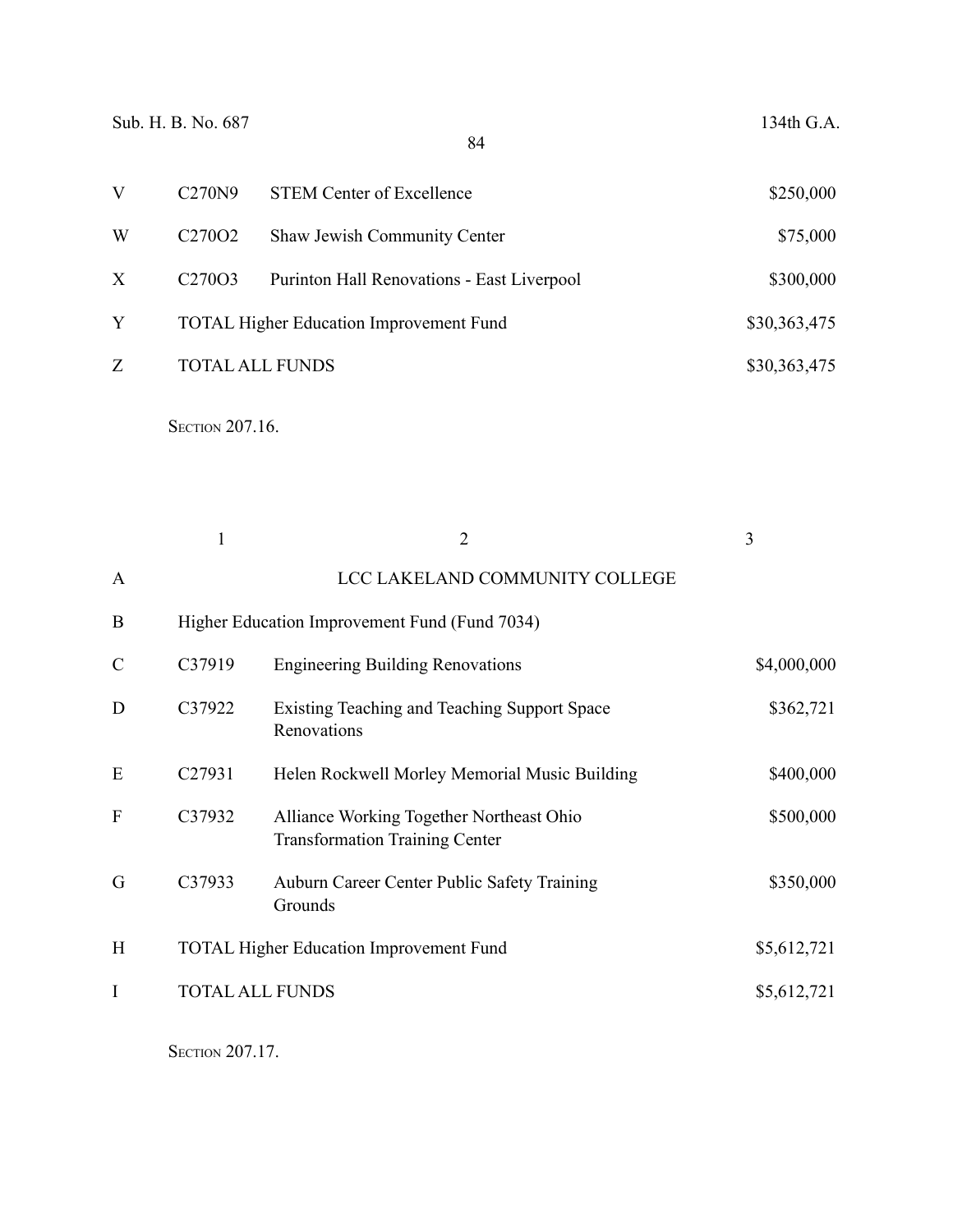| | | | |
|---|---|---|---|
| V | C270N9 | STEM Center of Excellence | $250,000 |
| W | C270O2 | Shaw Jewish Community Center | $75,000 |
| X | C270O3 | Purinton Hall Renovations - East Liverpool | $300,000 |
| Y | TOTAL Higher Education Improvement Fund | | $30,363,475 |
| Z | TOTAL ALL FUNDS | | $30,363,475 |

SECTION 207.16.

| | 1 | 2 | 3 |
|---|---|---|---|
| A | | LCC LAKELAND COMMUNITY COLLEGE | |
| B | Higher Education Improvement Fund (Fund 7034) | | |
| C | C37919 | Engineering Building Renovations | $4,000,000 |
| D | C37922 | Existing Teaching and Teaching Support Space Renovations | $362,721 |
| E | C27931 | Helen Rockwell Morley Memorial Music Building | $400,000 |
| F | C37932 | Alliance Working Together Northeast Ohio Transformation Training Center | $500,000 |
| G | C37933 | Auburn Career Center Public Safety Training Grounds | $350,000 |
| H | TOTAL Higher Education Improvement Fund | | $5,612,721 |
| I | TOTAL ALL FUNDS | | $5,612,721 |

SECTION 207.17.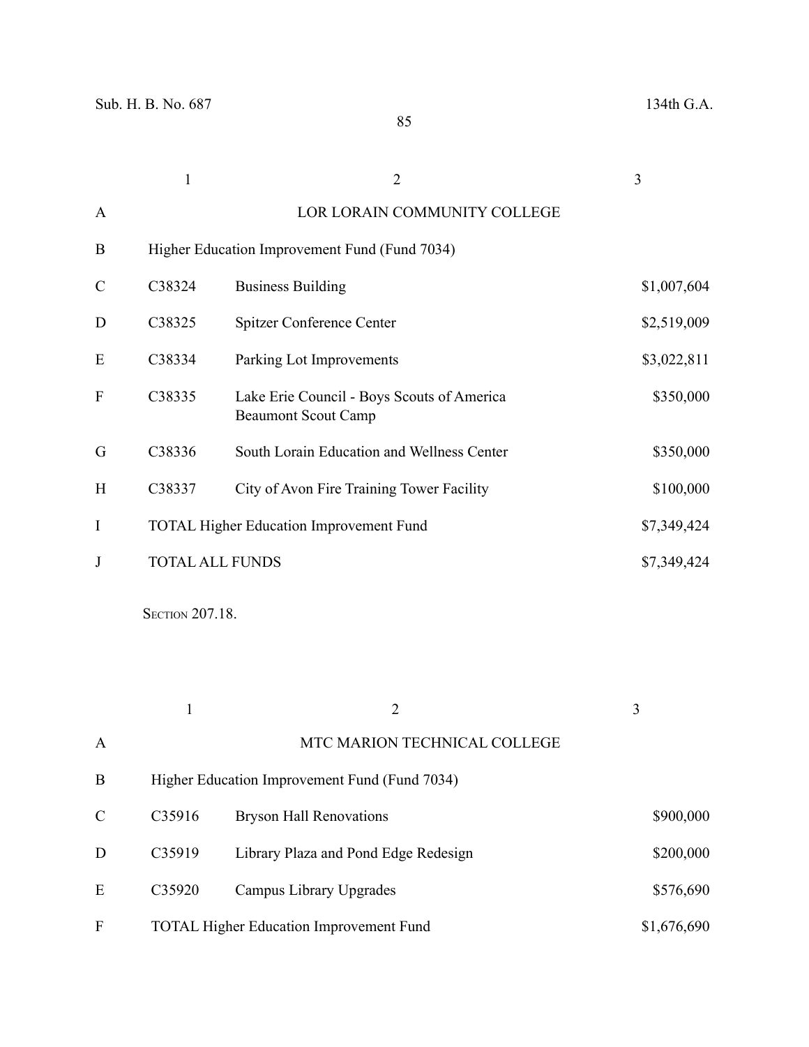| | 1 | 2 | 3 |
|---|---|---|---|
| A | | LOR LORAIN COMMUNITY COLLEGE | |
| B | Higher Education Improvement Fund (Fund 7034) | | |
| C | C38324 | Business Building | $1,007,604 |
| D | C38325 | Spitzer Conference Center | $2,519,009 |
| E | C38334 | Parking Lot Improvements | $3,022,811 |
| F | C38335 | Lake Erie Council - Boys Scouts of America Beaumont Scout Camp | $350,000 |
| G | C38336 | South Lorain Education and Wellness Center | $350,000 |
| H | C38337 | City of Avon Fire Training Tower Facility | $100,000 |
| I | TOTAL Higher Education Improvement Fund | | $7,349,424 |
| J | TOTAL ALL FUNDS | | $7,349,424 |

SECTION 207.18.

| | 1 | 2 | 3 |
|---|---|---|---|
| A | | MTC MARION TECHNICAL COLLEGE | |
| B | Higher Education Improvement Fund (Fund 7034) | | |
| C | C35916 | Bryson Hall Renovations | $900,000 |
| D | C35919 | Library Plaza and Pond Edge Redesign | $200,000 |
| E | C35920 | Campus Library Upgrades | $576,690 |
| F | TOTAL Higher Education Improvement Fund | | $1,676,690 |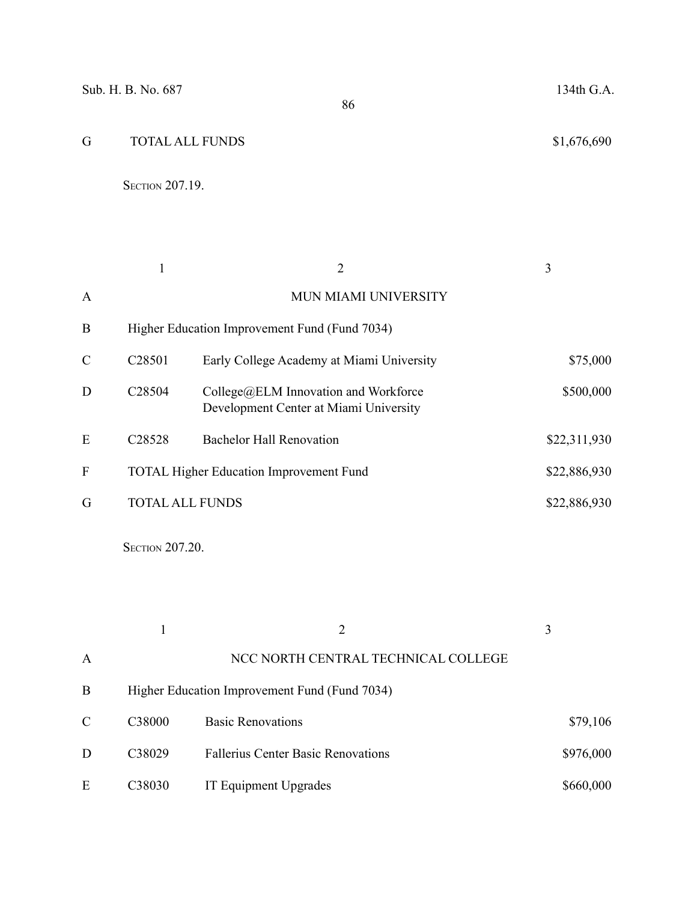| G | TOTAL ALL FUNDS | | $1,676,690 |
|---|---|---|---|

SECTION 207.19.

| | 1 | 2 | 3 |
|---|---|---|---|
| A | | MUN MIAMI UNIVERSITY | |
| B | Higher Education Improvement Fund (Fund 7034) | | |
| C | C28501 | Early College Academy at Miami University | $75,000 |
| D | C28504 | College@ELM Innovation and Workforce Development Center at Miami University | $500,000 |
| E | C28528 | Bachelor Hall Renovation | $22,311,930 |
| F | TOTAL Higher Education Improvement Fund | | $22,886,930 |
| G | TOTAL ALL FUNDS | | $22,886,930 |

SECTION 207.20.

| | 1 | 2 | 3 |
|---|---|---|---|
| A | | NCC NORTH CENTRAL TECHNICAL COLLEGE | |
| B | Higher Education Improvement Fund (Fund 7034) | | |
| C | C38000 | Basic Renovations | $79,106 |
| D | C38029 | Fallerius Center Basic Renovations | $976,000 |
| E | C38030 | IT Equipment Upgrades | $660,000 |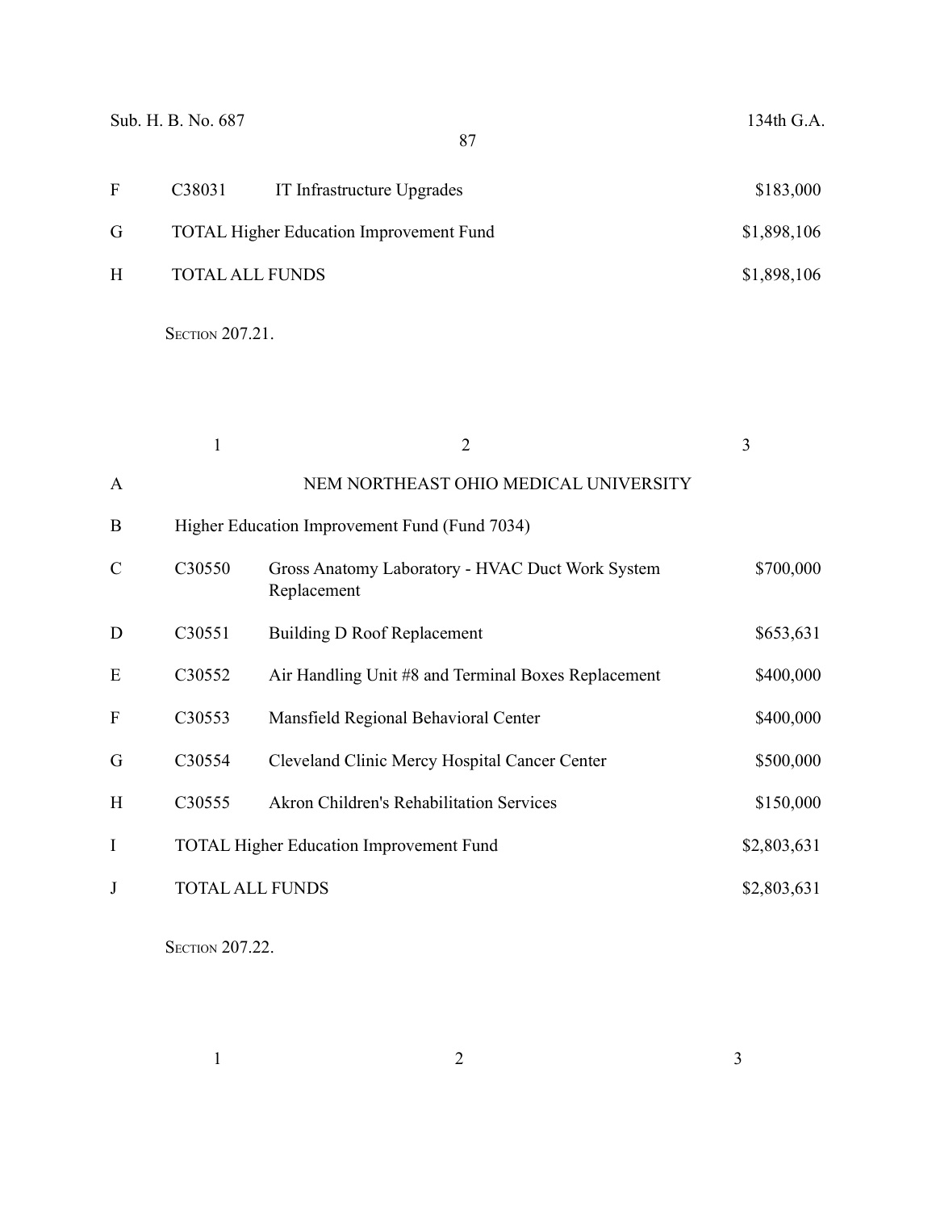| | | | |
|---|---|---|---|
| F | C38031 | IT Infrastructure Upgrades | $183,000 |
| G | TOTAL Higher Education Improvement Fund | | $1,898,106 |
| H | TOTAL ALL FUNDS | | $1,898,106 |

Section 207.21.

| | 1 | 2 | 3 |
|---|---|---|---|
| A | | NEM NORTHEAST OHIO MEDICAL UNIVERSITY | |
| B | Higher Education Improvement Fund (Fund 7034) | | |
| C | C30550 | Gross Anatomy Laboratory - HVAC Duct Work System Replacement | $700,000 |
| D | C30551 | Building D Roof Replacement | $653,631 |
| E | C30552 | Air Handling Unit #8 and Terminal Boxes Replacement | $400,000 |
| F | C30553 | Mansfield Regional Behavioral Center | $400,000 |
| G | C30554 | Cleveland Clinic Mercy Hospital Cancer Center | $500,000 |
| H | C30555 | Akron Children's Rehabilitation Services | $150,000 |
| I | TOTAL Higher Education Improvement Fund | | $2,803,631 |
| J | TOTAL ALL FUNDS | | $2,803,631 |

Section 207.22.

| | 1 | 2 | 3 |
|---|---|---|---|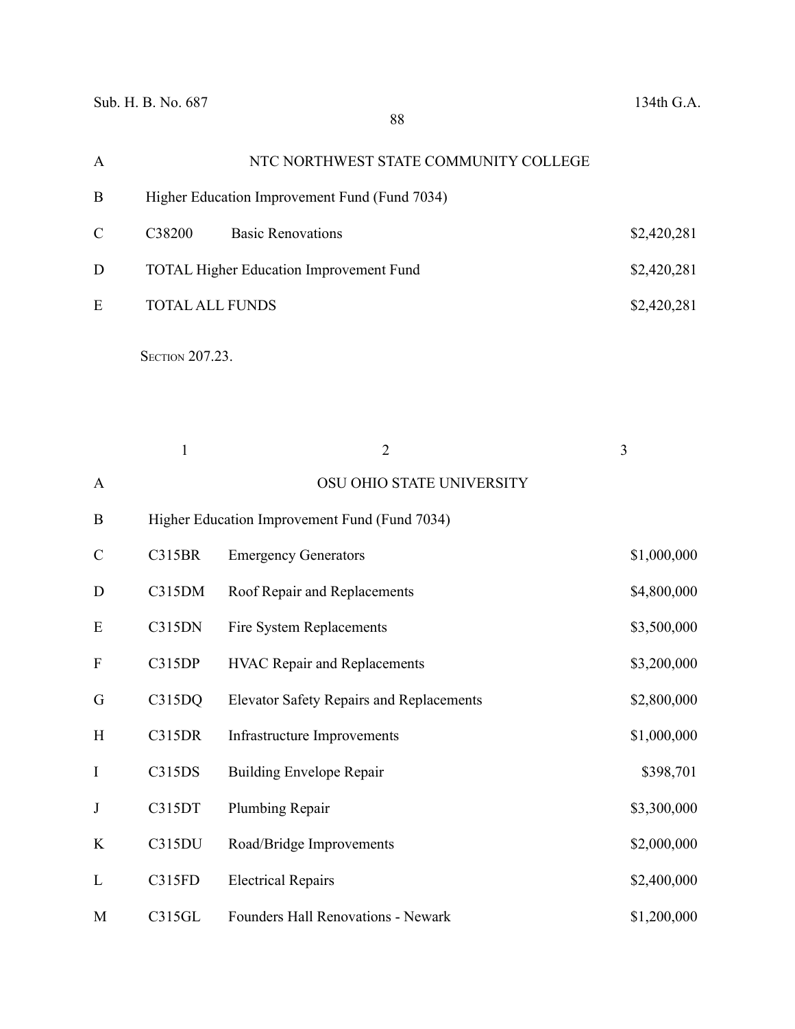| | | | |
|---|---|---|---|
| A | NTC NORTHWEST STATE COMMUNITY COLLEGE | | |
| B | Higher Education Improvement Fund (Fund 7034) | | |
| C | C38200 | Basic Renovations | $2,420,281 |
| D | TOTAL Higher Education Improvement Fund | | $2,420,281 |
| E | TOTAL ALL FUNDS | | $2,420,281 |

SECTION 207.23.

| | 1 | 2 | 3 |
|---|---|---|---|
| A | OSU OHIO STATE UNIVERSITY | | |
| B | Higher Education Improvement Fund (Fund 7034) | | |
| C | C315BR | Emergency Generators | $1,000,000 |
| D | C315DM | Roof Repair and Replacements | $4,800,000 |
| E | C315DN | Fire System Replacements | $3,500,000 |
| F | C315DP | HVAC Repair and Replacements | $3,200,000 |
| G | C315DQ | Elevator Safety Repairs and Replacements | $2,800,000 |
| H | C315DR | Infrastructure Improvements | $1,000,000 |
| I | C315DS | Building Envelope Repair | $398,701 |
| J | C315DT | Plumbing Repair | $3,300,000 |
| K | C315DU | Road/Bridge Improvements | $2,000,000 |
| L | C315FD | Electrical Repairs | $2,400,000 |
| M | C315GL | Founders Hall Renovations - Newark | $1,200,000 |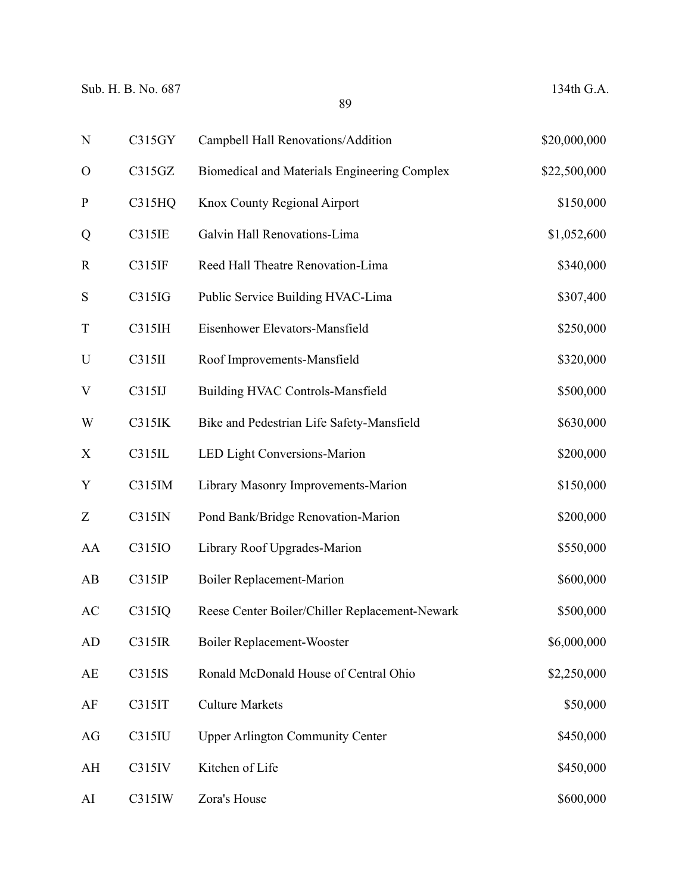| | | | |
|---|---|---|---|
| N | C315GY | Campbell Hall Renovations/Addition | $20,000,000 |
| O | C315GZ | Biomedical and Materials Engineering Complex | $22,500,000 |
| P | C315HQ | Knox County Regional Airport | $150,000 |
| Q | C315IE | Galvin Hall Renovations-Lima | $1,052,600 |
| R | C315IF | Reed Hall Theatre Renovation-Lima | $340,000 |
| S | C315IG | Public Service Building HVAC-Lima | $307,400 |
| T | C315IH | Eisenhower Elevators-Mansfield | $250,000 |
| U | C315II | Roof Improvements-Mansfield | $320,000 |
| V | C315IJ | Building HVAC Controls-Mansfield | $500,000 |
| W | C315IK | Bike and Pedestrian Life Safety-Mansfield | $630,000 |
| X | C315IL | LED Light Conversions-Marion | $200,000 |
| Y | C315IM | Library Masonry Improvements-Marion | $150,000 |
| Z | C315IN | Pond Bank/Bridge Renovation-Marion | $200,000 |
| AA | C315IO | Library Roof Upgrades-Marion | $550,000 |
| AB | C315IP | Boiler Replacement-Marion | $600,000 |
| AC | C315IQ | Reese Center Boiler/Chiller Replacement-Newark | $500,000 |
| AD | C315IR | Boiler Replacement-Wooster | $6,000,000 |
| AE | C315IS | Ronald McDonald House of Central Ohio | $2,250,000 |
| AF | C315IT | Culture Markets | $50,000 |
| AG | C315IU | Upper Arlington Community Center | $450,000 |
| AH | C315IV | Kitchen of Life | $450,000 |
| AI | C315IW | Zora's House | $600,000 |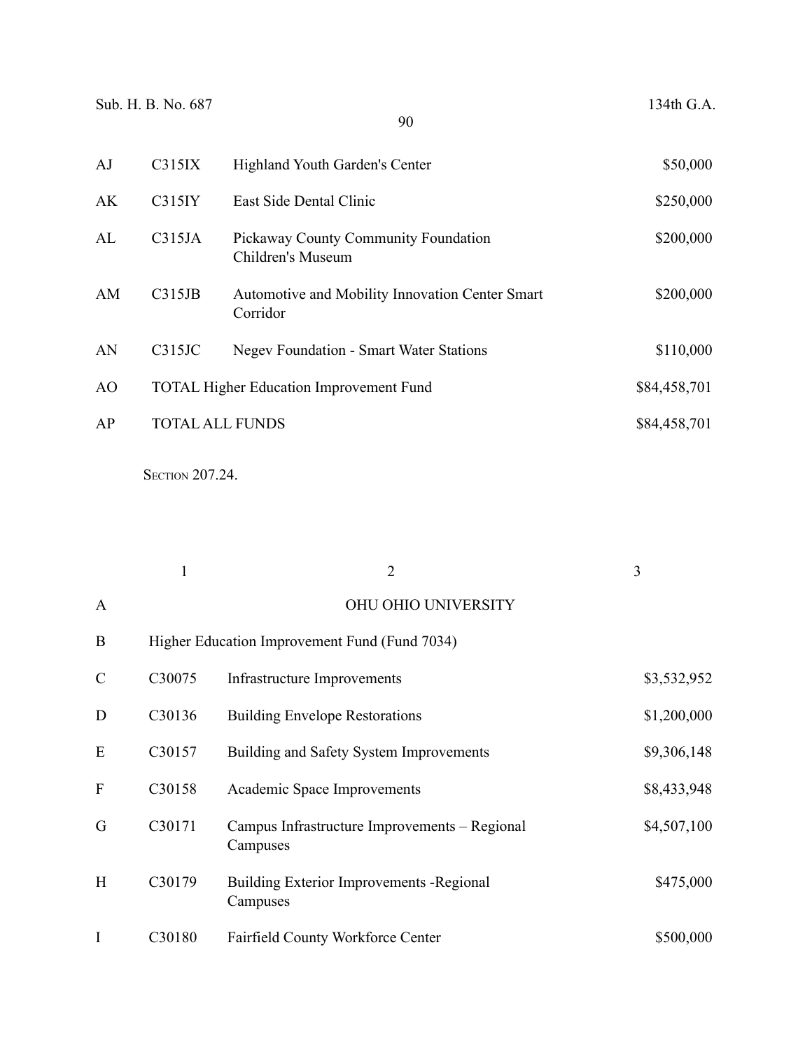| | | | |
|---|---|---|---|
| AJ | C315IX | Highland Youth Garden's Center | $50,000 |
| AK | C315IY | East Side Dental Clinic | $250,000 |
| AL | C315JA | Pickaway County Community Foundation Children's Museum | $200,000 |
| AM | C315JB | Automotive and Mobility Innovation Center Smart Corridor | $200,000 |
| AN | C315JC | Negev Foundation - Smart Water Stations | $110,000 |
| AO | TOTAL Higher Education Improvement Fund | | $84,458,701 |
| AP | TOTAL ALL FUNDS | | $84,458,701 |

SECTION 207.24.

| | 1 | 2 | 3 |
|---|---|---|---|
| A | | OHU OHIO UNIVERSITY | |
| B | Higher Education Improvement Fund (Fund 7034) | | |
| C | C30075 | Infrastructure Improvements | $3,532,952 |
| D | C30136 | Building Envelope Restorations | $1,200,000 |
| E | C30157 | Building and Safety System Improvements | $9,306,148 |
| F | C30158 | Academic Space Improvements | $8,433,948 |
| G | C30171 | Campus Infrastructure Improvements – Regional Campuses | $4,507,100 |
| H | C30179 | Building Exterior Improvements -Regional Campuses | $475,000 |
| I | C30180 | Fairfield County Workforce Center | $500,000 |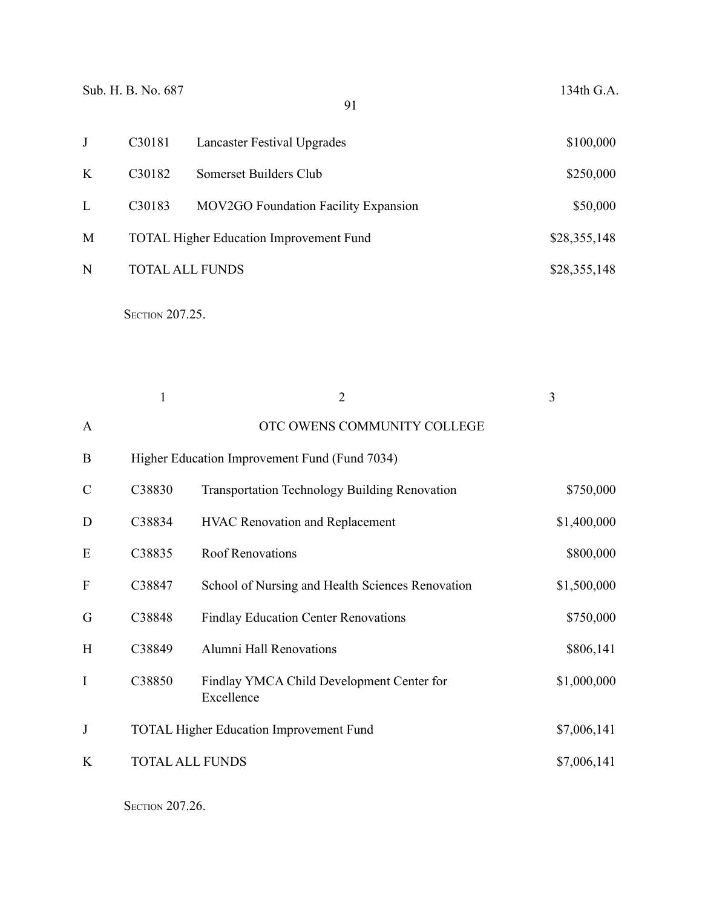| | | | |
|---|---|---|---|
| J | C30181 | Lancaster Festival Upgrades | $100,000 |
| K | C30182 | Somerset Builders Club | $250,000 |
| L | C30183 | MOV2GO Foundation Facility Expansion | $50,000 |
| M | TOTAL Higher Education Improvement Fund | | $28,355,148 |
| N | TOTAL ALL FUNDS | | $28,355,148 |

SECTION 207.25.

| | 1 | 2 | 3 |
|---|---|---|---|
| A | | OTC OWENS COMMUNITY COLLEGE | |
| B | Higher Education Improvement Fund (Fund 7034) | | |
| C | C38830 | Transportation Technology Building Renovation | $750,000 |
| D | C38834 | HVAC Renovation and Replacement | $1,400,000 |
| E | C38835 | Roof Renovations | $800,000 |
| F | C38847 | School of Nursing and Health Sciences Renovation | $1,500,000 |
| G | C38848 | Findlay Education Center Renovations | $750,000 |
| H | C38849 | Alumni Hall Renovations | $806,141 |
| I | C38850 | Findlay YMCA Child Development Center for Excellence | $1,000,000 |
| J | TOTAL Higher Education Improvement Fund | | $7,006,141 |
| K | TOTAL ALL FUNDS | | $7,006,141 |

SECTION 207.26.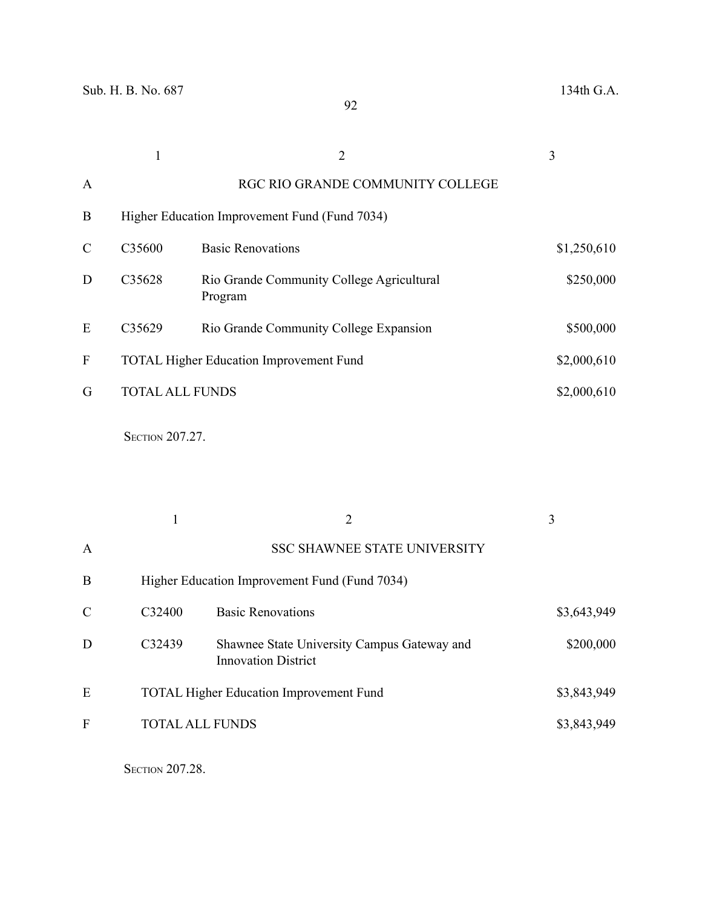| | 1 | 2 | 3 |
|---|---|---|---|
| A | | RGC RIO GRANDE COMMUNITY COLLEGE | |
| B | Higher Education Improvement Fund (Fund 7034) | | |
| C | C35600 | Basic Renovations | $1,250,610 |
| D | C35628 | Rio Grande Community College Agricultural Program | $250,000 |
| E | C35629 | Rio Grande Community College Expansion | $500,000 |
| F | TOTAL Higher Education Improvement Fund | | $2,000,610 |
| G | TOTAL ALL FUNDS | | $2,000,610 |

SECTION 207.27.

| | 1 | 2 | 3 |
|---|---|---|---|
| A | | SSC SHAWNEE STATE UNIVERSITY | |
| B | Higher Education Improvement Fund (Fund 7034) | | |
| C | C32400 | Basic Renovations | $3,643,949 |
| D | C32439 | Shawnee State University Campus Gateway and Innovation District | $200,000 |
| E | TOTAL Higher Education Improvement Fund | | $3,843,949 |
| F | TOTAL ALL FUNDS | | $3,843,949 |

SECTION 207.28.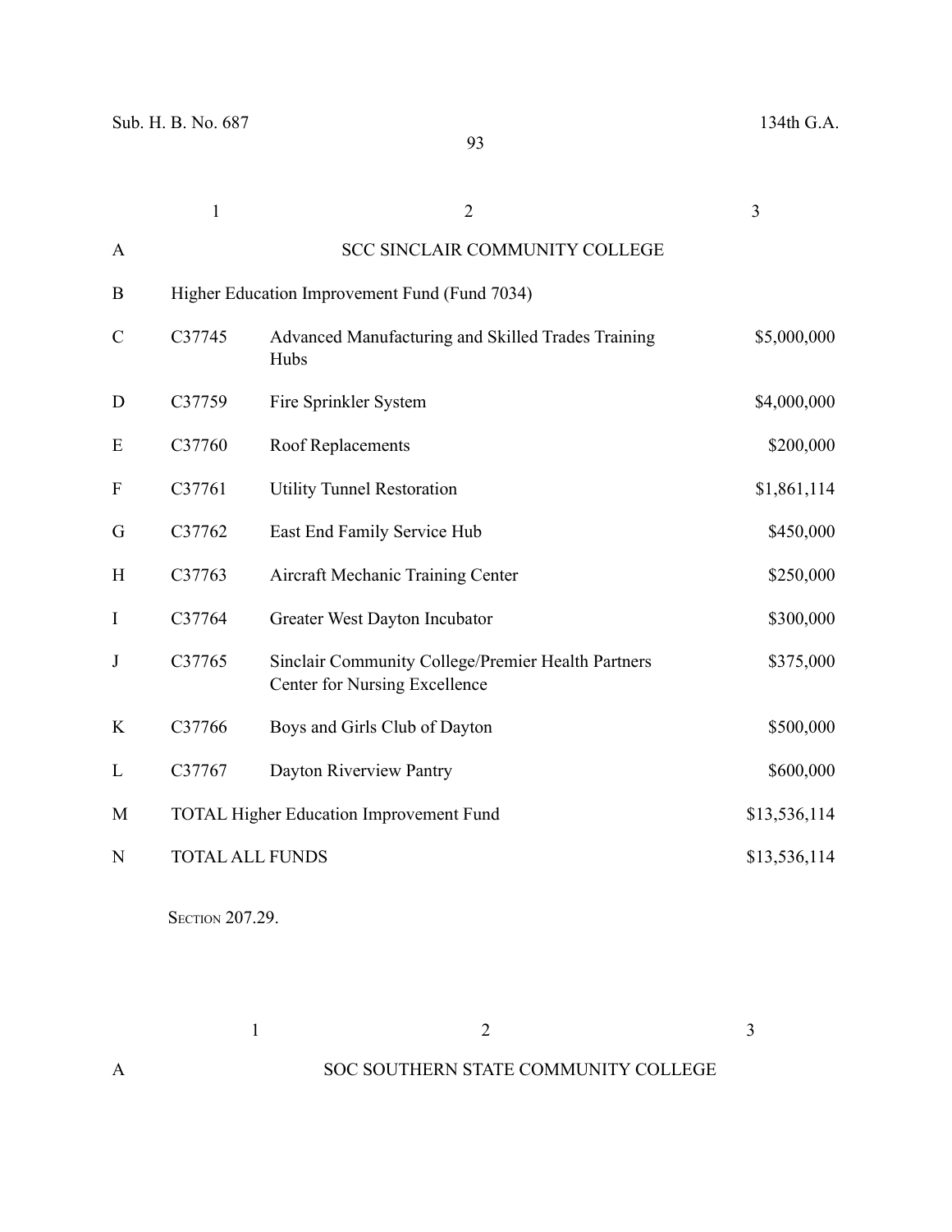| | 1 | 2 | 3 |
|---|---|---|---|
| A | | SCC SINCLAIR COMMUNITY COLLEGE | |
| B | Higher Education Improvement Fund (Fund 7034) | | |
| C | C37745 | Advanced Manufacturing and Skilled Trades Training Hubs | $5,000,000 |
| D | C37759 | Fire Sprinkler System | $4,000,000 |
| E | C37760 | Roof Replacements | $200,000 |
| F | C37761 | Utility Tunnel Restoration | $1,861,114 |
| G | C37762 | East End Family Service Hub | $450,000 |
| H | C37763 | Aircraft Mechanic Training Center | $250,000 |
| I | C37764 | Greater West Dayton Incubator | $300,000 |
| J | C37765 | Sinclair Community College/Premier Health Partners Center for Nursing Excellence | $375,000 |
| K | C37766 | Boys and Girls Club of Dayton | $500,000 |
| L | C37767 | Dayton Riverview Pantry | $600,000 |
| M | TOTAL Higher Education Improvement Fund | | $13,536,114 |
| N | TOTAL ALL FUNDS | | $13,536,114 |

SECTION 207.29.

| | 1 | 2 | 3 |
|---|---|---|---|
| A | | SOC SOUTHERN STATE COMMUNITY COLLEGE | |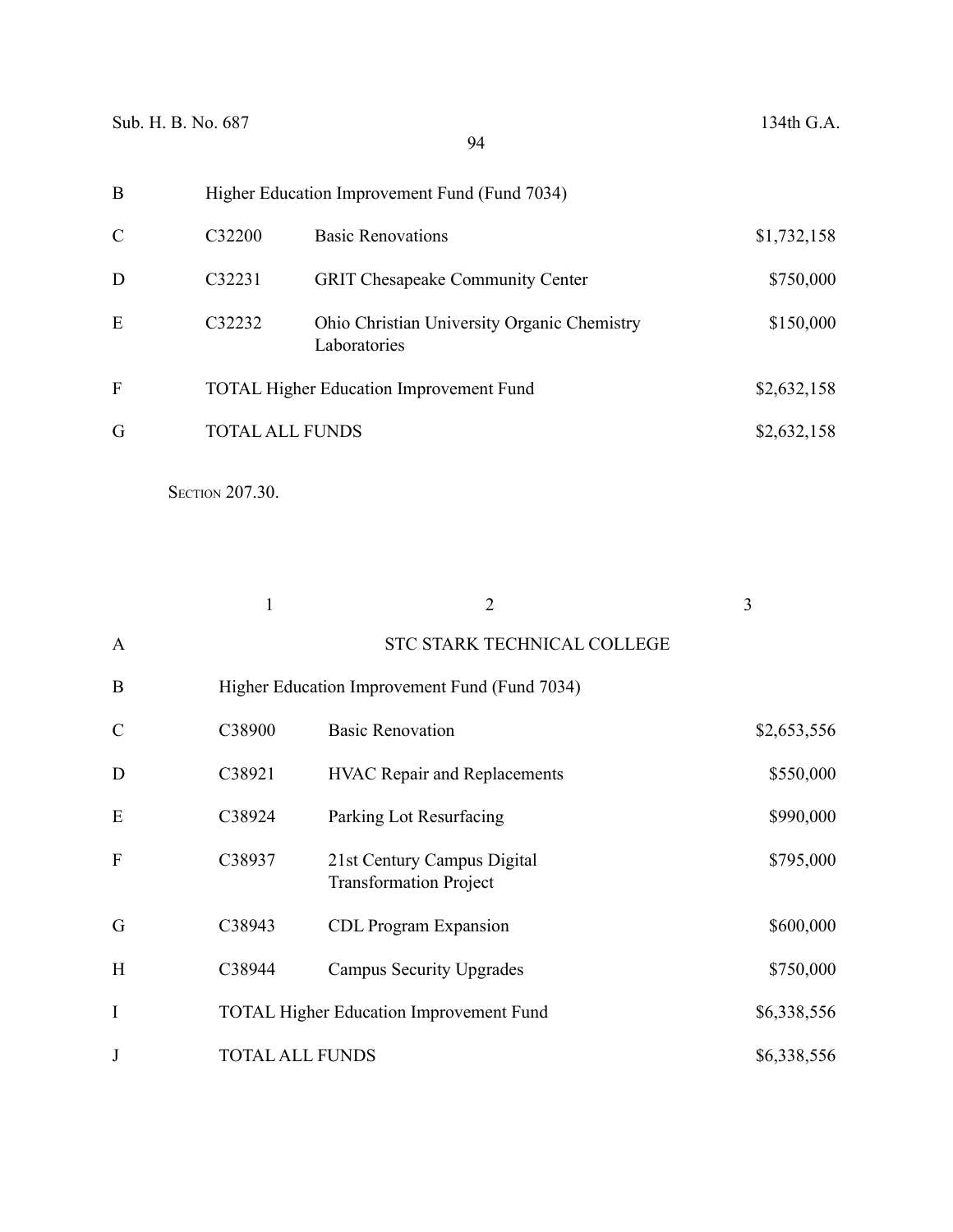| | | | |
|---|---|---|---|
| B | Higher Education Improvement Fund (Fund 7034) | | |
| C | C32200 | Basic Renovations | $1,732,158 |
| D | C32231 | GRIT Chesapeake Community Center | $750,000 |
| E | C32232 | Ohio Christian University Organic Chemistry Laboratories | $150,000 |
| F | TOTAL Higher Education Improvement Fund | | $2,632,158 |
| G | TOTAL ALL FUNDS | | $2,632,158 |

SECTION 207.30.

| | 1 | 2 | 3 |
|---|---|---|---|
| A | | STC STARK TECHNICAL COLLEGE | |
| B | Higher Education Improvement Fund (Fund 7034) | | |
| C | C38900 | Basic Renovation | $2,653,556 |
| D | C38921 | HVAC Repair and Replacements | $550,000 |
| E | C38924 | Parking Lot Resurfacing | $990,000 |
| F | C38937 | 21st Century Campus Digital Transformation Project | $795,000 |
| G | C38943 | CDL Program Expansion | $600,000 |
| H | C38944 | Campus Security Upgrades | $750,000 |
| I | TOTAL Higher Education Improvement Fund | | $6,338,556 |
| J | TOTAL ALL FUNDS | | $6,338,556 |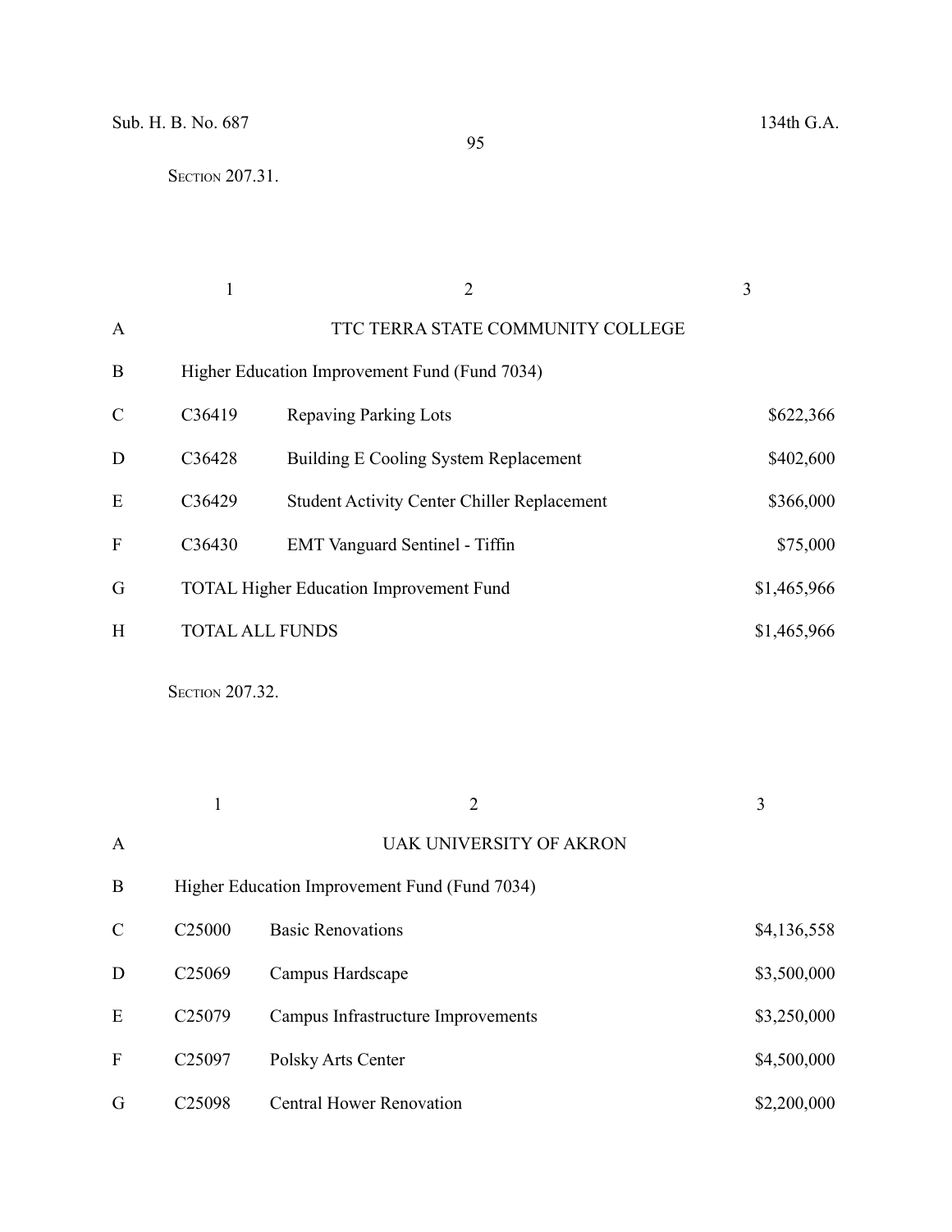SECTION 207.31.

| | 1 | 2 | 3 |
|---|---|---|---|
| A | | TTC TERRA STATE COMMUNITY COLLEGE | |
| B | Higher Education Improvement Fund (Fund 7034) | | |
| C | C36419 | Repaving Parking Lots | $622,366 |
| D | C36428 | Building E Cooling System Replacement | $402,600 |
| E | C36429 | Student Activity Center Chiller Replacement | $366,000 |
| F | C36430 | EMT Vanguard Sentinel - Tiffin | $75,000 |
| G | TOTAL Higher Education Improvement Fund | | $1,465,966 |
| H | TOTAL ALL FUNDS | | $1,465,966 |

SECTION 207.32.

| | 1 | 2 | 3 |
|---|---|---|---|
| A | | UAK UNIVERSITY OF AKRON | |
| B | Higher Education Improvement Fund (Fund 7034) | | |
| C | C25000 | Basic Renovations | $4,136,558 |
| D | C25069 | Campus Hardscape | $3,500,000 |
| E | C25079 | Campus Infrastructure Improvements | $3,250,000 |
| F | C25097 | Polsky Arts Center | $4,500,000 |
| G | C25098 | Central Hower Renovation | $2,200,000 |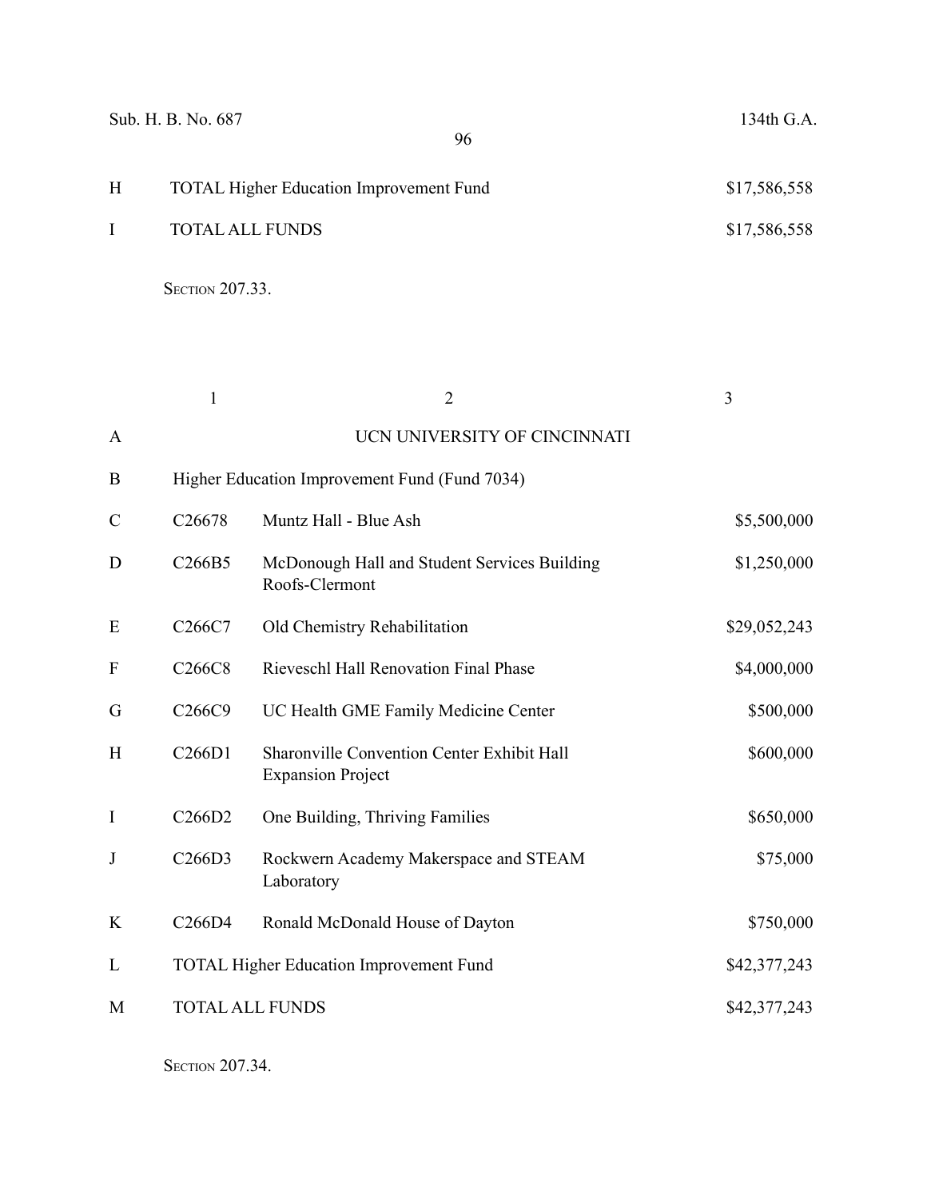| | | |
|---|---|---|
| H | TOTAL Higher Education Improvement Fund | $17,586,558 |
| I | TOTAL ALL FUNDS | $17,586,558 |

Section 207.33.

| | 1 | 2 | 3 |
|---|---|---|---|
| A | | UCN UNIVERSITY OF CINCINNATI | |
| B | Higher Education Improvement Fund (Fund 7034) | | |
| C | C26678 | Muntz Hall - Blue Ash | $5,500,000 |
| D | C266B5 | McDonough Hall and Student Services Building Roofs-Clermont | $1,250,000 |
| E | C266C7 | Old Chemistry Rehabilitation | $29,052,243 |
| F | C266C8 | Rieveschl Hall Renovation Final Phase | $4,000,000 |
| G | C266C9 | UC Health GME Family Medicine Center | $500,000 |
| H | C266D1 | Sharonville Convention Center Exhibit Hall Expansion Project | $600,000 |
| I | C266D2 | One Building, Thriving Families | $650,000 |
| J | C266D3 | Rockwern Academy Makerspace and STEAM Laboratory | $75,000 |
| K | C266D4 | Ronald McDonald House of Dayton | $750,000 |
| L | TOTAL Higher Education Improvement Fund | | $42,377,243 |
| M | TOTAL ALL FUNDS | | $42,377,243 |

Section 207.34.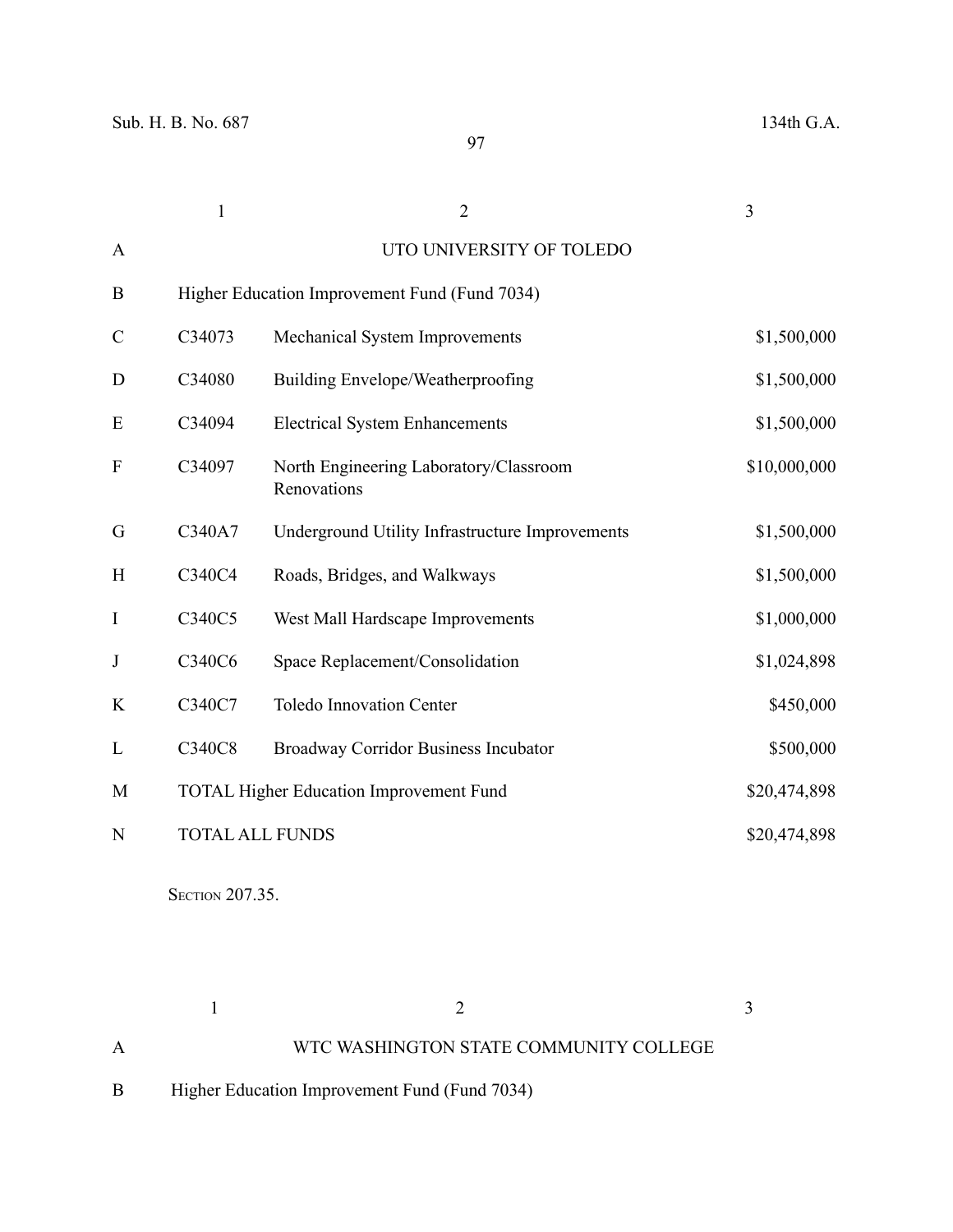| | 1 | 2 | 3 |
|---|---|---|---|
| A | | UTO UNIVERSITY OF TOLEDO | |
| B | Higher Education Improvement Fund (Fund 7034) | | |
| C | C34073 | Mechanical System Improvements | $1,500,000 |
| D | C34080 | Building Envelope/Weatherproofing | $1,500,000 |
| E | C34094 | Electrical System Enhancements | $1,500,000 |
| F | C34097 | North Engineering Laboratory/Classroom Renovations | $10,000,000 |
| G | C340A7 | Underground Utility Infrastructure Improvements | $1,500,000 |
| H | C340C4 | Roads, Bridges, and Walkways | $1,500,000 |
| I | C340C5 | West Mall Hardscape Improvements | $1,000,000 |
| J | C340C6 | Space Replacement/Consolidation | $1,024,898 |
| K | C340C7 | Toledo Innovation Center | $450,000 |
| L | C340C8 | Broadway Corridor Business Incubator | $500,000 |
| M | TOTAL Higher Education Improvement Fund | | $20,474,898 |
| N | TOTAL ALL FUNDS | | $20,474,898 |

SECTION 207.35.

| | 1 | 2 | 3 |
|---|---|---|---|
| A | | WTC WASHINGTON STATE COMMUNITY COLLEGE | |
| B | Higher Education Improvement Fund (Fund 7034) | | |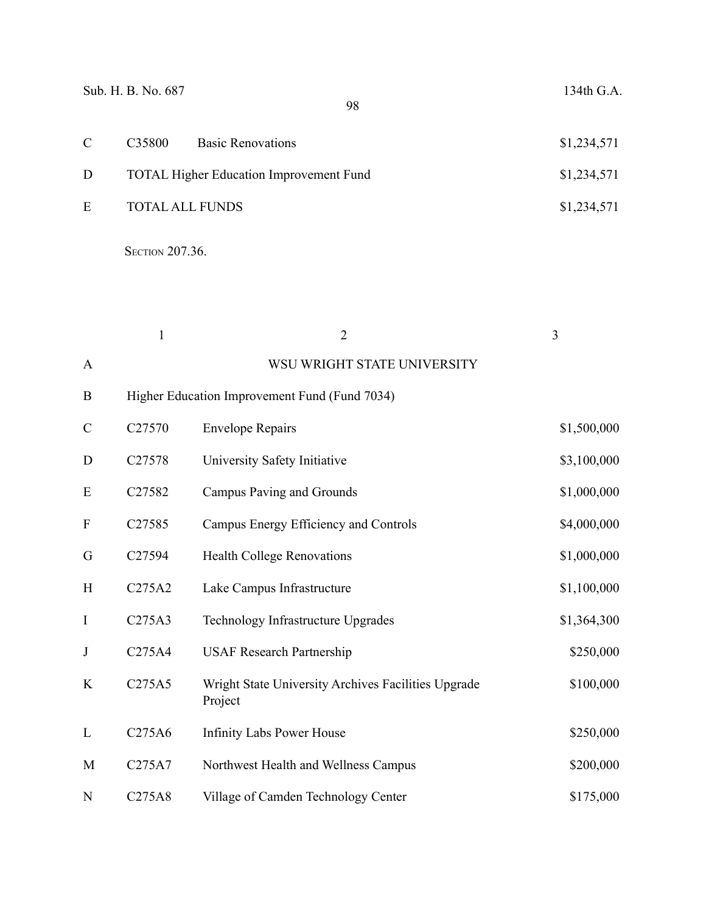| | | | |
|---|---|---|---|
| C | C35800 | Basic Renovations | $1,234,571 |
| D | TOTAL Higher Education Improvement Fund | | $1,234,571 |
| E | TOTAL ALL FUNDS | | $1,234,571 |

SECTION 207.36.

| | 1 | 2 | 3 |
|---|---|---|---|
| A | | WSU WRIGHT STATE UNIVERSITY | |
| B | Higher Education Improvement Fund (Fund 7034) | | |
| C | C27570 | Envelope Repairs | $1,500,000 |
| D | C27578 | University Safety Initiative | $3,100,000 |
| E | C27582 | Campus Paving and Grounds | $1,000,000 |
| F | C27585 | Campus Energy Efficiency and Controls | $4,000,000 |
| G | C27594 | Health College Renovations | $1,000,000 |
| H | C275A2 | Lake Campus Infrastructure | $1,100,000 |
| I | C275A3 | Technology Infrastructure Upgrades | $1,364,300 |
| J | C275A4 | USAF Research Partnership | $250,000 |
| K | C275A5 | Wright State University Archives Facilities Upgrade Project | $100,000 |
| L | C275A6 | Infinity Labs Power House | $250,000 |
| M | C275A7 | Northwest Health and Wellness Campus | $200,000 |
| N | C275A8 | Village of Camden Technology Center | $175,000 |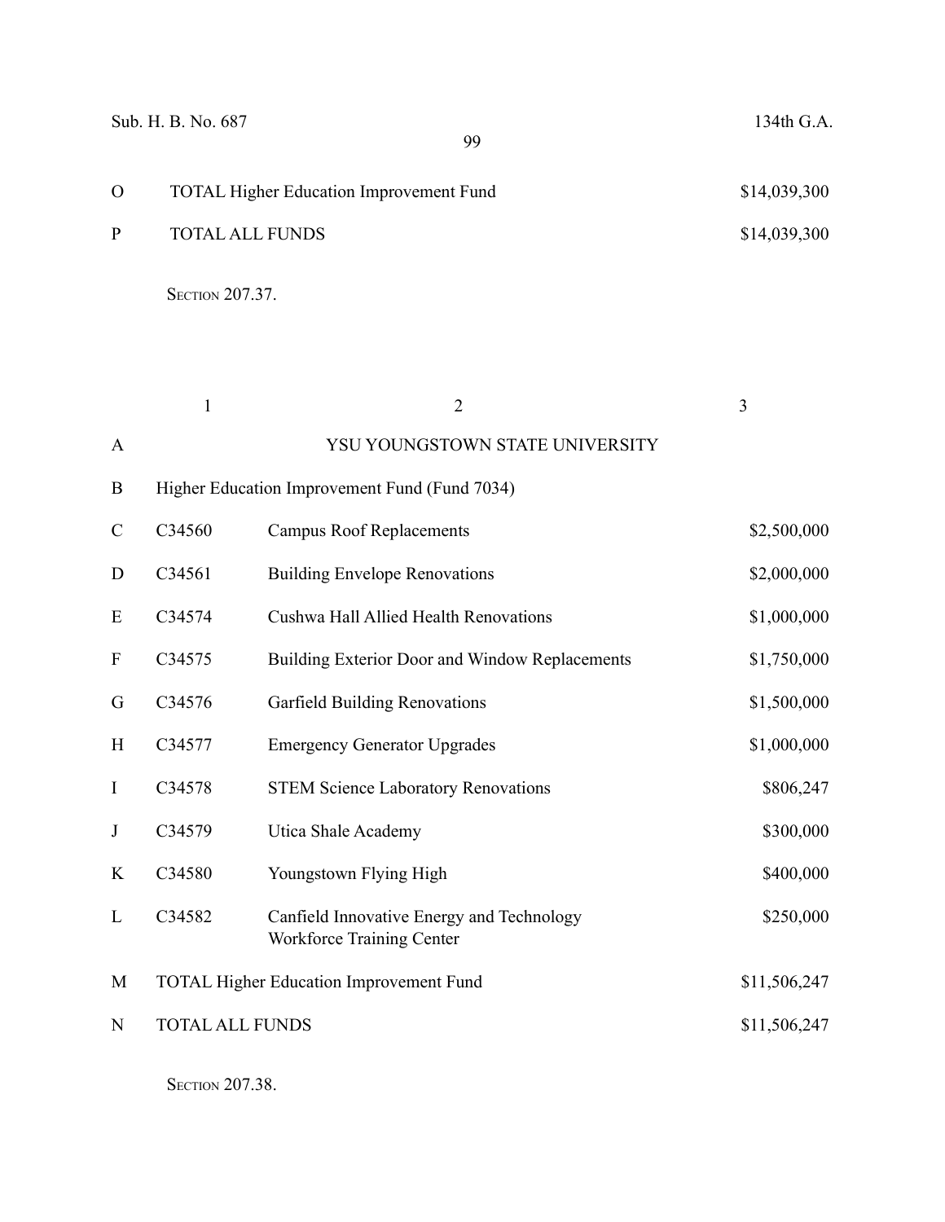| | | | |
|---|---|---|---|
| O | TOTAL Higher Education Improvement Fund | | $14,039,300 |
| P | TOTAL ALL FUNDS | | $14,039,300 |

SECTION 207.37.

| | 1 | 2 | 3 |
|---|---|---|---|
| A | | YSU YOUNGSTOWN STATE UNIVERSITY | |
| B | Higher Education Improvement Fund (Fund 7034) | | |
| C | C34560 | Campus Roof Replacements | $2,500,000 |
| D | C34561 | Building Envelope Renovations | $2,000,000 |
| E | C34574 | Cushwa Hall Allied Health Renovations | $1,000,000 |
| F | C34575 | Building Exterior Door and Window Replacements | $1,750,000 |
| G | C34576 | Garfield Building Renovations | $1,500,000 |
| H | C34577 | Emergency Generator Upgrades | $1,000,000 |
| I | C34578 | STEM Science Laboratory Renovations | $806,247 |
| J | C34579 | Utica Shale Academy | $300,000 |
| K | C34580 | Youngstown Flying High | $400,000 |
| L | C34582 | Canfield Innovative Energy and Technology Workforce Training Center | $250,000 |
| M | TOTAL Higher Education Improvement Fund | | $11,506,247 |
| N | TOTAL ALL FUNDS | | $11,506,247 |

SECTION 207.38.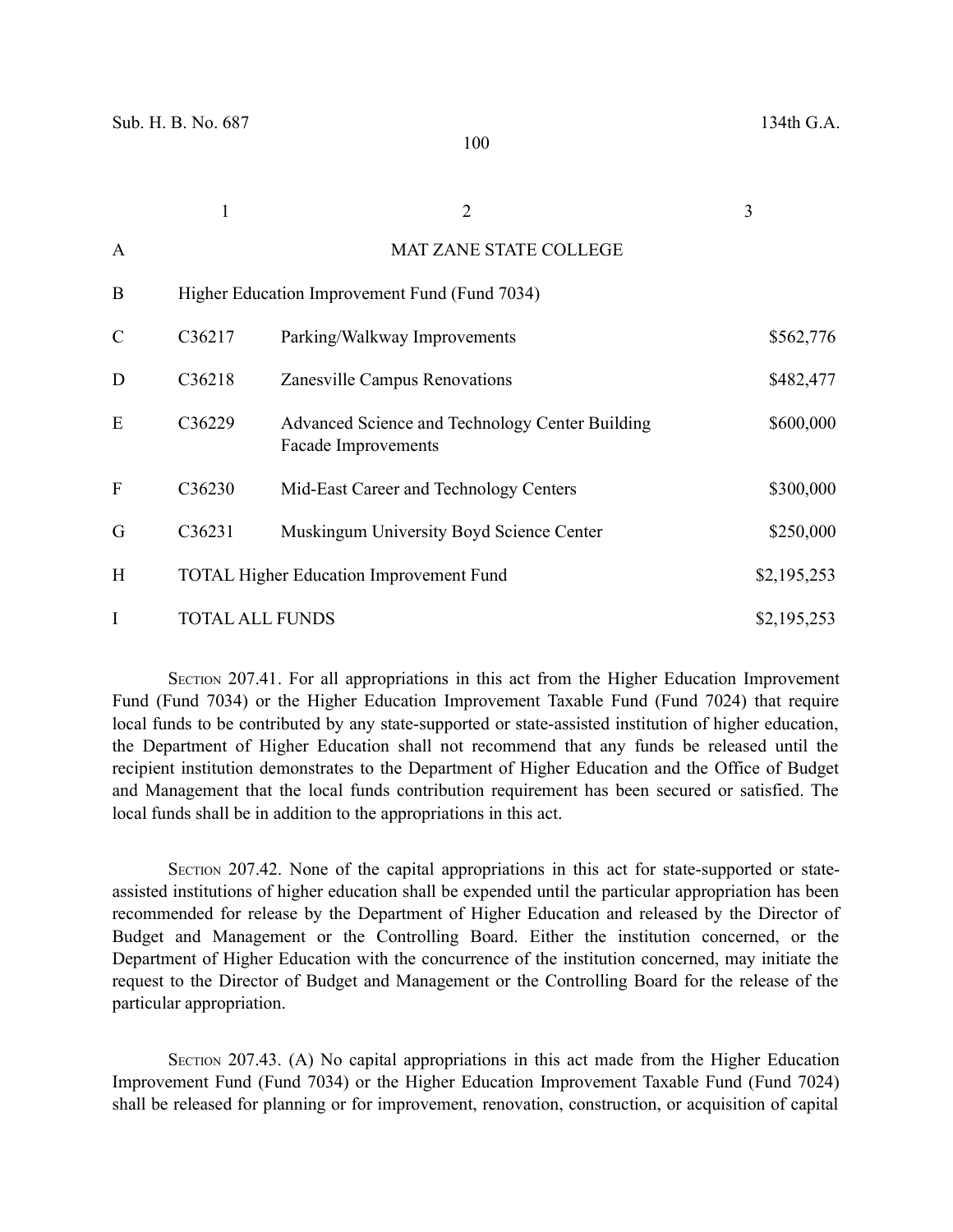| | 1 | 2 | 3 |
|---|---|---|---|
| A | | MAT ZANE STATE COLLEGE | |
| B | Higher Education Improvement Fund (Fund 7034) | | |
| C | C36217 | Parking/Walkway Improvements | $562,776 |
| D | C36218 | Zanesville Campus Renovations | $482,477 |
| E | C36229 | Advanced Science and Technology Center Building Facade Improvements | $600,000 |
| F | C36230 | Mid-East Career and Technology Centers | $300,000 |
| G | C36231 | Muskingum University Boyd Science Center | $250,000 |
| H | TOTAL Higher Education Improvement Fund | | $2,195,253 |
| I | TOTAL ALL FUNDS | | $2,195,253 |

SECTION 207.41. For all appropriations in this act from the Higher Education Improvement Fund (Fund 7034) or the Higher Education Improvement Taxable Fund (Fund 7024) that require local funds to be contributed by any state-supported or state-assisted institution of higher education, the Department of Higher Education shall not recommend that any funds be released until the recipient institution demonstrates to the Department of Higher Education and the Office of Budget and Management that the local funds contribution requirement has been secured or satisfied. The local funds shall be in addition to the appropriations in this act.

SECTION 207.42. None of the capital appropriations in this act for state-supported or state-assisted institutions of higher education shall be expended until the particular appropriation has been recommended for release by the Department of Higher Education and released by the Director of Budget and Management or the Controlling Board. Either the institution concerned, or the Department of Higher Education with the concurrence of the institution concerned, may initiate the request to the Director of Budget and Management or the Controlling Board for the release of the particular appropriation.

SECTION 207.43. (A) No capital appropriations in this act made from the Higher Education Improvement Fund (Fund 7034) or the Higher Education Improvement Taxable Fund (Fund 7024) shall be released for planning or for improvement, renovation, construction, or acquisition of capital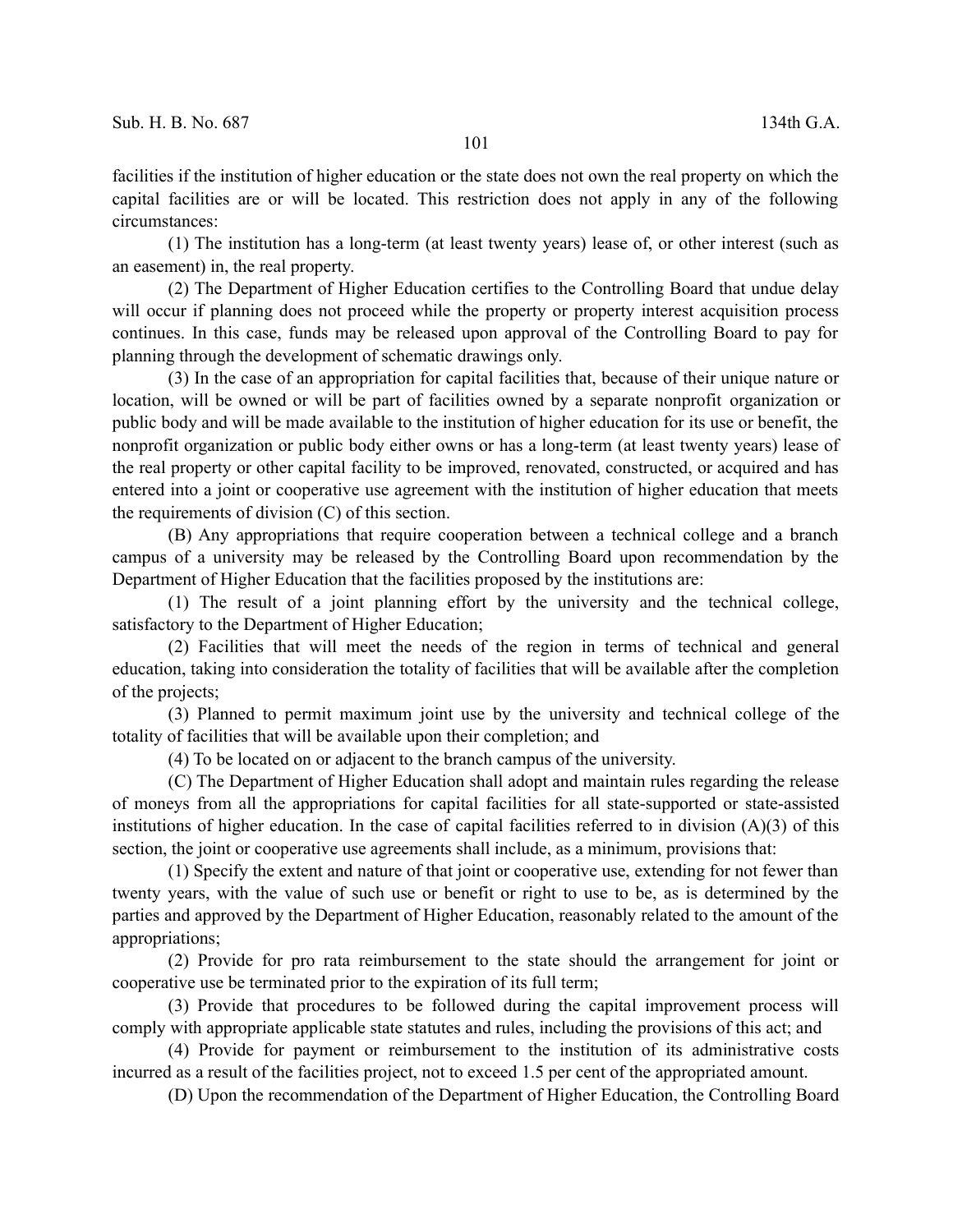facilities if the institution of higher education or the state does not own the real property on which the capital facilities are or will be located. This restriction does not apply in any of the following circumstances:

(1) The institution has a long-term (at least twenty years) lease of, or other interest (such as an easement) in, the real property.

(2) The Department of Higher Education certifies to the Controlling Board that undue delay will occur if planning does not proceed while the property or property interest acquisition process continues. In this case, funds may be released upon approval of the Controlling Board to pay for planning through the development of schematic drawings only.

(3) In the case of an appropriation for capital facilities that, because of their unique nature or location, will be owned or will be part of facilities owned by a separate nonprofit organization or public body and will be made available to the institution of higher education for its use or benefit, the nonprofit organization or public body either owns or has a long-term (at least twenty years) lease of the real property or other capital facility to be improved, renovated, constructed, or acquired and has entered into a joint or cooperative use agreement with the institution of higher education that meets the requirements of division (C) of this section.

(B) Any appropriations that require cooperation between a technical college and a branch campus of a university may be released by the Controlling Board upon recommendation by the Department of Higher Education that the facilities proposed by the institutions are:

(1) The result of a joint planning effort by the university and the technical college, satisfactory to the Department of Higher Education;

(2) Facilities that will meet the needs of the region in terms of technical and general education, taking into consideration the totality of facilities that will be available after the completion of the projects;

(3) Planned to permit maximum joint use by the university and technical college of the totality of facilities that will be available upon their completion; and

(4) To be located on or adjacent to the branch campus of the university.

(C) The Department of Higher Education shall adopt and maintain rules regarding the release of moneys from all the appropriations for capital facilities for all state-supported or state-assisted institutions of higher education. In the case of capital facilities referred to in division (A)(3) of this section, the joint or cooperative use agreements shall include, as a minimum, provisions that:

(1) Specify the extent and nature of that joint or cooperative use, extending for not fewer than twenty years, with the value of such use or benefit or right to use to be, as is determined by the parties and approved by the Department of Higher Education, reasonably related to the amount of the appropriations;

(2) Provide for pro rata reimbursement to the state should the arrangement for joint or cooperative use be terminated prior to the expiration of its full term;

(3) Provide that procedures to be followed during the capital improvement process will comply with appropriate applicable state statutes and rules, including the provisions of this act; and

(4) Provide for payment or reimbursement to the institution of its administrative costs incurred as a result of the facilities project, not to exceed 1.5 per cent of the appropriated amount.

(D) Upon the recommendation of the Department of Higher Education, the Controlling Board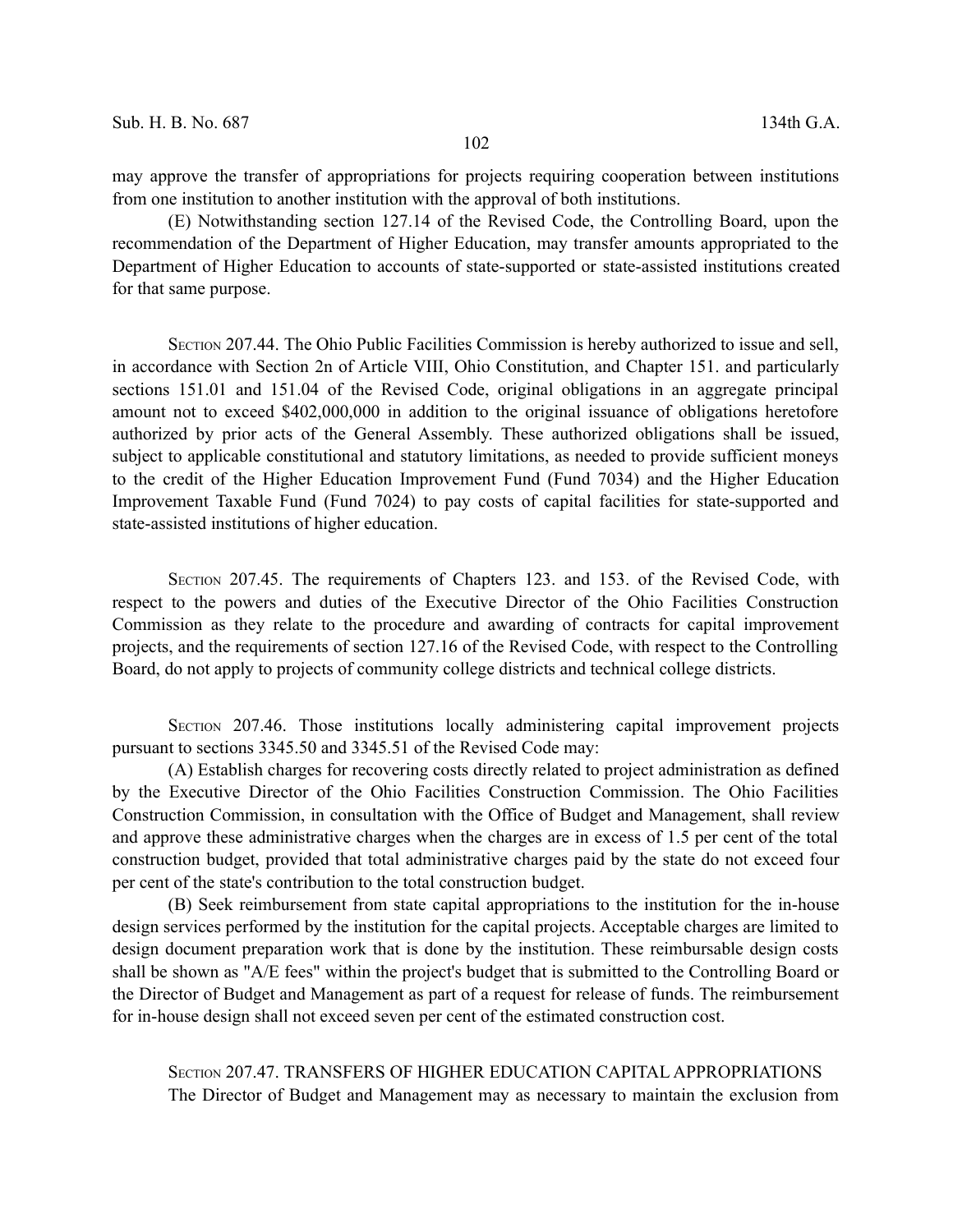may approve the transfer of appropriations for projects requiring cooperation between institutions from one institution to another institution with the approval of both institutions.

(E) Notwithstanding section 127.14 of the Revised Code, the Controlling Board, upon the recommendation of the Department of Higher Education, may transfer amounts appropriated to the Department of Higher Education to accounts of state-supported or state-assisted institutions created for that same purpose.

SECTION 207.44. The Ohio Public Facilities Commission is hereby authorized to issue and sell, in accordance with Section 2n of Article VIII, Ohio Constitution, and Chapter 151. and particularly sections 151.01 and 151.04 of the Revised Code, original obligations in an aggregate principal amount not to exceed $402,000,000 in addition to the original issuance of obligations heretofore authorized by prior acts of the General Assembly. These authorized obligations shall be issued, subject to applicable constitutional and statutory limitations, as needed to provide sufficient moneys to the credit of the Higher Education Improvement Fund (Fund 7034) and the Higher Education Improvement Taxable Fund (Fund 7024) to pay costs of capital facilities for state-supported and state-assisted institutions of higher education.

SECTION 207.45. The requirements of Chapters 123. and 153. of the Revised Code, with respect to the powers and duties of the Executive Director of the Ohio Facilities Construction Commission as they relate to the procedure and awarding of contracts for capital improvement projects, and the requirements of section 127.16 of the Revised Code, with respect to the Controlling Board, do not apply to projects of community college districts and technical college districts.

SECTION 207.46. Those institutions locally administering capital improvement projects pursuant to sections 3345.50 and 3345.51 of the Revised Code may:

(A) Establish charges for recovering costs directly related to project administration as defined by the Executive Director of the Ohio Facilities Construction Commission. The Ohio Facilities Construction Commission, in consultation with the Office of Budget and Management, shall review and approve these administrative charges when the charges are in excess of 1.5 per cent of the total construction budget, provided that total administrative charges paid by the state do not exceed four per cent of the state's contribution to the total construction budget.

(B) Seek reimbursement from state capital appropriations to the institution for the in-house design services performed by the institution for the capital projects. Acceptable charges are limited to design document preparation work that is done by the institution. These reimbursable design costs shall be shown as "A/E fees" within the project's budget that is submitted to the Controlling Board or the Director of Budget and Management as part of a request for release of funds. The reimbursement for in-house design shall not exceed seven per cent of the estimated construction cost.

SECTION 207.47. TRANSFERS OF HIGHER EDUCATION CAPITAL APPROPRIATIONS

The Director of Budget and Management may as necessary to maintain the exclusion from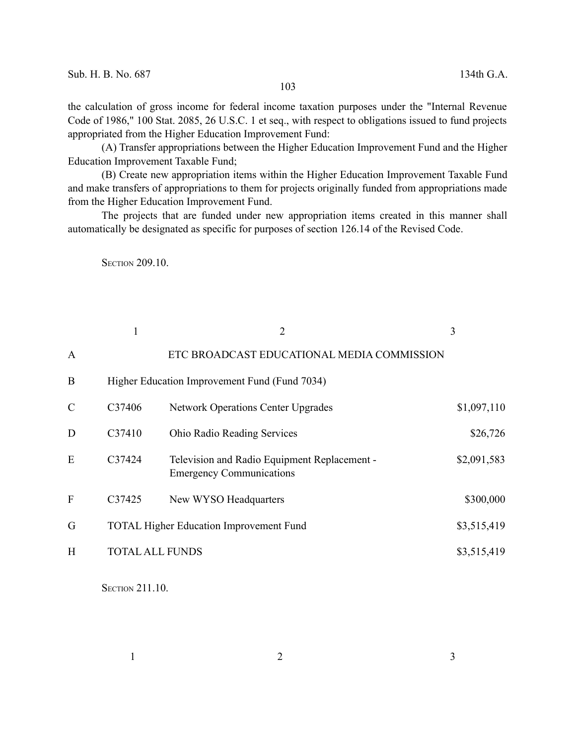the calculation of gross income for federal income taxation purposes under the "Internal Revenue Code of 1986," 100 Stat. 2085, 26 U.S.C. 1 et seq., with respect to obligations issued to fund projects appropriated from the Higher Education Improvement Fund:

(A) Transfer appropriations between the Higher Education Improvement Fund and the Higher Education Improvement Taxable Fund;

(B) Create new appropriation items within the Higher Education Improvement Taxable Fund and make transfers of appropriations to them for projects originally funded from appropriations made from the Higher Education Improvement Fund.

The projects that are funded under new appropriation items created in this manner shall automatically be designated as specific for purposes of section 126.14 of the Revised Code.

Section 209.10.

| | 1 | 2 | 3 |
|---|---|---|---|
| A | | ETC BROADCAST EDUCATIONAL MEDIA COMMISSION | |
| B | Higher Education Improvement Fund (Fund 7034) | | |
| C | C37406 | Network Operations Center Upgrades | $1,097,110 |
| D | C37410 | Ohio Radio Reading Services | $26,726 |
| E | C37424 | Television and Radio Equipment Replacement - Emergency Communications | $2,091,583 |
| F | C37425 | New WYSO Headquarters | $300,000 |
| G | TOTAL Higher Education Improvement Fund | | $3,515,419 |
| H | TOTAL ALL FUNDS | | $3,515,419 |

Section 211.10.

| 1 | 2 | 3 |
|---|---|---|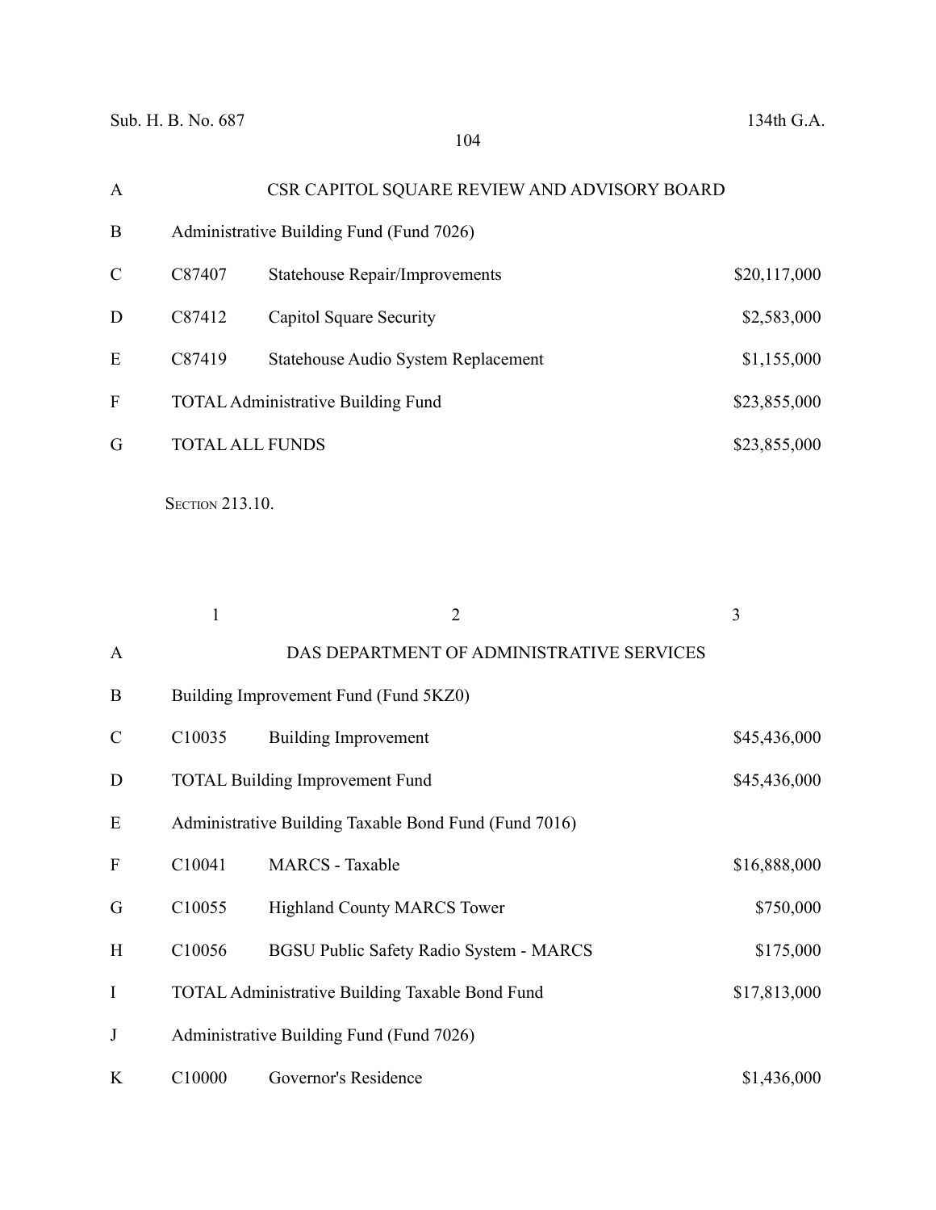| | | | |
|---|---|---|---|
| A | CSR CAPITOL SQUARE REVIEW AND ADVISORY BOARD | | |
| B | Administrative Building Fund (Fund 7026) | | |
| C | C87407 | Statehouse Repair/Improvements | $20,117,000 |
| D | C87412 | Capitol Square Security | $2,583,000 |
| E | C87419 | Statehouse Audio System Replacement | $1,155,000 |
| F | TOTAL Administrative Building Fund | | $23,855,000 |
| G | TOTAL ALL FUNDS | | $23,855,000 |

SECTION 213.10.

| | 1 | 2 | 3 |
|---|---|---|---|
| A | DAS DEPARTMENT OF ADMINISTRATIVE SERVICES | | |
| B | Building Improvement Fund (Fund 5KZ0) | | |
| C | C10035 | Building Improvement | $45,436,000 |
| D | TOTAL Building Improvement Fund | | $45,436,000 |
| E | Administrative Building Taxable Bond Fund (Fund 7016) | | |
| F | C10041 | MARCS - Taxable | $16,888,000 |
| G | C10055 | Highland County MARCS Tower | $750,000 |
| H | C10056 | BGSU Public Safety Radio System - MARCS | $175,000 |
| I | TOTAL Administrative Building Taxable Bond Fund | | $17,813,000 |
| J | Administrative Building Fund (Fund 7026) | | |
| K | C10000 | Governor's Residence | $1,436,000 |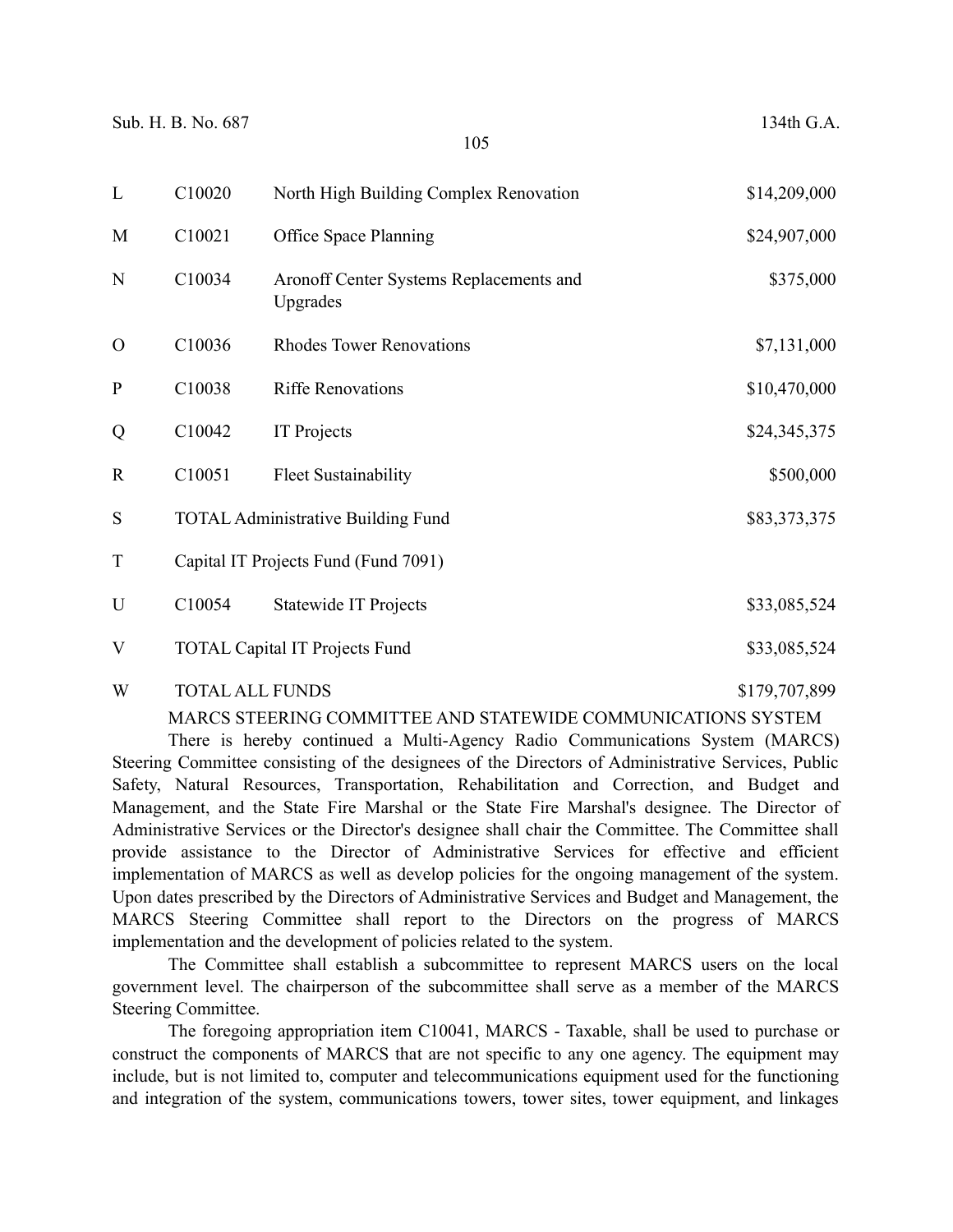| | | | |
|---|---|---|---|
| L | C10020 | North High Building Complex Renovation | $14,209,000 |
| M | C10021 | Office Space Planning | $24,907,000 |
| N | C10034 | Aronoff Center Systems Replacements and Upgrades | $375,000 |
| O | C10036 | Rhodes Tower Renovations | $7,131,000 |
| P | C10038 | Riffe Renovations | $10,470,000 |
| Q | C10042 | IT Projects | $24,345,375 |
| R | C10051 | Fleet Sustainability | $500,000 |
| S | TOTAL Administrative Building Fund | | $83,373,375 |
| T | Capital IT Projects Fund (Fund 7091) | | |
| U | C10054 | Statewide IT Projects | $33,085,524 |
| V | TOTAL Capital IT Projects Fund | | $33,085,524 |
| W | TOTAL ALL FUNDS | | $179,707,899 |

MARCS STEERING COMMITTEE AND STATEWIDE COMMUNICATIONS SYSTEM

There is hereby continued a Multi-Agency Radio Communications System (MARCS) Steering Committee consisting of the designees of the Directors of Administrative Services, Public Safety, Natural Resources, Transportation, Rehabilitation and Correction, and Budget and Management, and the State Fire Marshal or the State Fire Marshal's designee. The Director of Administrative Services or the Director's designee shall chair the Committee. The Committee shall provide assistance to the Director of Administrative Services for effective and efficient implementation of MARCS as well as develop policies for the ongoing management of the system. Upon dates prescribed by the Directors of Administrative Services and Budget and Management, the MARCS Steering Committee shall report to the Directors on the progress of MARCS implementation and the development of policies related to the system.

The Committee shall establish a subcommittee to represent MARCS users on the local government level. The chairperson of the subcommittee shall serve as a member of the MARCS Steering Committee.

The foregoing appropriation item C10041, MARCS - Taxable, shall be used to purchase or construct the components of MARCS that are not specific to any one agency. The equipment may include, but is not limited to, computer and telecommunications equipment used for the functioning and integration of the system, communications towers, tower sites, tower equipment, and linkages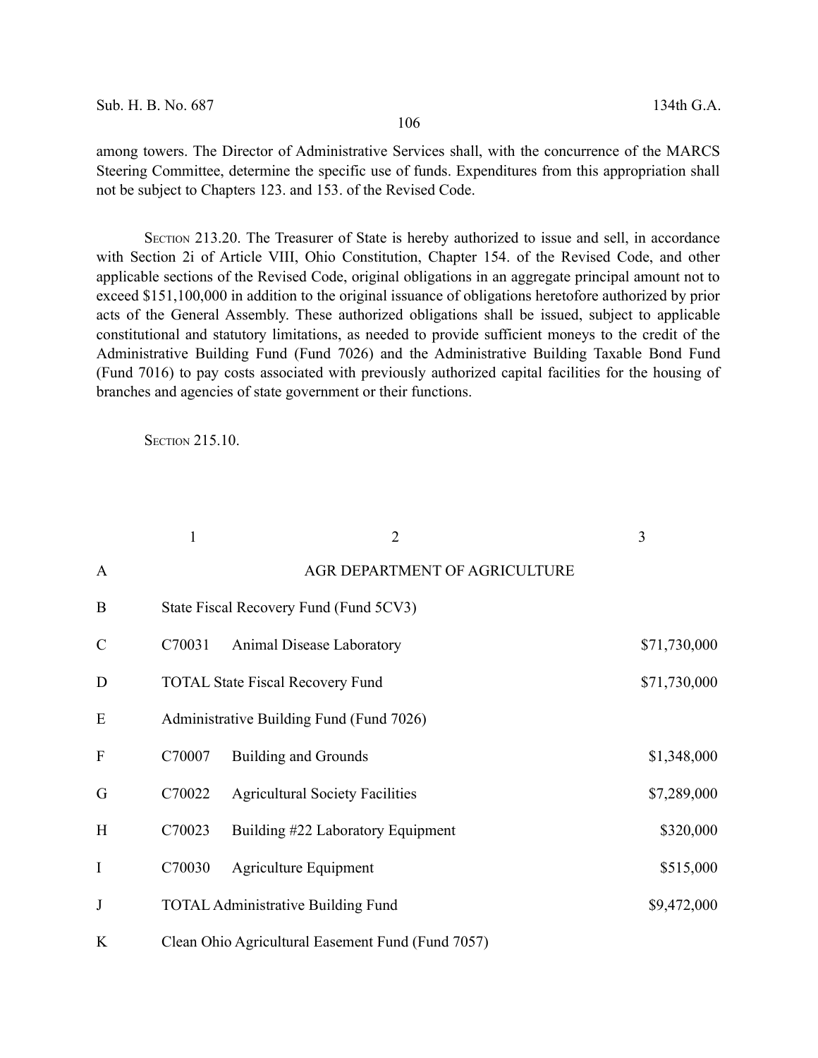among towers. The Director of Administrative Services shall, with the concurrence of the MARCS Steering Committee, determine the specific use of funds. Expenditures from this appropriation shall not be subject to Chapters 123. and 153. of the Revised Code.

SECTION 213.20. The Treasurer of State is hereby authorized to issue and sell, in accordance with Section 2i of Article VIII, Ohio Constitution, Chapter 154. of the Revised Code, and other applicable sections of the Revised Code, original obligations in an aggregate principal amount not to exceed $151,100,000 in addition to the original issuance of obligations heretofore authorized by prior acts of the General Assembly. These authorized obligations shall be issued, subject to applicable constitutional and statutory limitations, as needed to provide sufficient moneys to the credit of the Administrative Building Fund (Fund 7026) and the Administrative Building Taxable Bond Fund (Fund 7016) to pay costs associated with previously authorized capital facilities for the housing of branches and agencies of state government or their functions.

SECTION 215.10.

| | 1 | 2 | 3 |
|---|---|---|---|
| A | | AGR DEPARTMENT OF AGRICULTURE | |
| B | State Fiscal Recovery Fund (Fund 5CV3) | | |
| C | C70031 | Animal Disease Laboratory | $71,730,000 |
| D | TOTAL State Fiscal Recovery Fund | | $71,730,000 |
| E | Administrative Building Fund (Fund 7026) | | |
| F | C70007 | Building and Grounds | $1,348,000 |
| G | C70022 | Agricultural Society Facilities | $7,289,000 |
| H | C70023 | Building #22 Laboratory Equipment | $320,000 |
| I | C70030 | Agriculture Equipment | $515,000 |
| J | TOTAL Administrative Building Fund | | $9,472,000 |
| K | Clean Ohio Agricultural Easement Fund (Fund 7057) | | |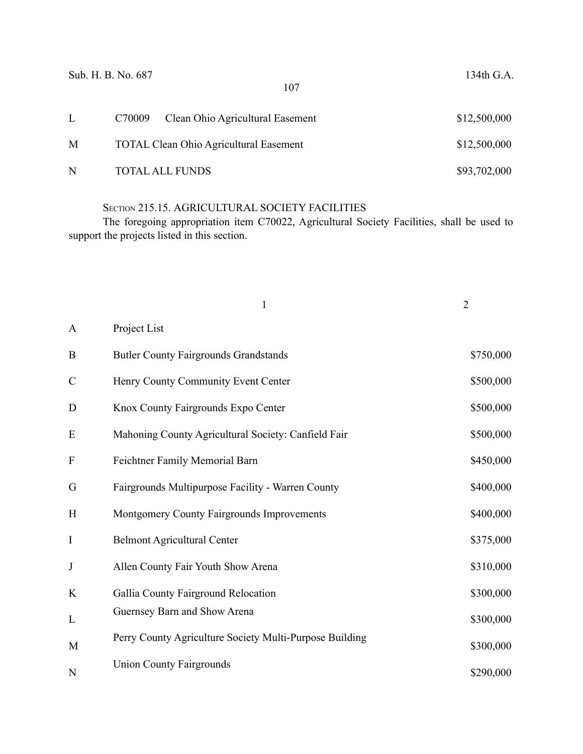| | | |
|---|---|---|
| L | C70009 Clean Ohio Agricultural Easement | $12,500,000 |
| M | TOTAL Clean Ohio Agricultural Easement | $12,500,000 |
| N | TOTAL ALL FUNDS | $93,702,000 |

SECTION 215.15. AGRICULTURAL SOCIETY FACILITIES

The foregoing appropriation item C70022, Agricultural Society Facilities, shall be used to support the projects listed in this section.

| | 1 | 2 |
|---|---|---|
| A | Project List | |
| B | Butler County Fairgrounds Grandstands | $750,000 |
| C | Henry County Community Event Center | $500,000 |
| D | Knox County Fairgrounds Expo Center | $500,000 |
| E | Mahoning County Agricultural Society: Canfield Fair | $500,000 |
| F | Feichtner Family Memorial Barn | $450,000 |
| G | Fairgrounds Multipurpose Facility - Warren County | $400,000 |
| H | Montgomery County Fairgrounds Improvements | $400,000 |
| I | Belmont Agricultural Center | $375,000 |
| J | Allen County Fair Youth Show Arena | $310,000 |
| K | Gallia County Fairground Relocation | $300,000 |
| L | Guernsey Barn and Show Arena | $300,000 |
| M | Perry County Agriculture Society Multi-Purpose Building | $300,000 |
| N | Union County Fairgrounds | $290,000 |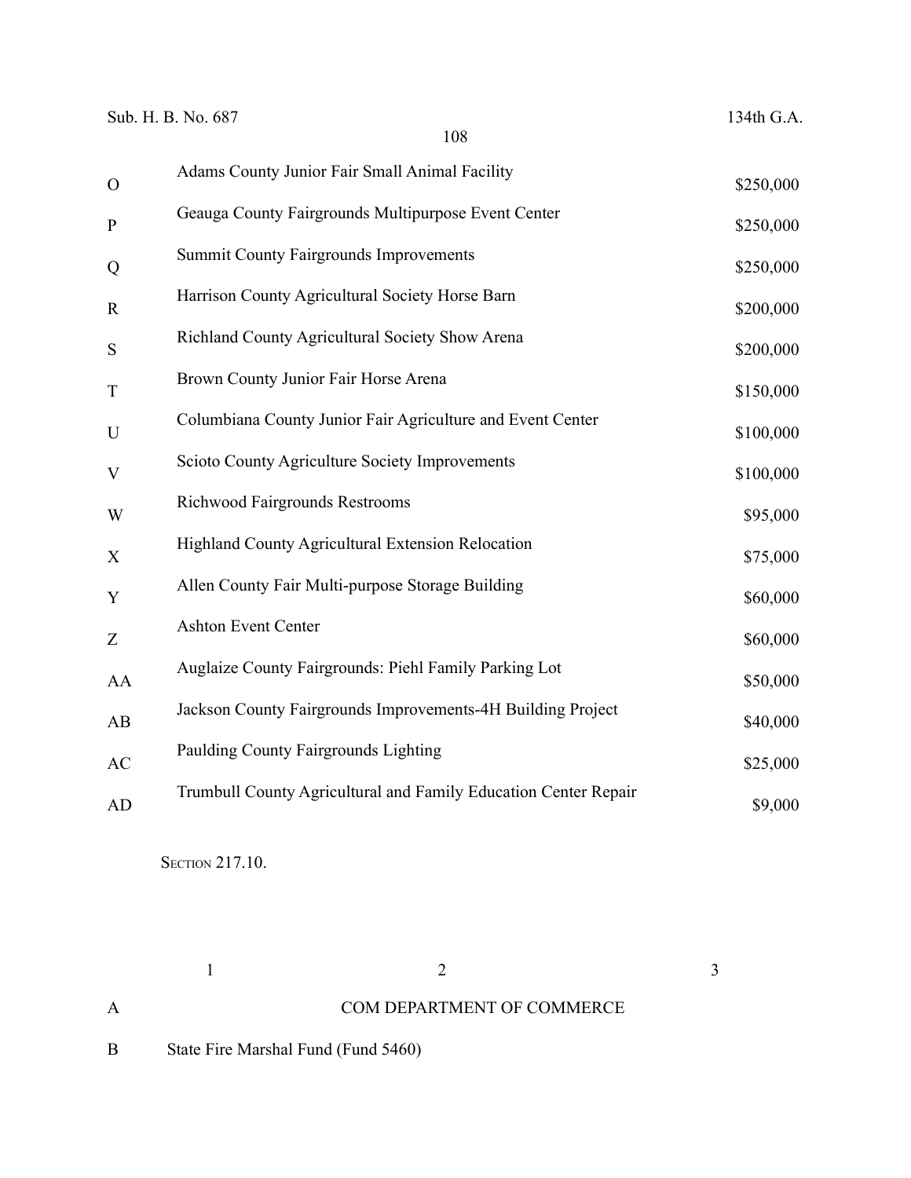| | | |
|---|---|---|
| O | Adams County Junior Fair Small Animal Facility | $250,000 |
| P | Geauga County Fairgrounds Multipurpose Event Center | $250,000 |
| Q | Summit County Fairgrounds Improvements | $250,000 |
| R | Harrison County Agricultural Society Horse Barn | $200,000 |
| S | Richland County Agricultural Society Show Arena | $200,000 |
| T | Brown County Junior Fair Horse Arena | $150,000 |
| U | Columbiana County Junior Fair Agriculture and Event Center | $100,000 |
| V | Scioto County Agriculture Society Improvements | $100,000 |
| W | Richwood Fairgrounds Restrooms | $95,000 |
| X | Highland County Agricultural Extension Relocation | $75,000 |
| Y | Allen County Fair Multi-purpose Storage Building | $60,000 |
| Z | Ashton Event Center | $60,000 |
| AA | Auglaize County Fairgrounds: Piehl Family Parking Lot | $50,000 |
| AB | Jackson County Fairgrounds Improvements-4H Building Project | $40,000 |
| AC | Paulding County Fairgrounds Lighting | $25,000 |
| AD | Trumbull County Agricultural and Family Education Center Repair | $9,000 |

SECTION 217.10.

| | 1 | 2 | 3 |
|---|---|---|---|
| A | | COM DEPARTMENT OF COMMERCE | |
| B | State Fire Marshal Fund (Fund 5460) | | |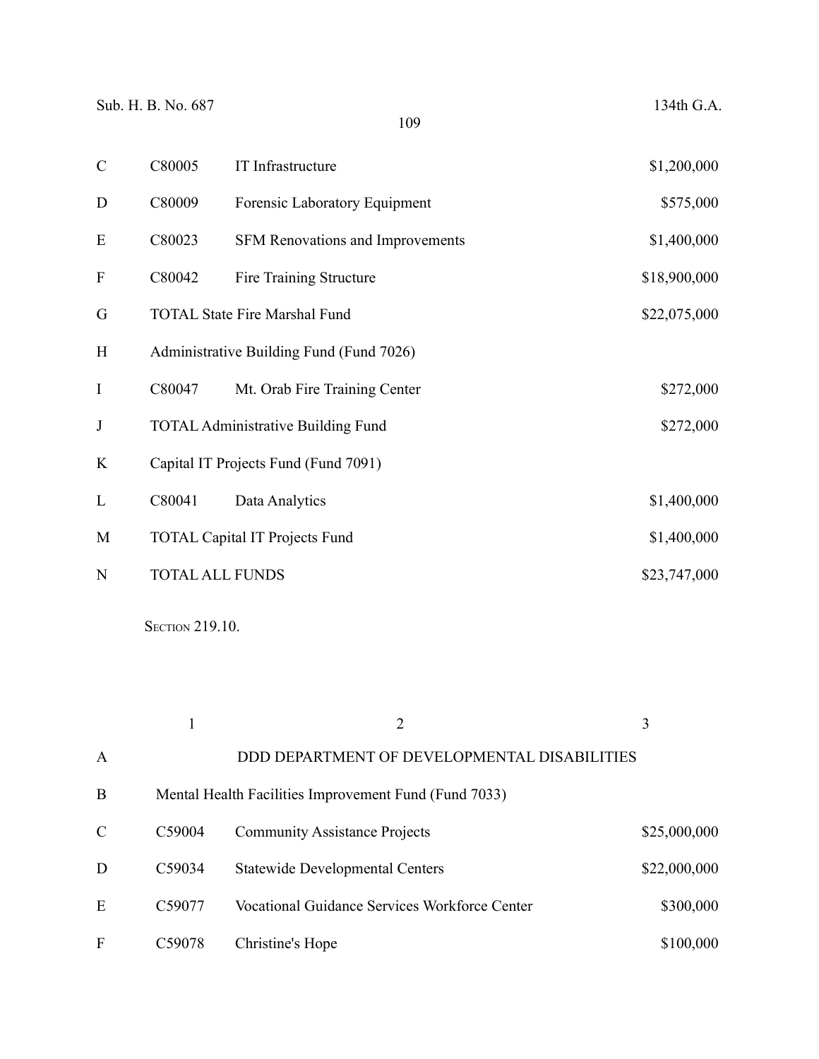| | | | |
|---|---|---|---|
| C | C80005 | IT Infrastructure | $1,200,000 |
| D | C80009 | Forensic Laboratory Equipment | $575,000 |
| E | C80023 | SFM Renovations and Improvements | $1,400,000 |
| F | C80042 | Fire Training Structure | $18,900,000 |
| G | TOTAL State Fire Marshal Fund | | $22,075,000 |
| H | Administrative Building Fund (Fund 7026) | | |
| I | C80047 | Mt. Orab Fire Training Center | $272,000 |
| J | TOTAL Administrative Building Fund | | $272,000 |
| K | Capital IT Projects Fund (Fund 7091) | | |
| L | C80041 | Data Analytics | $1,400,000 |
| M | TOTAL Capital IT Projects Fund | | $1,400,000 |
| N | TOTAL ALL FUNDS | | $23,747,000 |

Section 219.10.

| | 1 | 2 | 3 |
|---|---|---|---|
| A | DDD DEPARTMENT OF DEVELOPMENTAL DISABILITIES | | |
| B | Mental Health Facilities Improvement Fund (Fund 7033) | | |
| C | C59004 | Community Assistance Projects | $25,000,000 |
| D | C59034 | Statewide Developmental Centers | $22,000,000 |
| E | C59077 | Vocational Guidance Services Workforce Center | $300,000 |
| F | C59078 | Christine's Hope | $100,000 |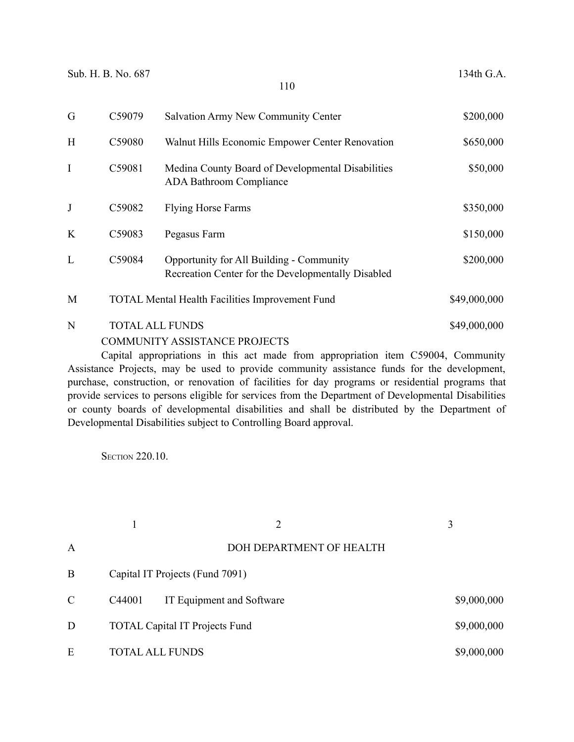| | | | |
|---|---|---|---|
| G | C59079 | Salvation Army New Community Center | $200,000 |
| H | C59080 | Walnut Hills Economic Empower Center Renovation | $650,000 |
| I | C59081 | Medina County Board of Developmental Disabilities ADA Bathroom Compliance | $50,000 |
| J | C59082 | Flying Horse Farms | $350,000 |
| K | C59083 | Pegasus Farm | $150,000 |
| L | C59084 | Opportunity for All Building - Community Recreation Center for the Developmentally Disabled | $200,000 |
| M | TOTAL Mental Health Facilities Improvement Fund | | $49,000,000 |
| N | TOTAL ALL FUNDS | | $49,000,000 |

COMMUNITY ASSISTANCE PROJECTS

Capital appropriations in this act made from appropriation item C59004, Community Assistance Projects, may be used to provide community assistance funds for the development, purchase, construction, or renovation of facilities for day programs or residential programs that provide services to persons eligible for services from the Department of Developmental Disabilities or county boards of developmental disabilities and shall be distributed by the Department of Developmental Disabilities subject to Controlling Board approval.

SECTION 220.10.

| | 1 | 2 | 3 |
|---|---|---|---|
| A | | DOH DEPARTMENT OF HEALTH | |
| B | Capital IT Projects (Fund 7091) | | |
| C | C44001 | IT Equipment and Software | $9,000,000 |
| D | TOTAL Capital IT Projects Fund | | $9,000,000 |
| E | TOTAL ALL FUNDS | | $9,000,000 |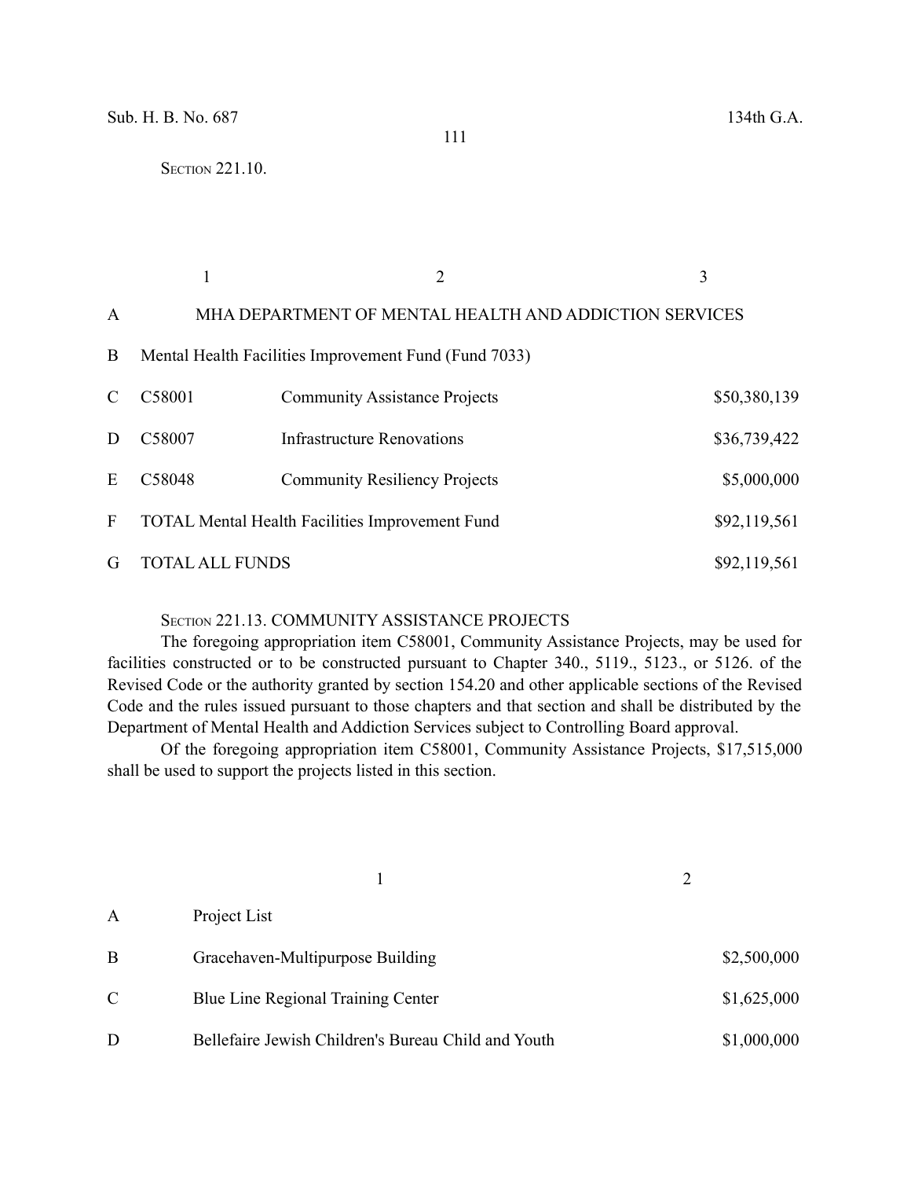SECTION 221.10.

| | 1 | 2 | 3 |
|---|---|---|---|
| A | MHA DEPARTMENT OF MENTAL HEALTH AND ADDICTION SERVICES | | |
| B | Mental Health Facilities Improvement Fund (Fund 7033) | | |
| C | C58001 | Community Assistance Projects | $50,380,139 |
| D | C58007 | Infrastructure Renovations | $36,739,422 |
| E | C58048 | Community Resiliency Projects | $5,000,000 |
| F | TOTAL Mental Health Facilities Improvement Fund | | $92,119,561 |
| G | TOTAL ALL FUNDS | | $92,119,561 |

SECTION 221.13. COMMUNITY ASSISTANCE PROJECTS

The foregoing appropriation item C58001, Community Assistance Projects, may be used for facilities constructed or to be constructed pursuant to Chapter 340., 5119., 5123., or 5126. of the Revised Code or the authority granted by section 154.20 and other applicable sections of the Revised Code and the rules issued pursuant to those chapters and that section and shall be distributed by the Department of Mental Health and Addiction Services subject to Controlling Board approval.

Of the foregoing appropriation item C58001, Community Assistance Projects, $17,515,000 shall be used to support the projects listed in this section.

| | 1 | 2 |
|---|---|---|
| A | Project List | |
| B | Gracehaven-Multipurpose Building | $2,500,000 |
| C | Blue Line Regional Training Center | $1,625,000 |
| D | Bellefaire Jewish Children's Bureau Child and Youth | $1,000,000 |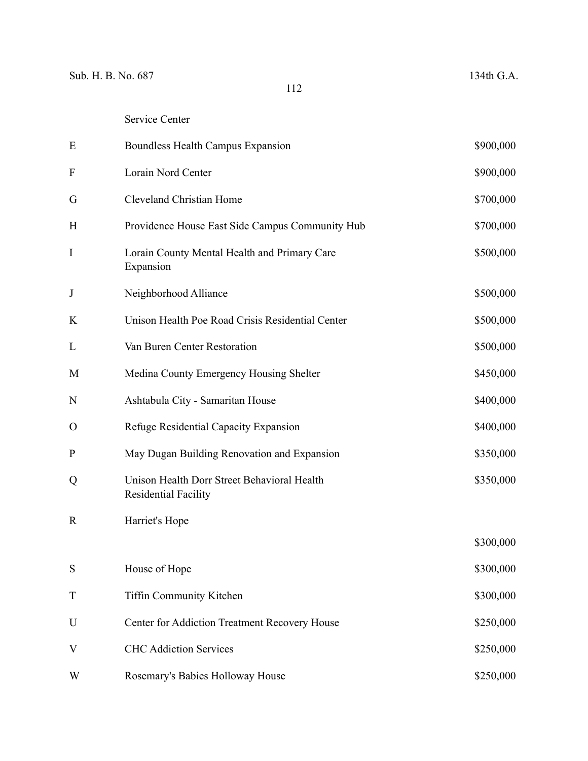| | | |
|---|---|---|
| | Service Center | |
| E | Boundless Health Campus Expansion | $900,000 |
| F | Lorain Nord Center | $900,000 |
| G | Cleveland Christian Home | $700,000 |
| H | Providence House East Side Campus Community Hub | $700,000 |
| I | Lorain County Mental Health and Primary Care Expansion | $500,000 |
| J | Neighborhood Alliance | $500,000 |
| K | Unison Health Poe Road Crisis Residential Center | $500,000 |
| L | Van Buren Center Restoration | $500,000 |
| M | Medina County Emergency Housing Shelter | $450,000 |
| N | Ashtabula City - Samaritan House | $400,000 |
| O | Refuge Residential Capacity Expansion | $400,000 |
| P | May Dugan Building Renovation and Expansion | $350,000 |
| Q | Unison Health Dorr Street Behavioral Health Residential Facility | $350,000 |
| R | Harriet's Hope | $300,000 |
| S | House of Hope | $300,000 |
| T | Tiffin Community Kitchen | $300,000 |
| U | Center for Addiction Treatment Recovery House | $250,000 |
| V | CHC Addiction Services | $250,000 |
| W | Rosemary's Babies Holloway House | $250,000 |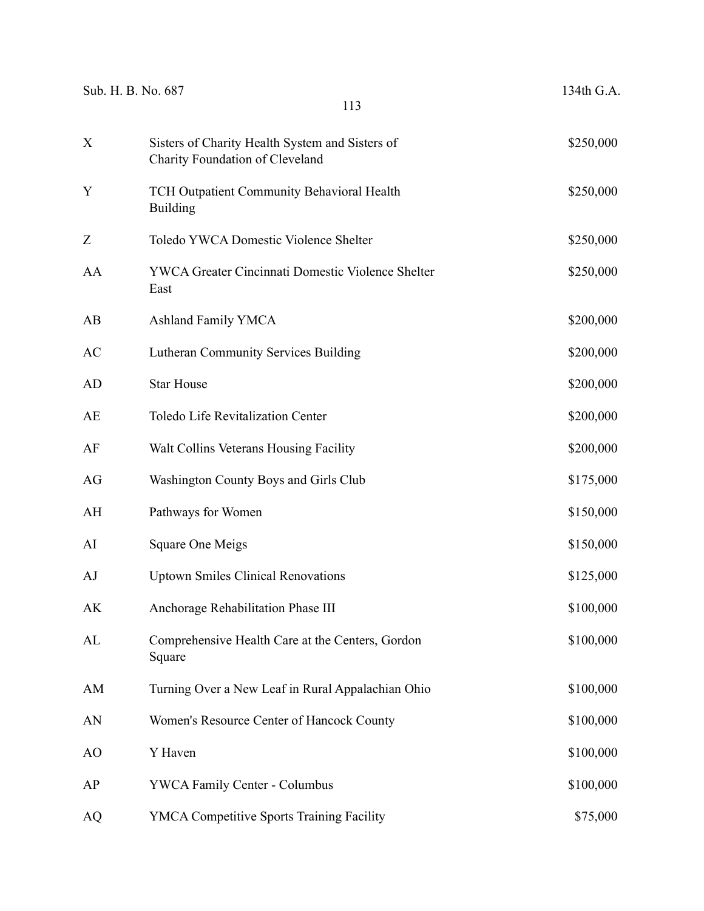| | | |
|---|---|---|
| X | Sisters of Charity Health System and Sisters of Charity Foundation of Cleveland | $250,000 |
| Y | TCH Outpatient Community Behavioral Health Building | $250,000 |
| Z | Toledo YWCA Domestic Violence Shelter | $250,000 |
| AA | YWCA Greater Cincinnati Domestic Violence Shelter East | $250,000 |
| AB | Ashland Family YMCA | $200,000 |
| AC | Lutheran Community Services Building | $200,000 |
| AD | Star House | $200,000 |
| AE | Toledo Life Revitalization Center | $200,000 |
| AF | Walt Collins Veterans Housing Facility | $200,000 |
| AG | Washington County Boys and Girls Club | $175,000 |
| AH | Pathways for Women | $150,000 |
| AI | Square One Meigs | $150,000 |
| AJ | Uptown Smiles Clinical Renovations | $125,000 |
| AK | Anchorage Rehabilitation Phase III | $100,000 |
| AL | Comprehensive Health Care at the Centers, Gordon Square | $100,000 |
| AM | Turning Over a New Leaf in Rural Appalachian Ohio | $100,000 |
| AN | Women's Resource Center of Hancock County | $100,000 |
| AO | Y Haven | $100,000 |
| AP | YWCA Family Center - Columbus | $100,000 |
| AQ | YMCA Competitive Sports Training Facility | $75,000 |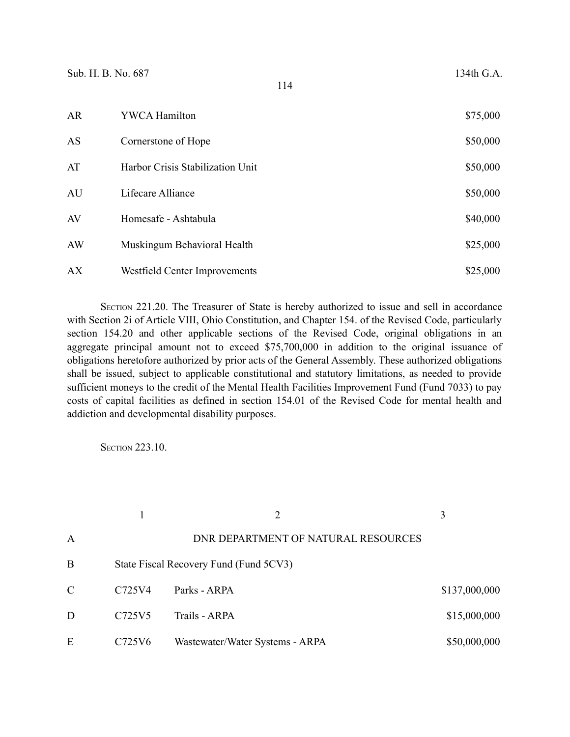| | | |
|---|---|---|
| AR | YWCA Hamilton | $75,000 |
| AS | Cornerstone of Hope | $50,000 |
| AT | Harbor Crisis Stabilization Unit | $50,000 |
| AU | Lifecare Alliance | $50,000 |
| AV | Homesafe - Ashtabula | $40,000 |
| AW | Muskingum Behavioral Health | $25,000 |
| AX | Westfield Center Improvements | $25,000 |

SECTION 221.20. The Treasurer of State is hereby authorized to issue and sell in accordance with Section 2i of Article VIII, Ohio Constitution, and Chapter 154. of the Revised Code, particularly section 154.20 and other applicable sections of the Revised Code, original obligations in an aggregate principal amount not to exceed $75,700,000 in addition to the original issuance of obligations heretofore authorized by prior acts of the General Assembly. These authorized obligations shall be issued, subject to applicable constitutional and statutory limitations, as needed to provide sufficient moneys to the credit of the Mental Health Facilities Improvement Fund (Fund 7033) to pay costs of capital facilities as defined in section 154.01 of the Revised Code for mental health and addiction and developmental disability purposes.

SECTION 223.10.

| | 1 | 2 | 3 |
|---|---|---|---|
| A | | DNR DEPARTMENT OF NATURAL RESOURCES | |
| B | State Fiscal Recovery Fund (Fund 5CV3) | | |
| C | C725V4 | Parks - ARPA | $137,000,000 |
| D | C725V5 | Trails - ARPA | $15,000,000 |
| E | C725V6 | Wastewater/Water Systems - ARPA | $50,000,000 |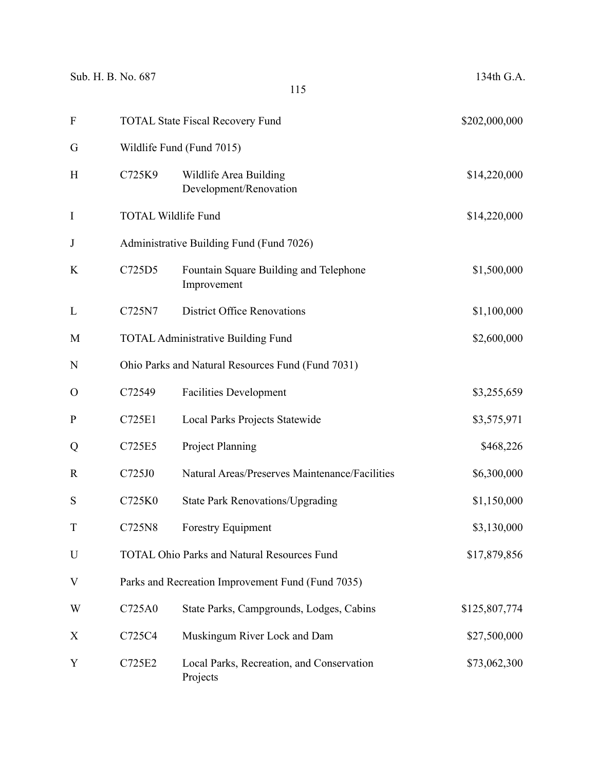| | | | |
|---|---|---|---|
| F | TOTAL State Fiscal Recovery Fund | | $202,000,000 |
| G | Wildlife Fund (Fund 7015) | | |
| H | C725K9 | Wildlife Area Building Development/Renovation | $14,220,000 |
| I | TOTAL Wildlife Fund | | $14,220,000 |
| J | Administrative Building Fund (Fund 7026) | | |
| K | C725D5 | Fountain Square Building and Telephone Improvement | $1,500,000 |
| L | C725N7 | District Office Renovations | $1,100,000 |
| M | TOTAL Administrative Building Fund | | $2,600,000 |
| N | Ohio Parks and Natural Resources Fund (Fund 7031) | | |
| O | C72549 | Facilities Development | $3,255,659 |
| P | C725E1 | Local Parks Projects Statewide | $3,575,971 |
| Q | C725E5 | Project Planning | $468,226 |
| R | C725J0 | Natural Areas/Preserves Maintenance/Facilities | $6,300,000 |
| S | C725K0 | State Park Renovations/Upgrading | $1,150,000 |
| T | C725N8 | Forestry Equipment | $3,130,000 |
| U | TOTAL Ohio Parks and Natural Resources Fund | | $17,879,856 |
| V | Parks and Recreation Improvement Fund (Fund 7035) | | |
| W | C725A0 | State Parks, Campgrounds, Lodges, Cabins | $125,807,774 |
| X | C725C4 | Muskingum River Lock and Dam | $27,500,000 |
| Y | C725E2 | Local Parks, Recreation, and Conservation Projects | $73,062,300 |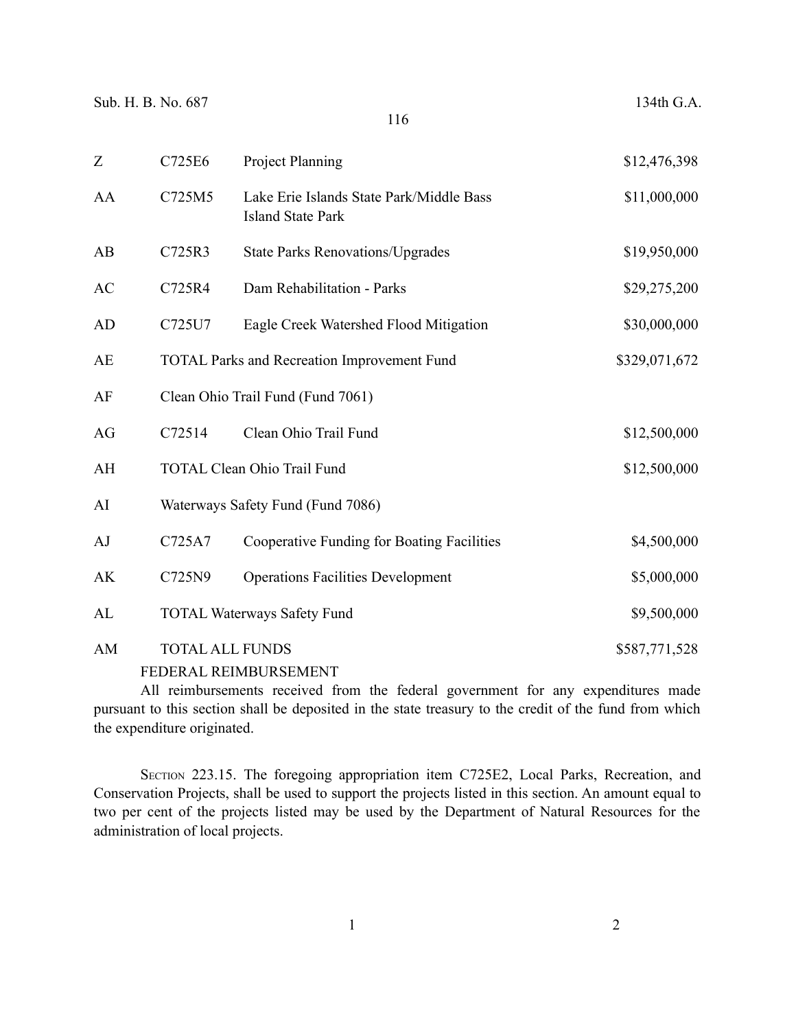| | | | |
|---|---|---|---|
| Z | C725E6 | Project Planning | $12,476,398 |
| AA | C725M5 | Lake Erie Islands State Park/Middle Bass Island State Park | $11,000,000 |
| AB | C725R3 | State Parks Renovations/Upgrades | $19,950,000 |
| AC | C725R4 | Dam Rehabilitation - Parks | $29,275,200 |
| AD | C725U7 | Eagle Creek Watershed Flood Mitigation | $30,000,000 |
| AE | TOTAL Parks and Recreation Improvement Fund | | $329,071,672 |
| AF | Clean Ohio Trail Fund (Fund 7061) | | |
| AG | C72514 | Clean Ohio Trail Fund | $12,500,000 |
| AH | TOTAL Clean Ohio Trail Fund | | $12,500,000 |
| AI | Waterways Safety Fund (Fund 7086) | | |
| AJ | C725A7 | Cooperative Funding for Boating Facilities | $4,500,000 |
| AK | C725N9 | Operations Facilities Development | $5,000,000 |
| AL | TOTAL Waterways Safety Fund | | $9,500,000 |
| AM | TOTAL ALL FUNDS | | $587,771,528 |

FEDERAL REIMBURSEMENT

All reimbursements received from the federal government for any expenditures made pursuant to this section shall be deposited in the state treasury to the credit of the fund from which the expenditure originated.

SECTION 223.15. The foregoing appropriation item C725E2, Local Parks, Recreation, and Conservation Projects, shall be used to support the projects listed in this section. An amount equal to two per cent of the projects listed may be used by the Department of Natural Resources for the administration of local projects.

| 1 | 2 |
|---|---|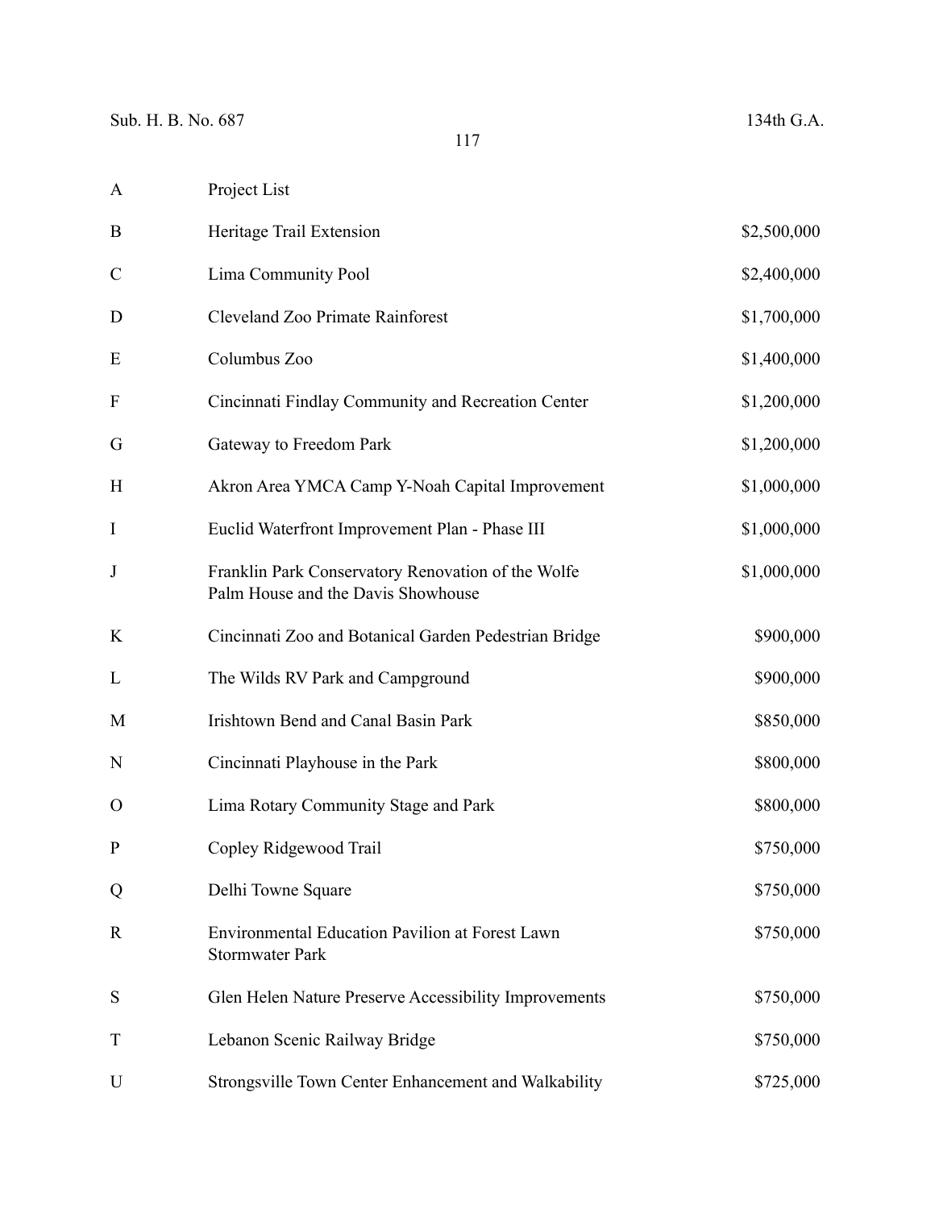| A | Project List | |
|---|---|---|
| B | Heritage Trail Extension | $2,500,000 |
| C | Lima Community Pool | $2,400,000 |
| D | Cleveland Zoo Primate Rainforest | $1,700,000 |
| E | Columbus Zoo | $1,400,000 |
| F | Cincinnati Findlay Community and Recreation Center | $1,200,000 |
| G | Gateway to Freedom Park | $1,200,000 |
| H | Akron Area YMCA Camp Y-Noah Capital Improvement | $1,000,000 |
| I | Euclid Waterfront Improvement Plan - Phase III | $1,000,000 |
| J | Franklin Park Conservatory Renovation of the Wolfe Palm House and the Davis Showhouse | $1,000,000 |
| K | Cincinnati Zoo and Botanical Garden Pedestrian Bridge | $900,000 |
| L | The Wilds RV Park and Campground | $900,000 |
| M | Irishtown Bend and Canal Basin Park | $850,000 |
| N | Cincinnati Playhouse in the Park | $800,000 |
| O | Lima Rotary Community Stage and Park | $800,000 |
| P | Copley Ridgewood Trail | $750,000 |
| Q | Delhi Towne Square | $750,000 |
| R | Environmental Education Pavilion at Forest Lawn Stormwater Park | $750,000 |
| S | Glen Helen Nature Preserve Accessibility Improvements | $750,000 |
| T | Lebanon Scenic Railway Bridge | $750,000 |
| U | Strongsville Town Center Enhancement and Walkability | $725,000 |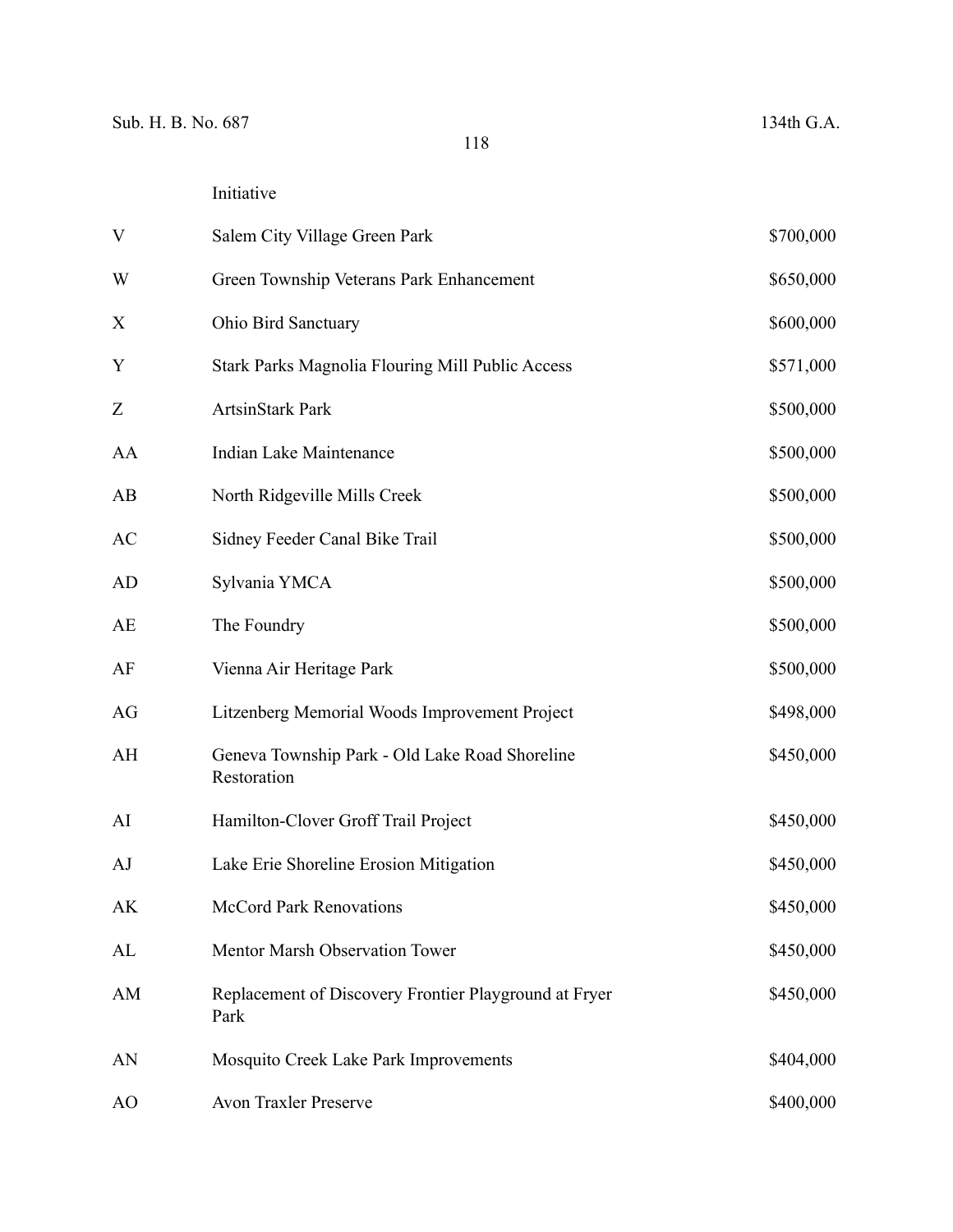| | | |
|---|---|---|
| | Initiative | |
| V | Salem City Village Green Park | $700,000 |
| W | Green Township Veterans Park Enhancement | $650,000 |
| X | Ohio Bird Sanctuary | $600,000 |
| Y | Stark Parks Magnolia Flouring Mill Public Access | $571,000 |
| Z | ArtsinStark Park | $500,000 |
| AA | Indian Lake Maintenance | $500,000 |
| AB | North Ridgeville Mills Creek | $500,000 |
| AC | Sidney Feeder Canal Bike Trail | $500,000 |
| AD | Sylvania YMCA | $500,000 |
| AE | The Foundry | $500,000 |
| AF | Vienna Air Heritage Park | $500,000 |
| AG | Litzenberg Memorial Woods Improvement Project | $498,000 |
| AH | Geneva Township Park - Old Lake Road Shoreline Restoration | $450,000 |
| AI | Hamilton-Clover Groff Trail Project | $450,000 |
| AJ | Lake Erie Shoreline Erosion Mitigation | $450,000 |
| AK | McCord Park Renovations | $450,000 |
| AL | Mentor Marsh Observation Tower | $450,000 |
| AM | Replacement of Discovery Frontier Playground at Fryer Park | $450,000 |
| AN | Mosquito Creek Lake Park Improvements | $404,000 |
| AO | Avon Traxler Preserve | $400,000 |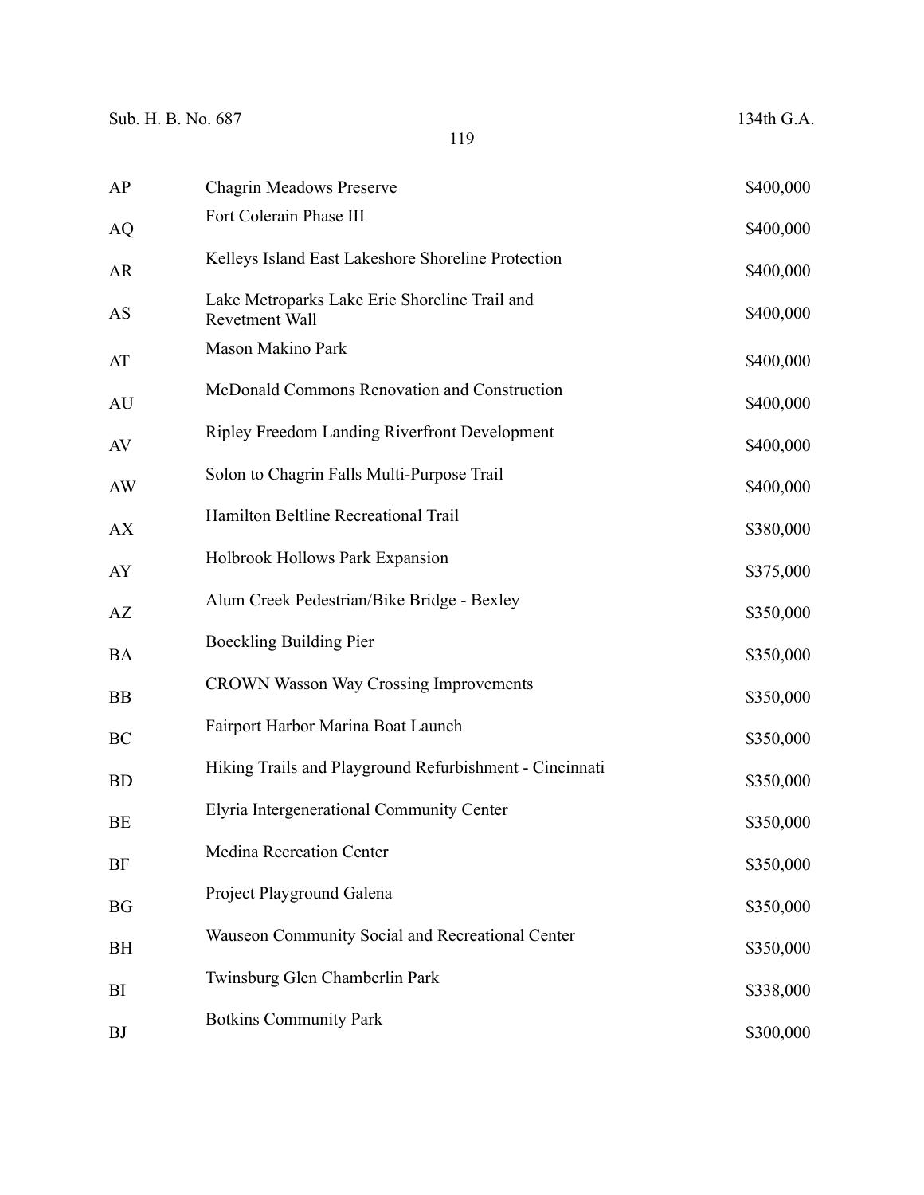| | | |
|---|---|---|
| AP | Chagrin Meadows Preserve | $400,000 |
| AQ | Fort Colerain Phase III | $400,000 |
| AR | Kelleys Island East Lakeshore Shoreline Protection | $400,000 |
| AS | Lake Metroparks Lake Erie Shoreline Trail and Revetment Wall | $400,000 |
| AT | Mason Makino Park | $400,000 |
| AU | McDonald Commons Renovation and Construction | $400,000 |
| AV | Ripley Freedom Landing Riverfront Development | $400,000 |
| AW | Solon to Chagrin Falls Multi-Purpose Trail | $400,000 |
| AX | Hamilton Beltline Recreational Trail | $380,000 |
| AY | Holbrook Hollows Park Expansion | $375,000 |
| AZ | Alum Creek Pedestrian/Bike Bridge - Bexley | $350,000 |
| BA | Boeckling Building Pier | $350,000 |
| BB | CROWN Wasson Way Crossing Improvements | $350,000 |
| BC | Fairport Harbor Marina Boat Launch | $350,000 |
| BD | Hiking Trails and Playground Refurbishment - Cincinnati | $350,000 |
| BE | Elyria Intergenerational Community Center | $350,000 |
| BF | Medina Recreation Center | $350,000 |
| BG | Project Playground Galena | $350,000 |
| BH | Wauseon Community Social and Recreational Center | $350,000 |
| BI | Twinsburg Glen Chamberlin Park | $338,000 |
| BJ | Botkins Community Park | $300,000 |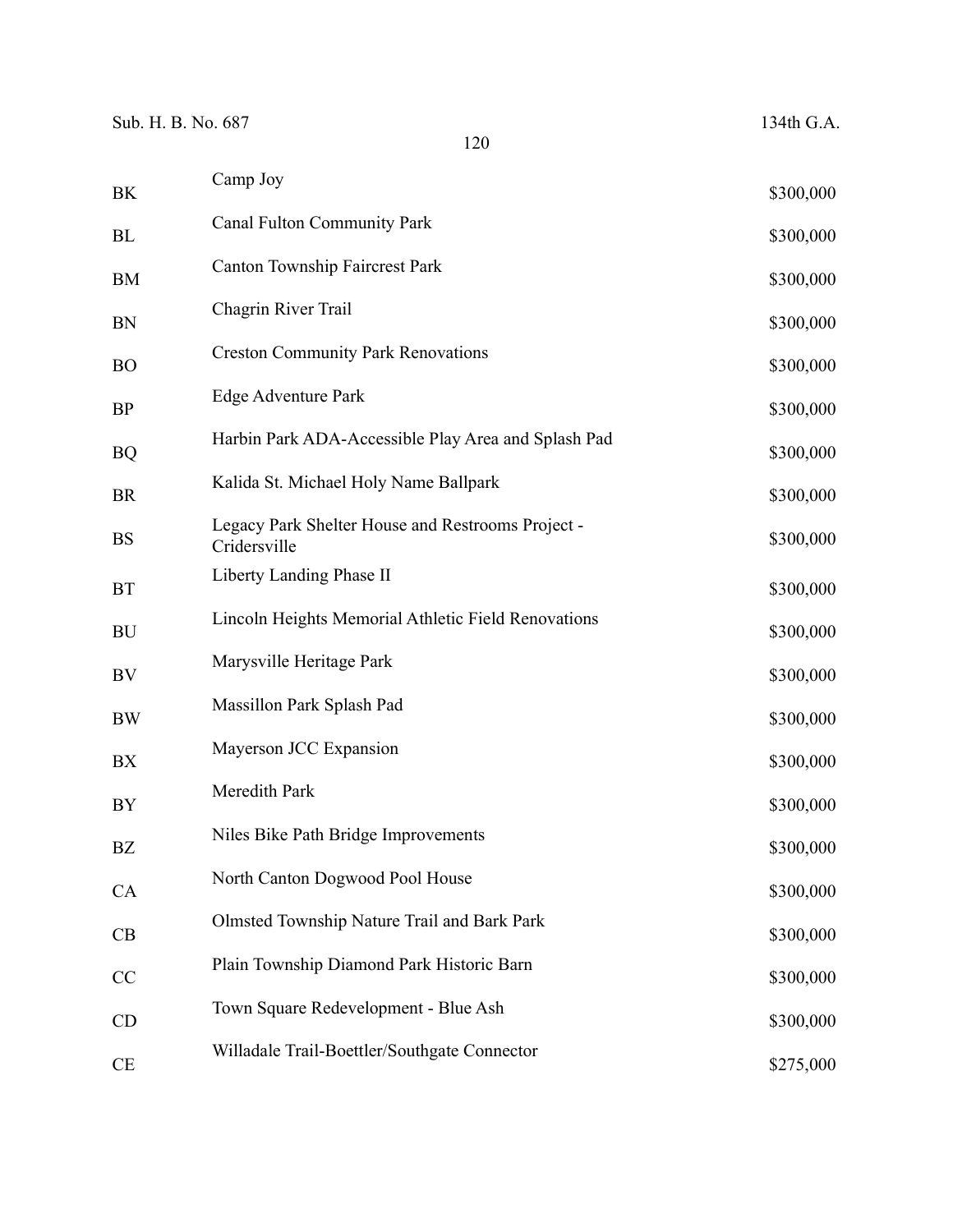| | | |
|---|---|---|
| BK | Camp Joy | $300,000 |
| BL | Canal Fulton Community Park | $300,000 |
| BM | Canton Township Faircrest Park | $300,000 |
| BN | Chagrin River Trail | $300,000 |
| BO | Creston Community Park Renovations | $300,000 |
| BP | Edge Adventure Park | $300,000 |
| BQ | Harbin Park ADA-Accessible Play Area and Splash Pad | $300,000 |
| BR | Kalida St. Michael Holy Name Ballpark | $300,000 |
| BS | Legacy Park Shelter House and Restrooms Project - Cridersville | $300,000 |
| BT | Liberty Landing Phase II | $300,000 |
| BU | Lincoln Heights Memorial Athletic Field Renovations | $300,000 |
| BV | Marysville Heritage Park | $300,000 |
| BW | Massillon Park Splash Pad | $300,000 |
| BX | Mayerson JCC Expansion | $300,000 |
| BY | Meredith Park | $300,000 |
| BZ | Niles Bike Path Bridge Improvements | $300,000 |
| CA | North Canton Dogwood Pool House | $300,000 |
| CB | Olmsted Township Nature Trail and Bark Park | $300,000 |
| CC | Plain Township Diamond Park Historic Barn | $300,000 |
| CD | Town Square Redevelopment - Blue Ash | $300,000 |
| CE | Willadale Trail-Boettler/Southgate Connector | $275,000 |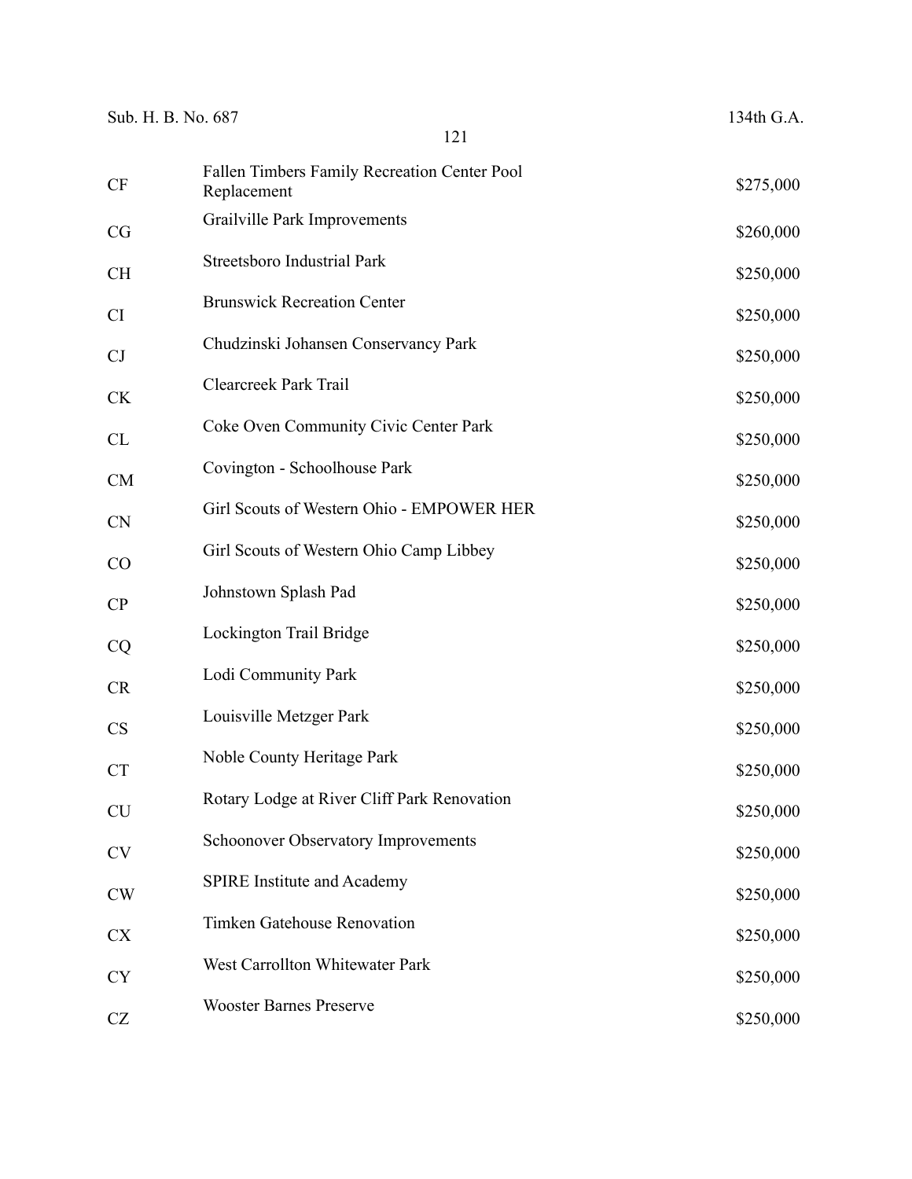| | | |
|---|---|---|
| CF | Fallen Timbers Family Recreation Center Pool Replacement | $275,000 |
| CG | Grailville Park Improvements | $260,000 |
| CH | Streetsboro Industrial Park | $250,000 |
| CI | Brunswick Recreation Center | $250,000 |
| CJ | Chudzinski Johansen Conservancy Park | $250,000 |
| CK | Clearcreek Park Trail | $250,000 |
| CL | Coke Oven Community Civic Center Park | $250,000 |
| CM | Covington - Schoolhouse Park | $250,000 |
| CN | Girl Scouts of Western Ohio - EMPOWER HER | $250,000 |
| CO | Girl Scouts of Western Ohio Camp Libbey | $250,000 |
| CP | Johnstown Splash Pad | $250,000 |
| CQ | Lockington Trail Bridge | $250,000 |
| CR | Lodi Community Park | $250,000 |
| CS | Louisville Metzger Park | $250,000 |
| CT | Noble County Heritage Park | $250,000 |
| CU | Rotary Lodge at River Cliff Park Renovation | $250,000 |
| CV | Schoonover Observatory Improvements | $250,000 |
| CW | SPIRE Institute and Academy | $250,000 |
| CX | Timken Gatehouse Renovation | $250,000 |
| CY | West Carrollton Whitewater Park | $250,000 |
| CZ | Wooster Barnes Preserve | $250,000 |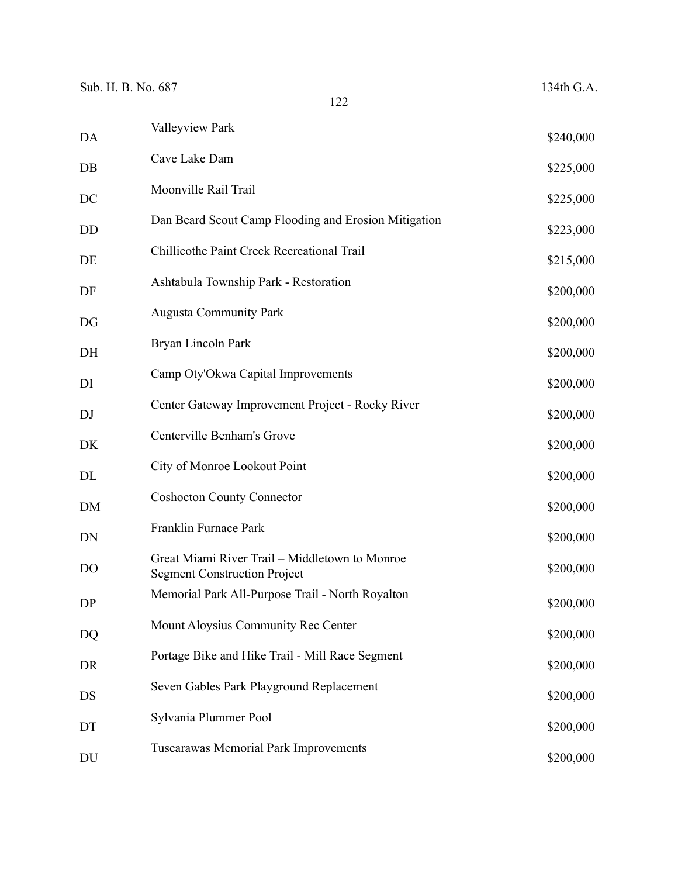| | | |
|---|---|---|
| DA | Valleyview Park | $240,000 |
| DB | Cave Lake Dam | $225,000 |
| DC | Moonville Rail Trail | $225,000 |
| DD | Dan Beard Scout Camp Flooding and Erosion Mitigation | $223,000 |
| DE | Chillicothe Paint Creek Recreational Trail | $215,000 |
| DF | Ashtabula Township Park - Restoration | $200,000 |
| DG | Augusta Community Park | $200,000 |
| DH | Bryan Lincoln Park | $200,000 |
| DI | Camp Oty'Okwa Capital Improvements | $200,000 |
| DJ | Center Gateway Improvement Project - Rocky River | $200,000 |
| DK | Centerville Benham's Grove | $200,000 |
| DL | City of Monroe Lookout Point | $200,000 |
| DM | Coshocton County Connector | $200,000 |
| DN | Franklin Furnace Park | $200,000 |
| DO | Great Miami River Trail – Middletown to Monroe Segment Construction Project | $200,000 |
| DP | Memorial Park All-Purpose Trail - North Royalton | $200,000 |
| DQ | Mount Aloysius Community Rec Center | $200,000 |
| DR | Portage Bike and Hike Trail - Mill Race Segment | $200,000 |
| DS | Seven Gables Park Playground Replacement | $200,000 |
| DT | Sylvania Plummer Pool | $200,000 |
| DU | Tuscarawas Memorial Park Improvements | $200,000 |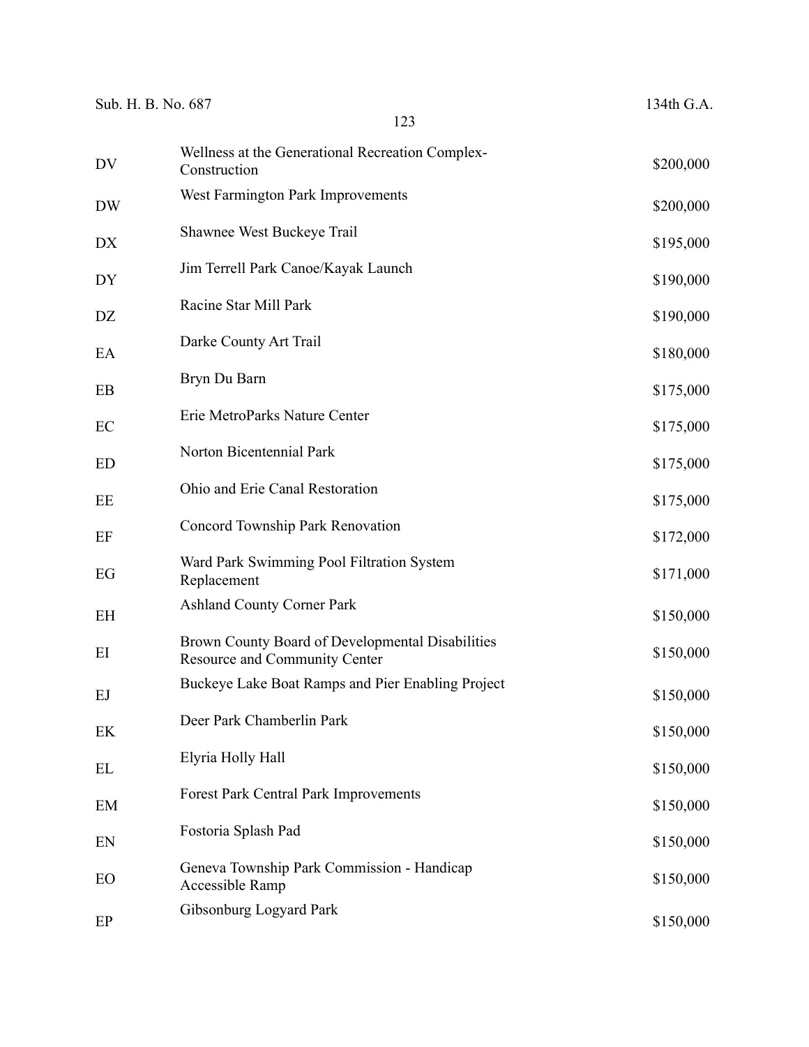| | | |
|---|---|---|
| DV | Wellness at the Generational Recreation Complex-Construction | $200,000 |
| DW | West Farmington Park Improvements | $200,000 |
| DX | Shawnee West Buckeye Trail | $195,000 |
| DY | Jim Terrell Park Canoe/Kayak Launch | $190,000 |
| DZ | Racine Star Mill Park | $190,000 |
| EA | Darke County Art Trail | $180,000 |
| EB | Bryn Du Barn | $175,000 |
| EC | Erie MetroParks Nature Center | $175,000 |
| ED | Norton Bicentennial Park | $175,000 |
| EE | Ohio and Erie Canal Restoration | $175,000 |
| EF | Concord Township Park Renovation | $172,000 |
| EG | Ward Park Swimming Pool Filtration System Replacement | $171,000 |
| EH | Ashland County Corner Park | $150,000 |
| EI | Brown County Board of Developmental Disabilities Resource and Community Center | $150,000 |
| EJ | Buckeye Lake Boat Ramps and Pier Enabling Project | $150,000 |
| EK | Deer Park Chamberlin Park | $150,000 |
| EL | Elyria Holly Hall | $150,000 |
| EM | Forest Park Central Park Improvements | $150,000 |
| EN | Fostoria Splash Pad | $150,000 |
| EO | Geneva Township Park Commission - Handicap Accessible Ramp | $150,000 |
| EP | Gibsonburg Logyard Park | $150,000 |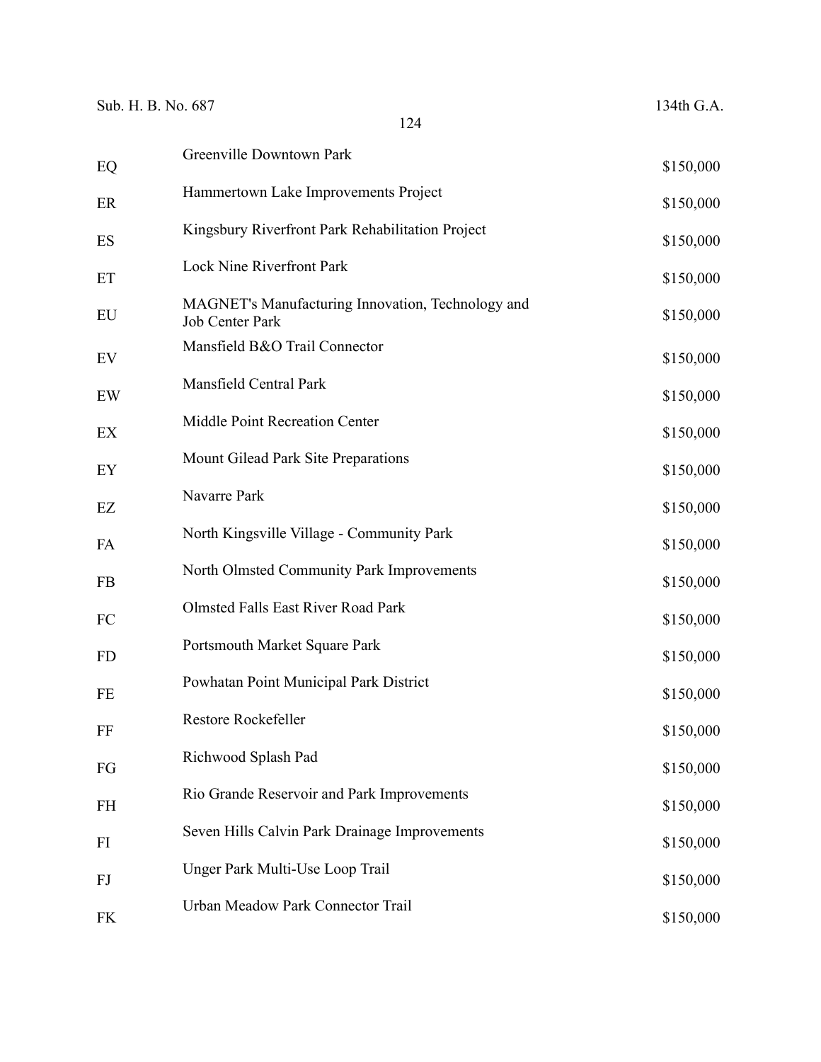| | | |
|---|---|---|
| EQ | Greenville Downtown Park | $150,000 |
| ER | Hammertown Lake Improvements Project | $150,000 |
| ES | Kingsbury Riverfront Park Rehabilitation Project | $150,000 |
| ET | Lock Nine Riverfront Park | $150,000 |
| EU | MAGNET's Manufacturing Innovation, Technology and Job Center Park | $150,000 |
| EV | Mansfield B&O Trail Connector | $150,000 |
| EW | Mansfield Central Park | $150,000 |
| EX | Middle Point Recreation Center | $150,000 |
| EY | Mount Gilead Park Site Preparations | $150,000 |
| EZ | Navarre Park | $150,000 |
| FA | North Kingsville Village - Community Park | $150,000 |
| FB | North Olmsted Community Park Improvements | $150,000 |
| FC | Olmsted Falls East River Road Park | $150,000 |
| FD | Portsmouth Market Square Park | $150,000 |
| FE | Powhatan Point Municipal Park District | $150,000 |
| FF | Restore Rockefeller | $150,000 |
| FG | Richwood Splash Pad | $150,000 |
| FH | Rio Grande Reservoir and Park Improvements | $150,000 |
| FI | Seven Hills Calvin Park Drainage Improvements | $150,000 |
| FJ | Unger Park Multi-Use Loop Trail | $150,000 |
| FK | Urban Meadow Park Connector Trail | $150,000 |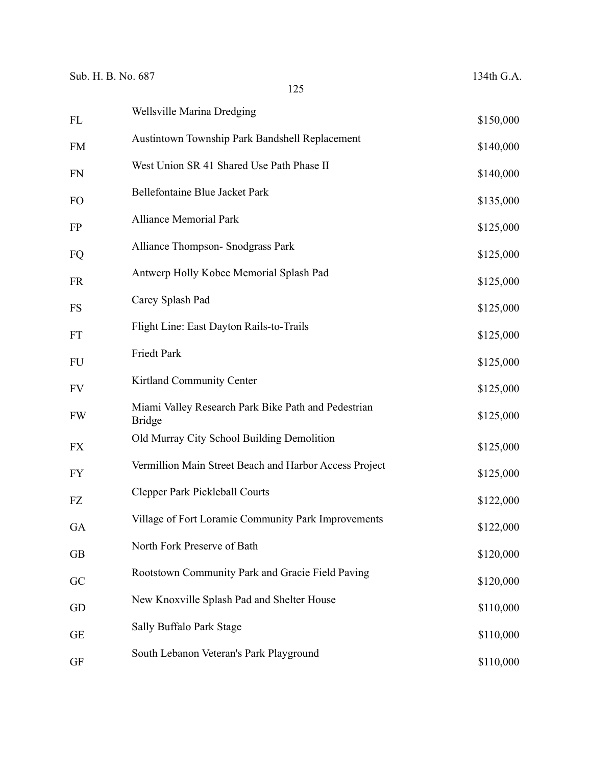| | | |
|---|---|---|
| FL | Wellsville Marina Dredging | $150,000 |
| FM | Austintown Township Park Bandshell Replacement | $140,000 |
| FN | West Union SR 41 Shared Use Path Phase II | $140,000 |
| FO | Bellefontaine Blue Jacket Park | $135,000 |
| FP | Alliance Memorial Park | $125,000 |
| FQ | Alliance Thompson- Snodgrass Park | $125,000 |
| FR | Antwerp Holly Kobee Memorial Splash Pad | $125,000 |
| FS | Carey Splash Pad | $125,000 |
| FT | Flight Line: East Dayton Rails-to-Trails | $125,000 |
| FU | Friedt Park | $125,000 |
| FV | Kirtland Community Center | $125,000 |
| FW | Miami Valley Research Park Bike Path and Pedestrian Bridge | $125,000 |
| FX | Old Murray City School Building Demolition | $125,000 |
| FY | Vermillion Main Street Beach and Harbor Access Project | $125,000 |
| FZ | Clepper Park Pickleball Courts | $122,000 |
| GA | Village of Fort Loramie Community Park Improvements | $122,000 |
| GB | North Fork Preserve of Bath | $120,000 |
| GC | Rootstown Community Park and Gracie Field Paving | $120,000 |
| GD | New Knoxville Splash Pad and Shelter House | $110,000 |
| GE | Sally Buffalo Park Stage | $110,000 |
| GF | South Lebanon Veteran's Park Playground | $110,000 |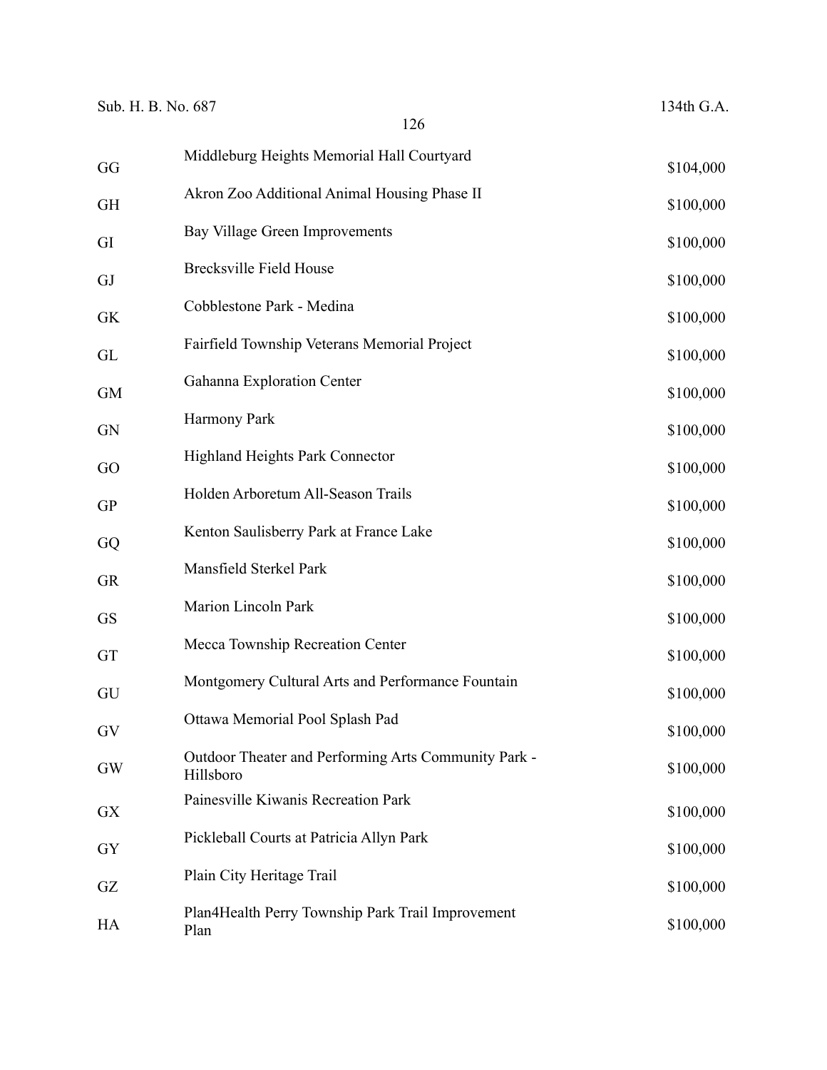| | | |
|---|---|---|
| GG | Middleburg Heights Memorial Hall Courtyard | $104,000 |
| GH | Akron Zoo Additional Animal Housing Phase II | $100,000 |
| GI | Bay Village Green Improvements | $100,000 |
| GJ | Brecksville Field House | $100,000 |
| GK | Cobblestone Park - Medina | $100,000 |
| GL | Fairfield Township Veterans Memorial Project | $100,000 |
| GM | Gahanna Exploration Center | $100,000 |
| GN | Harmony Park | $100,000 |
| GO | Highland Heights Park Connector | $100,000 |
| GP | Holden Arboretum All-Season Trails | $100,000 |
| GQ | Kenton Saulisberry Park at France Lake | $100,000 |
| GR | Mansfield Sterkel Park | $100,000 |
| GS | Marion Lincoln Park | $100,000 |
| GT | Mecca Township Recreation Center | $100,000 |
| GU | Montgomery Cultural Arts and Performance Fountain | $100,000 |
| GV | Ottawa Memorial Pool Splash Pad | $100,000 |
| GW | Outdoor Theater and Performing Arts Community Park - Hillsboro | $100,000 |
| GX | Painesville Kiwanis Recreation Park | $100,000 |
| GY | Pickleball Courts at Patricia Allyn Park | $100,000 |
| GZ | Plain City Heritage Trail | $100,000 |
| HA | Plan4Health Perry Township Park Trail Improvement Plan | $100,000 |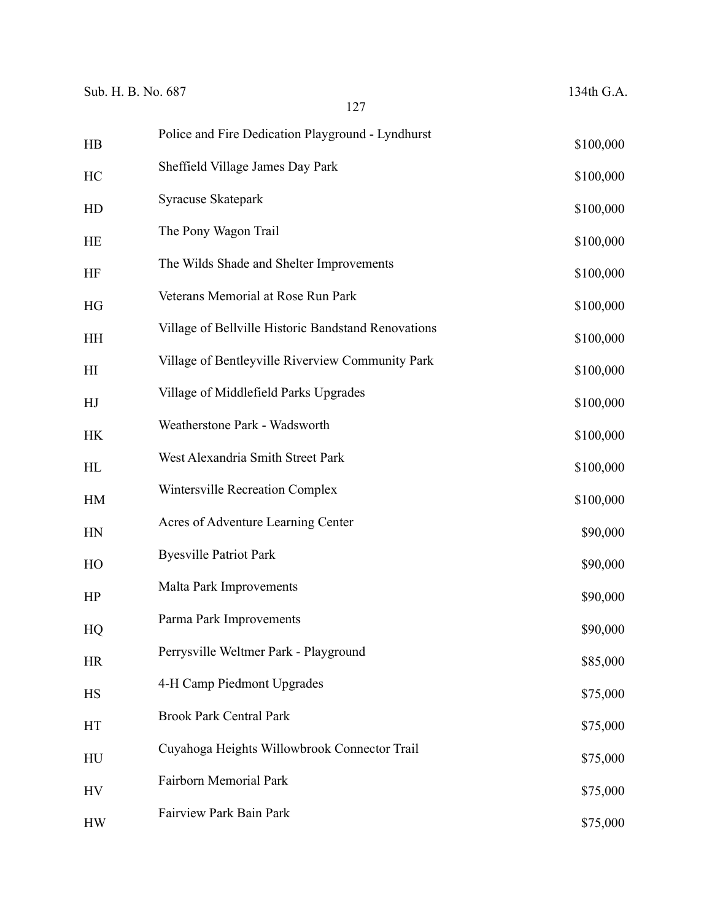| | | |
|---|---|---|
| HB | Police and Fire Dedication Playground - Lyndhurst | $100,000 |
| HC | Sheffield Village James Day Park | $100,000 |
| HD | Syracuse Skatepark | $100,000 |
| HE | The Pony Wagon Trail | $100,000 |
| HF | The Wilds Shade and Shelter Improvements | $100,000 |
| HG | Veterans Memorial at Rose Run Park | $100,000 |
| HH | Village of Bellville Historic Bandstand Renovations | $100,000 |
| HI | Village of Bentleyville Riverview Community Park | $100,000 |
| HJ | Village of Middlefield Parks Upgrades | $100,000 |
| HK | Weatherstone Park - Wadsworth | $100,000 |
| HL | West Alexandria Smith Street Park | $100,000 |
| HM | Wintersville Recreation Complex | $100,000 |
| HN | Acres of Adventure Learning Center | $90,000 |
| HO | Byesville Patriot Park | $90,000 |
| HP | Malta Park Improvements | $90,000 |
| HQ | Parma Park Improvements | $90,000 |
| HR | Perrysville Weltmer Park - Playground | $85,000 |
| HS | 4-H Camp Piedmont Upgrades | $75,000 |
| HT | Brook Park Central Park | $75,000 |
| HU | Cuyahoga Heights Willowbrook Connector Trail | $75,000 |
| HV | Fairborn Memorial Park | $75,000 |
| HW | Fairview Park Bain Park | $75,000 |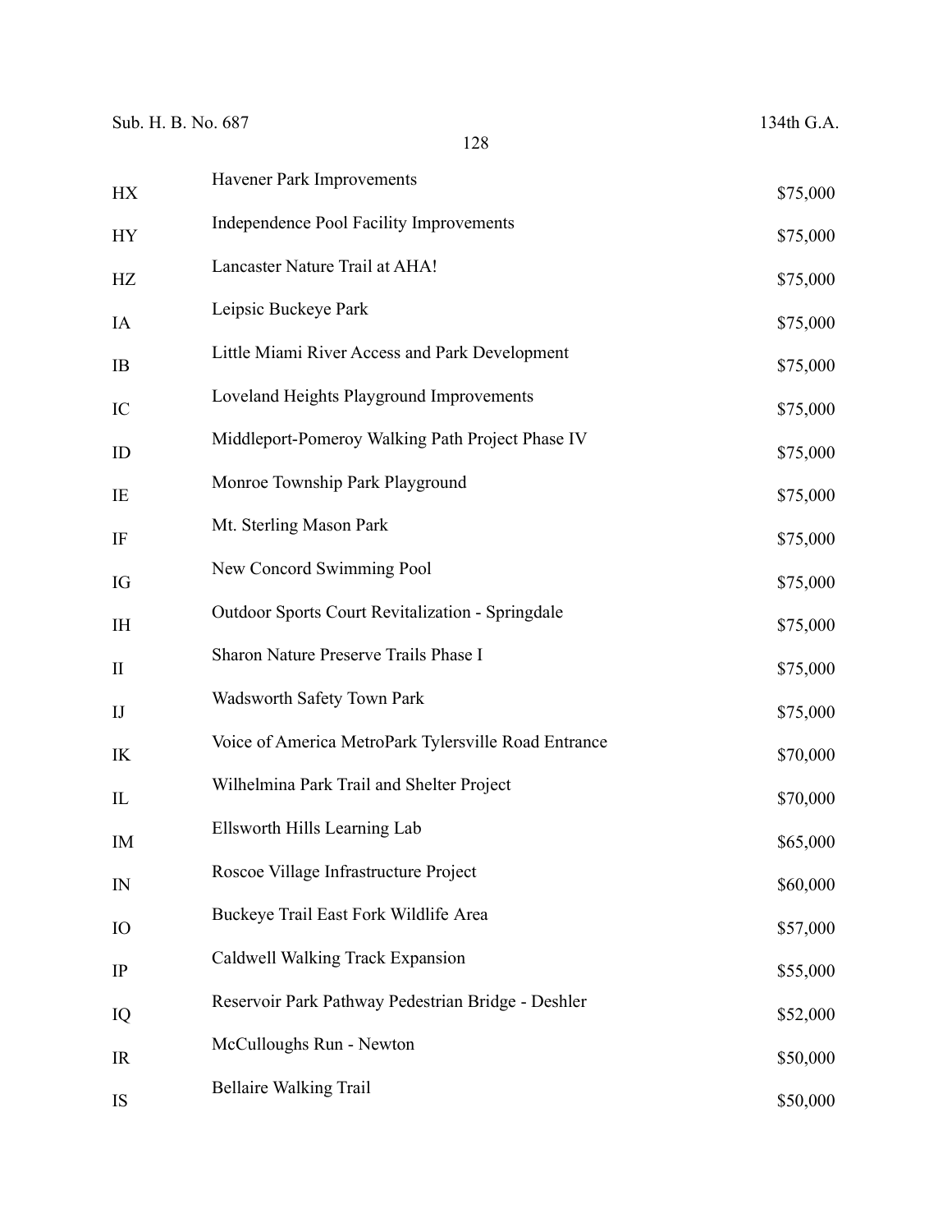| | | |
|---|---|---|
| HX | Havener Park Improvements | $75,000 |
| HY | Independence Pool Facility Improvements | $75,000 |
| HZ | Lancaster Nature Trail at AHA! | $75,000 |
| IA | Leipsic Buckeye Park | $75,000 |
| IB | Little Miami River Access and Park Development | $75,000 |
| IC | Loveland Heights Playground Improvements | $75,000 |
| ID | Middleport-Pomeroy Walking Path Project Phase IV | $75,000 |
| IE | Monroe Township Park Playground | $75,000 |
| IF | Mt. Sterling Mason Park | $75,000 |
| IG | New Concord Swimming Pool | $75,000 |
| IH | Outdoor Sports Court Revitalization - Springdale | $75,000 |
| II | Sharon Nature Preserve Trails Phase I | $75,000 |
| IJ | Wadsworth Safety Town Park | $75,000 |
| IK | Voice of America MetroPark Tylersville Road Entrance | $70,000 |
| IL | Wilhelmina Park Trail and Shelter Project | $70,000 |
| IM | Ellsworth Hills Learning Lab | $65,000 |
| IN | Roscoe Village Infrastructure Project | $60,000 |
| IO | Buckeye Trail East Fork Wildlife Area | $57,000 |
| IP | Caldwell Walking Track Expansion | $55,000 |
| IQ | Reservoir Park Pathway Pedestrian Bridge - Deshler | $52,000 |
| IR | McCulloughs Run - Newton | $50,000 |
| IS | Bellaire Walking Trail | $50,000 |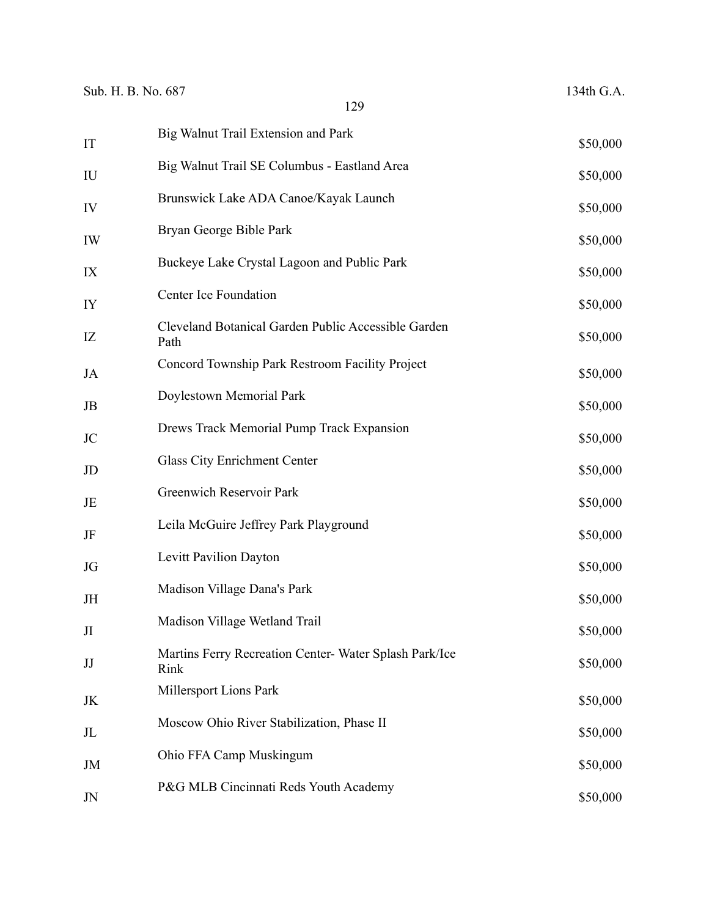| | | |
|---|---|---|
| IT | Big Walnut Trail Extension and Park | $50,000 |
| IU | Big Walnut Trail SE Columbus - Eastland Area | $50,000 |
| IV | Brunswick Lake ADA Canoe/Kayak Launch | $50,000 |
| IW | Bryan George Bible Park | $50,000 |
| IX | Buckeye Lake Crystal Lagoon and Public Park | $50,000 |
| IY | Center Ice Foundation | $50,000 |
| IZ | Cleveland Botanical Garden Public Accessible Garden Path | $50,000 |
| JA | Concord Township Park Restroom Facility Project | $50,000 |
| JB | Doylestown Memorial Park | $50,000 |
| JC | Drews Track Memorial Pump Track Expansion | $50,000 |
| JD | Glass City Enrichment Center | $50,000 |
| JE | Greenwich Reservoir Park | $50,000 |
| JF | Leila McGuire Jeffrey Park Playground | $50,000 |
| JG | Levitt Pavilion Dayton | $50,000 |
| JH | Madison Village Dana's Park | $50,000 |
| JI | Madison Village Wetland Trail | $50,000 |
| JJ | Martins Ferry Recreation Center- Water Splash Park/Ice Rink | $50,000 |
| JK | Millersport Lions Park | $50,000 |
| JL | Moscow Ohio River Stabilization, Phase II | $50,000 |
| JM | Ohio FFA Camp Muskingum | $50,000 |
| JN | P&G MLB Cincinnati Reds Youth Academy | $50,000 |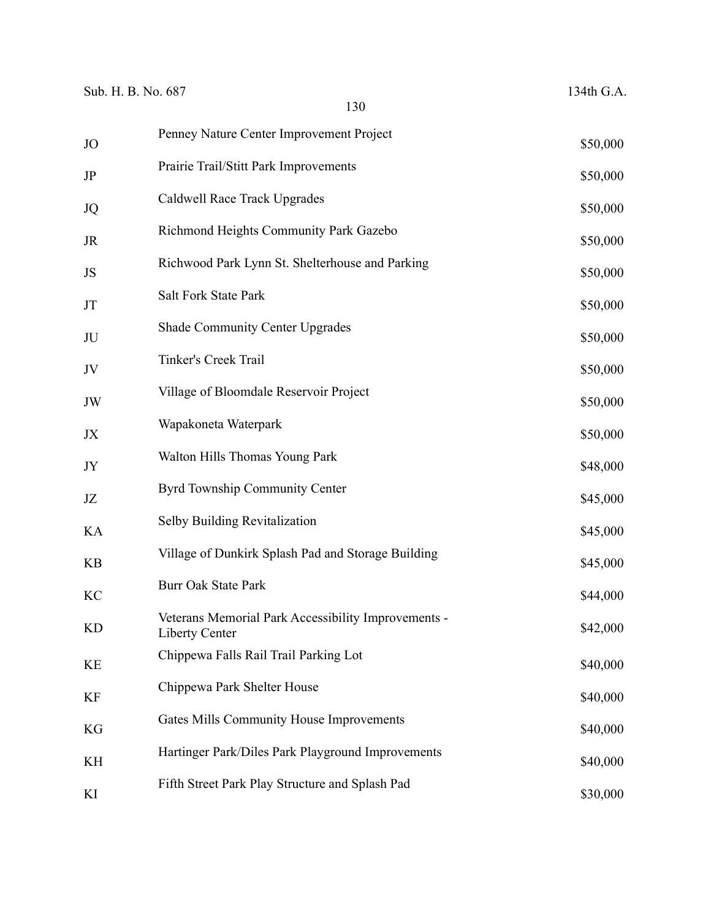| | | |
|---|---|---|
| JO | Penney Nature Center Improvement Project | $50,000 |
| JP | Prairie Trail/Stitt Park Improvements | $50,000 |
| JQ | Caldwell Race Track Upgrades | $50,000 |
| JR | Richmond Heights Community Park Gazebo | $50,000 |
| JS | Richwood Park Lynn St. Shelterhouse and Parking | $50,000 |
| JT | Salt Fork State Park | $50,000 |
| JU | Shade Community Center Upgrades | $50,000 |
| JV | Tinker's Creek Trail | $50,000 |
| JW | Village of Bloomdale Reservoir Project | $50,000 |
| JX | Wapakoneta Waterpark | $50,000 |
| JY | Walton Hills Thomas Young Park | $48,000 |
| JZ | Byrd Township Community Center | $45,000 |
| KA | Selby Building Revitalization | $45,000 |
| KB | Village of Dunkirk Splash Pad and Storage Building | $45,000 |
| KC | Burr Oak State Park | $44,000 |
| KD | Veterans Memorial Park Accessibility Improvements - Liberty Center | $42,000 |
| KE | Chippewa Falls Rail Trail Parking Lot | $40,000 |
| KF | Chippewa Park Shelter House | $40,000 |
| KG | Gates Mills Community House Improvements | $40,000 |
| KH | Hartinger Park/Diles Park Playground Improvements | $40,000 |
| KI | Fifth Street Park Play Structure and Splash Pad | $30,000 |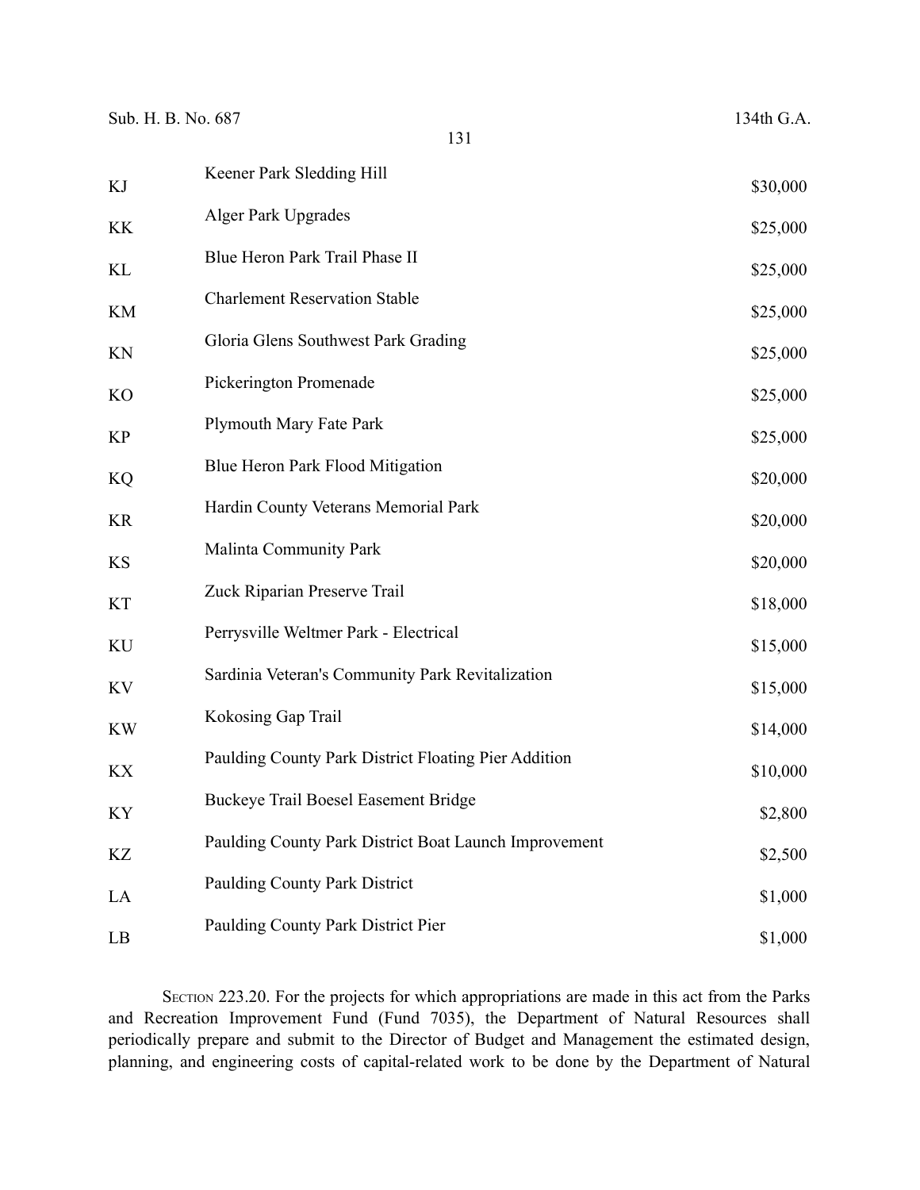| | | |
|---|---|---|
| KJ | Keener Park Sledding Hill | $30,000 |
| KK | Alger Park Upgrades | $25,000 |
| KL | Blue Heron Park Trail Phase II | $25,000 |
| KM | Charlement Reservation Stable | $25,000 |
| KN | Gloria Glens Southwest Park Grading | $25,000 |
| KO | Pickerington Promenade | $25,000 |
| KP | Plymouth Mary Fate Park | $25,000 |
| KQ | Blue Heron Park Flood Mitigation | $20,000 |
| KR | Hardin County Veterans Memorial Park | $20,000 |
| KS | Malinta Community Park | $20,000 |
| KT | Zuck Riparian Preserve Trail | $18,000 |
| KU | Perrysville Weltmer Park - Electrical | $15,000 |
| KV | Sardinia Veteran's Community Park Revitalization | $15,000 |
| KW | Kokosing Gap Trail | $14,000 |
| KX | Paulding County Park District Floating Pier Addition | $10,000 |
| KY | Buckeye Trail Boesel Easement Bridge | $2,800 |
| KZ | Paulding County Park District Boat Launch Improvement | $2,500 |
| LA | Paulding County Park District | $1,000 |
| LB | Paulding County Park District Pier | $1,000 |

SECTION 223.20. For the projects for which appropriations are made in this act from the Parks and Recreation Improvement Fund (Fund 7035), the Department of Natural Resources shall periodically prepare and submit to the Director of Budget and Management the estimated design, planning, and engineering costs of capital-related work to be done by the Department of Natural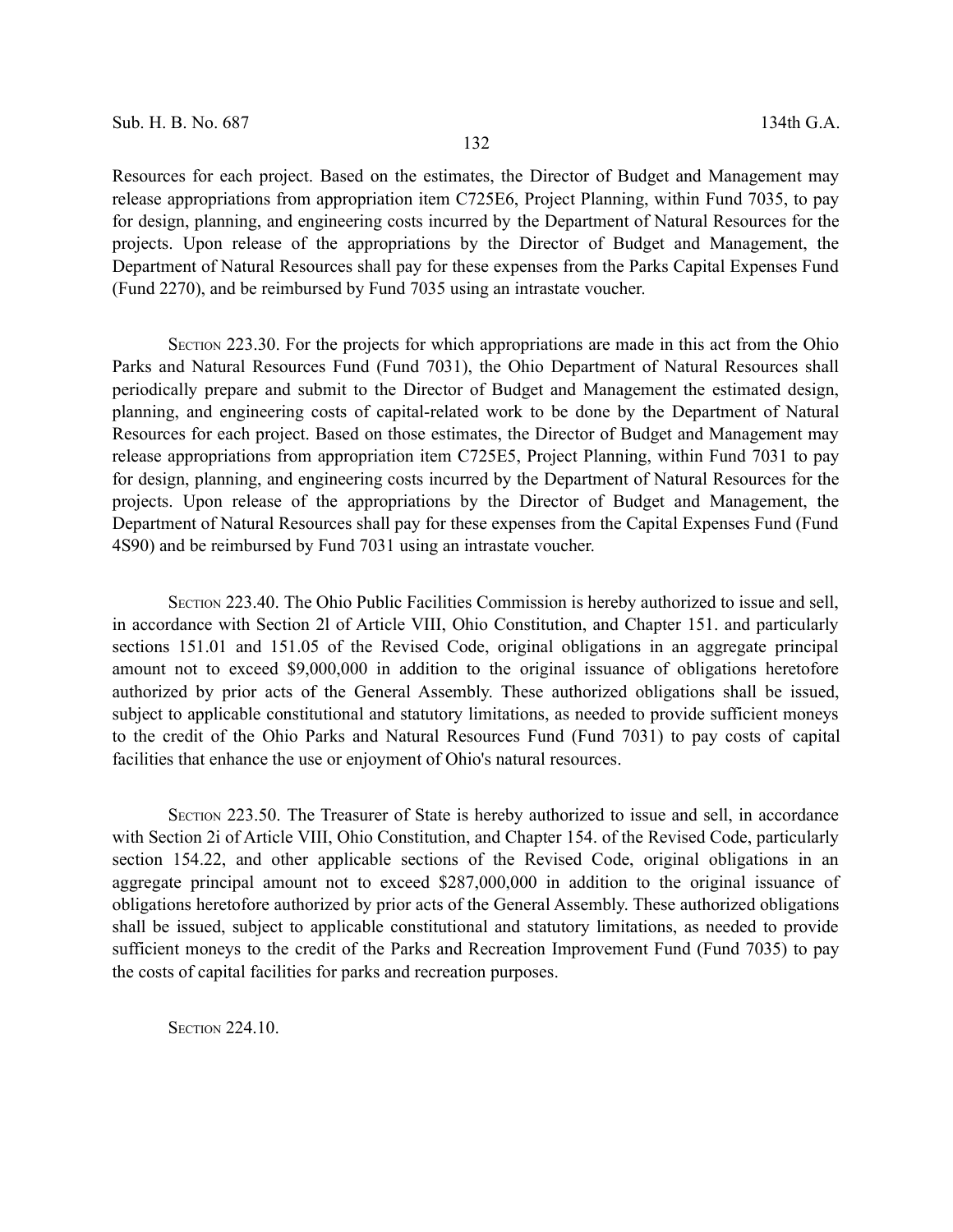Resources for each project. Based on the estimates, the Director of Budget and Management may release appropriations from appropriation item C725E6, Project Planning, within Fund 7035, to pay for design, planning, and engineering costs incurred by the Department of Natural Resources for the projects. Upon release of the appropriations by the Director of Budget and Management, the Department of Natural Resources shall pay for these expenses from the Parks Capital Expenses Fund (Fund 2270), and be reimbursed by Fund 7035 using an intrastate voucher.

SECTION 223.30. For the projects for which appropriations are made in this act from the Ohio Parks and Natural Resources Fund (Fund 7031), the Ohio Department of Natural Resources shall periodically prepare and submit to the Director of Budget and Management the estimated design, planning, and engineering costs of capital-related work to be done by the Department of Natural Resources for each project. Based on those estimates, the Director of Budget and Management may release appropriations from appropriation item C725E5, Project Planning, within Fund 7031 to pay for design, planning, and engineering costs incurred by the Department of Natural Resources for the projects. Upon release of the appropriations by the Director of Budget and Management, the Department of Natural Resources shall pay for these expenses from the Capital Expenses Fund (Fund 4S90) and be reimbursed by Fund 7031 using an intrastate voucher.

SECTION 223.40. The Ohio Public Facilities Commission is hereby authorized to issue and sell, in accordance with Section 2l of Article VIII, Ohio Constitution, and Chapter 151. and particularly sections 151.01 and 151.05 of the Revised Code, original obligations in an aggregate principal amount not to exceed $9,000,000 in addition to the original issuance of obligations heretofore authorized by prior acts of the General Assembly. These authorized obligations shall be issued, subject to applicable constitutional and statutory limitations, as needed to provide sufficient moneys to the credit of the Ohio Parks and Natural Resources Fund (Fund 7031) to pay costs of capital facilities that enhance the use or enjoyment of Ohio's natural resources.

SECTION 223.50. The Treasurer of State is hereby authorized to issue and sell, in accordance with Section 2i of Article VIII, Ohio Constitution, and Chapter 154. of the Revised Code, particularly section 154.22, and other applicable sections of the Revised Code, original obligations in an aggregate principal amount not to exceed $287,000,000 in addition to the original issuance of obligations heretofore authorized by prior acts of the General Assembly. These authorized obligations shall be issued, subject to applicable constitutional and statutory limitations, as needed to provide sufficient moneys to the credit of the Parks and Recreation Improvement Fund (Fund 7035) to pay the costs of capital facilities for parks and recreation purposes.

SECTION 224.10.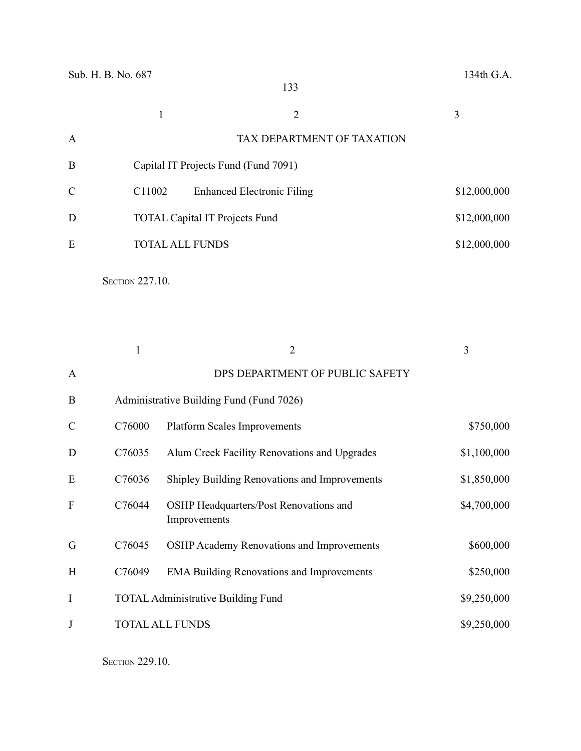| | 1 | 2 | 3 |
|---|---|---|---|
| A | | TAX DEPARTMENT OF TAXATION | |
| B | Capital IT Projects Fund (Fund 7091) | | |
| C | C11002 | Enhanced Electronic Filing | $12,000,000 |
| D | TOTAL Capital IT Projects Fund | | $12,000,000 |
| E | TOTAL ALL FUNDS | | $12,000,000 |

SECTION 227.10.

| | 1 | 2 | 3 |
|---|---|---|---|
| A | | DPS DEPARTMENT OF PUBLIC SAFETY | |
| B | Administrative Building Fund (Fund 7026) | | |
| C | C76000 | Platform Scales Improvements | $750,000 |
| D | C76035 | Alum Creek Facility Renovations and Upgrades | $1,100,000 |
| E | C76036 | Shipley Building Renovations and Improvements | $1,850,000 |
| F | C76044 | OSHP Headquarters/Post Renovations and Improvements | $4,700,000 |
| G | C76045 | OSHP Academy Renovations and Improvements | $600,000 |
| H | C76049 | EMA Building Renovations and Improvements | $250,000 |
| I | TOTAL Administrative Building Fund | | $9,250,000 |
| J | TOTAL ALL FUNDS | | $9,250,000 |

SECTION 229.10.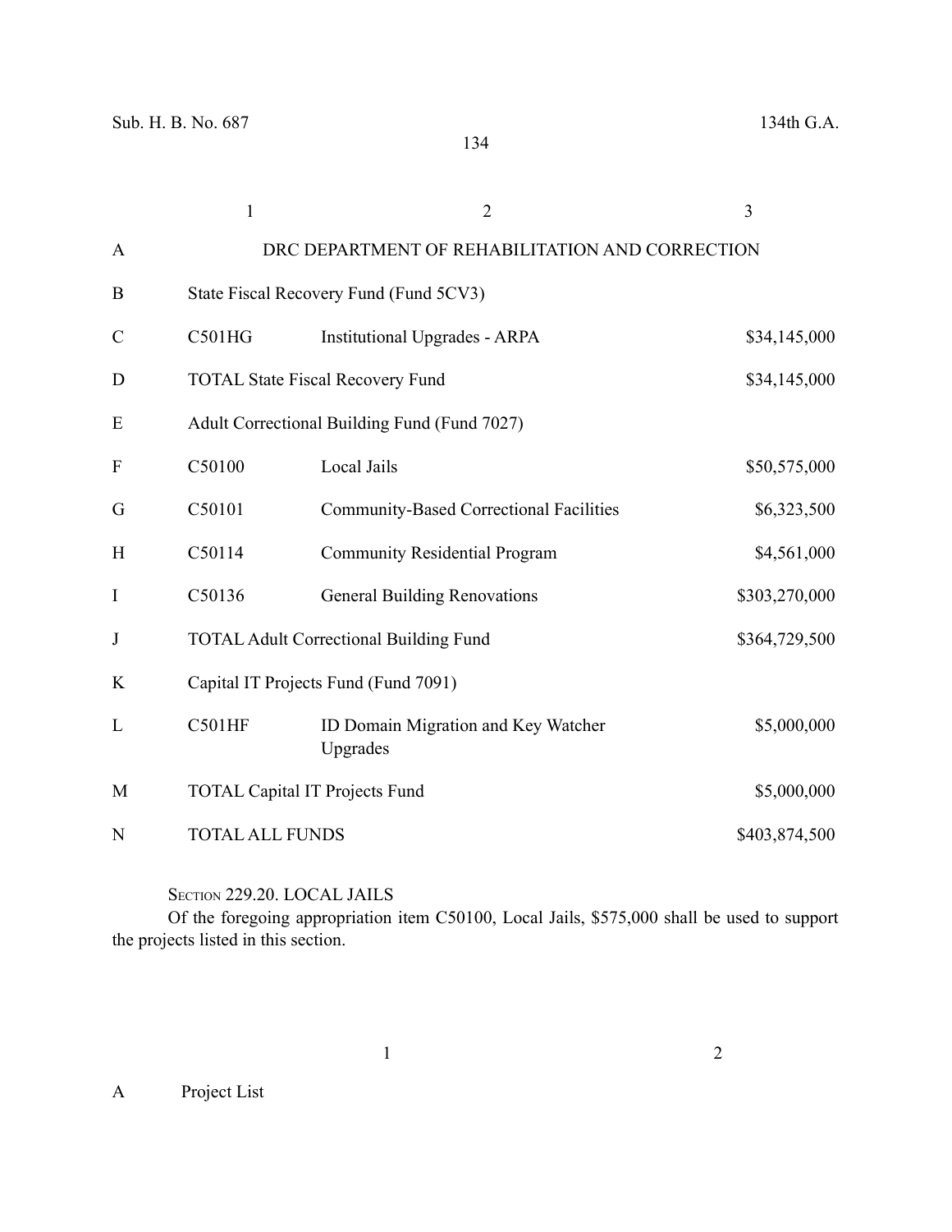| | 1 | 2 | 3 |
|---|---|---|---|
| A | DRC DEPARTMENT OF REHABILITATION AND CORRECTION | | |
| B | State Fiscal Recovery Fund (Fund 5CV3) | | |
| C | C501HG | Institutional Upgrades - ARPA | $34,145,000 |
| D | TOTAL State Fiscal Recovery Fund | | $34,145,000 |
| E | Adult Correctional Building Fund (Fund 7027) | | |
| F | C50100 | Local Jails | $50,575,000 |
| G | C50101 | Community-Based Correctional Facilities | $6,323,500 |
| H | C50114 | Community Residential Program | $4,561,000 |
| I | C50136 | General Building Renovations | $303,270,000 |
| J | TOTAL Adult Correctional Building Fund | | $364,729,500 |
| K | Capital IT Projects Fund (Fund 7091) | | |
| L | C501HF | ID Domain Migration and Key Watcher Upgrades | $5,000,000 |
| M | TOTAL Capital IT Projects Fund | | $5,000,000 |
| N | TOTAL ALL FUNDS | | $403,874,500 |

SECTION 229.20. LOCAL JAILS

Of the foregoing appropriation item C50100, Local Jails, $575,000 shall be used to support the projects listed in this section.

| | 1 | 2 |
|---|---|---|
| A | Project List | |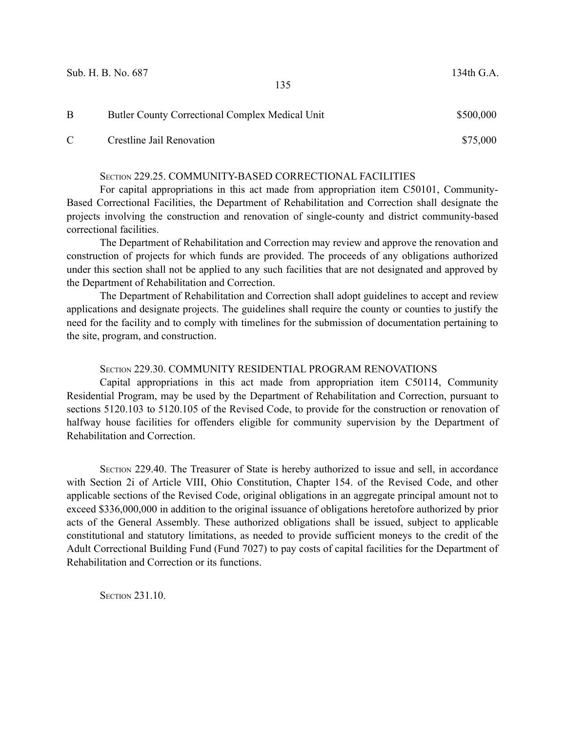| | | |
|---|---|---|
| B | Butler County Correctional Complex Medical Unit | $500,000 |
| C | Crestline Jail Renovation | $75,000 |

SECTION 229.25. COMMUNITY-BASED CORRECTIONAL FACILITIES

For capital appropriations in this act made from appropriation item C50101, Community-Based Correctional Facilities, the Department of Rehabilitation and Correction shall designate the projects involving the construction and renovation of single-county and district community-based correctional facilities.

The Department of Rehabilitation and Correction may review and approve the renovation and construction of projects for which funds are provided. The proceeds of any obligations authorized under this section shall not be applied to any such facilities that are not designated and approved by the Department of Rehabilitation and Correction.

The Department of Rehabilitation and Correction shall adopt guidelines to accept and review applications and designate projects. The guidelines shall require the county or counties to justify the need for the facility and to comply with timelines for the submission of documentation pertaining to the site, program, and construction.

SECTION 229.30. COMMUNITY RESIDENTIAL PROGRAM RENOVATIONS

Capital appropriations in this act made from appropriation item C50114, Community Residential Program, may be used by the Department of Rehabilitation and Correction, pursuant to sections 5120.103 to 5120.105 of the Revised Code, to provide for the construction or renovation of halfway house facilities for offenders eligible for community supervision by the Department of Rehabilitation and Correction.

SECTION 229.40. The Treasurer of State is hereby authorized to issue and sell, in accordance with Section 2i of Article VIII, Ohio Constitution, Chapter 154. of the Revised Code, and other applicable sections of the Revised Code, original obligations in an aggregate principal amount not to exceed $336,000,000 in addition to the original issuance of obligations heretofore authorized by prior acts of the General Assembly. These authorized obligations shall be issued, subject to applicable constitutional and statutory limitations, as needed to provide sufficient moneys to the credit of the Adult Correctional Building Fund (Fund 7027) to pay costs of capital facilities for the Department of Rehabilitation and Correction or its functions.

SECTION 231.10.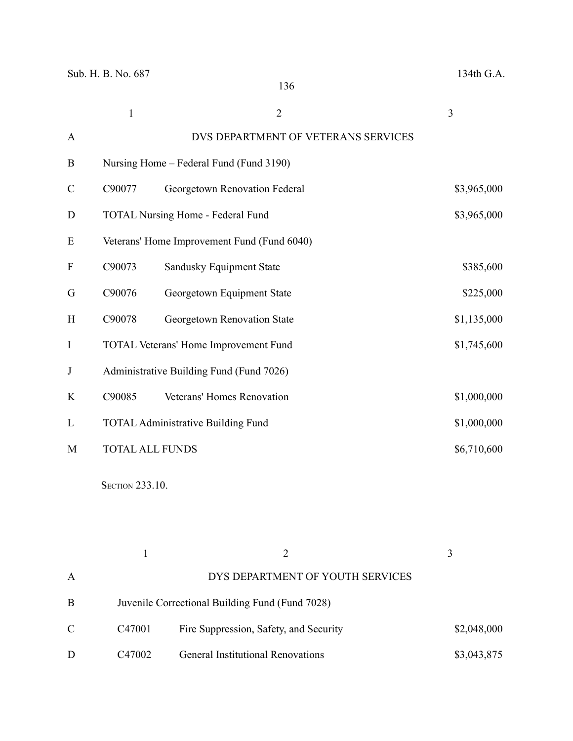| | 1 | 2 | 3 |
|---|---|---|---|
| A | | DVS DEPARTMENT OF VETERANS SERVICES | |
| B | Nursing Home – Federal Fund (Fund 3190) | | |
| C | C90077 | Georgetown Renovation Federal | $3,965,000 |
| D | TOTAL Nursing Home - Federal Fund | | $3,965,000 |
| E | Veterans' Home Improvement Fund (Fund 6040) | | |
| F | C90073 | Sandusky Equipment State | $385,600 |
| G | C90076 | Georgetown Equipment State | $225,000 |
| H | C90078 | Georgetown Renovation State | $1,135,000 |
| I | TOTAL Veterans' Home Improvement Fund | | $1,745,600 |
| J | Administrative Building Fund (Fund 7026) | | |
| K | C90085 | Veterans' Homes Renovation | $1,000,000 |
| L | TOTAL Administrative Building Fund | | $1,000,000 |
| M | TOTAL ALL FUNDS | | $6,710,600 |

SECTION 233.10.

| | 1 | 2 | 3 |
|---|---|---|---|
| A | | DYS DEPARTMENT OF YOUTH SERVICES | |
| B | Juvenile Correctional Building Fund (Fund 7028) | | |
| C | C47001 | Fire Suppression, Safety, and Security | $2,048,000 |
| D | C47002 | General Institutional Renovations | $3,043,875 |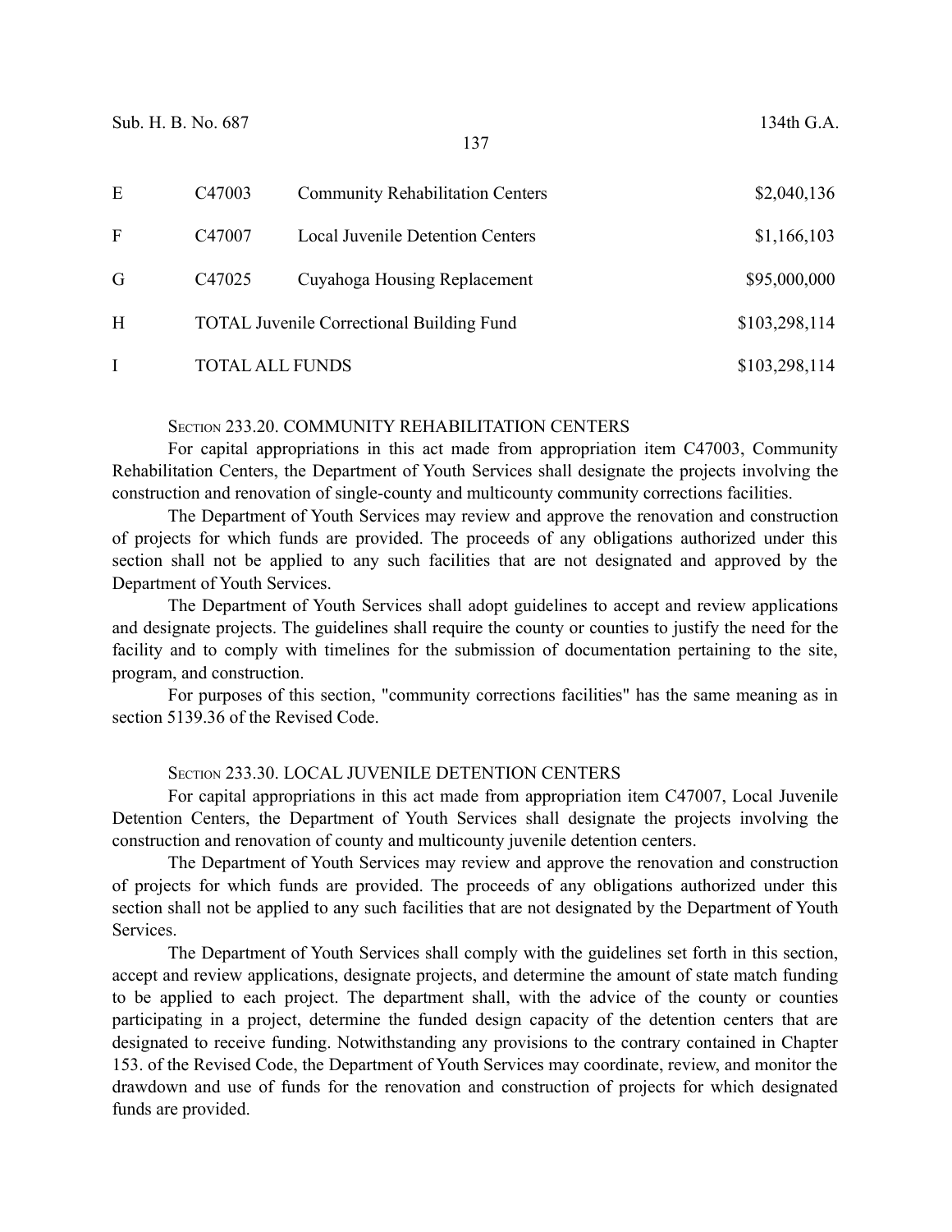| | | | |
|---|---|---|---|
| E | C47003 | Community Rehabilitation Centers | $2,040,136 |
| F | C47007 | Local Juvenile Detention Centers | $1,166,103 |
| G | C47025 | Cuyahoga Housing Replacement | $95,000,000 |
| H | TOTAL Juvenile Correctional Building Fund | | $103,298,114 |
| I | TOTAL ALL FUNDS | | $103,298,114 |

SECTION 233.20. COMMUNITY REHABILITATION CENTERS

For capital appropriations in this act made from appropriation item C47003, Community Rehabilitation Centers, the Department of Youth Services shall designate the projects involving the construction and renovation of single-county and multicounty community corrections facilities.

The Department of Youth Services may review and approve the renovation and construction of projects for which funds are provided. The proceeds of any obligations authorized under this section shall not be applied to any such facilities that are not designated and approved by the Department of Youth Services.

The Department of Youth Services shall adopt guidelines to accept and review applications and designate projects. The guidelines shall require the county or counties to justify the need for the facility and to comply with timelines for the submission of documentation pertaining to the site, program, and construction.

For purposes of this section, "community corrections facilities" has the same meaning as in section 5139.36 of the Revised Code.

SECTION 233.30. LOCAL JUVENILE DETENTION CENTERS

For capital appropriations in this act made from appropriation item C47007, Local Juvenile Detention Centers, the Department of Youth Services shall designate the projects involving the construction and renovation of county and multicounty juvenile detention centers.

The Department of Youth Services may review and approve the renovation and construction of projects for which funds are provided. The proceeds of any obligations authorized under this section shall not be applied to any such facilities that are not designated by the Department of Youth Services.

The Department of Youth Services shall comply with the guidelines set forth in this section, accept and review applications, designate projects, and determine the amount of state match funding to be applied to each project. The department shall, with the advice of the county or counties participating in a project, determine the funded design capacity of the detention centers that are designated to receive funding. Notwithstanding any provisions to the contrary contained in Chapter 153. of the Revised Code, the Department of Youth Services may coordinate, review, and monitor the drawdown and use of funds for the renovation and construction of projects for which designated funds are provided.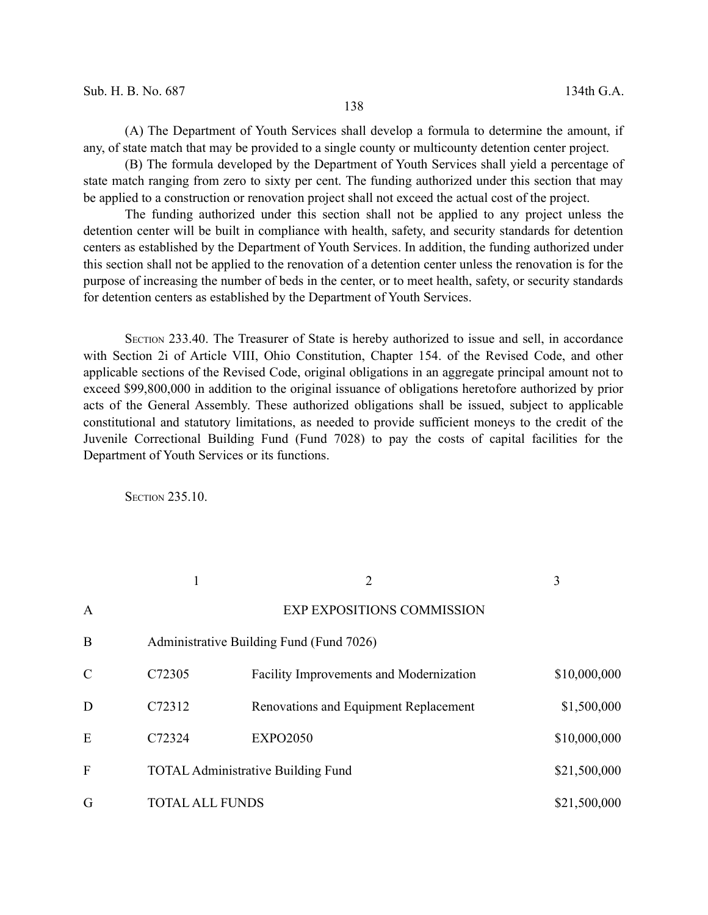(A) The Department of Youth Services shall develop a formula to determine the amount, if any, of state match that may be provided to a single county or multicounty detention center project.

(B) The formula developed by the Department of Youth Services shall yield a percentage of state match ranging from zero to sixty per cent. The funding authorized under this section that may be applied to a construction or renovation project shall not exceed the actual cost of the project.

The funding authorized under this section shall not be applied to any project unless the detention center will be built in compliance with health, safety, and security standards for detention centers as established by the Department of Youth Services. In addition, the funding authorized under this section shall not be applied to the renovation of a detention center unless the renovation is for the purpose of increasing the number of beds in the center, or to meet health, safety, or security standards for detention centers as established by the Department of Youth Services.

SECTION 233.40. The Treasurer of State is hereby authorized to issue and sell, in accordance with Section 2i of Article VIII, Ohio Constitution, Chapter 154. of the Revised Code, and other applicable sections of the Revised Code, original obligations in an aggregate principal amount not to exceed $99,800,000 in addition to the original issuance of obligations heretofore authorized by prior acts of the General Assembly. These authorized obligations shall be issued, subject to applicable constitutional and statutory limitations, as needed to provide sufficient moneys to the credit of the Juvenile Correctional Building Fund (Fund 7028) to pay the costs of capital facilities for the Department of Youth Services or its functions.

SECTION 235.10.

| | 1 | 2 | 3 |
|---|---|---|---|
| A | | EXP EXPOSITIONS COMMISSION | |
| B | Administrative Building Fund (Fund 7026) | | |
| C | C72305 | Facility Improvements and Modernization | $10,000,000 |
| D | C72312 | Renovations and Equipment Replacement | $1,500,000 |
| E | C72324 | EXPO2050 | $10,000,000 |
| F | TOTAL Administrative Building Fund | | $21,500,000 |
| G | TOTAL ALL FUNDS | | $21,500,000 |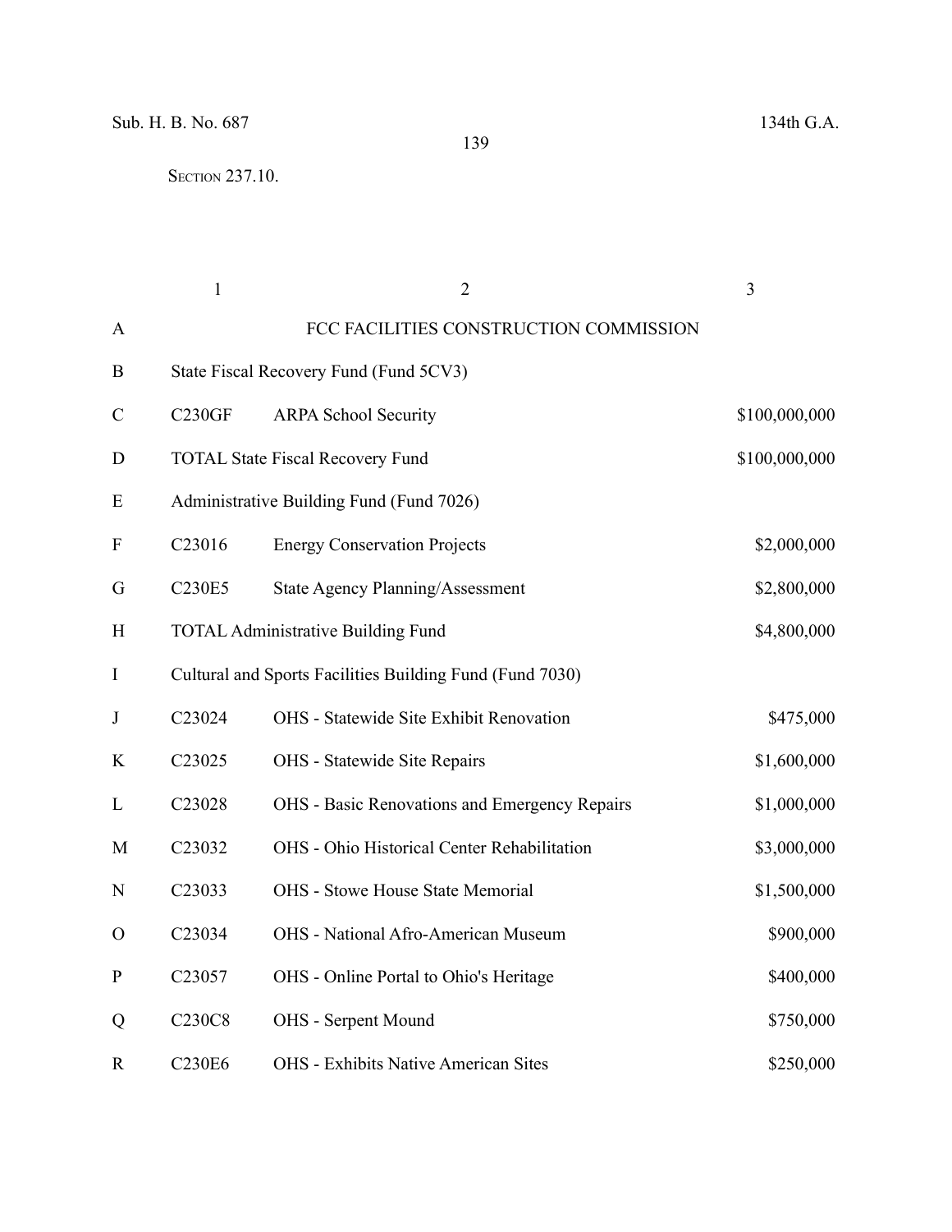SECTION 237.10.

| | 1 | 2 | 3 |
|---|---|---|---|
| A | | FCC FACILITIES CONSTRUCTION COMMISSION | |
| B | State Fiscal Recovery Fund (Fund 5CV3) | | |
| C | C230GF | ARPA School Security | $100,000,000 |
| D | TOTAL State Fiscal Recovery Fund | | $100,000,000 |
| E | Administrative Building Fund (Fund 7026) | | |
| F | C23016 | Energy Conservation Projects | $2,000,000 |
| G | C230E5 | State Agency Planning/Assessment | $2,800,000 |
| H | TOTAL Administrative Building Fund | | $4,800,000 |
| I | Cultural and Sports Facilities Building Fund (Fund 7030) | | |
| J | C23024 | OHS - Statewide Site Exhibit Renovation | $475,000 |
| K | C23025 | OHS - Statewide Site Repairs | $1,600,000 |
| L | C23028 | OHS - Basic Renovations and Emergency Repairs | $1,000,000 |
| M | C23032 | OHS - Ohio Historical Center Rehabilitation | $3,000,000 |
| N | C23033 | OHS - Stowe House State Memorial | $1,500,000 |
| O | C23034 | OHS - National Afro-American Museum | $900,000 |
| P | C23057 | OHS - Online Portal to Ohio's Heritage | $400,000 |
| Q | C230C8 | OHS - Serpent Mound | $750,000 |
| R | C230E6 | OHS - Exhibits Native American Sites | $250,000 |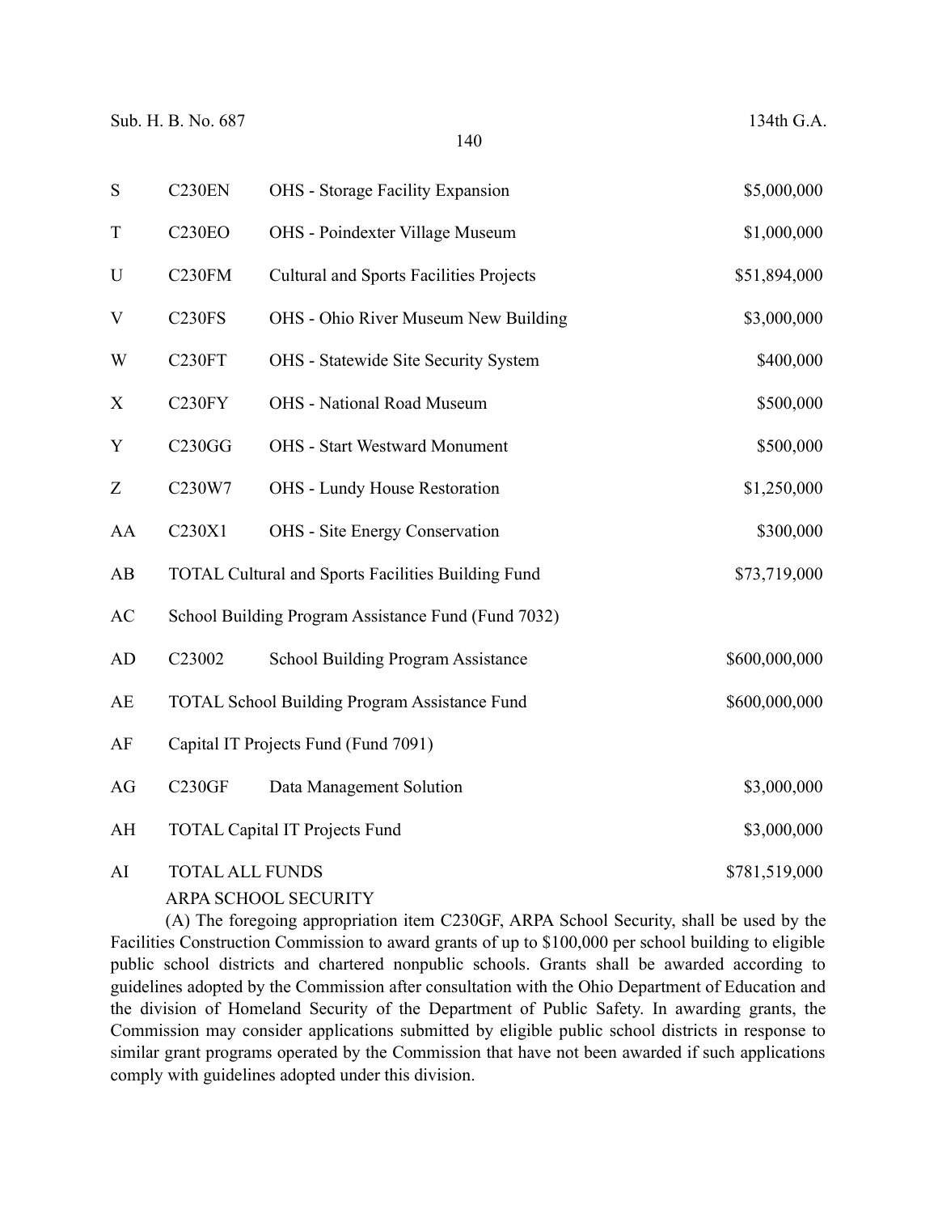| | | | |
|---|---|---|---|
| S | C230EN | OHS - Storage Facility Expansion | $5,000,000 |
| T | C230EO | OHS - Poindexter Village Museum | $1,000,000 |
| U | C230FM | Cultural and Sports Facilities Projects | $51,894,000 |
| V | C230FS | OHS - Ohio River Museum New Building | $3,000,000 |
| W | C230FT | OHS - Statewide Site Security System | $400,000 |
| X | C230FY | OHS - National Road Museum | $500,000 |
| Y | C230GG | OHS - Start Westward Monument | $500,000 |
| Z | C230W7 | OHS - Lundy House Restoration | $1,250,000 |
| AA | C230X1 | OHS - Site Energy Conservation | $300,000 |
| AB | TOTAL Cultural and Sports Facilities Building Fund | | $73,719,000 |
| AC | School Building Program Assistance Fund (Fund 7032) | | |
| AD | C23002 | School Building Program Assistance | $600,000,000 |
| AE | TOTAL School Building Program Assistance Fund | | $600,000,000 |
| AF | Capital IT Projects Fund (Fund 7091) | | |
| AG | C230GF | Data Management Solution | $3,000,000 |
| AH | TOTAL Capital IT Projects Fund | | $3,000,000 |
| AI | TOTAL ALL FUNDS | | $781,519,000 |

ARPA SCHOOL SECURITY

(A) The foregoing appropriation item C230GF, ARPA School Security, shall be used by the Facilities Construction Commission to award grants of up to $100,000 per school building to eligible public school districts and chartered nonpublic schools. Grants shall be awarded according to guidelines adopted by the Commission after consultation with the Ohio Department of Education and the division of Homeland Security of the Department of Public Safety. In awarding grants, the Commission may consider applications submitted by eligible public school districts in response to similar grant programs operated by the Commission that have not been awarded if such applications comply with guidelines adopted under this division.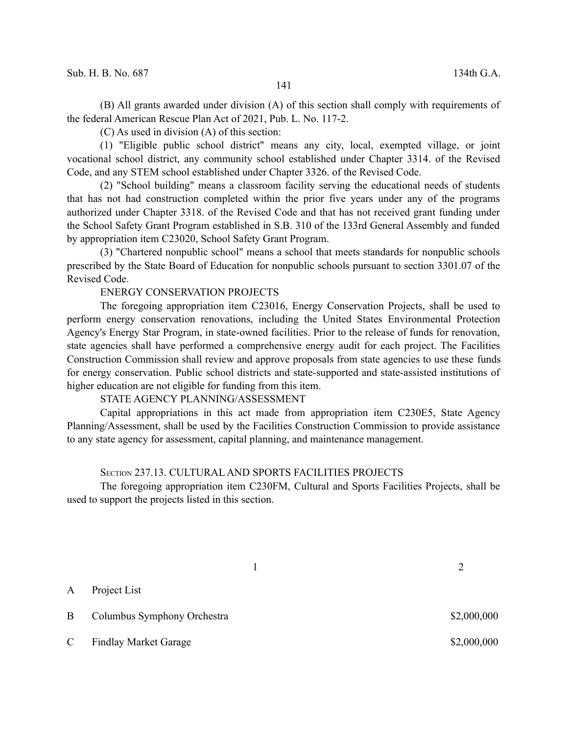(B) All grants awarded under division (A) of this section shall comply with requirements of the federal American Rescue Plan Act of 2021, Pub. L. No. 117-2.

(C) As used in division (A) of this section:

(1) "Eligible public school district" means any city, local, exempted village, or joint vocational school district, any community school established under Chapter 3314. of the Revised Code, and any STEM school established under Chapter 3326. of the Revised Code.

(2) "School building" means a classroom facility serving the educational needs of students that has not had construction completed within the prior five years under any of the programs authorized under Chapter 3318. of the Revised Code and that has not received grant funding under the School Safety Grant Program established in S.B. 310 of the 133rd General Assembly and funded by appropriation item C23020, School Safety Grant Program.

(3) "Chartered nonpublic school" means a school that meets standards for nonpublic schools prescribed by the State Board of Education for nonpublic schools pursuant to section 3301.07 of the Revised Code.

ENERGY CONSERVATION PROJECTS

The foregoing appropriation item C23016, Energy Conservation Projects, shall be used to perform energy conservation renovations, including the United States Environmental Protection Agency's Energy Star Program, in state-owned facilities. Prior to the release of funds for renovation, state agencies shall have performed a comprehensive energy audit for each project. The Facilities Construction Commission shall review and approve proposals from state agencies to use these funds for energy conservation. Public school districts and state-supported and state-assisted institutions of higher education are not eligible for funding from this item.

STATE AGENCY PLANNING/ASSESSMENT

Capital appropriations in this act made from appropriation item C230E5, State Agency Planning/Assessment, shall be used by the Facilities Construction Commission to provide assistance to any state agency for assessment, capital planning, and maintenance management.

SECTION 237.13. CULTURAL AND SPORTS FACILITIES PROJECTS

The foregoing appropriation item C230FM, Cultural and Sports Facilities Projects, shall be used to support the projects listed in this section.

| | 1 | 2 |
|---|---|---|
| A | Project List | |
| B | Columbus Symphony Orchestra | $2,000,000 |
| C | Findlay Market Garage | $2,000,000 |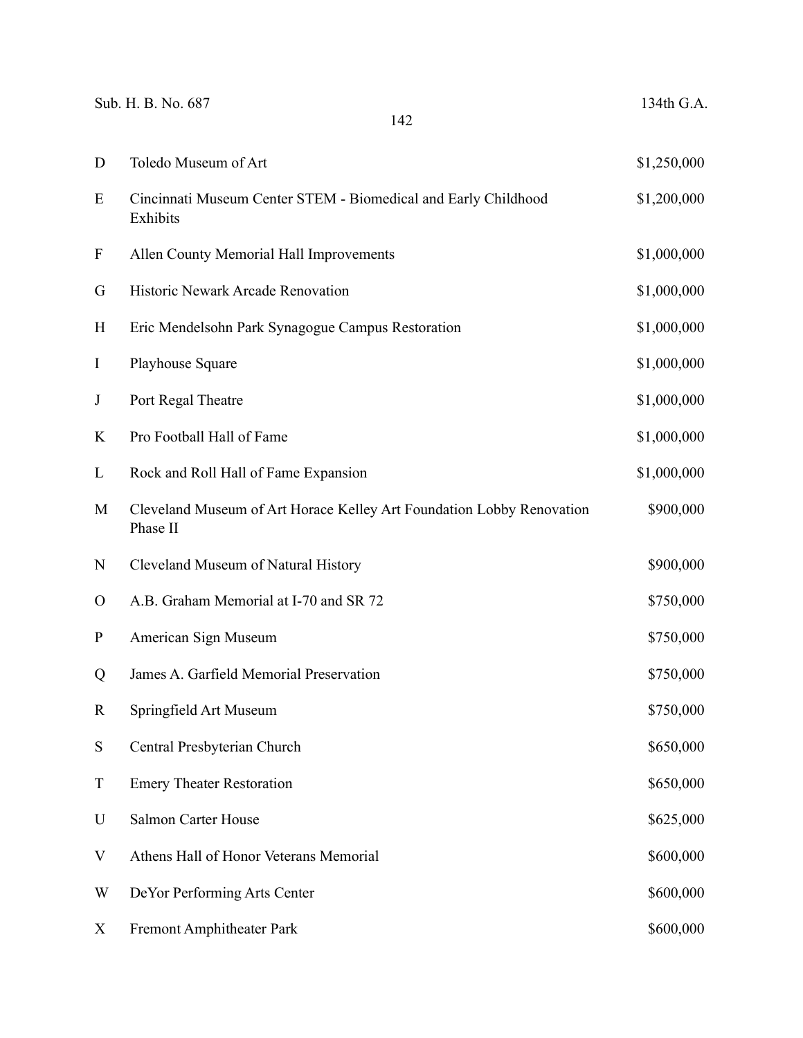| | | |
|---|---|---|
| D | Toledo Museum of Art | $1,250,000 |
| E | Cincinnati Museum Center STEM - Biomedical and Early Childhood Exhibits | $1,200,000 |
| F | Allen County Memorial Hall Improvements | $1,000,000 |
| G | Historic Newark Arcade Renovation | $1,000,000 |
| H | Eric Mendelsohn Park Synagogue Campus Restoration | $1,000,000 |
| I | Playhouse Square | $1,000,000 |
| J | Port Regal Theatre | $1,000,000 |
| K | Pro Football Hall of Fame | $1,000,000 |
| L | Rock and Roll Hall of Fame Expansion | $1,000,000 |
| M | Cleveland Museum of Art Horace Kelley Art Foundation Lobby Renovation Phase II | $900,000 |
| N | Cleveland Museum of Natural History | $900,000 |
| O | A.B. Graham Memorial at I-70 and SR 72 | $750,000 |
| P | American Sign Museum | $750,000 |
| Q | James A. Garfield Memorial Preservation | $750,000 |
| R | Springfield Art Museum | $750,000 |
| S | Central Presbyterian Church | $650,000 |
| T | Emery Theater Restoration | $650,000 |
| U | Salmon Carter House | $625,000 |
| V | Athens Hall of Honor Veterans Memorial | $600,000 |
| W | DeYor Performing Arts Center | $600,000 |
| X | Fremont Amphitheater Park | $600,000 |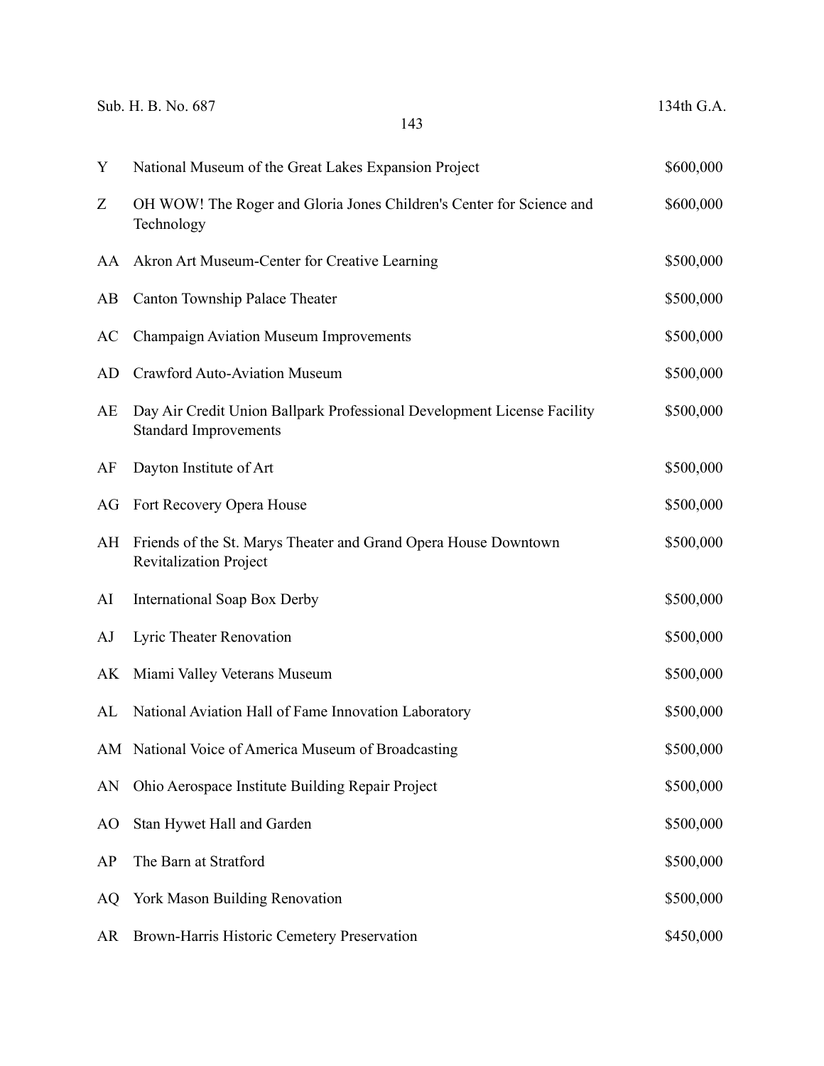| | | |
|---|---|---|
| Y | National Museum of the Great Lakes Expansion Project | $600,000 |
| Z | OH WOW! The Roger and Gloria Jones Children's Center for Science and Technology | $600,000 |
| AA | Akron Art Museum-Center for Creative Learning | $500,000 |
| AB | Canton Township Palace Theater | $500,000 |
| AC | Champaign Aviation Museum Improvements | $500,000 |
| AD | Crawford Auto-Aviation Museum | $500,000 |
| AE | Day Air Credit Union Ballpark Professional Development License Facility Standard Improvements | $500,000 |
| AF | Dayton Institute of Art | $500,000 |
| AG | Fort Recovery Opera House | $500,000 |
| AH | Friends of the St. Marys Theater and Grand Opera House Downtown Revitalization Project | $500,000 |
| AI | International Soap Box Derby | $500,000 |
| AJ | Lyric Theater Renovation | $500,000 |
| AK | Miami Valley Veterans Museum | $500,000 |
| AL | National Aviation Hall of Fame Innovation Laboratory | $500,000 |
| AM | National Voice of America Museum of Broadcasting | $500,000 |
| AN | Ohio Aerospace Institute Building Repair Project | $500,000 |
| AO | Stan Hywet Hall and Garden | $500,000 |
| AP | The Barn at Stratford | $500,000 |
| AQ | York Mason Building Renovation | $500,000 |
| AR | Brown-Harris Historic Cemetery Preservation | $450,000 |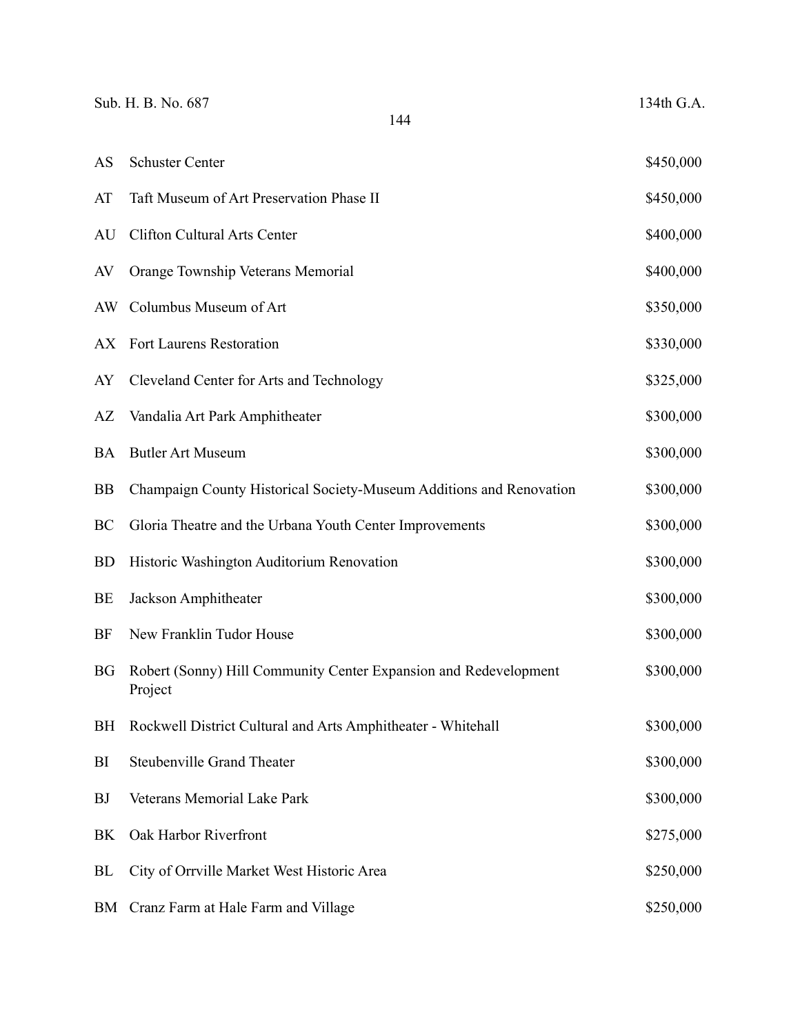| | | |
|---|---|---|
| AS | Schuster Center | $450,000 |
| AT | Taft Museum of Art Preservation Phase II | $450,000 |
| AU | Clifton Cultural Arts Center | $400,000 |
| AV | Orange Township Veterans Memorial | $400,000 |
| AW | Columbus Museum of Art | $350,000 |
| AX | Fort Laurens Restoration | $330,000 |
| AY | Cleveland Center for Arts and Technology | $325,000 |
| AZ | Vandalia Art Park Amphitheater | $300,000 |
| BA | Butler Art Museum | $300,000 |
| BB | Champaign County Historical Society-Museum Additions and Renovation | $300,000 |
| BC | Gloria Theatre and the Urbana Youth Center Improvements | $300,000 |
| BD | Historic Washington Auditorium Renovation | $300,000 |
| BE | Jackson Amphitheater | $300,000 |
| BF | New Franklin Tudor House | $300,000 |
| BG | Robert (Sonny) Hill Community Center Expansion and Redevelopment Project | $300,000 |
| BH | Rockwell District Cultural and Arts Amphitheater - Whitehall | $300,000 |
| BI | Steubenville Grand Theater | $300,000 |
| BJ | Veterans Memorial Lake Park | $300,000 |
| BK | Oak Harbor Riverfront | $275,000 |
| BL | City of Orrville Market West Historic Area | $250,000 |
| BM | Cranz Farm at Hale Farm and Village | $250,000 |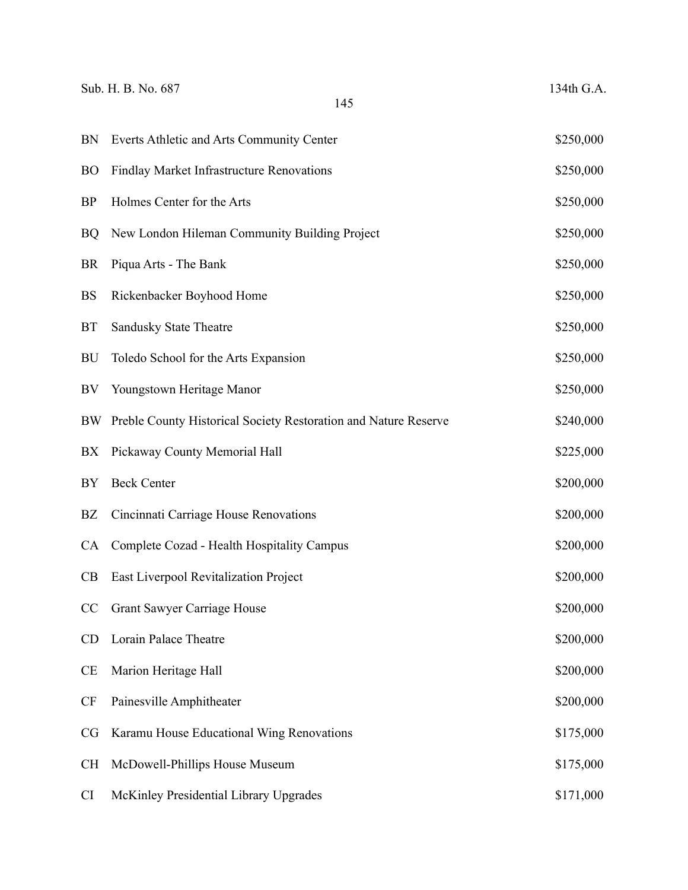| | | |
|---|---|---|
| BN | Everts Athletic and Arts Community Center | $250,000 |
| BO | Findlay Market Infrastructure Renovations | $250,000 |
| BP | Holmes Center for the Arts | $250,000 |
| BQ | New London Hileman Community Building Project | $250,000 |
| BR | Piqua Arts - The Bank | $250,000 |
| BS | Rickenbacker Boyhood Home | $250,000 |
| BT | Sandusky State Theatre | $250,000 |
| BU | Toledo School for the Arts Expansion | $250,000 |
| BV | Youngstown Heritage Manor | $250,000 |
| BW | Preble County Historical Society Restoration and Nature Reserve | $240,000 |
| BX | Pickaway County Memorial Hall | $225,000 |
| BY | Beck Center | $200,000 |
| BZ | Cincinnati Carriage House Renovations | $200,000 |
| CA | Complete Cozad - Health Hospitality Campus | $200,000 |
| CB | East Liverpool Revitalization Project | $200,000 |
| CC | Grant Sawyer Carriage House | $200,000 |
| CD | Lorain Palace Theatre | $200,000 |
| CE | Marion Heritage Hall | $200,000 |
| CF | Painesville Amphitheater | $200,000 |
| CG | Karamu House Educational Wing Renovations | $175,000 |
| CH | McDowell-Phillips House Museum | $175,000 |
| CI | McKinley Presidential Library Upgrades | $171,000 |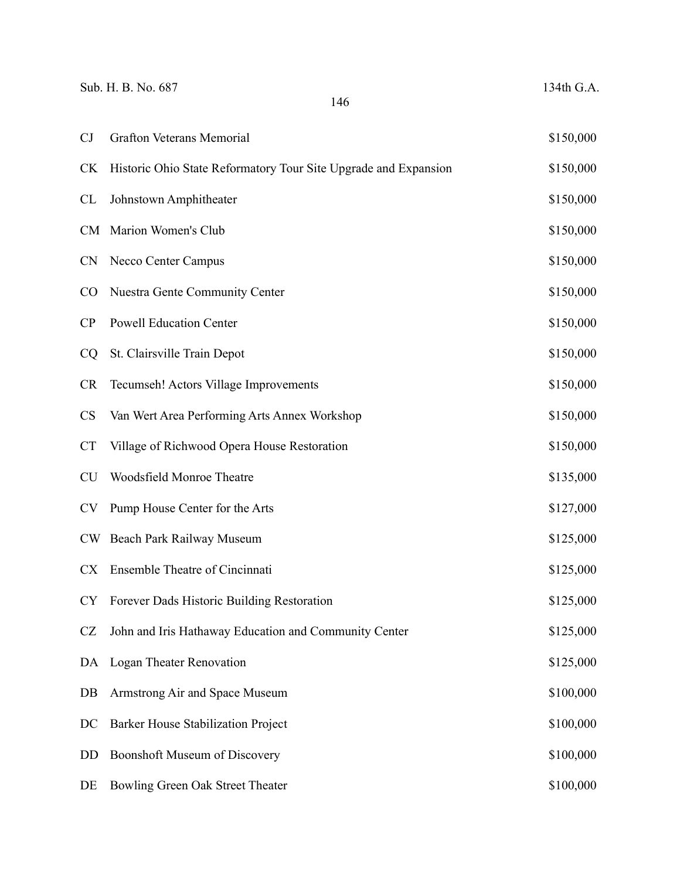| | | |
|---|---|---|
| CJ | Grafton Veterans Memorial | $150,000 |
| CK | Historic Ohio State Reformatory Tour Site Upgrade and Expansion | $150,000 |
| CL | Johnstown Amphitheater | $150,000 |
| CM | Marion Women's Club | $150,000 |
| CN | Necco Center Campus | $150,000 |
| CO | Nuestra Gente Community Center | $150,000 |
| CP | Powell Education Center | $150,000 |
| CQ | St. Clairsville Train Depot | $150,000 |
| CR | Tecumseh! Actors Village Improvements | $150,000 |
| CS | Van Wert Area Performing Arts Annex Workshop | $150,000 |
| CT | Village of Richwood Opera House Restoration | $150,000 |
| CU | Woodsfield Monroe Theatre | $135,000 |
| CV | Pump House Center for the Arts | $127,000 |
| CW | Beach Park Railway Museum | $125,000 |
| CX | Ensemble Theatre of Cincinnati | $125,000 |
| CY | Forever Dads Historic Building Restoration | $125,000 |
| CZ | John and Iris Hathaway Education and Community Center | $125,000 |
| DA | Logan Theater Renovation | $125,000 |
| DB | Armstrong Air and Space Museum | $100,000 |
| DC | Barker House Stabilization Project | $100,000 |
| DD | Boonshoft Museum of Discovery | $100,000 |
| DE | Bowling Green Oak Street Theater | $100,000 |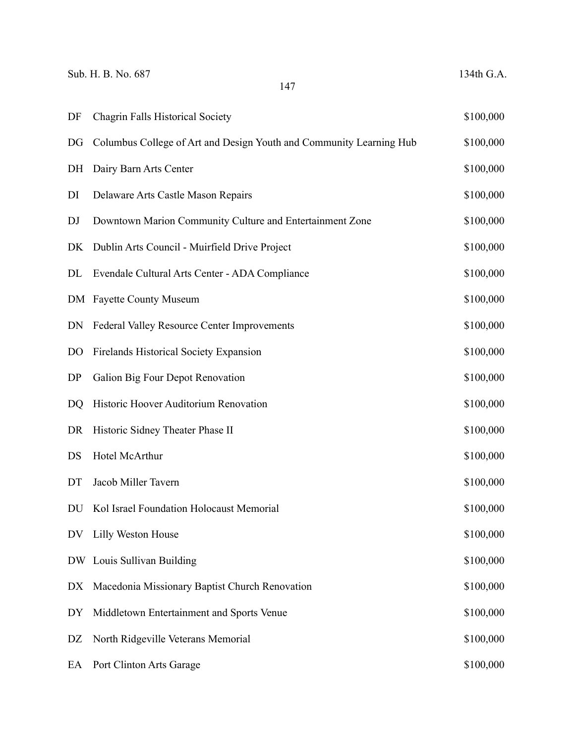| | | |
|---|---|---|
| DF | Chagrin Falls Historical Society | $100,000 |
| DG | Columbus College of Art and Design Youth and Community Learning Hub | $100,000 |
| DH | Dairy Barn Arts Center | $100,000 |
| DI | Delaware Arts Castle Mason Repairs | $100,000 |
| DJ | Downtown Marion Community Culture and Entertainment Zone | $100,000 |
| DK | Dublin Arts Council - Muirfield Drive Project | $100,000 |
| DL | Evendale Cultural Arts Center - ADA Compliance | $100,000 |
| DM | Fayette County Museum | $100,000 |
| DN | Federal Valley Resource Center Improvements | $100,000 |
| DO | Firelands Historical Society Expansion | $100,000 |
| DP | Galion Big Four Depot Renovation | $100,000 |
| DQ | Historic Hoover Auditorium Renovation | $100,000 |
| DR | Historic Sidney Theater Phase II | $100,000 |
| DS | Hotel McArthur | $100,000 |
| DT | Jacob Miller Tavern | $100,000 |
| DU | Kol Israel Foundation Holocaust Memorial | $100,000 |
| DV | Lilly Weston House | $100,000 |
| DW | Louis Sullivan Building | $100,000 |
| DX | Macedonia Missionary Baptist Church Renovation | $100,000 |
| DY | Middletown Entertainment and Sports Venue | $100,000 |
| DZ | North Ridgeville Veterans Memorial | $100,000 |
| EA | Port Clinton Arts Garage | $100,000 |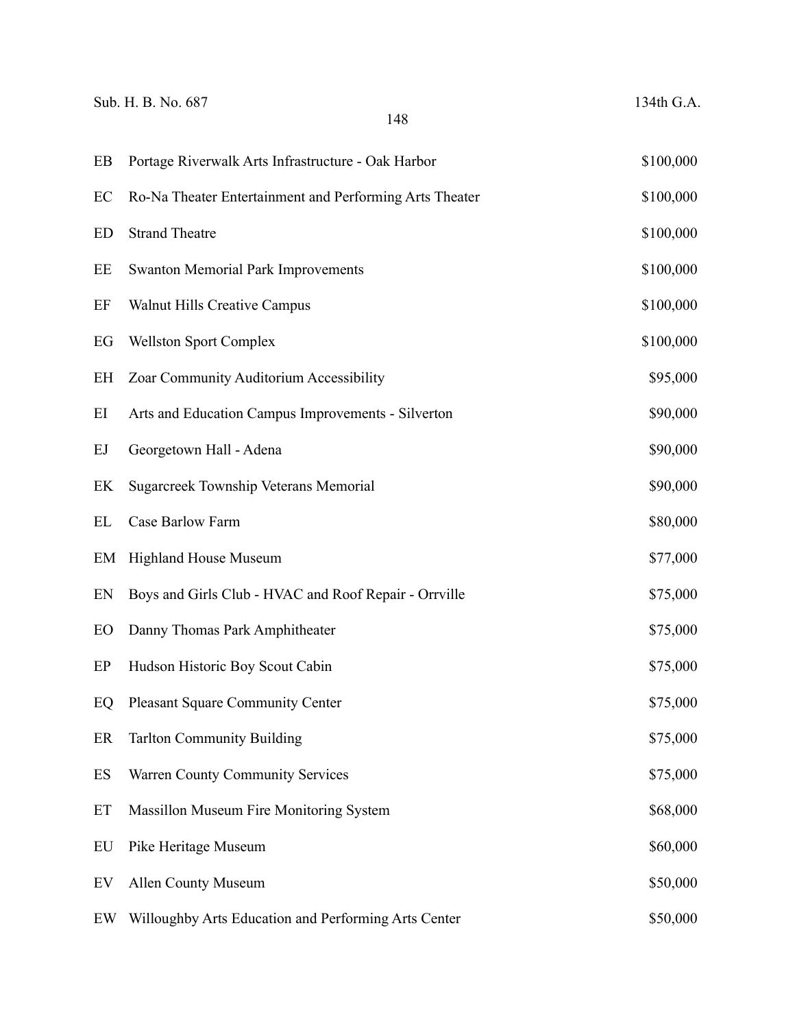| | | |
|---|---|---|
| EB | Portage Riverwalk Arts Infrastructure - Oak Harbor | $100,000 |
| EC | Ro-Na Theater Entertainment and Performing Arts Theater | $100,000 |
| ED | Strand Theatre | $100,000 |
| EE | Swanton Memorial Park Improvements | $100,000 |
| EF | Walnut Hills Creative Campus | $100,000 |
| EG | Wellston Sport Complex | $100,000 |
| EH | Zoar Community Auditorium Accessibility | $95,000 |
| EI | Arts and Education Campus Improvements - Silverton | $90,000 |
| EJ | Georgetown Hall - Adena | $90,000 |
| EK | Sugarcreek Township Veterans Memorial | $90,000 |
| EL | Case Barlow Farm | $80,000 |
| EM | Highland House Museum | $77,000 |
| EN | Boys and Girls Club - HVAC and Roof Repair - Orrville | $75,000 |
| EO | Danny Thomas Park Amphitheater | $75,000 |
| EP | Hudson Historic Boy Scout Cabin | $75,000 |
| EQ | Pleasant Square Community Center | $75,000 |
| ER | Tarlton Community Building | $75,000 |
| ES | Warren County Community Services | $75,000 |
| ET | Massillon Museum Fire Monitoring System | $68,000 |
| EU | Pike Heritage Museum | $60,000 |
| EV | Allen County Museum | $50,000 |
| EW | Willoughby Arts Education and Performing Arts Center | $50,000 |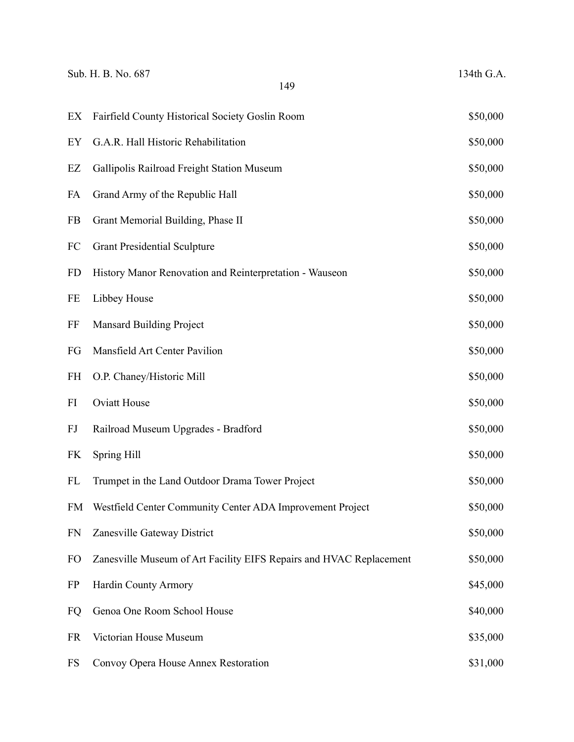| | | |
|---|---|---|
| EX | Fairfield County Historical Society Goslin Room | $50,000 |
| EY | G.A.R. Hall Historic Rehabilitation | $50,000 |
| EZ | Gallipolis Railroad Freight Station Museum | $50,000 |
| FA | Grand Army of the Republic Hall | $50,000 |
| FB | Grant Memorial Building, Phase II | $50,000 |
| FC | Grant Presidential Sculpture | $50,000 |
| FD | History Manor Renovation and Reinterpretation - Wauseon | $50,000 |
| FE | Libbey House | $50,000 |
| FF | Mansard Building Project | $50,000 |
| FG | Mansfield Art Center Pavilion | $50,000 |
| FH | O.P. Chaney/Historic Mill | $50,000 |
| FI | Oviatt House | $50,000 |
| FJ | Railroad Museum Upgrades - Bradford | $50,000 |
| FK | Spring Hill | $50,000 |
| FL | Trumpet in the Land Outdoor Drama Tower Project | $50,000 |
| FM | Westfield Center Community Center ADA Improvement Project | $50,000 |
| FN | Zanesville Gateway District | $50,000 |
| FO | Zanesville Museum of Art Facility EIFS Repairs and HVAC Replacement | $50,000 |
| FP | Hardin County Armory | $45,000 |
| FQ | Genoa One Room School House | $40,000 |
| FR | Victorian House Museum | $35,000 |
| FS | Convoy Opera House Annex Restoration | $31,000 |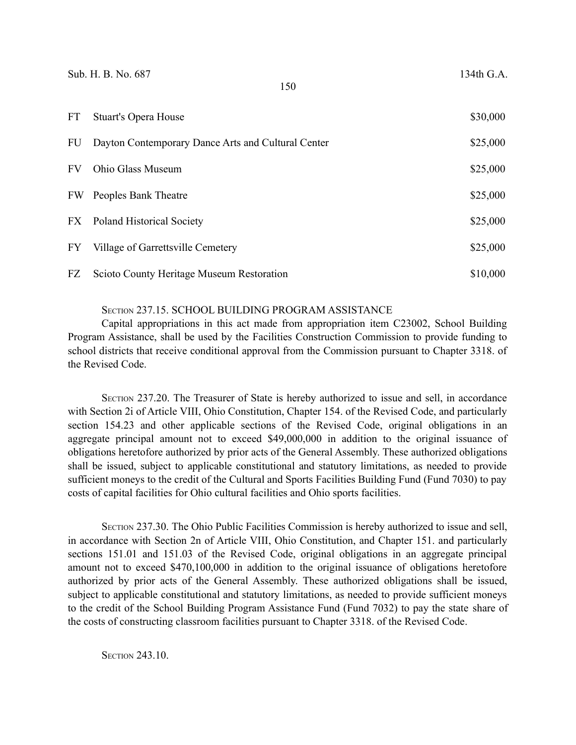| | | |
|---|---|---|
| FT | Stuart's Opera House | $30,000 |
| FU | Dayton Contemporary Dance Arts and Cultural Center | $25,000 |
| FV | Ohio Glass Museum | $25,000 |
| FW | Peoples Bank Theatre | $25,000 |
| FX | Poland Historical Society | $25,000 |
| FY | Village of Garrettsville Cemetery | $25,000 |
| FZ | Scioto County Heritage Museum Restoration | $10,000 |

SECTION 237.15. SCHOOL BUILDING PROGRAM ASSISTANCE

Capital appropriations in this act made from appropriation item C23002, School Building Program Assistance, shall be used by the Facilities Construction Commission to provide funding to school districts that receive conditional approval from the Commission pursuant to Chapter 3318. of the Revised Code.

SECTION 237.20. The Treasurer of State is hereby authorized to issue and sell, in accordance with Section 2i of Article VIII, Ohio Constitution, Chapter 154. of the Revised Code, and particularly section 154.23 and other applicable sections of the Revised Code, original obligations in an aggregate principal amount not to exceed $49,000,000 in addition to the original issuance of obligations heretofore authorized by prior acts of the General Assembly. These authorized obligations shall be issued, subject to applicable constitutional and statutory limitations, as needed to provide sufficient moneys to the credit of the Cultural and Sports Facilities Building Fund (Fund 7030) to pay costs of capital facilities for Ohio cultural facilities and Ohio sports facilities.

SECTION 237.30. The Ohio Public Facilities Commission is hereby authorized to issue and sell, in accordance with Section 2n of Article VIII, Ohio Constitution, and Chapter 151. and particularly sections 151.01 and 151.03 of the Revised Code, original obligations in an aggregate principal amount not to exceed $470,100,000 in addition to the original issuance of obligations heretofore authorized by prior acts of the General Assembly. These authorized obligations shall be issued, subject to applicable constitutional and statutory limitations, as needed to provide sufficient moneys to the credit of the School Building Program Assistance Fund (Fund 7032) to pay the state share of the costs of constructing classroom facilities pursuant to Chapter 3318. of the Revised Code.

SECTION 243.10.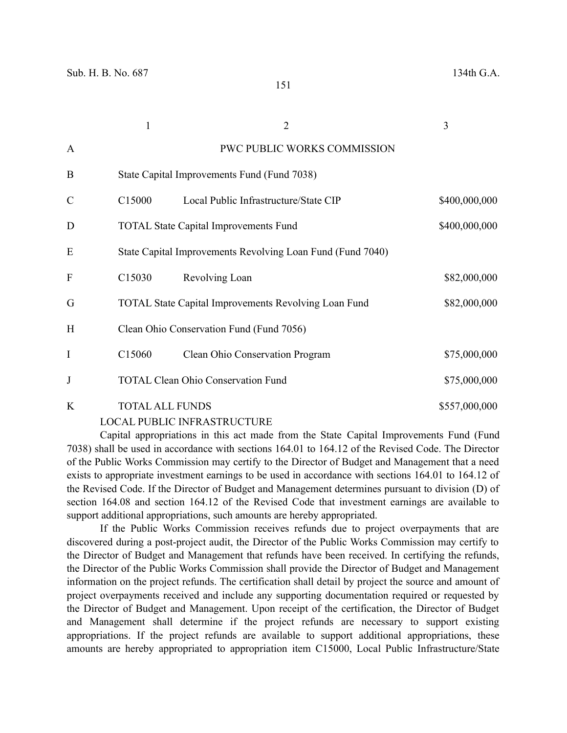| | 1 | 2 | 3 |
|---|---|---|---|
| A | | PWC PUBLIC WORKS COMMISSION | |
| B | State Capital Improvements Fund (Fund 7038) | | |
| C | C15000 | Local Public Infrastructure/State CIP | $400,000,000 |
| D | TOTAL State Capital Improvements Fund | | $400,000,000 |
| E | State Capital Improvements Revolving Loan Fund (Fund 7040) | | |
| F | C15030 | Revolving Loan | $82,000,000 |
| G | TOTAL State Capital Improvements Revolving Loan Fund | | $82,000,000 |
| H | Clean Ohio Conservation Fund (Fund 7056) | | |
| I | C15060 | Clean Ohio Conservation Program | $75,000,000 |
| J | TOTAL Clean Ohio Conservation Fund | | $75,000,000 |
| K | TOTAL ALL FUNDS | | $557,000,000 |

LOCAL PUBLIC INFRASTRUCTURE

Capital appropriations in this act made from the State Capital Improvements Fund (Fund 7038) shall be used in accordance with sections 164.01 to 164.12 of the Revised Code. The Director of the Public Works Commission may certify to the Director of Budget and Management that a need exists to appropriate investment earnings to be used in accordance with sections 164.01 to 164.12 of the Revised Code. If the Director of Budget and Management determines pursuant to division (D) of section 164.08 and section 164.12 of the Revised Code that investment earnings are available to support additional appropriations, such amounts are hereby appropriated.

If the Public Works Commission receives refunds due to project overpayments that are discovered during a post-project audit, the Director of the Public Works Commission may certify to the Director of Budget and Management that refunds have been received. In certifying the refunds, the Director of the Public Works Commission shall provide the Director of Budget and Management information on the project refunds. The certification shall detail by project the source and amount of project overpayments received and include any supporting documentation required or requested by the Director of Budget and Management. Upon receipt of the certification, the Director of Budget and Management shall determine if the project refunds are necessary to support existing appropriations. If the project refunds are available to support additional appropriations, these amounts are hereby appropriated to appropriation item C15000, Local Public Infrastructure/State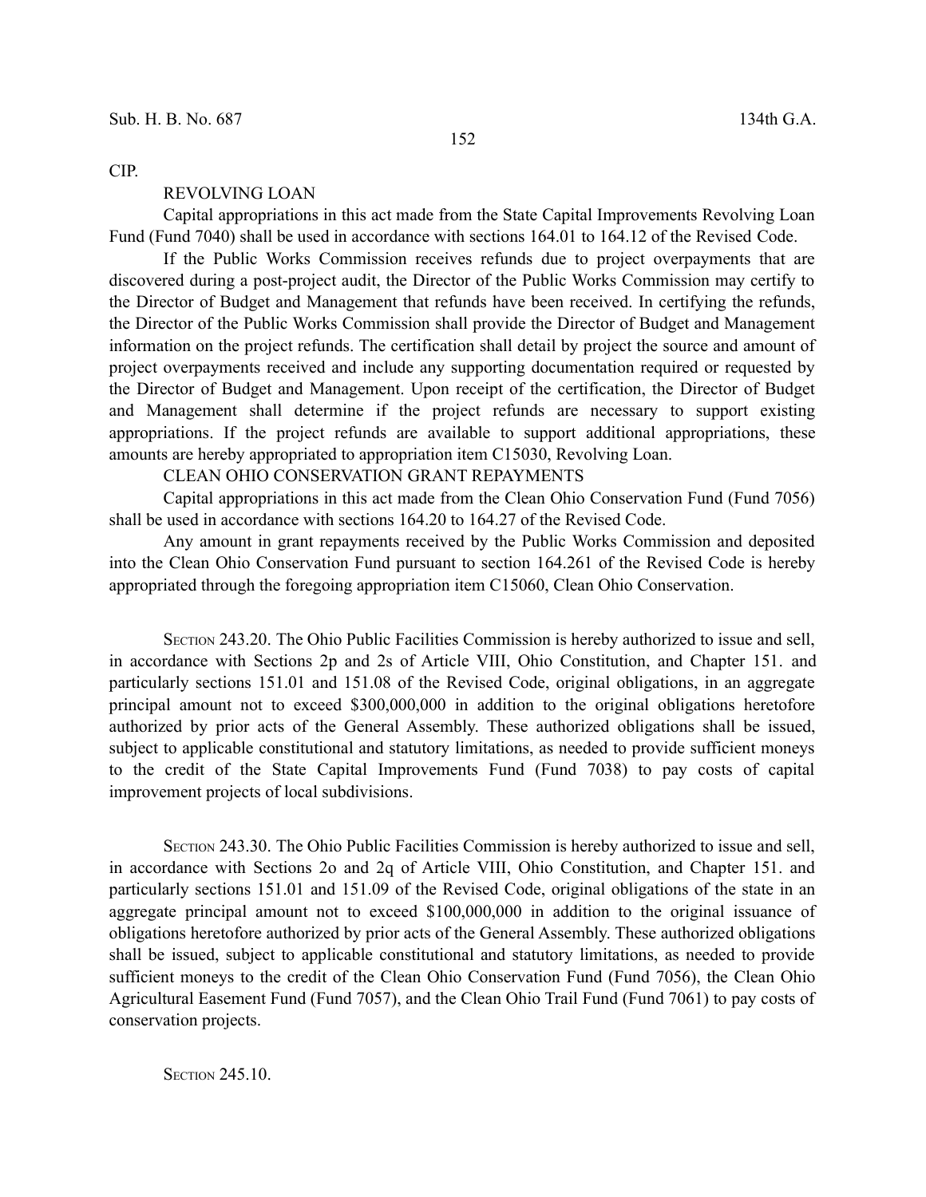CIP.

REVOLVING LOAN

Capital appropriations in this act made from the State Capital Improvements Revolving Loan Fund (Fund 7040) shall be used in accordance with sections 164.01 to 164.12 of the Revised Code.

If the Public Works Commission receives refunds due to project overpayments that are discovered during a post-project audit, the Director of the Public Works Commission may certify to the Director of Budget and Management that refunds have been received. In certifying the refunds, the Director of the Public Works Commission shall provide the Director of Budget and Management information on the project refunds. The certification shall detail by project the source and amount of project overpayments received and include any supporting documentation required or requested by the Director of Budget and Management. Upon receipt of the certification, the Director of Budget and Management shall determine if the project refunds are necessary to support existing appropriations. If the project refunds are available to support additional appropriations, these amounts are hereby appropriated to appropriation item C15030, Revolving Loan.

CLEAN OHIO CONSERVATION GRANT REPAYMENTS

Capital appropriations in this act made from the Clean Ohio Conservation Fund (Fund 7056) shall be used in accordance with sections 164.20 to 164.27 of the Revised Code.

Any amount in grant repayments received by the Public Works Commission and deposited into the Clean Ohio Conservation Fund pursuant to section 164.261 of the Revised Code is hereby appropriated through the foregoing appropriation item C15060, Clean Ohio Conservation.

SECTION 243.20. The Ohio Public Facilities Commission is hereby authorized to issue and sell, in accordance with Sections 2p and 2s of Article VIII, Ohio Constitution, and Chapter 151. and particularly sections 151.01 and 151.08 of the Revised Code, original obligations, in an aggregate principal amount not to exceed $300,000,000 in addition to the original obligations heretofore authorized by prior acts of the General Assembly. These authorized obligations shall be issued, subject to applicable constitutional and statutory limitations, as needed to provide sufficient moneys to the credit of the State Capital Improvements Fund (Fund 7038) to pay costs of capital improvement projects of local subdivisions.

SECTION 243.30. The Ohio Public Facilities Commission is hereby authorized to issue and sell, in accordance with Sections 2o and 2q of Article VIII, Ohio Constitution, and Chapter 151. and particularly sections 151.01 and 151.09 of the Revised Code, original obligations of the state in an aggregate principal amount not to exceed $100,000,000 in addition to the original issuance of obligations heretofore authorized by prior acts of the General Assembly. These authorized obligations shall be issued, subject to applicable constitutional and statutory limitations, as needed to provide sufficient moneys to the credit of the Clean Ohio Conservation Fund (Fund 7056), the Clean Ohio Agricultural Easement Fund (Fund 7057), and the Clean Ohio Trail Fund (Fund 7061) to pay costs of conservation projects.

SECTION 245.10.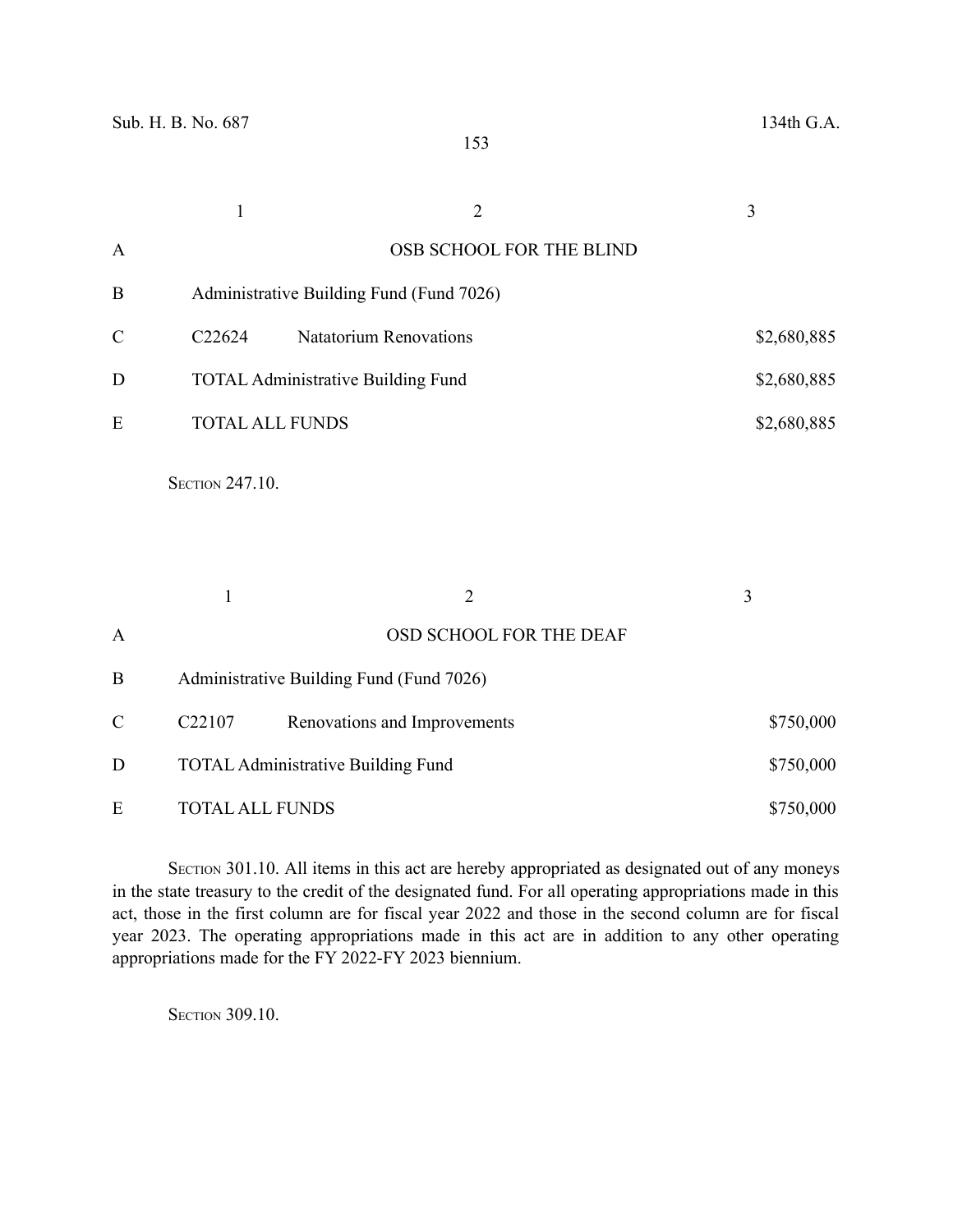| | 1 | 2 | 3 |
|---|---|---|---|
| A | | OSB SCHOOL FOR THE BLIND | |
| B | Administrative Building Fund (Fund 7026) | | |
| C | C22624 | Natatorium Renovations | $2,680,885 |
| D | TOTAL Administrative Building Fund | | $2,680,885 |
| E | TOTAL ALL FUNDS | | $2,680,885 |

SECTION 247.10.

| | 1 | 2 | 3 |
|---|---|---|---|
| A | | OSD SCHOOL FOR THE DEAF | |
| B | Administrative Building Fund (Fund 7026) | | |
| C | C22107 | Renovations and Improvements | $750,000 |
| D | TOTAL Administrative Building Fund | | $750,000 |
| E | TOTAL ALL FUNDS | | $750,000 |

SECTION 301.10. All items in this act are hereby appropriated as designated out of any moneys in the state treasury to the credit of the designated fund. For all operating appropriations made in this act, those in the first column are for fiscal year 2022 and those in the second column are for fiscal year 2023. The operating appropriations made in this act are in addition to any other operating appropriations made for the FY 2022-FY 2023 biennium.

SECTION 309.10.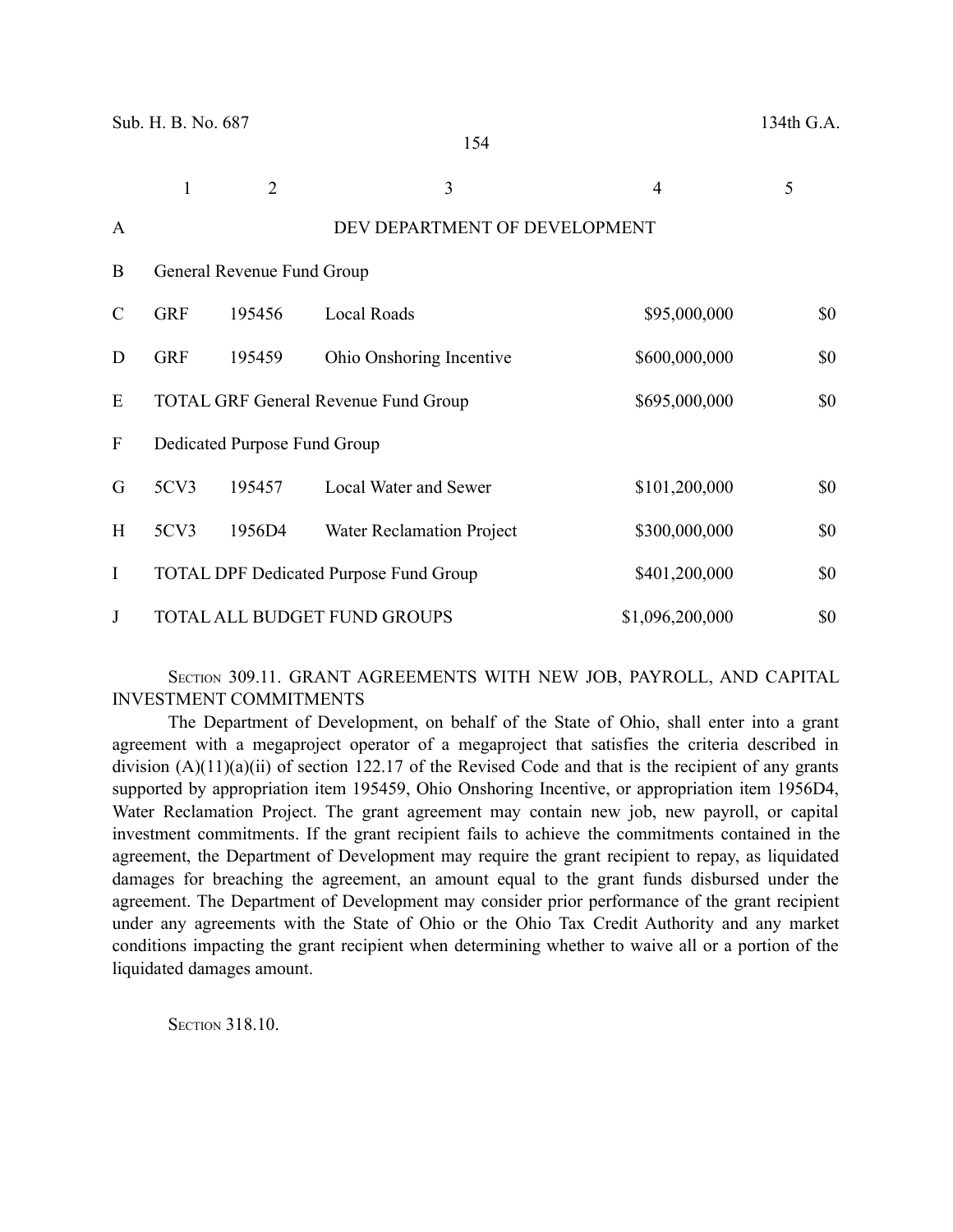| | 1 | 2 | 3 | 4 | 5 |
|---|---|---|---|---|---|
| A | | | DEV DEPARTMENT OF DEVELOPMENT | | |
| B | General Revenue Fund Group | | | | |
| C | GRF | 195456 | Local Roads | $95,000,000 | $0 |
| D | GRF | 195459 | Ohio Onshoring Incentive | $600,000,000 | $0 |
| E | TOTAL GRF General Revenue Fund Group | | | $695,000,000 | $0 |
| F | Dedicated Purpose Fund Group | | | | |
| G | 5CV3 | 195457 | Local Water and Sewer | $101,200,000 | $0 |
| H | 5CV3 | 1956D4 | Water Reclamation Project | $300,000,000 | $0 |
| I | TOTAL DPF Dedicated Purpose Fund Group | | | $401,200,000 | $0 |
| J | TOTAL ALL BUDGET FUND GROUPS | | | $1,096,200,000 | $0 |

SECTION 309.11. GRANT AGREEMENTS WITH NEW JOB, PAYROLL, AND CAPITAL INVESTMENT COMMITMENTS

The Department of Development, on behalf of the State of Ohio, shall enter into a grant agreement with a megaproject operator of a megaproject that satisfies the criteria described in division (A)(11)(a)(ii) of section 122.17 of the Revised Code and that is the recipient of any grants supported by appropriation item 195459, Ohio Onshoring Incentive, or appropriation item 1956D4, Water Reclamation Project. The grant agreement may contain new job, new payroll, or capital investment commitments. If the grant recipient fails to achieve the commitments contained in the agreement, the Department of Development may require the grant recipient to repay, as liquidated damages for breaching the agreement, an amount equal to the grant funds disbursed under the agreement. The Department of Development may consider prior performance of the grant recipient under any agreements with the State of Ohio or the Ohio Tax Credit Authority and any market conditions impacting the grant recipient when determining whether to waive all or a portion of the liquidated damages amount.

SECTION 318.10.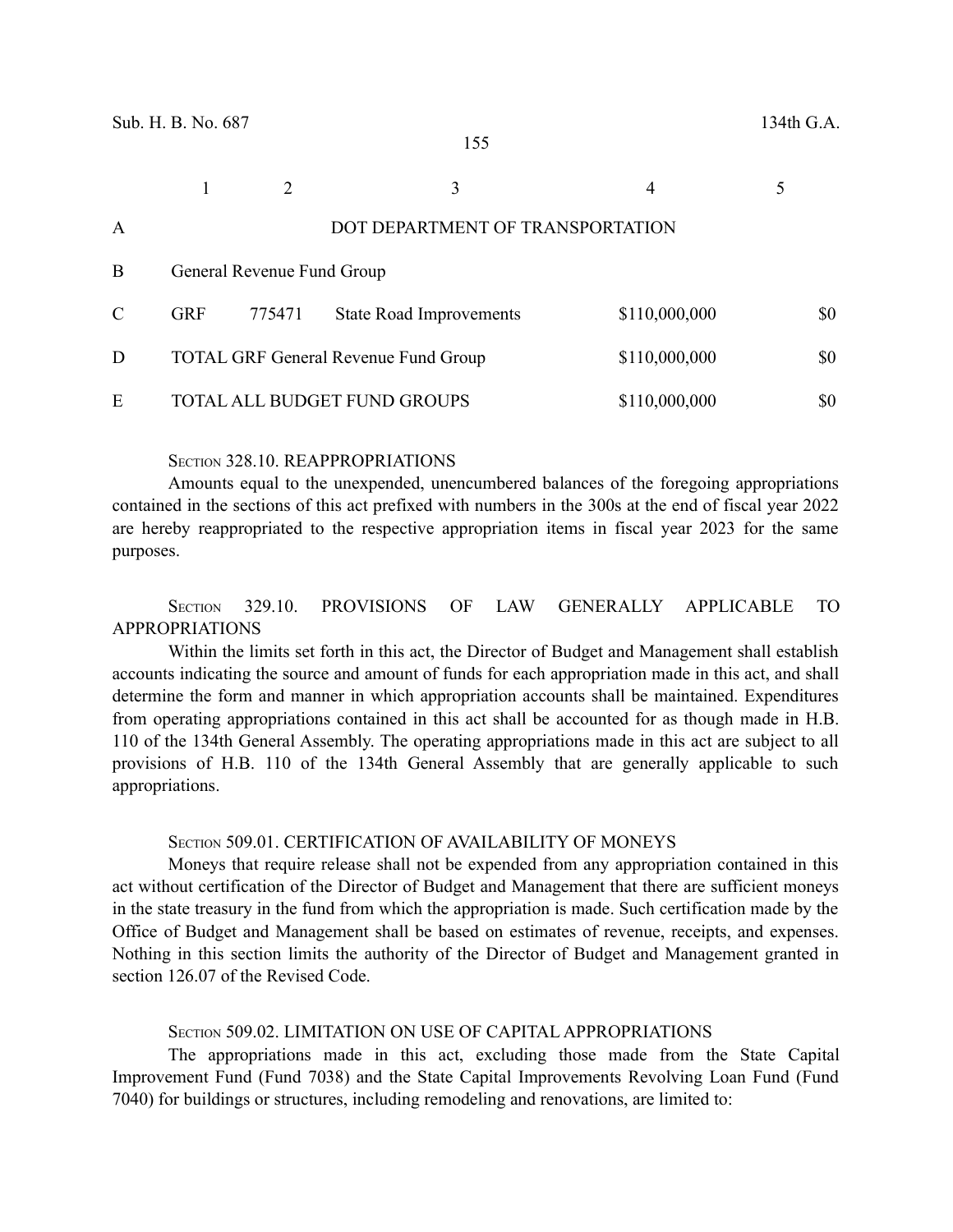| | 1 | 2 | 3 | 4 | 5 |
|---|---|---|---|---|---|
| A | | | DOT DEPARTMENT OF TRANSPORTATION | | |
| B | General Revenue Fund Group | | | | |
| C | GRF | 775471 | State Road Improvements | $110,000,000 | $0 |
| D | TOTAL GRF General Revenue Fund Group | | | $110,000,000 | $0 |
| E | TOTAL ALL BUDGET FUND GROUPS | | | $110,000,000 | $0 |

SECTION 328.10. REAPPROPRIATIONS

Amounts equal to the unexpended, unencumbered balances of the foregoing appropriations contained in the sections of this act prefixed with numbers in the 300s at the end of fiscal year 2022 are hereby reappropriated to the respective appropriation items in fiscal year 2023 for the same purposes.

SECTION 329.10. PROVISIONS OF LAW GENERALLY APPLICABLE TO APPROPRIATIONS

Within the limits set forth in this act, the Director of Budget and Management shall establish accounts indicating the source and amount of funds for each appropriation made in this act, and shall determine the form and manner in which appropriation accounts shall be maintained. Expenditures from operating appropriations contained in this act shall be accounted for as though made in H.B. 110 of the 134th General Assembly. The operating appropriations made in this act are subject to all provisions of H.B. 110 of the 134th General Assembly that are generally applicable to such appropriations.

SECTION 509.01. CERTIFICATION OF AVAILABILITY OF MONEYS

Moneys that require release shall not be expended from any appropriation contained in this act without certification of the Director of Budget and Management that there are sufficient moneys in the state treasury in the fund from which the appropriation is made. Such certification made by the Office of Budget and Management shall be based on estimates of revenue, receipts, and expenses. Nothing in this section limits the authority of the Director of Budget and Management granted in section 126.07 of the Revised Code.

SECTION 509.02. LIMITATION ON USE OF CAPITAL APPROPRIATIONS

The appropriations made in this act, excluding those made from the State Capital Improvement Fund (Fund 7038) and the State Capital Improvements Revolving Loan Fund (Fund 7040) for buildings or structures, including remodeling and renovations, are limited to: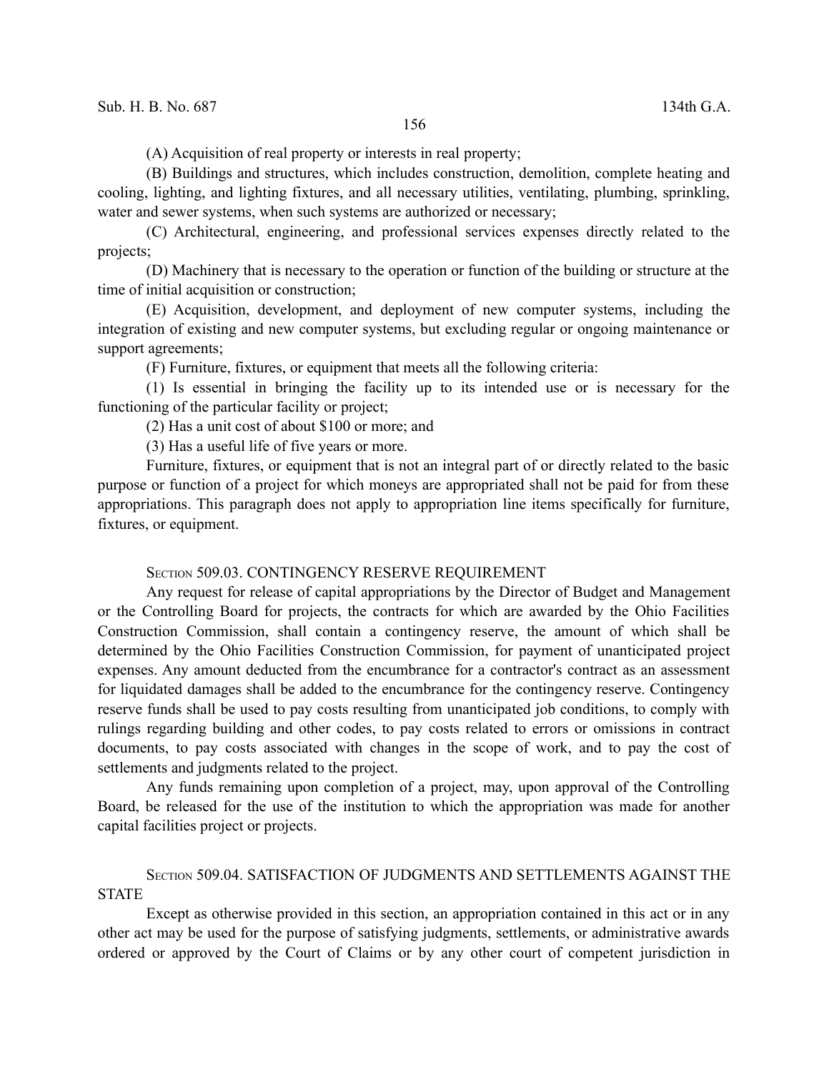(A) Acquisition of real property or interests in real property;

(B) Buildings and structures, which includes construction, demolition, complete heating and cooling, lighting, and lighting fixtures, and all necessary utilities, ventilating, plumbing, sprinkling, water and sewer systems, when such systems are authorized or necessary;

(C) Architectural, engineering, and professional services expenses directly related to the projects;

(D) Machinery that is necessary to the operation or function of the building or structure at the time of initial acquisition or construction;

(E) Acquisition, development, and deployment of new computer systems, including the integration of existing and new computer systems, but excluding regular or ongoing maintenance or support agreements;

(F) Furniture, fixtures, or equipment that meets all the following criteria:

(1) Is essential in bringing the facility up to its intended use or is necessary for the functioning of the particular facility or project;

(2) Has a unit cost of about $100 or more; and

(3) Has a useful life of five years or more.

Furniture, fixtures, or equipment that is not an integral part of or directly related to the basic purpose or function of a project for which moneys are appropriated shall not be paid for from these appropriations. This paragraph does not apply to appropriation line items specifically for furniture, fixtures, or equipment.

### SECTION 509.03. CONTINGENCY RESERVE REQUIREMENT

Any request for release of capital appropriations by the Director of Budget and Management or the Controlling Board for projects, the contracts for which are awarded by the Ohio Facilities Construction Commission, shall contain a contingency reserve, the amount of which shall be determined by the Ohio Facilities Construction Commission, for payment of unanticipated project expenses. Any amount deducted from the encumbrance for a contractor's contract as an assessment for liquidated damages shall be added to the encumbrance for the contingency reserve. Contingency reserve funds shall be used to pay costs resulting from unanticipated job conditions, to comply with rulings regarding building and other codes, to pay costs related to errors or omissions in contract documents, to pay costs associated with changes in the scope of work, and to pay the cost of settlements and judgments related to the project.

Any funds remaining upon completion of a project, may, upon approval of the Controlling Board, be released for the use of the institution to which the appropriation was made for another capital facilities project or projects.

### SECTION 509.04. SATISFACTION OF JUDGMENTS AND SETTLEMENTS AGAINST THE STATE

Except as otherwise provided in this section, an appropriation contained in this act or in any other act may be used for the purpose of satisfying judgments, settlements, or administrative awards ordered or approved by the Court of Claims or by any other court of competent jurisdiction in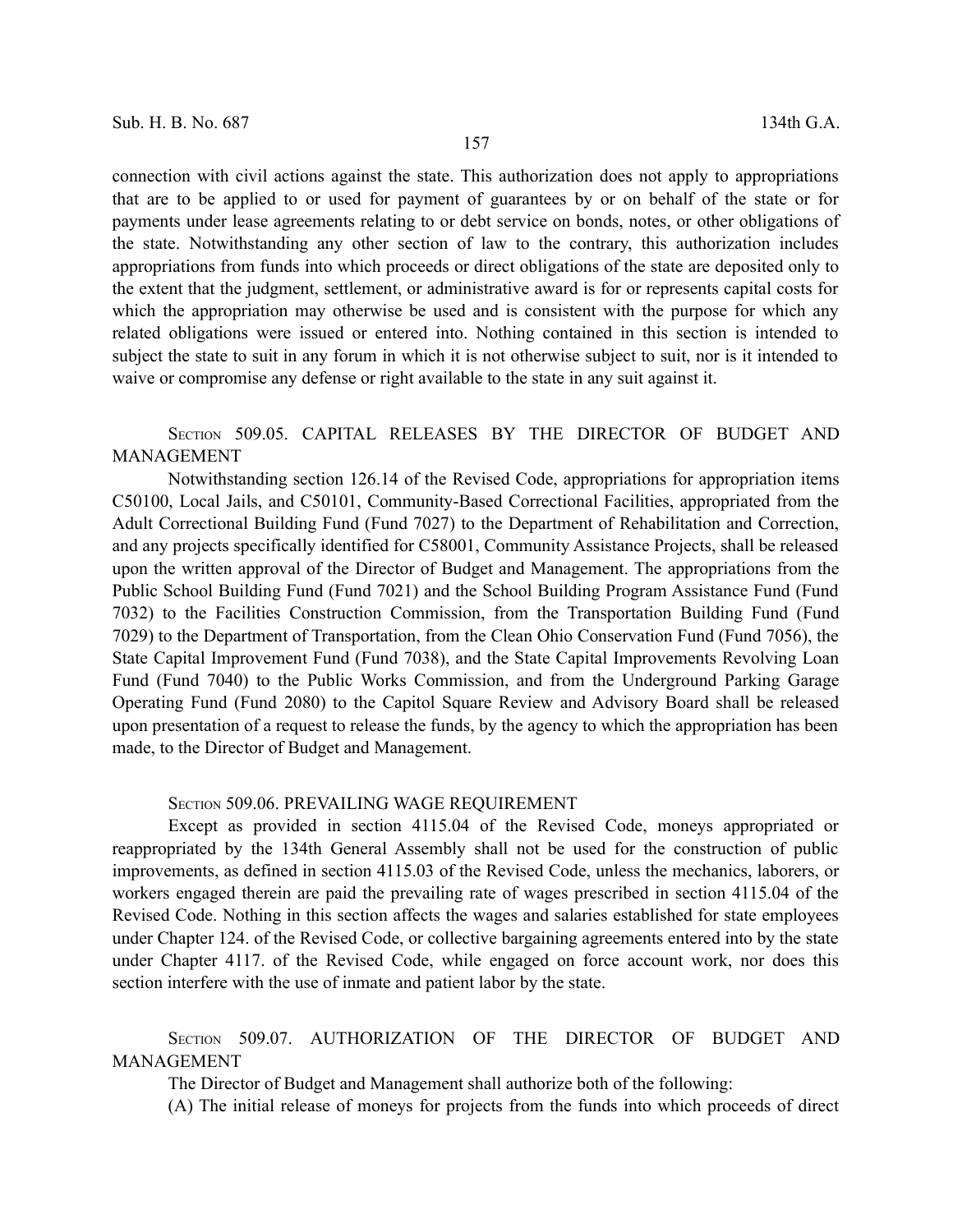connection with civil actions against the state. This authorization does not apply to appropriations that are to be applied to or used for payment of guarantees by or on behalf of the state or for payments under lease agreements relating to or debt service on bonds, notes, or other obligations of the state. Notwithstanding any other section of law to the contrary, this authorization includes appropriations from funds into which proceeds or direct obligations of the state are deposited only to the extent that the judgment, settlement, or administrative award is for or represents capital costs for which the appropriation may otherwise be used and is consistent with the purpose for which any related obligations were issued or entered into. Nothing contained in this section is intended to subject the state to suit in any forum in which it is not otherwise subject to suit, nor is it intended to waive or compromise any defense or right available to the state in any suit against it.

SECTION 509.05. CAPITAL RELEASES BY THE DIRECTOR OF BUDGET AND MANAGEMENT

Notwithstanding section 126.14 of the Revised Code, appropriations for appropriation items C50100, Local Jails, and C50101, Community-Based Correctional Facilities, appropriated from the Adult Correctional Building Fund (Fund 7027) to the Department of Rehabilitation and Correction, and any projects specifically identified for C58001, Community Assistance Projects, shall be released upon the written approval of the Director of Budget and Management. The appropriations from the Public School Building Fund (Fund 7021) and the School Building Program Assistance Fund (Fund 7032) to the Facilities Construction Commission, from the Transportation Building Fund (Fund 7029) to the Department of Transportation, from the Clean Ohio Conservation Fund (Fund 7056), the State Capital Improvement Fund (Fund 7038), and the State Capital Improvements Revolving Loan Fund (Fund 7040) to the Public Works Commission, and from the Underground Parking Garage Operating Fund (Fund 2080) to the Capitol Square Review and Advisory Board shall be released upon presentation of a request to release the funds, by the agency to which the appropriation has been made, to the Director of Budget and Management.

SECTION 509.06. PREVAILING WAGE REQUIREMENT

Except as provided in section 4115.04 of the Revised Code, moneys appropriated or reappropriated by the 134th General Assembly shall not be used for the construction of public improvements, as defined in section 4115.03 of the Revised Code, unless the mechanics, laborers, or workers engaged therein are paid the prevailing rate of wages prescribed in section 4115.04 of the Revised Code. Nothing in this section affects the wages and salaries established for state employees under Chapter 124. of the Revised Code, or collective bargaining agreements entered into by the state under Chapter 4117. of the Revised Code, while engaged on force account work, nor does this section interfere with the use of inmate and patient labor by the state.

SECTION 509.07. AUTHORIZATION OF THE DIRECTOR OF BUDGET AND MANAGEMENT

The Director of Budget and Management shall authorize both of the following:

(A) The initial release of moneys for projects from the funds into which proceeds of direct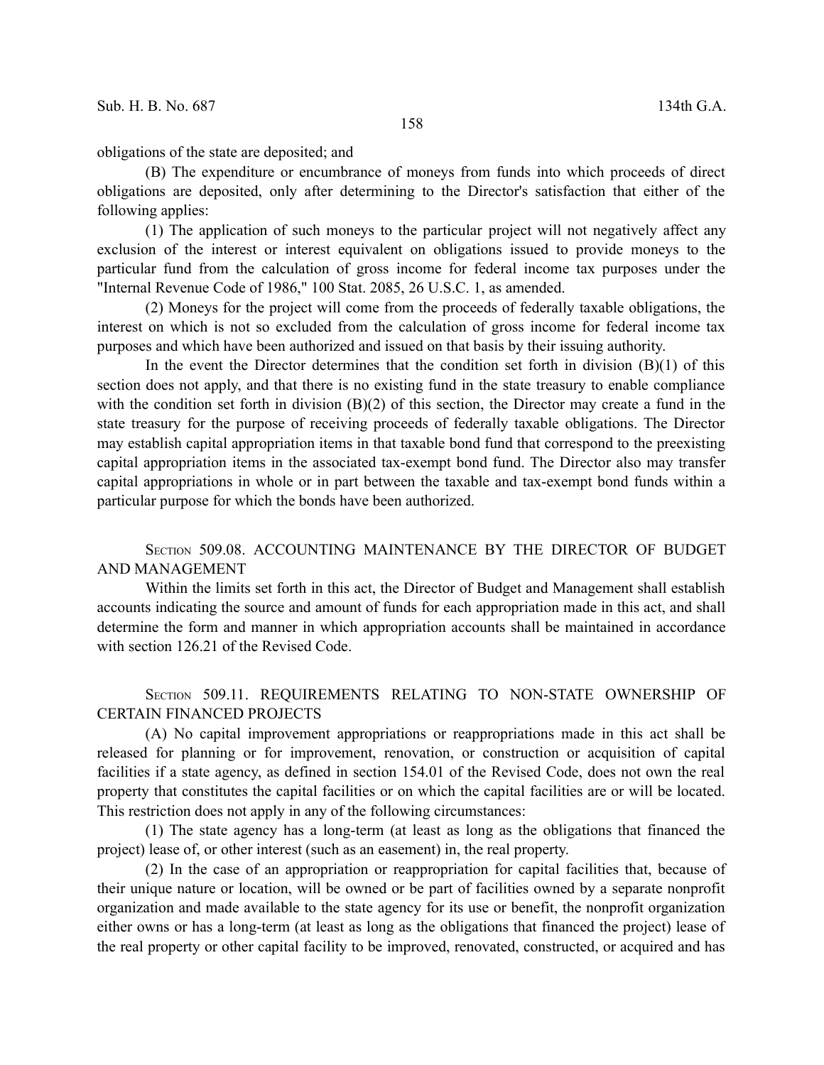obligations of the state are deposited; and

(B) The expenditure or encumbrance of moneys from funds into which proceeds of direct obligations are deposited, only after determining to the Director's satisfaction that either of the following applies:

(1) The application of such moneys to the particular project will not negatively affect any exclusion of the interest or interest equivalent on obligations issued to provide moneys to the particular fund from the calculation of gross income for federal income tax purposes under the "Internal Revenue Code of 1986," 100 Stat. 2085, 26 U.S.C. 1, as amended.

(2) Moneys for the project will come from the proceeds of federally taxable obligations, the interest on which is not so excluded from the calculation of gross income for federal income tax purposes and which have been authorized and issued on that basis by their issuing authority.

In the event the Director determines that the condition set forth in division (B)(1) of this section does not apply, and that there is no existing fund in the state treasury to enable compliance with the condition set forth in division (B)(2) of this section, the Director may create a fund in the state treasury for the purpose of receiving proceeds of federally taxable obligations. The Director may establish capital appropriation items in that taxable bond fund that correspond to the preexisting capital appropriation items in the associated tax-exempt bond fund. The Director also may transfer capital appropriations in whole or in part between the taxable and tax-exempt bond funds within a particular purpose for which the bonds have been authorized.

## SECTION 509.08. ACCOUNTING MAINTENANCE BY THE DIRECTOR OF BUDGET AND MANAGEMENT

Within the limits set forth in this act, the Director of Budget and Management shall establish accounts indicating the source and amount of funds for each appropriation made in this act, and shall determine the form and manner in which appropriation accounts shall be maintained in accordance with section 126.21 of the Revised Code.

## SECTION 509.11. REQUIREMENTS RELATING TO NON-STATE OWNERSHIP OF CERTAIN FINANCED PROJECTS

(A) No capital improvement appropriations or reappropriations made in this act shall be released for planning or for improvement, renovation, or construction or acquisition of capital facilities if a state agency, as defined in section 154.01 of the Revised Code, does not own the real property that constitutes the capital facilities or on which the capital facilities are or will be located. This restriction does not apply in any of the following circumstances:

(1) The state agency has a long-term (at least as long as the obligations that financed the project) lease of, or other interest (such as an easement) in, the real property.

(2) In the case of an appropriation or reappropriation for capital facilities that, because of their unique nature or location, will be owned or be part of facilities owned by a separate nonprofit organization and made available to the state agency for its use or benefit, the nonprofit organization either owns or has a long-term (at least as long as the obligations that financed the project) lease of the real property or other capital facility to be improved, renovated, constructed, or acquired and has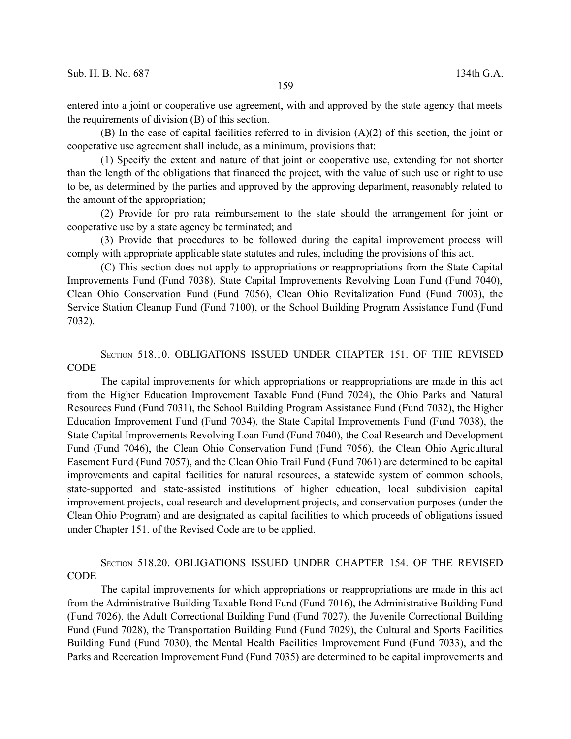entered into a joint or cooperative use agreement, with and approved by the state agency that meets the requirements of division (B) of this section.

(B) In the case of capital facilities referred to in division (A)(2) of this section, the joint or cooperative use agreement shall include, as a minimum, provisions that:

(1) Specify the extent and nature of that joint or cooperative use, extending for not shorter than the length of the obligations that financed the project, with the value of such use or right to use to be, as determined by the parties and approved by the approving department, reasonably related to the amount of the appropriation;

(2) Provide for pro rata reimbursement to the state should the arrangement for joint or cooperative use by a state agency be terminated; and

(3) Provide that procedures to be followed during the capital improvement process will comply with appropriate applicable state statutes and rules, including the provisions of this act.

(C) This section does not apply to appropriations or reappropriations from the State Capital Improvements Fund (Fund 7038), State Capital Improvements Revolving Loan Fund (Fund 7040), Clean Ohio Conservation Fund (Fund 7056), Clean Ohio Revitalization Fund (Fund 7003), the Service Station Cleanup Fund (Fund 7100), or the School Building Program Assistance Fund (Fund 7032).

SECTION 518.10. OBLIGATIONS ISSUED UNDER CHAPTER 151. OF THE REVISED CODE

The capital improvements for which appropriations or reappropriations are made in this act from the Higher Education Improvement Taxable Fund (Fund 7024), the Ohio Parks and Natural Resources Fund (Fund 7031), the School Building Program Assistance Fund (Fund 7032), the Higher Education Improvement Fund (Fund 7034), the State Capital Improvements Fund (Fund 7038), the State Capital Improvements Revolving Loan Fund (Fund 7040), the Coal Research and Development Fund (Fund 7046), the Clean Ohio Conservation Fund (Fund 7056), the Clean Ohio Agricultural Easement Fund (Fund 7057), and the Clean Ohio Trail Fund (Fund 7061) are determined to be capital improvements and capital facilities for natural resources, a statewide system of common schools, state-supported and state-assisted institutions of higher education, local subdivision capital improvement projects, coal research and development projects, and conservation purposes (under the Clean Ohio Program) and are designated as capital facilities to which proceeds of obligations issued under Chapter 151. of the Revised Code are to be applied.

SECTION 518.20. OBLIGATIONS ISSUED UNDER CHAPTER 154. OF THE REVISED CODE

The capital improvements for which appropriations or reappropriations are made in this act from the Administrative Building Taxable Bond Fund (Fund 7016), the Administrative Building Fund (Fund 7026), the Adult Correctional Building Fund (Fund 7027), the Juvenile Correctional Building Fund (Fund 7028), the Transportation Building Fund (Fund 7029), the Cultural and Sports Facilities Building Fund (Fund 7030), the Mental Health Facilities Improvement Fund (Fund 7033), and the Parks and Recreation Improvement Fund (Fund 7035) are determined to be capital improvements and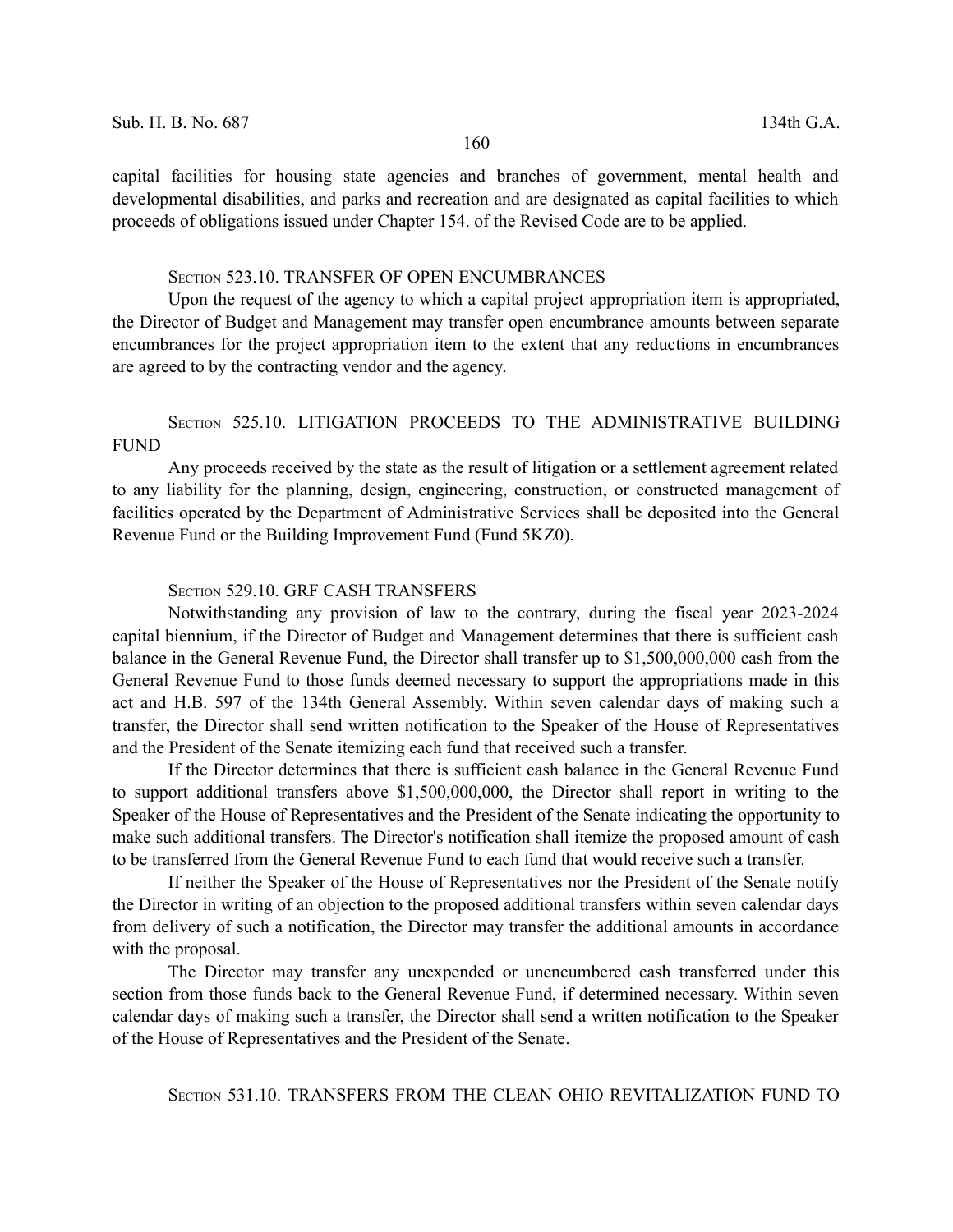capital facilities for housing state agencies and branches of government, mental health and developmental disabilities, and parks and recreation and are designated as capital facilities to which proceeds of obligations issued under Chapter 154. of the Revised Code are to be applied.

### SECTION 523.10. TRANSFER OF OPEN ENCUMBRANCES

Upon the request of the agency to which a capital project appropriation item is appropriated, the Director of Budget and Management may transfer open encumbrance amounts between separate encumbrances for the project appropriation item to the extent that any reductions in encumbrances are agreed to by the contracting vendor and the agency.

### SECTION 525.10. LITIGATION PROCEEDS TO THE ADMINISTRATIVE BUILDING FUND

Any proceeds received by the state as the result of litigation or a settlement agreement related to any liability for the planning, design, engineering, construction, or constructed management of facilities operated by the Department of Administrative Services shall be deposited into the General Revenue Fund or the Building Improvement Fund (Fund 5KZ0).

### SECTION 529.10. GRF CASH TRANSFERS

Notwithstanding any provision of law to the contrary, during the fiscal year 2023-2024 capital biennium, if the Director of Budget and Management determines that there is sufficient cash balance in the General Revenue Fund, the Director shall transfer up to $1,500,000,000 cash from the General Revenue Fund to those funds deemed necessary to support the appropriations made in this act and H.B. 597 of the 134th General Assembly. Within seven calendar days of making such a transfer, the Director shall send written notification to the Speaker of the House of Representatives and the President of the Senate itemizing each fund that received such a transfer.

If the Director determines that there is sufficient cash balance in the General Revenue Fund to support additional transfers above $1,500,000,000, the Director shall report in writing to the Speaker of the House of Representatives and the President of the Senate indicating the opportunity to make such additional transfers. The Director's notification shall itemize the proposed amount of cash to be transferred from the General Revenue Fund to each fund that would receive such a transfer.

If neither the Speaker of the House of Representatives nor the President of the Senate notify the Director in writing of an objection to the proposed additional transfers within seven calendar days from delivery of such a notification, the Director may transfer the additional amounts in accordance with the proposal.

The Director may transfer any unexpended or unencumbered cash transferred under this section from those funds back to the General Revenue Fund, if determined necessary. Within seven calendar days of making such a transfer, the Director shall send a written notification to the Speaker of the House of Representatives and the President of the Senate.

### SECTION 531.10. TRANSFERS FROM THE CLEAN OHIO REVITALIZATION FUND TO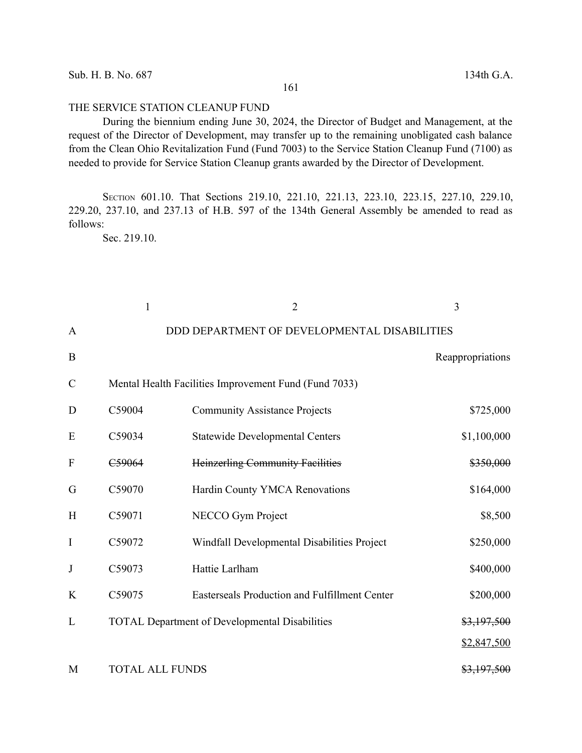THE SERVICE STATION CLEANUP FUND

During the biennium ending June 30, 2024, the Director of Budget and Management, at the request of the Director of Development, may transfer up to the remaining unobligated cash balance from the Clean Ohio Revitalization Fund (Fund 7003) to the Service Station Cleanup Fund (7100) as needed to provide for Service Station Cleanup grants awarded by the Director of Development.

SECTION 601.10. That Sections 219.10, 221.10, 221.13, 223.10, 223.15, 227.10, 229.10, 229.20, 237.10, and 237.13 of H.B. 597 of the 134th General Assembly be amended to read as follows:

Sec. 219.10.

| | 1 | 2 | 3 |
|---|---|---|---|
| A | DDD DEPARTMENT OF DEVELOPMENTAL DISABILITIES | | |
| B | | | Reappropriations |
| C | Mental Health Facilities Improvement Fund (Fund 7033) | | |
| D | C59004 | Community Assistance Projects | $725,000 |
| E | C59034 | Statewide Developmental Centers | $1,100,000 |
| F | ~~C59064~~ | ~~Heinzerling Community Facilities~~ | ~~$350,000~~ |
| G | C59070 | Hardin County YMCA Renovations | $164,000 |
| H | C59071 | NECCO Gym Project | $8,500 |
| I | C59072 | Windfall Developmental Disabilities Project | $250,000 |
| J | C59073 | Hattie Larlham | $400,000 |
| K | C59075 | Easterseals Production and Fulfillment Center | $200,000 |
| L | TOTAL Department of Developmental Disabilities | | ~~$3,197,500~~ <u>$2,847,500</u> |
| M | TOTAL ALL FUNDS | | ~~$3,197,500~~ |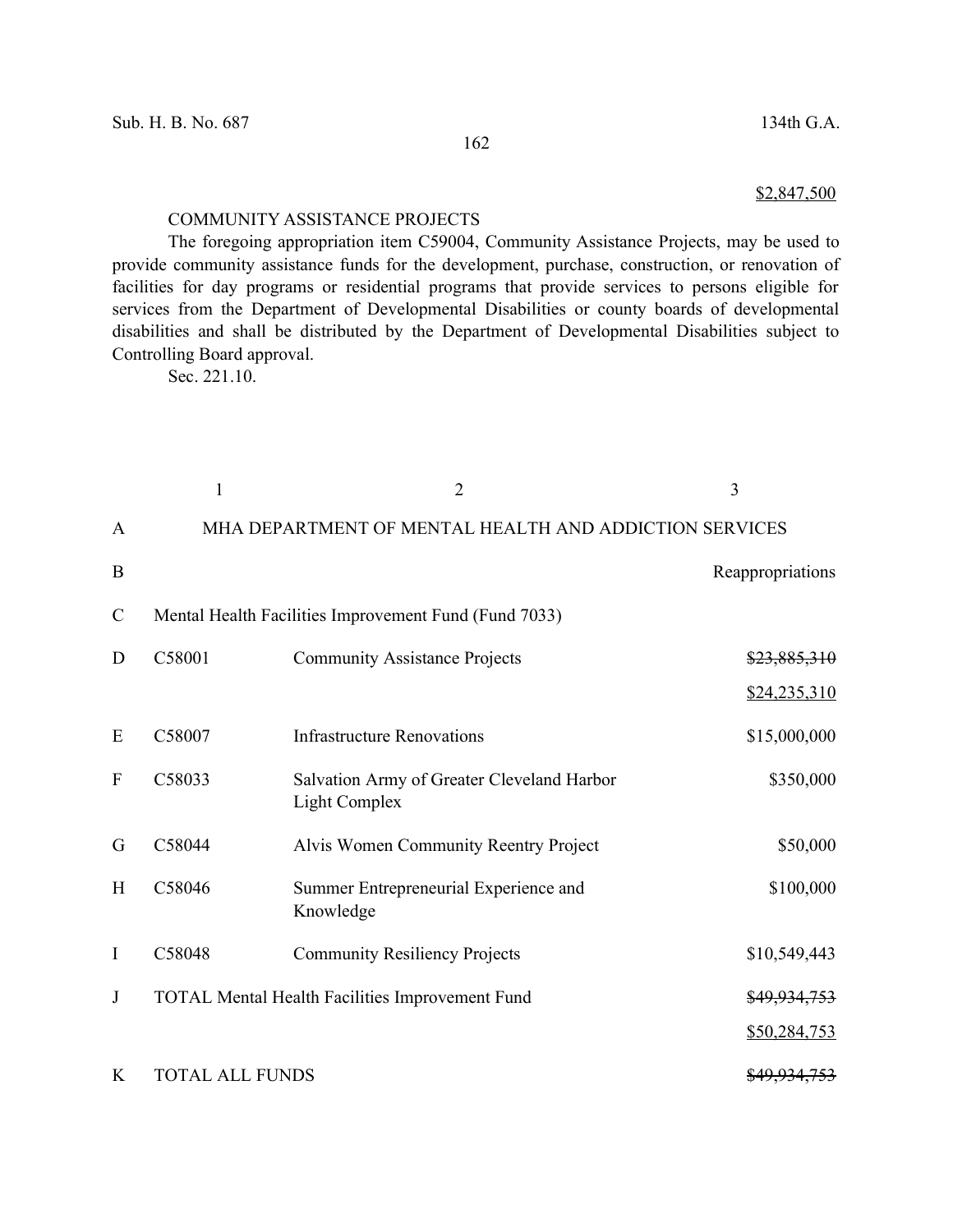$2,847,500

COMMUNITY ASSISTANCE PROJECTS

The foregoing appropriation item C59004, Community Assistance Projects, may be used to provide community assistance funds for the development, purchase, construction, or renovation of facilities for day programs or residential programs that provide services to persons eligible for services from the Department of Developmental Disabilities or county boards of developmental disabilities and shall be distributed by the Department of Developmental Disabilities subject to Controlling Board approval.

Sec. 221.10.

| | 1 | 2 | 3 |
|---|---|---|---|
| A | MHA DEPARTMENT OF MENTAL HEALTH AND ADDICTION SERVICES | | |
| B | | | Reappropriations |
| C | Mental Health Facilities Improvement Fund (Fund 7033) | | |
| D | C58001 | Community Assistance Projects | ~~$23,885,310~~ $24,235,310 |
| E | C58007 | Infrastructure Renovations | $15,000,000 |
| F | C58033 | Salvation Army of Greater Cleveland Harbor Light Complex | $350,000 |
| G | C58044 | Alvis Women Community Reentry Project | $50,000 |
| H | C58046 | Summer Entrepreneurial Experience and Knowledge | $100,000 |
| I | C58048 | Community Resiliency Projects | $10,549,443 |
| J | TOTAL Mental Health Facilities Improvement Fund | | ~~$49,934,753~~ $50,284,753 |
| K | TOTAL ALL FUNDS | | ~~$49,934,753~~ |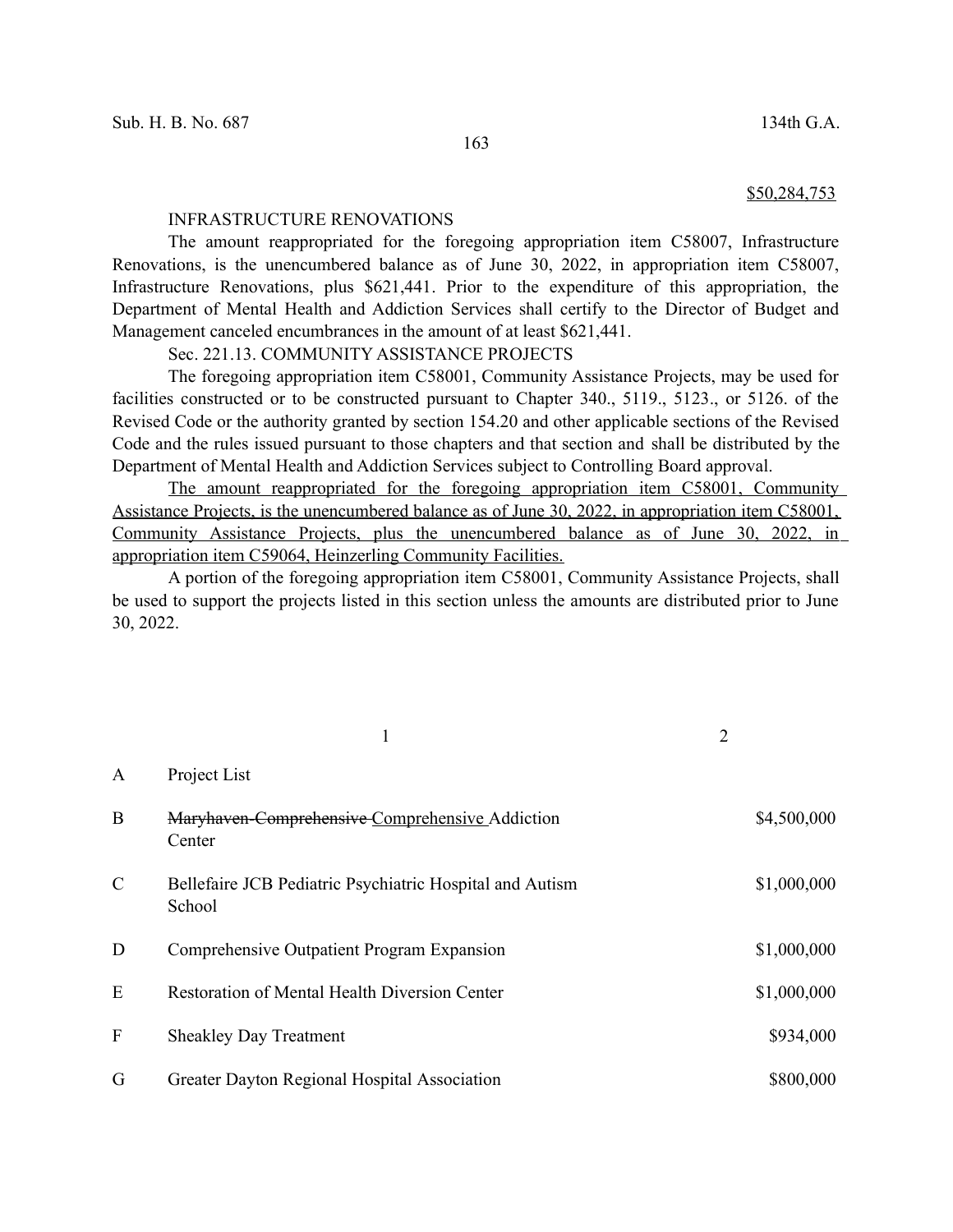<u>$50,284,753</u>

INFRASTRUCTURE RENOVATIONS

The amount reappropriated for the foregoing appropriation item C58007, Infrastructure Renovations, is the unencumbered balance as of June 30, 2022, in appropriation item C58007, Infrastructure Renovations, plus $621,441. Prior to the expenditure of this appropriation, the Department of Mental Health and Addiction Services shall certify to the Director of Budget and Management canceled encumbrances in the amount of at least $621,441.

Sec. 221.13. COMMUNITY ASSISTANCE PROJECTS

The foregoing appropriation item C58001, Community Assistance Projects, may be used for facilities constructed or to be constructed pursuant to Chapter 340., 5119., 5123., or 5126. of the Revised Code or the authority granted by section 154.20 and other applicable sections of the Revised Code and the rules issued pursuant to those chapters and that section and shall be distributed by the Department of Mental Health and Addiction Services subject to Controlling Board approval.

<u>The amount reappropriated for the foregoing appropriation item C58001, Community Assistance Projects, is the unencumbered balance as of June 30, 2022, in appropriation item C58001, Community Assistance Projects, plus the unencumbered balance as of June 30, 2022, in appropriation item C59064, Heinzerling Community Facilities.</u>

A portion of the foregoing appropriation item C58001, Community Assistance Projects, shall be used to support the projects listed in this section unless the amounts are distributed prior to June 30, 2022.

| | 1 | 2 |
|---|---|---|
| A | Project List | |
| B | ~~Maryhaven-Comprehensive~~ <u>Comprehensive</u> Addiction Center | $4,500,000 |
| C | Bellefaire JCB Pediatric Psychiatric Hospital and Autism School | $1,000,000 |
| D | Comprehensive Outpatient Program Expansion | $1,000,000 |
| E | Restoration of Mental Health Diversion Center | $1,000,000 |
| F | Sheakley Day Treatment | $934,000 |
| G | Greater Dayton Regional Hospital Association | $800,000 |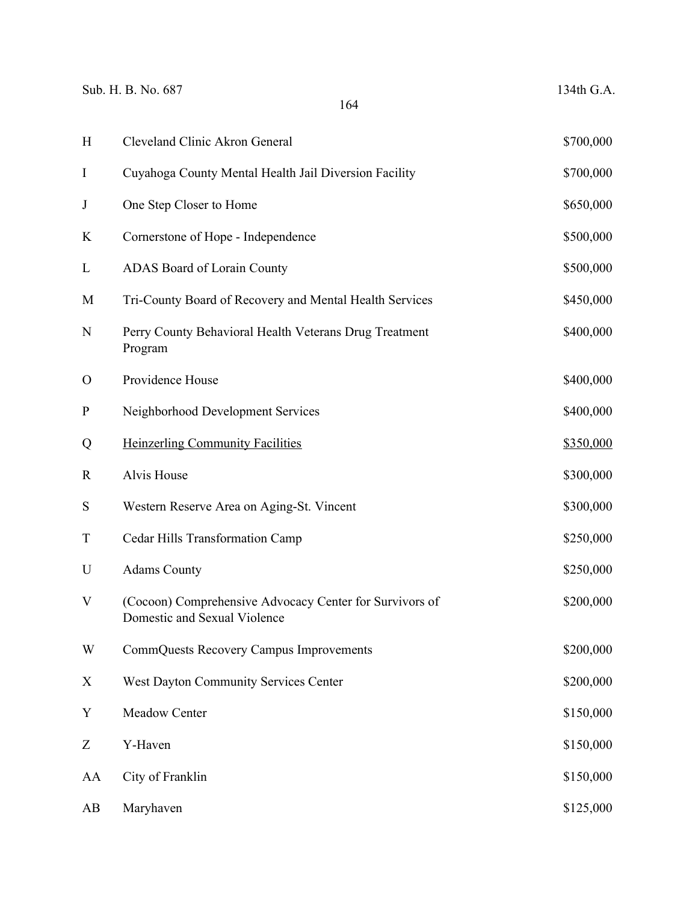| | | |
|---|---|---|
| H | Cleveland Clinic Akron General | $700,000 |
| I | Cuyahoga County Mental Health Jail Diversion Facility | $700,000 |
| J | One Step Closer to Home | $650,000 |
| K | Cornerstone of Hope - Independence | $500,000 |
| L | ADAS Board of Lorain County | $500,000 |
| M | Tri-County Board of Recovery and Mental Health Services | $450,000 |
| N | Perry County Behavioral Health Veterans Drug Treatment Program | $400,000 |
| O | Providence House | $400,000 |
| P | Neighborhood Development Services | $400,000 |
| Q | <u>Heinzerling Community Facilities</u> | <u>$350,000</u> |
| R | Alvis House | $300,000 |
| S | Western Reserve Area on Aging-St. Vincent | $300,000 |
| T | Cedar Hills Transformation Camp | $250,000 |
| U | Adams County | $250,000 |
| V | (Cocoon) Comprehensive Advocacy Center for Survivors of Domestic and Sexual Violence | $200,000 |
| W | CommQuests Recovery Campus Improvements | $200,000 |
| X | West Dayton Community Services Center | $200,000 |
| Y | Meadow Center | $150,000 |
| Z | Y-Haven | $150,000 |
| AA | City of Franklin | $150,000 |
| AB | Maryhaven | $125,000 |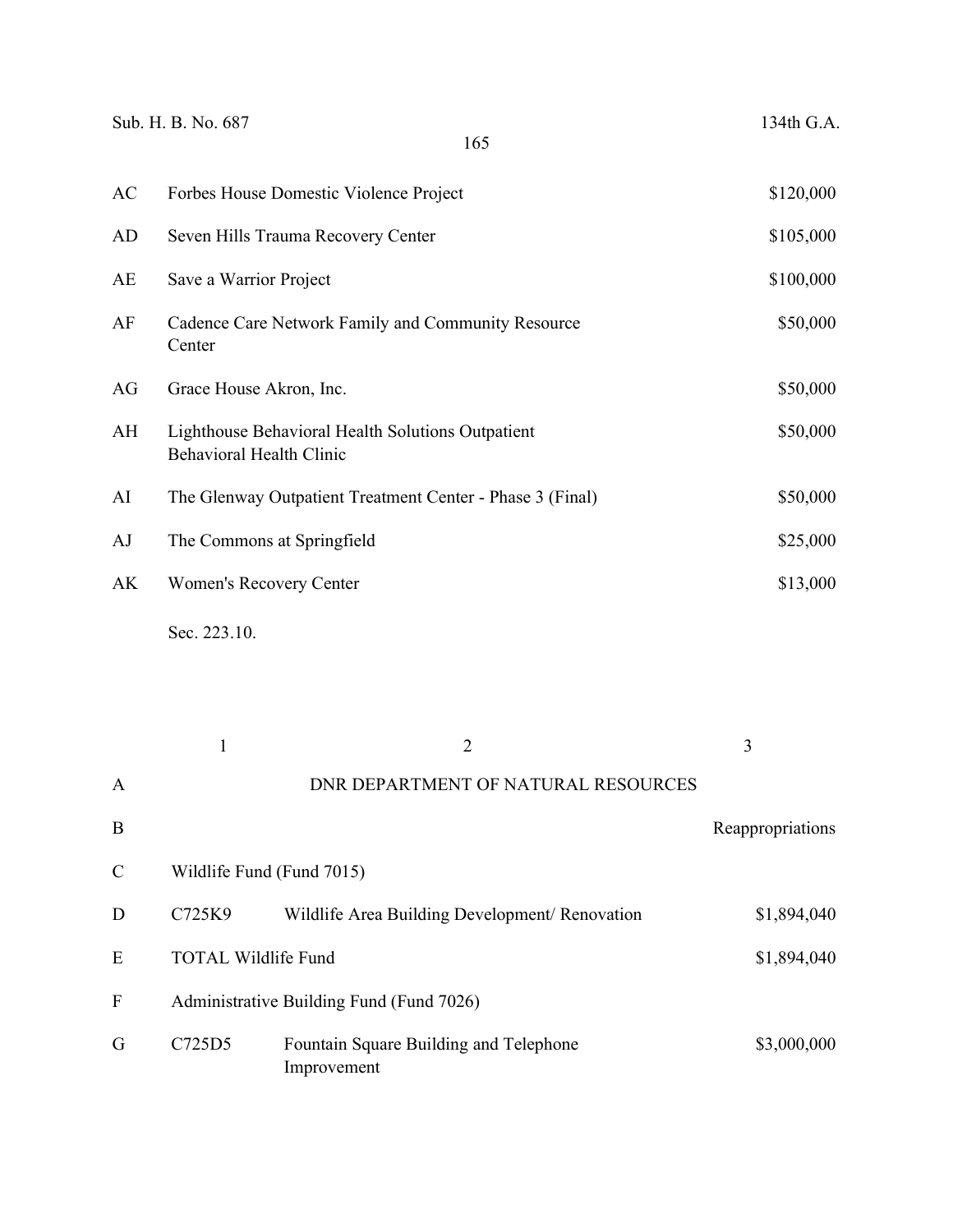| | | |
|---|---|---|
| AC | Forbes House Domestic Violence Project | $120,000 |
| AD | Seven Hills Trauma Recovery Center | $105,000 |
| AE | Save a Warrior Project | $100,000 |
| AF | Cadence Care Network Family and Community Resource Center | $50,000 |
| AG | Grace House Akron, Inc. | $50,000 |
| AH | Lighthouse Behavioral Health Solutions Outpatient Behavioral Health Clinic | $50,000 |
| AI | The Glenway Outpatient Treatment Center - Phase 3 (Final) | $50,000 |
| AJ | The Commons at Springfield | $25,000 |
| AK | Women's Recovery Center | $13,000 |

Sec. 223.10.

| | 1 | 2 | 3 |
|---|---|---|---|
| A | | DNR DEPARTMENT OF NATURAL RESOURCES | |
| B | | | Reappropriations |
| C | Wildlife Fund (Fund 7015) | | |
| D | C725K9 | Wildlife Area Building Development/ Renovation | $1,894,040 |
| E | TOTAL Wildlife Fund | | $1,894,040 |
| F | Administrative Building Fund (Fund 7026) | | |
| G | C725D5 | Fountain Square Building and Telephone Improvement | $3,000,000 |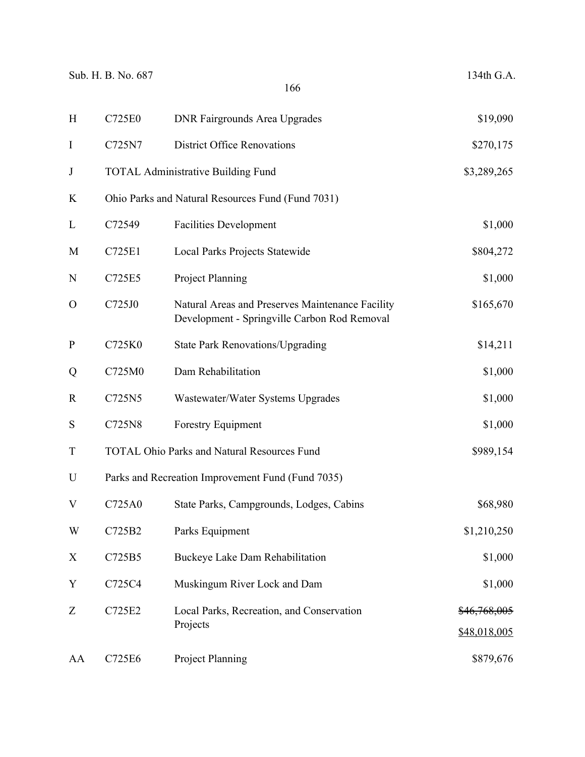| | | | |
|---|---|---|---|
| H | C725E0 | DNR Fairgrounds Area Upgrades | $19,090 |
| I | C725N7 | District Office Renovations | $270,175 |
| J | TOTAL Administrative Building Fund | | $3,289,265 |
| K | Ohio Parks and Natural Resources Fund (Fund 7031) | | |
| L | C72549 | Facilities Development | $1,000 |
| M | C725E1 | Local Parks Projects Statewide | $804,272 |
| N | C725E5 | Project Planning | $1,000 |
| O | C725J0 | Natural Areas and Preserves Maintenance Facility Development - Springville Carbon Rod Removal | $165,670 |
| P | C725K0 | State Park Renovations/Upgrading | $14,211 |
| Q | C725M0 | Dam Rehabilitation | $1,000 |
| R | C725N5 | Wastewater/Water Systems Upgrades | $1,000 |
| S | C725N8 | Forestry Equipment | $1,000 |
| T | TOTAL Ohio Parks and Natural Resources Fund | | $989,154 |
| U | Parks and Recreation Improvement Fund (Fund 7035) | | |
| V | C725A0 | State Parks, Campgrounds, Lodges, Cabins | $68,980 |
| W | C725B2 | Parks Equipment | $1,210,250 |
| X | C725B5 | Buckeye Lake Dam Rehabilitation | $1,000 |
| Y | C725C4 | Muskingum River Lock and Dam | $1,000 |
| Z | C725E2 | Local Parks, Recreation, and Conservation Projects | ~~$46,768,005~~ $48,018,005 |
| AA | C725E6 | Project Planning | $879,676 |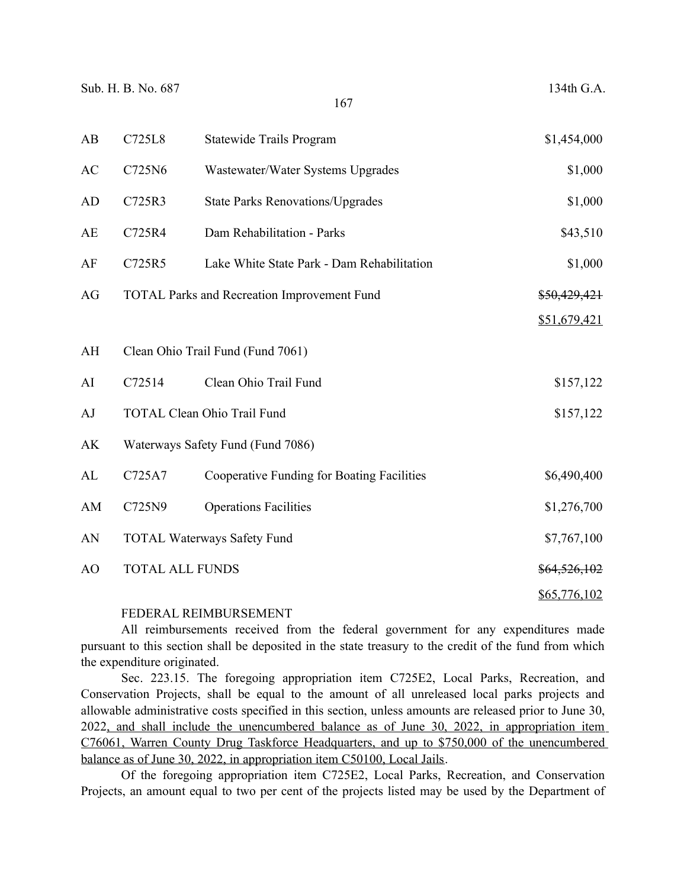| | | | |
|---|---|---|---|
| AB | C725L8 | Statewide Trails Program | $1,454,000 |
| AC | C725N6 | Wastewater/Water Systems Upgrades | $1,000 |
| AD | C725R3 | State Parks Renovations/Upgrades | $1,000 |
| AE | C725R4 | Dam Rehabilitation - Parks | $43,510 |
| AF | C725R5 | Lake White State Park - Dam Rehabilitation | $1,000 |
| AG | TOTAL Parks and Recreation Improvement Fund | | ~~$50,429,421~~ <u>$51,679,421</u> |
| AH | Clean Ohio Trail Fund (Fund 7061) | | |
| AI | C72514 | Clean Ohio Trail Fund | $157,122 |
| AJ | TOTAL Clean Ohio Trail Fund | | $157,122 |
| AK | Waterways Safety Fund (Fund 7086) | | |
| AL | C725A7 | Cooperative Funding for Boating Facilities | $6,490,400 |
| AM | C725N9 | Operations Facilities | $1,276,700 |
| AN | TOTAL Waterways Safety Fund | | $7,767,100 |
| AO | TOTAL ALL FUNDS | | ~~$64,526,102~~ <u>$65,776,102</u> |

FEDERAL REIMBURSEMENT

All reimbursements received from the federal government for any expenditures made pursuant to this section shall be deposited in the state treasury to the credit of the fund from which the expenditure originated.

Sec. 223.15. The foregoing appropriation item C725E2, Local Parks, Recreation, and Conservation Projects, shall be equal to the amount of all unreleased local parks projects and allowable administrative costs specified in this section, unless amounts are released prior to June 30, 2022<u>, and shall include the unencumbered balance as of June 30, 2022, in appropriation item C76061, Warren County Drug Taskforce Headquarters, and up to $750,000 of the unencumbered balance as of June 30, 2022, in appropriation item C50100, Local Jails</u>.

Of the foregoing appropriation item C725E2, Local Parks, Recreation, and Conservation Projects, an amount equal to two per cent of the projects listed may be used by the Department of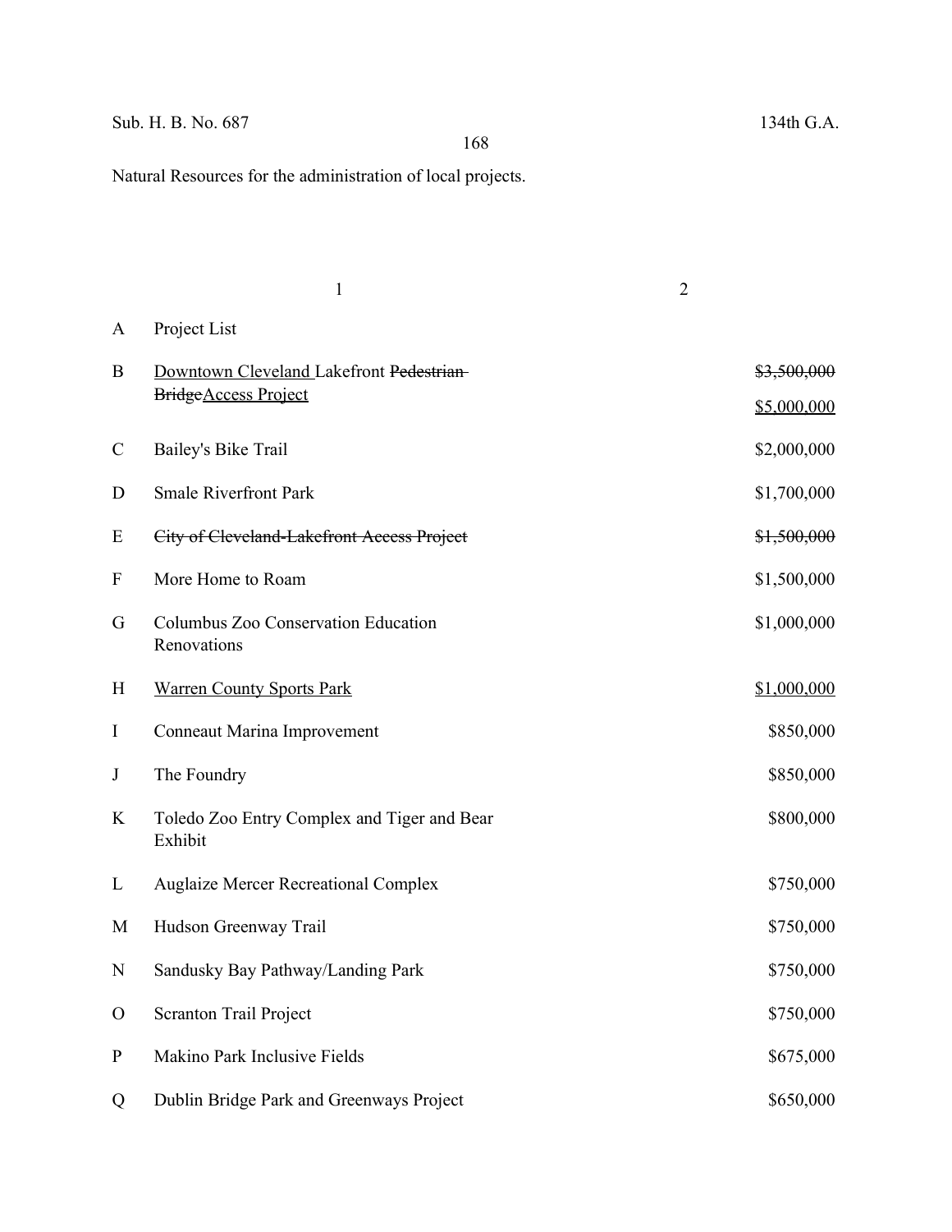Natural Resources for the administration of local projects.

| | 1 | 2 |
|---|---|---|
| A | Project List | |
| B | Downtown Cleveland Lakefront ~~Pedestrian Bridge~~Access Project | ~~$3,500,000~~ $5,000,000 |
| C | Bailey's Bike Trail | $2,000,000 |
| D | Smale Riverfront Park | $1,700,000 |
| E | ~~City of Cleveland-Lakefront Access Project~~ | ~~$1,500,000~~ |
| F | More Home to Roam | $1,500,000 |
| G | Columbus Zoo Conservation Education Renovations | $1,000,000 |
| H | Warren County Sports Park | $1,000,000 |
| I | Conneaut Marina Improvement | $850,000 |
| J | The Foundry | $850,000 |
| K | Toledo Zoo Entry Complex and Tiger and Bear Exhibit | $800,000 |
| L | Auglaize Mercer Recreational Complex | $750,000 |
| M | Hudson Greenway Trail | $750,000 |
| N | Sandusky Bay Pathway/Landing Park | $750,000 |
| O | Scranton Trail Project | $750,000 |
| P | Makino Park Inclusive Fields | $675,000 |
| Q | Dublin Bridge Park and Greenways Project | $650,000 |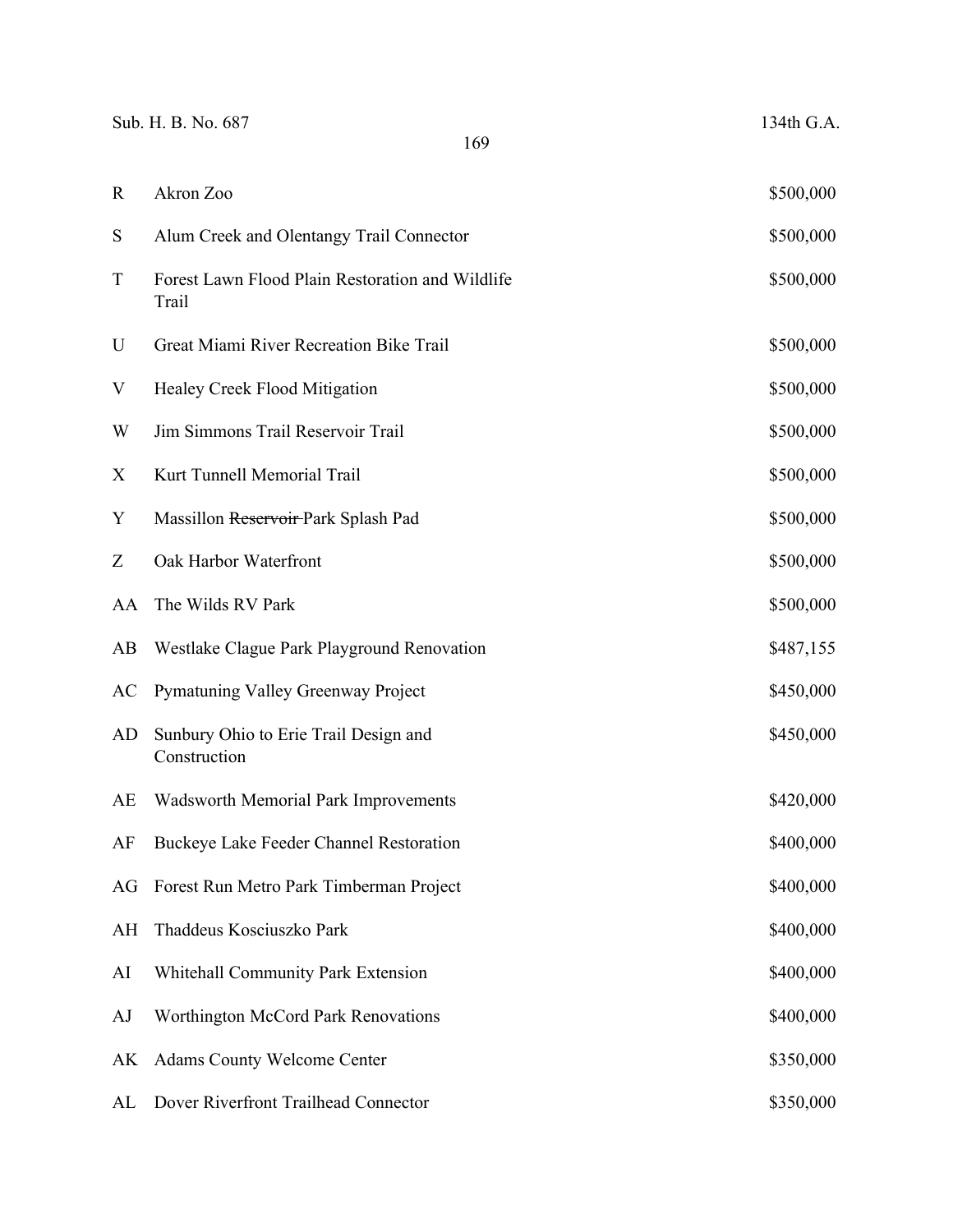| | | |
|---|---|---|
| R | Akron Zoo | $500,000 |
| S | Alum Creek and Olentangy Trail Connector | $500,000 |
| T | Forest Lawn Flood Plain Restoration and Wildlife Trail | $500,000 |
| U | Great Miami River Recreation Bike Trail | $500,000 |
| V | Healey Creek Flood Mitigation | $500,000 |
| W | Jim Simmons Trail Reservoir Trail | $500,000 |
| X | Kurt Tunnell Memorial Trail | $500,000 |
| Y | Massillon ~~Reservoir~~ Park Splash Pad | $500,000 |
| Z | Oak Harbor Waterfront | $500,000 |
| AA | The Wilds RV Park | $500,000 |
| AB | Westlake Clague Park Playground Renovation | $487,155 |
| AC | Pymatuning Valley Greenway Project | $450,000 |
| AD | Sunbury Ohio to Erie Trail Design and Construction | $450,000 |
| AE | Wadsworth Memorial Park Improvements | $420,000 |
| AF | Buckeye Lake Feeder Channel Restoration | $400,000 |
| AG | Forest Run Metro Park Timberman Project | $400,000 |
| AH | Thaddeus Kosciuszko Park | $400,000 |
| AI | Whitehall Community Park Extension | $400,000 |
| AJ | Worthington McCord Park Renovations | $400,000 |
| AK | Adams County Welcome Center | $350,000 |
| AL | Dover Riverfront Trailhead Connector | $350,000 |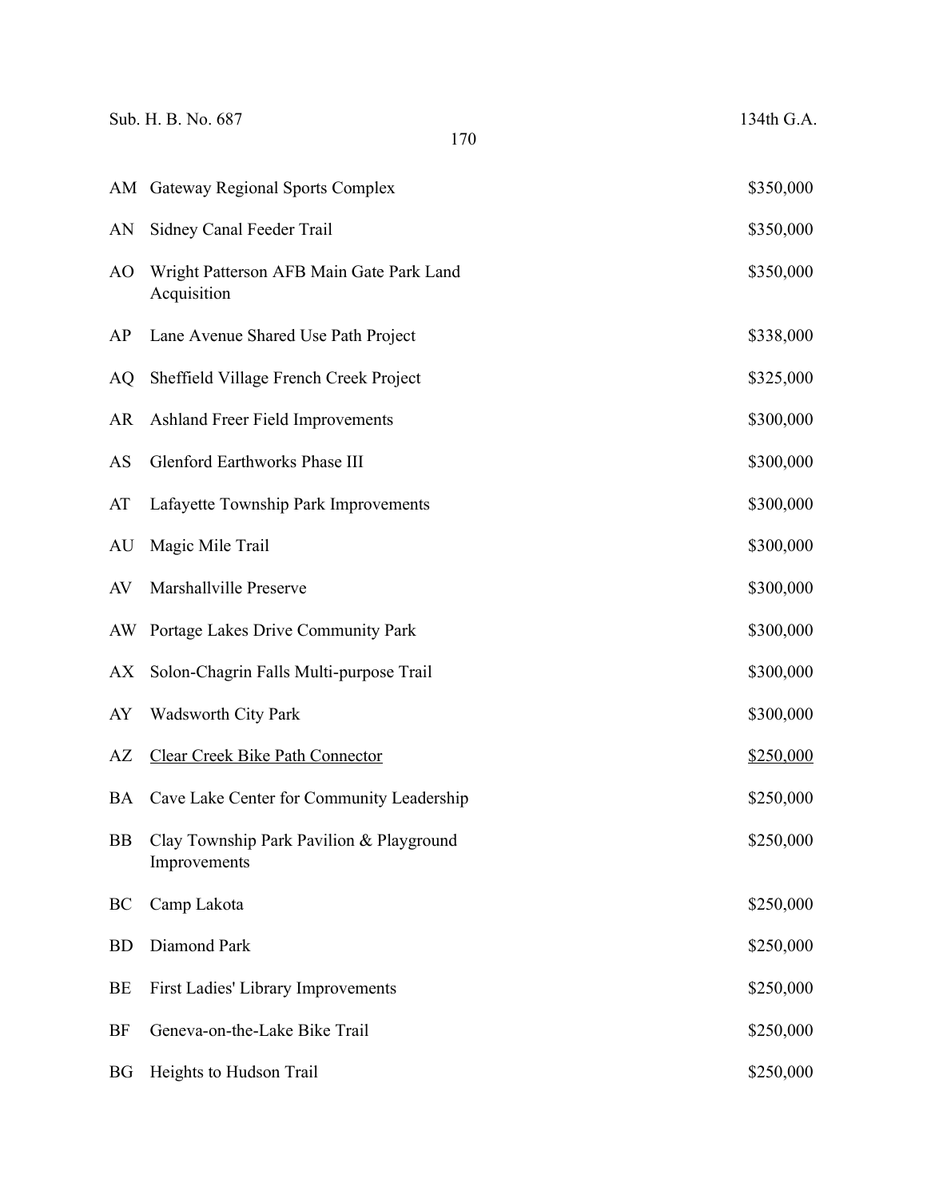| | | |
|---|---|---|
| AM | Gateway Regional Sports Complex | $350,000 |
| AN | Sidney Canal Feeder Trail | $350,000 |
| AO | Wright Patterson AFB Main Gate Park Land Acquisition | $350,000 |
| AP | Lane Avenue Shared Use Path Project | $338,000 |
| AQ | Sheffield Village French Creek Project | $325,000 |
| AR | Ashland Freer Field Improvements | $300,000 |
| AS | Glenford Earthworks Phase III | $300,000 |
| AT | Lafayette Township Park Improvements | $300,000 |
| AU | Magic Mile Trail | $300,000 |
| AV | Marshallville Preserve | $300,000 |
| AW | Portage Lakes Drive Community Park | $300,000 |
| AX | Solon-Chagrin Falls Multi-purpose Trail | $300,000 |
| AY | Wadsworth City Park | $300,000 |
| AZ | <u>Clear Creek Bike Path Connector</u> | <u>$250,000</u> |
| BA | Cave Lake Center for Community Leadership | $250,000 |
| BB | Clay Township Park Pavilion & Playground Improvements | $250,000 |
| BC | Camp Lakota | $250,000 |
| BD | Diamond Park | $250,000 |
| BE | First Ladies' Library Improvements | $250,000 |
| BF | Geneva-on-the-Lake Bike Trail | $250,000 |
| BG | Heights to Hudson Trail | $250,000 |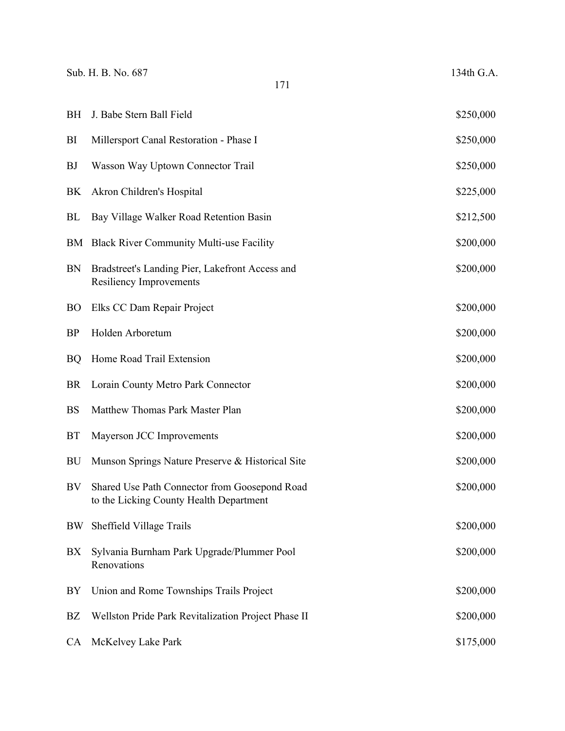| | | |
|---|---|---|
| BH | J. Babe Stern Ball Field | $250,000 |
| BI | Millersport Canal Restoration - Phase I | $250,000 |
| BJ | Wasson Way Uptown Connector Trail | $250,000 |
| BK | Akron Children's Hospital | $225,000 |
| BL | Bay Village Walker Road Retention Basin | $212,500 |
| BM | Black River Community Multi-use Facility | $200,000 |
| BN | Bradstreet's Landing Pier, Lakefront Access and Resiliency Improvements | $200,000 |
| BO | Elks CC Dam Repair Project | $200,000 |
| BP | Holden Arboretum | $200,000 |
| BQ | Home Road Trail Extension | $200,000 |
| BR | Lorain County Metro Park Connector | $200,000 |
| BS | Matthew Thomas Park Master Plan | $200,000 |
| BT | Mayerson JCC Improvements | $200,000 |
| BU | Munson Springs Nature Preserve & Historical Site | $200,000 |
| BV | Shared Use Path Connector from Goosepond Road to the Licking County Health Department | $200,000 |
| BW | Sheffield Village Trails | $200,000 |
| BX | Sylvania Burnham Park Upgrade/Plummer Pool Renovations | $200,000 |
| BY | Union and Rome Townships Trails Project | $200,000 |
| BZ | Wellston Pride Park Revitalization Project Phase II | $200,000 |
| CA | McKelvey Lake Park | $175,000 |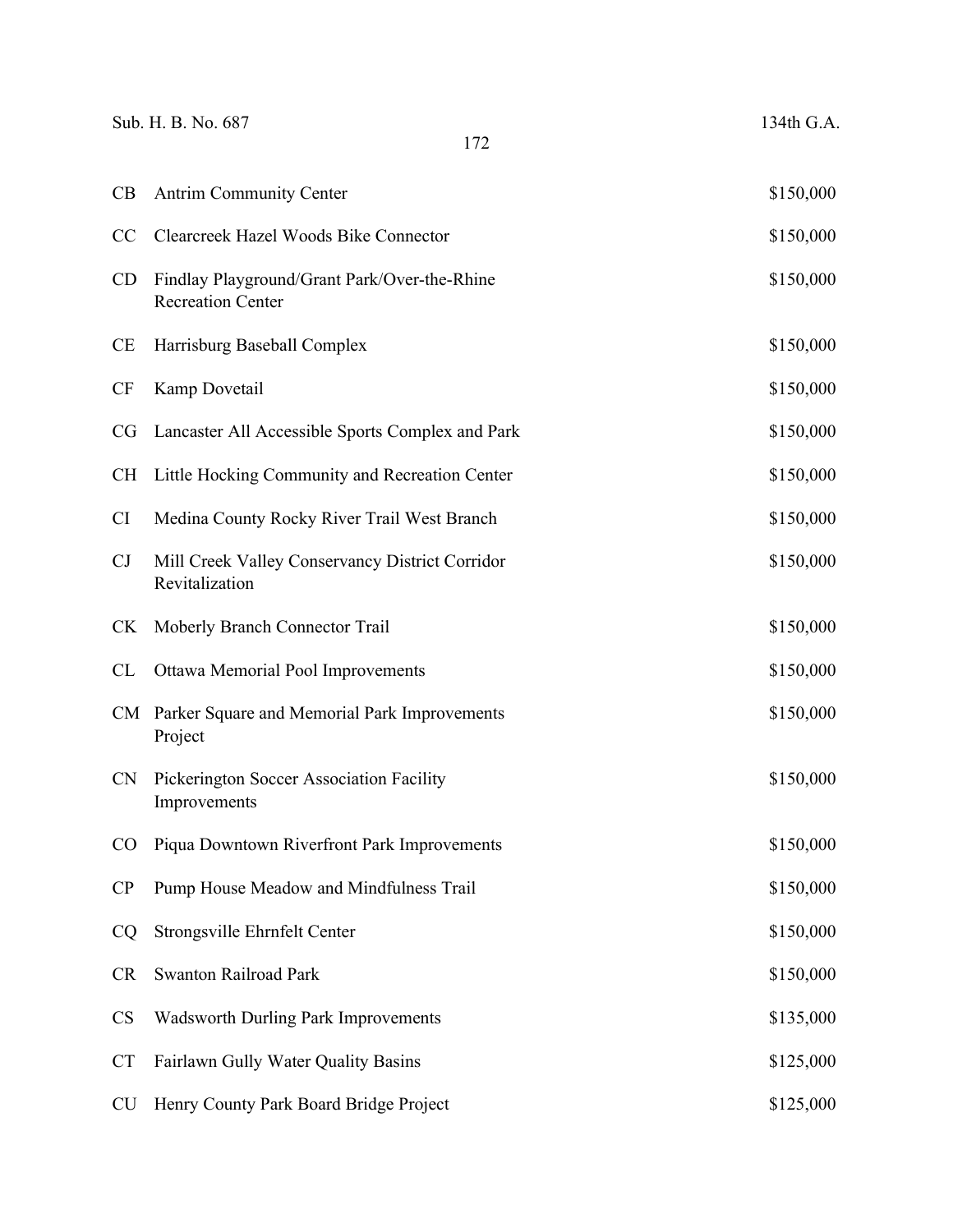| | | |
|---|---|---|
| CB | Antrim Community Center | $150,000 |
| CC | Clearcreek Hazel Woods Bike Connector | $150,000 |
| CD | Findlay Playground/Grant Park/Over-the-Rhine Recreation Center | $150,000 |
| CE | Harrisburg Baseball Complex | $150,000 |
| CF | Kamp Dovetail | $150,000 |
| CG | Lancaster All Accessible Sports Complex and Park | $150,000 |
| CH | Little Hocking Community and Recreation Center | $150,000 |
| CI | Medina County Rocky River Trail West Branch | $150,000 |
| CJ | Mill Creek Valley Conservancy District Corridor Revitalization | $150,000 |
| CK | Moberly Branch Connector Trail | $150,000 |
| CL | Ottawa Memorial Pool Improvements | $150,000 |
| CM | Parker Square and Memorial Park Improvements Project | $150,000 |
| CN | Pickerington Soccer Association Facility Improvements | $150,000 |
| CO | Piqua Downtown Riverfront Park Improvements | $150,000 |
| CP | Pump House Meadow and Mindfulness Trail | $150,000 |
| CQ | Strongsville Ehrnfelt Center | $150,000 |
| CR | Swanton Railroad Park | $150,000 |
| CS | Wadsworth Durling Park Improvements | $135,000 |
| CT | Fairlawn Gully Water Quality Basins | $125,000 |
| CU | Henry County Park Board Bridge Project | $125,000 |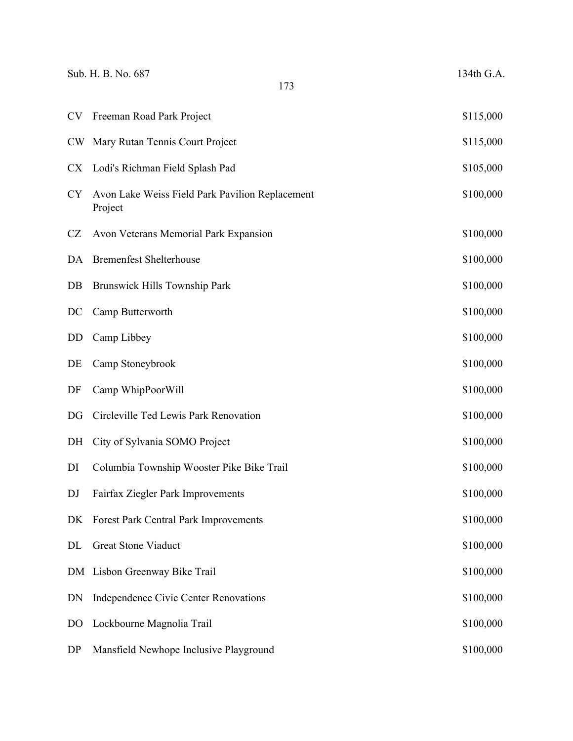| | | |
|---|---|---|
| CV | Freeman Road Park Project | $115,000 |
| CW | Mary Rutan Tennis Court Project | $115,000 |
| CX | Lodi's Richman Field Splash Pad | $105,000 |
| CY | Avon Lake Weiss Field Park Pavilion Replacement Project | $100,000 |
| CZ | Avon Veterans Memorial Park Expansion | $100,000 |
| DA | Bremenfest Shelterhouse | $100,000 |
| DB | Brunswick Hills Township Park | $100,000 |
| DC | Camp Butterworth | $100,000 |
| DD | Camp Libbey | $100,000 |
| DE | Camp Stoneybrook | $100,000 |
| DF | Camp WhipPoorWill | $100,000 |
| DG | Circleville Ted Lewis Park Renovation | $100,000 |
| DH | City of Sylvania SOMO Project | $100,000 |
| DI | Columbia Township Wooster Pike Bike Trail | $100,000 |
| DJ | Fairfax Ziegler Park Improvements | $100,000 |
| DK | Forest Park Central Park Improvements | $100,000 |
| DL | Great Stone Viaduct | $100,000 |
| DM | Lisbon Greenway Bike Trail | $100,000 |
| DN | Independence Civic Center Renovations | $100,000 |
| DO | Lockbourne Magnolia Trail | $100,000 |
| DP | Mansfield Newhope Inclusive Playground | $100,000 |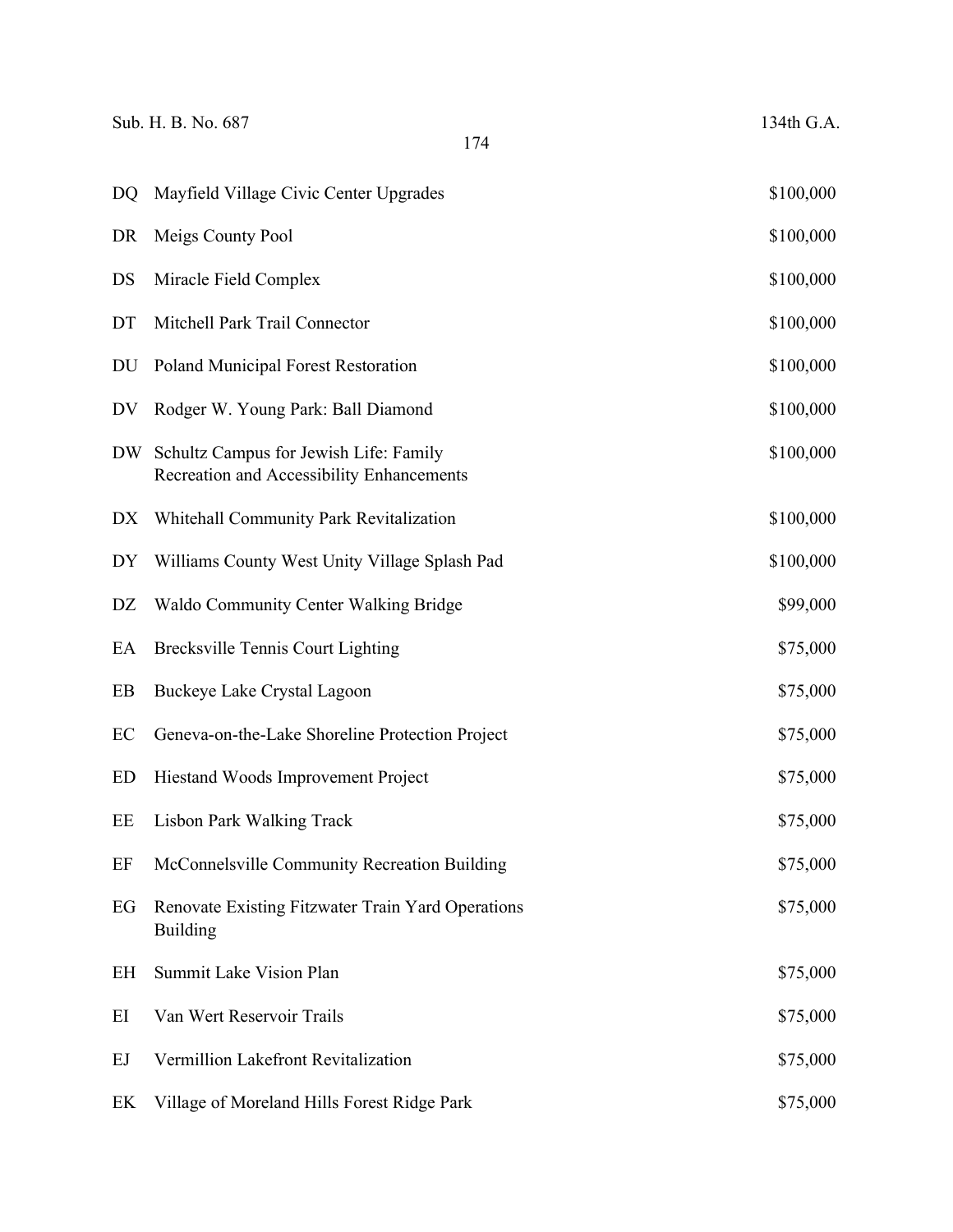| | | |
|---|---|---|
| DQ | Mayfield Village Civic Center Upgrades | $100,000 |
| DR | Meigs County Pool | $100,000 |
| DS | Miracle Field Complex | $100,000 |
| DT | Mitchell Park Trail Connector | $100,000 |
| DU | Poland Municipal Forest Restoration | $100,000 |
| DV | Rodger W. Young Park: Ball Diamond | $100,000 |
| DW | Schultz Campus for Jewish Life: Family Recreation and Accessibility Enhancements | $100,000 |
| DX | Whitehall Community Park Revitalization | $100,000 |
| DY | Williams County West Unity Village Splash Pad | $100,000 |
| DZ | Waldo Community Center Walking Bridge | $99,000 |
| EA | Brecksville Tennis Court Lighting | $75,000 |
| EB | Buckeye Lake Crystal Lagoon | $75,000 |
| EC | Geneva-on-the-Lake Shoreline Protection Project | $75,000 |
| ED | Hiestand Woods Improvement Project | $75,000 |
| EE | Lisbon Park Walking Track | $75,000 |
| EF | McConnelsville Community Recreation Building | $75,000 |
| EG | Renovate Existing Fitzwater Train Yard Operations Building | $75,000 |
| EH | Summit Lake Vision Plan | $75,000 |
| EI | Van Wert Reservoir Trails | $75,000 |
| EJ | Vermillion Lakefront Revitalization | $75,000 |
| EK | Village of Moreland Hills Forest Ridge Park | $75,000 |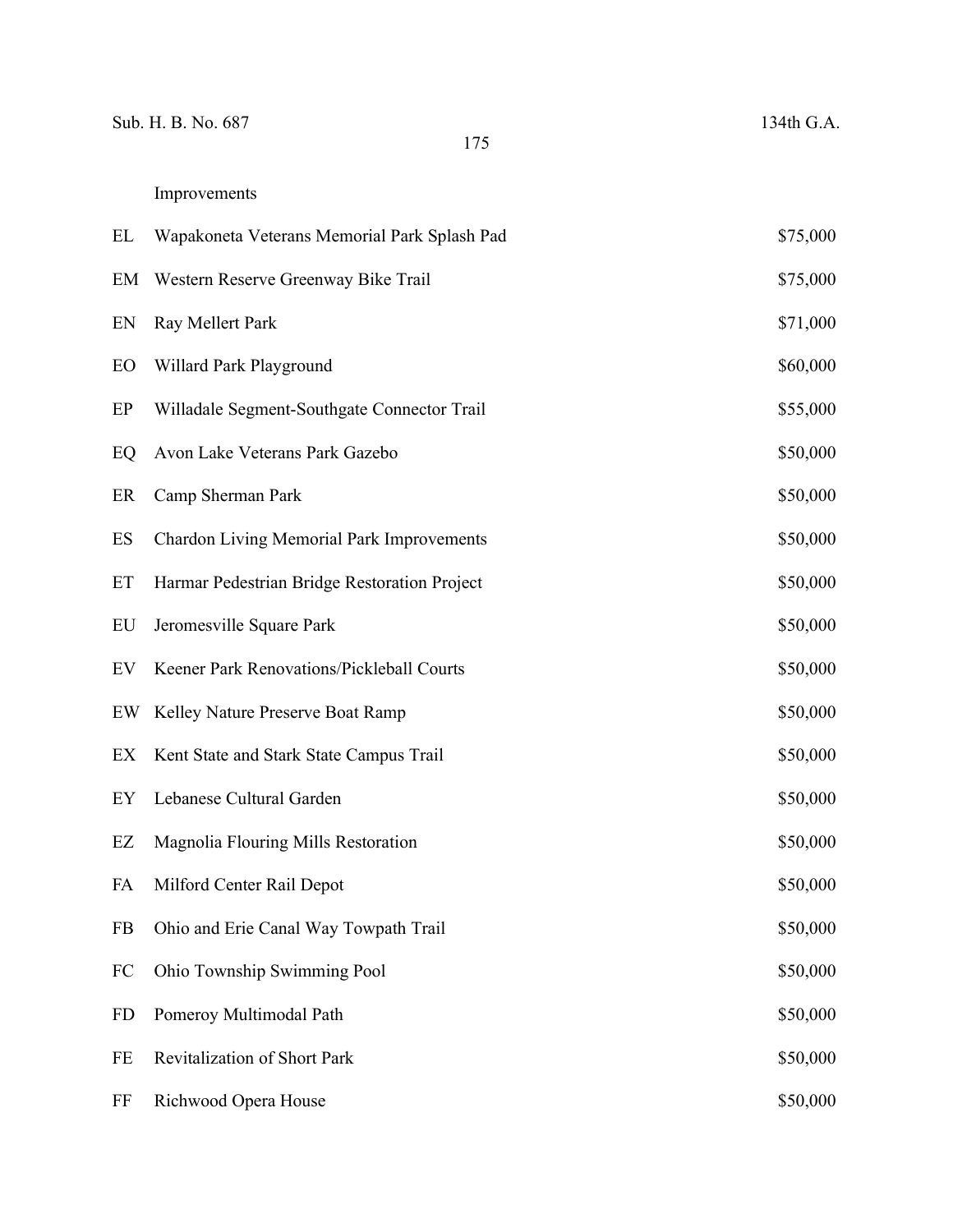| | | |
|---|---|---|
| | Improvements | |
| EL | Wapakoneta Veterans Memorial Park Splash Pad | $75,000 |
| EM | Western Reserve Greenway Bike Trail | $75,000 |
| EN | Ray Mellert Park | $71,000 |
| EO | Willard Park Playground | $60,000 |
| EP | Willadale Segment-Southgate Connector Trail | $55,000 |
| EQ | Avon Lake Veterans Park Gazebo | $50,000 |
| ER | Camp Sherman Park | $50,000 |
| ES | Chardon Living Memorial Park Improvements | $50,000 |
| ET | Harmar Pedestrian Bridge Restoration Project | $50,000 |
| EU | Jeromesville Square Park | $50,000 |
| EV | Keener Park Renovations/Pickleball Courts | $50,000 |
| EW | Kelley Nature Preserve Boat Ramp | $50,000 |
| EX | Kent State and Stark State Campus Trail | $50,000 |
| EY | Lebanese Cultural Garden | $50,000 |
| EZ | Magnolia Flouring Mills Restoration | $50,000 |
| FA | Milford Center Rail Depot | $50,000 |
| FB | Ohio and Erie Canal Way Towpath Trail | $50,000 |
| FC | Ohio Township Swimming Pool | $50,000 |
| FD | Pomeroy Multimodal Path | $50,000 |
| FE | Revitalization of Short Park | $50,000 |
| FF | Richwood Opera House | $50,000 |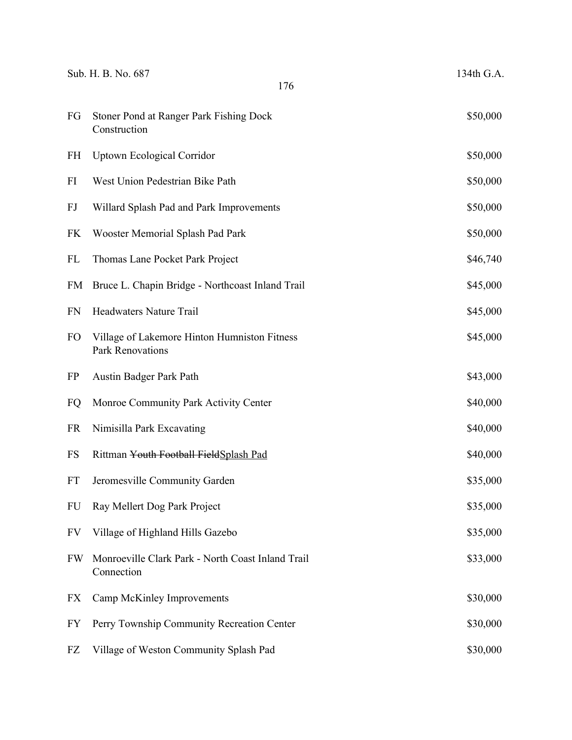| | | |
|---|---|---|
| FG | Stoner Pond at Ranger Park Fishing Dock Construction | $50,000 |
| FH | Uptown Ecological Corridor | $50,000 |
| FI | West Union Pedestrian Bike Path | $50,000 |
| FJ | Willard Splash Pad and Park Improvements | $50,000 |
| FK | Wooster Memorial Splash Pad Park | $50,000 |
| FL | Thomas Lane Pocket Park Project | $46,740 |
| FM | Bruce L. Chapin Bridge - Northcoast Inland Trail | $45,000 |
| FN | Headwaters Nature Trail | $45,000 |
| FO | Village of Lakemore Hinton Humniston Fitness Park Renovations | $45,000 |
| FP | Austin Badger Park Path | $43,000 |
| FQ | Monroe Community Park Activity Center | $40,000 |
| FR | Nimisilla Park Excavating | $40,000 |
| FS | Rittman ~~Youth Football Field~~<u>Splash Pad</u> | $40,000 |
| FT | Jeromesville Community Garden | $35,000 |
| FU | Ray Mellert Dog Park Project | $35,000 |
| FV | Village of Highland Hills Gazebo | $35,000 |
| FW | Monroeville Clark Park - North Coast Inland Trail Connection | $33,000 |
| FX | Camp McKinley Improvements | $30,000 |
| FY | Perry Township Community Recreation Center | $30,000 |
| FZ | Village of Weston Community Splash Pad | $30,000 |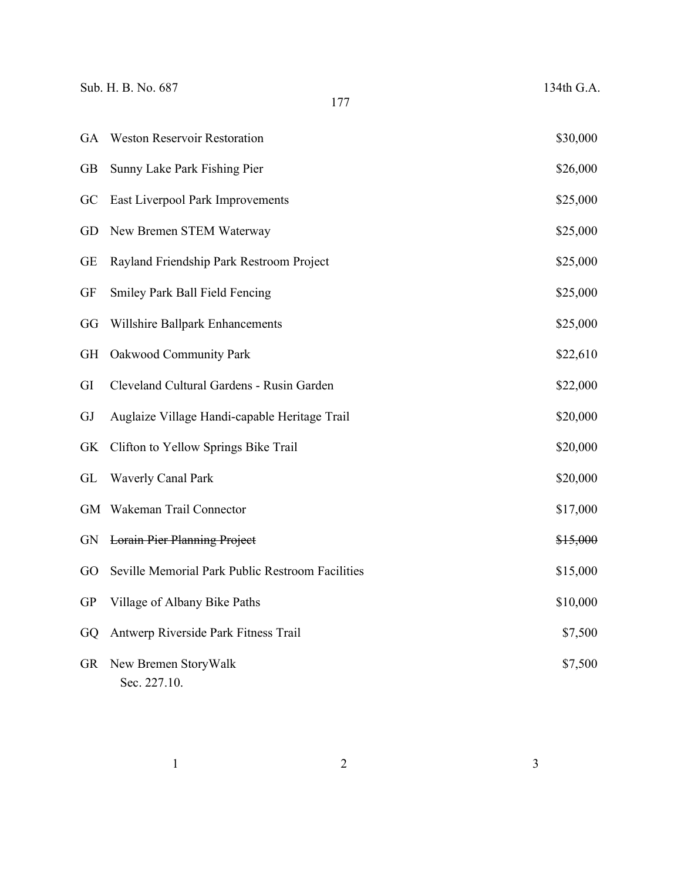| | | |
|---|---|---|
| GA | Weston Reservoir Restoration | $30,000 |
| GB | Sunny Lake Park Fishing Pier | $26,000 |
| GC | East Liverpool Park Improvements | $25,000 |
| GD | New Bremen STEM Waterway | $25,000 |
| GE | Rayland Friendship Park Restroom Project | $25,000 |
| GF | Smiley Park Ball Field Fencing | $25,000 |
| GG | Willshire Ballpark Enhancements | $25,000 |
| GH | Oakwood Community Park | $22,610 |
| GI | Cleveland Cultural Gardens - Rusin Garden | $22,000 |
| GJ | Auglaize Village Handi-capable Heritage Trail | $20,000 |
| GK | Clifton to Yellow Springs Bike Trail | $20,000 |
| GL | Waverly Canal Park | $20,000 |
| GM | Wakeman Trail Connector | $17,000 |
| GN | ~~Lorain Pier Planning Project~~ | ~~$15,000~~ |
| GO | Seville Memorial Park Public Restroom Facilities | $15,000 |
| GP | Village of Albany Bike Paths | $10,000 |
| GQ | Antwerp Riverside Park Fitness Trail | $7,500 |
| GR | New Bremen StoryWalk | $7,500 |

Sec. 227.10.

| 1 | 2 | 3 |
|---|---|---|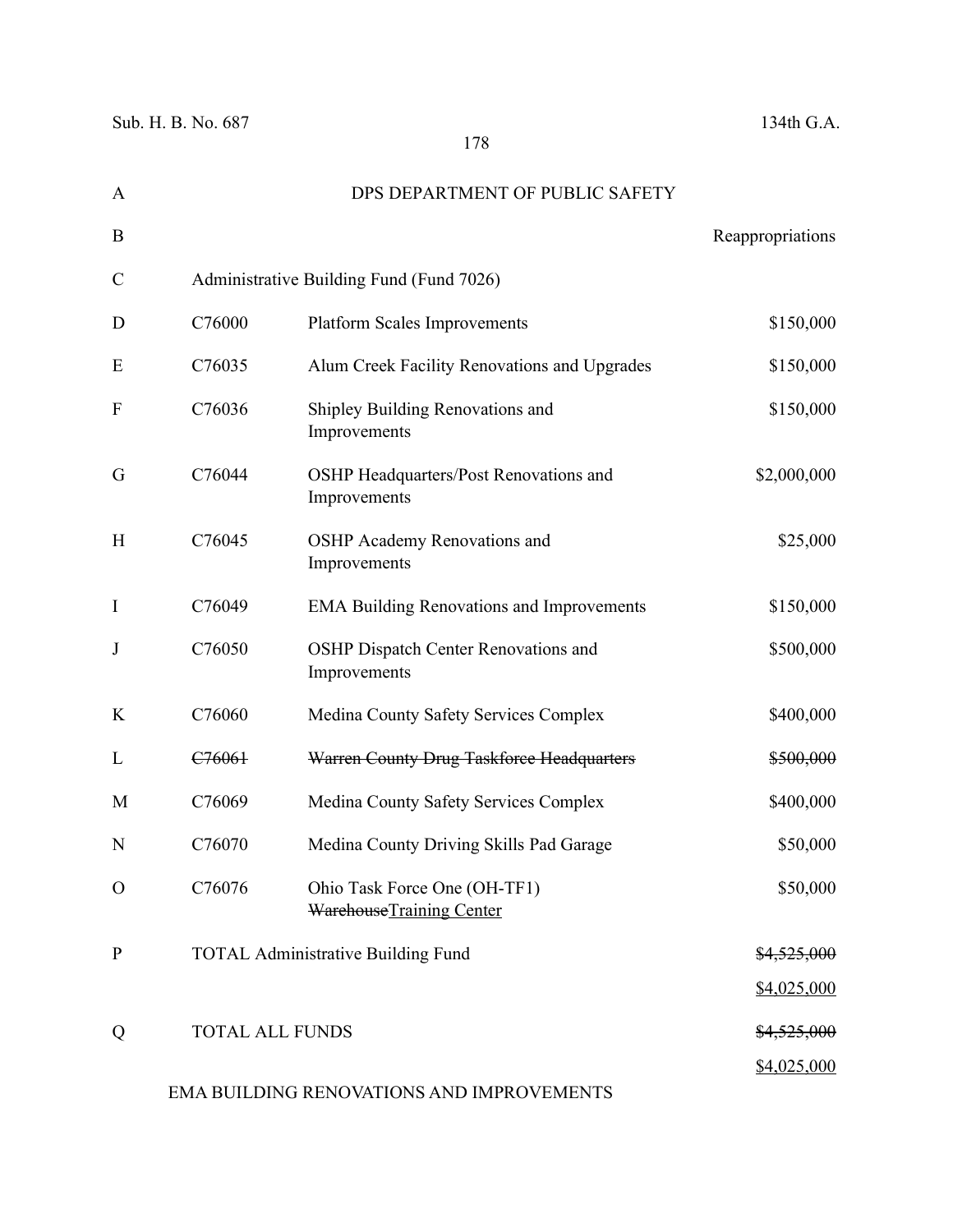| | | | |
|---|---|---|---|
| A | | DPS DEPARTMENT OF PUBLIC SAFETY | |
| B | | | Reappropriations |
| C | Administrative Building Fund (Fund 7026) | | |
| D | C76000 | Platform Scales Improvements | $150,000 |
| E | C76035 | Alum Creek Facility Renovations and Upgrades | $150,000 |
| F | C76036 | Shipley Building Renovations and Improvements | $150,000 |
| G | C76044 | OSHP Headquarters/Post Renovations and Improvements | $2,000,000 |
| H | C76045 | OSHP Academy Renovations and Improvements | $25,000 |
| I | C76049 | EMA Building Renovations and Improvements | $150,000 |
| J | C76050 | OSHP Dispatch Center Renovations and Improvements | $500,000 |
| K | C76060 | Medina County Safety Services Complex | $400,000 |
| L | ~~C76061~~ | ~~Warren County Drug Taskforce Headquarters~~ | ~~$500,000~~ |
| M | C76069 | Medina County Safety Services Complex | $400,000 |
| N | C76070 | Medina County Driving Skills Pad Garage | $50,000 |
| O | C76076 | Ohio Task Force One (OH-TF1) ~~Warehouse~~<u>Training Center</u> | $50,000 |
| P | TOTAL Administrative Building Fund | | ~~$4,525,000~~ <u>$4,025,000</u> |
| Q | TOTAL ALL FUNDS | | ~~$4,525,000~~ <u>$4,025,000</u> |

EMA BUILDING RENOVATIONS AND IMPROVEMENTS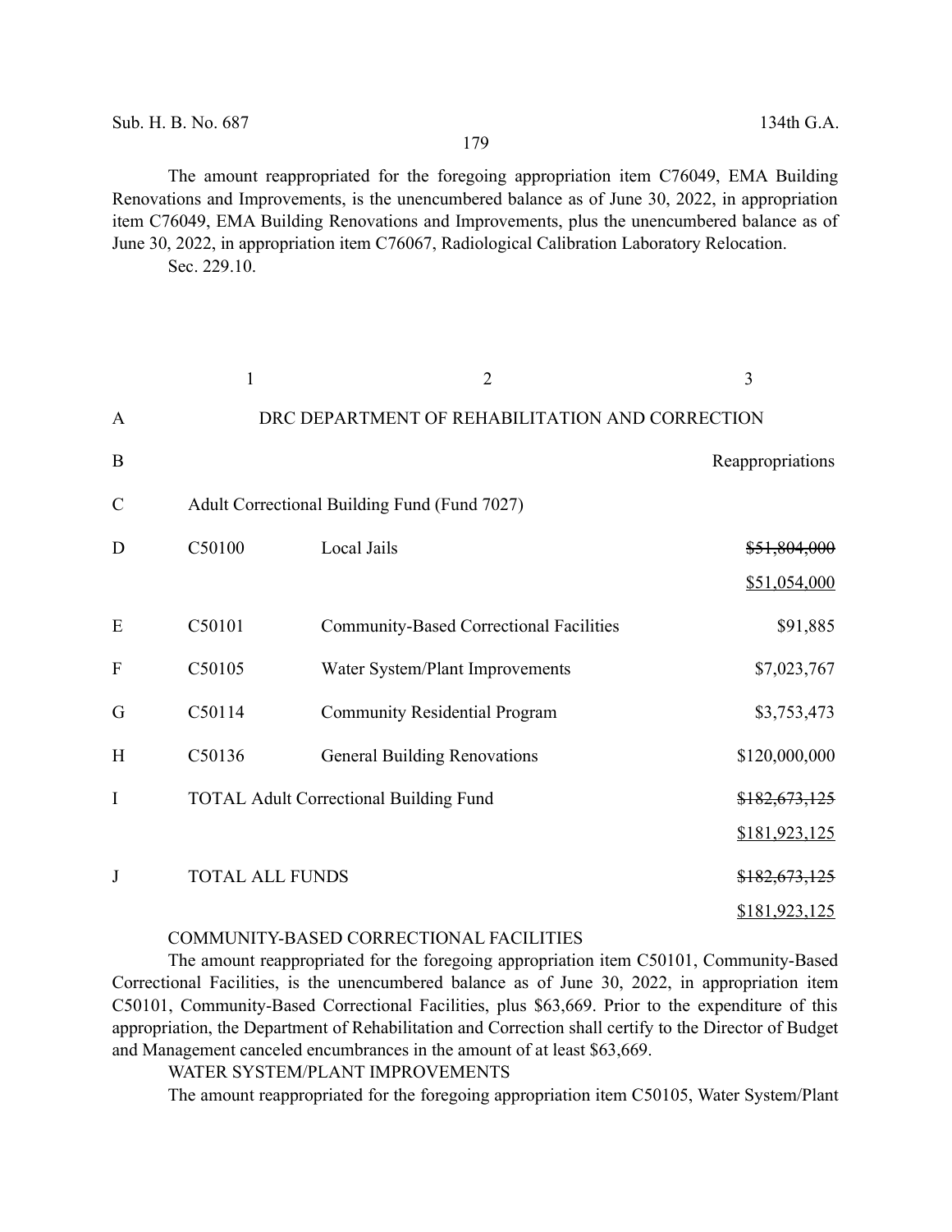The amount reappropriated for the foregoing appropriation item C76049, EMA Building Renovations and Improvements, is the unencumbered balance as of June 30, 2022, in appropriation item C76049, EMA Building Renovations and Improvements, plus the unencumbered balance as of June 30, 2022, in appropriation item C76067, Radiological Calibration Laboratory Relocation.

Sec. 229.10.

| | 1 | 2 | 3 |
|---|---|---|---|
| A | DRC DEPARTMENT OF REHABILITATION AND CORRECTION | | |
| B | | | Reappropriations |
| C | Adult Correctional Building Fund (Fund 7027) | | |
| D | C50100 | Local Jails | ~~$51,804,000~~ $51,054,000 |
| E | C50101 | Community-Based Correctional Facilities | $91,885 |
| F | C50105 | Water System/Plant Improvements | $7,023,767 |
| G | C50114 | Community Residential Program | $3,753,473 |
| H | C50136 | General Building Renovations | $120,000,000 |
| I | TOTAL Adult Correctional Building Fund | | ~~$182,673,125~~ $181,923,125 |
| J | TOTAL ALL FUNDS | | ~~$182,673,125~~ $181,923,125 |

COMMUNITY-BASED CORRECTIONAL FACILITIES

The amount reappropriated for the foregoing appropriation item C50101, Community-Based Correctional Facilities, is the unencumbered balance as of June 30, 2022, in appropriation item C50101, Community-Based Correctional Facilities, plus $63,669. Prior to the expenditure of this appropriation, the Department of Rehabilitation and Correction shall certify to the Director of Budget and Management canceled encumbrances in the amount of at least $63,669.

WATER SYSTEM/PLANT IMPROVEMENTS

The amount reappropriated for the foregoing appropriation item C50105, Water System/Plant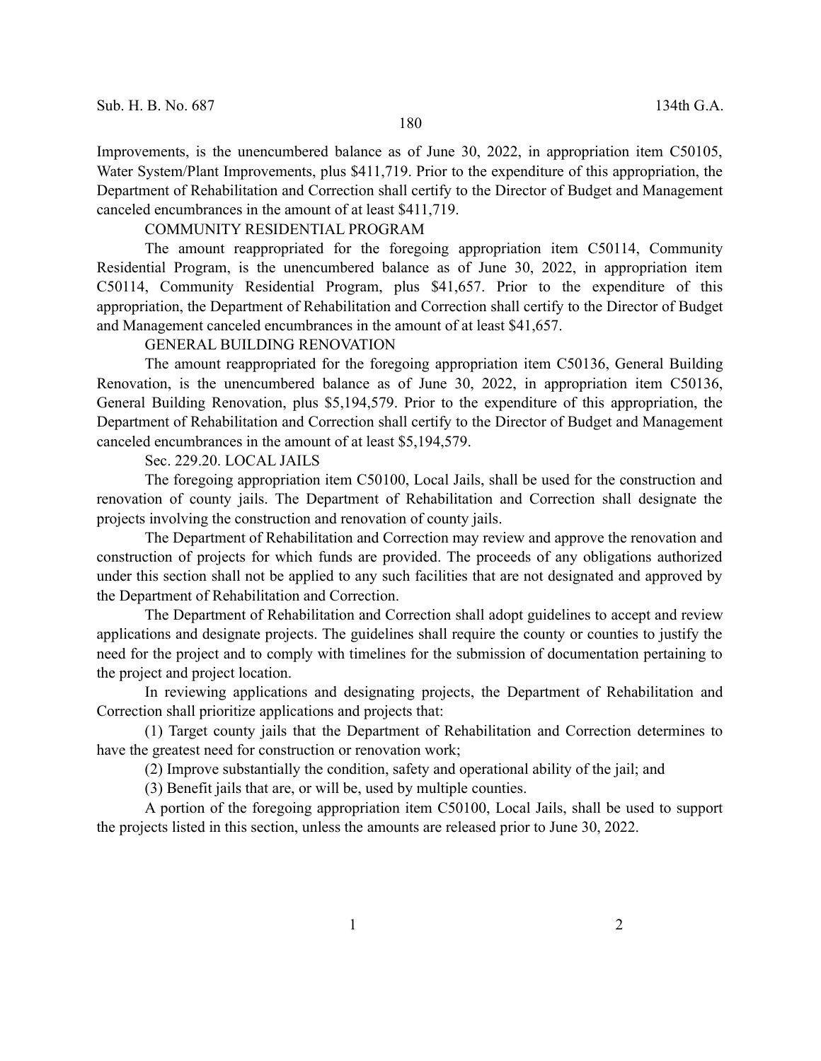Improvements, is the unencumbered balance as of June 30, 2022, in appropriation item C50105, Water System/Plant Improvements, plus $411,719. Prior to the expenditure of this appropriation, the Department of Rehabilitation and Correction shall certify to the Director of Budget and Management canceled encumbrances in the amount of at least $411,719.

COMMUNITY RESIDENTIAL PROGRAM

The amount reappropriated for the foregoing appropriation item C50114, Community Residential Program, is the unencumbered balance as of June 30, 2022, in appropriation item C50114, Community Residential Program, plus $41,657. Prior to the expenditure of this appropriation, the Department of Rehabilitation and Correction shall certify to the Director of Budget and Management canceled encumbrances in the amount of at least $41,657.

GENERAL BUILDING RENOVATION

The amount reappropriated for the foregoing appropriation item C50136, General Building Renovation, is the unencumbered balance as of June 30, 2022, in appropriation item C50136, General Building Renovation, plus $5,194,579. Prior to the expenditure of this appropriation, the Department of Rehabilitation and Correction shall certify to the Director of Budget and Management canceled encumbrances in the amount of at least $5,194,579.

Sec. 229.20. LOCAL JAILS

The foregoing appropriation item C50100, Local Jails, shall be used for the construction and renovation of county jails. The Department of Rehabilitation and Correction shall designate the projects involving the construction and renovation of county jails.

The Department of Rehabilitation and Correction may review and approve the renovation and construction of projects for which funds are provided. The proceeds of any obligations authorized under this section shall not be applied to any such facilities that are not designated and approved by the Department of Rehabilitation and Correction.

The Department of Rehabilitation and Correction shall adopt guidelines to accept and review applications and designate projects. The guidelines shall require the county or counties to justify the need for the project and to comply with timelines for the submission of documentation pertaining to the project and project location.

In reviewing applications and designating projects, the Department of Rehabilitation and Correction shall prioritize applications and projects that:

(1) Target county jails that the Department of Rehabilitation and Correction determines to have the greatest need for construction or renovation work;

(2) Improve substantially the condition, safety and operational ability of the jail; and

(3) Benefit jails that are, or will be, used by multiple counties.

A portion of the foregoing appropriation item C50100, Local Jails, shall be used to support the projects listed in this section, unless the amounts are released prior to June 30, 2022.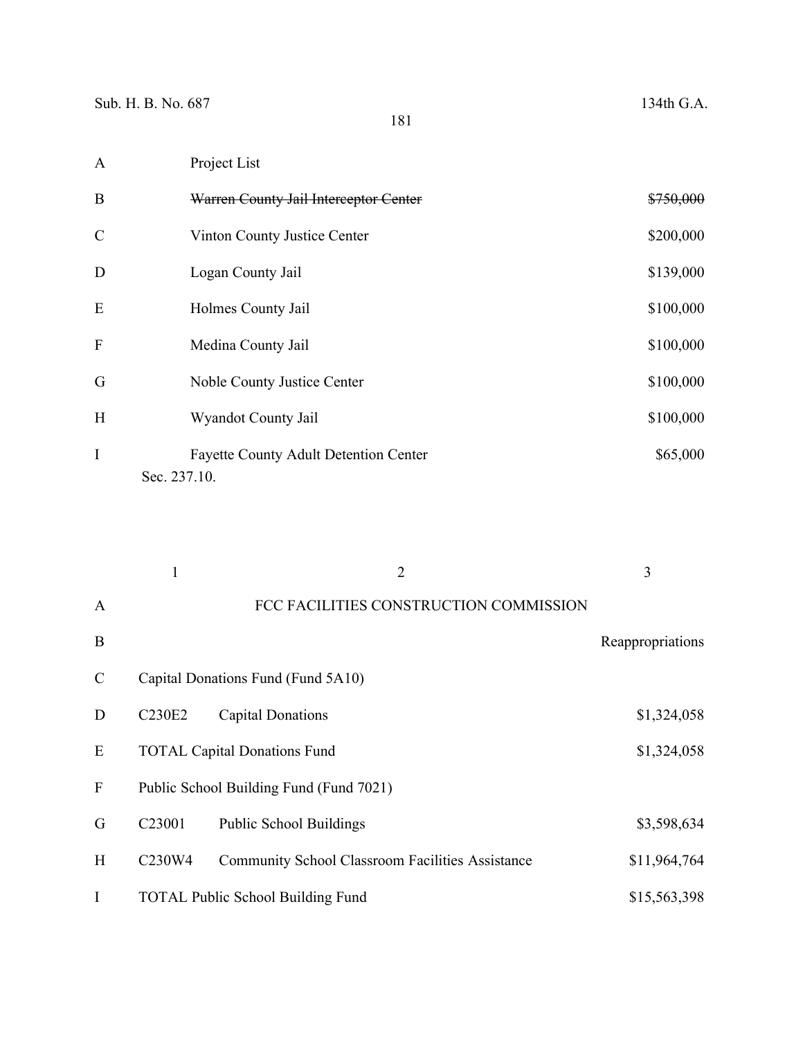| | Project List | |
|---|---|---|
| B | ~~Warren County Jail Interceptor Center~~ | ~~$750,000~~ |
| C | Vinton County Justice Center | $200,000 |
| D | Logan County Jail | $139,000 |
| E | Holmes County Jail | $100,000 |
| F | Medina County Jail | $100,000 |
| G | Noble County Justice Center | $100,000 |
| H | Wyandot County Jail | $100,000 |
| I | Fayette County Adult Detention Center | $65,000 |

Sec. 237.10.

| | 1 | 2 | 3 |
|---|---|---|---|
| A | | FCC FACILITIES CONSTRUCTION COMMISSION | |
| B | | | Reappropriations |
| C | Capital Donations Fund (Fund 5A10) | | |
| D | C230E2 | Capital Donations | $1,324,058 |
| E | TOTAL Capital Donations Fund | | $1,324,058 |
| F | Public School Building Fund (Fund 7021) | | |
| G | C23001 | Public School Buildings | $3,598,634 |
| H | C230W4 | Community School Classroom Facilities Assistance | $11,964,764 |
| I | TOTAL Public School Building Fund | | $15,563,398 |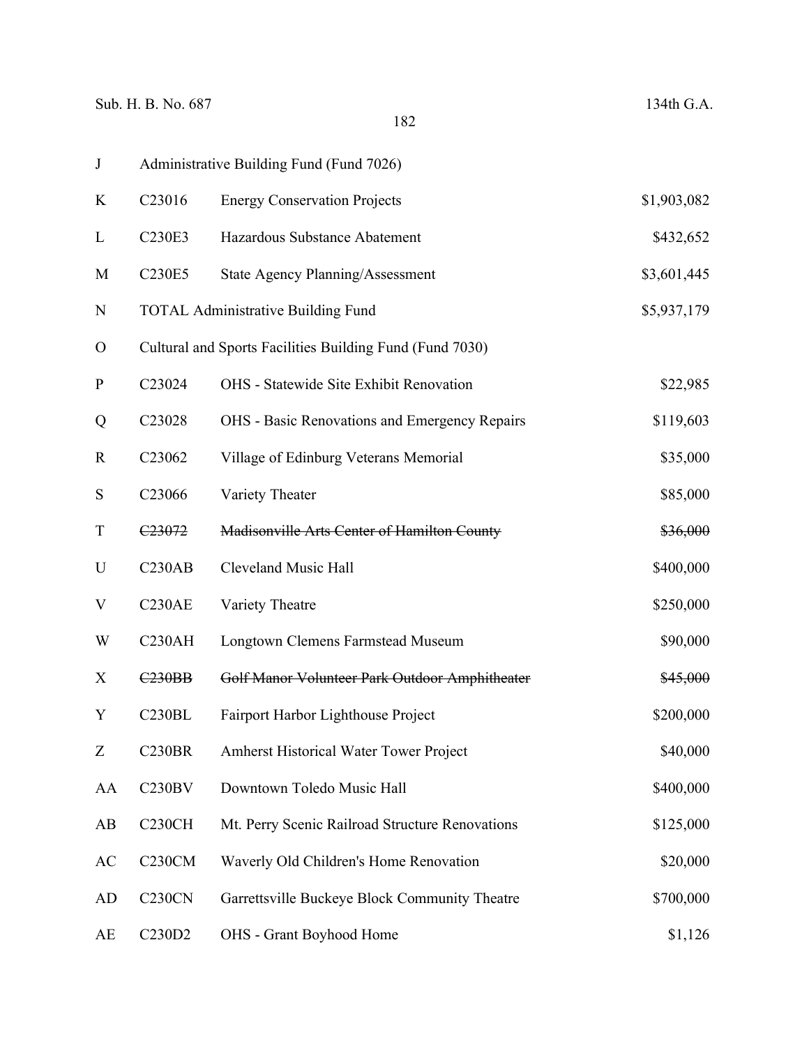| | | | |
|---|---|---|---|
| J | Administrative Building Fund (Fund 7026) | | |
| K | C23016 | Energy Conservation Projects | $1,903,082 |
| L | C230E3 | Hazardous Substance Abatement | $432,652 |
| M | C230E5 | State Agency Planning/Assessment | $3,601,445 |
| N | TOTAL Administrative Building Fund | | $5,937,179 |
| O | Cultural and Sports Facilities Building Fund (Fund 7030) | | |
| P | C23024 | OHS - Statewide Site Exhibit Renovation | $22,985 |
| Q | C23028 | OHS - Basic Renovations and Emergency Repairs | $119,603 |
| R | C23062 | Village of Edinburg Veterans Memorial | $35,000 |
| S | C23066 | Variety Theater | $85,000 |
| T | ~~C23072~~ | ~~Madisonville Arts Center of Hamilton County~~ | ~~$36,000~~ |
| U | C230AB | Cleveland Music Hall | $400,000 |
| V | C230AE | Variety Theatre | $250,000 |
| W | C230AH | Longtown Clemens Farmstead Museum | $90,000 |
| X | ~~C230BB~~ | ~~Golf Manor Volunteer Park Outdoor Amphitheater~~ | ~~$45,000~~ |
| Y | C230BL | Fairport Harbor Lighthouse Project | $200,000 |
| Z | C230BR | Amherst Historical Water Tower Project | $40,000 |
| AA | C230BV | Downtown Toledo Music Hall | $400,000 |
| AB | C230CH | Mt. Perry Scenic Railroad Structure Renovations | $125,000 |
| AC | C230CM | Waverly Old Children's Home Renovation | $20,000 |
| AD | C230CN | Garrettsville Buckeye Block Community Theatre | $700,000 |
| AE | C230D2 | OHS - Grant Boyhood Home | $1,126 |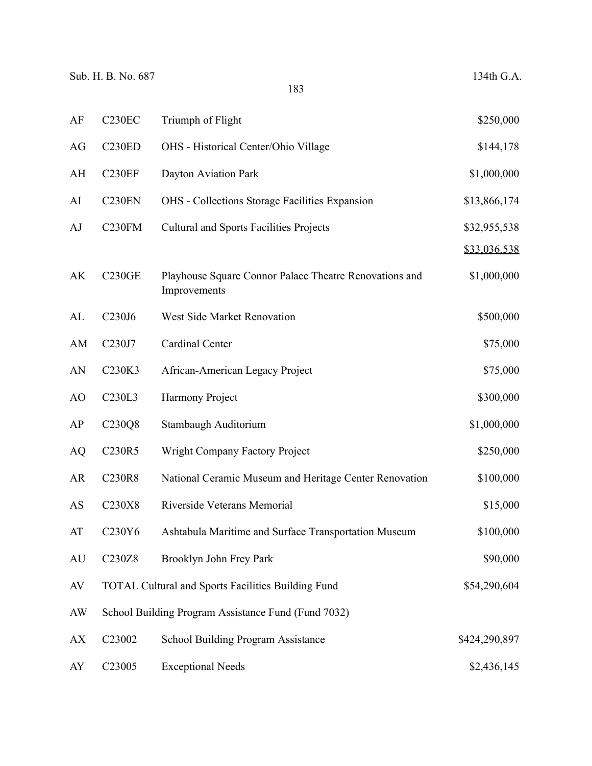| | | | |
|---|---|---|---|
| AF | C230EC | Triumph of Flight | $250,000 |
| AG | C230ED | OHS - Historical Center/Ohio Village | $144,178 |
| AH | C230EF | Dayton Aviation Park | $1,000,000 |
| AI | C230EN | OHS - Collections Storage Facilities Expansion | $13,866,174 |
| AJ | C230FM | Cultural and Sports Facilities Projects | ~~$32,955,538~~ <u>$33,036,538</u> |
| AK | C230GE | Playhouse Square Connor Palace Theatre Renovations and Improvements | $1,000,000 |
| AL | C230J6 | West Side Market Renovation | $500,000 |
| AM | C230J7 | Cardinal Center | $75,000 |
| AN | C230K3 | African-American Legacy Project | $75,000 |
| AO | C230L3 | Harmony Project | $300,000 |
| AP | C230Q8 | Stambaugh Auditorium | $1,000,000 |
| AQ | C230R5 | Wright Company Factory Project | $250,000 |
| AR | C230R8 | National Ceramic Museum and Heritage Center Renovation | $100,000 |
| AS | C230X8 | Riverside Veterans Memorial | $15,000 |
| AT | C230Y6 | Ashtabula Maritime and Surface Transportation Museum | $100,000 |
| AU | C230Z8 | Brooklyn John Frey Park | $90,000 |
| AV | TOTAL Cultural and Sports Facilities Building Fund | | $54,290,604 |
| AW | School Building Program Assistance Fund (Fund 7032) | | |
| AX | C23002 | School Building Program Assistance | $424,290,897 |
| AY | C23005 | Exceptional Needs | $2,436,145 |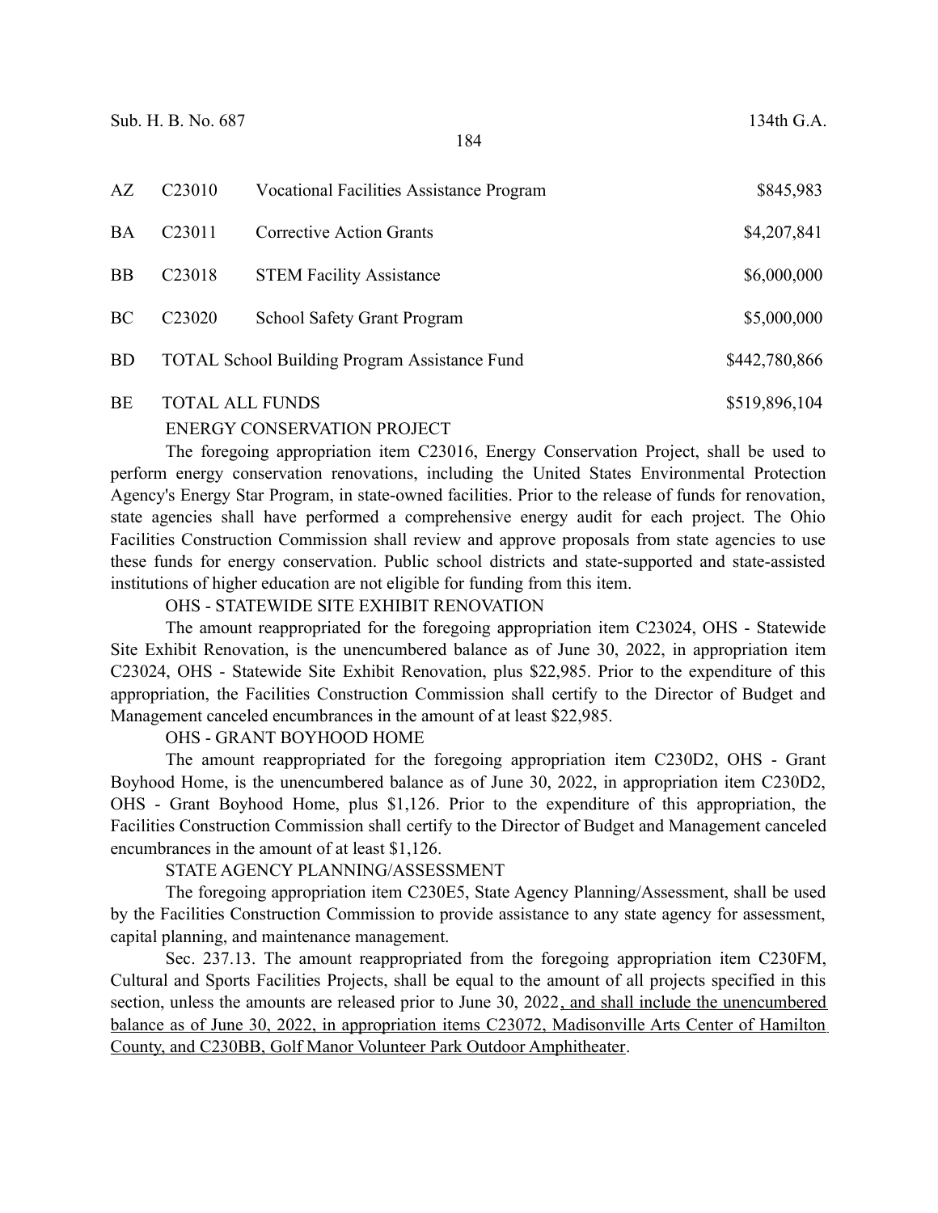| | | | |
|---|---|---|---|
| AZ | C23010 | Vocational Facilities Assistance Program | $845,983 |
| BA | C23011 | Corrective Action Grants | $4,207,841 |
| BB | C23018 | STEM Facility Assistance | $6,000,000 |
| BC | C23020 | School Safety Grant Program | $5,000,000 |
| BD | TOTAL School Building Program Assistance Fund | | $442,780,866 |
| BE | TOTAL ALL FUNDS | | $519,896,104 |

ENERGY CONSERVATION PROJECT

The foregoing appropriation item C23016, Energy Conservation Project, shall be used to perform energy conservation renovations, including the United States Environmental Protection Agency's Energy Star Program, in state-owned facilities. Prior to the release of funds for renovation, state agencies shall have performed a comprehensive energy audit for each project. The Ohio Facilities Construction Commission shall review and approve proposals from state agencies to use these funds for energy conservation. Public school districts and state-supported and state-assisted institutions of higher education are not eligible for funding from this item.

OHS - STATEWIDE SITE EXHIBIT RENOVATION

The amount reappropriated for the foregoing appropriation item C23024, OHS - Statewide Site Exhibit Renovation, is the unencumbered balance as of June 30, 2022, in appropriation item C23024, OHS - Statewide Site Exhibit Renovation, plus $22,985. Prior to the expenditure of this appropriation, the Facilities Construction Commission shall certify to the Director of Budget and Management canceled encumbrances in the amount of at least $22,985.

OHS - GRANT BOYHOOD HOME

The amount reappropriated for the foregoing appropriation item C230D2, OHS - Grant Boyhood Home, is the unencumbered balance as of June 30, 2022, in appropriation item C230D2, OHS - Grant Boyhood Home, plus $1,126. Prior to the expenditure of this appropriation, the Facilities Construction Commission shall certify to the Director of Budget and Management canceled encumbrances in the amount of at least $1,126.

STATE AGENCY PLANNING/ASSESSMENT

The foregoing appropriation item C230E5, State Agency Planning/Assessment, shall be used by the Facilities Construction Commission to provide assistance to any state agency for assessment, capital planning, and maintenance management.

Sec. 237.13. The amount reappropriated from the foregoing appropriation item C230FM, Cultural and Sports Facilities Projects, shall be equal to the amount of all projects specified in this section, unless the amounts are released prior to June 30, 2022, and shall include the unencumbered balance as of June 30, 2022, in appropriation items C23072, Madisonville Arts Center of Hamilton County, and C230BB, Golf Manor Volunteer Park Outdoor Amphitheater.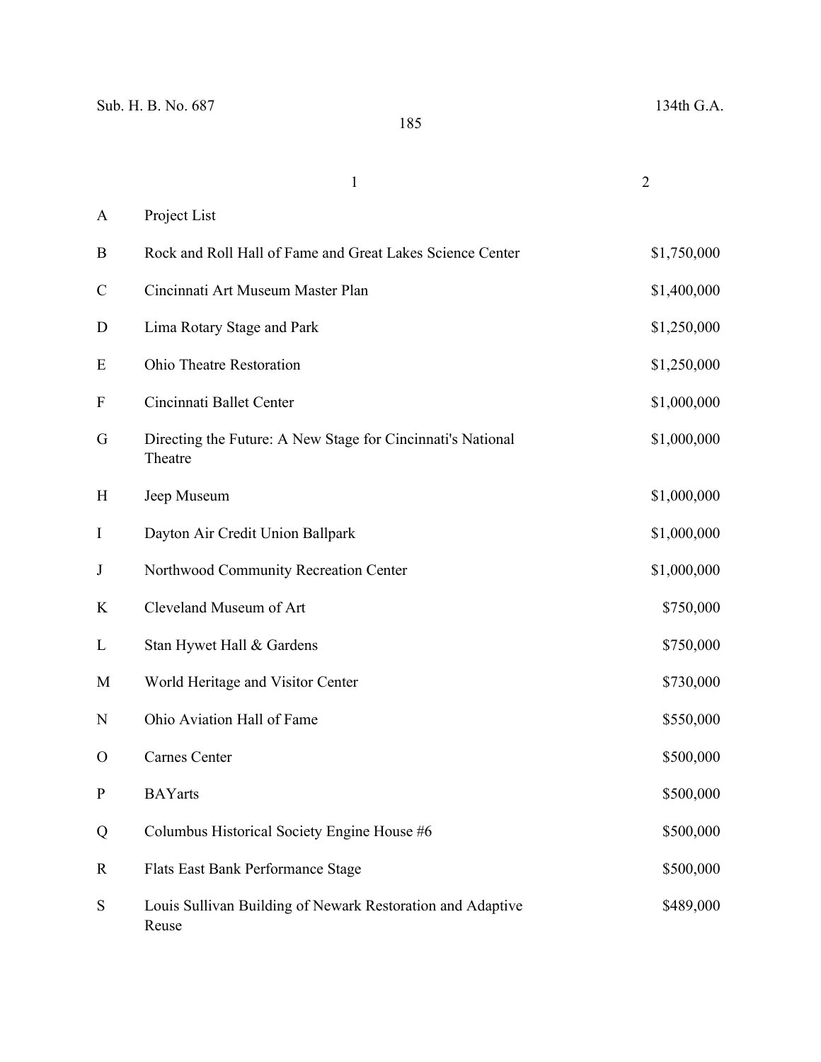| | 1 | 2 |
|---|---|---|
| A | Project List | |
| B | Rock and Roll Hall of Fame and Great Lakes Science Center | $1,750,000 |
| C | Cincinnati Art Museum Master Plan | $1,400,000 |
| D | Lima Rotary Stage and Park | $1,250,000 |
| E | Ohio Theatre Restoration | $1,250,000 |
| F | Cincinnati Ballet Center | $1,000,000 |
| G | Directing the Future: A New Stage for Cincinnati's National Theatre | $1,000,000 |
| H | Jeep Museum | $1,000,000 |
| I | Dayton Air Credit Union Ballpark | $1,000,000 |
| J | Northwood Community Recreation Center | $1,000,000 |
| K | Cleveland Museum of Art | $750,000 |
| L | Stan Hywet Hall & Gardens | $750,000 |
| M | World Heritage and Visitor Center | $730,000 |
| N | Ohio Aviation Hall of Fame | $550,000 |
| O | Carnes Center | $500,000 |
| P | BAYarts | $500,000 |
| Q | Columbus Historical Society Engine House #6 | $500,000 |
| R | Flats East Bank Performance Stage | $500,000 |
| S | Louis Sullivan Building of Newark Restoration and Adaptive Reuse | $489,000 |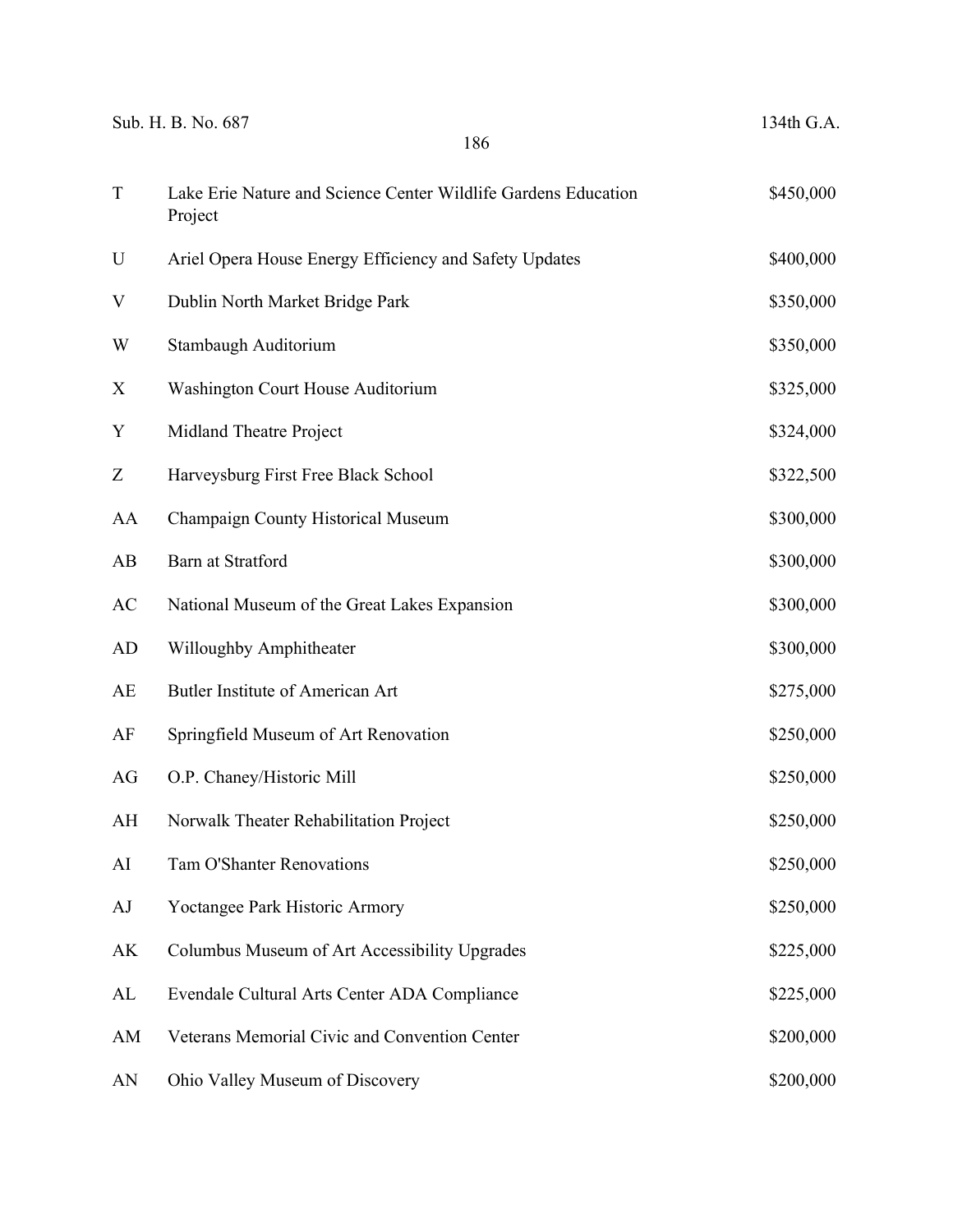| | | |
|---|---|---|
| T | Lake Erie Nature and Science Center Wildlife Gardens Education Project | $450,000 |
| U | Ariel Opera House Energy Efficiency and Safety Updates | $400,000 |
| V | Dublin North Market Bridge Park | $350,000 |
| W | Stambaugh Auditorium | $350,000 |
| X | Washington Court House Auditorium | $325,000 |
| Y | Midland Theatre Project | $324,000 |
| Z | Harveysburg First Free Black School | $322,500 |
| AA | Champaign County Historical Museum | $300,000 |
| AB | Barn at Stratford | $300,000 |
| AC | National Museum of the Great Lakes Expansion | $300,000 |
| AD | Willoughby Amphitheater | $300,000 |
| AE | Butler Institute of American Art | $275,000 |
| AF | Springfield Museum of Art Renovation | $250,000 |
| AG | O.P. Chaney/Historic Mill | $250,000 |
| AH | Norwalk Theater Rehabilitation Project | $250,000 |
| AI | Tam O'Shanter Renovations | $250,000 |
| AJ | Yoctangee Park Historic Armory | $250,000 |
| AK | Columbus Museum of Art Accessibility Upgrades | $225,000 |
| AL | Evendale Cultural Arts Center ADA Compliance | $225,000 |
| AM | Veterans Memorial Civic and Convention Center | $200,000 |
| AN | Ohio Valley Museum of Discovery | $200,000 |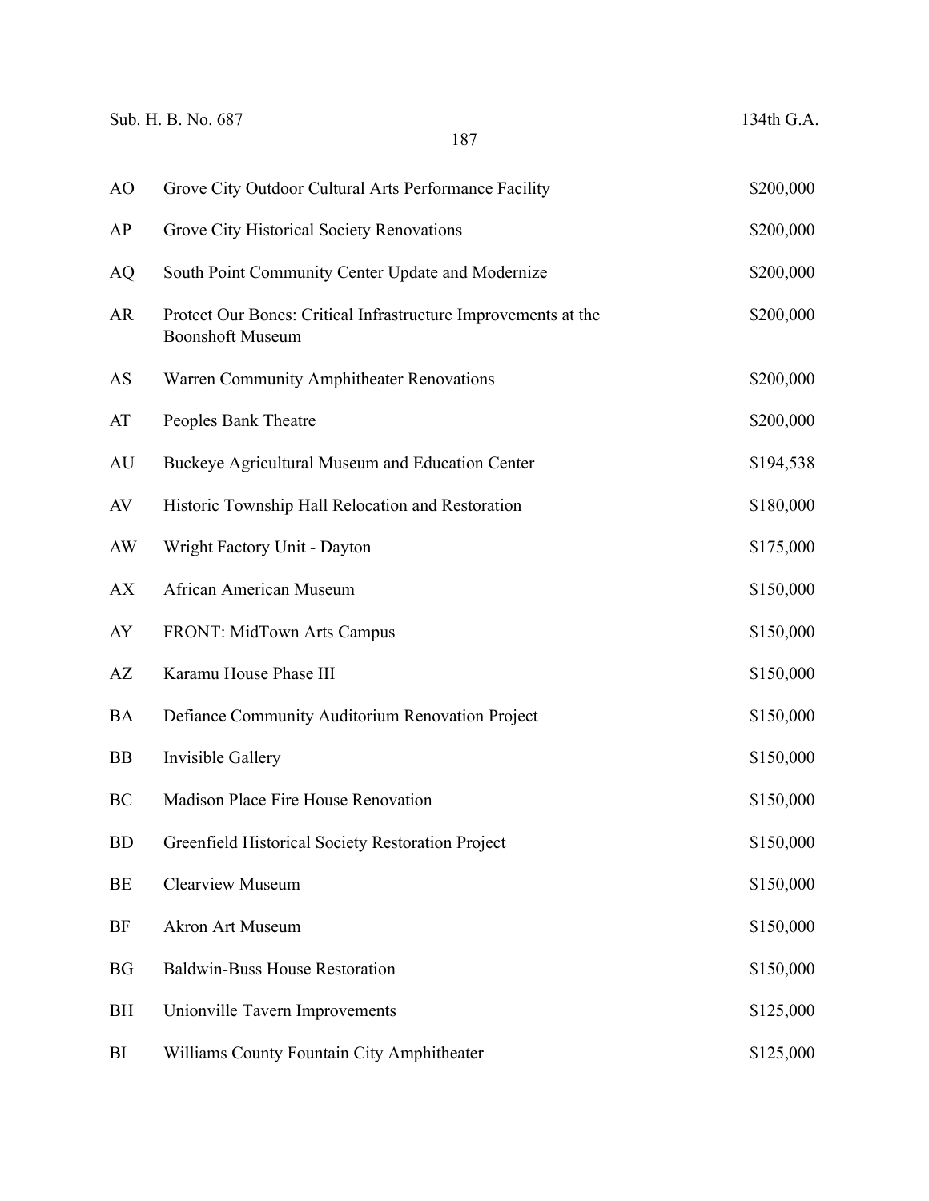| | | |
|---|---|---|
| AO | Grove City Outdoor Cultural Arts Performance Facility | $200,000 |
| AP | Grove City Historical Society Renovations | $200,000 |
| AQ | South Point Community Center Update and Modernize | $200,000 |
| AR | Protect Our Bones: Critical Infrastructure Improvements at the Boonshoft Museum | $200,000 |
| AS | Warren Community Amphitheater Renovations | $200,000 |
| AT | Peoples Bank Theatre | $200,000 |
| AU | Buckeye Agricultural Museum and Education Center | $194,538 |
| AV | Historic Township Hall Relocation and Restoration | $180,000 |
| AW | Wright Factory Unit - Dayton | $175,000 |
| AX | African American Museum | $150,000 |
| AY | FRONT: MidTown Arts Campus | $150,000 |
| AZ | Karamu House Phase III | $150,000 |
| BA | Defiance Community Auditorium Renovation Project | $150,000 |
| BB | Invisible Gallery | $150,000 |
| BC | Madison Place Fire House Renovation | $150,000 |
| BD | Greenfield Historical Society Restoration Project | $150,000 |
| BE | Clearview Museum | $150,000 |
| BF | Akron Art Museum | $150,000 |
| BG | Baldwin-Buss House Restoration | $150,000 |
| BH | Unionville Tavern Improvements | $125,000 |
| BI | Williams County Fountain City Amphitheater | $125,000 |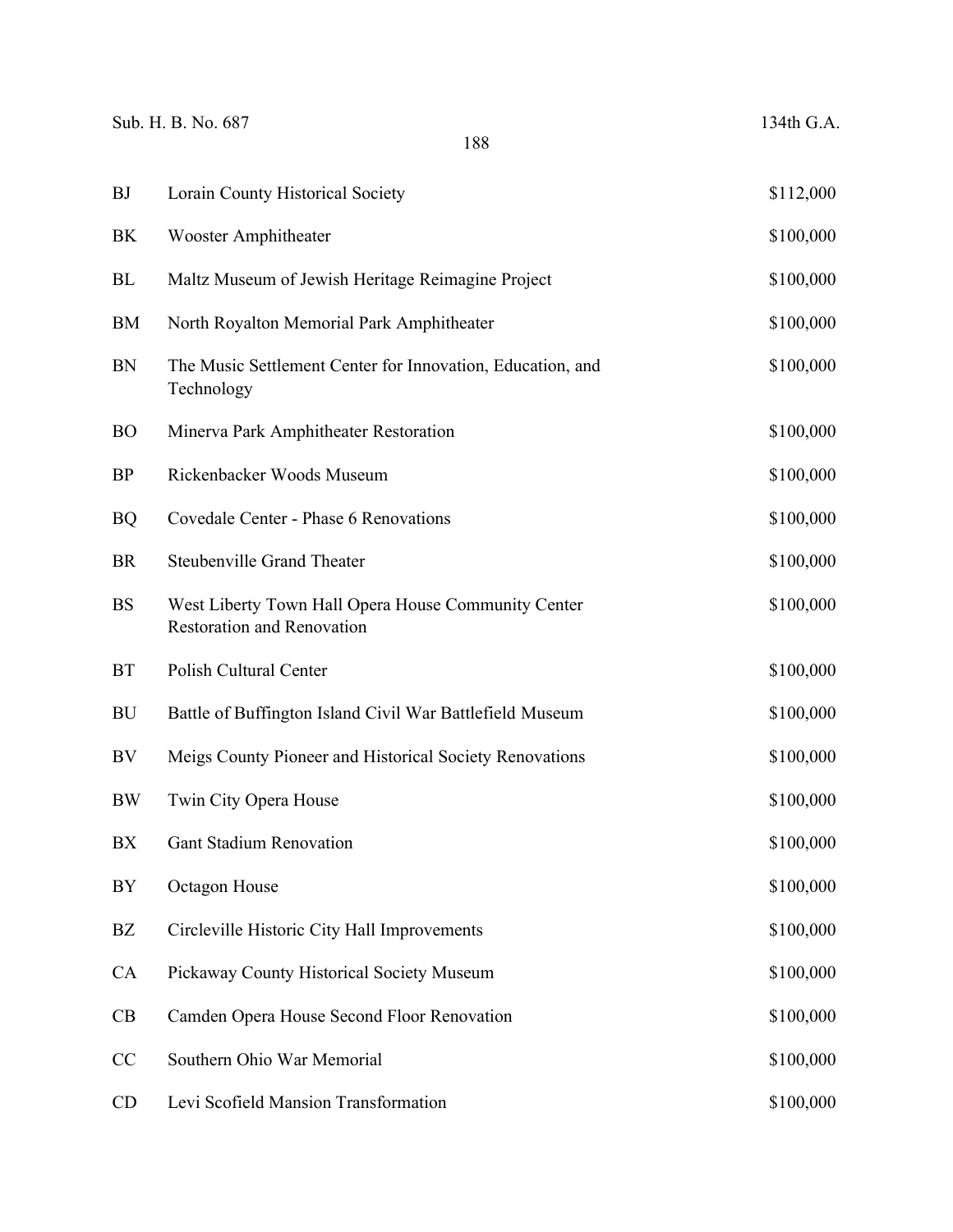| | | |
|---|---|---|
| BJ | Lorain County Historical Society | $112,000 |
| BK | Wooster Amphitheater | $100,000 |
| BL | Maltz Museum of Jewish Heritage Reimagine Project | $100,000 |
| BM | North Royalton Memorial Park Amphitheater | $100,000 |
| BN | The Music Settlement Center for Innovation, Education, and Technology | $100,000 |
| BO | Minerva Park Amphitheater Restoration | $100,000 |
| BP | Rickenbacker Woods Museum | $100,000 |
| BQ | Covedale Center - Phase 6 Renovations | $100,000 |
| BR | Steubenville Grand Theater | $100,000 |
| BS | West Liberty Town Hall Opera House Community Center Restoration and Renovation | $100,000 |
| BT | Polish Cultural Center | $100,000 |
| BU | Battle of Buffington Island Civil War Battlefield Museum | $100,000 |
| BV | Meigs County Pioneer and Historical Society Renovations | $100,000 |
| BW | Twin City Opera House | $100,000 |
| BX | Gant Stadium Renovation | $100,000 |
| BY | Octagon House | $100,000 |
| BZ | Circleville Historic City Hall Improvements | $100,000 |
| CA | Pickaway County Historical Society Museum | $100,000 |
| CB | Camden Opera House Second Floor Renovation | $100,000 |
| CC | Southern Ohio War Memorial | $100,000 |
| CD | Levi Scofield Mansion Transformation | $100,000 |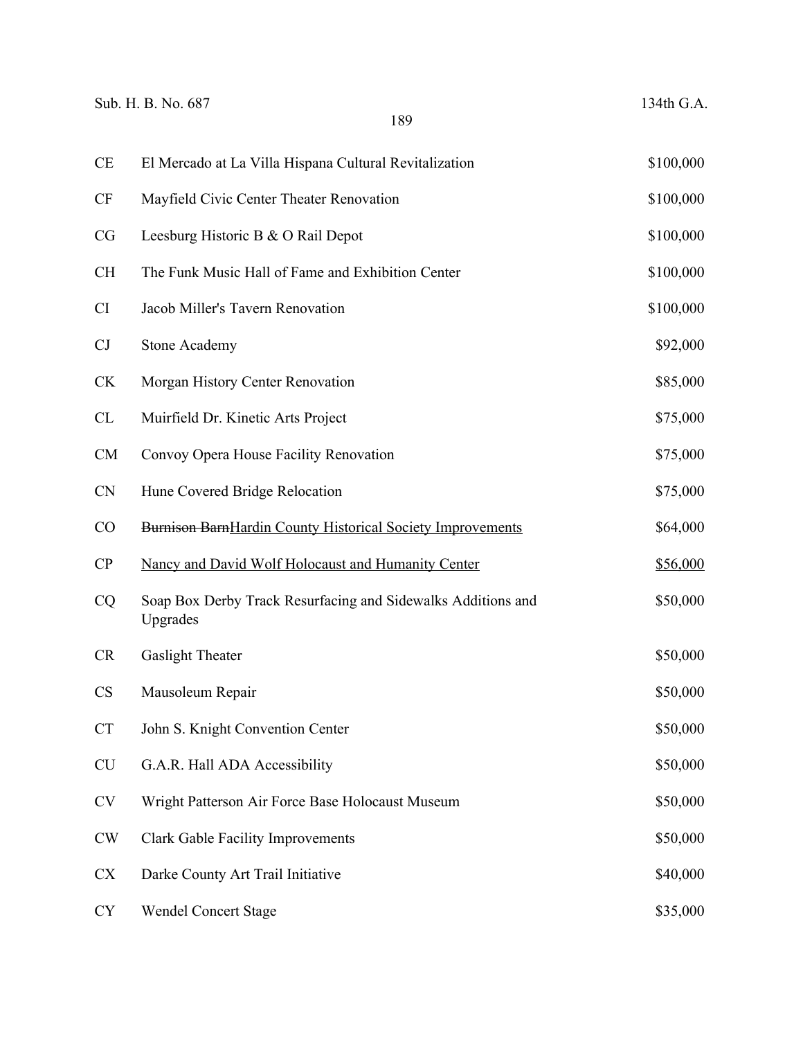| | | |
|---|---|---|
| CE | El Mercado at La Villa Hispana Cultural Revitalization | $100,000 |
| CF | Mayfield Civic Center Theater Renovation | $100,000 |
| CG | Leesburg Historic B & O Rail Depot | $100,000 |
| CH | The Funk Music Hall of Fame and Exhibition Center | $100,000 |
| CI | Jacob Miller's Tavern Renovation | $100,000 |
| CJ | Stone Academy | $92,000 |
| CK | Morgan History Center Renovation | $85,000 |
| CL | Muirfield Dr. Kinetic Arts Project | $75,000 |
| CM | Convoy Opera House Facility Renovation | $75,000 |
| CN | Hune Covered Bridge Relocation | $75,000 |
| CO | ~~Burnison Barn~~Hardin County Historical Society Improvements | $64,000 |
| CP | Nancy and David Wolf Holocaust and Humanity Center | $56,000 |
| CQ | Soap Box Derby Track Resurfacing and Sidewalks Additions and Upgrades | $50,000 |
| CR | Gaslight Theater | $50,000 |
| CS | Mausoleum Repair | $50,000 |
| CT | John S. Knight Convention Center | $50,000 |
| CU | G.A.R. Hall ADA Accessibility | $50,000 |
| CV | Wright Patterson Air Force Base Holocaust Museum | $50,000 |
| CW | Clark Gable Facility Improvements | $50,000 |
| CX | Darke County Art Trail Initiative | $40,000 |
| CY | Wendel Concert Stage | $35,000 |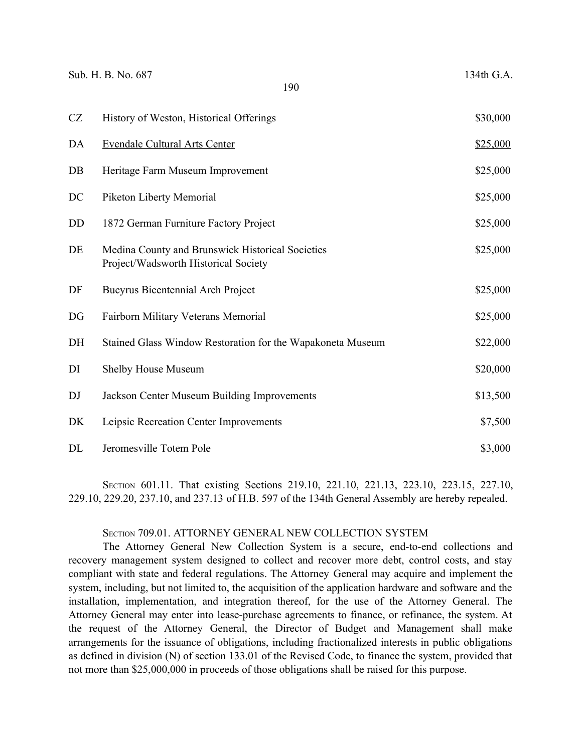| | | |
|---|---|---|
| CZ | History of Weston, Historical Offerings | $30,000 |
| DA | Evendale Cultural Arts Center | $25,000 |
| DB | Heritage Farm Museum Improvement | $25,000 |
| DC | Piketon Liberty Memorial | $25,000 |
| DD | 1872 German Furniture Factory Project | $25,000 |
| DE | Medina County and Brunswick Historical Societies Project/Wadsworth Historical Society | $25,000 |
| DF | Bucyrus Bicentennial Arch Project | $25,000 |
| DG | Fairborn Military Veterans Memorial | $25,000 |
| DH | Stained Glass Window Restoration for the Wapakoneta Museum | $22,000 |
| DI | Shelby House Museum | $20,000 |
| DJ | Jackson Center Museum Building Improvements | $13,500 |
| DK | Leipsic Recreation Center Improvements | $7,500 |
| DL | Jeromesville Totem Pole | $3,000 |

SECTION 601.11. That existing Sections 219.10, 221.10, 221.13, 223.10, 223.15, 227.10, 229.10, 229.20, 237.10, and 237.13 of H.B. 597 of the 134th General Assembly are hereby repealed.

SECTION 709.01. ATTORNEY GENERAL NEW COLLECTION SYSTEM

The Attorney General New Collection System is a secure, end-to-end collections and recovery management system designed to collect and recover more debt, control costs, and stay compliant with state and federal regulations. The Attorney General may acquire and implement the system, including, but not limited to, the acquisition of the application hardware and software and the installation, implementation, and integration thereof, for the use of the Attorney General. The Attorney General may enter into lease-purchase agreements to finance, or refinance, the system. At the request of the Attorney General, the Director of Budget and Management shall make arrangements for the issuance of obligations, including fractionalized interests in public obligations as defined in division (N) of section 133.01 of the Revised Code, to finance the system, provided that not more than $25,000,000 in proceeds of those obligations shall be raised for this purpose.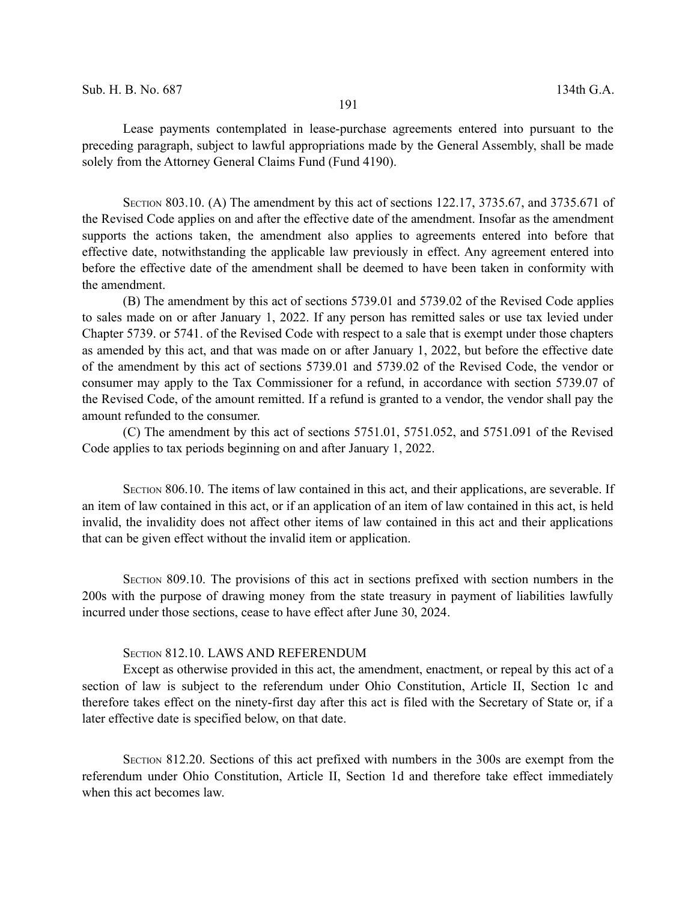Lease payments contemplated in lease-purchase agreements entered into pursuant to the preceding paragraph, subject to lawful appropriations made by the General Assembly, shall be made solely from the Attorney General Claims Fund (Fund 4190).

SECTION 803.10. (A) The amendment by this act of sections 122.17, 3735.67, and 3735.671 of the Revised Code applies on and after the effective date of the amendment. Insofar as the amendment supports the actions taken, the amendment also applies to agreements entered into before that effective date, notwithstanding the applicable law previously in effect. Any agreement entered into before the effective date of the amendment shall be deemed to have been taken in conformity with the amendment.

(B) The amendment by this act of sections 5739.01 and 5739.02 of the Revised Code applies to sales made on or after January 1, 2022. If any person has remitted sales or use tax levied under Chapter 5739. or 5741. of the Revised Code with respect to a sale that is exempt under those chapters as amended by this act, and that was made on or after January 1, 2022, but before the effective date of the amendment by this act of sections 5739.01 and 5739.02 of the Revised Code, the vendor or consumer may apply to the Tax Commissioner for a refund, in accordance with section 5739.07 of the Revised Code, of the amount remitted. If a refund is granted to a vendor, the vendor shall pay the amount refunded to the consumer.

(C) The amendment by this act of sections 5751.01, 5751.052, and 5751.091 of the Revised Code applies to tax periods beginning on and after January 1, 2022.

SECTION 806.10. The items of law contained in this act, and their applications, are severable. If an item of law contained in this act, or if an application of an item of law contained in this act, is held invalid, the invalidity does not affect other items of law contained in this act and their applications that can be given effect without the invalid item or application.

SECTION 809.10. The provisions of this act in sections prefixed with section numbers in the 200s with the purpose of drawing money from the state treasury in payment of liabilities lawfully incurred under those sections, cease to have effect after June 30, 2024.

SECTION 812.10. LAWS AND REFERENDUM

Except as otherwise provided in this act, the amendment, enactment, or repeal by this act of a section of law is subject to the referendum under Ohio Constitution, Article II, Section 1c and therefore takes effect on the ninety-first day after this act is filed with the Secretary of State or, if a later effective date is specified below, on that date.

SECTION 812.20. Sections of this act prefixed with numbers in the 300s are exempt from the referendum under Ohio Constitution, Article II, Section 1d and therefore take effect immediately when this act becomes law.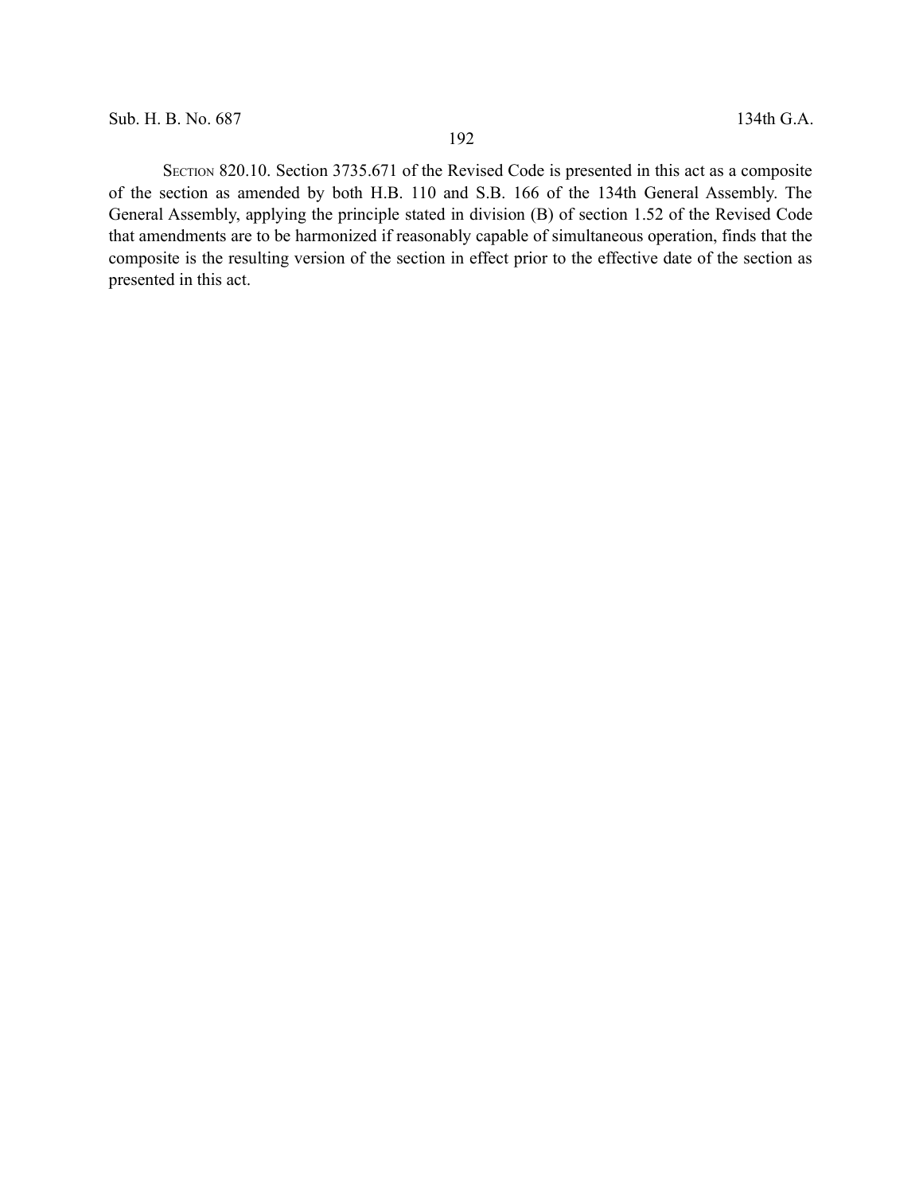SECTION 820.10. Section 3735.671 of the Revised Code is presented in this act as a composite of the section as amended by both H.B. 110 and S.B. 166 of the 134th General Assembly. The General Assembly, applying the principle stated in division (B) of section 1.52 of the Revised Code that amendments are to be harmonized if reasonably capable of simultaneous operation, finds that the composite is the resulting version of the section in effect prior to the effective date of the section as presented in this act.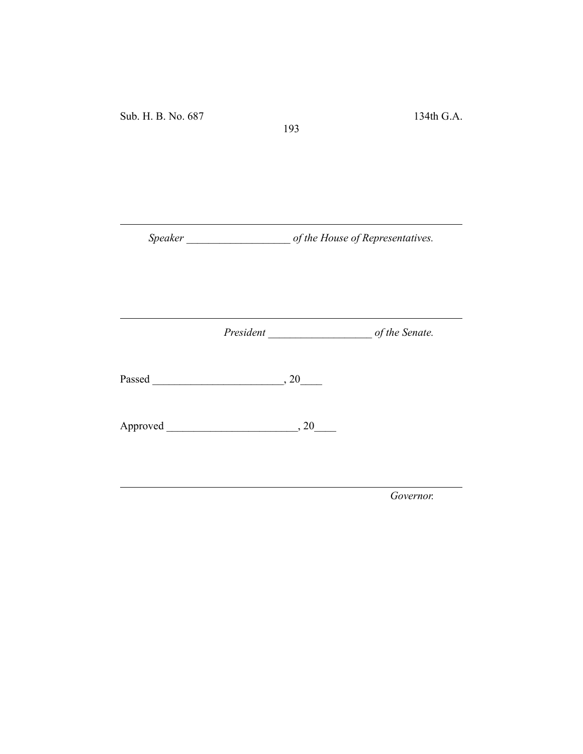_______________________________________________

*Speaker ___________________ of the House of Representatives.*

_______________________________________________

*President ___________________ of the Senate.*

Passed ________________________, 20____

Approved ________________________, 20____

_______________________________________________

*Governor.*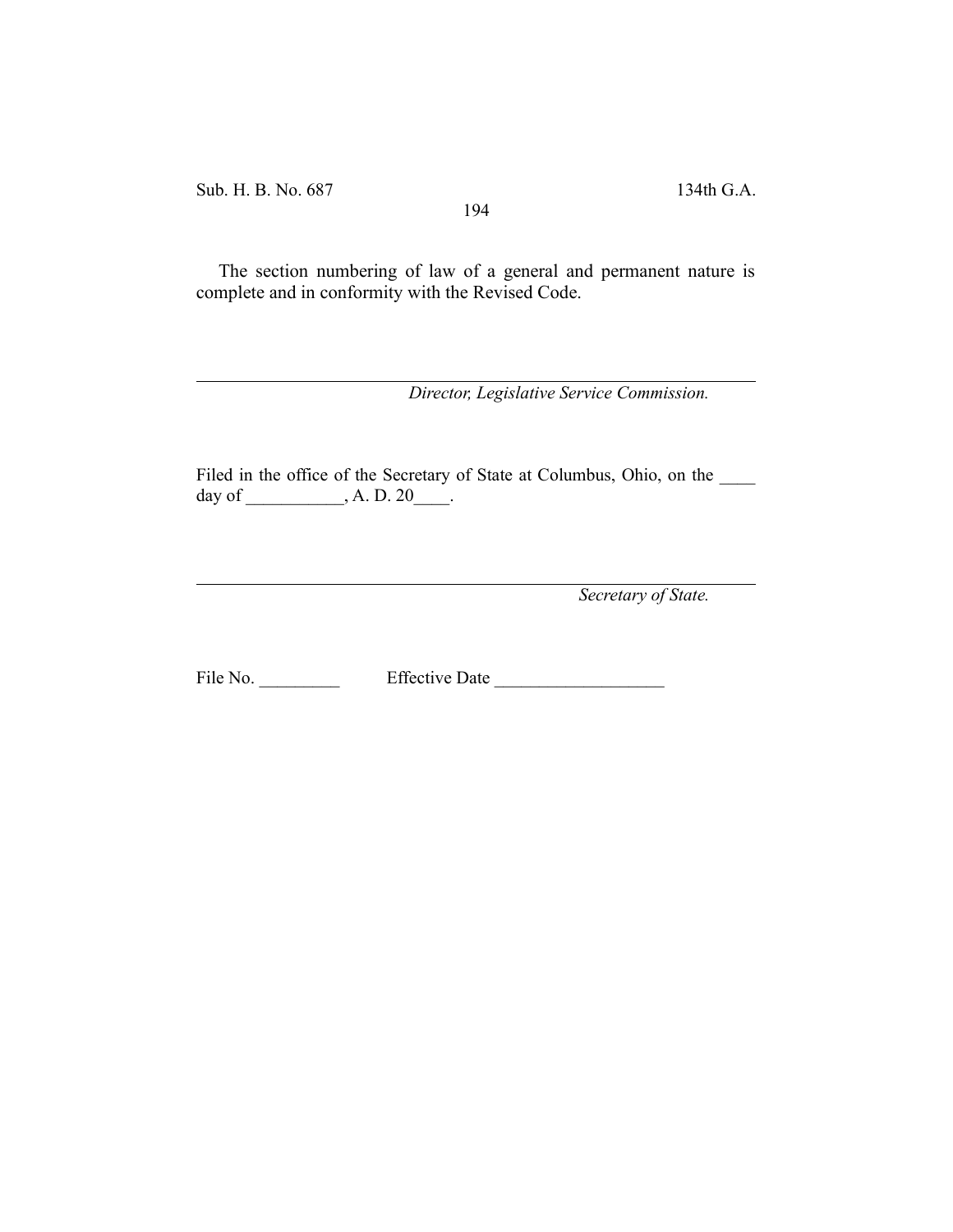The section numbering of law of a general and permanent nature is complete and in conformity with the Revised Code.

______________________________________________________

*Director, Legislative Service Commission.*

Filed in the office of the Secretary of State at Columbus, Ohio, on the ____ day of ___________, A. D. 20____.

______________________________________________________

*Secretary of State.*

File No. _________ Effective Date ___________________